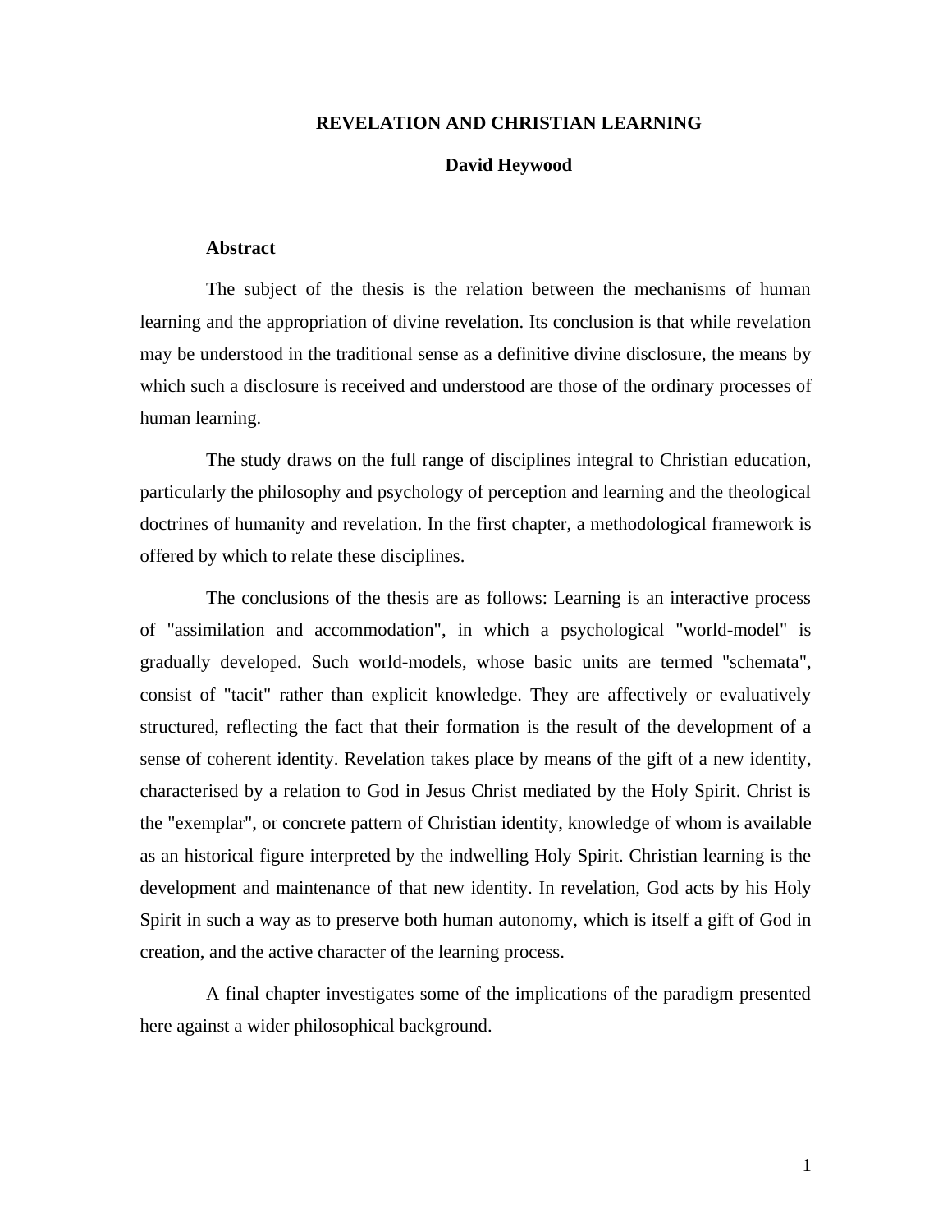# REVELATION AND CHRISTIAN LEARNING

**David Heywood**

## Abstract

The subject of the thesis is the relation between the mechanisms of human learning and the appropriation of divine revelation. Its conclusion is that while revelation may be understood in the traditional sense as a definitive divine disclosure, the means by which such a disclosure is received and understood are those of the ordinary processes of human learning.

The study draws on the full range of disciplines integral to Christian education, particularly the philosophy and psychology of perception and learning and the theological doctrines of humanity and revelation. In the first chapter, a methodological framework is offered by which to relate these disciplines.

The conclusions of the thesis are as follows: Learning is an interactive process of "assimilation and accommodation", in which a psychological "world-model" is gradually developed. Such world-models, whose basic units are termed "schemata", consist of "tacit" rather than explicit knowledge. They are affectively or evaluatively structured, reflecting the fact that their formation is the result of the development of a sense of coherent identity. Revelation takes place by means of the gift of a new identity, characterised by a relation to God in Jesus Christ mediated by the Holy Spirit. Christ is the "exemplar", or concrete pattern of Christian identity, knowledge of whom is available as an historical figure interpreted by the indwelling Holy Spirit. Christian learning is the development and maintenance of that new identity. In revelation, God acts by his Holy Spirit in such a way as to preserve both human autonomy, which is itself a gift of God in creation, and the active character of the learning process.

A final chapter investigates some of the implications of the paradigm presented here against a wider philosophical background.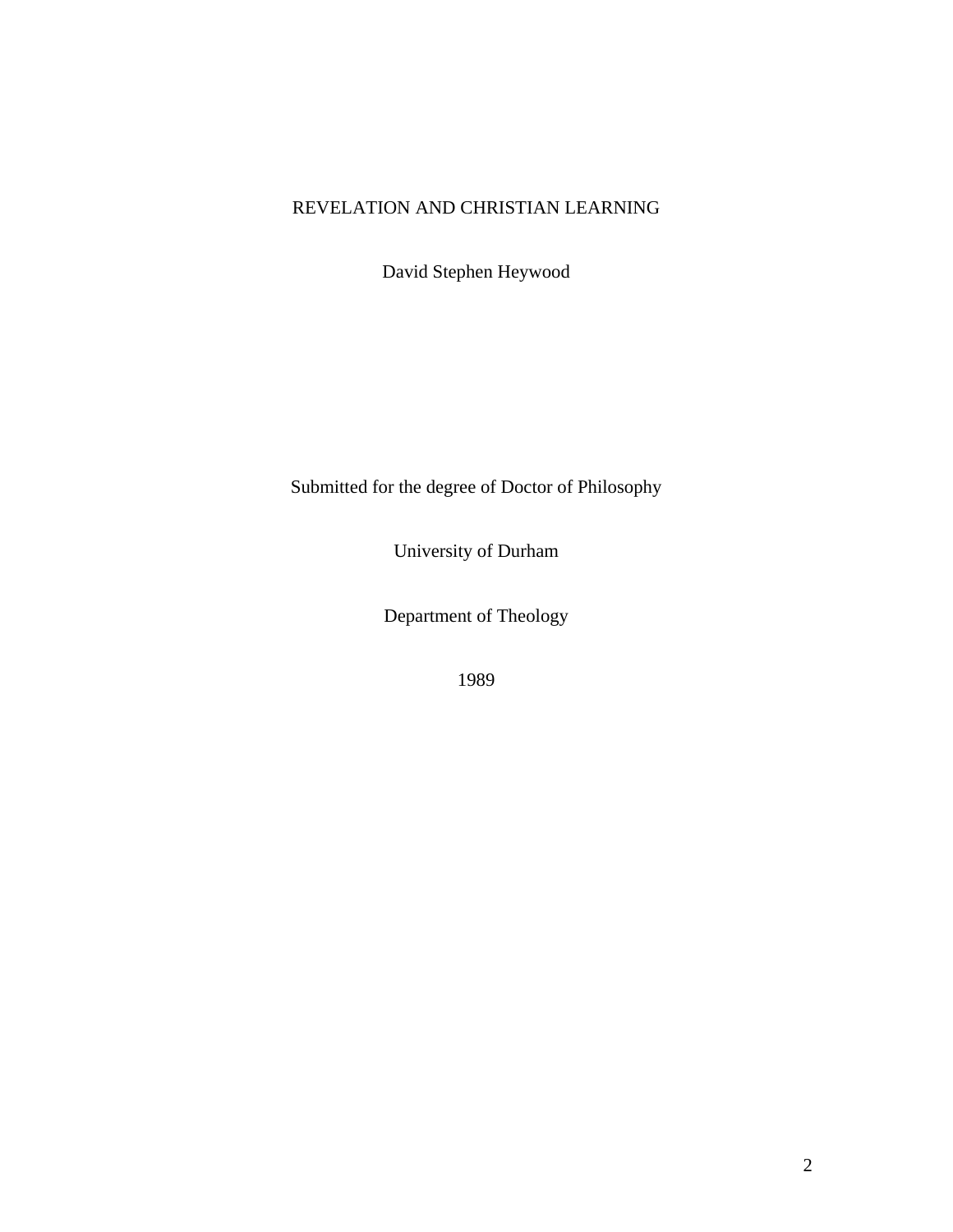# REVELATION AND CHRISTIAN LEARNING

David Stephen Heywood

Submitted for the degree of Doctor of Philosophy

University of Durham

Department of Theology

1989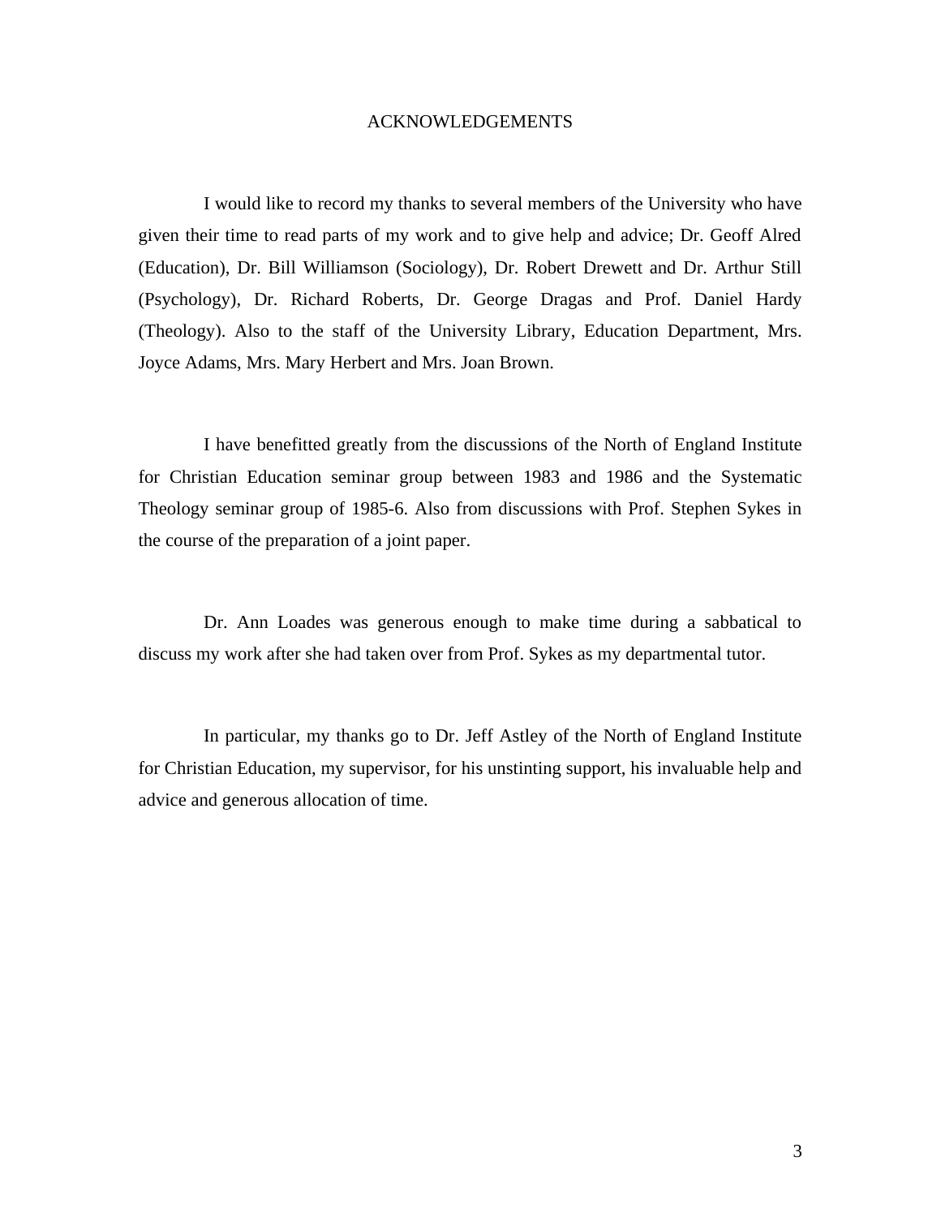# ACKNOWLEDGEMENTS

I would like to record my thanks to several members of the University who have given their time to read parts of my work and to give help and advice; Dr. Geoff Alred (Education), Dr. Bill Williamson (Sociology), Dr. Robert Drewett and Dr. Arthur Still (Psychology), Dr. Richard Roberts, Dr. George Dragas and Prof. Daniel Hardy (Theology). Also to the staff of the University Library, Education Department, Mrs. Joyce Adams, Mrs. Mary Herbert and Mrs. Joan Brown.

I have benefitted greatly from the discussions of the North of England Institute for Christian Education seminar group between 1983 and 1986 and the Systematic Theology seminar group of 1985-6. Also from discussions with Prof. Stephen Sykes in the course of the preparation of a joint paper.

Dr. Ann Loades was generous enough to make time during a sabbatical to discuss my work after she had taken over from Prof. Sykes as my departmental tutor.

In particular, my thanks go to Dr. Jeff Astley of the North of England Institute for Christian Education, my supervisor, for his unstinting support, his invaluable help and advice and generous allocation of time.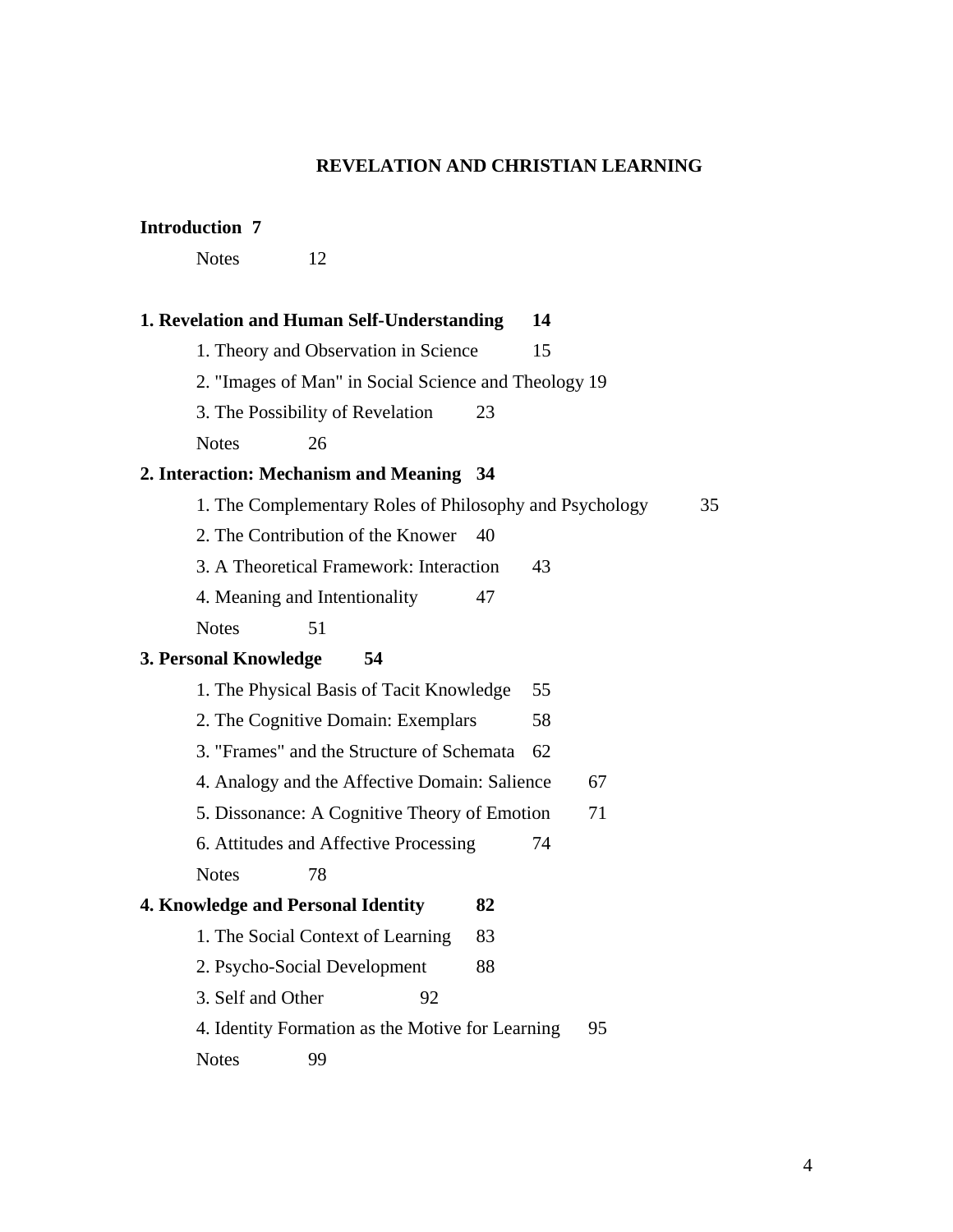# REVELATION AND CHRISTIAN LEARNING

**Introduction 7**

Notes 12

**1. Revelation and Human Self-Understanding 14**

1. Theory and Observation in Science 15
2. "Images of Man" in Social Science and Theology 19
3. The Possibility of Revelation 23

Notes 26

**2. Interaction: Mechanism and Meaning 34**

1. The Complementary Roles of Philosophy and Psychology 35
2. The Contribution of the Knower 40
3. A Theoretical Framework: Interaction 43
4. Meaning and Intentionality 47

Notes 51

**3. Personal Knowledge 54**

1. The Physical Basis of Tacit Knowledge 55
2. The Cognitive Domain: Exemplars 58
3. "Frames" and the Structure of Schemata 62
4. Analogy and the Affective Domain: Salience 67
5. Dissonance: A Cognitive Theory of Emotion 71
6. Attitudes and Affective Processing 74

Notes 78

**4. Knowledge and Personal Identity 82**

1. The Social Context of Learning 83
2. Psycho-Social Development 88
3. Self and Other 92
4. Identity Formation as the Motive for Learning 95

Notes 99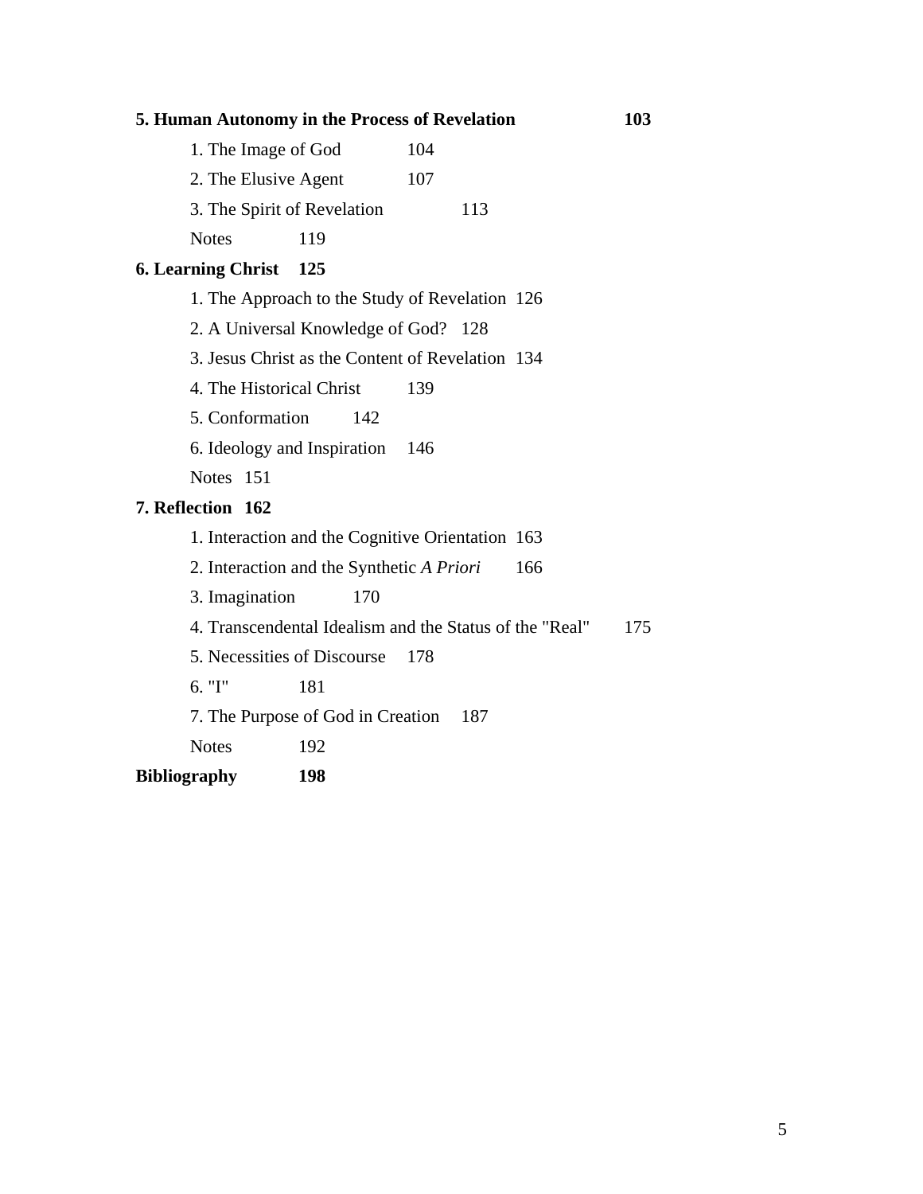**5. Human Autonomy in the Process of Revelation** **103**

1. The Image of God 104
2. The Elusive Agent 107
3. The Spirit of Revelation 113

Notes 119

**6. Learning Christ** **125**

1. The Approach to the Study of Revelation 126
2. A Universal Knowledge of God? 128
3. Jesus Christ as the Content of Revelation 134
4. The Historical Christ 139
5. Conformation 142
6. Ideology and Inspiration 146

Notes 151

**7. Reflection** **162**

1. Interaction and the Cognitive Orientation 163
2. Interaction and the Synthetic *A Priori* 166
3. Imagination 170
4. Transcendental Idealism and the Status of the "Real" 175
5. Necessities of Discourse 178
6. "I" 181
7. The Purpose of God in Creation 187

Notes 192

**Bibliography** **198**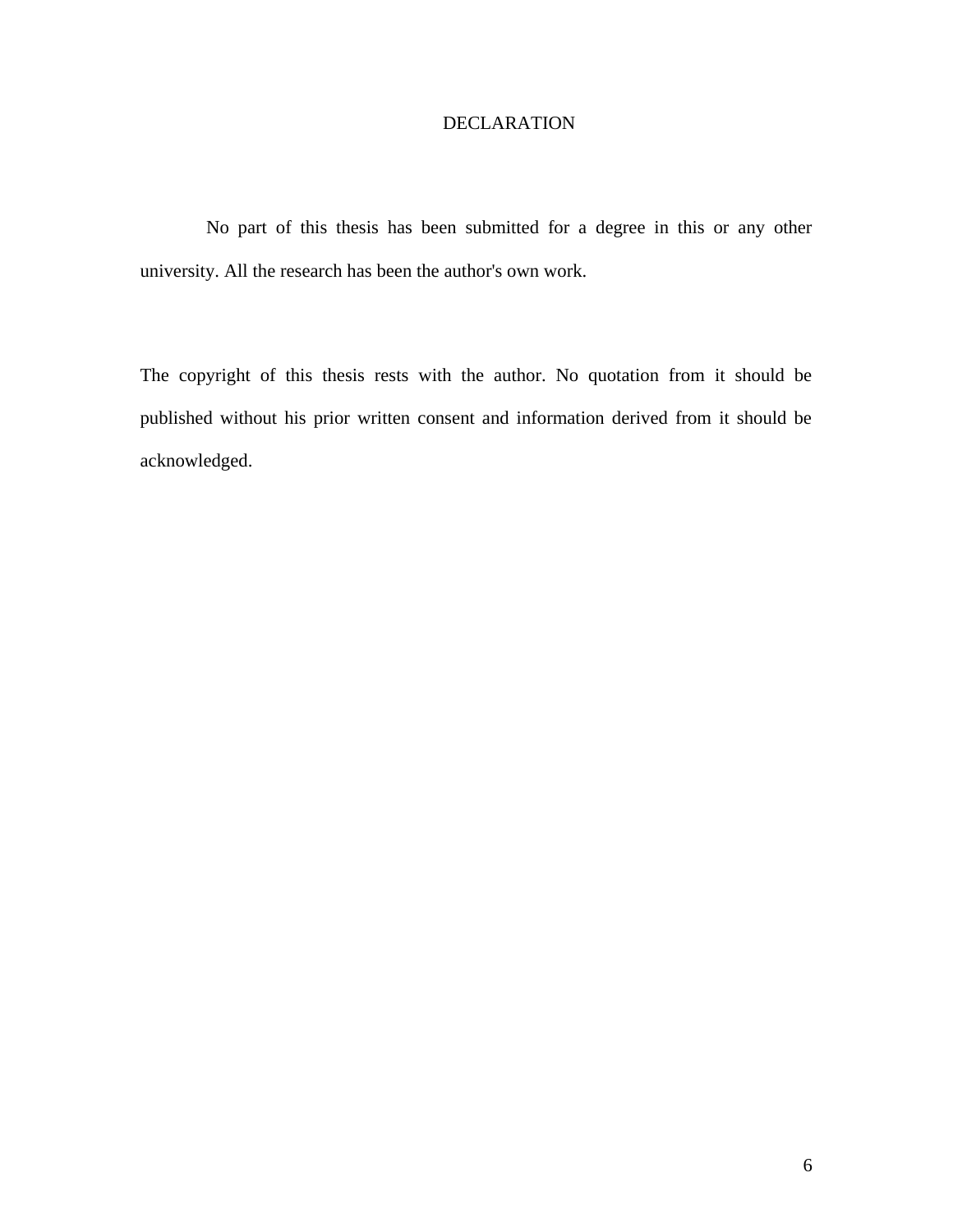# DECLARATION

No part of this thesis has been submitted for a degree in this or any other university. All the research has been the author's own work.

The copyright of this thesis rests with the author. No quotation from it should be published without his prior written consent and information derived from it should be acknowledged.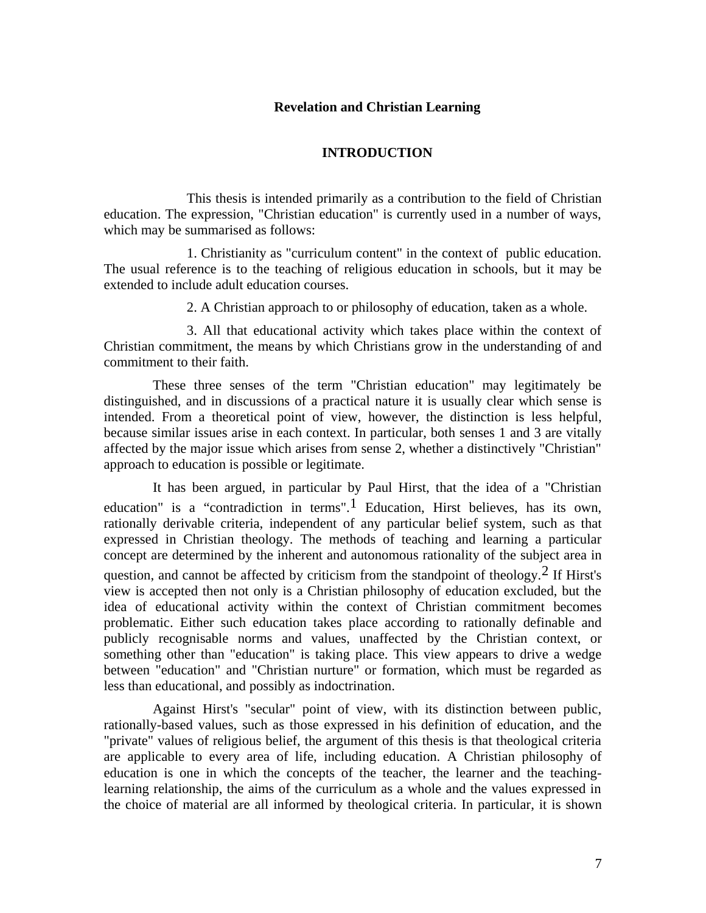**Revelation and Christian Learning**

## INTRODUCTION

This thesis is intended primarily as a contribution to the field of Christian education. The expression, "Christian education" is currently used in a number of ways, which may be summarised as follows:

1. Christianity as "curriculum content" in the context of public education. The usual reference is to the teaching of religious education in schools, but it may be extended to include adult education courses.

2. A Christian approach to or philosophy of education, taken as a whole.

3. All that educational activity which takes place within the context of Christian commitment, the means by which Christians grow in the understanding of and commitment to their faith.

These three senses of the term "Christian education" may legitimately be distinguished, and in discussions of a practical nature it is usually clear which sense is intended. From a theoretical point of view, however, the distinction is less helpful, because similar issues arise in each context. In particular, both senses 1 and 3 are vitally affected by the major issue which arises from sense 2, whether a distinctively "Christian" approach to education is possible or legitimate.

It has been argued, in particular by Paul Hirst, that the idea of a "Christian education" is a "contradiction in terms".[1] Education, Hirst believes, has its own, rationally derivable criteria, independent of any particular belief system, such as that expressed in Christian theology. The methods of teaching and learning a particular concept are determined by the inherent and autonomous rationality of the subject area in question, and cannot be affected by criticism from the standpoint of theology.[2] If Hirst's view is accepted then not only is a Christian philosophy of education excluded, but the idea of educational activity within the context of Christian commitment becomes problematic. Either such education takes place according to rationally definable and publicly recognisable norms and values, unaffected by the Christian context, or something other than "education" is taking place. This view appears to drive a wedge between "education" and "Christian nurture" or formation, which must be regarded as less than educational, and possibly as indoctrination.

Against Hirst's "secular" point of view, with its distinction between public, rationally-based values, such as those expressed in his definition of education, and the "private" values of religious belief, the argument of this thesis is that theological criteria are applicable to every area of life, including education. A Christian philosophy of education is one in which the concepts of the teacher, the learner and the teaching-learning relationship, the aims of the curriculum as a whole and the values expressed in the choice of material are all informed by theological criteria. In particular, it is shown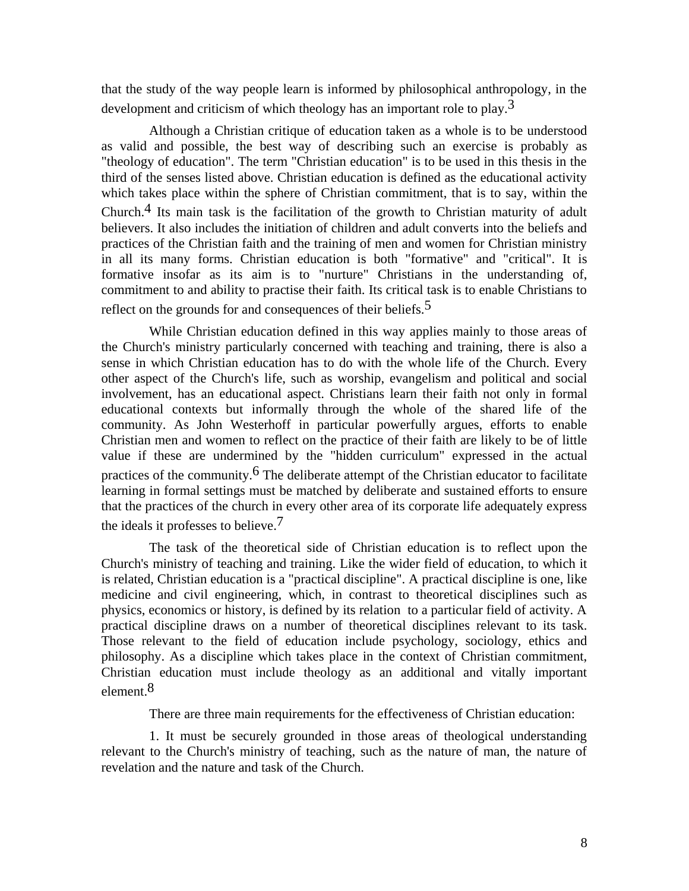that the study of the way people learn is informed by philosophical anthropology, in the development and criticism of which theology has an important role to play.[3]

Although a Christian critique of education taken as a whole is to be understood as valid and possible, the best way of describing such an exercise is probably as "theology of education". The term "Christian education" is to be used in this thesis in the third of the senses listed above. Christian education is defined as the educational activity which takes place within the sphere of Christian commitment, that is to say, within the Church.[4] Its main task is the facilitation of the growth to Christian maturity of adult believers. It also includes the initiation of children and adult converts into the beliefs and practices of the Christian faith and the training of men and women for Christian ministry in all its many forms. Christian education is both "formative" and "critical". It is formative insofar as its aim is to "nurture" Christians in the understanding of, commitment to and ability to practise their faith. Its critical task is to enable Christians to reflect on the grounds for and consequences of their beliefs.[5]

While Christian education defined in this way applies mainly to those areas of the Church's ministry particularly concerned with teaching and training, there is also a sense in which Christian education has to do with the whole life of the Church. Every other aspect of the Church's life, such as worship, evangelism and political and social involvement, has an educational aspect. Christians learn their faith not only in formal educational contexts but informally through the whole of the shared life of the community. As John Westerhoff in particular powerfully argues, efforts to enable Christian men and women to reflect on the practice of their faith are likely to be of little value if these are undermined by the "hidden curriculum" expressed in the actual practices of the community.[6] The deliberate attempt of the Christian educator to facilitate learning in formal settings must be matched by deliberate and sustained efforts to ensure that the practices of the church in every other area of its corporate life adequately express the ideals it professes to believe.[7]

The task of the theoretical side of Christian education is to reflect upon the Church's ministry of teaching and training. Like the wider field of education, to which it is related, Christian education is a "practical discipline". A practical discipline is one, like medicine and civil engineering, which, in contrast to theoretical disciplines such as physics, economics or history, is defined by its relation to a particular field of activity. A practical discipline draws on a number of theoretical disciplines relevant to its task. Those relevant to the field of education include psychology, sociology, ethics and philosophy. As a discipline which takes place in the context of Christian commitment, Christian education must include theology as an additional and vitally important element.[8]

There are three main requirements for the effectiveness of Christian education:

1. It must be securely grounded in those areas of theological understanding relevant to the Church's ministry of teaching, such as the nature of man, the nature of revelation and the nature and task of the Church.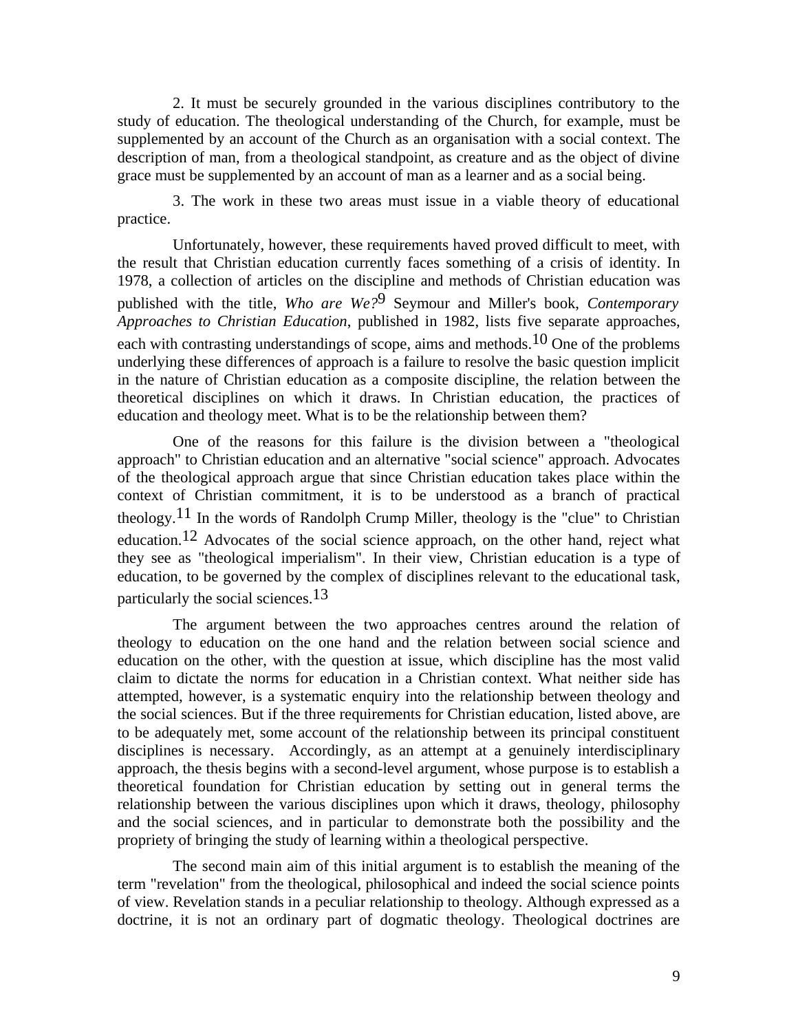2. It must be securely grounded in the various disciplines contributory to the study of education. The theological understanding of the Church, for example, must be supplemented by an account of the Church as an organisation with a social context. The description of man, from a theological standpoint, as creature and as the object of divine grace must be supplemented by an account of man as a learner and as a social being.

3. The work in these two areas must issue in a viable theory of educational practice.

Unfortunately, however, these requirements haved proved difficult to meet, with the result that Christian education currently faces something of a crisis of identity. In 1978, a collection of articles on the discipline and methods of Christian education was published with the title, *Who are We?*[9] Seymour and Miller's book, *Contemporary Approaches to Christian Education*, published in 1982, lists five separate approaches, each with contrasting understandings of scope, aims and methods.[10] One of the problems underlying these differences of approach is a failure to resolve the basic question implicit in the nature of Christian education as a composite discipline, the relation between the theoretical disciplines on which it draws. In Christian education, the practices of education and theology meet. What is to be the relationship between them?

One of the reasons for this failure is the division between a "theological approach" to Christian education and an alternative "social science" approach. Advocates of the theological approach argue that since Christian education takes place within the context of Christian commitment, it is to be understood as a branch of practical theology.[11] In the words of Randolph Crump Miller, theology is the "clue" to Christian education.[12] Advocates of the social science approach, on the other hand, reject what they see as "theological imperialism". In their view, Christian education is a type of education, to be governed by the complex of disciplines relevant to the educational task, particularly the social sciences.[13]

The argument between the two approaches centres around the relation of theology to education on the one hand and the relation between social science and education on the other, with the question at issue, which discipline has the most valid claim to dictate the norms for education in a Christian context. What neither side has attempted, however, is a systematic enquiry into the relationship between theology and the social sciences. But if the three requirements for Christian education, listed above, are to be adequately met, some account of the relationship between its principal constituent disciplines is necessary. Accordingly, as an attempt at a genuinely interdisciplinary approach, the thesis begins with a second-level argument, whose purpose is to establish a theoretical foundation for Christian education by setting out in general terms the relationship between the various disciplines upon which it draws, theology, philosophy and the social sciences, and in particular to demonstrate both the possibility and the propriety of bringing the study of learning within a theological perspective.

The second main aim of this initial argument is to establish the meaning of the term "revelation" from the theological, philosophical and indeed the social science points of view. Revelation stands in a peculiar relationship to theology. Although expressed as a doctrine, it is not an ordinary part of dogmatic theology. Theological doctrines are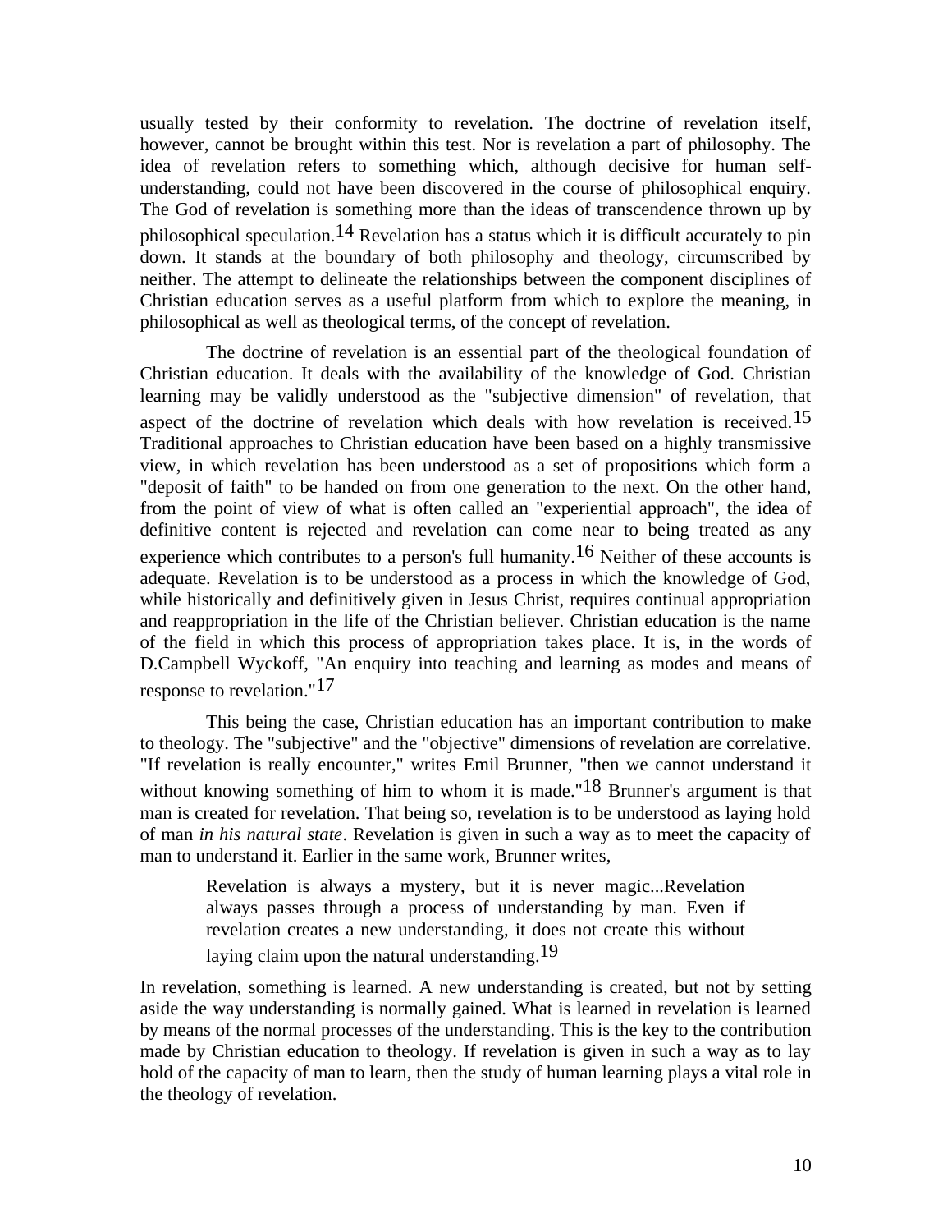usually tested by their conformity to revelation. The doctrine of revelation itself, however, cannot be brought within this test. Nor is revelation a part of philosophy. The idea of revelation refers to something which, although decisive for human self-understanding, could not have been discovered in the course of philosophical enquiry. The God of revelation is something more than the ideas of transcendence thrown up by philosophical speculation.[14] Revelation has a status which it is difficult accurately to pin down. It stands at the boundary of both philosophy and theology, circumscribed by neither. The attempt to delineate the relationships between the component disciplines of Christian education serves as a useful platform from which to explore the meaning, in philosophical as well as theological terms, of the concept of revelation.

The doctrine of revelation is an essential part of the theological foundation of Christian education. It deals with the availability of the knowledge of God. Christian learning may be validly understood as the "subjective dimension" of revelation, that aspect of the doctrine of revelation which deals with how revelation is received.[15] Traditional approaches to Christian education have been based on a highly transmissive view, in which revelation has been understood as a set of propositions which form a "deposit of faith" to be handed on from one generation to the next. On the other hand, from the point of view of what is often called an "experiential approach", the idea of definitive content is rejected and revelation can come near to being treated as any experience which contributes to a person's full humanity.[16] Neither of these accounts is adequate. Revelation is to be understood as a process in which the knowledge of God, while historically and definitively given in Jesus Christ, requires continual appropriation and reappropriation in the life of the Christian believer. Christian education is the name of the field in which this process of appropriation takes place. It is, in the words of D.Campbell Wyckoff, "An enquiry into teaching and learning as modes and means of response to revelation."[17]

This being the case, Christian education has an important contribution to make to theology. The "subjective" and the "objective" dimensions of revelation are correlative. "If revelation is really encounter," writes Emil Brunner, "then we cannot understand it without knowing something of him to whom it is made."[18] Brunner's argument is that man is created for revelation. That being so, revelation is to be understood as laying hold of man *in his natural state*. Revelation is given in such a way as to meet the capacity of man to understand it. Earlier in the same work, Brunner writes,

> Revelation is always a mystery, but it is never magic...Revelation always passes through a process of understanding by man. Even if revelation creates a new understanding, it does not create this without laying claim upon the natural understanding.[19]

In revelation, something is learned. A new understanding is created, but not by setting aside the way understanding is normally gained. What is learned in revelation is learned by means of the normal processes of the understanding. This is the key to the contribution made by Christian education to theology. If revelation is given in such a way as to lay hold of the capacity of man to learn, then the study of human learning plays a vital role in the theology of revelation.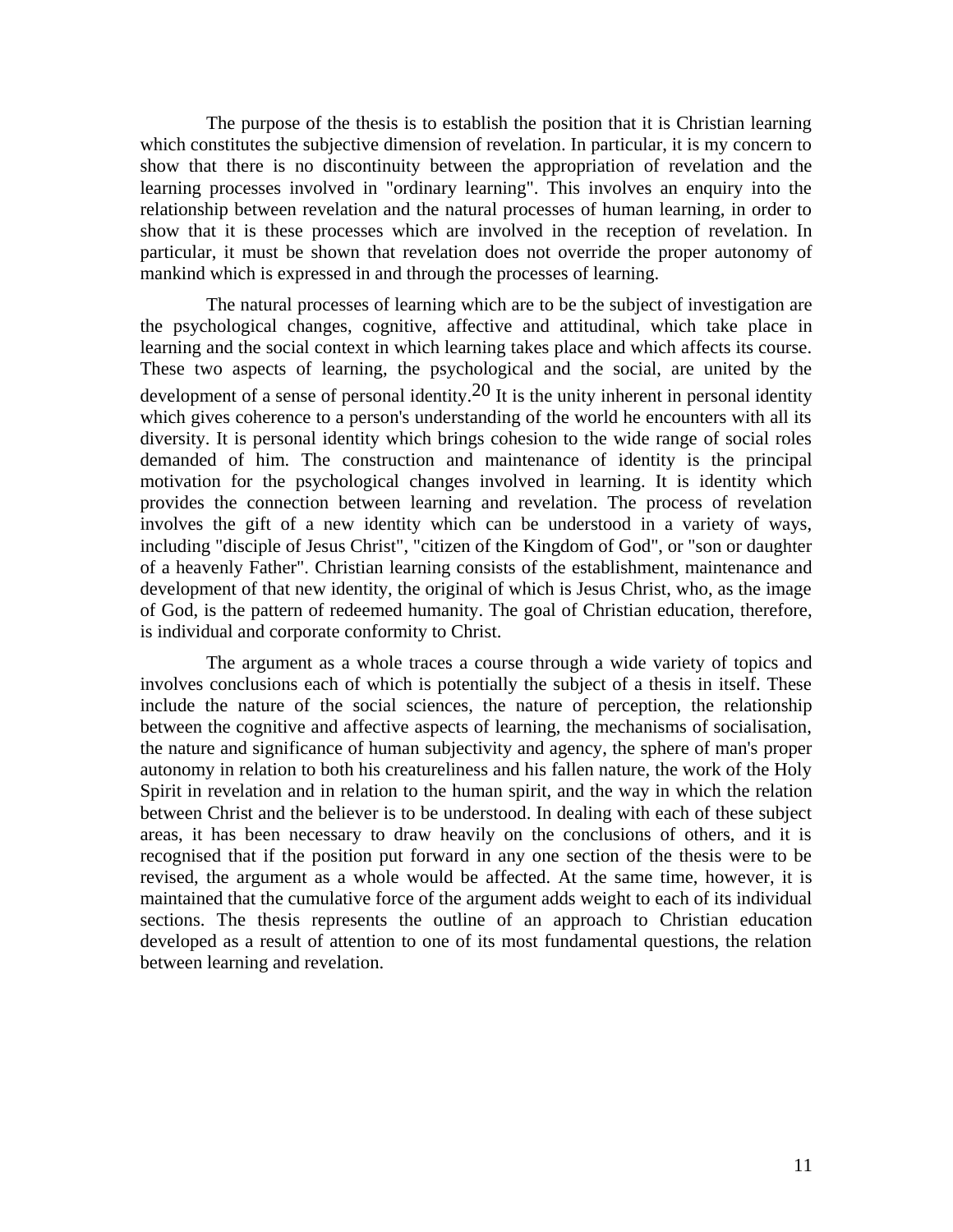The purpose of the thesis is to establish the position that it is Christian learning which constitutes the subjective dimension of revelation. In particular, it is my concern to show that there is no discontinuity between the appropriation of revelation and the learning processes involved in "ordinary learning". This involves an enquiry into the relationship between revelation and the natural processes of human learning, in order to show that it is these processes which are involved in the reception of revelation. In particular, it must be shown that revelation does not override the proper autonomy of mankind which is expressed in and through the processes of learning.

The natural processes of learning which are to be the subject of investigation are the psychological changes, cognitive, affective and attitudinal, which take place in learning and the social context in which learning takes place and which affects its course. These two aspects of learning, the psychological and the social, are united by the development of a sense of personal identity.[20] It is the unity inherent in personal identity which gives coherence to a person's understanding of the world he encounters with all its diversity. It is personal identity which brings cohesion to the wide range of social roles demanded of him. The construction and maintenance of identity is the principal motivation for the psychological changes involved in learning. It is identity which provides the connection between learning and revelation. The process of revelation involves the gift of a new identity which can be understood in a variety of ways, including "disciple of Jesus Christ", "citizen of the Kingdom of God", or "son or daughter of a heavenly Father". Christian learning consists of the establishment, maintenance and development of that new identity, the original of which is Jesus Christ, who, as the image of God, is the pattern of redeemed humanity. The goal of Christian education, therefore, is individual and corporate conformity to Christ.

The argument as a whole traces a course through a wide variety of topics and involves conclusions each of which is potentially the subject of a thesis in itself. These include the nature of the social sciences, the nature of perception, the relationship between the cognitive and affective aspects of learning, the mechanisms of socialisation, the nature and significance of human subjectivity and agency, the sphere of man's proper autonomy in relation to both his creatureliness and his fallen nature, the work of the Holy Spirit in revelation and in relation to the human spirit, and the way in which the relation between Christ and the believer is to be understood. In dealing with each of these subject areas, it has been necessary to draw heavily on the conclusions of others, and it is recognised that if the position put forward in any one section of the thesis were to be revised, the argument as a whole would be affected. At the same time, however, it is maintained that the cumulative force of the argument adds weight to each of its individual sections. The thesis represents the outline of an approach to Christian education developed as a result of attention to one of its most fundamental questions, the relation between learning and revelation.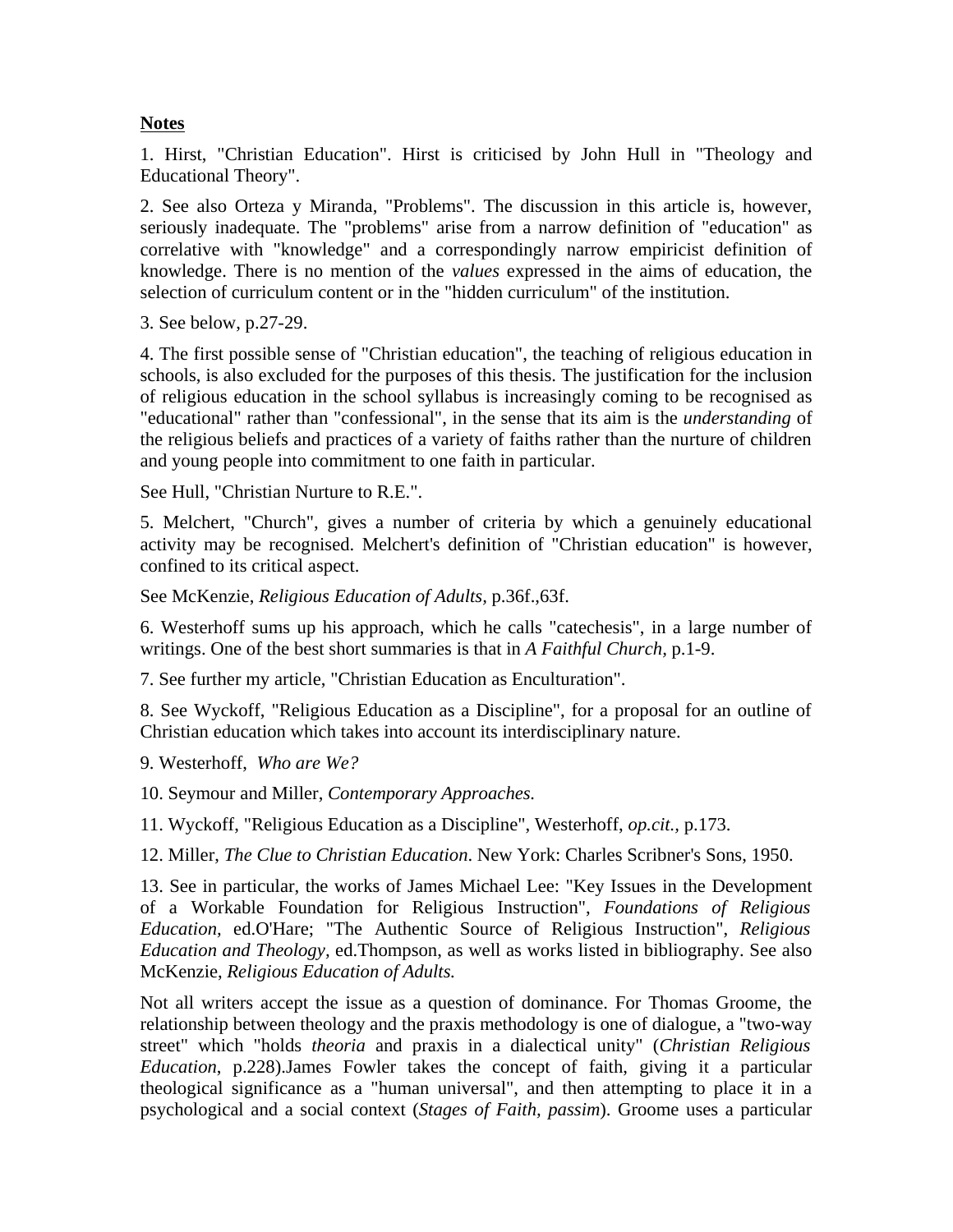**Notes**

1. Hirst, "Christian Education". Hirst is criticised by John Hull in "Theology and Educational Theory".

2. See also Orteza y Miranda, "Problems". The discussion in this article is, however, seriously inadequate. The "problems" arise from a narrow definition of "education" as correlative with "knowledge" and a correspondingly narrow empiricist definition of knowledge. There is no mention of the *values* expressed in the aims of education, the selection of curriculum content or in the "hidden curriculum" of the institution.

3. See below, p.27-29.

4. The first possible sense of "Christian education", the teaching of religious education in schools, is also excluded for the purposes of this thesis. The justification for the inclusion of religious education in the school syllabus is increasingly coming to be recognised as "educational" rather than "confessional", in the sense that its aim is the *understanding* of the religious beliefs and practices of a variety of faiths rather than the nurture of children and young people into commitment to one faith in particular.

See Hull, "Christian Nurture to R.E.".

5. Melchert, "Church", gives a number of criteria by which a genuinely educational activity may be recognised. Melchert's definition of "Christian education" is however, confined to its critical aspect.

See McKenzie, *Religious Education of Adults,* p.36f.,63f.

6. Westerhoff sums up his approach, which he calls "catechesis", in a large number of writings. One of the best short summaries is that in *A Faithful Church,* p.1-9.

7. See further my article, "Christian Education as Enculturation".

8. See Wyckoff, "Religious Education as a Discipline", for a proposal for an outline of Christian education which takes into account its interdisciplinary nature.

9. Westerhoff, *Who are We?*

10. Seymour and Miller, *Contemporary Approaches.*

11. Wyckoff, "Religious Education as a Discipline", Westerhoff, *op.cit.,* p.173.

12. Miller, *The Clue to Christian Education*. New York: Charles Scribner's Sons, 1950.

13. See in particular, the works of James Michael Lee: "Key Issues in the Development of a Workable Foundation for Religious Instruction", *Foundations of Religious Education,* ed.O'Hare; "The Authentic Source of Religious Instruction", *Religious Education and Theology,* ed.Thompson, as well as works listed in bibliography. See also McKenzie, *Religious Education of Adults.*

Not all writers accept the issue as a question of dominance. For Thomas Groome, the relationship between theology and the praxis methodology is one of dialogue, a "two-way street" which "holds *theoria* and praxis in a dialectical unity" (*Christian Religious Education*, p.228).James Fowler takes the concept of faith, giving it a particular theological significance as a "human universal", and then attempting to place it in a psychological and a social context (*Stages of Faith, passim*). Groome uses a particular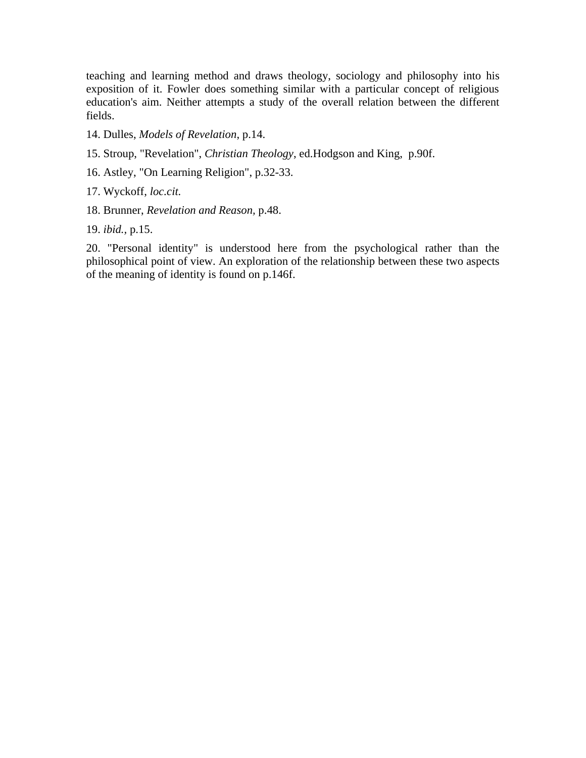teaching and learning method and draws theology, sociology and philosophy into his exposition of it. Fowler does something similar with a particular concept of religious education's aim. Neither attempts a study of the overall relation between the different fields.

14. Dulles, *Models of Revelation*, p.14.

15. Stroup, "Revelation", *Christian Theology*, ed.Hodgson and King, p.90f.

16. Astley, "On Learning Religion", p.32-33.

17. Wyckoff, *loc.cit.*

18. Brunner, *Revelation and Reason,* p.48.

19. *ibid.,* p.15.

20. "Personal identity" is understood here from the psychological rather than the philosophical point of view. An exploration of the relationship between these two aspects of the meaning of identity is found on p.146f.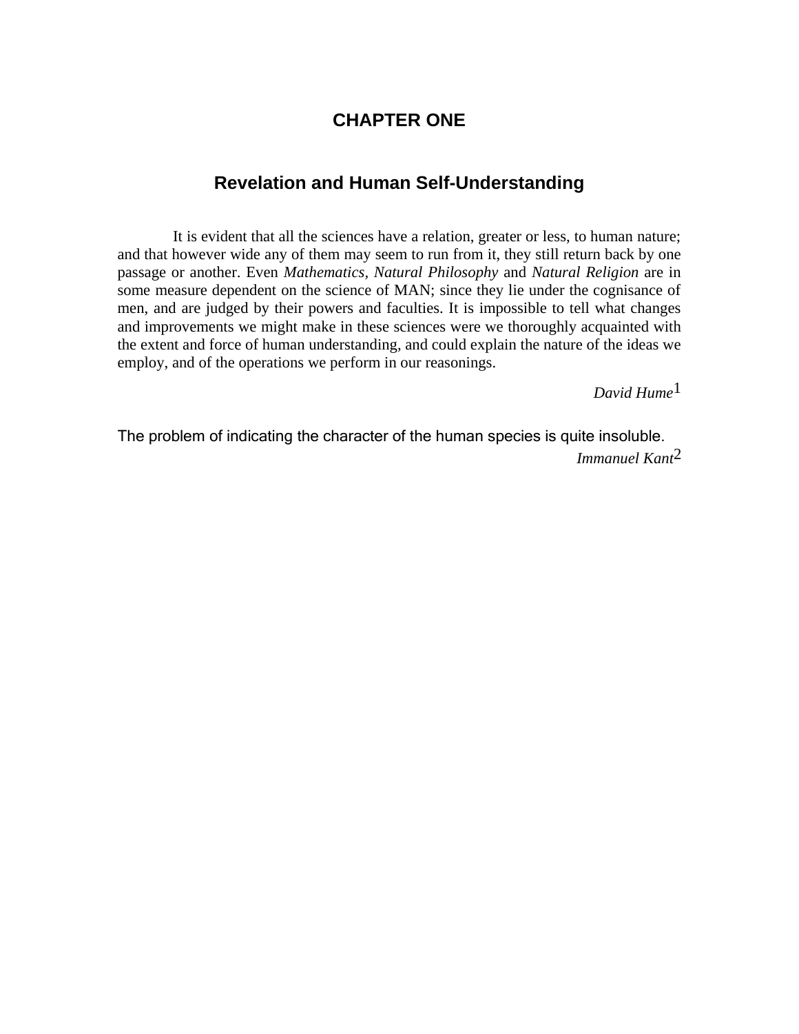# CHAPTER ONE

## Revelation and Human Self-Understanding

> It is evident that all the sciences have a relation, greater or less, to human nature; and that however wide any of them may seem to run from it, they still return back by one passage or another. Even *Mathematics*, *Natural Philosophy* and *Natural Religion* are in some measure dependent on the science of MAN; since they lie under the cognisance of men, and are judged by their powers and faculties. It is impossible to tell what changes and improvements we might make in these sciences were we thoroughly acquainted with the extent and force of human understanding, and could explain the nature of the ideas we employ, and of the operations we perform in our reasonings.
>
> *David Hume*[1]

> The problem of indicating the character of the human species is quite insoluble.
>
> *Immanuel Kant*[2]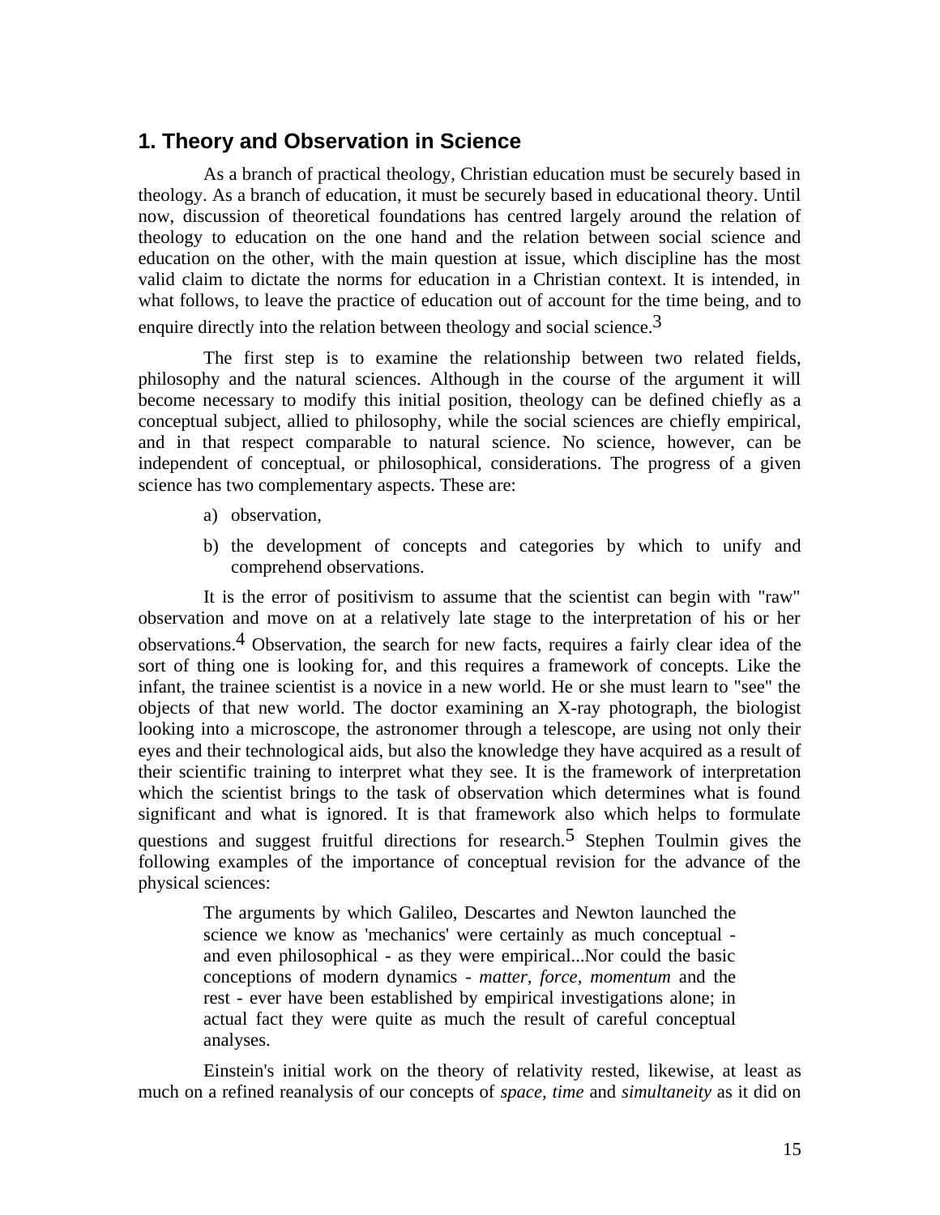## 1. Theory and Observation in Science

As a branch of practical theology, Christian education must be securely based in theology. As a branch of education, it must be securely based in educational theory. Until now, discussion of theoretical foundations has centred largely around the relation of theology to education on the one hand and the relation between social science and education on the other, with the main question at issue, which discipline has the most valid claim to dictate the norms for education in a Christian context. It is intended, in what follows, to leave the practice of education out of account for the time being, and to enquire directly into the relation between theology and social science.[3]

The first step is to examine the relationship between two related fields, philosophy and the natural sciences. Although in the course of the argument it will become necessary to modify this initial position, theology can be defined chiefly as a conceptual subject, allied to philosophy, while the social sciences are chiefly empirical, and in that respect comparable to natural science. No science, however, can be independent of conceptual, or philosophical, considerations. The progress of a given science has two complementary aspects. These are:

a) observation,

b) the development of concepts and categories by which to unify and comprehend observations.

It is the error of positivism to assume that the scientist can begin with "raw" observation and move on at a relatively late stage to the interpretation of his or her observations.[4] Observation, the search for new facts, requires a fairly clear idea of the sort of thing one is looking for, and this requires a framework of concepts. Like the infant, the trainee scientist is a novice in a new world. He or she must learn to "see" the objects of that new world. The doctor examining an X-ray photograph, the biologist looking into a microscope, the astronomer through a telescope, are using not only their eyes and their technological aids, but also the knowledge they have acquired as a result of their scientific training to interpret what they see. It is the framework of interpretation which the scientist brings to the task of observation which determines what is found significant and what is ignored. It is that framework also which helps to formulate questions and suggest fruitful directions for research.[5] Stephen Toulmin gives the following examples of the importance of conceptual revision for the advance of the physical sciences:

> The arguments by which Galileo, Descartes and Newton launched the science we know as 'mechanics' were certainly as much conceptual - and even philosophical - as they were empirical...Nor could the basic conceptions of modern dynamics - *matter, force, momentum* and the rest - ever have been established by empirical investigations alone; in actual fact they were quite as much the result of careful conceptual analyses.

Einstein's initial work on the theory of relativity rested, likewise, at least as much on a refined reanalysis of our concepts of *space, time* and *simultaneity* as it did on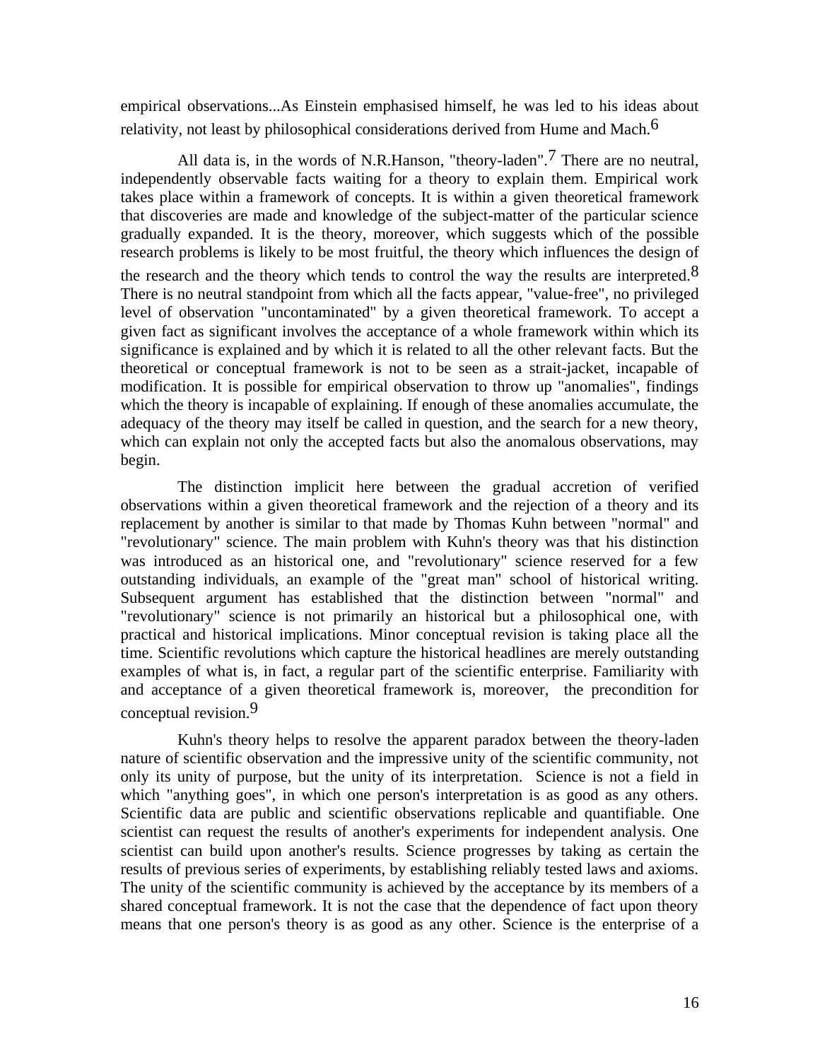empirical observations...As Einstein emphasised himself, he was led to his ideas about relativity, not least by philosophical considerations derived from Hume and Mach.[6]

All data is, in the words of N.R.Hanson, "theory-laden".[7] There are no neutral, independently observable facts waiting for a theory to explain them. Empirical work takes place within a framework of concepts. It is within a given theoretical framework that discoveries are made and knowledge of the subject-matter of the particular science gradually expanded. It is the theory, moreover, which suggests which of the possible research problems is likely to be most fruitful, the theory which influences the design of the research and the theory which tends to control the way the results are interpreted.[8] There is no neutral standpoint from which all the facts appear, "value-free", no privileged level of observation "uncontaminated" by a given theoretical framework. To accept a given fact as significant involves the acceptance of a whole framework within which its significance is explained and by which it is related to all the other relevant facts. But the theoretical or conceptual framework is not to be seen as a strait-jacket, incapable of modification. It is possible for empirical observation to throw up "anomalies", findings which the theory is incapable of explaining. If enough of these anomalies accumulate, the adequacy of the theory may itself be called in question, and the search for a new theory, which can explain not only the accepted facts but also the anomalous observations, may begin.

The distinction implicit here between the gradual accretion of verified observations within a given theoretical framework and the rejection of a theory and its replacement by another is similar to that made by Thomas Kuhn between "normal" and "revolutionary" science. The main problem with Kuhn's theory was that his distinction was introduced as an historical one, and "revolutionary" science reserved for a few outstanding individuals, an example of the "great man" school of historical writing. Subsequent argument has established that the distinction between "normal" and "revolutionary" science is not primarily an historical but a philosophical one, with practical and historical implications. Minor conceptual revision is taking place all the time. Scientific revolutions which capture the historical headlines are merely outstanding examples of what is, in fact, a regular part of the scientific enterprise. Familiarity with and acceptance of a given theoretical framework is, moreover, the precondition for conceptual revision.[9]

Kuhn's theory helps to resolve the apparent paradox between the theory-laden nature of scientific observation and the impressive unity of the scientific community, not only its unity of purpose, but the unity of its interpretation. Science is not a field in which "anything goes", in which one person's interpretation is as good as any others. Scientific data are public and scientific observations replicable and quantifiable. One scientist can request the results of another's experiments for independent analysis. One scientist can build upon another's results. Science progresses by taking as certain the results of previous series of experiments, by establishing reliably tested laws and axioms. The unity of the scientific community is achieved by the acceptance by its members of a shared conceptual framework. It is not the case that the dependence of fact upon theory means that one person's theory is as good as any other. Science is the enterprise of a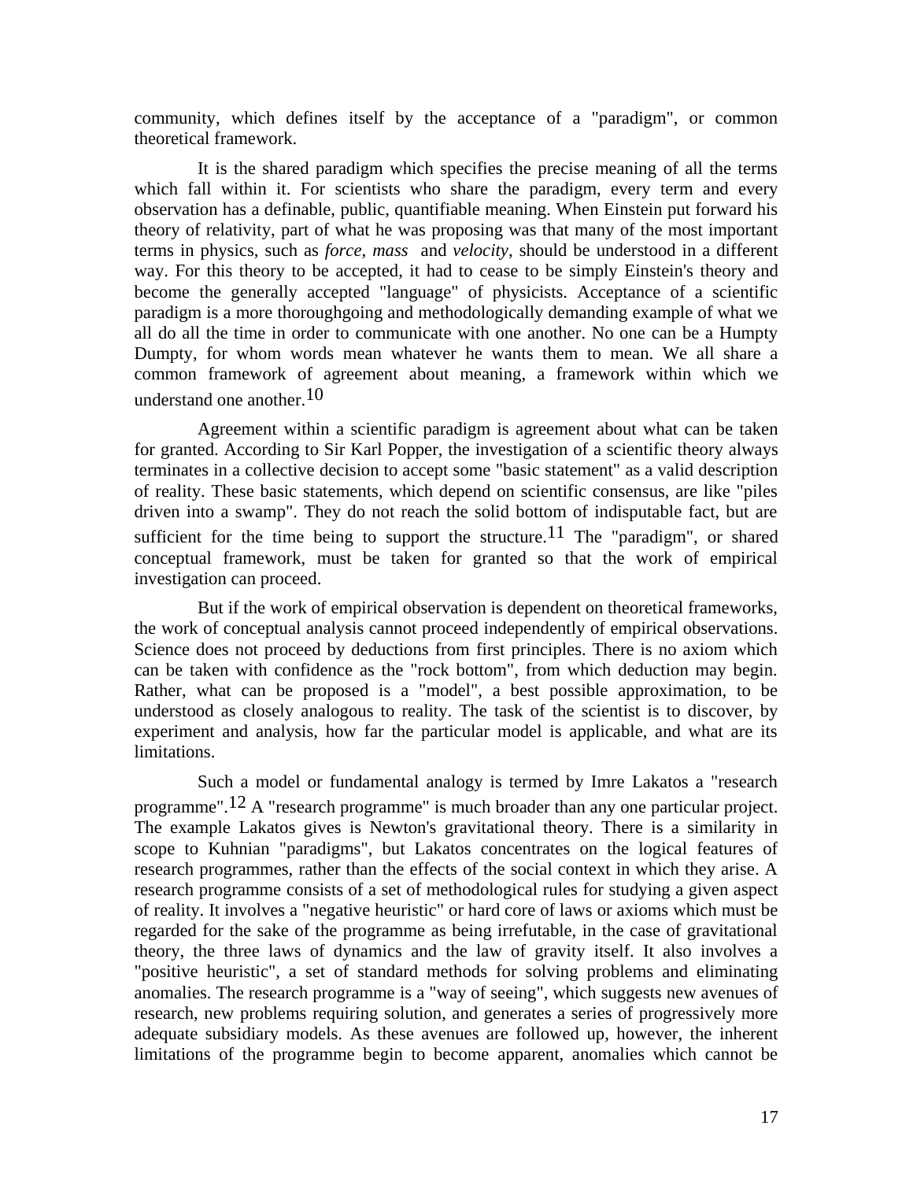community, which defines itself by the acceptance of a "paradigm", or common theoretical framework.

It is the shared paradigm which specifies the precise meaning of all the terms which fall within it. For scientists who share the paradigm, every term and every observation has a definable, public, quantifiable meaning. When Einstein put forward his theory of relativity, part of what he was proposing was that many of the most important terms in physics, such as *force, mass* and *velocity*, should be understood in a different way. For this theory to be accepted, it had to cease to be simply Einstein's theory and become the generally accepted "language" of physicists. Acceptance of a scientific paradigm is a more thoroughgoing and methodologically demanding example of what we all do all the time in order to communicate with one another. No one can be a Humpty Dumpty, for whom words mean whatever he wants them to mean. We all share a common framework of agreement about meaning, a framework within which we understand one another.[10]

Agreement within a scientific paradigm is agreement about what can be taken for granted. According to Sir Karl Popper, the investigation of a scientific theory always terminates in a collective decision to accept some "basic statement" as a valid description of reality. These basic statements, which depend on scientific consensus, are like "piles driven into a swamp". They do not reach the solid bottom of indisputable fact, but are sufficient for the time being to support the structure.[11] The "paradigm", or shared conceptual framework, must be taken for granted so that the work of empirical investigation can proceed.

But if the work of empirical observation is dependent on theoretical frameworks, the work of conceptual analysis cannot proceed independently of empirical observations. Science does not proceed by deductions from first principles. There is no axiom which can be taken with confidence as the "rock bottom", from which deduction may begin. Rather, what can be proposed is a "model", a best possible approximation, to be understood as closely analogous to reality. The task of the scientist is to discover, by experiment and analysis, how far the particular model is applicable, and what are its limitations.

Such a model or fundamental analogy is termed by Imre Lakatos a "research programme".[12] A "research programme" is much broader than any one particular project. The example Lakatos gives is Newton's gravitational theory. There is a similarity in scope to Kuhnian "paradigms", but Lakatos concentrates on the logical features of research programmes, rather than the effects of the social context in which they arise. A research programme consists of a set of methodological rules for studying a given aspect of reality. It involves a "negative heuristic" or hard core of laws or axioms which must be regarded for the sake of the programme as being irrefutable, in the case of gravitational theory, the three laws of dynamics and the law of gravity itself. It also involves a "positive heuristic", a set of standard methods for solving problems and eliminating anomalies. The research programme is a "way of seeing", which suggests new avenues of research, new problems requiring solution, and generates a series of progressively more adequate subsidiary models. As these avenues are followed up, however, the inherent limitations of the programme begin to become apparent, anomalies which cannot be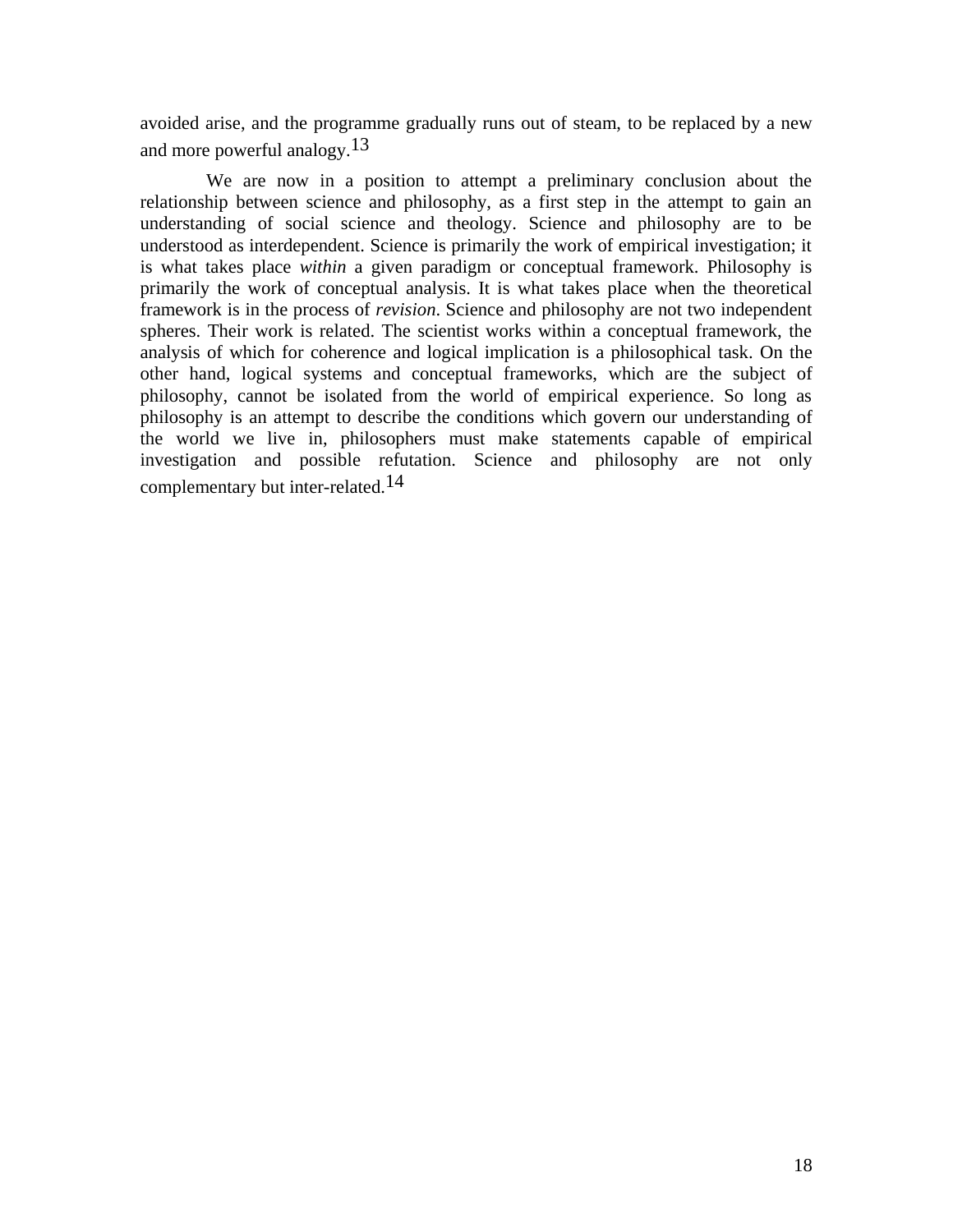avoided arise, and the programme gradually runs out of steam, to be replaced by a new and more powerful analogy.[13]

We are now in a position to attempt a preliminary conclusion about the relationship between science and philosophy, as a first step in the attempt to gain an understanding of social science and theology. Science and philosophy are to be understood as interdependent. Science is primarily the work of empirical investigation; it is what takes place *within* a given paradigm or conceptual framework. Philosophy is primarily the work of conceptual analysis. It is what takes place when the theoretical framework is in the process of *revision*. Science and philosophy are not two independent spheres. Their work is related. The scientist works within a conceptual framework, the analysis of which for coherence and logical implication is a philosophical task. On the other hand, logical systems and conceptual frameworks, which are the subject of philosophy, cannot be isolated from the world of empirical experience. So long as philosophy is an attempt to describe the conditions which govern our understanding of the world we live in, philosophers must make statements capable of empirical investigation and possible refutation. Science and philosophy are not only complementary but inter-related.[14]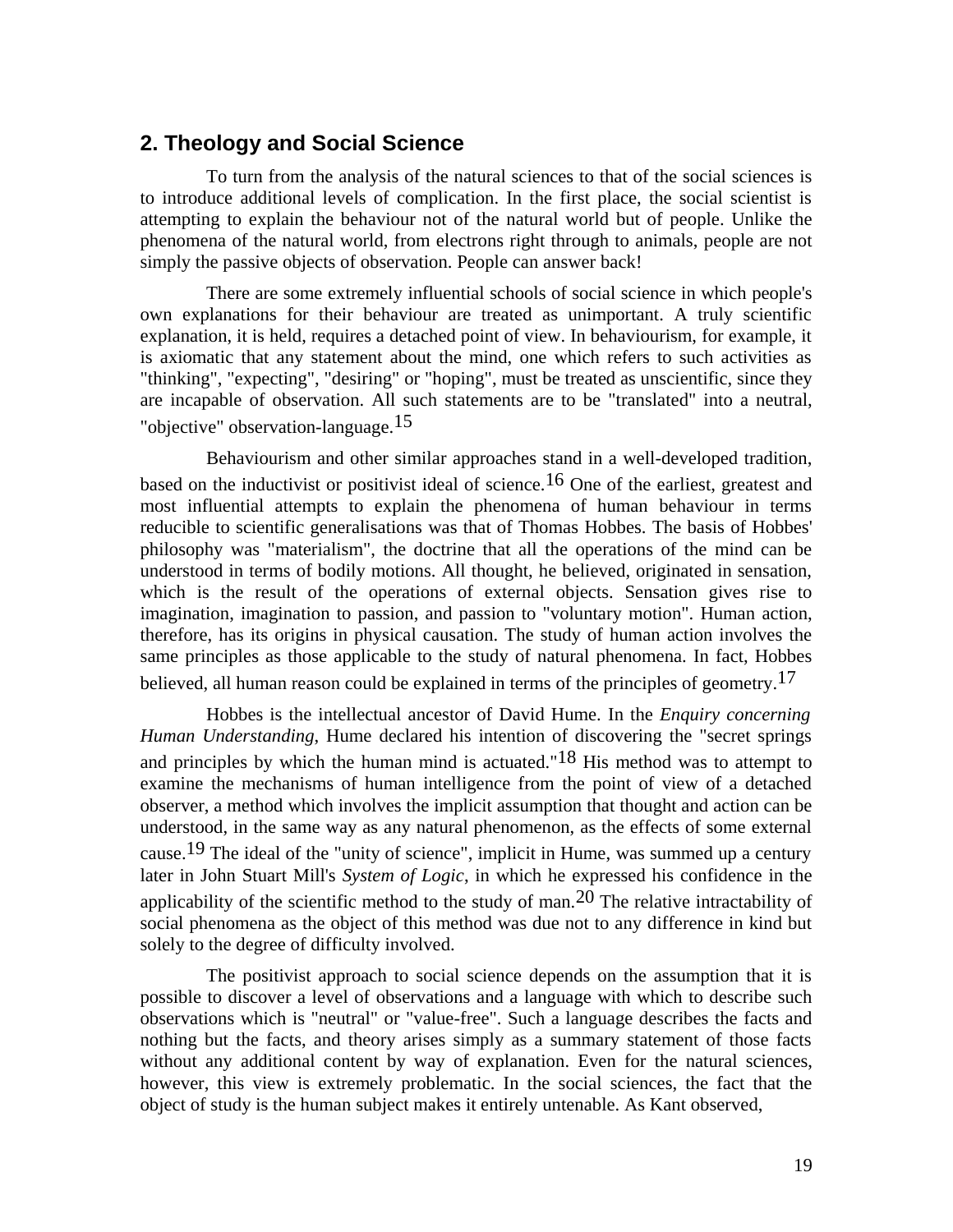## 2. Theology and Social Science

To turn from the analysis of the natural sciences to that of the social sciences is to introduce additional levels of complication. In the first place, the social scientist is attempting to explain the behaviour not of the natural world but of people. Unlike the phenomena of the natural world, from electrons right through to animals, people are not simply the passive objects of observation. People can answer back!

There are some extremely influential schools of social science in which people's own explanations for their behaviour are treated as unimportant. A truly scientific explanation, it is held, requires a detached point of view. In behaviourism, for example, it is axiomatic that any statement about the mind, one which refers to such activities as "thinking", "expecting", "desiring" or "hoping", must be treated as unscientific, since they are incapable of observation. All such statements are to be "translated" into a neutral, "objective" observation-language.[15]

Behaviourism and other similar approaches stand in a well-developed tradition, based on the inductivist or positivist ideal of science.[16] One of the earliest, greatest and most influential attempts to explain the phenomena of human behaviour in terms reducible to scientific generalisations was that of Thomas Hobbes. The basis of Hobbes' philosophy was "materialism", the doctrine that all the operations of the mind can be understood in terms of bodily motions. All thought, he believed, originated in sensation, which is the result of the operations of external objects. Sensation gives rise to imagination, imagination to passion, and passion to "voluntary motion". Human action, therefore, has its origins in physical causation. The study of human action involves the same principles as those applicable to the study of natural phenomena. In fact, Hobbes believed, all human reason could be explained in terms of the principles of geometry.[17]

Hobbes is the intellectual ancestor of David Hume. In the *Enquiry concerning Human Understanding*, Hume declared his intention of discovering the "secret springs and principles by which the human mind is actuated."[18] His method was to attempt to examine the mechanisms of human intelligence from the point of view of a detached observer, a method which involves the implicit assumption that thought and action can be understood, in the same way as any natural phenomenon, as the effects of some external cause.[19] The ideal of the "unity of science", implicit in Hume, was summed up a century later in John Stuart Mill's *System of Logic*, in which he expressed his confidence in the applicability of the scientific method to the study of man.[20] The relative intractability of social phenomena as the object of this method was due not to any difference in kind but solely to the degree of difficulty involved.

The positivist approach to social science depends on the assumption that it is possible to discover a level of observations and a language with which to describe such observations which is "neutral" or "value-free". Such a language describes the facts and nothing but the facts, and theory arises simply as a summary statement of those facts without any additional content by way of explanation. Even for the natural sciences, however, this view is extremely problematic. In the social sciences, the fact that the object of study is the human subject makes it entirely untenable. As Kant observed,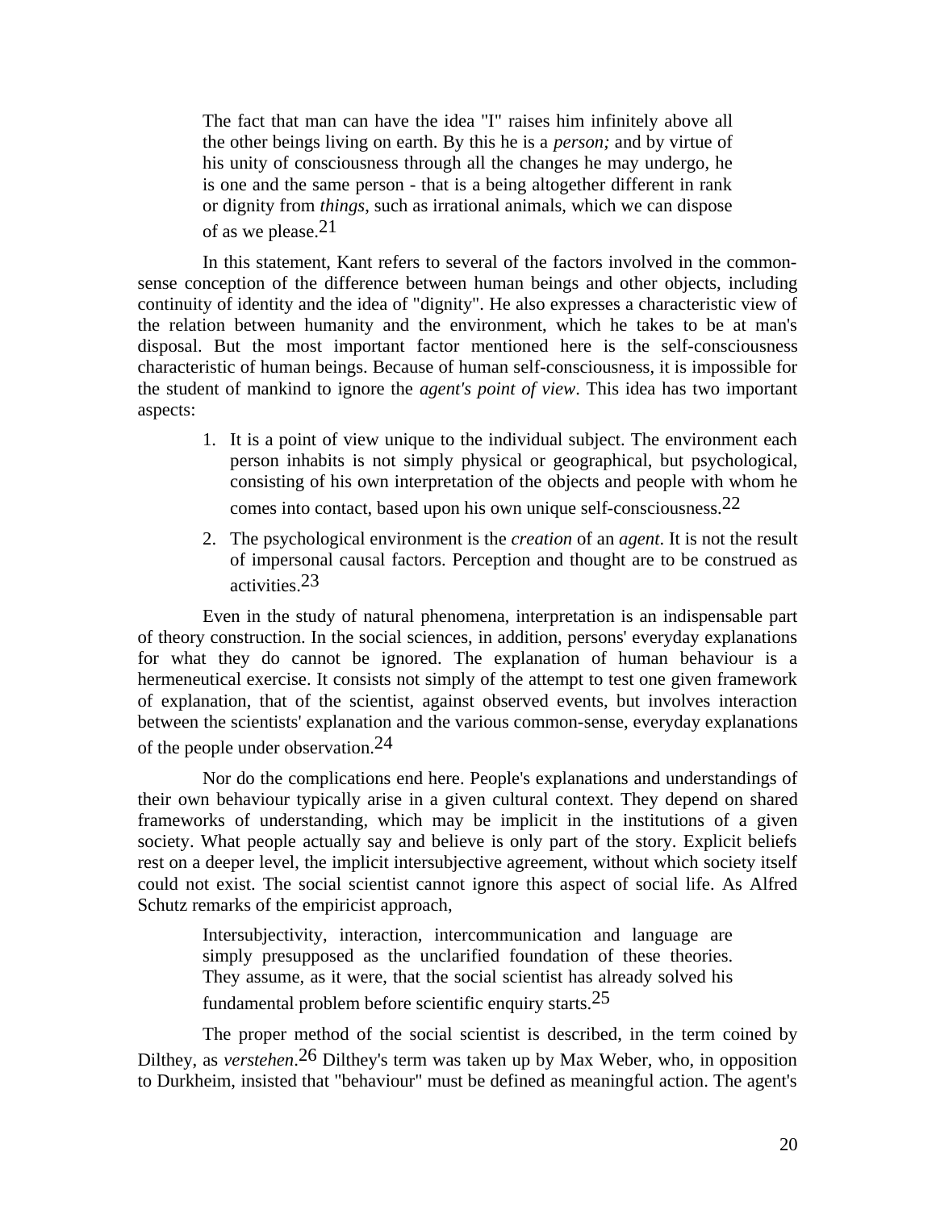> The fact that man can have the idea "I" raises him infinitely above all the other beings living on earth. By this he is a *person;* and by virtue of his unity of consciousness through all the changes he may undergo, he is one and the same person - that is a being altogether different in rank or dignity from *things*, such as irrational animals, which we can dispose of as we please.[21]

In this statement, Kant refers to several of the factors involved in the common-sense conception of the difference between human beings and other objects, including continuity of identity and the idea of "dignity". He also expresses a characteristic view of the relation between humanity and the environment, which he takes to be at man's disposal. But the most important factor mentioned here is the self-consciousness characteristic of human beings. Because of human self-consciousness, it is impossible for the student of mankind to ignore the *agent's point of view*. This idea has two important aspects:

1. It is a point of view unique to the individual subject. The environment each person inhabits is not simply physical or geographical, but psychological, consisting of his own interpretation of the objects and people with whom he comes into contact, based upon his own unique self-consciousness.[22]
2. The psychological environment is the *creation* of an *agent*. It is not the result of impersonal causal factors. Perception and thought are to be construed as activities.[23]

Even in the study of natural phenomena, interpretation is an indispensable part of theory construction. In the social sciences, in addition, persons' everyday explanations for what they do cannot be ignored. The explanation of human behaviour is a hermeneutical exercise. It consists not simply of the attempt to test one given framework of explanation, that of the scientist, against observed events, but involves interaction between the scientists' explanation and the various common-sense, everyday explanations of the people under observation.[24]

Nor do the complications end here. People's explanations and understandings of their own behaviour typically arise in a given cultural context. They depend on shared frameworks of understanding, which may be implicit in the institutions of a given society. What people actually say and believe is only part of the story. Explicit beliefs rest on a deeper level, the implicit intersubjective agreement, without which society itself could not exist. The social scientist cannot ignore this aspect of social life. As Alfred Schutz remarks of the empiricist approach,

> Intersubjectivity, interaction, intercommunication and language are simply presupposed as the unclarified foundation of these theories. They assume, as it were, that the social scientist has already solved his fundamental problem before scientific enquiry starts.[25]

The proper method of the social scientist is described, in the term coined by Dilthey, as *verstehen*.[26] Dilthey's term was taken up by Max Weber, who, in opposition to Durkheim, insisted that "behaviour" must be defined as meaningful action. The agent's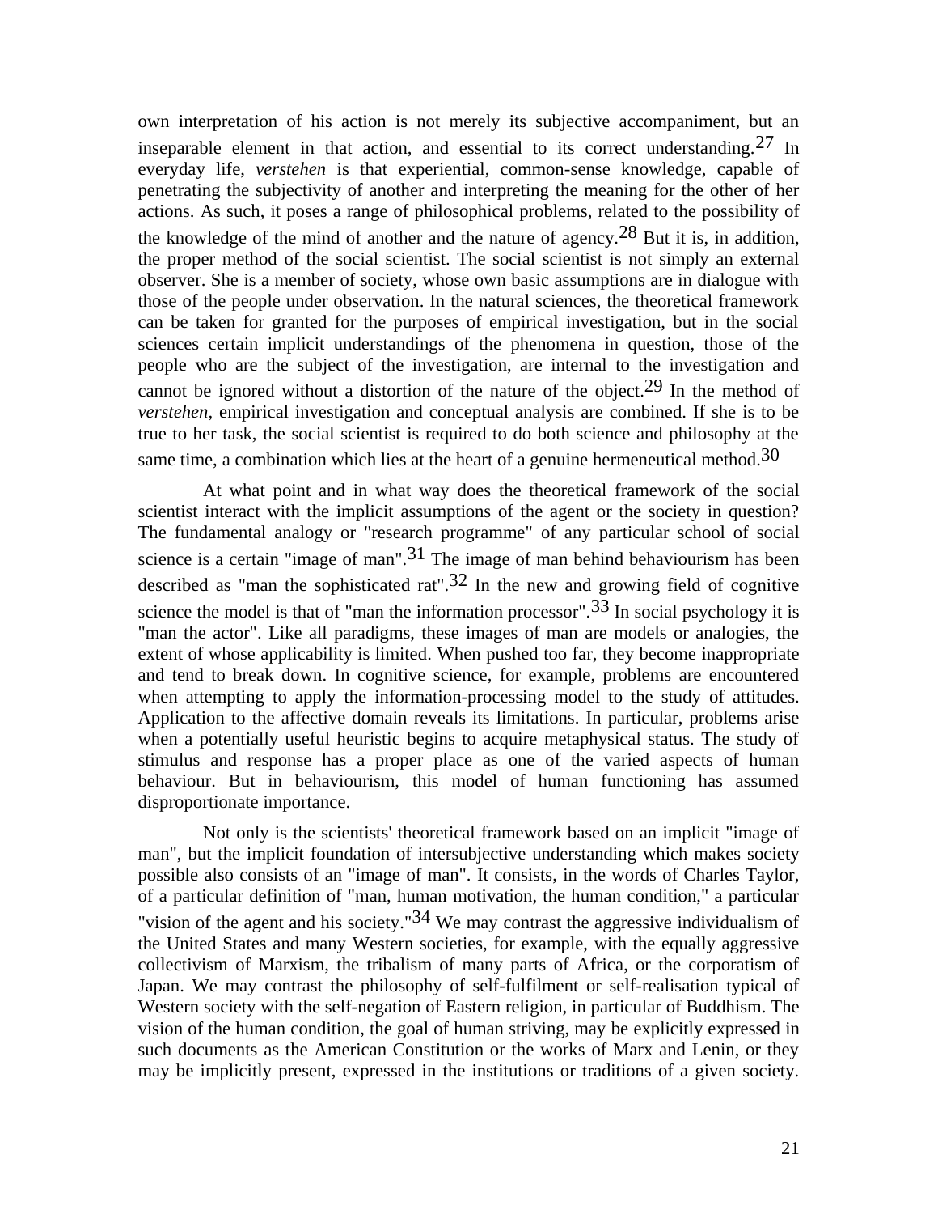own interpretation of his action is not merely its subjective accompaniment, but an inseparable element in that action, and essential to its correct understanding.[27] In everyday life, *verstehen* is that experiential, common-sense knowledge, capable of penetrating the subjectivity of another and interpreting the meaning for the other of her actions. As such, it poses a range of philosophical problems, related to the possibility of the knowledge of the mind of another and the nature of agency.[28] But it is, in addition, the proper method of the social scientist. The social scientist is not simply an external observer. She is a member of society, whose own basic assumptions are in dialogue with those of the people under observation. In the natural sciences, the theoretical framework can be taken for granted for the purposes of empirical investigation, but in the social sciences certain implicit understandings of the phenomena in question, those of the people who are the subject of the investigation, are internal to the investigation and cannot be ignored without a distortion of the nature of the object.[29] In the method of *verstehen*, empirical investigation and conceptual analysis are combined. If she is to be true to her task, the social scientist is required to do both science and philosophy at the same time, a combination which lies at the heart of a genuine hermeneutical method.[30]

At what point and in what way does the theoretical framework of the social scientist interact with the implicit assumptions of the agent or the society in question? The fundamental analogy or "research programme" of any particular school of social science is a certain "image of man".[31] The image of man behind behaviourism has been described as "man the sophisticated rat".[32] In the new and growing field of cognitive science the model is that of "man the information processor".[33] In social psychology it is "man the actor". Like all paradigms, these images of man are models or analogies, the extent of whose applicability is limited. When pushed too far, they become inappropriate and tend to break down. In cognitive science, for example, problems are encountered when attempting to apply the information-processing model to the study of attitudes. Application to the affective domain reveals its limitations. In particular, problems arise when a potentially useful heuristic begins to acquire metaphysical status. The study of stimulus and response has a proper place as one of the varied aspects of human behaviour. But in behaviourism, this model of human functioning has assumed disproportionate importance.

Not only is the scientists' theoretical framework based on an implicit "image of man", but the implicit foundation of intersubjective understanding which makes society possible also consists of an "image of man". It consists, in the words of Charles Taylor, of a particular definition of "man, human motivation, the human condition," a particular "vision of the agent and his society."[34] We may contrast the aggressive individualism of the United States and many Western societies, for example, with the equally aggressive collectivism of Marxism, the tribalism of many parts of Africa, or the corporatism of Japan. We may contrast the philosophy of self-fulfilment or self-realisation typical of Western society with the self-negation of Eastern religion, in particular of Buddhism. The vision of the human condition, the goal of human striving, may be explicitly expressed in such documents as the American Constitution or the works of Marx and Lenin, or they may be implicitly present, expressed in the institutions or traditions of a given society.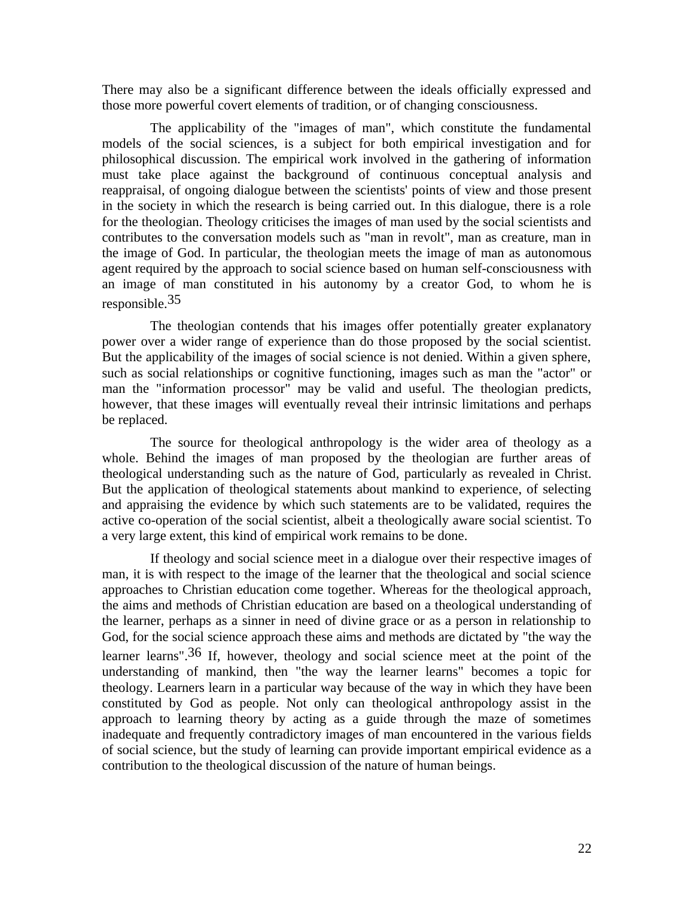There may also be a significant difference between the ideals officially expressed and those more powerful covert elements of tradition, or of changing consciousness.

The applicability of the "images of man", which constitute the fundamental models of the social sciences, is a subject for both empirical investigation and for philosophical discussion. The empirical work involved in the gathering of information must take place against the background of continuous conceptual analysis and reappraisal, of ongoing dialogue between the scientists' points of view and those present in the society in which the research is being carried out. In this dialogue, there is a role for the theologian. Theology criticises the images of man used by the social scientists and contributes to the conversation models such as "man in revolt", man as creature, man in the image of God. In particular, the theologian meets the image of man as autonomous agent required by the approach to social science based on human self-consciousness with an image of man constituted in his autonomy by a creator God, to whom he is responsible.[35]

The theologian contends that his images offer potentially greater explanatory power over a wider range of experience than do those proposed by the social scientist. But the applicability of the images of social science is not denied. Within a given sphere, such as social relationships or cognitive functioning, images such as man the "actor" or man the "information processor" may be valid and useful. The theologian predicts, however, that these images will eventually reveal their intrinsic limitations and perhaps be replaced.

The source for theological anthropology is the wider area of theology as a whole. Behind the images of man proposed by the theologian are further areas of theological understanding such as the nature of God, particularly as revealed in Christ. But the application of theological statements about mankind to experience, of selecting and appraising the evidence by which such statements are to be validated, requires the active co-operation of the social scientist, albeit a theologically aware social scientist. To a very large extent, this kind of empirical work remains to be done.

If theology and social science meet in a dialogue over their respective images of man, it is with respect to the image of the learner that the theological and social science approaches to Christian education come together. Whereas for the theological approach, the aims and methods of Christian education are based on a theological understanding of the learner, perhaps as a sinner in need of divine grace or as a person in relationship to God, for the social science approach these aims and methods are dictated by "the way the learner learns".[36] If, however, theology and social science meet at the point of the understanding of mankind, then "the way the learner learns" becomes a topic for theology. Learners learn in a particular way because of the way in which they have been constituted by God as people. Not only can theological anthropology assist in the approach to learning theory by acting as a guide through the maze of sometimes inadequate and frequently contradictory images of man encountered in the various fields of social science, but the study of learning can provide important empirical evidence as a contribution to the theological discussion of the nature of human beings.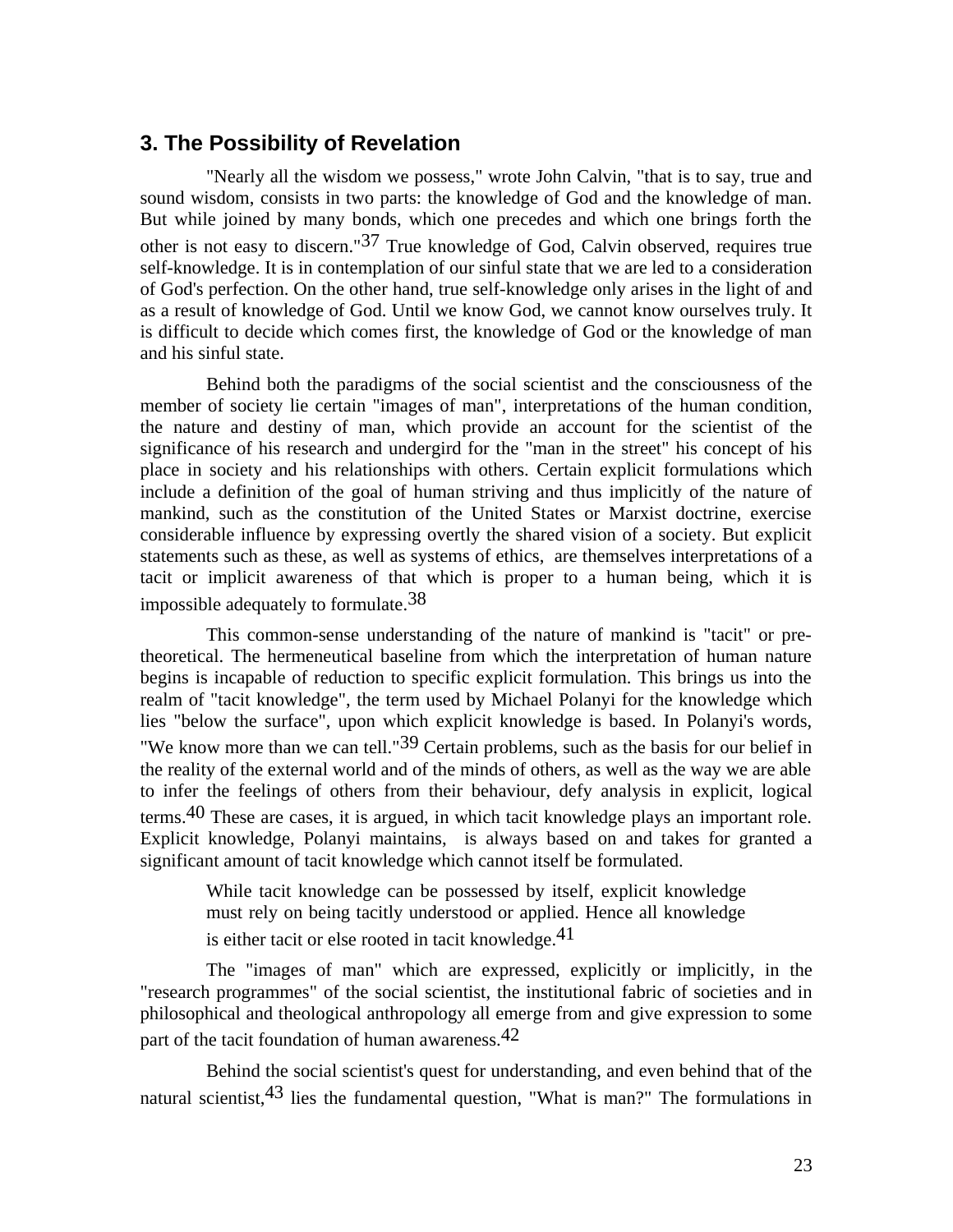## 3. The Possibility of Revelation

"Nearly all the wisdom we possess," wrote John Calvin, "that is to say, true and sound wisdom, consists in two parts: the knowledge of God and the knowledge of man. But while joined by many bonds, which one precedes and which one brings forth the other is not easy to discern."[37] True knowledge of God, Calvin observed, requires true self-knowledge. It is in contemplation of our sinful state that we are led to a consideration of God's perfection. On the other hand, true self-knowledge only arises in the light of and as a result of knowledge of God. Until we know God, we cannot know ourselves truly. It is difficult to decide which comes first, the knowledge of God or the knowledge of man and his sinful state.

Behind both the paradigms of the social scientist and the consciousness of the member of society lie certain "images of man", interpretations of the human condition, the nature and destiny of man, which provide an account for the scientist of the significance of his research and undergird for the "man in the street" his concept of his place in society and his relationships with others. Certain explicit formulations which include a definition of the goal of human striving and thus implicitly of the nature of mankind, such as the constitution of the United States or Marxist doctrine, exercise considerable influence by expressing overtly the shared vision of a society. But explicit statements such as these, as well as systems of ethics, are themselves interpretations of a tacit or implicit awareness of that which is proper to a human being, which it is impossible adequately to formulate.[38]

This common-sense understanding of the nature of mankind is "tacit" or pre-theoretical. The hermeneutical baseline from which the interpretation of human nature begins is incapable of reduction to specific explicit formulation. This brings us into the realm of "tacit knowledge", the term used by Michael Polanyi for the knowledge which lies "below the surface", upon which explicit knowledge is based. In Polanyi's words, "We know more than we can tell."[39] Certain problems, such as the basis for our belief in the reality of the external world and of the minds of others, as well as the way we are able to infer the feelings of others from their behaviour, defy analysis in explicit, logical terms.[40] These are cases, it is argued, in which tacit knowledge plays an important role. Explicit knowledge, Polanyi maintains, is always based on and takes for granted a significant amount of tacit knowledge which cannot itself be formulated.

> While tacit knowledge can be possessed by itself, explicit knowledge must rely on being tacitly understood or applied. Hence all knowledge is either tacit or else rooted in tacit knowledge.[41]

The "images of man" which are expressed, explicitly or implicitly, in the "research programmes" of the social scientist, the institutional fabric of societies and in philosophical and theological anthropology all emerge from and give expression to some part of the tacit foundation of human awareness.[42]

Behind the social scientist's quest for understanding, and even behind that of the natural scientist,[43] lies the fundamental question, "What is man?" The formulations in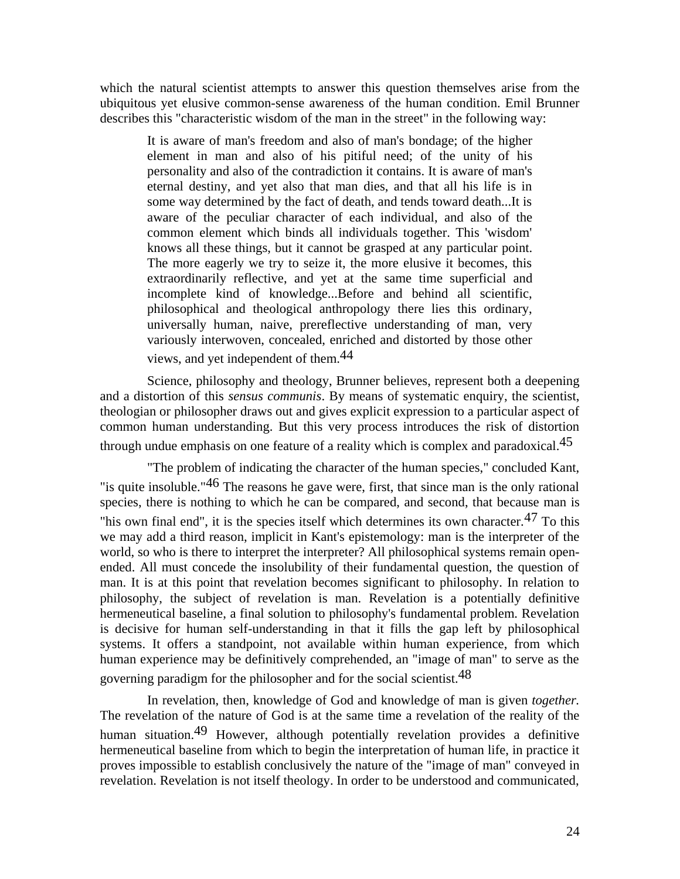which the natural scientist attempts to answer this question themselves arise from the ubiquitous yet elusive common-sense awareness of the human condition. Emil Brunner describes this "characteristic wisdom of the man in the street" in the following way:

> It is aware of man's freedom and also of man's bondage; of the higher element in man and also of his pitiful need; of the unity of his personality and also of the contradiction it contains. It is aware of man's eternal destiny, and yet also that man dies, and that all his life is in some way determined by the fact of death, and tends toward death...It is aware of the peculiar character of each individual, and also of the common element which binds all individuals together. This 'wisdom' knows all these things, but it cannot be grasped at any particular point. The more eagerly we try to seize it, the more elusive it becomes, this extraordinarily reflective, and yet at the same time superficial and incomplete kind of knowledge...Before and behind all scientific, philosophical and theological anthropology there lies this ordinary, universally human, naive, prereflective understanding of man, very variously interwoven, concealed, enriched and distorted by those other views, and yet independent of them.[44]

Science, philosophy and theology, Brunner believes, represent both a deepening and a distortion of this *sensus communis*. By means of systematic enquiry, the scientist, theologian or philosopher draws out and gives explicit expression to a particular aspect of common human understanding. But this very process introduces the risk of distortion through undue emphasis on one feature of a reality which is complex and paradoxical.[45]

"The problem of indicating the character of the human species," concluded Kant, "is quite insoluble."[46] The reasons he gave were, first, that since man is the only rational species, there is nothing to which he can be compared, and second, that because man is "his own final end", it is the species itself which determines its own character.[47] To this we may add a third reason, implicit in Kant's epistemology: man is the interpreter of the world, so who is there to interpret the interpreter? All philosophical systems remain open-ended. All must concede the insolubility of their fundamental question, the question of man. It is at this point that revelation becomes significant to philosophy. In relation to philosophy, the subject of revelation is man. Revelation is a potentially definitive hermeneutical baseline, a final solution to philosophy's fundamental problem. Revelation is decisive for human self-understanding in that it fills the gap left by philosophical systems. It offers a standpoint, not available within human experience, from which human experience may be definitively comprehended, an "image of man" to serve as the governing paradigm for the philosopher and for the social scientist.[48]

In revelation, then, knowledge of God and knowledge of man is given *together*. The revelation of the nature of God is at the same time a revelation of the reality of the human situation.[49] However, although potentially revelation provides a definitive hermeneutical baseline from which to begin the interpretation of human life, in practice it proves impossible to establish conclusively the nature of the "image of man" conveyed in revelation. Revelation is not itself theology. In order to be understood and communicated,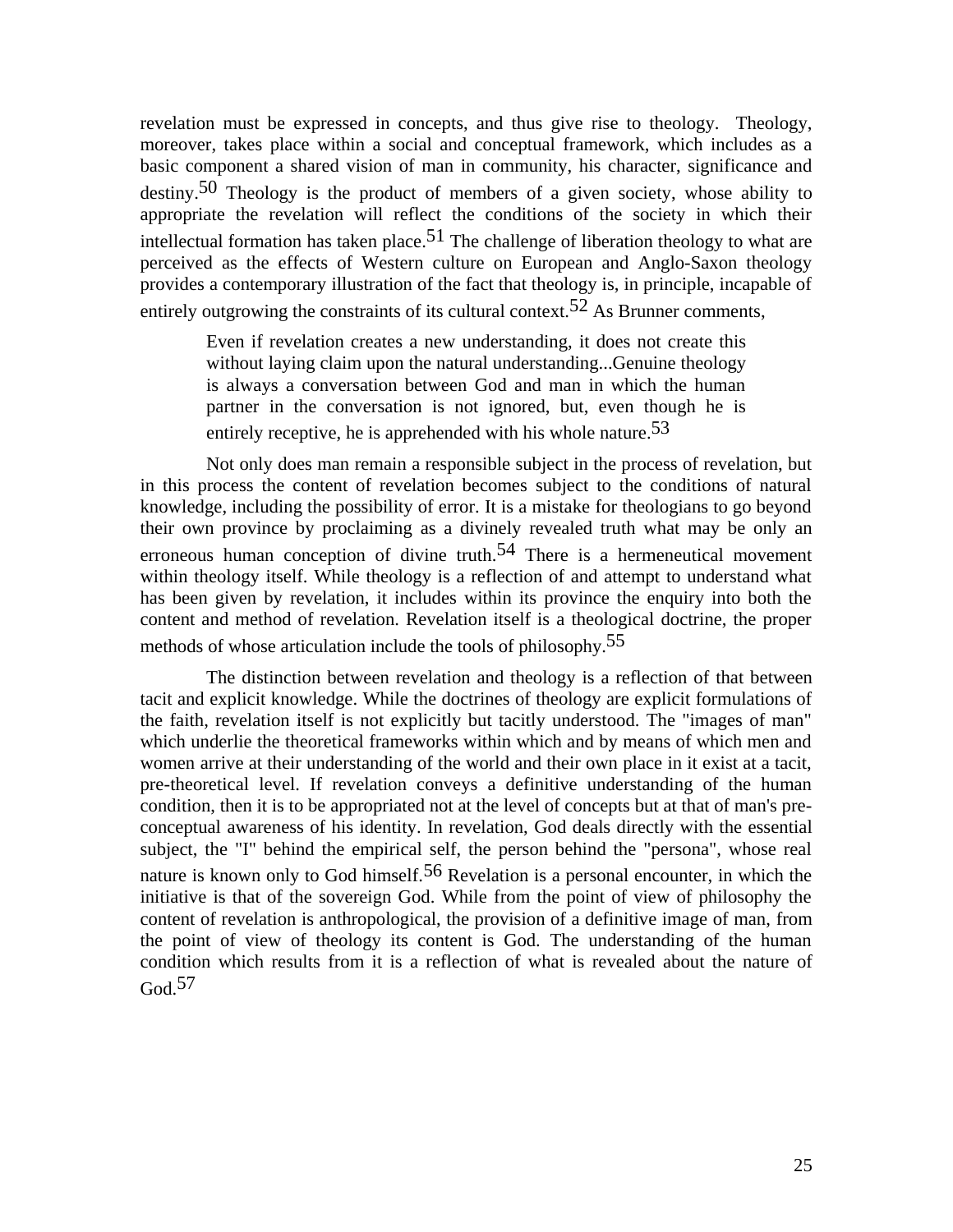revelation must be expressed in concepts, and thus give rise to theology. Theology, moreover, takes place within a social and conceptual framework, which includes as a basic component a shared vision of man in community, his character, significance and destiny.[50] Theology is the product of members of a given society, whose ability to appropriate the revelation will reflect the conditions of the society in which their intellectual formation has taken place.[51] The challenge of liberation theology to what are perceived as the effects of Western culture on European and Anglo-Saxon theology provides a contemporary illustration of the fact that theology is, in principle, incapable of entirely outgrowing the constraints of its cultural context.[52] As Brunner comments,

> Even if revelation creates a new understanding, it does not create this without laying claim upon the natural understanding...Genuine theology is always a conversation between God and man in which the human partner in the conversation is not ignored, but, even though he is entirely receptive, he is apprehended with his whole nature.[53]

Not only does man remain a responsible subject in the process of revelation, but in this process the content of revelation becomes subject to the conditions of natural knowledge, including the possibility of error. It is a mistake for theologians to go beyond their own province by proclaiming as a divinely revealed truth what may be only an erroneous human conception of divine truth.[54] There is a hermeneutical movement within theology itself. While theology is a reflection of and attempt to understand what has been given by revelation, it includes within its province the enquiry into both the content and method of revelation. Revelation itself is a theological doctrine, the proper methods of whose articulation include the tools of philosophy.[55]

The distinction between revelation and theology is a reflection of that between tacit and explicit knowledge. While the doctrines of theology are explicit formulations of the faith, revelation itself is not explicitly but tacitly understood. The "images of man" which underlie the theoretical frameworks within which and by means of which men and women arrive at their understanding of the world and their own place in it exist at a tacit, pre-theoretical level. If revelation conveys a definitive understanding of the human condition, then it is to be appropriated not at the level of concepts but at that of man's pre-conceptual awareness of his identity. In revelation, God deals directly with the essential subject, the "I" behind the empirical self, the person behind the "persona", whose real nature is known only to God himself.[56] Revelation is a personal encounter, in which the initiative is that of the sovereign God. While from the point of view of philosophy the content of revelation is anthropological, the provision of a definitive image of man, from the point of view of theology its content is God. The understanding of the human condition which results from it is a reflection of what is revealed about the nature of God.[57]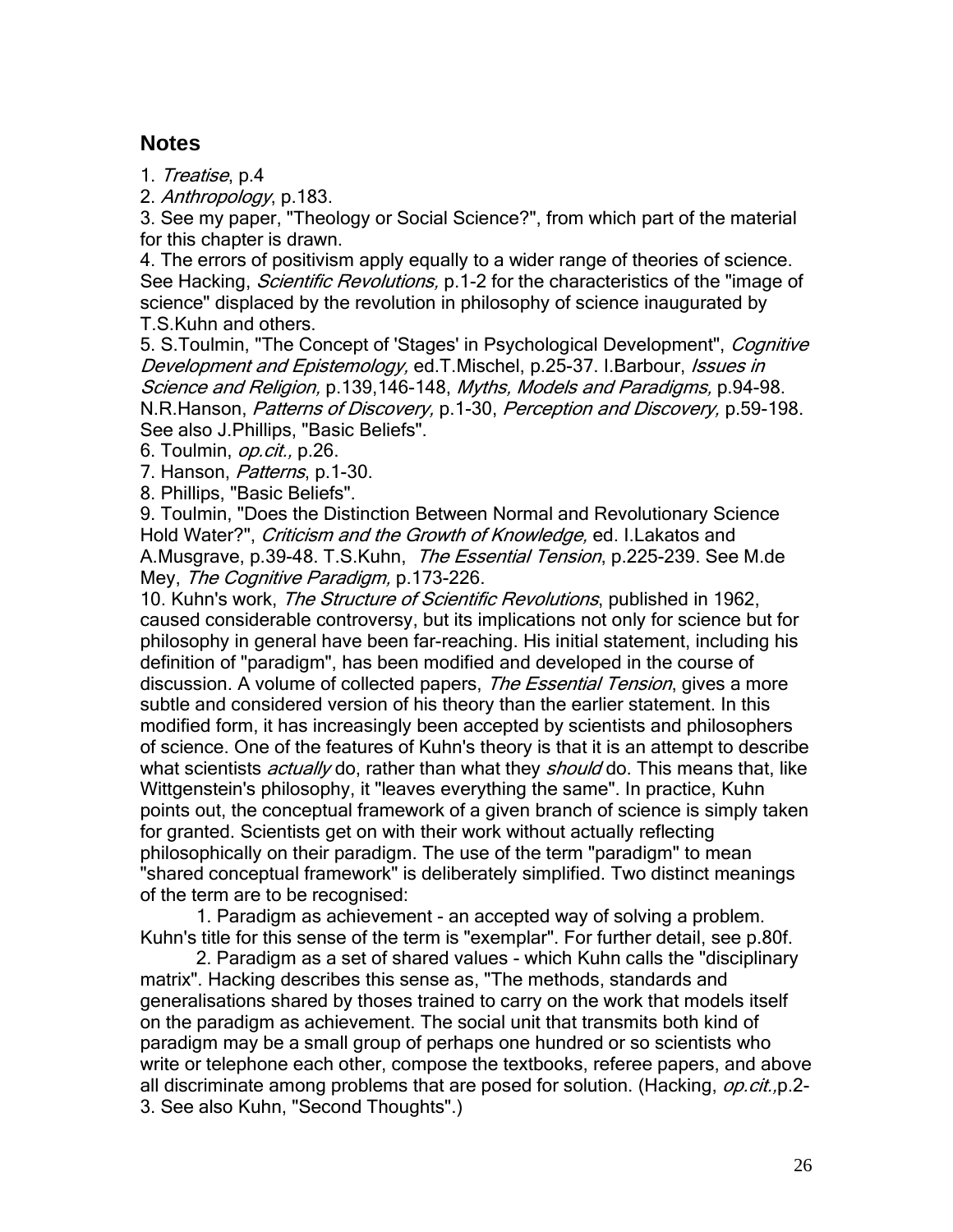## Notes

1. *Treatise*, p.4
2. *Anthropology*, p.183.
3. See my paper, "Theology or Social Science?", from which part of the material for this chapter is drawn.
4. The errors of positivism apply equally to a wider range of theories of science. See Hacking, *Scientific Revolutions,* p.1-2 for the characteristics of the "image of science" displaced by the revolution in philosophy of science inaugurated by T.S.Kuhn and others.
5. S.Toulmin, "The Concept of 'Stages' in Psychological Development", *Cognitive Development and Epistemology,* ed.T.Mischel, p.25-37. I.Barbour, *Issues in Science and Religion,* p.139,146-148, *Myths, Models and Paradigms,* p.94-98. N.R.Hanson, *Patterns of Discovery,* p.1-30, *Perception and Discovery,* p.59-198. See also J.Phillips, "Basic Beliefs".
6. Toulmin, *op.cit.,* p.26.
7. Hanson, *Patterns*, p.1-30.
8. Phillips, "Basic Beliefs".
9. Toulmin, "Does the Distinction Between Normal and Revolutionary Science Hold Water?", *Criticism and the Growth of Knowledge,* ed. I.Lakatos and A.Musgrave, p.39-48. T.S.Kuhn, *The Essential Tension*, p.225-239. See M.de Mey, *The Cognitive Paradigm,* p.173-226.
10. Kuhn's work, *The Structure of Scientific Revolutions*, published in 1962, caused considerable controversy, but its implications not only for science but for philosophy in general have been far-reaching. His initial statement, including his definition of "paradigm", has been modified and developed in the course of discussion. A volume of collected papers, *The Essential Tension*, gives a more subtle and considered version of his theory than the earlier statement. In this modified form, it has increasingly been accepted by scientists and philosophers of science. One of the features of Kuhn's theory is that it is an attempt to describe what scientists *actually* do, rather than what they *should* do. This means that, like Wittgenstein's philosophy, it "leaves everything the same". In practice, Kuhn points out, the conceptual framework of a given branch of science is simply taken for granted. Scientists get on with their work without actually reflecting philosophically on their paradigm. The use of the term "paradigm" to mean "shared conceptual framework" is deliberately simplified. Two distinct meanings of the term are to be recognised:

    1. Paradigm as achievement - an accepted way of solving a problem. Kuhn's title for this sense of the term is "exemplar". For further detail, see p.80f.

    2. Paradigm as a set of shared values - which Kuhn calls the "disciplinary matrix". Hacking describes this sense as, "The methods, standards and generalisations shared by thoses trained to carry on the work that models itself on the paradigm as achievement. The social unit that transmits both kind of paradigm may be a small group of perhaps one hundred or so scientists who write or telephone each other, compose the textbooks, referee papers, and above all discriminate among problems that are posed for solution. (Hacking, *op.cit.,*p.2-3. See also Kuhn, "Second Thoughts".)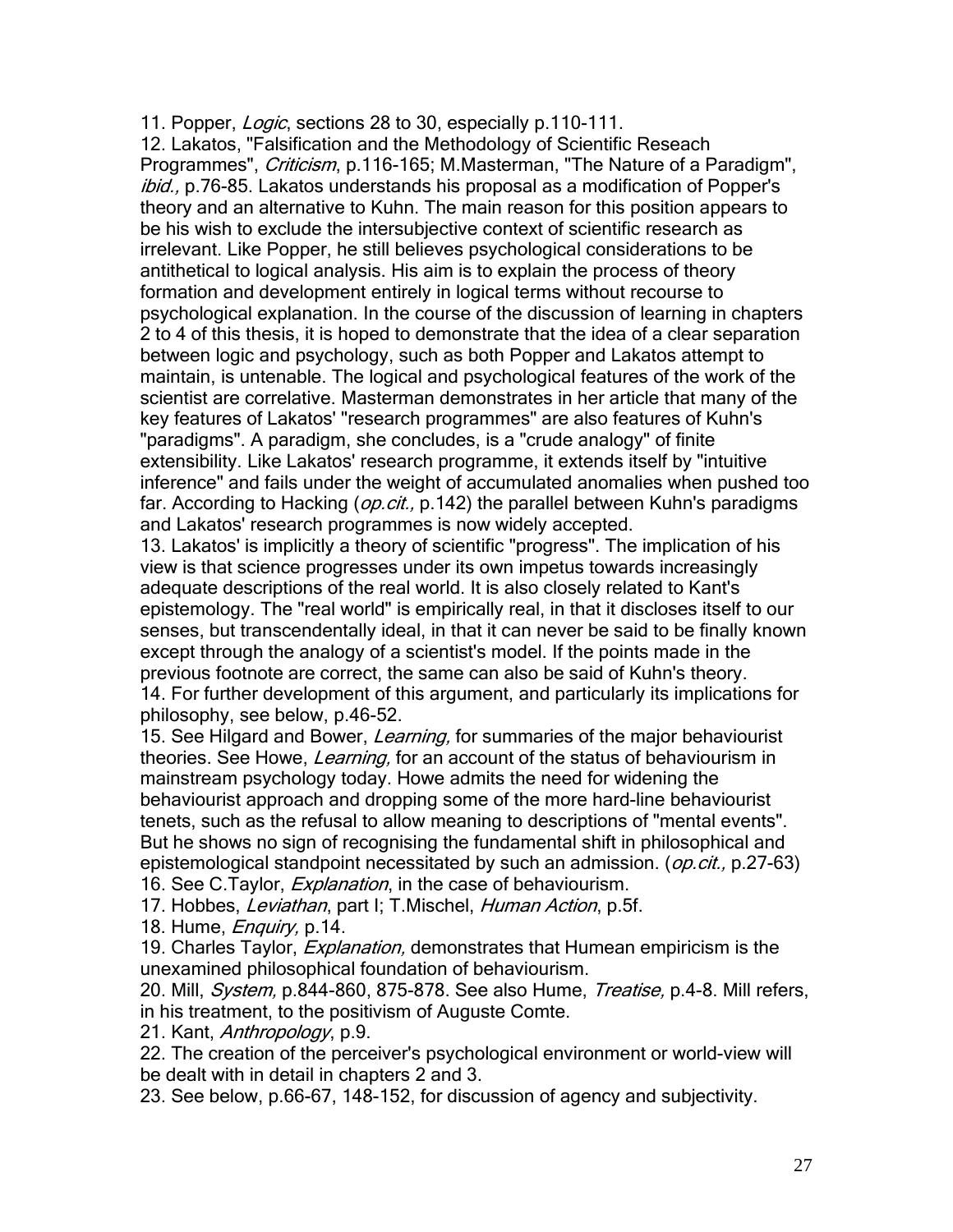11. Popper, *Logic*, sections 28 to 30, especially p.110-111.

12. Lakatos, "Falsification and the Methodology of Scientific Reseach Programmes", *Criticism*, p.116-165; M.Masterman, "The Nature of a Paradigm", *ibid.,* p.76-85. Lakatos understands his proposal as a modification of Popper's theory and an alternative to Kuhn. The main reason for this position appears to be his wish to exclude the intersubjective context of scientific research as irrelevant. Like Popper, he still believes psychological considerations to be antithetical to logical analysis. His aim is to explain the process of theory formation and development entirely in logical terms without recourse to psychological explanation. In the course of the discussion of learning in chapters 2 to 4 of this thesis, it is hoped to demonstrate that the idea of a clear separation between logic and psychology, such as both Popper and Lakatos attempt to maintain, is untenable. The logical and psychological features of the work of the scientist are correlative. Masterman demonstrates in her article that many of the key features of Lakatos' "research programmes" are also features of Kuhn's "paradigms". A paradigm, she concludes, is a "crude analogy" of finite extensibility. Like Lakatos' research programme, it extends itself by "intuitive inference" and fails under the weight of accumulated anomalies when pushed too far. According to Hacking (*op.cit.,* p.142) the parallel between Kuhn's paradigms and Lakatos' research programmes is now widely accepted.

13. Lakatos' is implicitly a theory of scientific "progress". The implication of his view is that science progresses under its own impetus towards increasingly adequate descriptions of the real world. It is also closely related to Kant's epistemology. The "real world" is empirically real, in that it discloses itself to our senses, but transcendentally ideal, in that it can never be said to be finally known except through the analogy of a scientist's model. If the points made in the previous footnote are correct, the same can also be said of Kuhn's theory.

14. For further development of this argument, and particularly its implications for philosophy, see below, p.46-52.

15. See Hilgard and Bower, *Learning,* for summaries of the major behaviourist theories. See Howe, *Learning,* for an account of the status of behaviourism in mainstream psychology today. Howe admits the need for widening the behaviourist approach and dropping some of the more hard-line behaviourist tenets, such as the refusal to allow meaning to descriptions of "mental events". But he shows no sign of recognising the fundamental shift in philosophical and epistemological standpoint necessitated by such an admission. (*op.cit.,* p.27-63)

16. See C.Taylor, *Explanation*, in the case of behaviourism.

17. Hobbes, *Leviathan*, part I; T.Mischel, *Human Action*, p.5f.

18. Hume, *Enquiry,* p.14.

19. Charles Taylor, *Explanation,* demonstrates that Humean empiricism is the unexamined philosophical foundation of behaviourism.

20. Mill, *System,* p.844-860, 875-878. See also Hume, *Treatise,* p.4-8. Mill refers, in his treatment, to the positivism of Auguste Comte.

21. Kant, *Anthropology*, p.9.

22. The creation of the perceiver's psychological environment or world-view will be dealt with in detail in chapters 2 and 3.

23. See below, p.66-67, 148-152, for discussion of agency and subjectivity.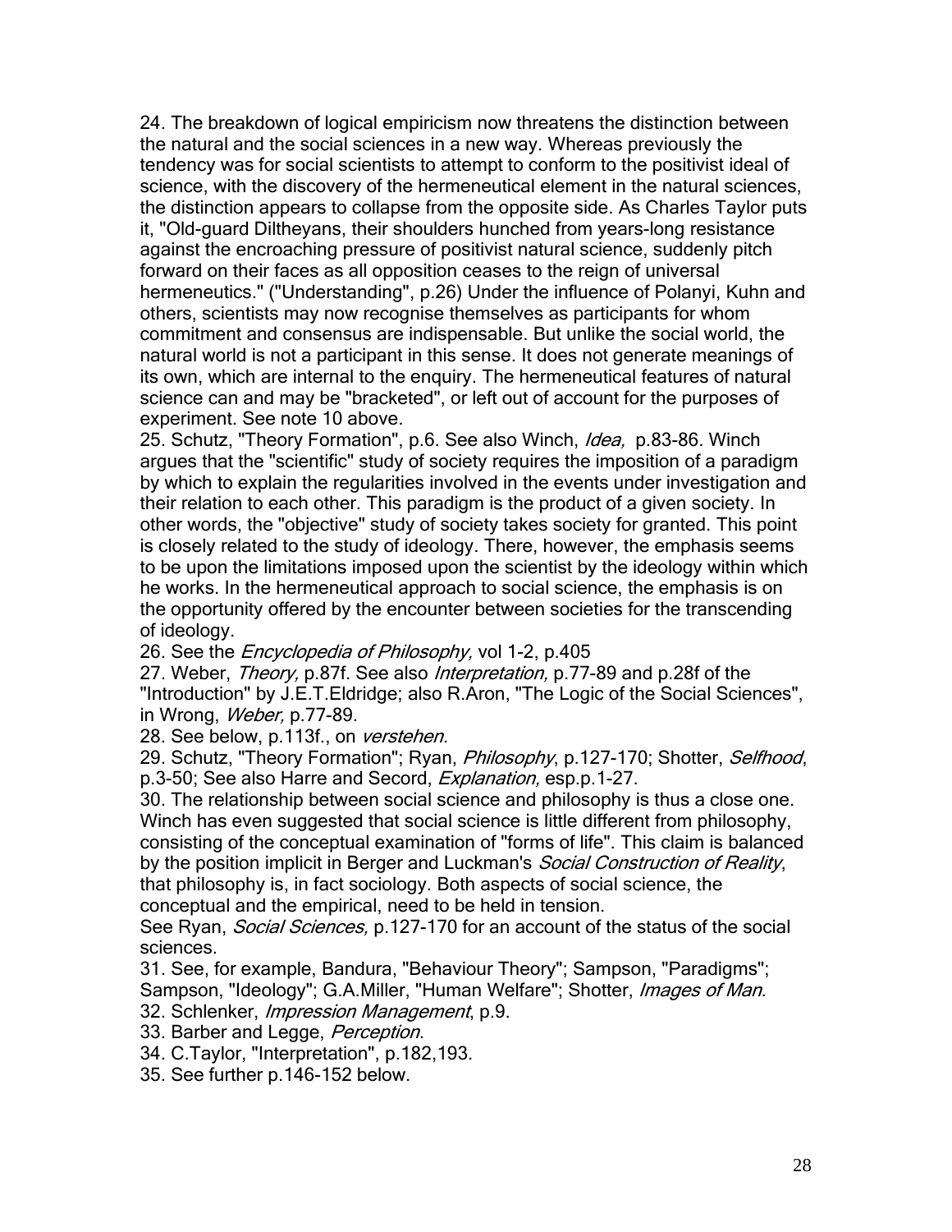24. The breakdown of logical empiricism now threatens the distinction between the natural and the social sciences in a new way. Whereas previously the tendency was for social scientists to attempt to conform to the positivist ideal of science, with the discovery of the hermeneutical element in the natural sciences, the distinction appears to collapse from the opposite side. As Charles Taylor puts it, "Old-guard Diltheyans, their shoulders hunched from years-long resistance against the encroaching pressure of positivist natural science, suddenly pitch forward on their faces as all opposition ceases to the reign of universal hermeneutics." ("Understanding", p.26) Under the influence of Polanyi, Kuhn and others, scientists may now recognise themselves as participants for whom commitment and consensus are indispensable. But unlike the social world, the natural world is not a participant in this sense. It does not generate meanings of its own, which are internal to the enquiry. The hermeneutical features of natural science can and may be "bracketed", or left out of account for the purposes of experiment. See note 10 above.

25. Schutz, "Theory Formation", p.6. See also Winch, *Idea,* p.83-86. Winch argues that the "scientific" study of society requires the imposition of a paradigm by which to explain the regularities involved in the events under investigation and their relation to each other. This paradigm is the product of a given society. In other words, the "objective" study of society takes society for granted. This point is closely related to the study of ideology. There, however, the emphasis seems to be upon the limitations imposed upon the scientist by the ideology within which he works. In the hermeneutical approach to social science, the emphasis is on the opportunity offered by the encounter between societies for the transcending of ideology.

26. See the *Encyclopedia of Philosophy,* vol 1-2, p.405

27. Weber, *Theory,* p.87f. See also *Interpretation,* p.77-89 and p.28f of the "Introduction" by J.E.T.Eldridge; also R.Aron, "The Logic of the Social Sciences", in Wrong, *Weber,* p.77-89.

28. See below, p.113f., on *verstehen.*

29. Schutz, "Theory Formation"; Ryan, *Philosophy*, p.127-170; Shotter, *Selfhood*, p.3-50; See also Harre and Secord, *Explanation,* esp.p.1-27.

30. The relationship between social science and philosophy is thus a close one. Winch has even suggested that social science is little different from philosophy, consisting of the conceptual examination of "forms of life". This claim is balanced by the position implicit in Berger and Luckman's *Social Construction of Reality*, that philosophy is, in fact sociology. Both aspects of social science, the conceptual and the empirical, need to be held in tension.

See Ryan, *Social Sciences,* p.127-170 for an account of the status of the social sciences.

31. See, for example, Bandura, "Behaviour Theory"; Sampson, "Paradigms"; Sampson, "Ideology"; G.A.Miller, "Human Welfare"; Shotter, *Images of Man*.

32. Schlenker, *Impression Management*, p.9.

33. Barber and Legge, *Perception*.

34. C.Taylor, "Interpretation", p.182,193.

35. See further p.146-152 below.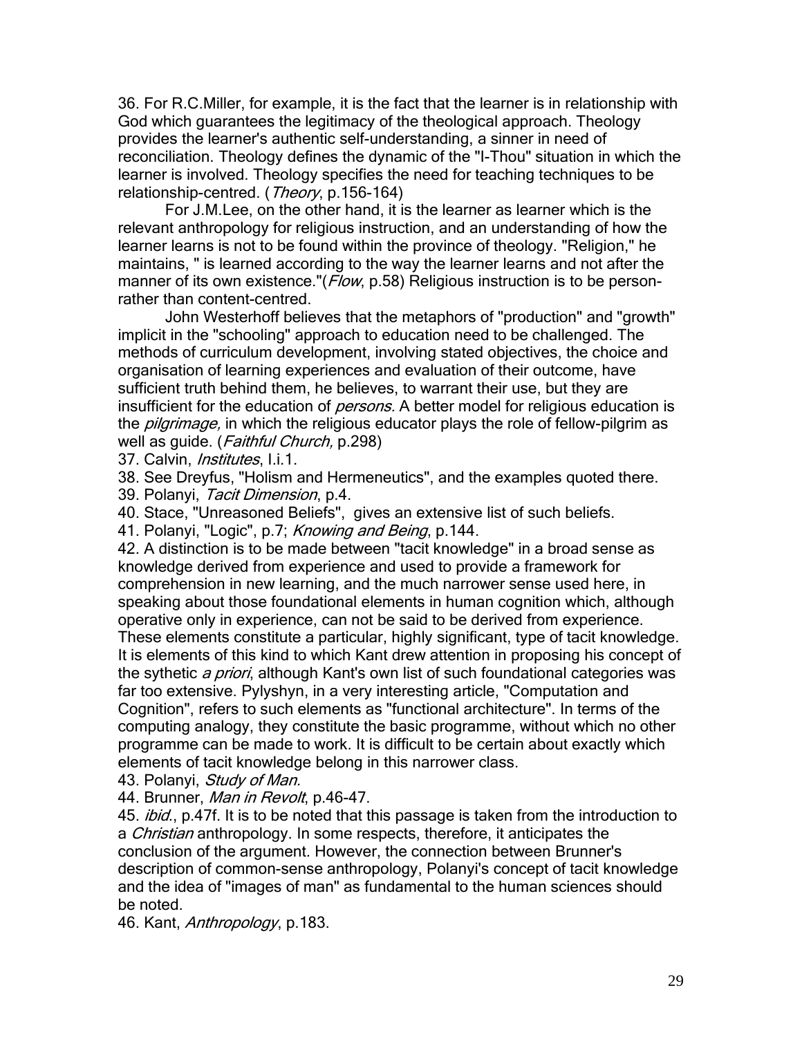36. For R.C.Miller, for example, it is the fact that the learner is in relationship with God which guarantees the legitimacy of the theological approach. Theology provides the learner's authentic self-understanding, a sinner in need of reconciliation. Theology defines the dynamic of the "I-Thou" situation in which the learner is involved. Theology specifies the need for teaching techniques to be relationship-centred. (*Theory*, p.156-164)

For J.M.Lee, on the other hand, it is the learner as learner which is the relevant anthropology for religious instruction, and an understanding of how the learner learns is not to be found within the province of theology. "Religion," he maintains, " is learned according to the way the learner learns and not after the manner of its own existence."(*Flow*, p.58) Religious instruction is to be person- rather than content-centred.

John Westerhoff believes that the metaphors of "production" and "growth" implicit in the "schooling" approach to education need to be challenged. The methods of curriculum development, involving stated objectives, the choice and organisation of learning experiences and evaluation of their outcome, have sufficient truth behind them, he believes, to warrant their use, but they are insufficient for the education of *persons.* A better model for religious education is the *pilgrimage,* in which the religious educator plays the role of fellow-pilgrim as well as guide. (*Faithful Church,* p.298)

37. Calvin, *Institutes*, I.i.1.

38. See Dreyfus, "Holism and Hermeneutics", and the examples quoted there.

39. Polanyi, *Tacit Dimension*, p.4.

40. Stace, "Unreasoned Beliefs", gives an extensive list of such beliefs.

41. Polanyi, "Logic", p.7; *Knowing and Being*, p.144.

42. A distinction is to be made between "tacit knowledge" in a broad sense as knowledge derived from experience and used to provide a framework for comprehension in new learning, and the much narrower sense used here, in speaking about those foundational elements in human cognition which, although operative only in experience, can not be said to be derived from experience. These elements constitute a particular, highly significant, type of tacit knowledge. It is elements of this kind to which Kant drew attention in proposing his concept of the sythetic *a priori*, although Kant's own list of such foundational categories was far too extensive. Pylyshyn, in a very interesting article, "Computation and Cognition", refers to such elements as "functional architecture". In terms of the computing analogy, they constitute the basic programme, without which no other programme can be made to work. It is difficult to be certain about exactly which elements of tacit knowledge belong in this narrower class.

43. Polanyi, *Study of Man.*

44. Brunner, *Man in Revolt*, p.46-47.

45. *ibid.*, p.47f. It is to be noted that this passage is taken from the introduction to a *Christian* anthropology. In some respects, therefore, it anticipates the conclusion of the argument. However, the connection between Brunner's description of common-sense anthropology, Polanyi's concept of tacit knowledge and the idea of "images of man" as fundamental to the human sciences should be noted.

46. Kant, *Anthropology*, p.183.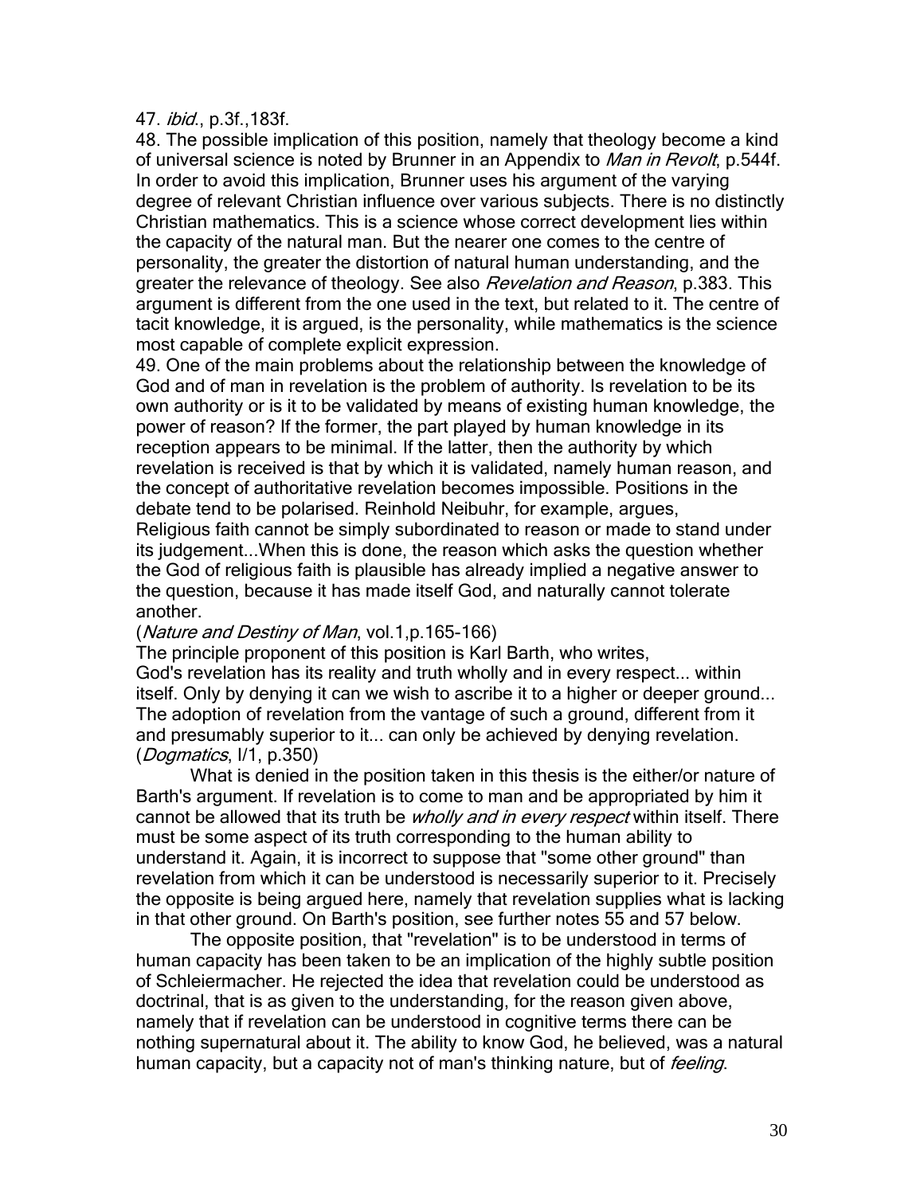47. *ibid.*, p.3f.,183f.

48. The possible implication of this position, namely that theology become a kind of universal science is noted by Brunner in an Appendix to *Man in Revolt*, p.544f. In order to avoid this implication, Brunner uses his argument of the varying degree of relevant Christian influence over various subjects. There is no distinctly Christian mathematics. This is a science whose correct development lies within the capacity of the natural man. But the nearer one comes to the centre of personality, the greater the distortion of natural human understanding, and the greater the relevance of theology. See also *Revelation and Reason*, p.383. This argument is different from the one used in the text, but related to it. The centre of tacit knowledge, it is argued, is the personality, while mathematics is the science most capable of complete explicit expression.

49. One of the main problems about the relationship between the knowledge of God and of man in revelation is the problem of authority. Is revelation to be its own authority or is it to be validated by means of existing human knowledge, the power of reason? If the former, the part played by human knowledge in its reception appears to be minimal. If the latter, then the authority by which revelation is received is that by which it is validated, namely human reason, and the concept of authoritative revelation becomes impossible. Positions in the debate tend to be polarised. Reinhold Neibuhr, for example, argues,

Religious faith cannot be simply subordinated to reason or made to stand under its judgement...When this is done, the reason which asks the question whether the God of religious faith is plausible has already implied a negative answer to the question, because it has made itself God, and naturally cannot tolerate another.

(*Nature and Destiny of Man*, vol.1,p.165-166)

The principle proponent of this position is Karl Barth, who writes,

God's revelation has its reality and truth wholly and in every respect... within itself. Only by denying it can we wish to ascribe it to a higher or deeper ground... The adoption of revelation from the vantage of such a ground, different from it and presumably superior to it... can only be achieved by denying revelation. (*Dogmatics*, I/1, p.350)

What is denied in the position taken in this thesis is the either/or nature of Barth's argument. If revelation is to come to man and be appropriated by him it cannot be allowed that its truth be *wholly and in every respect* within itself. There must be some aspect of its truth corresponding to the human ability to understand it. Again, it is incorrect to suppose that "some other ground" than revelation from which it can be understood is necessarily superior to it. Precisely the opposite is being argued here, namely that revelation supplies what is lacking in that other ground. On Barth's position, see further notes 55 and 57 below.

The opposite position, that "revelation" is to be understood in terms of human capacity has been taken to be an implication of the highly subtle position of Schleiermacher. He rejected the idea that revelation could be understood as doctrinal, that is as given to the understanding, for the reason given above, namely that if revelation can be understood in cognitive terms there can be nothing supernatural about it. The ability to know God, he believed, was a natural human capacity, but a capacity not of man's thinking nature, but of *feeling*.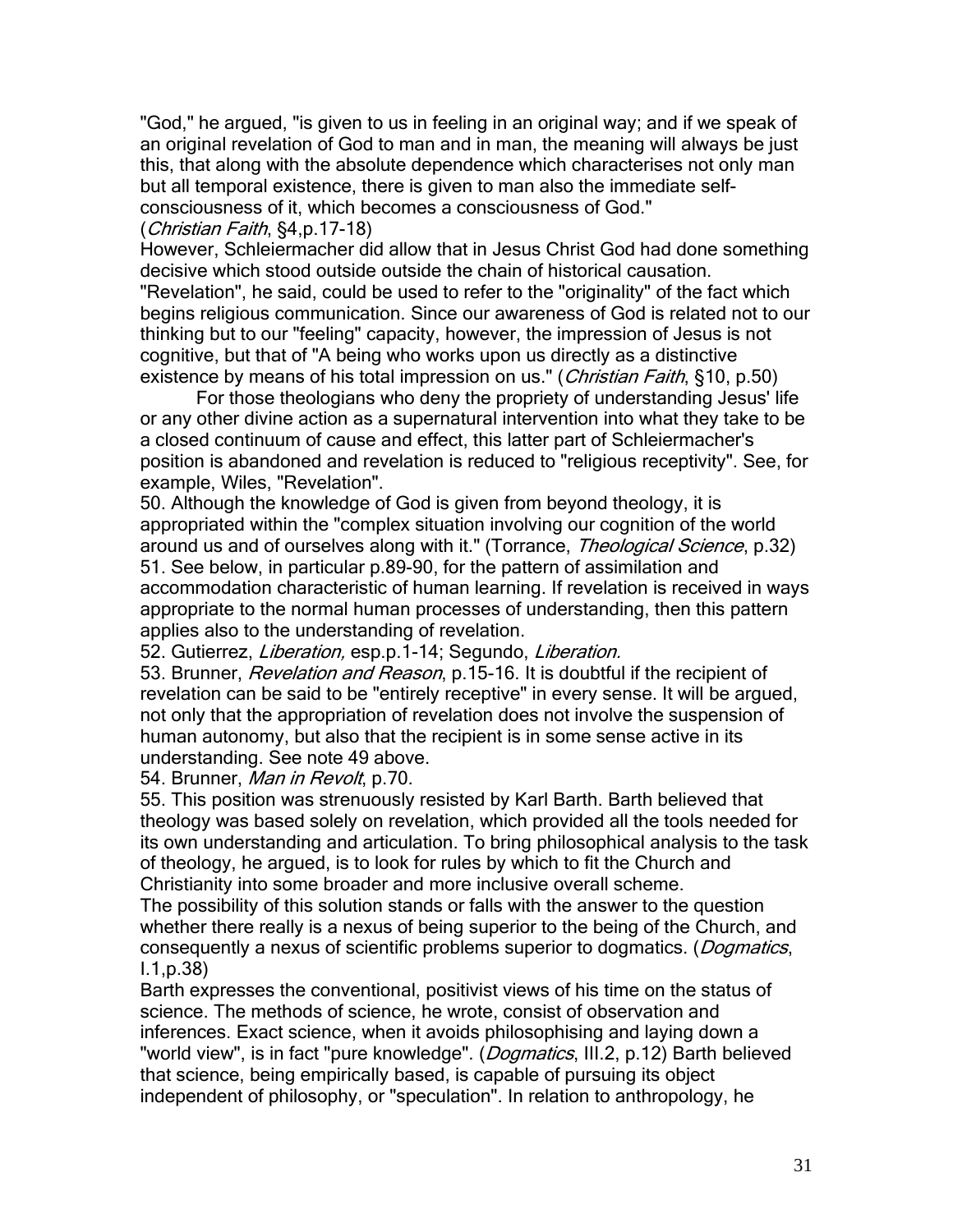"God," he argued, "is given to us in feeling in an original way; and if we speak of an original revelation of God to man and in man, the meaning will always be just this, that along with the absolute dependence which characterises not only man but all temporal existence, there is given to man also the immediate self-consciousness of it, which becomes a consciousness of God." (*Christian Faith*, §4,p.17-18)

However, Schleiermacher did allow that in Jesus Christ God had done something decisive which stood outside outside the chain of historical causation. "Revelation", he said, could be used to refer to the "originality" of the fact which begins religious communication. Since our awareness of God is related not to our thinking but to our "feeling" capacity, however, the impression of Jesus is not cognitive, but that of "A being who works upon us directly as a distinctive existence by means of his total impression on us." (*Christian Faith*, §10, p.50)

For those theologians who deny the propriety of understanding Jesus' life or any other divine action as a supernatural intervention into what they take to be a closed continuum of cause and effect, this latter part of Schleiermacher's position is abandoned and revelation is reduced to "religious receptivity". See, for example, Wiles, "Revelation".

50. Although the knowledge of God is given from beyond theology, it is appropriated within the "complex situation involving our cognition of the world around us and of ourselves along with it." (Torrance, *Theological Science*, p.32)

51. See below, in particular p.89-90, for the pattern of assimilation and accommodation characteristic of human learning. If revelation is received in ways appropriate to the normal human processes of understanding, then this pattern applies also to the understanding of revelation.

52. Gutierrez, *Liberation,* esp.p.1-14; Segundo, *Liberation*.

53. Brunner, *Revelation and Reason*, p.15-16. It is doubtful if the recipient of revelation can be said to be "entirely receptive" in every sense. It will be argued, not only that the appropriation of revelation does not involve the suspension of human autonomy, but also that the recipient is in some sense active in its understanding. See note 49 above.

54. Brunner, *Man in Revolt*, p.70.

55. This position was strenuously resisted by Karl Barth. Barth believed that theology was based solely on revelation, which provided all the tools needed for its own understanding and articulation. To bring philosophical analysis to the task of theology, he argued, is to look for rules by which to fit the Church and Christianity into some broader and more inclusive overall scheme.

The possibility of this solution stands or falls with the answer to the question whether there really is a nexus of being superior to the being of the Church, and consequently a nexus of scientific problems superior to dogmatics. (*Dogmatics*, I.1,p.38)

Barth expresses the conventional, positivist views of his time on the status of science. The methods of science, he wrote, consist of observation and inferences. Exact science, when it avoids philosophising and laying down a "world view", is in fact "pure knowledge". (*Dogmatics*, III.2, p.12) Barth believed that science, being empirically based, is capable of pursuing its object independent of philosophy, or "speculation". In relation to anthropology, he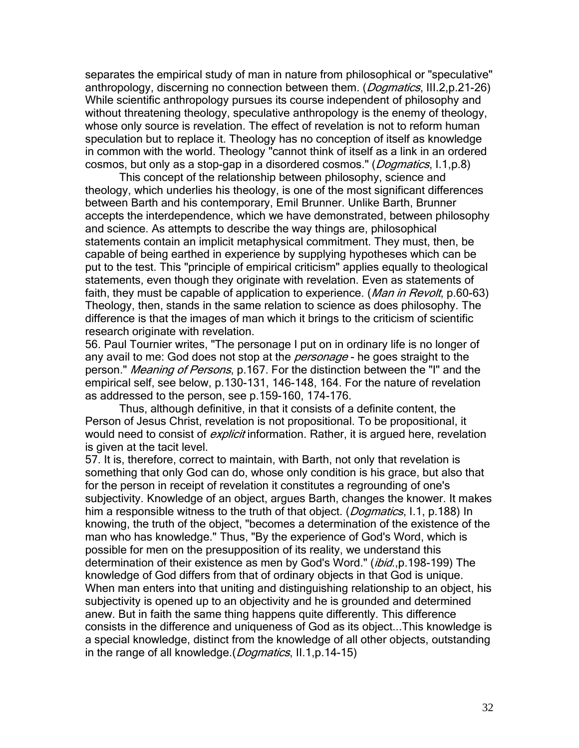separates the empirical study of man in nature from philosophical or "speculative" anthropology, discerning no connection between them. (*Dogmatics*, III.2,p.21-26) While scientific anthropology pursues its course independent of philosophy and without threatening theology, speculative anthropology is the enemy of theology, whose only source is revelation. The effect of revelation is not to reform human speculation but to replace it. Theology has no conception of itself as knowledge in common with the world. Theology "cannot think of itself as a link in an ordered cosmos, but only as a stop-gap in a disordered cosmos." (*Dogmatics*, I.1,p.8)

This concept of the relationship between philosophy, science and theology, which underlies his theology, is one of the most significant differences between Barth and his contemporary, Emil Brunner. Unlike Barth, Brunner accepts the interdependence, which we have demonstrated, between philosophy and science. As attempts to describe the way things are, philosophical statements contain an implicit metaphysical commitment. They must, then, be capable of being earthed in experience by supplying hypotheses which can be put to the test. This "principle of empirical criticism" applies equally to theological statements, even though they originate with revelation. Even as statements of faith, they must be capable of application to experience. (*Man in Revolt*, p.60-63) Theology, then, stands in the same relation to science as does philosophy. The difference is that the images of man which it brings to the criticism of scientific research originate with revelation.

56. Paul Tournier writes, "The personage I put on in ordinary life is no longer of any avail to me: God does not stop at the *personage* - he goes straight to the person." *Meaning of Persons*, p.167. For the distinction between the "I" and the empirical self, see below, p.130-131, 146-148, 164. For the nature of revelation as addressed to the person, see p.159-160, 174-176.

Thus, although definitive, in that it consists of a definite content, the Person of Jesus Christ, revelation is not propositional. To be propositional, it would need to consist of *explicit* information. Rather, it is argued here, revelation is given at the tacit level.

57. It is, therefore, correct to maintain, with Barth, not only that revelation is something that only God can do, whose only condition is his grace, but also that for the person in receipt of revelation it constitutes a regrounding of one's subjectivity. Knowledge of an object, argues Barth, changes the knower. It makes him a responsible witness to the truth of that object. (*Dogmatics*, I.1, p.188) In knowing, the truth of the object, "becomes a determination of the existence of the man who has knowledge." Thus, "By the experience of God's Word, which is possible for men on the presupposition of its reality, we understand this determination of their existence as men by God's Word." (*ibid*.,p.198-199) The knowledge of God differs from that of ordinary objects in that God is unique. When man enters into that uniting and distinguishing relationship to an object, his subjectivity is opened up to an objectivity and he is grounded and determined anew. But in faith the same thing happens quite differently. This difference consists in the difference and uniqueness of God as its object...This knowledge is a special knowledge, distinct from the knowledge of all other objects, outstanding in the range of all knowledge.(*Dogmatics*, II.1,p.14-15)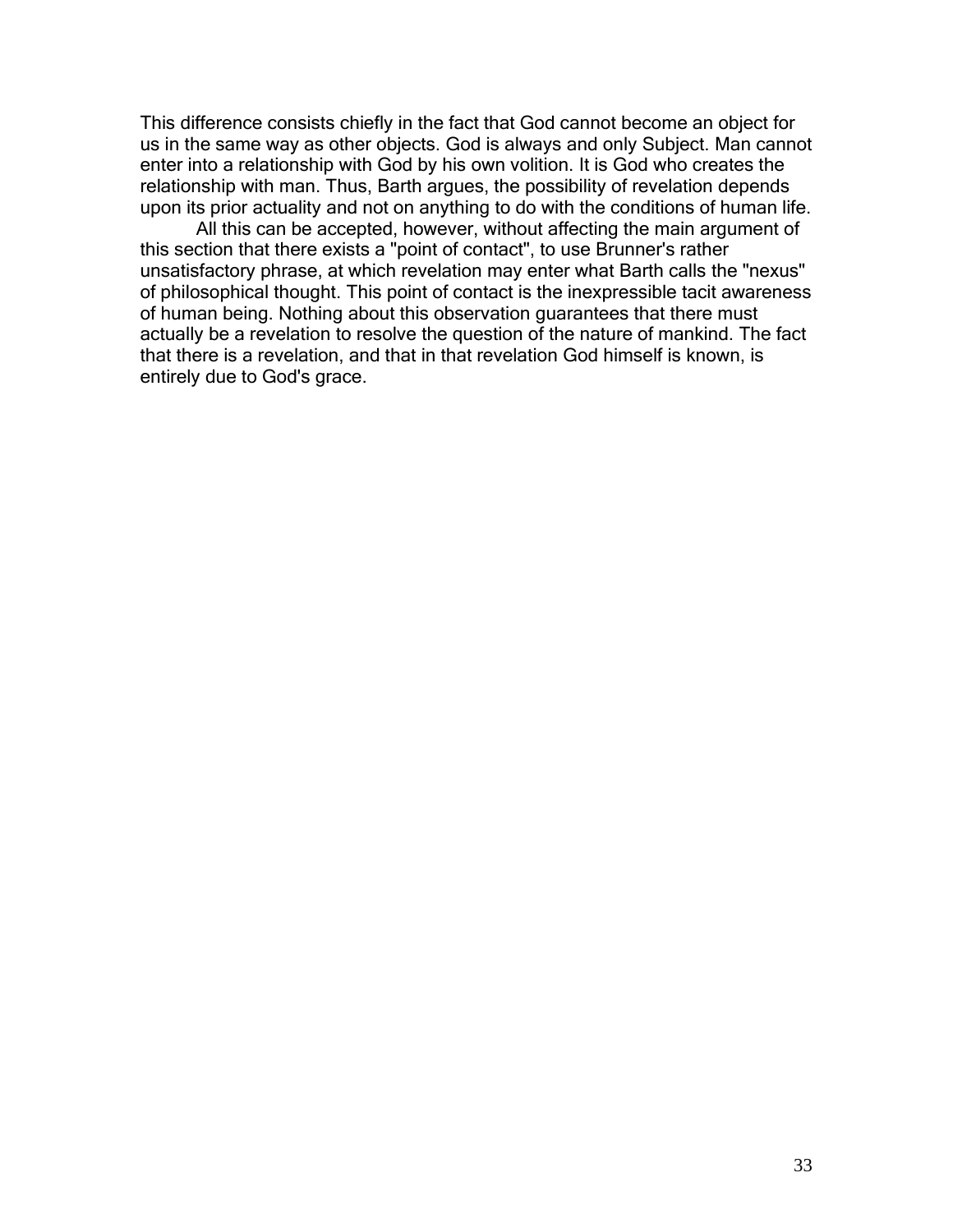This difference consists chiefly in the fact that God cannot become an object for us in the same way as other objects. God is always and only Subject. Man cannot enter into a relationship with God by his own volition. It is God who creates the relationship with man. Thus, Barth argues, the possibility of revelation depends upon its prior actuality and not on anything to do with the conditions of human life.

All this can be accepted, however, without affecting the main argument of this section that there exists a "point of contact", to use Brunner's rather unsatisfactory phrase, at which revelation may enter what Barth calls the "nexus" of philosophical thought. This point of contact is the inexpressible tacit awareness of human being. Nothing about this observation guarantees that there must actually be a revelation to resolve the question of the nature of mankind. The fact that there is a revelation, and that in that revelation God himself is known, is entirely due to God's grace.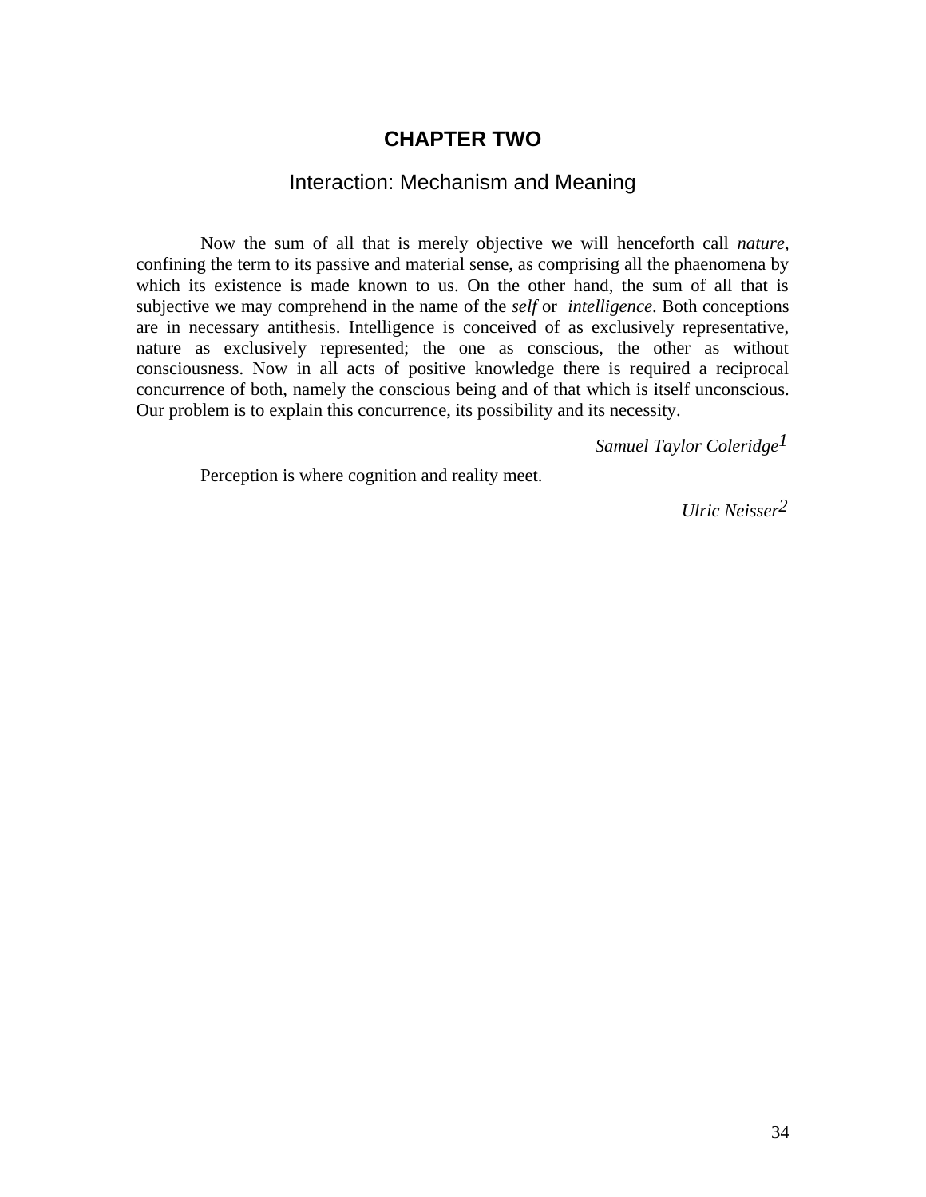# CHAPTER TWO

## Interaction: Mechanism and Meaning

Now the sum of all that is merely objective we will henceforth call *nature*, confining the term to its passive and material sense, as comprising all the phaenomena by which its existence is made known to us. On the other hand, the sum of all that is subjective we may comprehend in the name of the *self* or *intelligence*. Both conceptions are in necessary antithesis. Intelligence is conceived of as exclusively representative, nature as exclusively represented; the one as conscious, the other as without consciousness. Now in all acts of positive knowledge there is required a reciprocal concurrence of both, namely the conscious being and of that which is itself unconscious. Our problem is to explain this concurrence, its possibility and its necessity.

*Samuel Taylor Coleridge*[1]

Perception is where cognition and reality meet.

*Ulric Neisser*[2]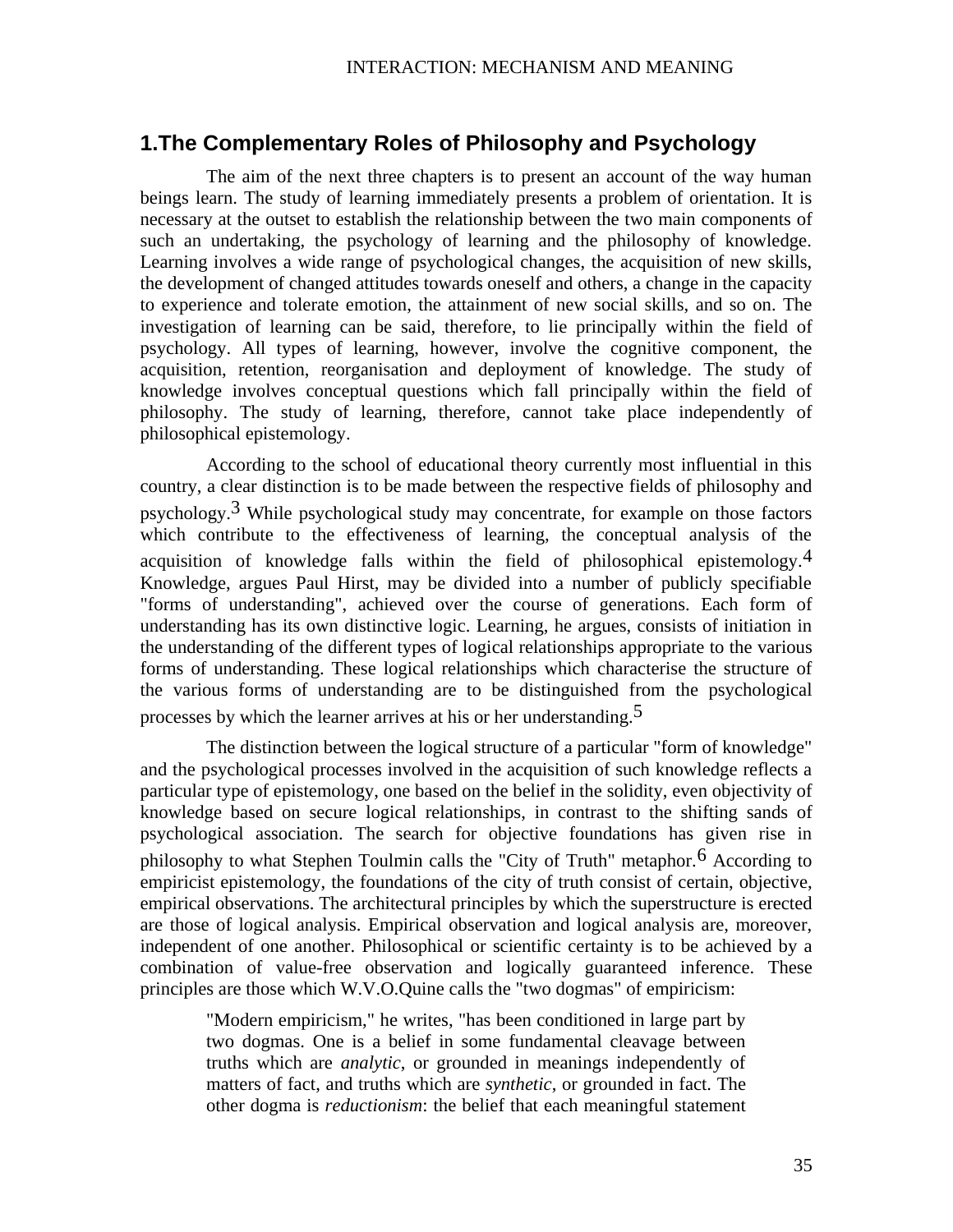## 1.The Complementary Roles of Philosophy and Psychology

The aim of the next three chapters is to present an account of the way human beings learn. The study of learning immediately presents a problem of orientation. It is necessary at the outset to establish the relationship between the two main components of such an undertaking, the psychology of learning and the philosophy of knowledge. Learning involves a wide range of psychological changes, the acquisition of new skills, the development of changed attitudes towards oneself and others, a change in the capacity to experience and tolerate emotion, the attainment of new social skills, and so on. The investigation of learning can be said, therefore, to lie principally within the field of psychology. All types of learning, however, involve the cognitive component, the acquisition, retention, reorganisation and deployment of knowledge. The study of knowledge involves conceptual questions which fall principally within the field of philosophy. The study of learning, therefore, cannot take place independently of philosophical epistemology.

According to the school of educational theory currently most influential in this country, a clear distinction is to be made between the respective fields of philosophy and psychology.[3] While psychological study may concentrate, for example on those factors which contribute to the effectiveness of learning, the conceptual analysis of the acquisition of knowledge falls within the field of philosophical epistemology.[4] Knowledge, argues Paul Hirst, may be divided into a number of publicly specifiable "forms of understanding", achieved over the course of generations. Each form of understanding has its own distinctive logic. Learning, he argues, consists of initiation in the understanding of the different types of logical relationships appropriate to the various forms of understanding. These logical relationships which characterise the structure of the various forms of understanding are to be distinguished from the psychological processes by which the learner arrives at his or her understanding.[5]

The distinction between the logical structure of a particular "form of knowledge" and the psychological processes involved in the acquisition of such knowledge reflects a particular type of epistemology, one based on the belief in the solidity, even objectivity of knowledge based on secure logical relationships, in contrast to the shifting sands of psychological association. The search for objective foundations has given rise in philosophy to what Stephen Toulmin calls the "City of Truth" metaphor.[6] According to empiricist epistemology, the foundations of the city of truth consist of certain, objective, empirical observations. The architectural principles by which the superstructure is erected are those of logical analysis. Empirical observation and logical analysis are, moreover, independent of one another. Philosophical or scientific certainty is to be achieved by a combination of value-free observation and logically guaranteed inference. These principles are those which W.V.O.Quine calls the "two dogmas" of empiricism:

> "Modern empiricism," he writes, "has been conditioned in large part by two dogmas. One is a belief in some fundamental cleavage between truths which are *analytic*, or grounded in meanings independently of matters of fact, and truths which are *synthetic*, or grounded in fact. The other dogma is *reductionism*: the belief that each meaningful statement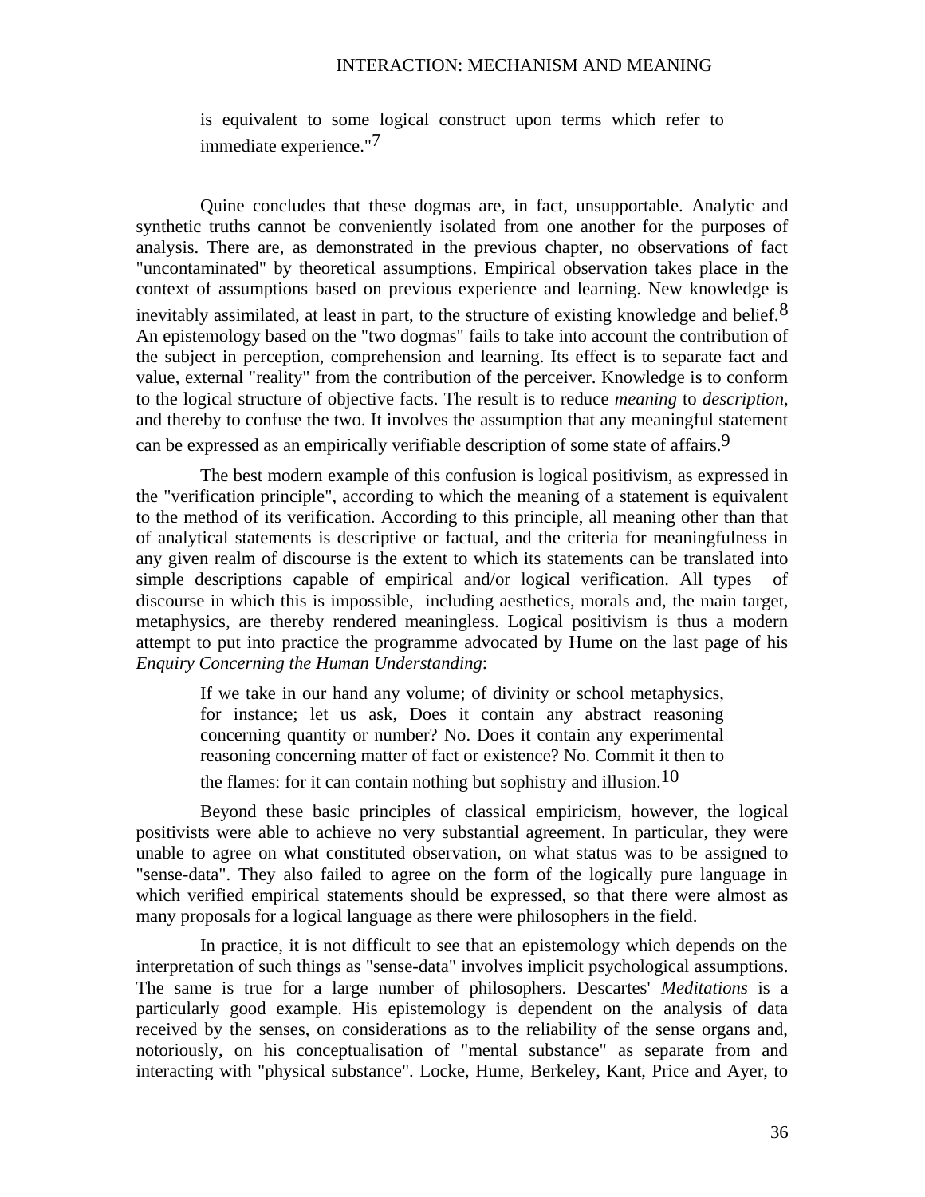> is equivalent to some logical construct upon terms which refer to immediate experience."[7]

Quine concludes that these dogmas are, in fact, unsupportable. Analytic and synthetic truths cannot be conveniently isolated from one another for the purposes of analysis. There are, as demonstrated in the previous chapter, no observations of fact "uncontaminated" by theoretical assumptions. Empirical observation takes place in the context of assumptions based on previous experience and learning. New knowledge is inevitably assimilated, at least in part, to the structure of existing knowledge and belief.[8] An epistemology based on the "two dogmas" fails to take into account the contribution of the subject in perception, comprehension and learning. Its effect is to separate fact and value, external "reality" from the contribution of the perceiver. Knowledge is to conform to the logical structure of objective facts. The result is to reduce *meaning* to *description*, and thereby to confuse the two. It involves the assumption that any meaningful statement can be expressed as an empirically verifiable description of some state of affairs.[9]

The best modern example of this confusion is logical positivism, as expressed in the "verification principle", according to which the meaning of a statement is equivalent to the method of its verification. According to this principle, all meaning other than that of analytical statements is descriptive or factual, and the criteria for meaningfulness in any given realm of discourse is the extent to which its statements can be translated into simple descriptions capable of empirical and/or logical verification. All types of discourse in which this is impossible, including aesthetics, morals and, the main target, metaphysics, are thereby rendered meaningless. Logical positivism is thus a modern attempt to put into practice the programme advocated by Hume on the last page of his *Enquiry Concerning the Human Understanding*:

> If we take in our hand any volume; of divinity or school metaphysics, for instance; let us ask, Does it contain any abstract reasoning concerning quantity or number? No. Does it contain any experimental reasoning concerning matter of fact or existence? No. Commit it then to the flames: for it can contain nothing but sophistry and illusion.[10]

Beyond these basic principles of classical empiricism, however, the logical positivists were able to achieve no very substantial agreement. In particular, they were unable to agree on what constituted observation, on what status was to be assigned to "sense-data". They also failed to agree on the form of the logically pure language in which verified empirical statements should be expressed, so that there were almost as many proposals for a logical language as there were philosophers in the field.

In practice, it is not difficult to see that an epistemology which depends on the interpretation of such things as "sense-data" involves implicit psychological assumptions. The same is true for a large number of philosophers. Descartes' *Meditations* is a particularly good example. His epistemology is dependent on the analysis of data received by the senses, on considerations as to the reliability of the sense organs and, notoriously, on his conceptualisation of "mental substance" as separate from and interacting with "physical substance". Locke, Hume, Berkeley, Kant, Price and Ayer, to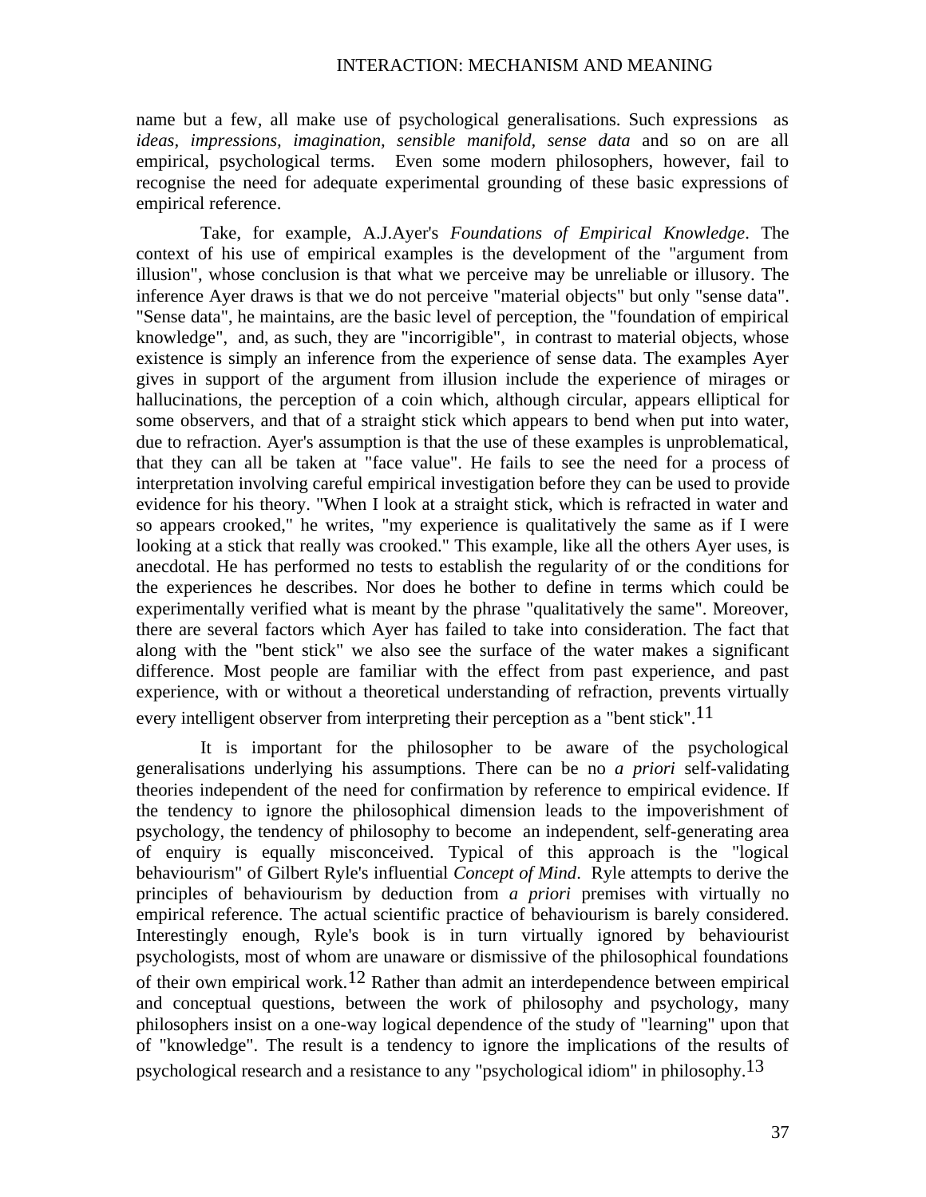name but a few, all make use of psychological generalisations. Such expressions as *ideas, impressions, imagination, sensible manifold, sense data* and so on are all empirical, psychological terms. Even some modern philosophers, however, fail to recognise the need for adequate experimental grounding of these basic expressions of empirical reference.

Take, for example, A.J.Ayer's *Foundations of Empirical Knowledge*. The context of his use of empirical examples is the development of the "argument from illusion", whose conclusion is that what we perceive may be unreliable or illusory. The inference Ayer draws is that we do not perceive "material objects" but only "sense data". "Sense data", he maintains, are the basic level of perception, the "foundation of empirical knowledge", and, as such, they are "incorrigible", in contrast to material objects, whose existence is simply an inference from the experience of sense data. The examples Ayer gives in support of the argument from illusion include the experience of mirages or hallucinations, the perception of a coin which, although circular, appears elliptical for some observers, and that of a straight stick which appears to bend when put into water, due to refraction. Ayer's assumption is that the use of these examples is unproblematical, that they can all be taken at "face value". He fails to see the need for a process of interpretation involving careful empirical investigation before they can be used to provide evidence for his theory. "When I look at a straight stick, which is refracted in water and so appears crooked," he writes, "my experience is qualitatively the same as if I were looking at a stick that really was crooked." This example, like all the others Ayer uses, is anecdotal. He has performed no tests to establish the regularity of or the conditions for the experiences he describes. Nor does he bother to define in terms which could be experimentally verified what is meant by the phrase "qualitatively the same". Moreover, there are several factors which Ayer has failed to take into consideration. The fact that along with the "bent stick" we also see the surface of the water makes a significant difference. Most people are familiar with the effect from past experience, and past experience, with or without a theoretical understanding of refraction, prevents virtually every intelligent observer from interpreting their perception as a "bent stick".[11]

It is important for the philosopher to be aware of the psychological generalisations underlying his assumptions. There can be no *a priori* self-validating theories independent of the need for confirmation by reference to empirical evidence. If the tendency to ignore the philosophical dimension leads to the impoverishment of psychology, the tendency of philosophy to become an independent, self-generating area of enquiry is equally misconceived. Typical of this approach is the "logical behaviourism" of Gilbert Ryle's influential *Concept of Mind*. Ryle attempts to derive the principles of behaviourism by deduction from *a priori* premises with virtually no empirical reference. The actual scientific practice of behaviourism is barely considered. Interestingly enough, Ryle's book is in turn virtually ignored by behaviourist psychologists, most of whom are unaware or dismissive of the philosophical foundations of their own empirical work.[12] Rather than admit an interdependence between empirical and conceptual questions, between the work of philosophy and psychology, many philosophers insist on a one-way logical dependence of the study of "learning" upon that of "knowledge". The result is a tendency to ignore the implications of the results of psychological research and a resistance to any "psychological idiom" in philosophy.[13]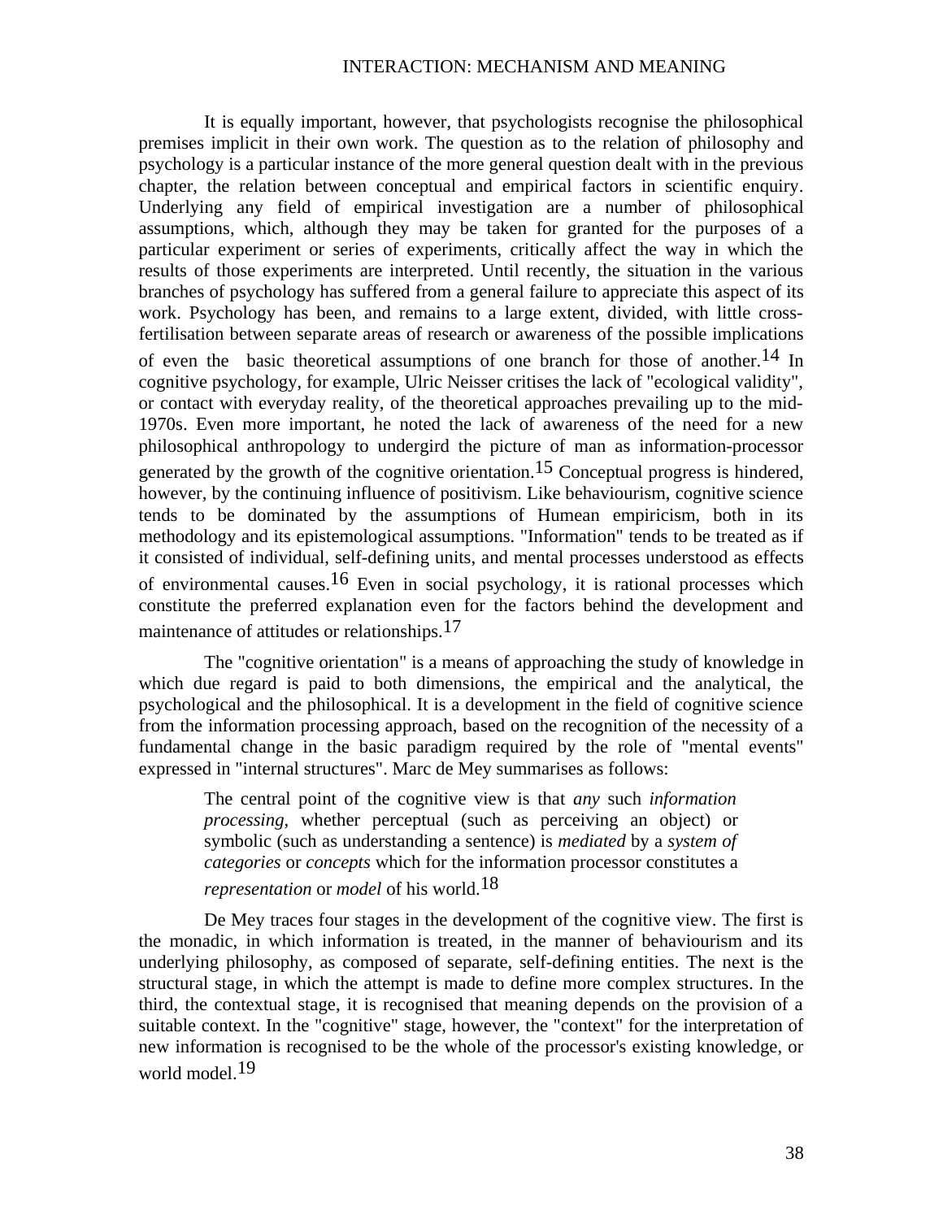It is equally important, however, that psychologists recognise the philosophical premises implicit in their own work. The question as to the relation of philosophy and psychology is a particular instance of the more general question dealt with in the previous chapter, the relation between conceptual and empirical factors in scientific enquiry. Underlying any field of empirical investigation are a number of philosophical assumptions, which, although they may be taken for granted for the purposes of a particular experiment or series of experiments, critically affect the way in which the results of those experiments are interpreted. Until recently, the situation in the various branches of psychology has suffered from a general failure to appreciate this aspect of its work. Psychology has been, and remains to a large extent, divided, with little cross-fertilisation between separate areas of research or awareness of the possible implications of even the basic theoretical assumptions of one branch for those of another.[14] In cognitive psychology, for example, Ulric Neisser critises the lack of "ecological validity", or contact with everyday reality, of the theoretical approaches prevailing up to the mid-1970s. Even more important, he noted the lack of awareness of the need for a new philosophical anthropology to undergird the picture of man as information-processor generated by the growth of the cognitive orientation.[15] Conceptual progress is hindered, however, by the continuing influence of positivism. Like behaviourism, cognitive science tends to be dominated by the assumptions of Humean empiricism, both in its methodology and its epistemological assumptions. "Information" tends to be treated as if it consisted of individual, self-defining units, and mental processes understood as effects of environmental causes.[16] Even in social psychology, it is rational processes which constitute the preferred explanation even for the factors behind the development and maintenance of attitudes or relationships.[17]

The "cognitive orientation" is a means of approaching the study of knowledge in which due regard is paid to both dimensions, the empirical and the analytical, the psychological and the philosophical. It is a development in the field of cognitive science from the information processing approach, based on the recognition of the necessity of a fundamental change in the basic paradigm required by the role of "mental events" expressed in "internal structures". Marc de Mey summarises as follows:

> The central point of the cognitive view is that *any* such *information processing*, whether perceptual (such as perceiving an object) or symbolic (such as understanding a sentence) is *mediated* by a *system of categories* or *concepts* which for the information processor constitutes a *representation* or *model* of his world.[18]

De Mey traces four stages in the development of the cognitive view. The first is the monadic, in which information is treated, in the manner of behaviourism and its underlying philosophy, as composed of separate, self-defining entities. The next is the structural stage, in which the attempt is made to define more complex structures. In the third, the contextual stage, it is recognised that meaning depends on the provision of a suitable context. In the "cognitive" stage, however, the "context" for the interpretation of new information is recognised to be the whole of the processor's existing knowledge, or world model.[19]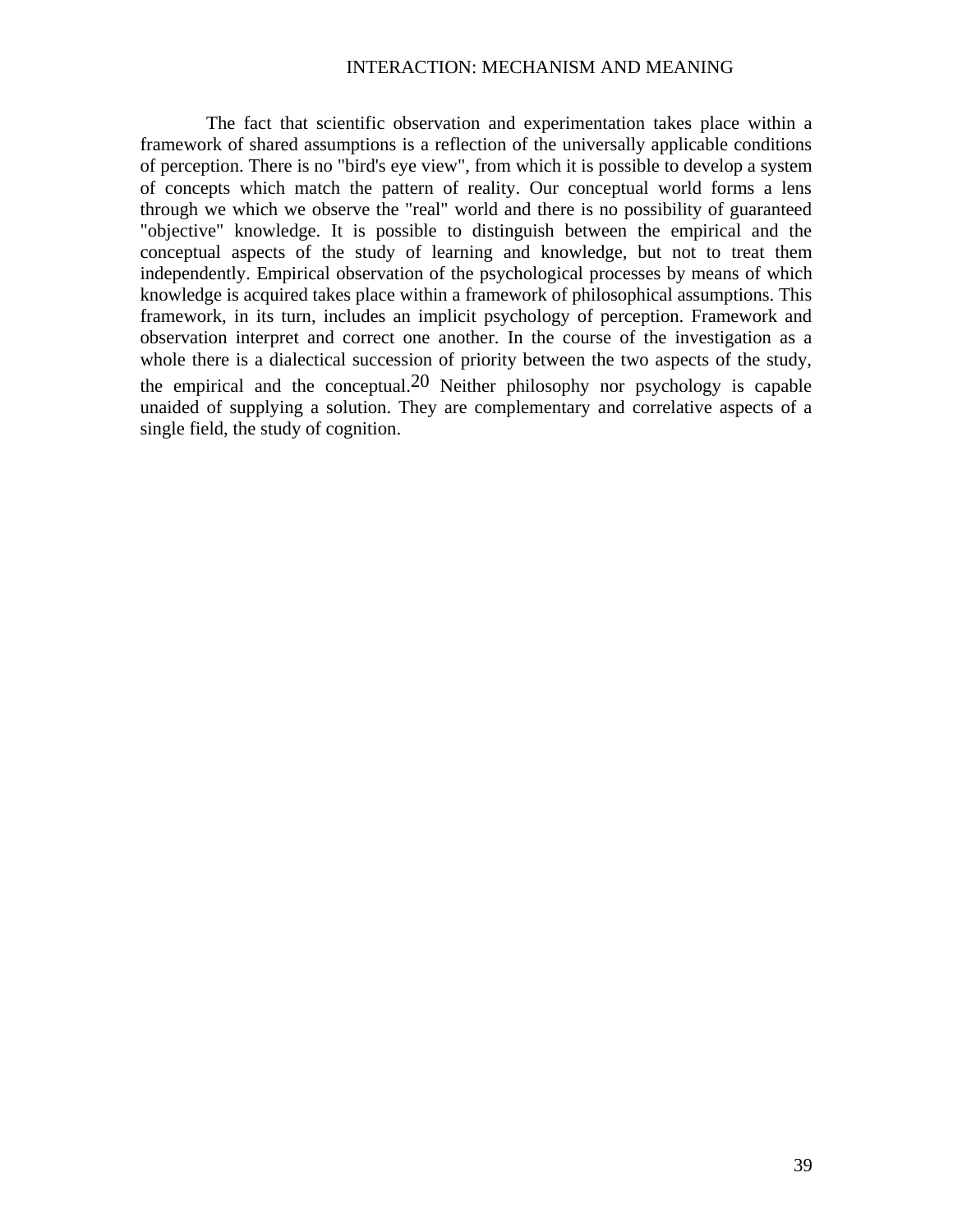The fact that scientific observation and experimentation takes place within a framework of shared assumptions is a reflection of the universally applicable conditions of perception. There is no "bird's eye view", from which it is possible to develop a system of concepts which match the pattern of reality. Our conceptual world forms a lens through we which we observe the "real" world and there is no possibility of guaranteed "objective" knowledge. It is possible to distinguish between the empirical and the conceptual aspects of the study of learning and knowledge, but not to treat them independently. Empirical observation of the psychological processes by means of which knowledge is acquired takes place within a framework of philosophical assumptions. This framework, in its turn, includes an implicit psychology of perception. Framework and observation interpret and correct one another. In the course of the investigation as a whole there is a dialectical succession of priority between the two aspects of the study, the empirical and the conceptual.[20] Neither philosophy nor psychology is capable unaided of supplying a solution. They are complementary and correlative aspects of a single field, the study of cognition.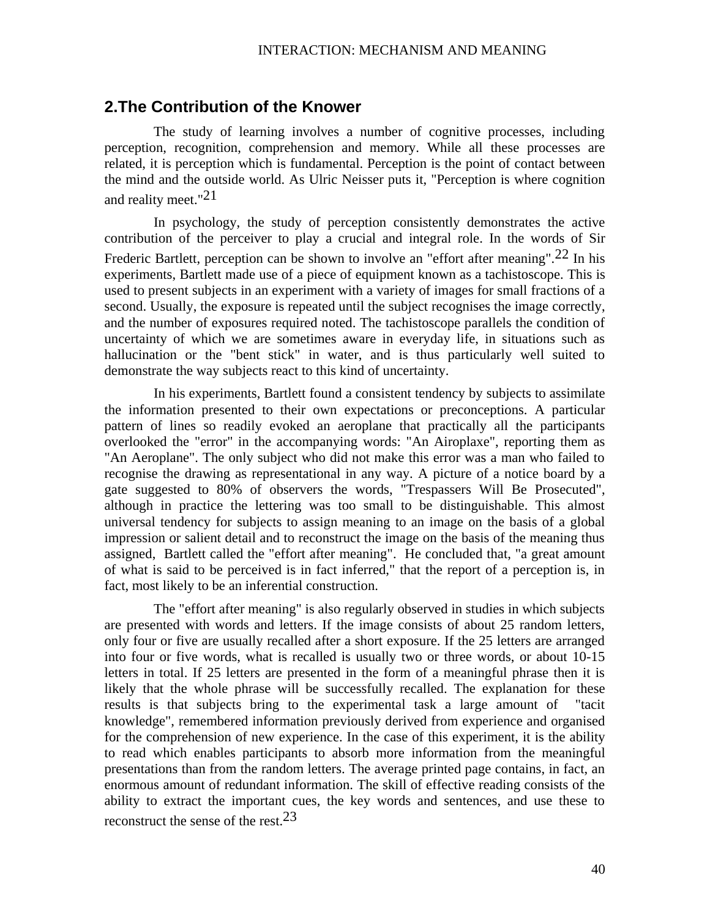## 2.The Contribution of the Knower

The study of learning involves a number of cognitive processes, including perception, recognition, comprehension and memory. While all these processes are related, it is perception which is fundamental. Perception is the point of contact between the mind and the outside world. As Ulric Neisser puts it, "Perception is where cognition and reality meet."[21]

In psychology, the study of perception consistently demonstrates the active contribution of the perceiver to play a crucial and integral role. In the words of Sir Frederic Bartlett, perception can be shown to involve an "effort after meaning".[22] In his experiments, Bartlett made use of a piece of equipment known as a tachistoscope. This is used to present subjects in an experiment with a variety of images for small fractions of a second. Usually, the exposure is repeated until the subject recognises the image correctly, and the number of exposures required noted. The tachistoscope parallels the condition of uncertainty of which we are sometimes aware in everyday life, in situations such as hallucination or the "bent stick" in water, and is thus particularly well suited to demonstrate the way subjects react to this kind of uncertainty.

In his experiments, Bartlett found a consistent tendency by subjects to assimilate the information presented to their own expectations or preconceptions. A particular pattern of lines so readily evoked an aeroplane that practically all the participants overlooked the "error" in the accompanying words: "An Airoplaxe", reporting them as "An Aeroplane". The only subject who did not make this error was a man who failed to recognise the drawing as representational in any way. A picture of a notice board by a gate suggested to 80% of observers the words, "Trespassers Will Be Prosecuted", although in practice the lettering was too small to be distinguishable. This almost universal tendency for subjects to assign meaning to an image on the basis of a global impression or salient detail and to reconstruct the image on the basis of the meaning thus assigned, Bartlett called the "effort after meaning". He concluded that, "a great amount of what is said to be perceived is in fact inferred," that the report of a perception is, in fact, most likely to be an inferential construction.

The "effort after meaning" is also regularly observed in studies in which subjects are presented with words and letters. If the image consists of about 25 random letters, only four or five are usually recalled after a short exposure. If the 25 letters are arranged into four or five words, what is recalled is usually two or three words, or about 10-15 letters in total. If 25 letters are presented in the form of a meaningful phrase then it is likely that the whole phrase will be successfully recalled. The explanation for these results is that subjects bring to the experimental task a large amount of "tacit knowledge", remembered information previously derived from experience and organised for the comprehension of new experience. In the case of this experiment, it is the ability to read which enables participants to absorb more information from the meaningful presentations than from the random letters. The average printed page contains, in fact, an enormous amount of redundant information. The skill of effective reading consists of the ability to extract the important cues, the key words and sentences, and use these to reconstruct the sense of the rest.[23]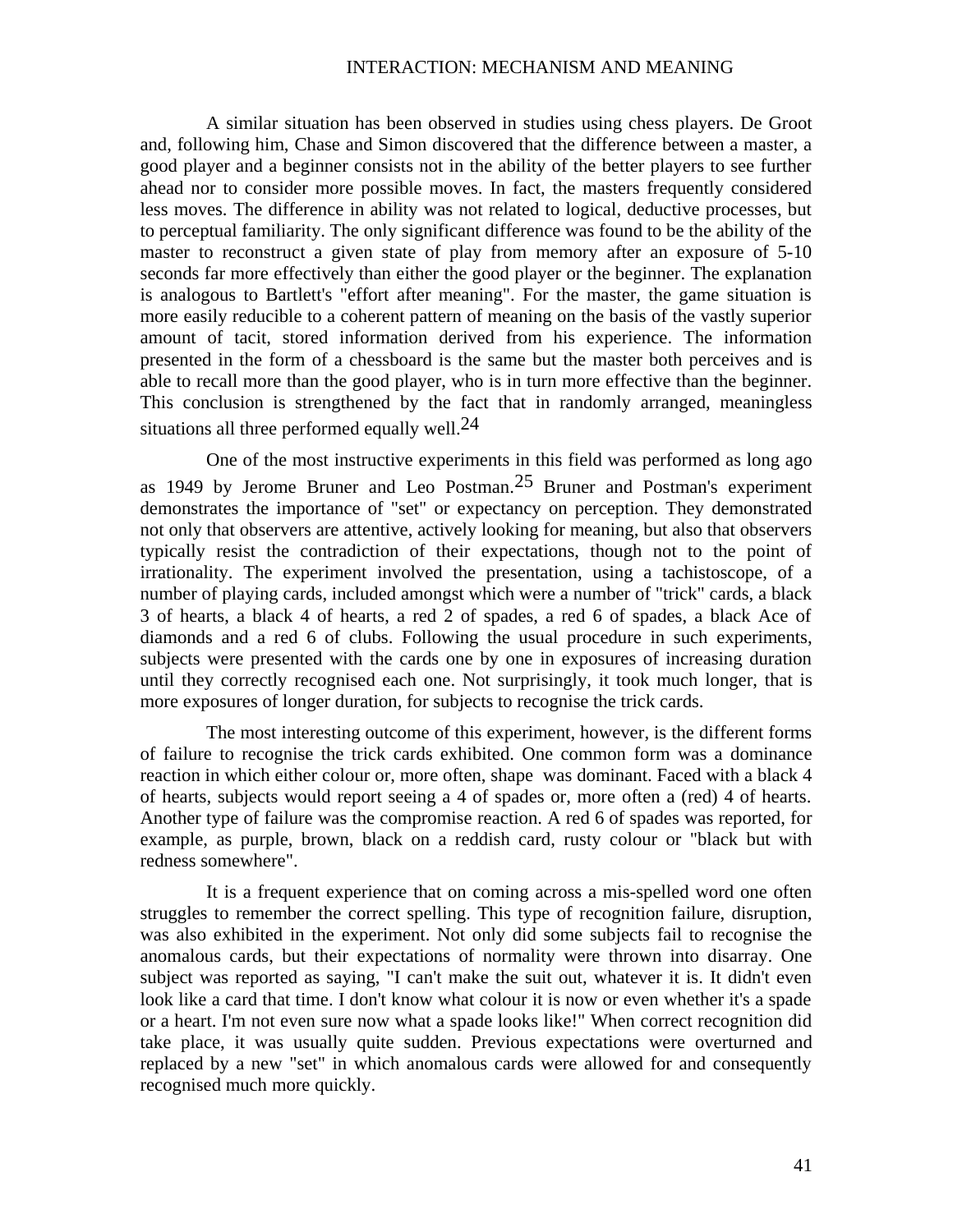A similar situation has been observed in studies using chess players. De Groot and, following him, Chase and Simon discovered that the difference between a master, a good player and a beginner consists not in the ability of the better players to see further ahead nor to consider more possible moves. In fact, the masters frequently considered less moves. The difference in ability was not related to logical, deductive processes, but to perceptual familiarity. The only significant difference was found to be the ability of the master to reconstruct a given state of play from memory after an exposure of 5-10 seconds far more effectively than either the good player or the beginner. The explanation is analogous to Bartlett's "effort after meaning". For the master, the game situation is more easily reducible to a coherent pattern of meaning on the basis of the vastly superior amount of tacit, stored information derived from his experience. The information presented in the form of a chessboard is the same but the master both perceives and is able to recall more than the good player, who is in turn more effective than the beginner. This conclusion is strengthened by the fact that in randomly arranged, meaningless situations all three performed equally well.[24]

One of the most instructive experiments in this field was performed as long ago as 1949 by Jerome Bruner and Leo Postman.[25] Bruner and Postman's experiment demonstrates the importance of "set" or expectancy on perception. They demonstrated not only that observers are attentive, actively looking for meaning, but also that observers typically resist the contradiction of their expectations, though not to the point of irrationality. The experiment involved the presentation, using a tachistoscope, of a number of playing cards, included amongst which were a number of "trick" cards, a black 3 of hearts, a black 4 of hearts, a red 2 of spades, a red 6 of spades, a black Ace of diamonds and a red 6 of clubs. Following the usual procedure in such experiments, subjects were presented with the cards one by one in exposures of increasing duration until they correctly recognised each one. Not surprisingly, it took much longer, that is more exposures of longer duration, for subjects to recognise the trick cards.

The most interesting outcome of this experiment, however, is the different forms of failure to recognise the trick cards exhibited. One common form was a dominance reaction in which either colour or, more often, shape was dominant. Faced with a black 4 of hearts, subjects would report seeing a 4 of spades or, more often a (red) 4 of hearts. Another type of failure was the compromise reaction. A red 6 of spades was reported, for example, as purple, brown, black on a reddish card, rusty colour or "black but with redness somewhere".

It is a frequent experience that on coming across a mis-spelled word one often struggles to remember the correct spelling. This type of recognition failure, disruption, was also exhibited in the experiment. Not only did some subjects fail to recognise the anomalous cards, but their expectations of normality were thrown into disarray. One subject was reported as saying, "I can't make the suit out, whatever it is. It didn't even look like a card that time. I don't know what colour it is now or even whether it's a spade or a heart. I'm not even sure now what a spade looks like!" When correct recognition did take place, it was usually quite sudden. Previous expectations were overturned and replaced by a new "set" in which anomalous cards were allowed for and consequently recognised much more quickly.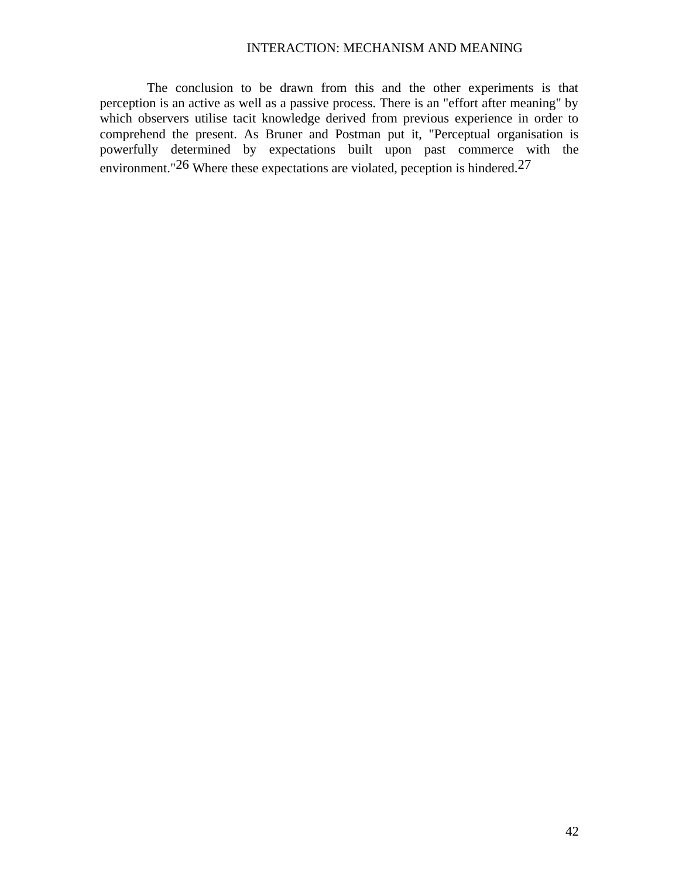The conclusion to be drawn from this and the other experiments is that perception is an active as well as a passive process. There is an "effort after meaning" by which observers utilise tacit knowledge derived from previous experience in order to comprehend the present. As Bruner and Postman put it, "Perceptual organisation is powerfully determined by expectations built upon past commerce with the environment."[26] Where these expectations are violated, peception is hindered.[27]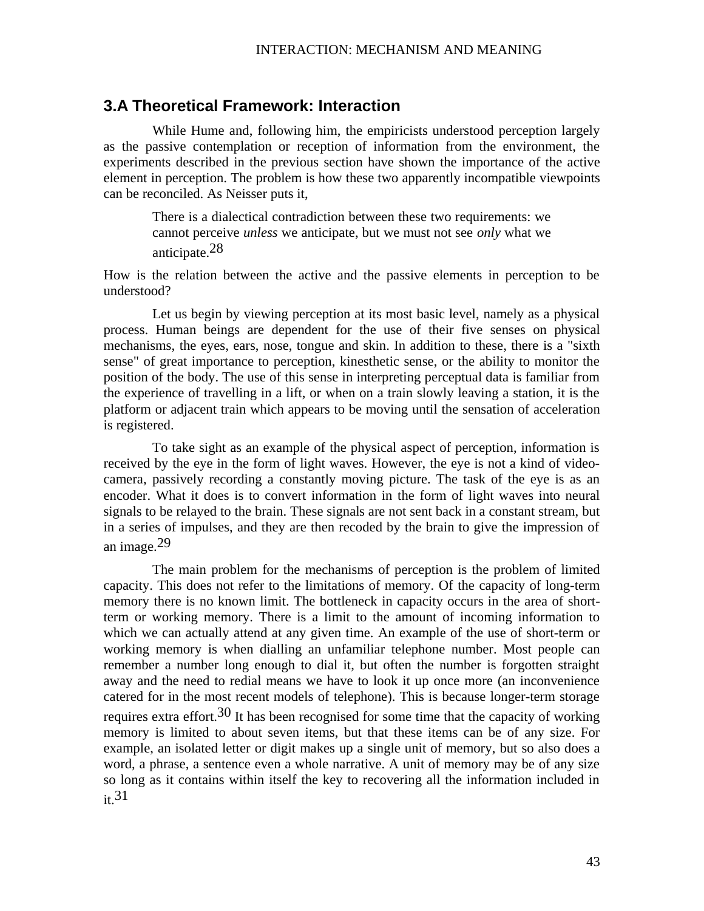## 3.A Theoretical Framework: Interaction

While Hume and, following him, the empiricists understood perception largely as the passive contemplation or reception of information from the environment, the experiments described in the previous section have shown the importance of the active element in perception. The problem is how these two apparently incompatible viewpoints can be reconciled. As Neisser puts it,

> There is a dialectical contradiction between these two requirements: we cannot perceive *unless* we anticipate, but we must not see *only* what we anticipate.[28]

How is the relation between the active and the passive elements in perception to be understood?

Let us begin by viewing perception at its most basic level, namely as a physical process. Human beings are dependent for the use of their five senses on physical mechanisms, the eyes, ears, nose, tongue and skin. In addition to these, there is a "sixth sense" of great importance to perception, kinesthetic sense, or the ability to monitor the position of the body. The use of this sense in interpreting perceptual data is familiar from the experience of travelling in a lift, or when on a train slowly leaving a station, it is the platform or adjacent train which appears to be moving until the sensation of acceleration is registered.

To take sight as an example of the physical aspect of perception, information is received by the eye in the form of light waves. However, the eye is not a kind of video-camera, passively recording a constantly moving picture. The task of the eye is as an encoder. What it does is to convert information in the form of light waves into neural signals to be relayed to the brain. These signals are not sent back in a constant stream, but in a series of impulses, and they are then recoded by the brain to give the impression of an image.[29]

The main problem for the mechanisms of perception is the problem of limited capacity. This does not refer to the limitations of memory. Of the capacity of long-term memory there is no known limit. The bottleneck in capacity occurs in the area of short-term or working memory. There is a limit to the amount of incoming information to which we can actually attend at any given time. An example of the use of short-term or working memory is when dialling an unfamiliar telephone number. Most people can remember a number long enough to dial it, but often the number is forgotten straight away and the need to redial means we have to look it up once more (an inconvenience catered for in the most recent models of telephone). This is because longer-term storage requires extra effort.[30] It has been recognised for some time that the capacity of working memory is limited to about seven items, but that these items can be of any size. For example, an isolated letter or digit makes up a single unit of memory, but so also does a word, a phrase, a sentence even a whole narrative. A unit of memory may be of any size so long as it contains within itself the key to recovering all the information included in it.[31]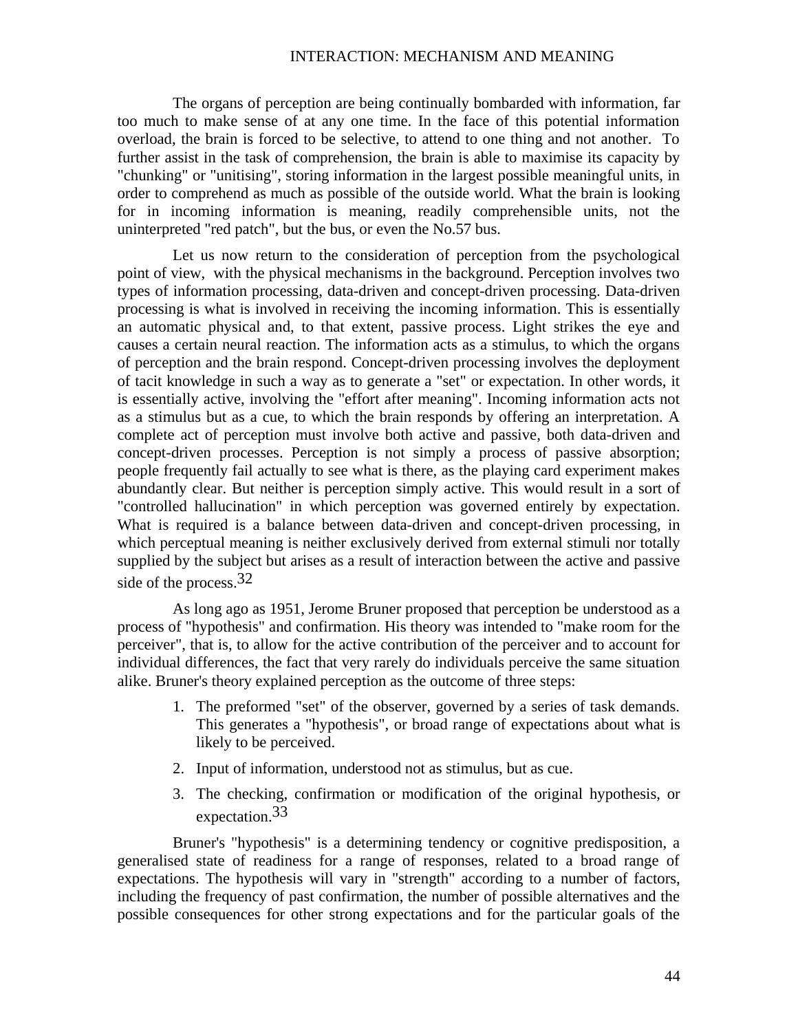The organs of perception are being continually bombarded with information, far too much to make sense of at any one time. In the face of this potential information overload, the brain is forced to be selective, to attend to one thing and not another. To further assist in the task of comprehension, the brain is able to maximise its capacity by "chunking" or "unitising", storing information in the largest possible meaningful units, in order to comprehend as much as possible of the outside world. What the brain is looking for in incoming information is meaning, readily comprehensible units, not the uninterpreted "red patch", but the bus, or even the No.57 bus.

Let us now return to the consideration of perception from the psychological point of view, with the physical mechanisms in the background. Perception involves two types of information processing, data-driven and concept-driven processing. Data-driven processing is what is involved in receiving the incoming information. This is essentially an automatic physical and, to that extent, passive process. Light strikes the eye and causes a certain neural reaction. The information acts as a stimulus, to which the organs of perception and the brain respond. Concept-driven processing involves the deployment of tacit knowledge in such a way as to generate a "set" or expectation. In other words, it is essentially active, involving the "effort after meaning". Incoming information acts not as a stimulus but as a cue, to which the brain responds by offering an interpretation. A complete act of perception must involve both active and passive, both data-driven and concept-driven processes. Perception is not simply a process of passive absorption; people frequently fail actually to see what is there, as the playing card experiment makes abundantly clear. But neither is perception simply active. This would result in a sort of "controlled hallucination" in which perception was governed entirely by expectation. What is required is a balance between data-driven and concept-driven processing, in which perceptual meaning is neither exclusively derived from external stimuli nor totally supplied by the subject but arises as a result of interaction between the active and passive side of the process.[32]

As long ago as 1951, Jerome Bruner proposed that perception be understood as a process of "hypothesis" and confirmation. His theory was intended to "make room for the perceiver", that is, to allow for the active contribution of the perceiver and to account for individual differences, the fact that very rarely do individuals perceive the same situation alike. Bruner's theory explained perception as the outcome of three steps:

1. The preformed "set" of the observer, governed by a series of task demands. This generates a "hypothesis", or broad range of expectations about what is likely to be perceived.
2. Input of information, understood not as stimulus, but as cue.
3. The checking, confirmation or modification of the original hypothesis, or expectation.[33]

Bruner's "hypothesis" is a determining tendency or cognitive predisposition, a generalised state of readiness for a range of responses, related to a broad range of expectations. The hypothesis will vary in "strength" according to a number of factors, including the frequency of past confirmation, the number of possible alternatives and the possible consequences for other strong expectations and for the particular goals of the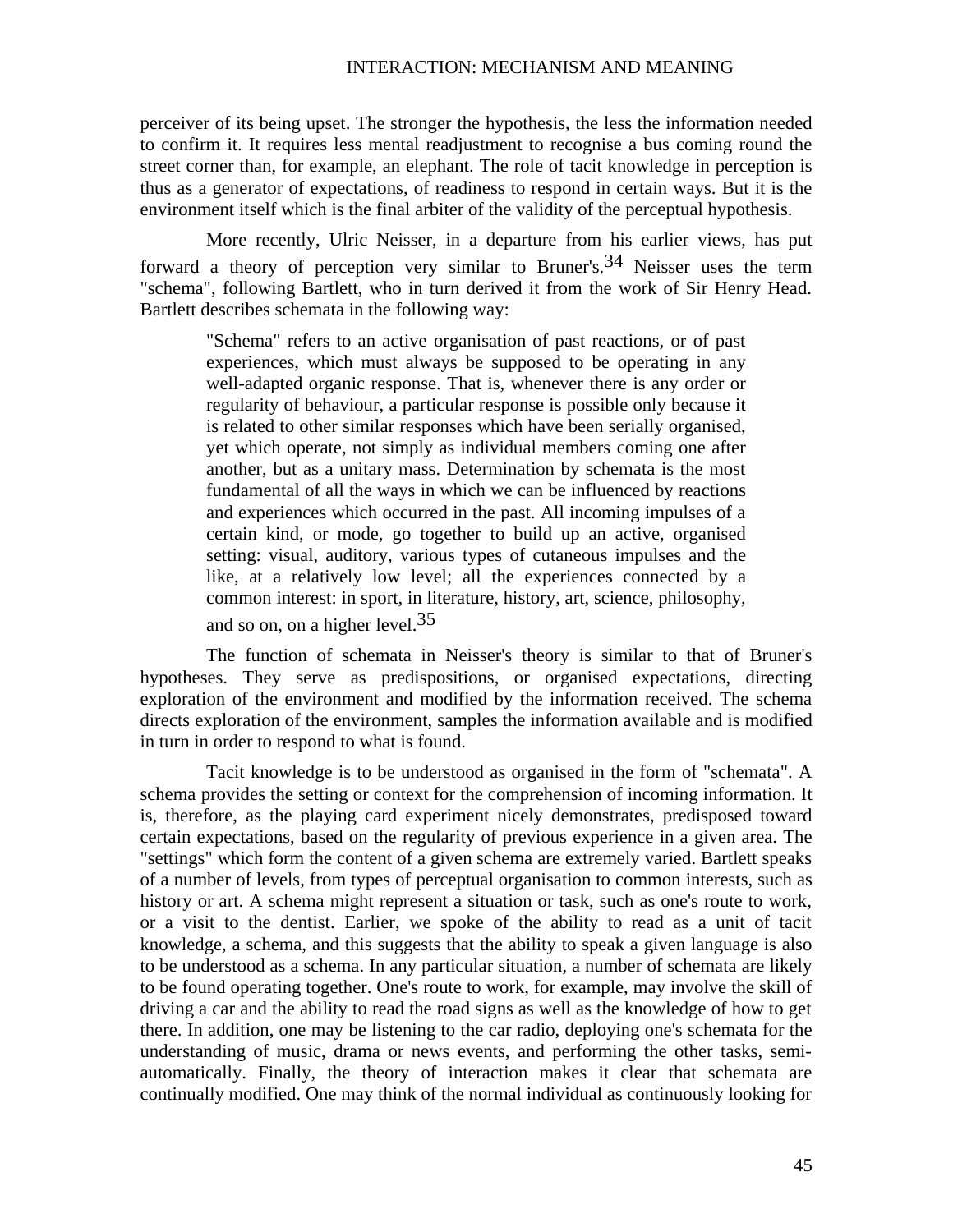perceiver of its being upset. The stronger the hypothesis, the less the information needed to confirm it. It requires less mental readjustment to recognise a bus coming round the street corner than, for example, an elephant. The role of tacit knowledge in perception is thus as a generator of expectations, of readiness to respond in certain ways. But it is the environment itself which is the final arbiter of the validity of the perceptual hypothesis.

More recently, Ulric Neisser, in a departure from his earlier views, has put forward a theory of perception very similar to Bruner's.[34] Neisser uses the term "schema", following Bartlett, who in turn derived it from the work of Sir Henry Head. Bartlett describes schemata in the following way:

> "Schema" refers to an active organisation of past reactions, or of past experiences, which must always be supposed to be operating in any well-adapted organic response. That is, whenever there is any order or regularity of behaviour, a particular response is possible only because it is related to other similar responses which have been serially organised, yet which operate, not simply as individual members coming one after another, but as a unitary mass. Determination by schemata is the most fundamental of all the ways in which we can be influenced by reactions and experiences which occurred in the past. All incoming impulses of a certain kind, or mode, go together to build up an active, organised setting: visual, auditory, various types of cutaneous impulses and the like, at a relatively low level; all the experiences connected by a common interest: in sport, in literature, history, art, science, philosophy, and so on, on a higher level.[35]

The function of schemata in Neisser's theory is similar to that of Bruner's hypotheses. They serve as predispositions, or organised expectations, directing exploration of the environment and modified by the information received. The schema directs exploration of the environment, samples the information available and is modified in turn in order to respond to what is found.

Tacit knowledge is to be understood as organised in the form of "schemata". A schema provides the setting or context for the comprehension of incoming information. It is, therefore, as the playing card experiment nicely demonstrates, predisposed toward certain expectations, based on the regularity of previous experience in a given area. The "settings" which form the content of a given schema are extremely varied. Bartlett speaks of a number of levels, from types of perceptual organisation to common interests, such as history or art. A schema might represent a situation or task, such as one's route to work, or a visit to the dentist. Earlier, we spoke of the ability to read as a unit of tacit knowledge, a schema, and this suggests that the ability to speak a given language is also to be understood as a schema. In any particular situation, a number of schemata are likely to be found operating together. One's route to work, for example, may involve the skill of driving a car and the ability to read the road signs as well as the knowledge of how to get there. In addition, one may be listening to the car radio, deploying one's schemata for the understanding of music, drama or news events, and performing the other tasks, semi-automatically. Finally, the theory of interaction makes it clear that schemata are continually modified. One may think of the normal individual as continuously looking for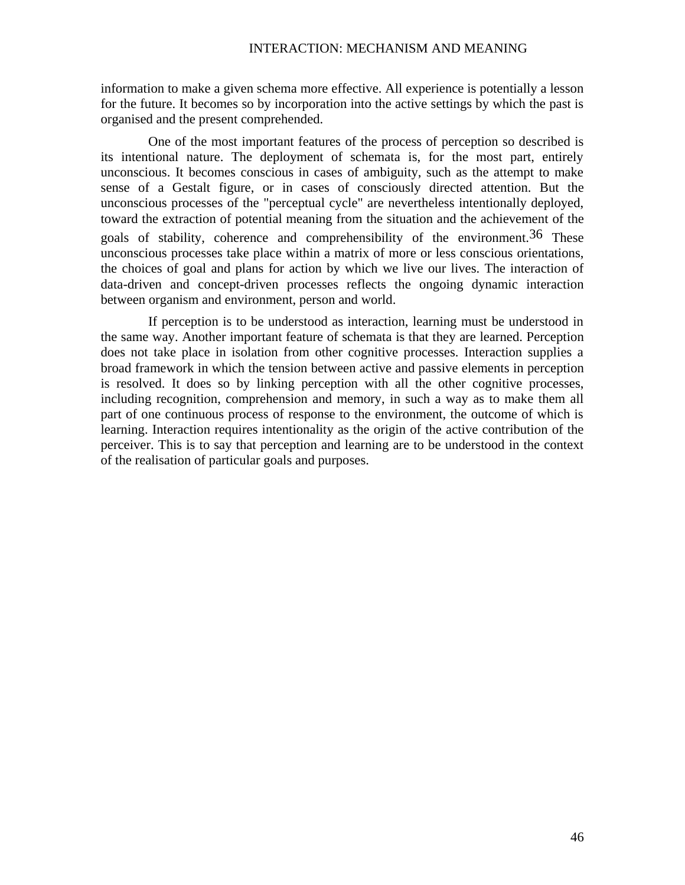information to make a given schema more effective. All experience is potentially a lesson for the future. It becomes so by incorporation into the active settings by which the past is organised and the present comprehended.

One of the most important features of the process of perception so described is its intentional nature. The deployment of schemata is, for the most part, entirely unconscious. It becomes conscious in cases of ambiguity, such as the attempt to make sense of a Gestalt figure, or in cases of consciously directed attention. But the unconscious processes of the "perceptual cycle" are nevertheless intentionally deployed, toward the extraction of potential meaning from the situation and the achievement of the goals of stability, coherence and comprehensibility of the environment.[36] These unconscious processes take place within a matrix of more or less conscious orientations, the choices of goal and plans for action by which we live our lives. The interaction of data-driven and concept-driven processes reflects the ongoing dynamic interaction between organism and environment, person and world.

If perception is to be understood as interaction, learning must be understood in the same way. Another important feature of schemata is that they are learned. Perception does not take place in isolation from other cognitive processes. Interaction supplies a broad framework in which the tension between active and passive elements in perception is resolved. It does so by linking perception with all the other cognitive processes, including recognition, comprehension and memory, in such a way as to make them all part of one continuous process of response to the environment, the outcome of which is learning. Interaction requires intentionality as the origin of the active contribution of the perceiver. This is to say that perception and learning are to be understood in the context of the realisation of particular goals and purposes.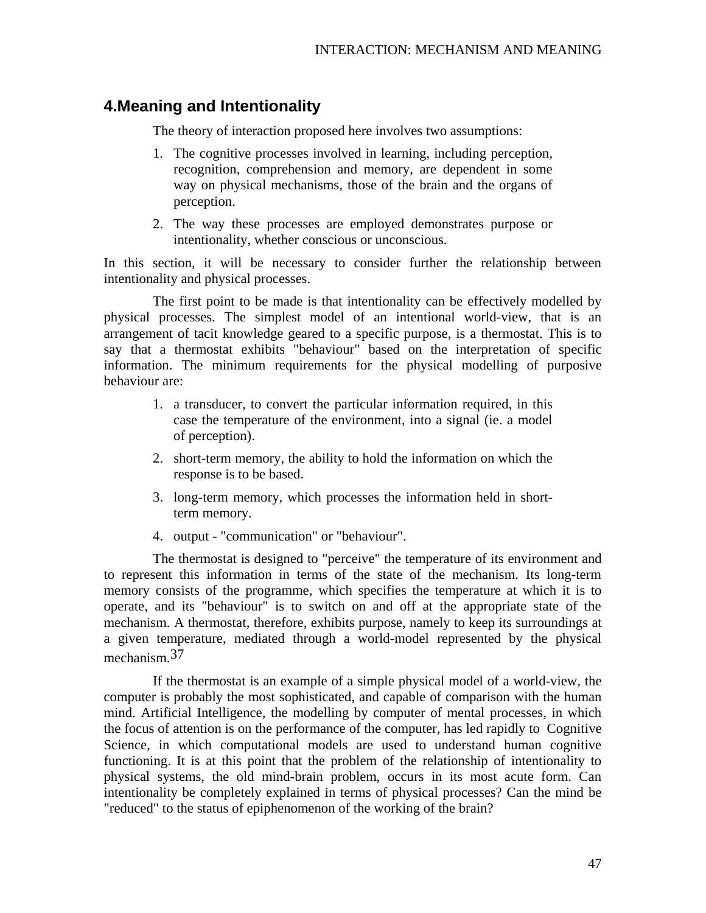## 4. Meaning and Intentionality

The theory of interaction proposed here involves two assumptions:

1. The cognitive processes involved in learning, including perception, recognition, comprehension and memory, are dependent in some way on physical mechanisms, those of the brain and the organs of perception.
2. The way these processes are employed demonstrates purpose or intentionality, whether conscious or unconscious.

In this section, it will be necessary to consider further the relationship between intentionality and physical processes.

The first point to be made is that intentionality can be effectively modelled by physical processes. The simplest model of an intentional world-view, that is an arrangement of tacit knowledge geared to a specific purpose, is a thermostat. This is to say that a thermostat exhibits "behaviour" based on the interpretation of specific information. The minimum requirements for the physical modelling of purposive behaviour are:

1. a transducer, to convert the particular information required, in this case the temperature of the environment, into a signal (ie. a model of perception).
2. short-term memory, the ability to hold the information on which the response is to be based.
3. long-term memory, which processes the information held in short-term memory.
4. output - "communication" or "behaviour".

The thermostat is designed to "perceive" the temperature of its environment and to represent this information in terms of the state of the mechanism. Its long-term memory consists of the programme, which specifies the temperature at which it is to operate, and its "behaviour" is to switch on and off at the appropriate state of the mechanism. A thermostat, therefore, exhibits purpose, namely to keep its surroundings at a given temperature, mediated through a world-model represented by the physical mechanism.[37]

If the thermostat is an example of a simple physical model of a world-view, the computer is probably the most sophisticated, and capable of comparison with the human mind. Artificial Intelligence, the modelling by computer of mental processes, in which the focus of attention is on the performance of the computer, has led rapidly to Cognitive Science, in which computational models are used to understand human cognitive functioning. It is at this point that the problem of the relationship of intentionality to physical systems, the old mind-brain problem, occurs in its most acute form. Can intentionality be completely explained in terms of physical processes? Can the mind be "reduced" to the status of epiphenomenon of the working of the brain?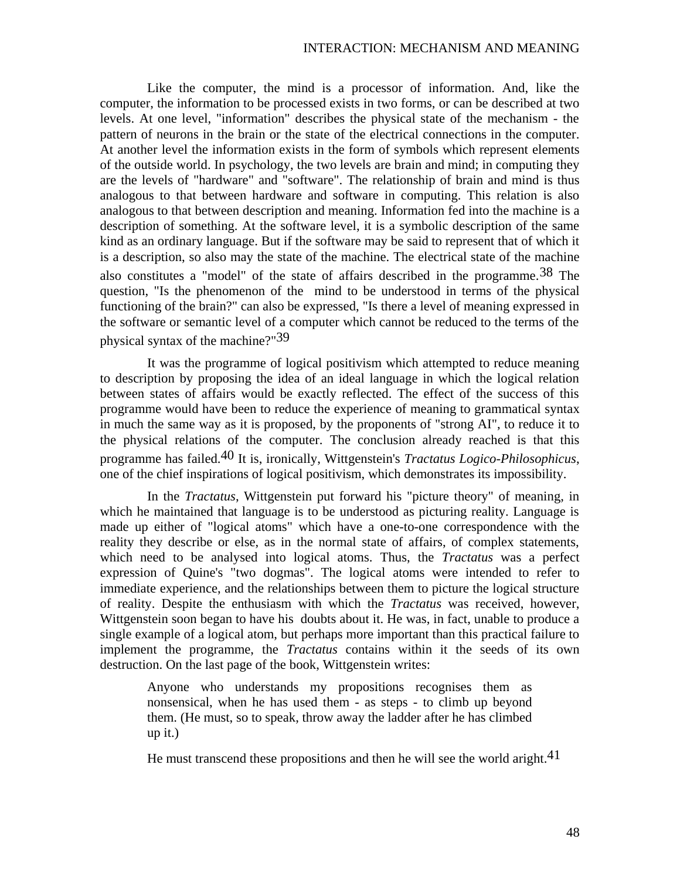Like the computer, the mind is a processor of information. And, like the computer, the information to be processed exists in two forms, or can be described at two levels. At one level, "information" describes the physical state of the mechanism - the pattern of neurons in the brain or the state of the electrical connections in the computer. At another level the information exists in the form of symbols which represent elements of the outside world. In psychology, the two levels are brain and mind; in computing they are the levels of "hardware" and "software". The relationship of brain and mind is thus analogous to that between hardware and software in computing. This relation is also analogous to that between description and meaning. Information fed into the machine is a description of something. At the software level, it is a symbolic description of the same kind as an ordinary language. But if the software may be said to represent that of which it is a description, so also may the state of the machine. The electrical state of the machine also constitutes a "model" of the state of affairs described in the programme.[38] The question, "Is the phenomenon of the mind to be understood in terms of the physical functioning of the brain?" can also be expressed, "Is there a level of meaning expressed in the software or semantic level of a computer which cannot be reduced to the terms of the physical syntax of the machine?"[39]

It was the programme of logical positivism which attempted to reduce meaning to description by proposing the idea of an ideal language in which the logical relation between states of affairs would be exactly reflected. The effect of the success of this programme would have been to reduce the experience of meaning to grammatical syntax in much the same way as it is proposed, by the proponents of "strong AI", to reduce it to the physical relations of the computer. The conclusion already reached is that this programme has failed.[40] It is, ironically, Wittgenstein's *Tractatus Logico-Philosophicus*, one of the chief inspirations of logical positivism, which demonstrates its impossibility.

In the *Tractatus*, Wittgenstein put forward his "picture theory" of meaning, in which he maintained that language is to be understood as picturing reality. Language is made up either of "logical atoms" which have a one-to-one correspondence with the reality they describe or else, as in the normal state of affairs, of complex statements, which need to be analysed into logical atoms. Thus, the *Tractatus* was a perfect expression of Quine's "two dogmas". The logical atoms were intended to refer to immediate experience, and the relationships between them to picture the logical structure of reality. Despite the enthusiasm with which the *Tractatus* was received, however, Wittgenstein soon began to have his doubts about it. He was, in fact, unable to produce a single example of a logical atom, but perhaps more important than this practical failure to implement the programme, the *Tractatus* contains within it the seeds of its own destruction. On the last page of the book, Wittgenstein writes:

> Anyone who understands my propositions recognises them as nonsensical, when he has used them - as steps - to climb up beyond them. (He must, so to speak, throw away the ladder after he has climbed up it.)
>
> He must transcend these propositions and then he will see the world aright.[41]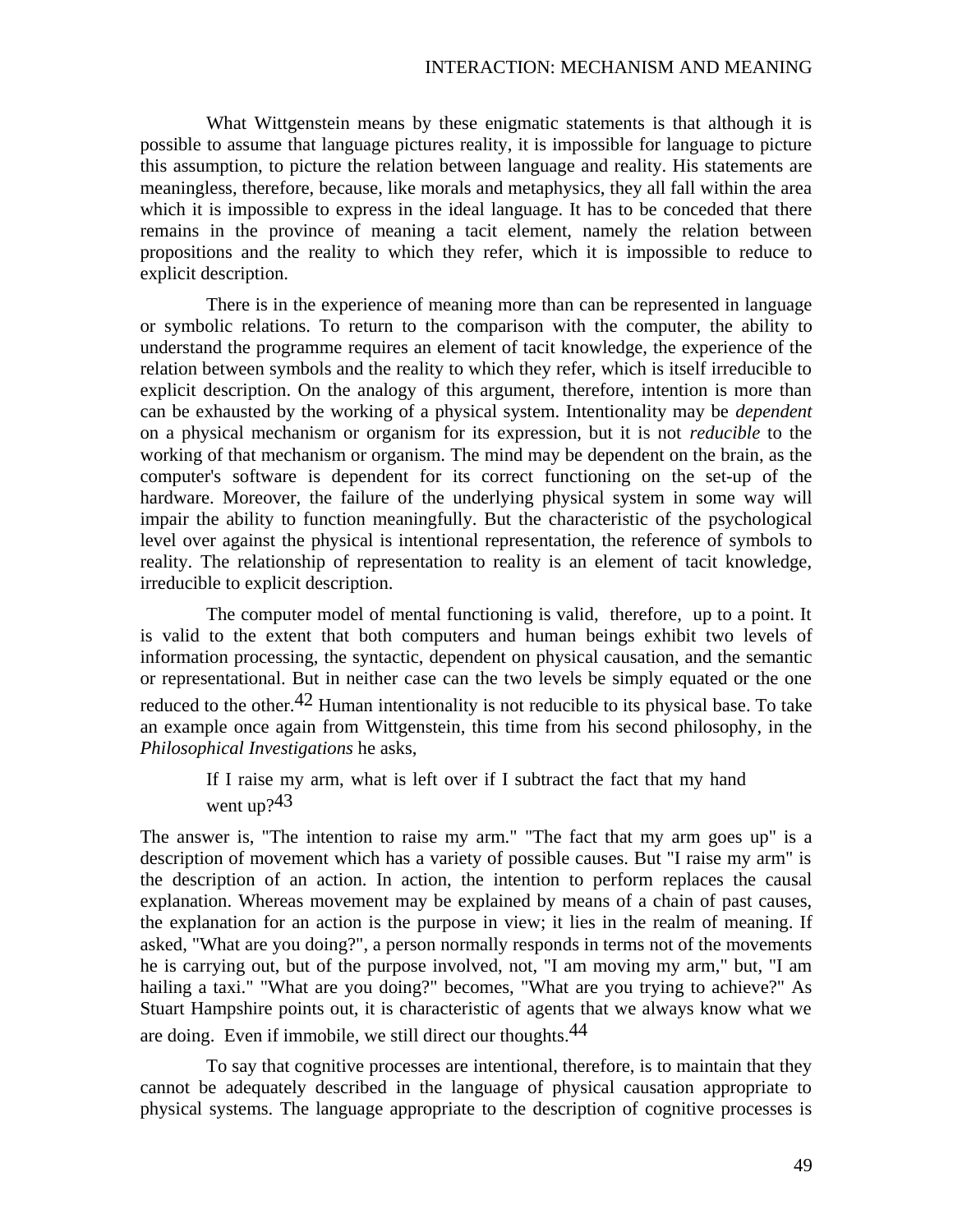What Wittgenstein means by these enigmatic statements is that although it is possible to assume that language pictures reality, it is impossible for language to picture this assumption, to picture the relation between language and reality. His statements are meaningless, therefore, because, like morals and metaphysics, they all fall within the area which it is impossible to express in the ideal language. It has to be conceded that there remains in the province of meaning a tacit element, namely the relation between propositions and the reality to which they refer, which it is impossible to reduce to explicit description.

There is in the experience of meaning more than can be represented in language or symbolic relations. To return to the comparison with the computer, the ability to understand the programme requires an element of tacit knowledge, the experience of the relation between symbols and the reality to which they refer, which is itself irreducible to explicit description. On the analogy of this argument, therefore, intention is more than can be exhausted by the working of a physical system. Intentionality may be *dependent* on a physical mechanism or organism for its expression, but it is not *reducible* to the working of that mechanism or organism. The mind may be dependent on the brain, as the computer's software is dependent for its correct functioning on the set-up of the hardware. Moreover, the failure of the underlying physical system in some way will impair the ability to function meaningfully. But the characteristic of the psychological level over against the physical is intentional representation, the reference of symbols to reality. The relationship of representation to reality is an element of tacit knowledge, irreducible to explicit description.

The computer model of mental functioning is valid, therefore, up to a point. It is valid to the extent that both computers and human beings exhibit two levels of information processing, the syntactic, dependent on physical causation, and the semantic or representational. But in neither case can the two levels be simply equated or the one reduced to the other.[42] Human intentionality is not reducible to its physical base. To take an example once again from Wittgenstein, this time from his second philosophy, in the *Philosophical Investigations* he asks,

> If I raise my arm, what is left over if I subtract the fact that my hand went up?[43]

The answer is, "The intention to raise my arm." "The fact that my arm goes up" is a description of movement which has a variety of possible causes. But "I raise my arm" is the description of an action. In action, the intention to perform replaces the causal explanation. Whereas movement may be explained by means of a chain of past causes, the explanation for an action is the purpose in view; it lies in the realm of meaning. If asked, "What are you doing?", a person normally responds in terms not of the movements he is carrying out, but of the purpose involved, not, "I am moving my arm," but, "I am hailing a taxi." "What are you doing?" becomes, "What are you trying to achieve?" As Stuart Hampshire points out, it is characteristic of agents that we always know what we are doing. Even if immobile, we still direct our thoughts.[44]

To say that cognitive processes are intentional, therefore, is to maintain that they cannot be adequately described in the language of physical causation appropriate to physical systems. The language appropriate to the description of cognitive processes is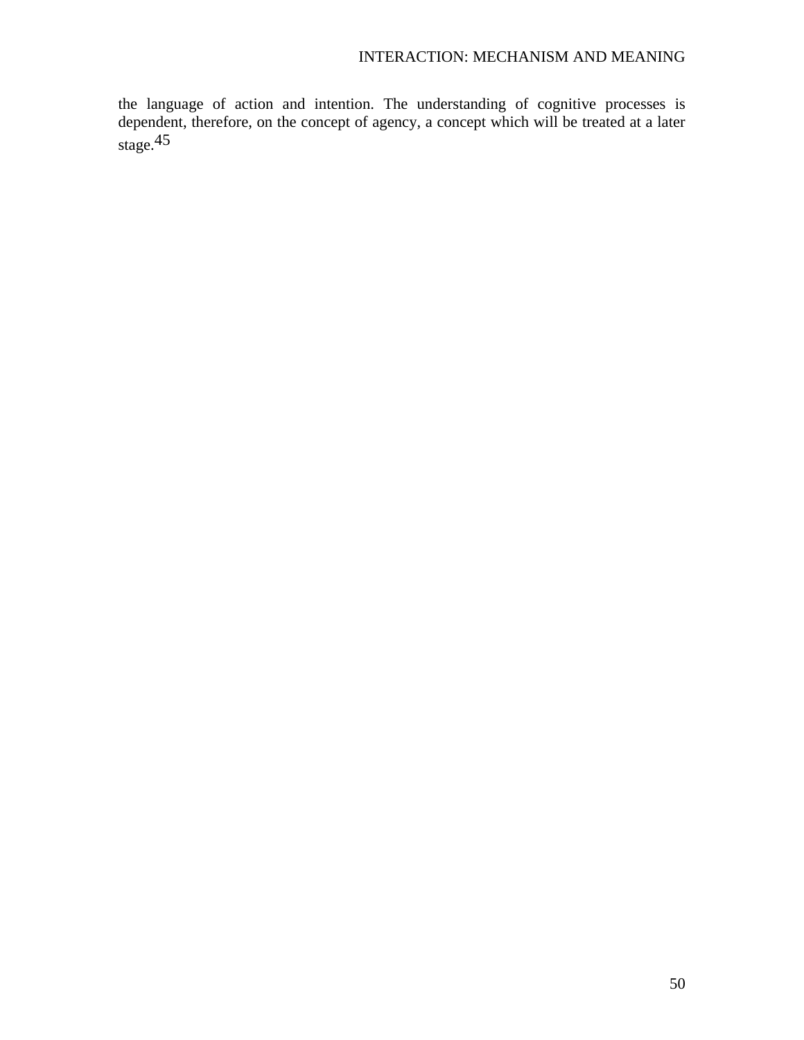the language of action and intention. The understanding of cognitive processes is dependent, therefore, on the concept of agency, a concept which will be treated at a later stage.[45]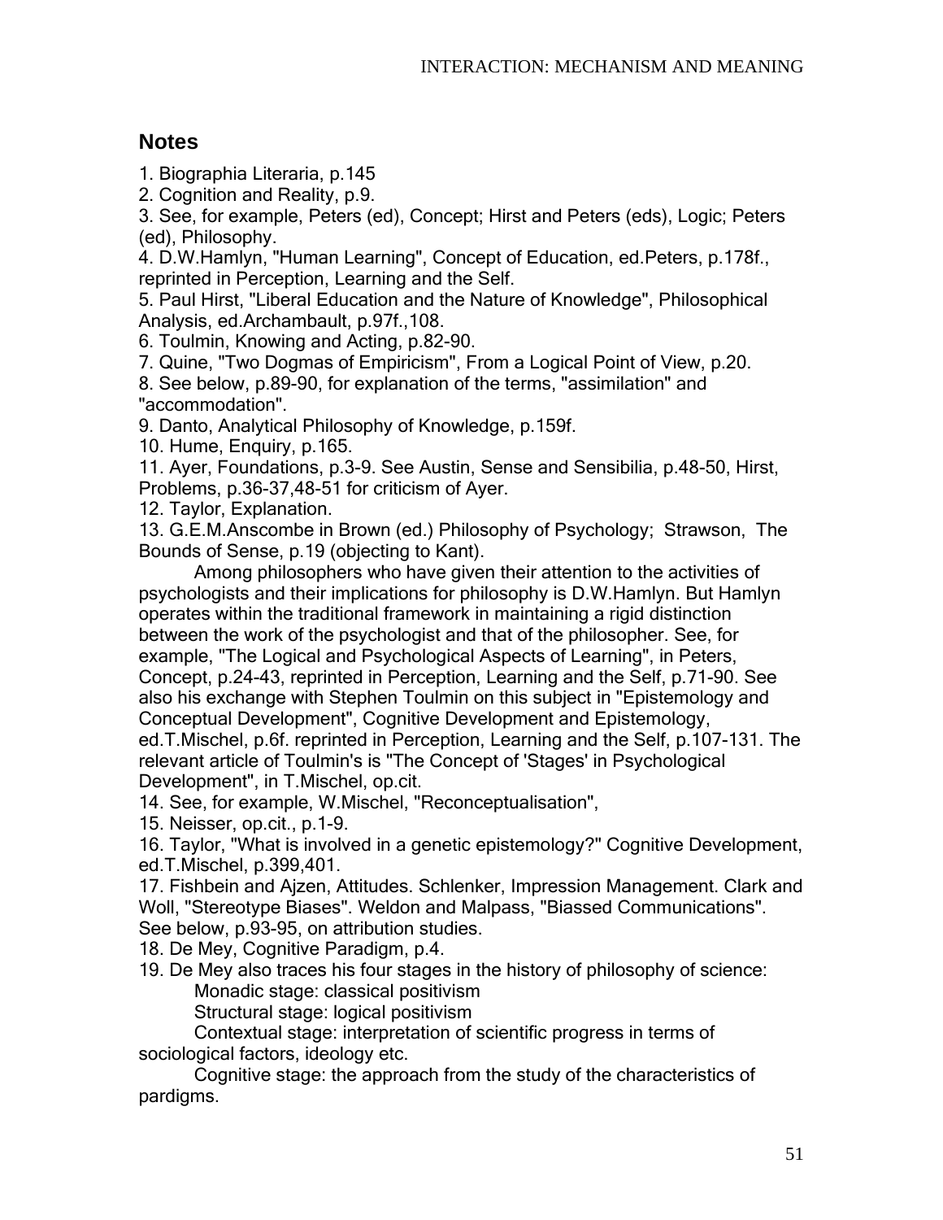## Notes

1. Biographia Literaria, p.145
2. Cognition and Reality, p.9.
3. See, for example, Peters (ed), Concept; Hirst and Peters (eds), Logic; Peters (ed), Philosophy.
4. D.W.Hamlyn, "Human Learning", Concept of Education, ed.Peters, p.178f., reprinted in Perception, Learning and the Self.
5. Paul Hirst, "Liberal Education and the Nature of Knowledge", Philosophical Analysis, ed.Archambault, p.97f.,108.
6. Toulmin, Knowing and Acting, p.82-90.
7. Quine, "Two Dogmas of Empiricism", From a Logical Point of View, p.20.
8. See below, p.89-90, for explanation of the terms, "assimilation" and "accommodation".
9. Danto, Analytical Philosophy of Knowledge, p.159f.
10. Hume, Enquiry, p.165.
11. Ayer, Foundations, p.3-9. See Austin, Sense and Sensibilia, p.48-50, Hirst, Problems, p.36-37,48-51 for criticism of Ayer.
12. Taylor, Explanation.
13. G.E.M.Anscombe in Brown (ed.) Philosophy of Psychology; Strawson, The Bounds of Sense, p.19 (objecting to Kant).

    Among philosophers who have given their attention to the activities of psychologists and their implications for philosophy is D.W.Hamlyn. But Hamlyn operates within the traditional framework in maintaining a rigid distinction between the work of the psychologist and that of the philosopher. See, for example, "The Logical and Psychological Aspects of Learning", in Peters, Concept, p.24-43, reprinted in Perception, Learning and the Self, p.71-90. See also his exchange with Stephen Toulmin on this subject in "Epistemology and Conceptual Development", Cognitive Development and Epistemology, ed.T.Mischel, p.6f. reprinted in Perception, Learning and the Self, p.107-131. The relevant article of Toulmin's is "The Concept of 'Stages' in Psychological Development", in T.Mischel, op.cit.
14. See, for example, W.Mischel, "Reconceptualisation",
15. Neisser, op.cit., p.1-9.
16. Taylor, "What is involved in a genetic epistemology?" Cognitive Development, ed.T.Mischel, p.399,401.
17. Fishbein and Ajzen, Attitudes. Schlenker, Impression Management. Clark and Woll, "Stereotype Biases". Weldon and Malpass, "Biassed Communications". See below, p.93-95, on attribution studies.
18. De Mey, Cognitive Paradigm, p.4.
19. De Mey also traces his four stages in the history of philosophy of science:

    Monadic stage: classical positivism

    Structural stage: logical positivism

    Contextual stage: interpretation of scientific progress in terms of sociological factors, ideology etc.

    Cognitive stage: the approach from the study of the characteristics of pardigms.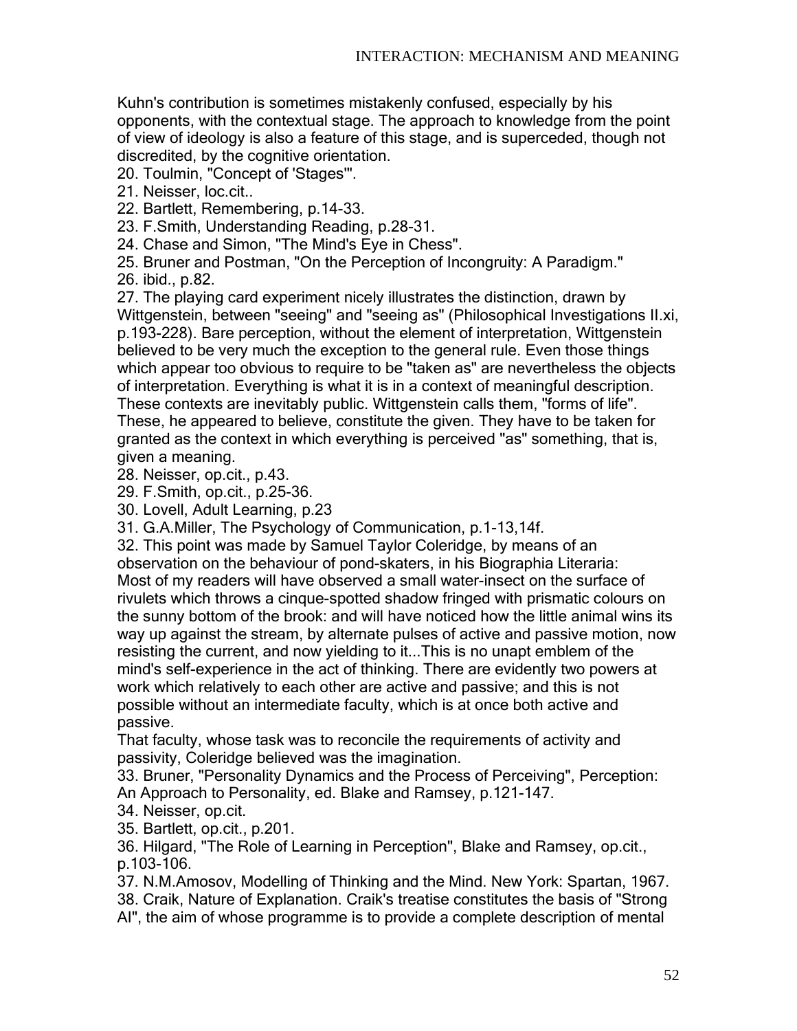Kuhn's contribution is sometimes mistakenly confused, especially by his opponents, with the contextual stage. The approach to knowledge from the point of view of ideology is also a feature of this stage, and is superceded, though not discredited, by the cognitive orientation.

20. Toulmin, "Concept of 'Stages'".
21. Neisser, loc.cit..
22. Bartlett, Remembering, p.14-33.
23. F.Smith, Understanding Reading, p.28-31.
24. Chase and Simon, "The Mind's Eye in Chess".
25. Bruner and Postman, "On the Perception of Incongruity: A Paradigm."
26. ibid., p.82.
27. The playing card experiment nicely illustrates the distinction, drawn by Wittgenstein, between "seeing" and "seeing as" (Philosophical Investigations II.xi, p.193-228). Bare perception, without the element of interpretation, Wittgenstein believed to be very much the exception to the general rule. Even those things which appear too obvious to require to be "taken as" are nevertheless the objects of interpretation. Everything is what it is in a context of meaningful description. These contexts are inevitably public. Wittgenstein calls them, "forms of life". These, he appeared to believe, constitute the given. They have to be taken for granted as the context in which everything is perceived "as" something, that is, given a meaning.
28. Neisser, op.cit., p.43.
29. F.Smith, op.cit., p.25-36.
30. Lovell, Adult Learning, p.23
31. G.A.Miller, The Psychology of Communication, p.1-13,14f.
32. This point was made by Samuel Taylor Coleridge, by means of an observation on the behaviour of pond-skaters, in his Biographia Literaria:

Most of my readers will have observed a small water-insect on the surface of rivulets which throws a cinque-spotted shadow fringed with prismatic colours on the sunny bottom of the brook: and will have noticed how the little animal wins its way up against the stream, by alternate pulses of active and passive motion, now resisting the current, and now yielding to it...This is no unapt emblem of the mind's self-experience in the act of thinking. There are evidently two powers at work which relatively to each other are active and passive; and this is not possible without an intermediate faculty, which is at once both active and passive.

That faculty, whose task was to reconcile the requirements of activity and passivity, Coleridge believed was the imagination.

33. Bruner, "Personality Dynamics and the Process of Perceiving", Perception: An Approach to Personality, ed. Blake and Ramsey, p.121-147.
34. Neisser, op.cit.
35. Bartlett, op.cit., p.201.
36. Hilgard, "The Role of Learning in Perception", Blake and Ramsey, op.cit., p.103-106.
37. N.M.Amosov, Modelling of Thinking and the Mind. New York: Spartan, 1967.
38. Craik, Nature of Explanation. Craik's treatise constitutes the basis of "Strong AI", the aim of whose programme is to provide a complete description of mental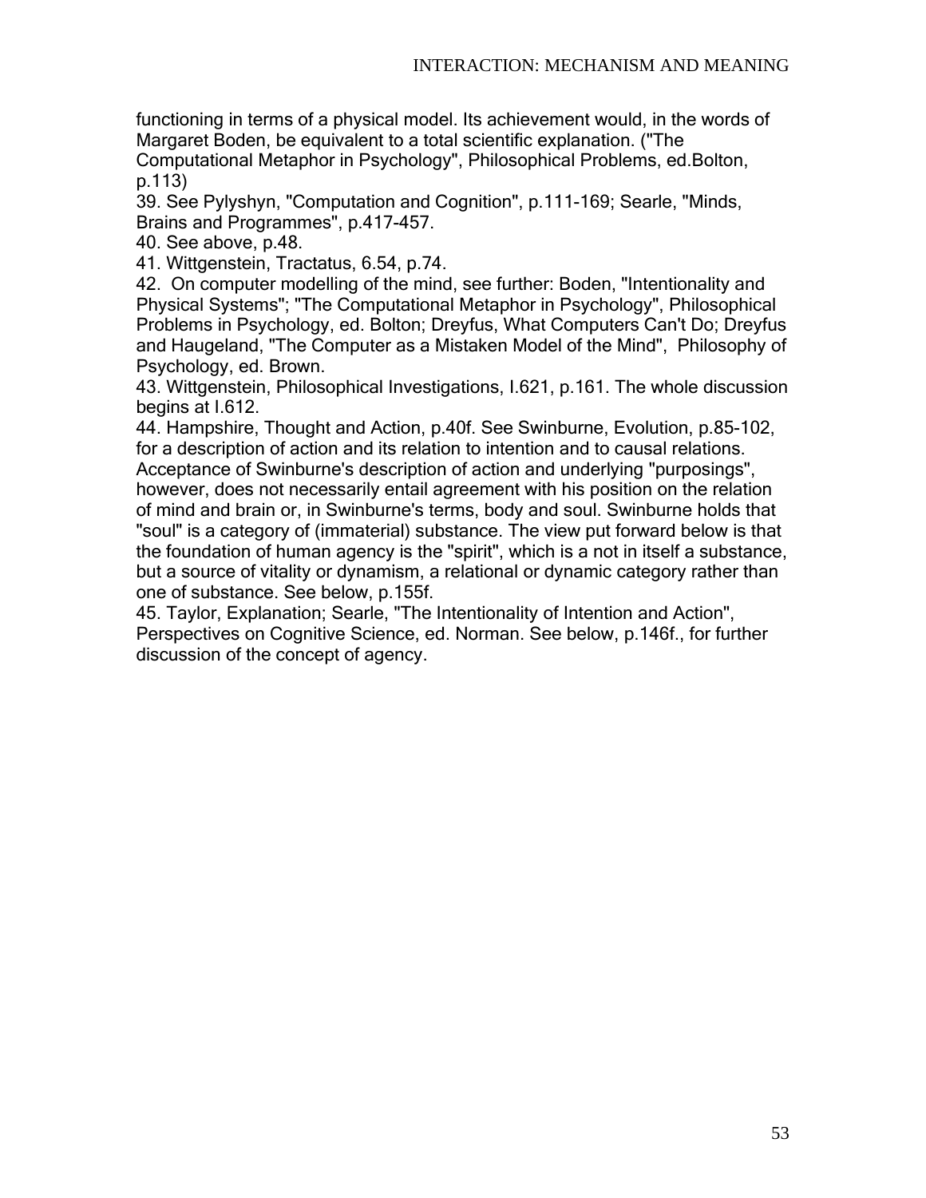functioning in terms of a physical model. Its achievement would, in the words of Margaret Boden, be equivalent to a total scientific explanation. ("The Computational Metaphor in Psychology", Philosophical Problems, ed.Bolton, p.113)

39. See Pylyshyn, "Computation and Cognition", p.111-169; Searle, "Minds, Brains and Programmes", p.417-457.

40. See above, p.48.

41. Wittgenstein, Tractatus, 6.54, p.74.

42. On computer modelling of the mind, see further: Boden, "Intentionality and Physical Systems"; "The Computational Metaphor in Psychology", Philosophical Problems in Psychology, ed. Bolton; Dreyfus, What Computers Can't Do; Dreyfus and Haugeland, "The Computer as a Mistaken Model of the Mind", Philosophy of Psychology, ed. Brown.

43. Wittgenstein, Philosophical Investigations, I.621, p.161. The whole discussion begins at I.612.

44. Hampshire, Thought and Action, p.40f. See Swinburne, Evolution, p.85-102, for a description of action and its relation to intention and to causal relations. Acceptance of Swinburne's description of action and underlying "purposings", however, does not necessarily entail agreement with his position on the relation of mind and brain or, in Swinburne's terms, body and soul. Swinburne holds that "soul" is a category of (immaterial) substance. The view put forward below is that the foundation of human agency is the "spirit", which is a not in itself a substance, but a source of vitality or dynamism, a relational or dynamic category rather than one of substance. See below, p.155f.

45. Taylor, Explanation; Searle, "The Intentionality of Intention and Action", Perspectives on Cognitive Science, ed. Norman. See below, p.146f., for further discussion of the concept of agency.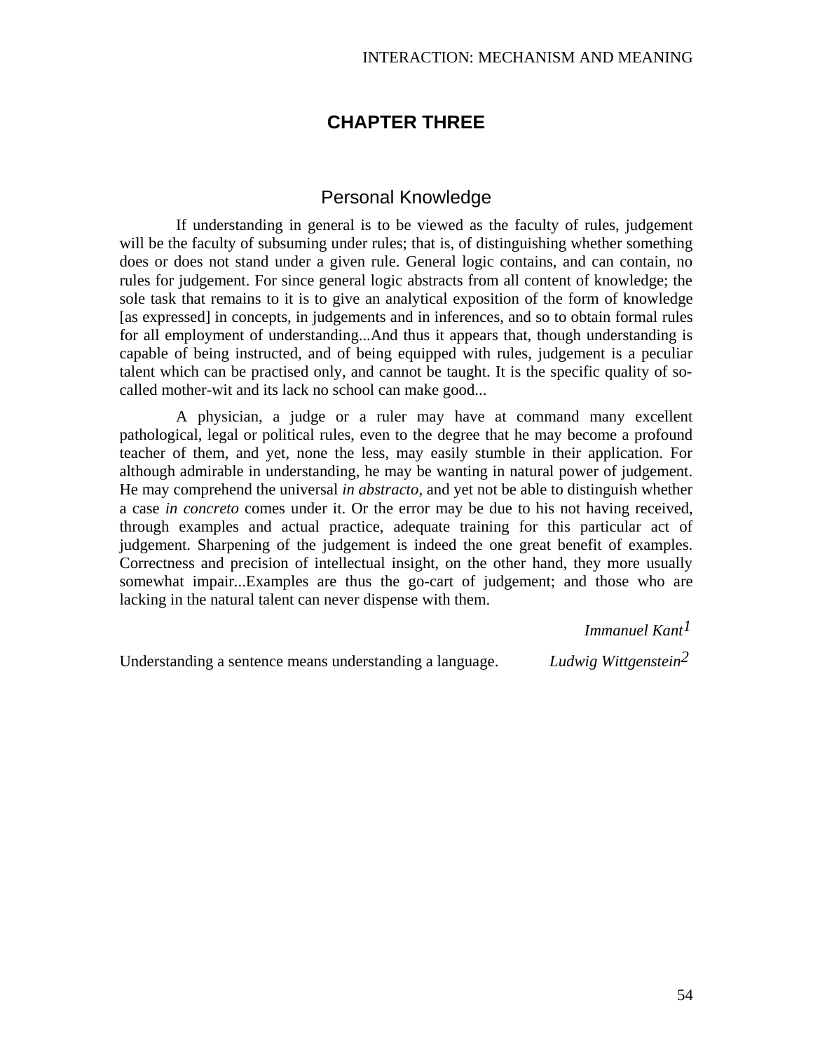# CHAPTER THREE

## Personal Knowledge

If understanding in general is to be viewed as the faculty of rules, judgement will be the faculty of subsuming under rules; that is, of distinguishing whether something does or does not stand under a given rule. General logic contains, and can contain, no rules for judgement. For since general logic abstracts from all content of knowledge; the sole task that remains to it is to give an analytical exposition of the form of knowledge [as expressed] in concepts, in judgements and in inferences, and so to obtain formal rules for all employment of understanding...And thus it appears that, though understanding is capable of being instructed, and of being equipped with rules, judgement is a peculiar talent which can be practised only, and cannot be taught. It is the specific quality of so-called mother-wit and its lack no school can make good...

A physician, a judge or a ruler may have at command many excellent pathological, legal or political rules, even to the degree that he may become a profound teacher of them, and yet, none the less, may easily stumble in their application. For although admirable in understanding, he may be wanting in natural power of judgement. He may comprehend the universal *in abstracto*, and yet not be able to distinguish whether a case *in concreto* comes under it. Or the error may be due to his not having received, through examples and actual practice, adequate training for this particular act of judgement. Sharpening of the judgement is indeed the one great benefit of examples. Correctness and precision of intellectual insight, on the other hand, they more usually somewhat impair...Examples are thus the go-cart of judgement; and those who are lacking in the natural talent can never dispense with them.

*Immanuel Kant*[1]

Understanding a sentence means understanding a language. *Ludwig Wittgenstein*[2]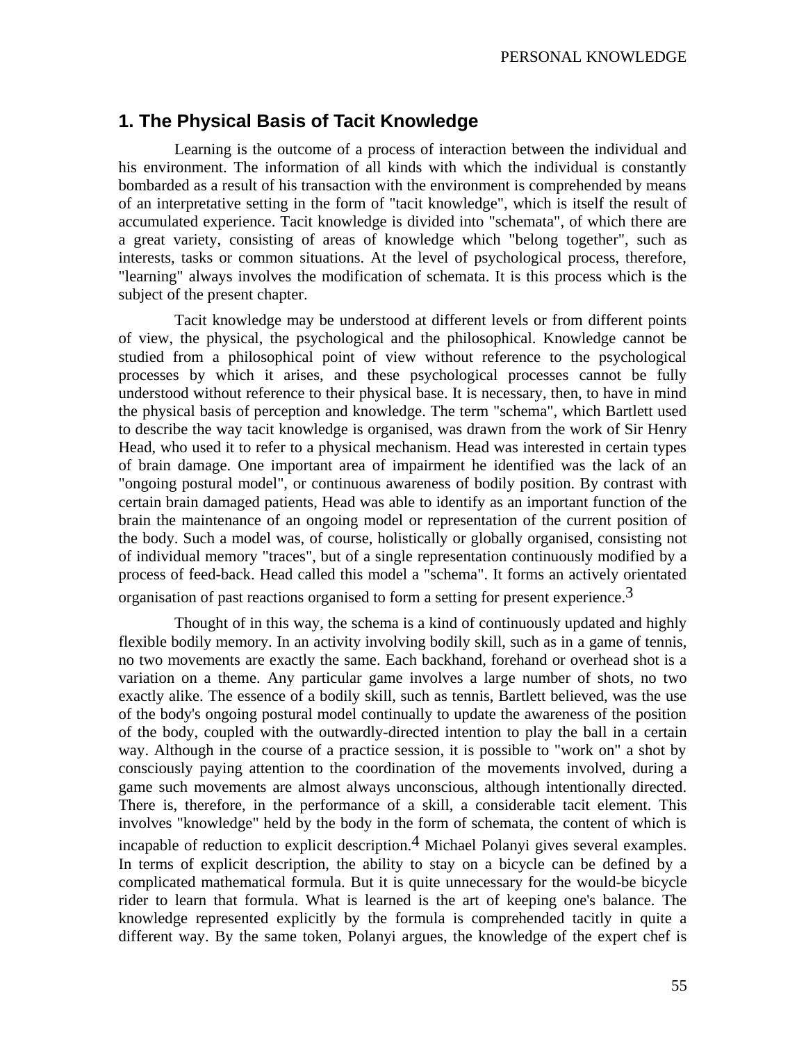## 1. The Physical Basis of Tacit Knowledge

Learning is the outcome of a process of interaction between the individual and his environment. The information of all kinds with which the individual is constantly bombarded as a result of his transaction with the environment is comprehended by means of an interpretative setting in the form of "tacit knowledge", which is itself the result of accumulated experience. Tacit knowledge is divided into "schemata", of which there are a great variety, consisting of areas of knowledge which "belong together", such as interests, tasks or common situations. At the level of psychological process, therefore, "learning" always involves the modification of schemata. It is this process which is the subject of the present chapter.

Tacit knowledge may be understood at different levels or from different points of view, the physical, the psychological and the philosophical. Knowledge cannot be studied from a philosophical point of view without reference to the psychological processes by which it arises, and these psychological processes cannot be fully understood without reference to their physical base. It is necessary, then, to have in mind the physical basis of perception and knowledge. The term "schema", which Bartlett used to describe the way tacit knowledge is organised, was drawn from the work of Sir Henry Head, who used it to refer to a physical mechanism. Head was interested in certain types of brain damage. One important area of impairment he identified was the lack of an "ongoing postural model", or continuous awareness of bodily position. By contrast with certain brain damaged patients, Head was able to identify as an important function of the brain the maintenance of an ongoing model or representation of the current position of the body. Such a model was, of course, holistically or globally organised, consisting not of individual memory "traces", but of a single representation continuously modified by a process of feed-back. Head called this model a "schema". It forms an actively orientated organisation of past reactions organised to form a setting for present experience.[3]

Thought of in this way, the schema is a kind of continuously updated and highly flexible bodily memory. In an activity involving bodily skill, such as in a game of tennis, no two movements are exactly the same. Each backhand, forehand or overhead shot is a variation on a theme. Any particular game involves a large number of shots, no two exactly alike. The essence of a bodily skill, such as tennis, Bartlett believed, was the use of the body's ongoing postural model continually to update the awareness of the position of the body, coupled with the outwardly-directed intention to play the ball in a certain way. Although in the course of a practice session, it is possible to "work on" a shot by consciously paying attention to the coordination of the movements involved, during a game such movements are almost always unconscious, although intentionally directed. There is, therefore, in the performance of a skill, a considerable tacit element. This involves "knowledge" held by the body in the form of schemata, the content of which is incapable of reduction to explicit description.[4] Michael Polanyi gives several examples. In terms of explicit description, the ability to stay on a bicycle can be defined by a complicated mathematical formula. But it is quite unnecessary for the would-be bicycle rider to learn that formula. What is learned is the art of keeping one's balance. The knowledge represented explicitly by the formula is comprehended tacitly in quite a different way. By the same token, Polanyi argues, the knowledge of the expert chef is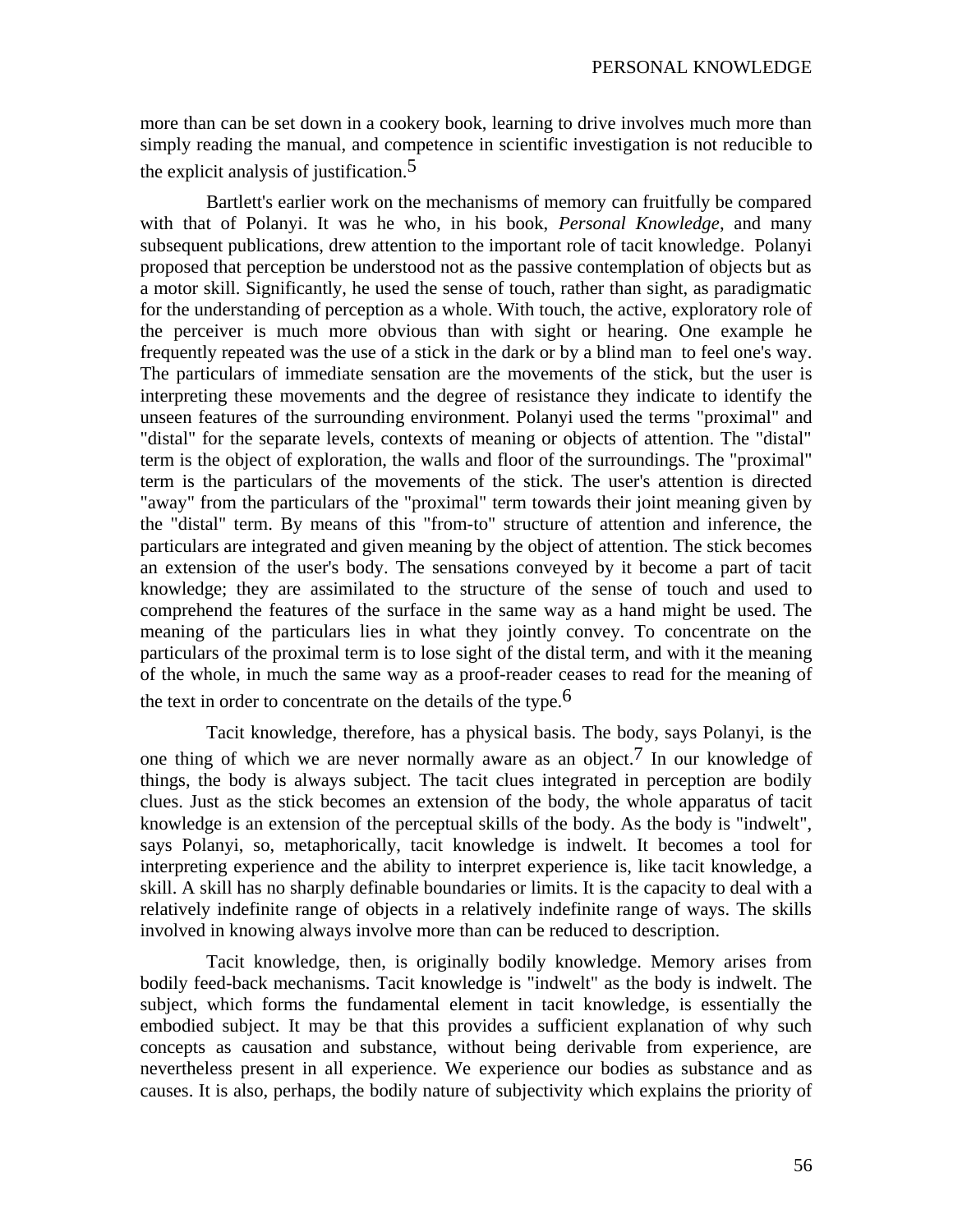more than can be set down in a cookery book, learning to drive involves much more than simply reading the manual, and competence in scientific investigation is not reducible to the explicit analysis of justification.[5]

Bartlett's earlier work on the mechanisms of memory can fruitfully be compared with that of Polanyi. It was he who, in his book, *Personal Knowledge*, and many subsequent publications, drew attention to the important role of tacit knowledge. Polanyi proposed that perception be understood not as the passive contemplation of objects but as a motor skill. Significantly, he used the sense of touch, rather than sight, as paradigmatic for the understanding of perception as a whole. With touch, the active, exploratory role of the perceiver is much more obvious than with sight or hearing. One example he frequently repeated was the use of a stick in the dark or by a blind man to feel one's way. The particulars of immediate sensation are the movements of the stick, but the user is interpreting these movements and the degree of resistance they indicate to identify the unseen features of the surrounding environment. Polanyi used the terms "proximal" and "distal" for the separate levels, contexts of meaning or objects of attention. The "distal" term is the object of exploration, the walls and floor of the surroundings. The "proximal" term is the particulars of the movements of the stick. The user's attention is directed "away" from the particulars of the "proximal" term towards their joint meaning given by the "distal" term. By means of this "from-to" structure of attention and inference, the particulars are integrated and given meaning by the object of attention. The stick becomes an extension of the user's body. The sensations conveyed by it become a part of tacit knowledge; they are assimilated to the structure of the sense of touch and used to comprehend the features of the surface in the same way as a hand might be used. The meaning of the particulars lies in what they jointly convey. To concentrate on the particulars of the proximal term is to lose sight of the distal term, and with it the meaning of the whole, in much the same way as a proof-reader ceases to read for the meaning of the text in order to concentrate on the details of the type.[6]

Tacit knowledge, therefore, has a physical basis. The body, says Polanyi, is the one thing of which we are never normally aware as an object.[7] In our knowledge of things, the body is always subject. The tacit clues integrated in perception are bodily clues. Just as the stick becomes an extension of the body, the whole apparatus of tacit knowledge is an extension of the perceptual skills of the body. As the body is "indwelt", says Polanyi, so, metaphorically, tacit knowledge is indwelt. It becomes a tool for interpreting experience and the ability to interpret experience is, like tacit knowledge, a skill. A skill has no sharply definable boundaries or limits. It is the capacity to deal with a relatively indefinite range of objects in a relatively indefinite range of ways. The skills involved in knowing always involve more than can be reduced to description.

Tacit knowledge, then, is originally bodily knowledge. Memory arises from bodily feed-back mechanisms. Tacit knowledge is "indwelt" as the body is indwelt. The subject, which forms the fundamental element in tacit knowledge, is essentially the embodied subject. It may be that this provides a sufficient explanation of why such concepts as causation and substance, without being derivable from experience, are nevertheless present in all experience. We experience our bodies as substance and as causes. It is also, perhaps, the bodily nature of subjectivity which explains the priority of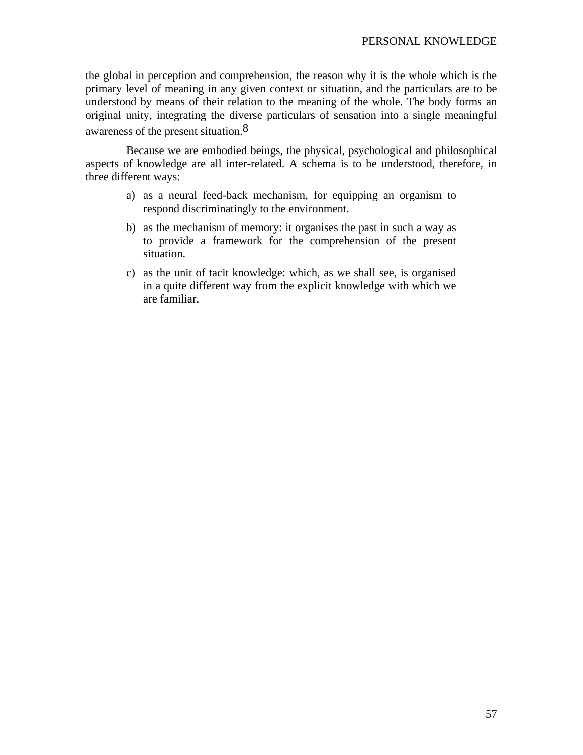the global in perception and comprehension, the reason why it is the whole which is the primary level of meaning in any given context or situation, and the particulars are to be understood by means of their relation to the meaning of the whole. The body forms an original unity, integrating the diverse particulars of sensation into a single meaningful awareness of the present situation.[8]

Because we are embodied beings, the physical, psychological and philosophical aspects of knowledge are all inter-related. A schema is to be understood, therefore, in three different ways:

a) as a neural feed-back mechanism, for equipping an organism to respond discriminatingly to the environment.

b) as the mechanism of memory: it organises the past in such a way as to provide a framework for the comprehension of the present situation.

c) as the unit of tacit knowledge: which, as we shall see, is organised in a quite different way from the explicit knowledge with which we are familiar.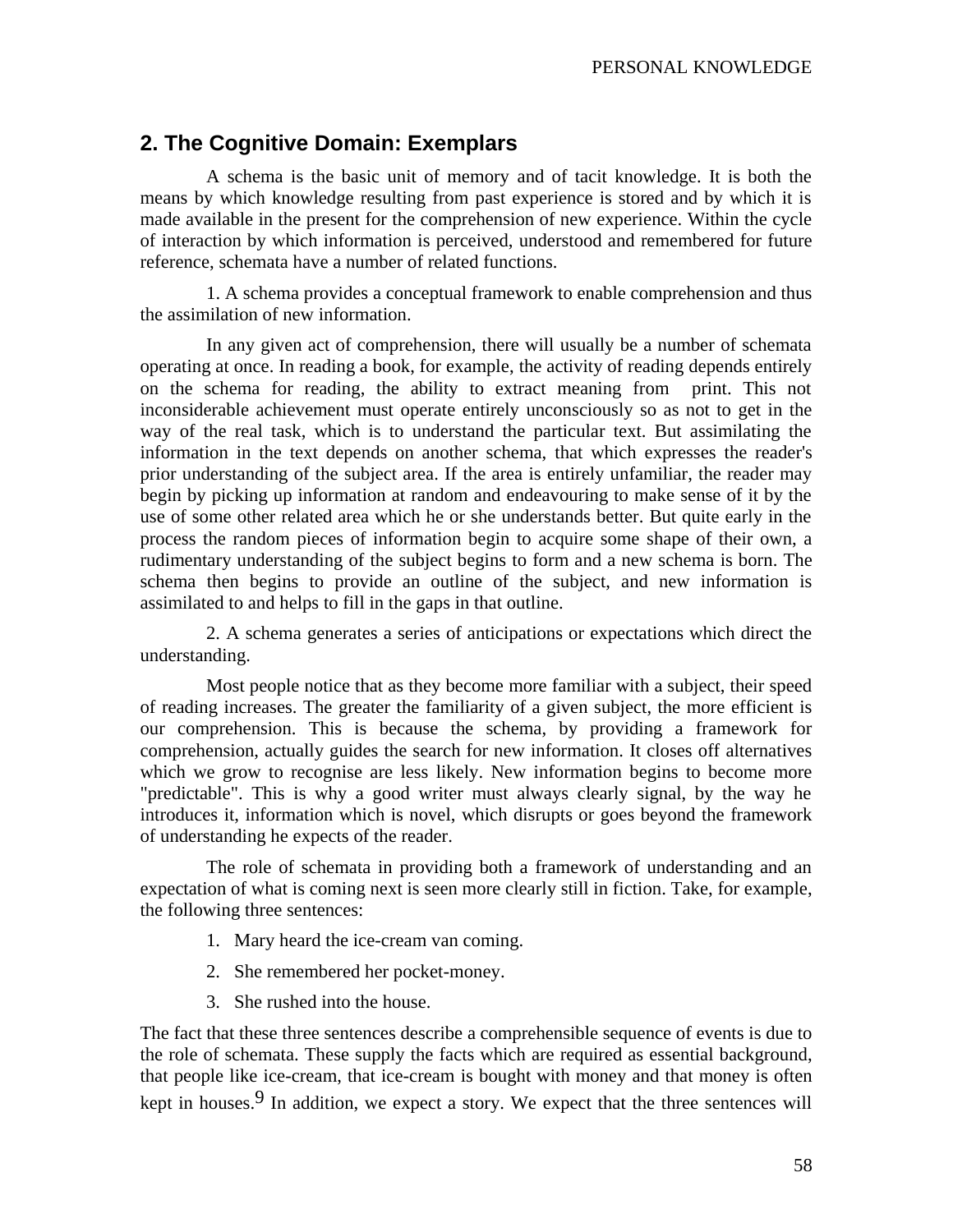## 2. The Cognitive Domain: Exemplars

A schema is the basic unit of memory and of tacit knowledge. It is both the means by which knowledge resulting from past experience is stored and by which it is made available in the present for the comprehension of new experience. Within the cycle of interaction by which information is perceived, understood and remembered for future reference, schemata have a number of related functions.

1. A schema provides a conceptual framework to enable comprehension and thus the assimilation of new information.

In any given act of comprehension, there will usually be a number of schemata operating at once. In reading a book, for example, the activity of reading depends entirely on the schema for reading, the ability to extract meaning from print. This not inconsiderable achievement must operate entirely unconsciously so as not to get in the way of the real task, which is to understand the particular text. But assimilating the information in the text depends on another schema, that which expresses the reader's prior understanding of the subject area. If the area is entirely unfamiliar, the reader may begin by picking up information at random and endeavouring to make sense of it by the use of some other related area which he or she understands better. But quite early in the process the random pieces of information begin to acquire some shape of their own, a rudimentary understanding of the subject begins to form and a new schema is born. The schema then begins to provide an outline of the subject, and new information is assimilated to and helps to fill in the gaps in that outline.

2. A schema generates a series of anticipations or expectations which direct the understanding.

Most people notice that as they become more familiar with a subject, their speed of reading increases. The greater the familiarity of a given subject, the more efficient is our comprehension. This is because the schema, by providing a framework for comprehension, actually guides the search for new information. It closes off alternatives which we grow to recognise are less likely. New information begins to become more "predictable". This is why a good writer must always clearly signal, by the way he introduces it, information which is novel, which disrupts or goes beyond the framework of understanding he expects of the reader.

The role of schemata in providing both a framework of understanding and an expectation of what is coming next is seen more clearly still in fiction. Take, for example, the following three sentences:

1. Mary heard the ice-cream van coming.
2. She remembered her pocket-money.
3. She rushed into the house.

The fact that these three sentences describe a comprehensible sequence of events is due to the role of schemata. These supply the facts which are required as essential background, that people like ice-cream, that ice-cream is bought with money and that money is often kept in houses.[9] In addition, we expect a story. We expect that the three sentences will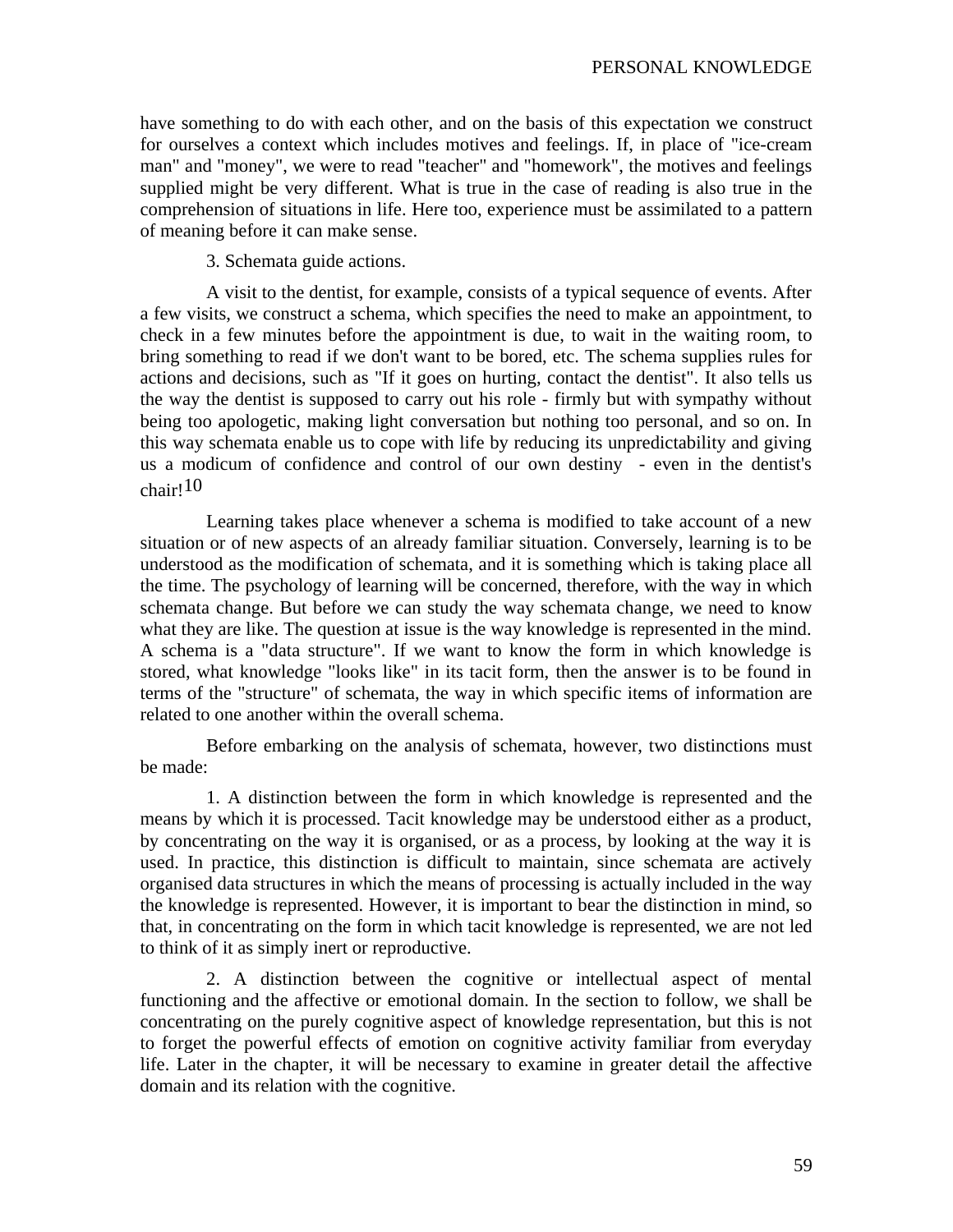have something to do with each other, and on the basis of this expectation we construct for ourselves a context which includes motives and feelings. If, in place of "ice-cream man" and "money", we were to read "teacher" and "homework", the motives and feelings supplied might be very different. What is true in the case of reading is also true in the comprehension of situations in life. Here too, experience must be assimilated to a pattern of meaning before it can make sense.

3. Schemata guide actions.

A visit to the dentist, for example, consists of a typical sequence of events. After a few visits, we construct a schema, which specifies the need to make an appointment, to check in a few minutes before the appointment is due, to wait in the waiting room, to bring something to read if we don't want to be bored, etc. The schema supplies rules for actions and decisions, such as "If it goes on hurting, contact the dentist". It also tells us the way the dentist is supposed to carry out his role - firmly but with sympathy without being too apologetic, making light conversation but nothing too personal, and so on. In this way schemata enable us to cope with life by reducing its unpredictability and giving us a modicum of confidence and control of our own destiny - even in the dentist's chair![10]

Learning takes place whenever a schema is modified to take account of a new situation or of new aspects of an already familiar situation. Conversely, learning is to be understood as the modification of schemata, and it is something which is taking place all the time. The psychology of learning will be concerned, therefore, with the way in which schemata change. But before we can study the way schemata change, we need to know what they are like. The question at issue is the way knowledge is represented in the mind. A schema is a "data structure". If we want to know the form in which knowledge is stored, what knowledge "looks like" in its tacit form, then the answer is to be found in terms of the "structure" of schemata, the way in which specific items of information are related to one another within the overall schema.

Before embarking on the analysis of schemata, however, two distinctions must be made:

1. A distinction between the form in which knowledge is represented and the means by which it is processed. Tacit knowledge may be understood either as a product, by concentrating on the way it is organised, or as a process, by looking at the way it is used. In practice, this distinction is difficult to maintain, since schemata are actively organised data structures in which the means of processing is actually included in the way the knowledge is represented. However, it is important to bear the distinction in mind, so that, in concentrating on the form in which tacit knowledge is represented, we are not led to think of it as simply inert or reproductive.

2. A distinction between the cognitive or intellectual aspect of mental functioning and the affective or emotional domain. In the section to follow, we shall be concentrating on the purely cognitive aspect of knowledge representation, but this is not to forget the powerful effects of emotion on cognitive activity familiar from everyday life. Later in the chapter, it will be necessary to examine in greater detail the affective domain and its relation with the cognitive.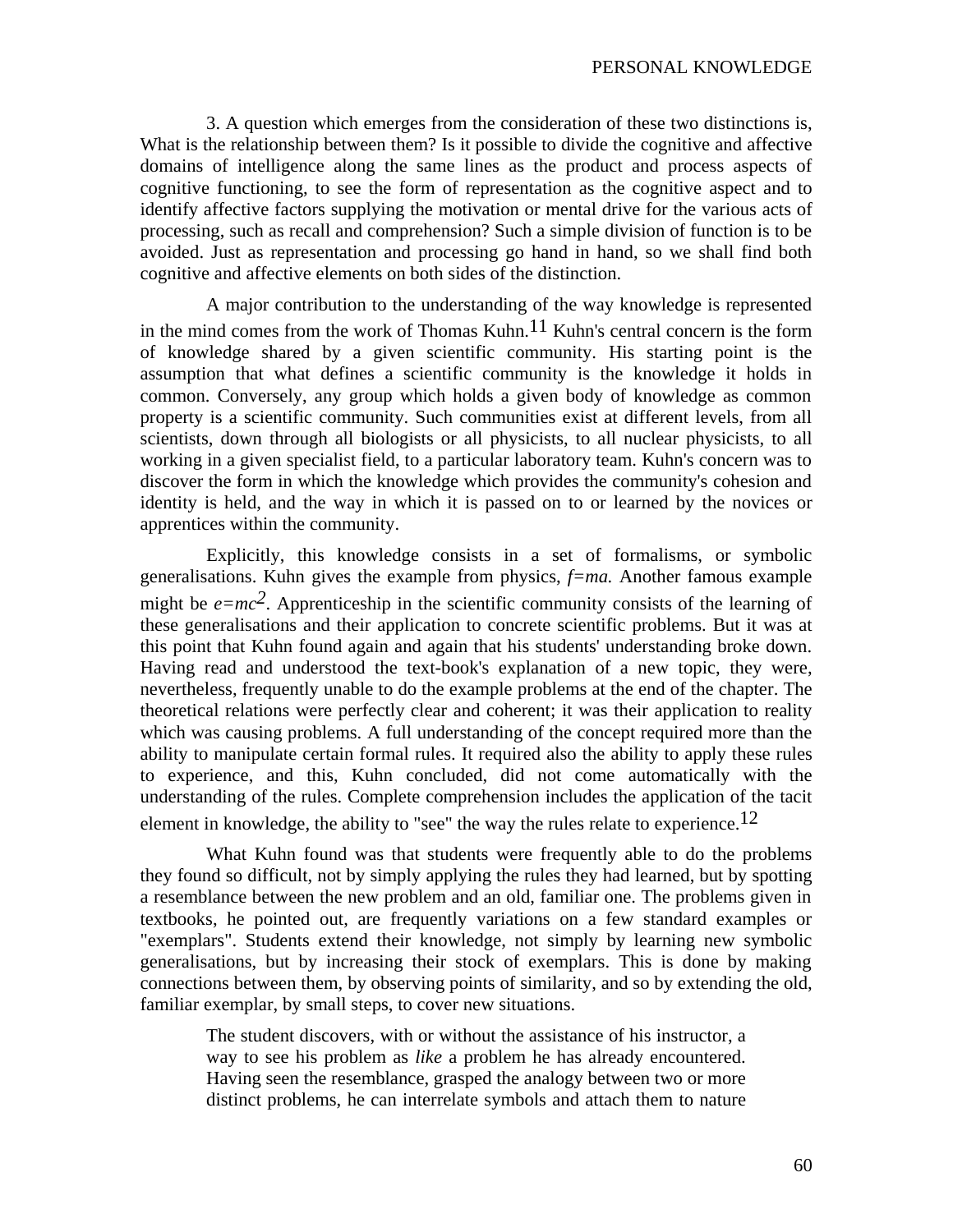3. A question which emerges from the consideration of these two distinctions is, What is the relationship between them? Is it possible to divide the cognitive and affective domains of intelligence along the same lines as the product and process aspects of cognitive functioning, to see the form of representation as the cognitive aspect and to identify affective factors supplying the motivation or mental drive for the various acts of processing, such as recall and comprehension? Such a simple division of function is to be avoided. Just as representation and processing go hand in hand, so we shall find both cognitive and affective elements on both sides of the distinction.

A major contribution to the understanding of the way knowledge is represented in the mind comes from the work of Thomas Kuhn.[11] Kuhn's central concern is the form of knowledge shared by a given scientific community. His starting point is the assumption that what defines a scientific community is the knowledge it holds in common. Conversely, any group which holds a given body of knowledge as common property is a scientific community. Such communities exist at different levels, from all scientists, down through all biologists or all physicists, to all nuclear physicists, to all working in a given specialist field, to a particular laboratory team. Kuhn's concern was to discover the form in which the knowledge which provides the community's cohesion and identity is held, and the way in which it is passed on to or learned by the novices or apprentices within the community.

Explicitly, this knowledge consists in a set of formalisms, or symbolic generalisations. Kuhn gives the example from physics, $f=ma$. Another famous example might be $e=mc^2$. Apprenticeship in the scientific community consists of the learning of these generalisations and their application to concrete scientific problems. But it was at this point that Kuhn found again and again that his students' understanding broke down. Having read and understood the text-book's explanation of a new topic, they were, nevertheless, frequently unable to do the example problems at the end of the chapter. The theoretical relations were perfectly clear and coherent; it was their application to reality which was causing problems. A full understanding of the concept required more than the ability to manipulate certain formal rules. It required also the ability to apply these rules to experience, and this, Kuhn concluded, did not come automatically with the understanding of the rules. Complete comprehension includes the application of the tacit element in knowledge, the ability to "see" the way the rules relate to experience.[12]

What Kuhn found was that students were frequently able to do the problems they found so difficult, not by simply applying the rules they had learned, but by spotting a resemblance between the new problem and an old, familiar one. The problems given in textbooks, he pointed out, are frequently variations on a few standard examples or "exemplars". Students extend their knowledge, not simply by learning new symbolic generalisations, but by increasing their stock of exemplars. This is done by making connections between them, by observing points of similarity, and so by extending the old, familiar exemplar, by small steps, to cover new situations.

> The student discovers, with or without the assistance of his instructor, a way to see his problem as *like* a problem he has already encountered. Having seen the resemblance, grasped the analogy between two or more distinct problems, he can interrelate symbols and attach them to nature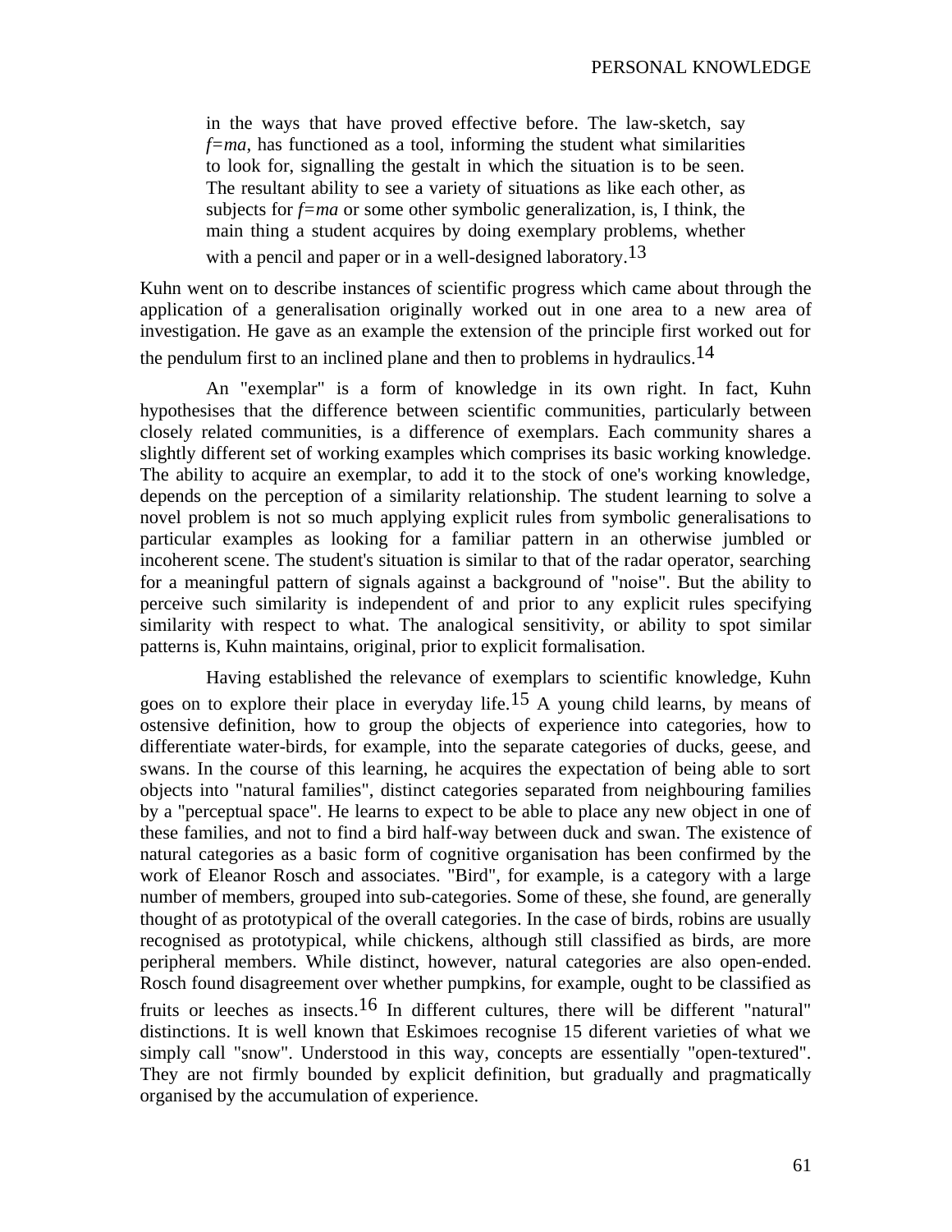> in the ways that have proved effective before. The law-sketch, say *f=ma*, has functioned as a tool, informing the student what similarities to look for, signalling the gestalt in which the situation is to be seen. The resultant ability to see a variety of situations as like each other, as subjects for *f=ma* or some other symbolic generalization, is, I think, the main thing a student acquires by doing exemplary problems, whether with a pencil and paper or in a well-designed laboratory.[13]

Kuhn went on to describe instances of scientific progress which came about through the application of a generalisation originally worked out in one area to a new area of investigation. He gave as an example the extension of the principle first worked out for the pendulum first to an inclined plane and then to problems in hydraulics.[14]

An "exemplar" is a form of knowledge in its own right. In fact, Kuhn hypothesises that the difference between scientific communities, particularly between closely related communities, is a difference of exemplars. Each community shares a slightly different set of working examples which comprises its basic working knowledge. The ability to acquire an exemplar, to add it to the stock of one's working knowledge, depends on the perception of a similarity relationship. The student learning to solve a novel problem is not so much applying explicit rules from symbolic generalisations to particular examples as looking for a familiar pattern in an otherwise jumbled or incoherent scene. The student's situation is similar to that of the radar operator, searching for a meaningful pattern of signals against a background of "noise". But the ability to perceive such similarity is independent of and prior to any explicit rules specifying similarity with respect to what. The analogical sensitivity, or ability to spot similar patterns is, Kuhn maintains, original, prior to explicit formalisation.

Having established the relevance of exemplars to scientific knowledge, Kuhn goes on to explore their place in everyday life.[15] A young child learns, by means of ostensive definition, how to group the objects of experience into categories, how to differentiate water-birds, for example, into the separate categories of ducks, geese, and swans. In the course of this learning, he acquires the expectation of being able to sort objects into "natural families", distinct categories separated from neighbouring families by a "perceptual space". He learns to expect to be able to place any new object in one of these families, and not to find a bird half-way between duck and swan. The existence of natural categories as a basic form of cognitive organisation has been confirmed by the work of Eleanor Rosch and associates. "Bird", for example, is a category with a large number of members, grouped into sub-categories. Some of these, she found, are generally thought of as prototypical of the overall categories. In the case of birds, robins are usually recognised as prototypical, while chickens, although still classified as birds, are more peripheral members. While distinct, however, natural categories are also open-ended. Rosch found disagreement over whether pumpkins, for example, ought to be classified as fruits or leeches as insects.[16] In different cultures, there will be different "natural" distinctions. It is well known that Eskimoes recognise 15 diferent varieties of what we simply call "snow". Understood in this way, concepts are essentially "open-textured". They are not firmly bounded by explicit definition, but gradually and pragmatically organised by the accumulation of experience.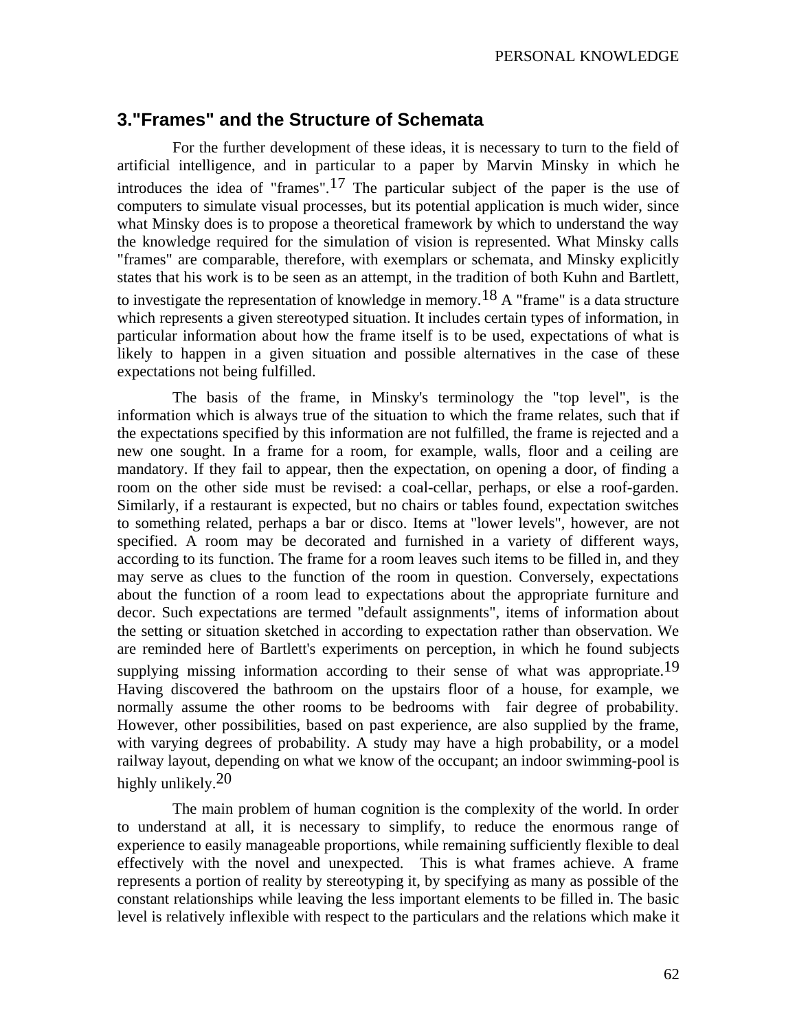## 3."Frames" and the Structure of Schemata

For the further development of these ideas, it is necessary to turn to the field of artificial intelligence, and in particular to a paper by Marvin Minsky in which he introduces the idea of "frames".[17] The particular subject of the paper is the use of computers to simulate visual processes, but its potential application is much wider, since what Minsky does is to propose a theoretical framework by which to understand the way the knowledge required for the simulation of vision is represented. What Minsky calls "frames" are comparable, therefore, with exemplars or schemata, and Minsky explicitly states that his work is to be seen as an attempt, in the tradition of both Kuhn and Bartlett, to investigate the representation of knowledge in memory.[18] A "frame" is a data structure which represents a given stereotyped situation. It includes certain types of information, in particular information about how the frame itself is to be used, expectations of what is likely to happen in a given situation and possible alternatives in the case of these expectations not being fulfilled.

The basis of the frame, in Minsky's terminology the "top level", is the information which is always true of the situation to which the frame relates, such that if the expectations specified by this information are not fulfilled, the frame is rejected and a new one sought. In a frame for a room, for example, walls, floor and a ceiling are mandatory. If they fail to appear, then the expectation, on opening a door, of finding a room on the other side must be revised: a coal-cellar, perhaps, or else a roof-garden. Similarly, if a restaurant is expected, but no chairs or tables found, expectation switches to something related, perhaps a bar or disco. Items at "lower levels", however, are not specified. A room may be decorated and furnished in a variety of different ways, according to its function. The frame for a room leaves such items to be filled in, and they may serve as clues to the function of the room in question. Conversely, expectations about the function of a room lead to expectations about the appropriate furniture and decor. Such expectations are termed "default assignments", items of information about the setting or situation sketched in according to expectation rather than observation. We are reminded here of Bartlett's experiments on perception, in which he found subjects supplying missing information according to their sense of what was appropriate.[19] Having discovered the bathroom on the upstairs floor of a house, for example, we normally assume the other rooms to be bedrooms with fair degree of probability. However, other possibilities, based on past experience, are also supplied by the frame, with varying degrees of probability. A study may have a high probability, or a model railway layout, depending on what we know of the occupant; an indoor swimming-pool is highly unlikely.[20]

The main problem of human cognition is the complexity of the world. In order to understand at all, it is necessary to simplify, to reduce the enormous range of experience to easily manageable proportions, while remaining sufficiently flexible to deal effectively with the novel and unexpected. This is what frames achieve. A frame represents a portion of reality by stereotyping it, by specifying as many as possible of the constant relationships while leaving the less important elements to be filled in. The basic level is relatively inflexible with respect to the particulars and the relations which make it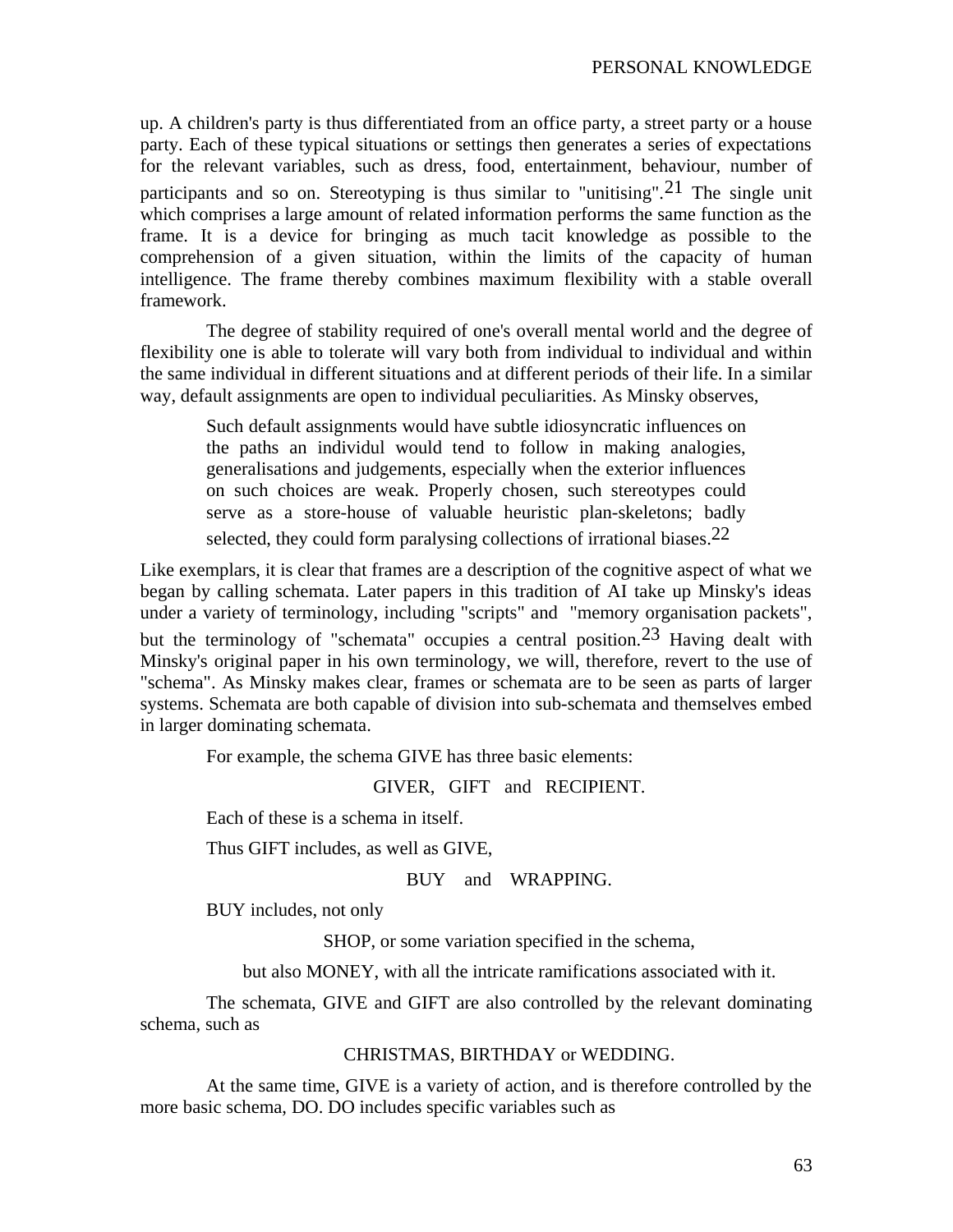up. A children's party is thus differentiated from an office party, a street party or a house party. Each of these typical situations or settings then generates a series of expectations for the relevant variables, such as dress, food, entertainment, behaviour, number of participants and so on. Stereotyping is thus similar to "unitising".[21] The single unit which comprises a large amount of related information performs the same function as the frame. It is a device for bringing as much tacit knowledge as possible to the comprehension of a given situation, within the limits of the capacity of human intelligence. The frame thereby combines maximum flexibility with a stable overall framework.

The degree of stability required of one's overall mental world and the degree of flexibility one is able to tolerate will vary both from individual to individual and within the same individual in different situations and at different periods of their life. In a similar way, default assignments are open to individual peculiarities. As Minsky observes,

> Such default assignments would have subtle idiosyncratic influences on the paths an individul would tend to follow in making analogies, generalisations and judgements, especially when the exterior influences on such choices are weak. Properly chosen, such stereotypes could serve as a store-house of valuable heuristic plan-skeletons; badly selected, they could form paralysing collections of irrational biases.[22]

Like exemplars, it is clear that frames are a description of the cognitive aspect of what we began by calling schemata. Later papers in this tradition of AI take up Minsky's ideas under a variety of terminology, including "scripts" and "memory organisation packets", but the terminology of "schemata" occupies a central position.[23] Having dealt with Minsky's original paper in his own terminology, we will, therefore, revert to the use of "schema". As Minsky makes clear, frames or schemata are to be seen as parts of larger systems. Schemata are both capable of division into sub-schemata and themselves embed in larger dominating schemata.

For example, the schema GIVE has three basic elements:

GIVER, GIFT and RECIPIENT.

Each of these is a schema in itself.

Thus GIFT includes, as well as GIVE,

BUY and WRAPPING.

BUY includes, not only

SHOP, or some variation specified in the schema,

but also MONEY, with all the intricate ramifications associated with it.

The schemata, GIVE and GIFT are also controlled by the relevant dominating schema, such as

CHRISTMAS, BIRTHDAY or WEDDING.

At the same time, GIVE is a variety of action, and is therefore controlled by the more basic schema, DO. DO includes specific variables such as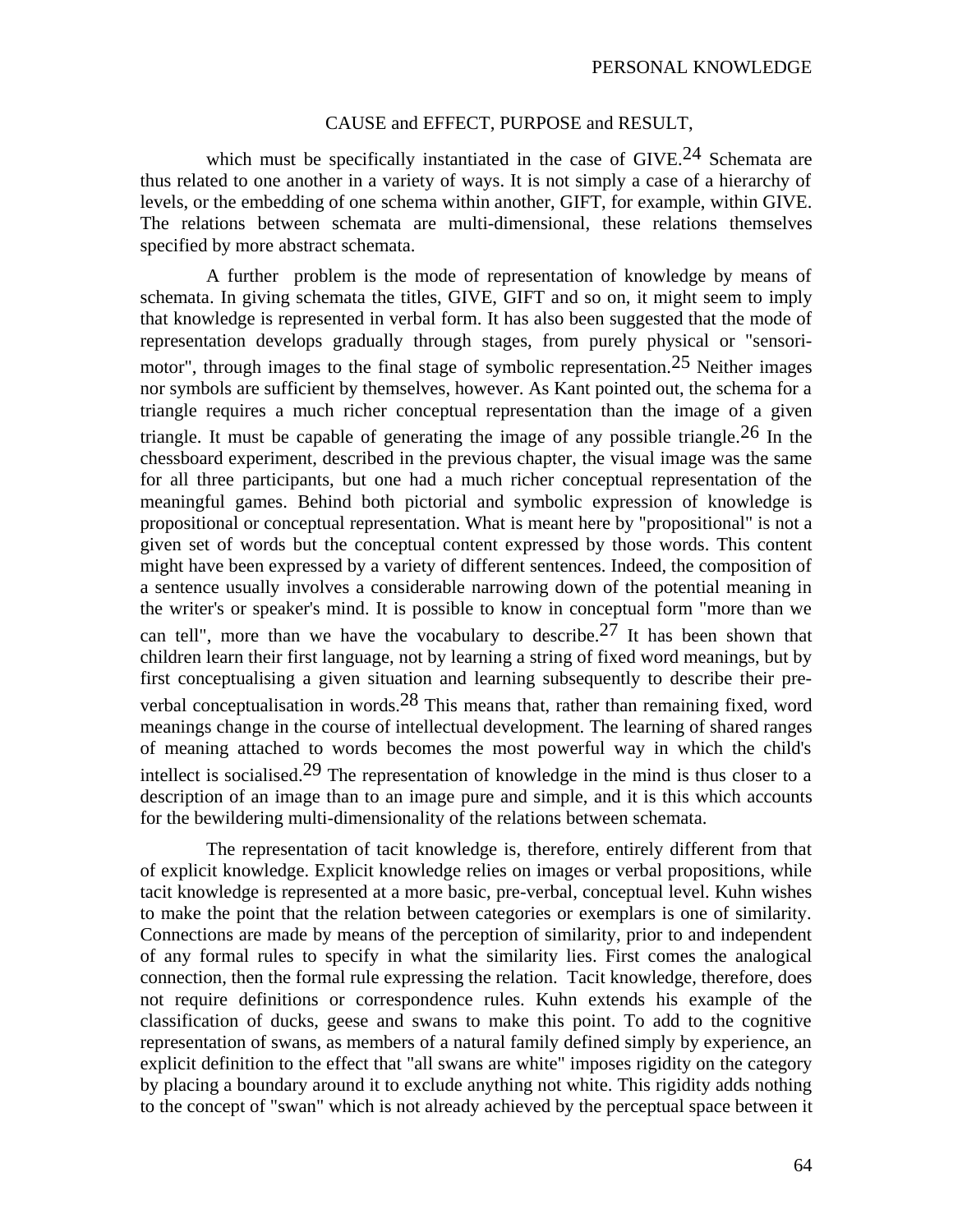CAUSE and EFFECT, PURPOSE and RESULT,

which must be specifically instantiated in the case of GIVE.[24] Schemata are thus related to one another in a variety of ways. It is not simply a case of a hierarchy of levels, or the embedding of one schema within another, GIFT, for example, within GIVE. The relations between schemata are multi-dimensional, these relations themselves specified by more abstract schemata.

A further problem is the mode of representation of knowledge by means of schemata. In giving schemata the titles, GIVE, GIFT and so on, it might seem to imply that knowledge is represented in verbal form. It has also been suggested that the mode of representation develops gradually through stages, from purely physical or "sensori-motor", through images to the final stage of symbolic representation.[25] Neither images nor symbols are sufficient by themselves, however. As Kant pointed out, the schema for a triangle requires a much richer conceptual representation than the image of a given triangle. It must be capable of generating the image of any possible triangle.[26] In the chessboard experiment, described in the previous chapter, the visual image was the same for all three participants, but one had a much richer conceptual representation of the meaningful games. Behind both pictorial and symbolic expression of knowledge is propositional or conceptual representation. What is meant here by "propositional" is not a given set of words but the conceptual content expressed by those words. This content might have been expressed by a variety of different sentences. Indeed, the composition of a sentence usually involves a considerable narrowing down of the potential meaning in the writer's or speaker's mind. It is possible to know in conceptual form "more than we can tell", more than we have the vocabulary to describe.[27] It has been shown that children learn their first language, not by learning a string of fixed word meanings, but by first conceptualising a given situation and learning subsequently to describe their pre-verbal conceptualisation in words.[28] This means that, rather than remaining fixed, word meanings change in the course of intellectual development. The learning of shared ranges of meaning attached to words becomes the most powerful way in which the child's intellect is socialised.[29] The representation of knowledge in the mind is thus closer to a description of an image than to an image pure and simple, and it is this which accounts for the bewildering multi-dimensionality of the relations between schemata.

The representation of tacit knowledge is, therefore, entirely different from that of explicit knowledge. Explicit knowledge relies on images or verbal propositions, while tacit knowledge is represented at a more basic, pre-verbal, conceptual level. Kuhn wishes to make the point that the relation between categories or exemplars is one of similarity. Connections are made by means of the perception of similarity, prior to and independent of any formal rules to specify in what the similarity lies. First comes the analogical connection, then the formal rule expressing the relation. Tacit knowledge, therefore, does not require definitions or correspondence rules. Kuhn extends his example of the classification of ducks, geese and swans to make this point. To add to the cognitive representation of swans, as members of a natural family defined simply by experience, an explicit definition to the effect that "all swans are white" imposes rigidity on the category by placing a boundary around it to exclude anything not white. This rigidity adds nothing to the concept of "swan" which is not already achieved by the perceptual space between it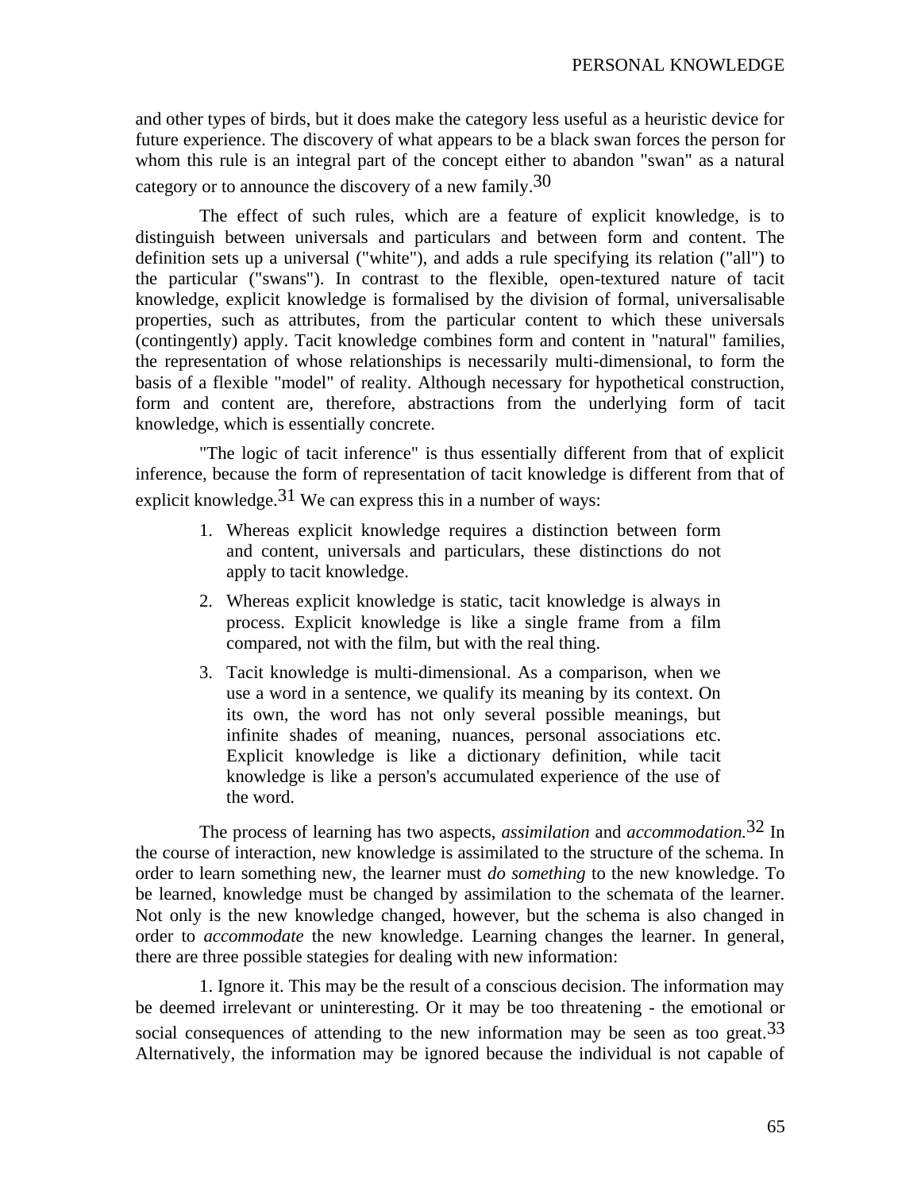and other types of birds, but it does make the category less useful as a heuristic device for future experience. The discovery of what appears to be a black swan forces the person for whom this rule is an integral part of the concept either to abandon "swan" as a natural category or to announce the discovery of a new family.[30]

The effect of such rules, which are a feature of explicit knowledge, is to distinguish between universals and particulars and between form and content. The definition sets up a universal ("white"), and adds a rule specifying its relation ("all") to the particular ("swans"). In contrast to the flexible, open-textured nature of tacit knowledge, explicit knowledge is formalised by the division of formal, universalisable properties, such as attributes, from the particular content to which these universals (contingently) apply. Tacit knowledge combines form and content in "natural" families, the representation of whose relationships is necessarily multi-dimensional, to form the basis of a flexible "model" of reality. Although necessary for hypothetical construction, form and content are, therefore, abstractions from the underlying form of tacit knowledge, which is essentially concrete.

"The logic of tacit inference" is thus essentially different from that of explicit inference, because the form of representation of tacit knowledge is different from that of explicit knowledge.[31] We can express this in a number of ways:

1. Whereas explicit knowledge requires a distinction between form and content, universals and particulars, these distinctions do not apply to tacit knowledge.
2. Whereas explicit knowledge is static, tacit knowledge is always in process. Explicit knowledge is like a single frame from a film compared, not with the film, but with the real thing.
3. Tacit knowledge is multi-dimensional. As a comparison, when we use a word in a sentence, we qualify its meaning by its context. On its own, the word has not only several possible meanings, but infinite shades of meaning, nuances, personal associations etc. Explicit knowledge is like a dictionary definition, while tacit knowledge is like a person's accumulated experience of the use of the word.

The process of learning has two aspects, *assimilation* and *accommodation.*[32] In the course of interaction, new knowledge is assimilated to the structure of the schema. In order to learn something new, the learner must *do something* to the new knowledge. To be learned, knowledge must be changed by assimilation to the schemata of the learner. Not only is the new knowledge changed, however, but the schema is also changed in order to *accommodate* the new knowledge. Learning changes the learner. In general, there are three possible stategies for dealing with new information:

1. Ignore it. This may be the result of a conscious decision. The information may be deemed irrelevant or uninteresting. Or it may be too threatening - the emotional or social consequences of attending to the new information may be seen as too great.[33] Alternatively, the information may be ignored because the individual is not capable of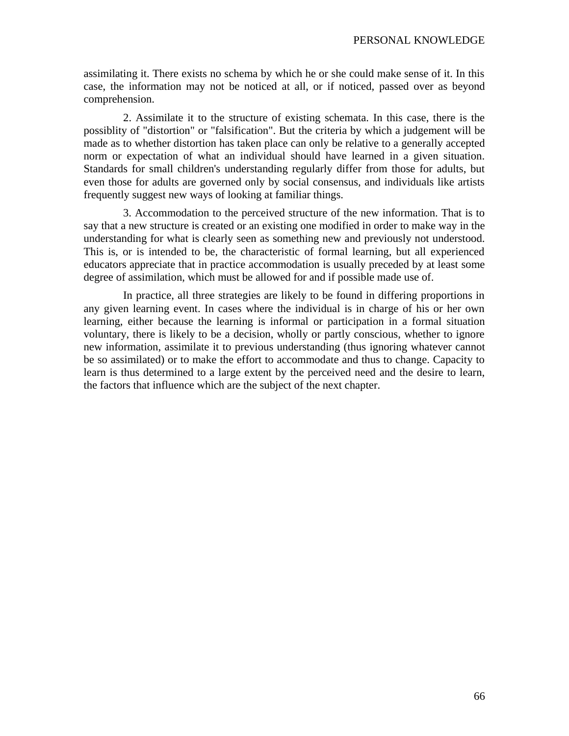assimilating it. There exists no schema by which he or she could make sense of it. In this case, the information may not be noticed at all, or if noticed, passed over as beyond comprehension.

2. Assimilate it to the structure of existing schemata. In this case, there is the possiblity of "distortion" or "falsification". But the criteria by which a judgement will be made as to whether distortion has taken place can only be relative to a generally accepted norm or expectation of what an individual should have learned in a given situation. Standards for small children's understanding regularly differ from those for adults, but even those for adults are governed only by social consensus, and individuals like artists frequently suggest new ways of looking at familiar things.

3. Accommodation to the perceived structure of the new information. That is to say that a new structure is created or an existing one modified in order to make way in the understanding for what is clearly seen as something new and previously not understood. This is, or is intended to be, the characteristic of formal learning, but all experienced educators appreciate that in practice accommodation is usually preceded by at least some degree of assimilation, which must be allowed for and if possible made use of.

In practice, all three strategies are likely to be found in differing proportions in any given learning event. In cases where the individual is in charge of his or her own learning, either because the learning is informal or participation in a formal situation voluntary, there is likely to be a decision, wholly or partly conscious, whether to ignore new information, assimilate it to previous understanding (thus ignoring whatever cannot be so assimilated) or to make the effort to accommodate and thus to change. Capacity to learn is thus determined to a large extent by the perceived need and the desire to learn, the factors that influence which are the subject of the next chapter.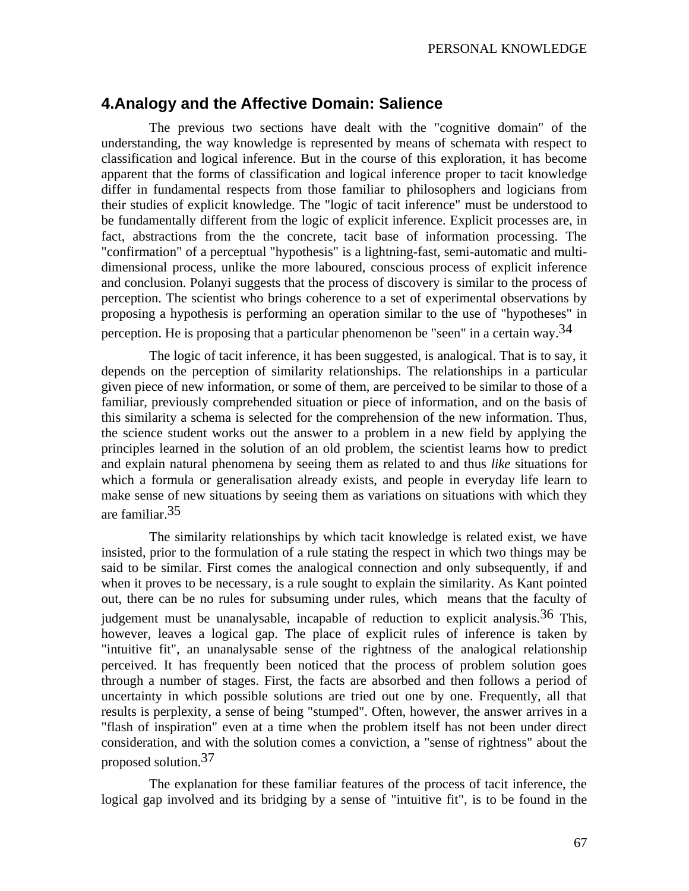## 4.Analogy and the Affective Domain: Salience

The previous two sections have dealt with the "cognitive domain" of the understanding, the way knowledge is represented by means of schemata with respect to classification and logical inference. But in the course of this exploration, it has become apparent that the forms of classification and logical inference proper to tacit knowledge differ in fundamental respects from those familiar to philosophers and logicians from their studies of explicit knowledge. The "logic of tacit inference" must be understood to be fundamentally different from the logic of explicit inference. Explicit processes are, in fact, abstractions from the the concrete, tacit base of information processing. The "confirmation" of a perceptual "hypothesis" is a lightning-fast, semi-automatic and multi-dimensional process, unlike the more laboured, conscious process of explicit inference and conclusion. Polanyi suggests that the process of discovery is similar to the process of perception. The scientist who brings coherence to a set of experimental observations by proposing a hypothesis is performing an operation similar to the use of "hypotheses" in perception. He is proposing that a particular phenomenon be "seen" in a certain way.[34]

The logic of tacit inference, it has been suggested, is analogical. That is to say, it depends on the perception of similarity relationships. The relationships in a particular given piece of new information, or some of them, are perceived to be similar to those of a familiar, previously comprehended situation or piece of information, and on the basis of this similarity a schema is selected for the comprehension of the new information. Thus, the science student works out the answer to a problem in a new field by applying the principles learned in the solution of an old problem, the scientist learns how to predict and explain natural phenomena by seeing them as related to and thus *like* situations for which a formula or generalisation already exists, and people in everyday life learn to make sense of new situations by seeing them as variations on situations with which they are familiar.[35]

The similarity relationships by which tacit knowledge is related exist, we have insisted, prior to the formulation of a rule stating the respect in which two things may be said to be similar. First comes the analogical connection and only subsequently, if and when it proves to be necessary, is a rule sought to explain the similarity. As Kant pointed out, there can be no rules for subsuming under rules, which means that the faculty of judgement must be unanalysable, incapable of reduction to explicit analysis.[36] This, however, leaves a logical gap. The place of explicit rules of inference is taken by "intuitive fit", an unanalysable sense of the rightness of the analogical relationship perceived. It has frequently been noticed that the process of problem solution goes through a number of stages. First, the facts are absorbed and then follows a period of uncertainty in which possible solutions are tried out one by one. Frequently, all that results is perplexity, a sense of being "stumped". Often, however, the answer arrives in a "flash of inspiration" even at a time when the problem itself has not been under direct consideration, and with the solution comes a conviction, a "sense of rightness" about the proposed solution.[37]

The explanation for these familiar features of the process of tacit inference, the logical gap involved and its bridging by a sense of "intuitive fit", is to be found in the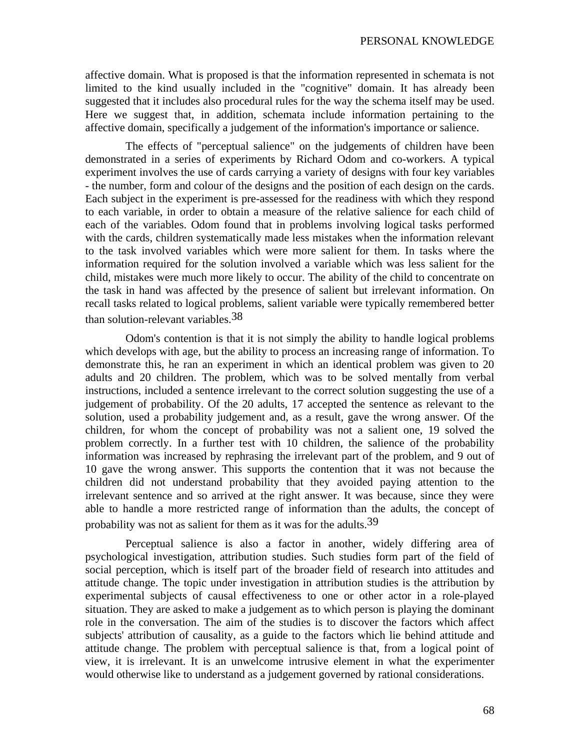affective domain. What is proposed is that the information represented in schemata is not limited to the kind usually included in the "cognitive" domain. It has already been suggested that it includes also procedural rules for the way the schema itself may be used. Here we suggest that, in addition, schemata include information pertaining to the affective domain, specifically a judgement of the information's importance or salience.

The effects of "perceptual salience" on the judgements of children have been demonstrated in a series of experiments by Richard Odom and co-workers. A typical experiment involves the use of cards carrying a variety of designs with four key variables - the number, form and colour of the designs and the position of each design on the cards. Each subject in the experiment is pre-assessed for the readiness with which they respond to each variable, in order to obtain a measure of the relative salience for each child of each of the variables. Odom found that in problems involving logical tasks performed with the cards, children systematically made less mistakes when the information relevant to the task involved variables which were more salient for them. In tasks where the information required for the solution involved a variable which was less salient for the child, mistakes were much more likely to occur. The ability of the child to concentrate on the task in hand was affected by the presence of salient but irrelevant information. On recall tasks related to logical problems, salient variable were typically remembered better than solution-relevant variables.[38]

Odom's contention is that it is not simply the ability to handle logical problems which develops with age, but the ability to process an increasing range of information. To demonstrate this, he ran an experiment in which an identical problem was given to 20 adults and 20 children. The problem, which was to be solved mentally from verbal instructions, included a sentence irrelevant to the correct solution suggesting the use of a judgement of probability. Of the 20 adults, 17 accepted the sentence as relevant to the solution, used a probability judgement and, as a result, gave the wrong answer. Of the children, for whom the concept of probability was not a salient one, 19 solved the problem correctly. In a further test with 10 children, the salience of the probability information was increased by rephrasing the irrelevant part of the problem, and 9 out of 10 gave the wrong answer. This supports the contention that it was not because the children did not understand probability that they avoided paying attention to the irrelevant sentence and so arrived at the right answer. It was because, since they were able to handle a more restricted range of information than the adults, the concept of probability was not as salient for them as it was for the adults.[39]

Perceptual salience is also a factor in another, widely differing area of psychological investigation, attribution studies. Such studies form part of the field of social perception, which is itself part of the broader field of research into attitudes and attitude change. The topic under investigation in attribution studies is the attribution by experimental subjects of causal effectiveness to one or other actor in a role-played situation. They are asked to make a judgement as to which person is playing the dominant role in the conversation. The aim of the studies is to discover the factors which affect subjects' attribution of causality, as a guide to the factors which lie behind attitude and attitude change. The problem with perceptual salience is that, from a logical point of view, it is irrelevant. It is an unwelcome intrusive element in what the experimenter would otherwise like to understand as a judgement governed by rational considerations.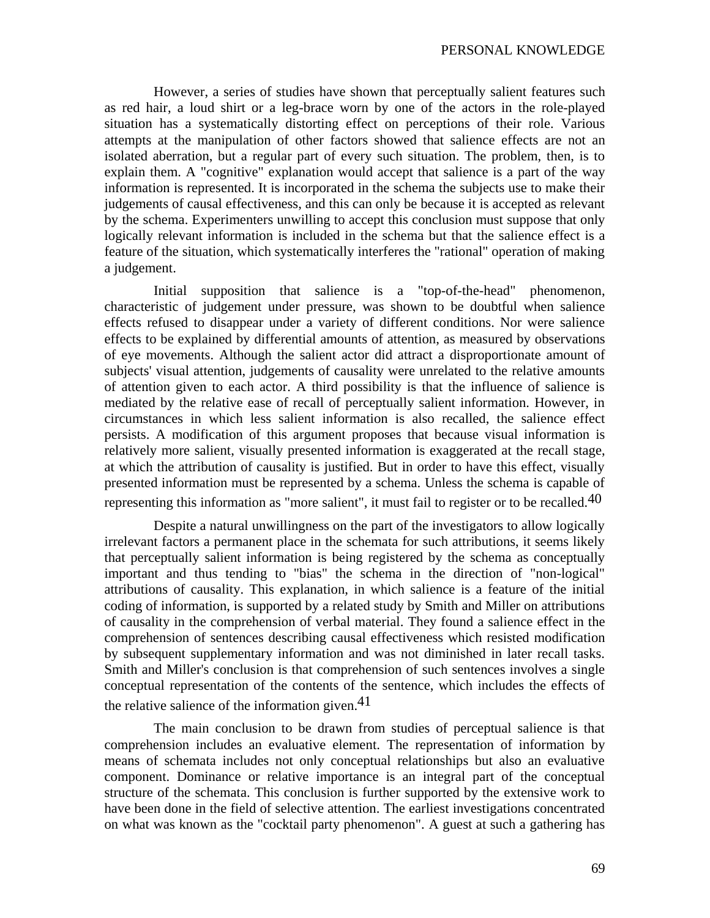However, a series of studies have shown that perceptually salient features such as red hair, a loud shirt or a leg-brace worn by one of the actors in the role-played situation has a systematically distorting effect on perceptions of their role. Various attempts at the manipulation of other factors showed that salience effects are not an isolated aberration, but a regular part of every such situation. The problem, then, is to explain them. A "cognitive" explanation would accept that salience is a part of the way information is represented. It is incorporated in the schema the subjects use to make their judgements of causal effectiveness, and this can only be because it is accepted as relevant by the schema. Experimenters unwilling to accept this conclusion must suppose that only logically relevant information is included in the schema but that the salience effect is a feature of the situation, which systematically interferes the "rational" operation of making a judgement.

Initial supposition that salience is a "top-of-the-head" phenomenon, characteristic of judgement under pressure, was shown to be doubtful when salience effects refused to disappear under a variety of different conditions. Nor were salience effects to be explained by differential amounts of attention, as measured by observations of eye movements. Although the salient actor did attract a disproportionate amount of subjects' visual attention, judgements of causality were unrelated to the relative amounts of attention given to each actor. A third possibility is that the influence of salience is mediated by the relative ease of recall of perceptually salient information. However, in circumstances in which less salient information is also recalled, the salience effect persists. A modification of this argument proposes that because visual information is relatively more salient, visually presented information is exaggerated at the recall stage, at which the attribution of causality is justified. But in order to have this effect, visually presented information must be represented by a schema. Unless the schema is capable of representing this information as "more salient", it must fail to register or to be recalled.[40]

Despite a natural unwillingness on the part of the investigators to allow logically irrelevant factors a permanent place in the schemata for such attributions, it seems likely that perceptually salient information is being registered by the schema as conceptually important and thus tending to "bias" the schema in the direction of "non-logical" attributions of causality. This explanation, in which salience is a feature of the initial coding of information, is supported by a related study by Smith and Miller on attributions of causality in the comprehension of verbal material. They found a salience effect in the comprehension of sentences describing causal effectiveness which resisted modification by subsequent supplementary information and was not diminished in later recall tasks. Smith and Miller's conclusion is that comprehension of such sentences involves a single conceptual representation of the contents of the sentence, which includes the effects of the relative salience of the information given.[41]

The main conclusion to be drawn from studies of perceptual salience is that comprehension includes an evaluative element. The representation of information by means of schemata includes not only conceptual relationships but also an evaluative component. Dominance or relative importance is an integral part of the conceptual structure of the schemata. This conclusion is further supported by the extensive work to have been done in the field of selective attention. The earliest investigations concentrated on what was known as the "cocktail party phenomenon". A guest at such a gathering has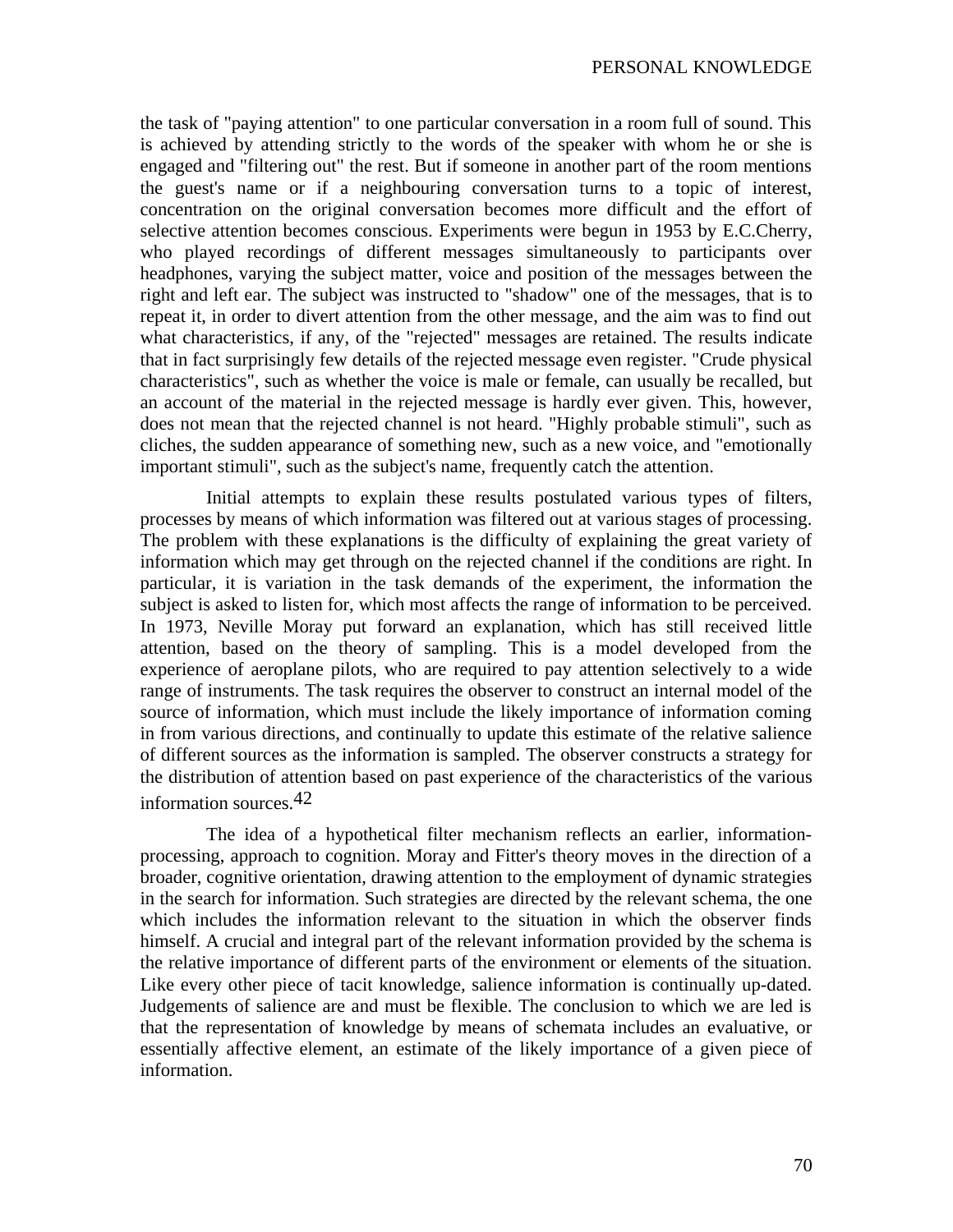the task of "paying attention" to one particular conversation in a room full of sound. This is achieved by attending strictly to the words of the speaker with whom he or she is engaged and "filtering out" the rest. But if someone in another part of the room mentions the guest's name or if a neighbouring conversation turns to a topic of interest, concentration on the original conversation becomes more difficult and the effort of selective attention becomes conscious. Experiments were begun in 1953 by E.C.Cherry, who played recordings of different messages simultaneously to participants over headphones, varying the subject matter, voice and position of the messages between the right and left ear. The subject was instructed to "shadow" one of the messages, that is to repeat it, in order to divert attention from the other message, and the aim was to find out what characteristics, if any, of the "rejected" messages are retained. The results indicate that in fact surprisingly few details of the rejected message even register. "Crude physical characteristics", such as whether the voice is male or female, can usually be recalled, but an account of the material in the rejected message is hardly ever given. This, however, does not mean that the rejected channel is not heard. "Highly probable stimuli", such as cliches, the sudden appearance of something new, such as a new voice, and "emotionally important stimuli", such as the subject's name, frequently catch the attention.

Initial attempts to explain these results postulated various types of filters, processes by means of which information was filtered out at various stages of processing. The problem with these explanations is the difficulty of explaining the great variety of information which may get through on the rejected channel if the conditions are right. In particular, it is variation in the task demands of the experiment, the information the subject is asked to listen for, which most affects the range of information to be perceived. In 1973, Neville Moray put forward an explanation, which has still received little attention, based on the theory of sampling. This is a model developed from the experience of aeroplane pilots, who are required to pay attention selectively to a wide range of instruments. The task requires the observer to construct an internal model of the source of information, which must include the likely importance of information coming in from various directions, and continually to update this estimate of the relative salience of different sources as the information is sampled. The observer constructs a strategy for the distribution of attention based on past experience of the characteristics of the various information sources.[42]

The idea of a hypothetical filter mechanism reflects an earlier, information-processing, approach to cognition. Moray and Fitter's theory moves in the direction of a broader, cognitive orientation, drawing attention to the employment of dynamic strategies in the search for information. Such strategies are directed by the relevant schema, the one which includes the information relevant to the situation in which the observer finds himself. A crucial and integral part of the relevant information provided by the schema is the relative importance of different parts of the environment or elements of the situation. Like every other piece of tacit knowledge, salience information is continually up-dated. Judgements of salience are and must be flexible. The conclusion to which we are led is that the representation of knowledge by means of schemata includes an evaluative, or essentially affective element, an estimate of the likely importance of a given piece of information.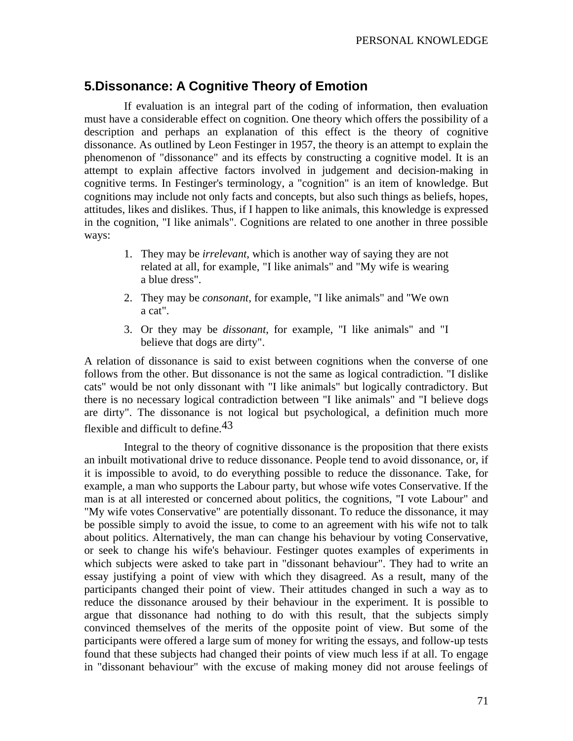## 5. Dissonance: A Cognitive Theory of Emotion

If evaluation is an integral part of the coding of information, then evaluation must have a considerable effect on cognition. One theory which offers the possibility of a description and perhaps an explanation of this effect is the theory of cognitive dissonance. As outlined by Leon Festinger in 1957, the theory is an attempt to explain the phenomenon of "dissonance" and its effects by constructing a cognitive model. It is an attempt to explain affective factors involved in judgement and decision-making in cognitive terms. In Festinger's terminology, a "cognition" is an item of knowledge. But cognitions may include not only facts and concepts, but also such things as beliefs, hopes, attitudes, likes and dislikes. Thus, if I happen to like animals, this knowledge is expressed in the cognition, "I like animals". Cognitions are related to one another in three possible ways:

1. They may be *irrelevant*, which is another way of saying they are not related at all, for example, "I like animals" and "My wife is wearing a blue dress".
2. They may be *consonant*, for example, "I like animals" and "We own a cat".
3. Or they may be *dissonant*, for example, "I like animals" and "I believe that dogs are dirty".

A relation of dissonance is said to exist between cognitions when the converse of one follows from the other. But dissonance is not the same as logical contradiction. "I dislike cats" would be not only dissonant with "I like animals" but logically contradictory. But there is no necessary logical contradiction between "I like animals" and "I believe dogs are dirty". The dissonance is not logical but psychological, a definition much more flexible and difficult to define.[43]

Integral to the theory of cognitive dissonance is the proposition that there exists an inbuilt motivational drive to reduce dissonance. People tend to avoid dissonance, or, if it is impossible to avoid, to do everything possible to reduce the dissonance. Take, for example, a man who supports the Labour party, but whose wife votes Conservative. If the man is at all interested or concerned about politics, the cognitions, "I vote Labour" and "My wife votes Conservative" are potentially dissonant. To reduce the dissonance, it may be possible simply to avoid the issue, to come to an agreement with his wife not to talk about politics. Alternatively, the man can change his behaviour by voting Conservative, or seek to change his wife's behaviour. Festinger quotes examples of experiments in which subjects were asked to take part in "dissonant behaviour". They had to write an essay justifying a point of view with which they disagreed. As a result, many of the participants changed their point of view. Their attitudes changed in such a way as to reduce the dissonance aroused by their behaviour in the experiment. It is possible to argue that dissonance had nothing to do with this result, that the subjects simply convinced themselves of the merits of the opposite point of view. But some of the participants were offered a large sum of money for writing the essays, and follow-up tests found that these subjects had changed their points of view much less if at all. To engage in "dissonant behaviour" with the excuse of making money did not arouse feelings of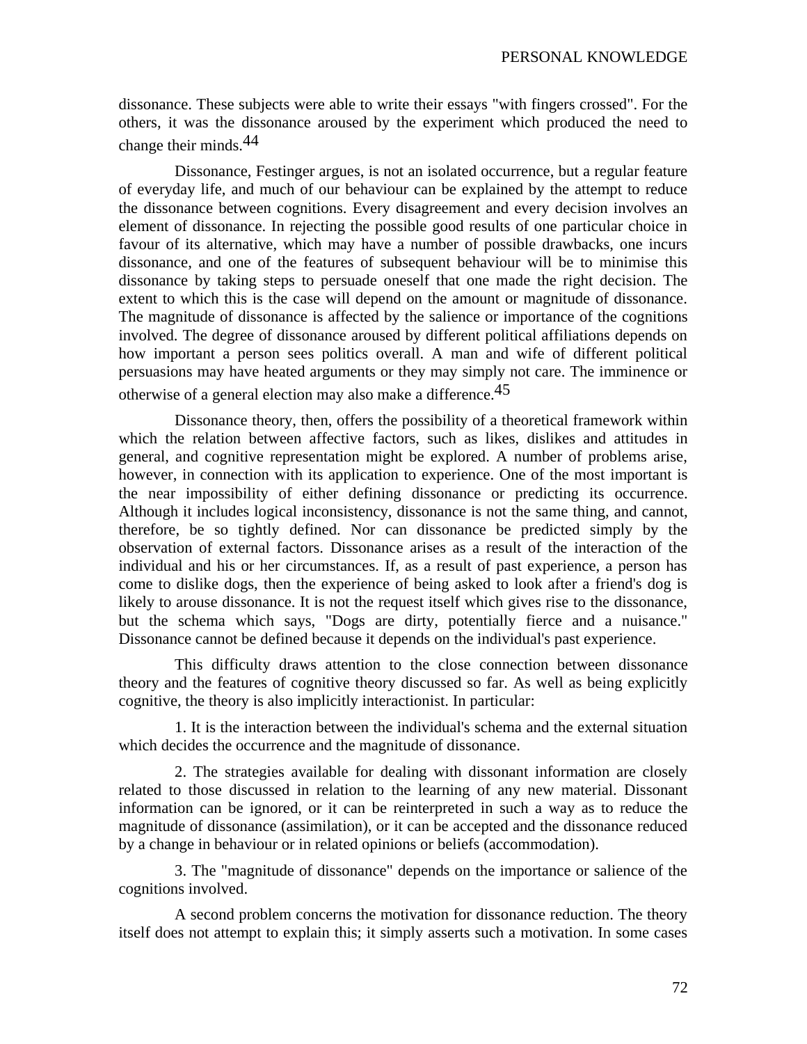dissonance. These subjects were able to write their essays "with fingers crossed". For the others, it was the dissonance aroused by the experiment which produced the need to change their minds.[44]

Dissonance, Festinger argues, is not an isolated occurrence, but a regular feature of everyday life, and much of our behaviour can be explained by the attempt to reduce the dissonance between cognitions. Every disagreement and every decision involves an element of dissonance. In rejecting the possible good results of one particular choice in favour of its alternative, which may have a number of possible drawbacks, one incurs dissonance, and one of the features of subsequent behaviour will be to minimise this dissonance by taking steps to persuade oneself that one made the right decision. The extent to which this is the case will depend on the amount or magnitude of dissonance. The magnitude of dissonance is affected by the salience or importance of the cognitions involved. The degree of dissonance aroused by different political affiliations depends on how important a person sees politics overall. A man and wife of different political persuasions may have heated arguments or they may simply not care. The imminence or otherwise of a general election may also make a difference.[45]

Dissonance theory, then, offers the possibility of a theoretical framework within which the relation between affective factors, such as likes, dislikes and attitudes in general, and cognitive representation might be explored. A number of problems arise, however, in connection with its application to experience. One of the most important is the near impossibility of either defining dissonance or predicting its occurrence. Although it includes logical inconsistency, dissonance is not the same thing, and cannot, therefore, be so tightly defined. Nor can dissonance be predicted simply by the observation of external factors. Dissonance arises as a result of the interaction of the individual and his or her circumstances. If, as a result of past experience, a person has come to dislike dogs, then the experience of being asked to look after a friend's dog is likely to arouse dissonance. It is not the request itself which gives rise to the dissonance, but the schema which says, "Dogs are dirty, potentially fierce and a nuisance." Dissonance cannot be defined because it depends on the individual's past experience.

This difficulty draws attention to the close connection between dissonance theory and the features of cognitive theory discussed so far. As well as being explicitly cognitive, the theory is also implicitly interactionist. In particular:

1. It is the interaction between the individual's schema and the external situation which decides the occurrence and the magnitude of dissonance.

2. The strategies available for dealing with dissonant information are closely related to those discussed in relation to the learning of any new material. Dissonant information can be ignored, or it can be reinterpreted in such a way as to reduce the magnitude of dissonance (assimilation), or it can be accepted and the dissonance reduced by a change in behaviour or in related opinions or beliefs (accommodation).

3. The "magnitude of dissonance" depends on the importance or salience of the cognitions involved.

A second problem concerns the motivation for dissonance reduction. The theory itself does not attempt to explain this; it simply asserts such a motivation. In some cases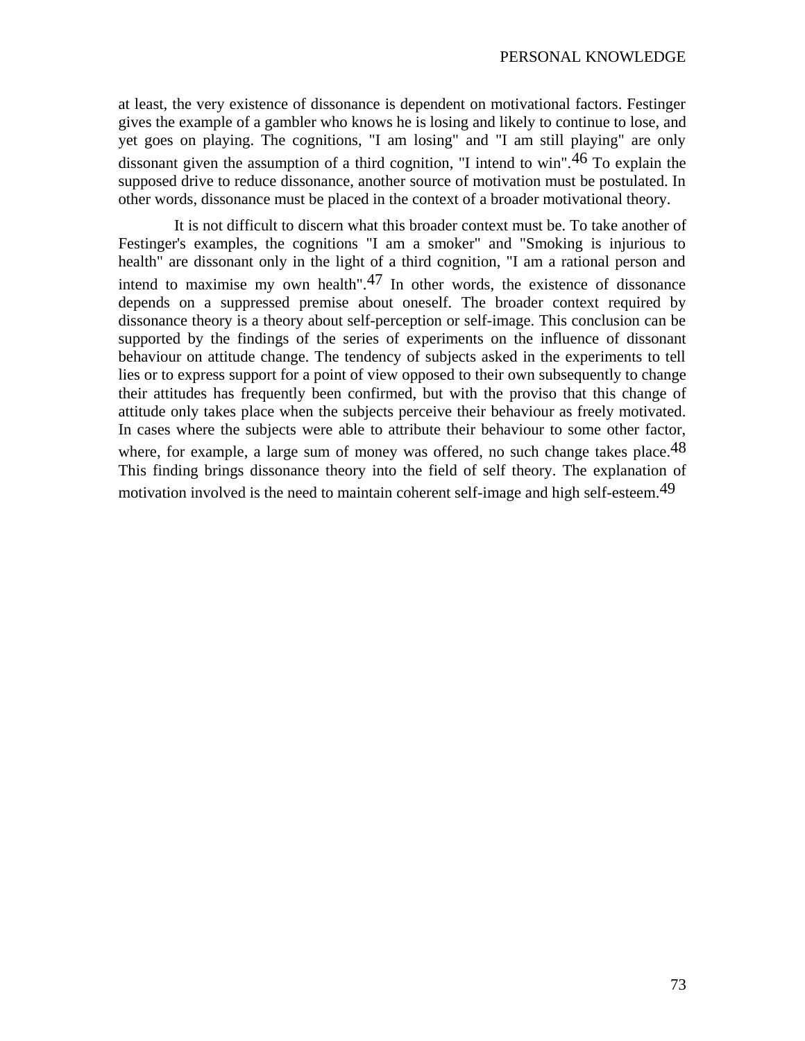at least, the very existence of dissonance is dependent on motivational factors. Festinger gives the example of a gambler who knows he is losing and likely to continue to lose, and yet goes on playing. The cognitions, "I am losing" and "I am still playing" are only dissonant given the assumption of a third cognition, "I intend to win".[46] To explain the supposed drive to reduce dissonance, another source of motivation must be postulated. In other words, dissonance must be placed in the context of a broader motivational theory.

It is not difficult to discern what this broader context must be. To take another of Festinger's examples, the cognitions "I am a smoker" and "Smoking is injurious to health" are dissonant only in the light of a third cognition, "I am a rational person and intend to maximise my own health".[47] In other words, the existence of dissonance depends on a suppressed premise about oneself. The broader context required by dissonance theory is a theory about self-perception or self-image. This conclusion can be supported by the findings of the series of experiments on the influence of dissonant behaviour on attitude change. The tendency of subjects asked in the experiments to tell lies or to express support for a point of view opposed to their own subsequently to change their attitudes has frequently been confirmed, but with the proviso that this change of attitude only takes place when the subjects perceive their behaviour as freely motivated. In cases where the subjects were able to attribute their behaviour to some other factor, where, for example, a large sum of money was offered, no such change takes place.[48] This finding brings dissonance theory into the field of self theory. The explanation of motivation involved is the need to maintain coherent self-image and high self-esteem.[49]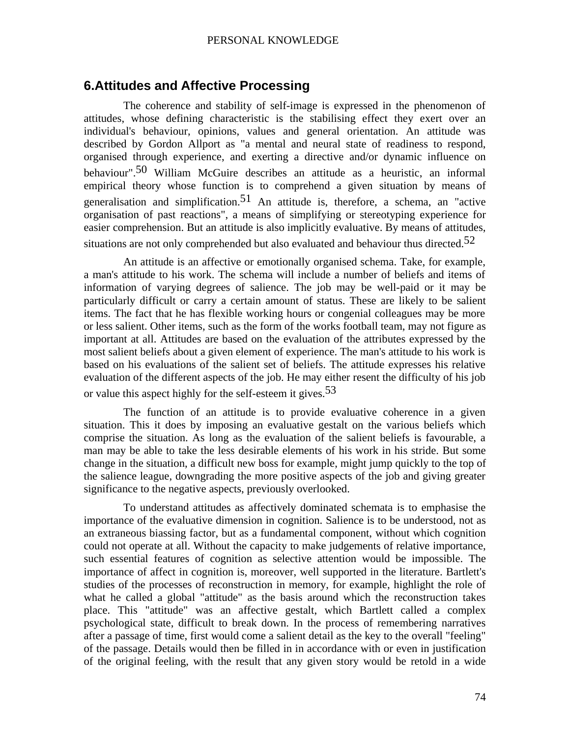## 6.Attitudes and Affective Processing

The coherence and stability of self-image is expressed in the phenomenon of attitudes, whose defining characteristic is the stabilising effect they exert over an individual's behaviour, opinions, values and general orientation. An attitude was described by Gordon Allport as "a mental and neural state of readiness to respond, organised through experience, and exerting a directive and/or dynamic influence on behaviour".[50] William McGuire describes an attitude as a heuristic, an informal empirical theory whose function is to comprehend a given situation by means of generalisation and simplification.[51] An attitude is, therefore, a schema, an "active organisation of past reactions", a means of simplifying or stereotyping experience for easier comprehension. But an attitude is also implicitly evaluative. By means of attitudes, situations are not only comprehended but also evaluated and behaviour thus directed.[52]

An attitude is an affective or emotionally organised schema. Take, for example, a man's attitude to his work. The schema will include a number of beliefs and items of information of varying degrees of salience. The job may be well-paid or it may be particularly difficult or carry a certain amount of status. These are likely to be salient items. The fact that he has flexible working hours or congenial colleagues may be more or less salient. Other items, such as the form of the works football team, may not figure as important at all. Attitudes are based on the evaluation of the attributes expressed by the most salient beliefs about a given element of experience. The man's attitude to his work is based on his evaluations of the salient set of beliefs. The attitude expresses his relative evaluation of the different aspects of the job. He may either resent the difficulty of his job or value this aspect highly for the self-esteem it gives.[53]

The function of an attitude is to provide evaluative coherence in a given situation. This it does by imposing an evaluative gestalt on the various beliefs which comprise the situation. As long as the evaluation of the salient beliefs is favourable, a man may be able to take the less desirable elements of his work in his stride. But some change in the situation, a difficult new boss for example, might jump quickly to the top of the salience league, downgrading the more positive aspects of the job and giving greater significance to the negative aspects, previously overlooked.

To understand attitudes as affectively dominated schemata is to emphasise the importance of the evaluative dimension in cognition. Salience is to be understood, not as an extraneous biassing factor, but as a fundamental component, without which cognition could not operate at all. Without the capacity to make judgements of relative importance, such essential features of cognition as selective attention would be impossible. The importance of affect in cognition is, moreover, well supported in the literature. Bartlett's studies of the processes of reconstruction in memory, for example, highlight the role of what he called a global "attitude" as the basis around which the reconstruction takes place. This "attitude" was an affective gestalt, which Bartlett called a complex psychological state, difficult to break down. In the process of remembering narratives after a passage of time, first would come a salient detail as the key to the overall "feeling" of the passage. Details would then be filled in in accordance with or even in justification of the original feeling, with the result that any given story would be retold in a wide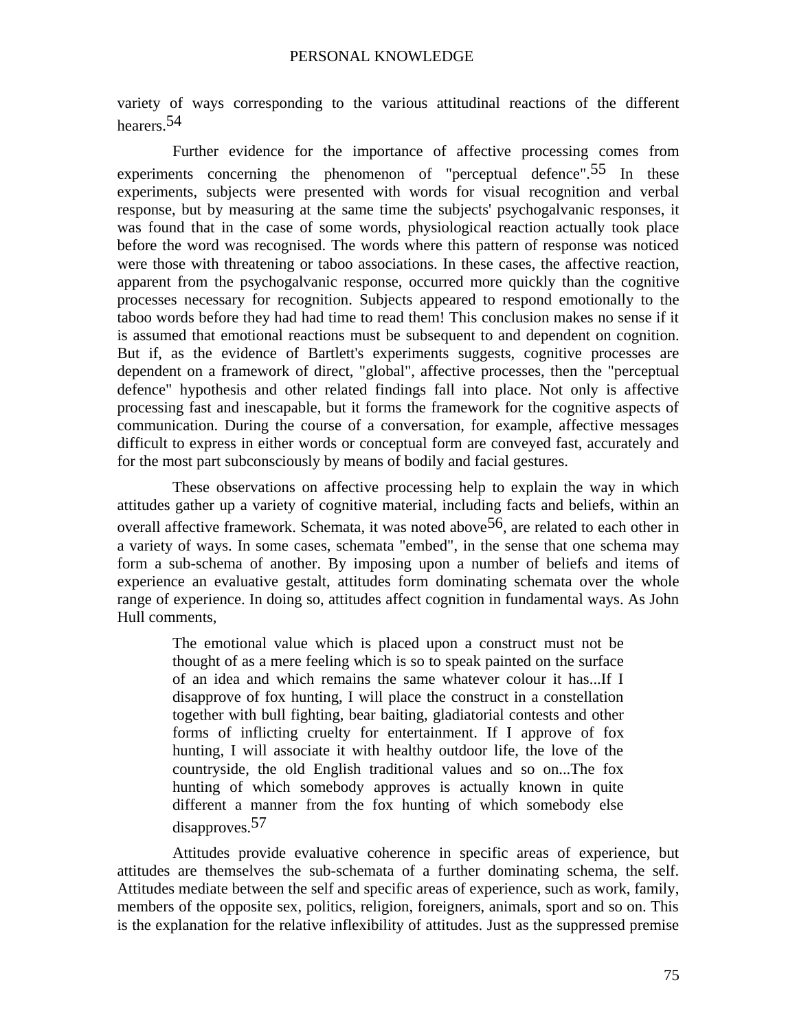variety of ways corresponding to the various attitudinal reactions of the different hearers.[54]

Further evidence for the importance of affective processing comes from experiments concerning the phenomenon of "perceptual defence".[55] In these experiments, subjects were presented with words for visual recognition and verbal response, but by measuring at the same time the subjects' psychogalvanic responses, it was found that in the case of some words, physiological reaction actually took place before the word was recognised. The words where this pattern of response was noticed were those with threatening or taboo associations. In these cases, the affective reaction, apparent from the psychogalvanic response, occurred more quickly than the cognitive processes necessary for recognition. Subjects appeared to respond emotionally to the taboo words before they had had time to read them! This conclusion makes no sense if it is assumed that emotional reactions must be subsequent to and dependent on cognition. But if, as the evidence of Bartlett's experiments suggests, cognitive processes are dependent on a framework of direct, "global", affective processes, then the "perceptual defence" hypothesis and other related findings fall into place. Not only is affective processing fast and inescapable, but it forms the framework for the cognitive aspects of communication. During the course of a conversation, for example, affective messages difficult to express in either words or conceptual form are conveyed fast, accurately and for the most part subconsciously by means of bodily and facial gestures.

These observations on affective processing help to explain the way in which attitudes gather up a variety of cognitive material, including facts and beliefs, within an overall affective framework. Schemata, it was noted above[56], are related to each other in a variety of ways. In some cases, schemata "embed", in the sense that one schema may form a sub-schema of another. By imposing upon a number of beliefs and items of experience an evaluative gestalt, attitudes form dominating schemata over the whole range of experience. In doing so, attitudes affect cognition in fundamental ways. As John Hull comments,

> The emotional value which is placed upon a construct must not be thought of as a mere feeling which is so to speak painted on the surface of an idea and which remains the same whatever colour it has...If I disapprove of fox hunting, I will place the construct in a constellation together with bull fighting, bear baiting, gladiatorial contests and other forms of inflicting cruelty for entertainment. If I approve of fox hunting, I will associate it with healthy outdoor life, the love of the countryside, the old English traditional values and so on...The fox hunting of which somebody approves is actually known in quite different a manner from the fox hunting of which somebody else disapproves.[57]

Attitudes provide evaluative coherence in specific areas of experience, but attitudes are themselves the sub-schemata of a further dominating schema, the self. Attitudes mediate between the self and specific areas of experience, such as work, family, members of the opposite sex, politics, religion, foreigners, animals, sport and so on. This is the explanation for the relative inflexibility of attitudes. Just as the suppressed premise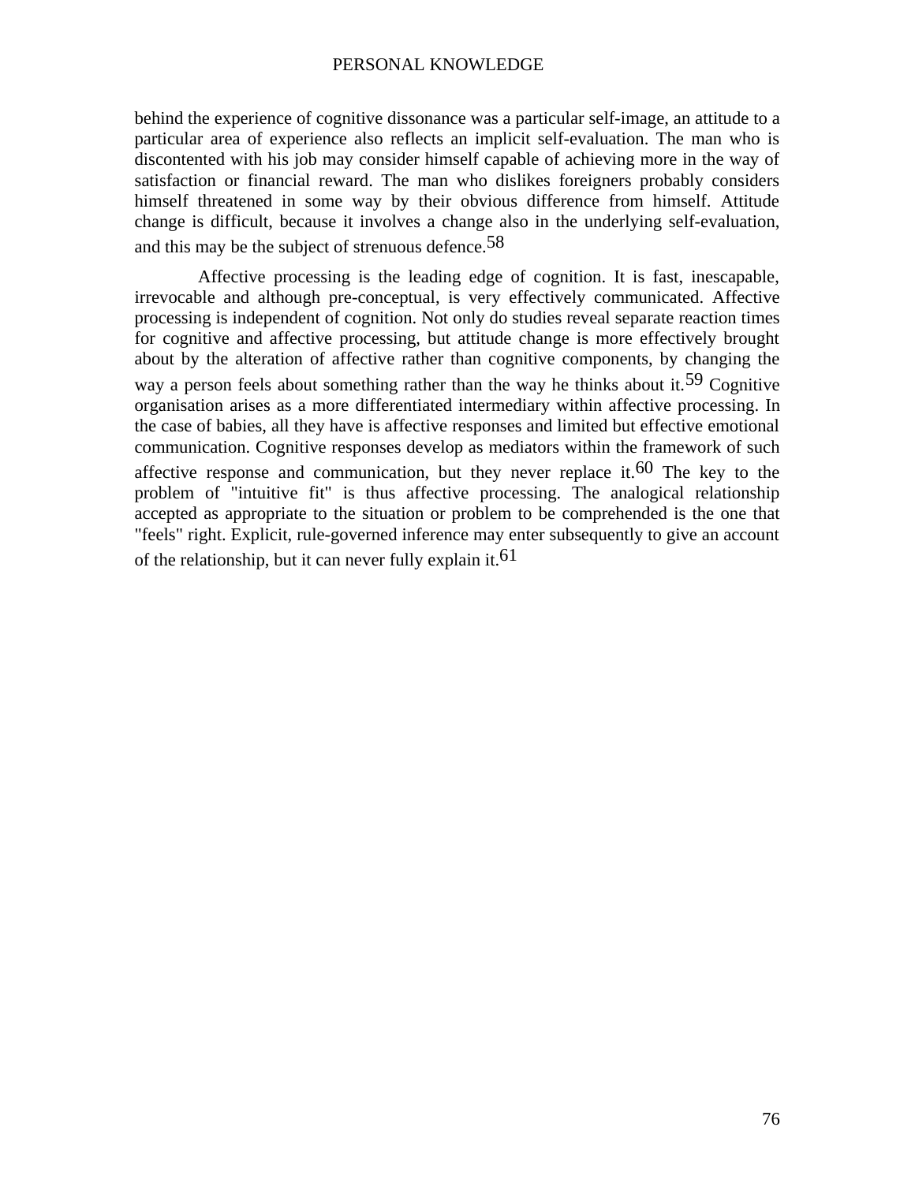behind the experience of cognitive dissonance was a particular self-image, an attitude to a particular area of experience also reflects an implicit self-evaluation. The man who is discontented with his job may consider himself capable of achieving more in the way of satisfaction or financial reward. The man who dislikes foreigners probably considers himself threatened in some way by their obvious difference from himself. Attitude change is difficult, because it involves a change also in the underlying self-evaluation, and this may be the subject of strenuous defence.[58]

Affective processing is the leading edge of cognition. It is fast, inescapable, irrevocable and although pre-conceptual, is very effectively communicated. Affective processing is independent of cognition. Not only do studies reveal separate reaction times for cognitive and affective processing, but attitude change is more effectively brought about by the alteration of affective rather than cognitive components, by changing the way a person feels about something rather than the way he thinks about it.[59] Cognitive organisation arises as a more differentiated intermediary within affective processing. In the case of babies, all they have is affective responses and limited but effective emotional communication. Cognitive responses develop as mediators within the framework of such affective response and communication, but they never replace it.[60] The key to the problem of "intuitive fit" is thus affective processing. The analogical relationship accepted as appropriate to the situation or problem to be comprehended is the one that "feels" right. Explicit, rule-governed inference may enter subsequently to give an account of the relationship, but it can never fully explain it.[61]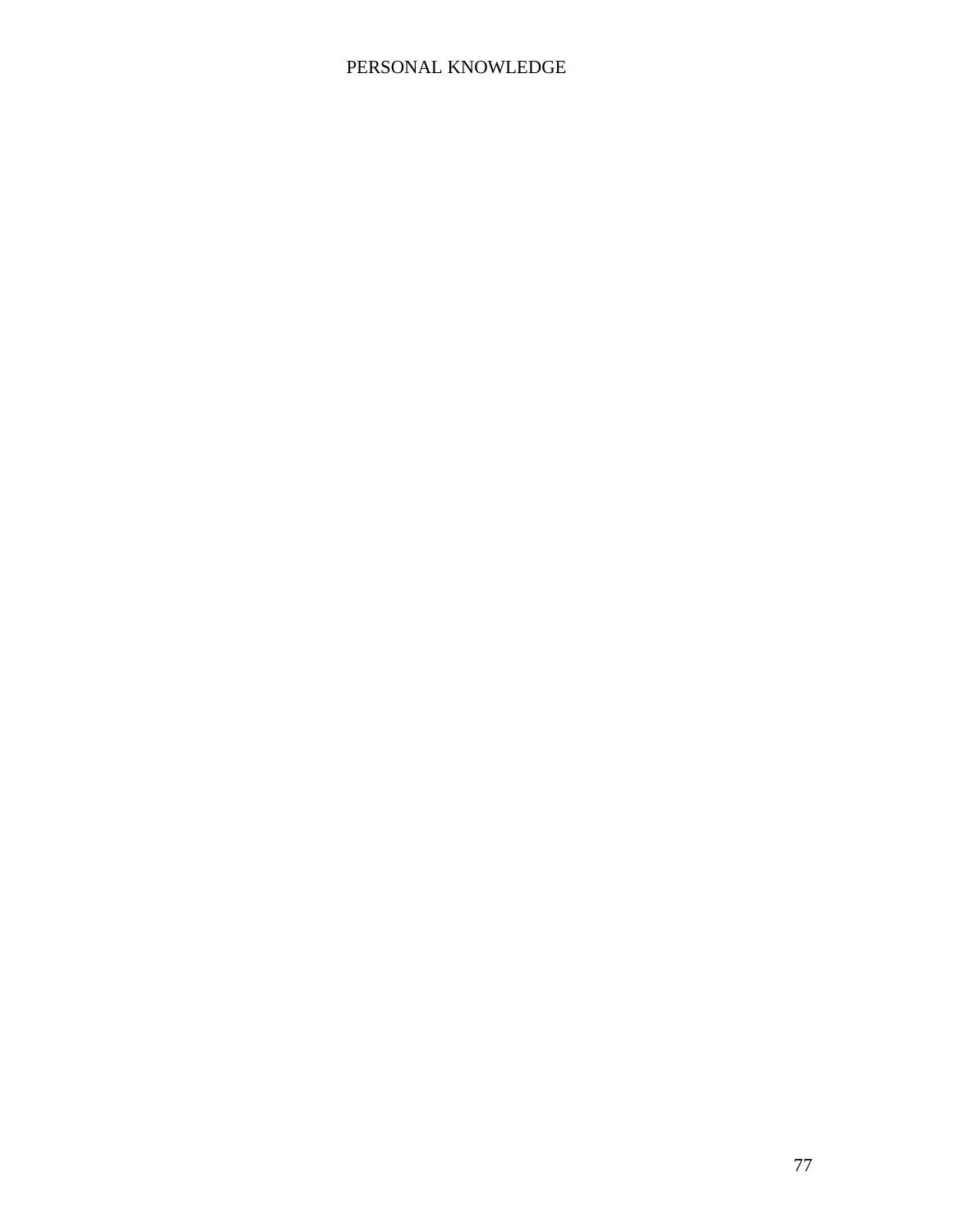# PERSONAL KNOWLEDGE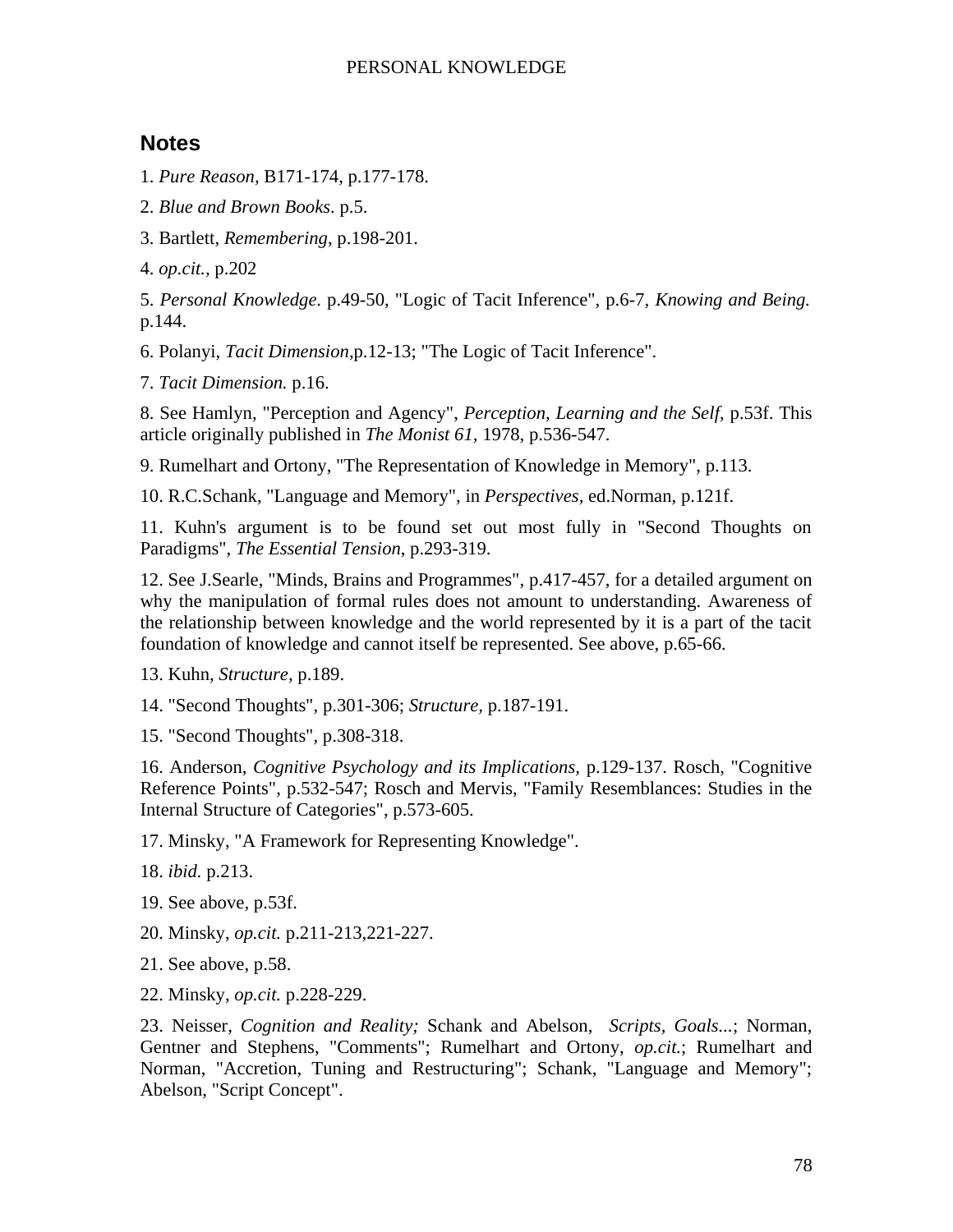## Notes

1. *Pure Reason*, B171-174, p.177-178.

2. *Blue and Brown Books*. p.5.

3. Bartlett, *Remembering*, p.198-201.

4. *op.cit.*, p.202

5. *Personal Knowledge.* p.49-50, "Logic of Tacit Inference", p.6-7, *Knowing and Being.* p.144.

6. Polanyi, *Tacit Dimension*,p.12-13; "The Logic of Tacit Inference".

7. *Tacit Dimension.* p.16.

8. See Hamlyn, "Perception and Agency", *Perception, Learning and the Self,* p.53f. This article originally published in *The Monist 61*, 1978, p.536-547.

9. Rumelhart and Ortony, "The Representation of Knowledge in Memory", p.113.

10. R.C.Schank, "Language and Memory", in *Perspectives,* ed.Norman, p.121f.

11. Kuhn's argument is to be found set out most fully in "Second Thoughts on Paradigms", *The Essential Tension*, p.293-319.

12. See J.Searle, "Minds, Brains and Programmes", p.417-457, for a detailed argument on why the manipulation of formal rules does not amount to understanding. Awareness of the relationship between knowledge and the world represented by it is a part of the tacit foundation of knowledge and cannot itself be represented. See above, p.65-66.

13. Kuhn, *Structure,* p.189.

14. "Second Thoughts", p.301-306; *Structure*, p.187-191.

15. "Second Thoughts", p.308-318.

16. Anderson, *Cognitive Psychology and its Implications,* p.129-137. Rosch, "Cognitive Reference Points", p.532-547; Rosch and Mervis, "Family Resemblances: Studies in the Internal Structure of Categories", p.573-605.

17. Minsky, "A Framework for Representing Knowledge".

18. *ibid.* p.213.

19. See above, p.53f.

20. Minsky, *op.cit.* p.211-213,221-227.

21. See above, p.58.

22. Minsky, *op.cit.* p.228-229.

23. Neisser, *Cognition and Reality;* Schank and Abelson, *Scripts, Goals...*; Norman, Gentner and Stephens, "Comments"; Rumelhart and Ortony, *op.cit.*; Rumelhart and Norman, "Accretion, Tuning and Restructuring"; Schank, "Language and Memory"; Abelson, "Script Concept".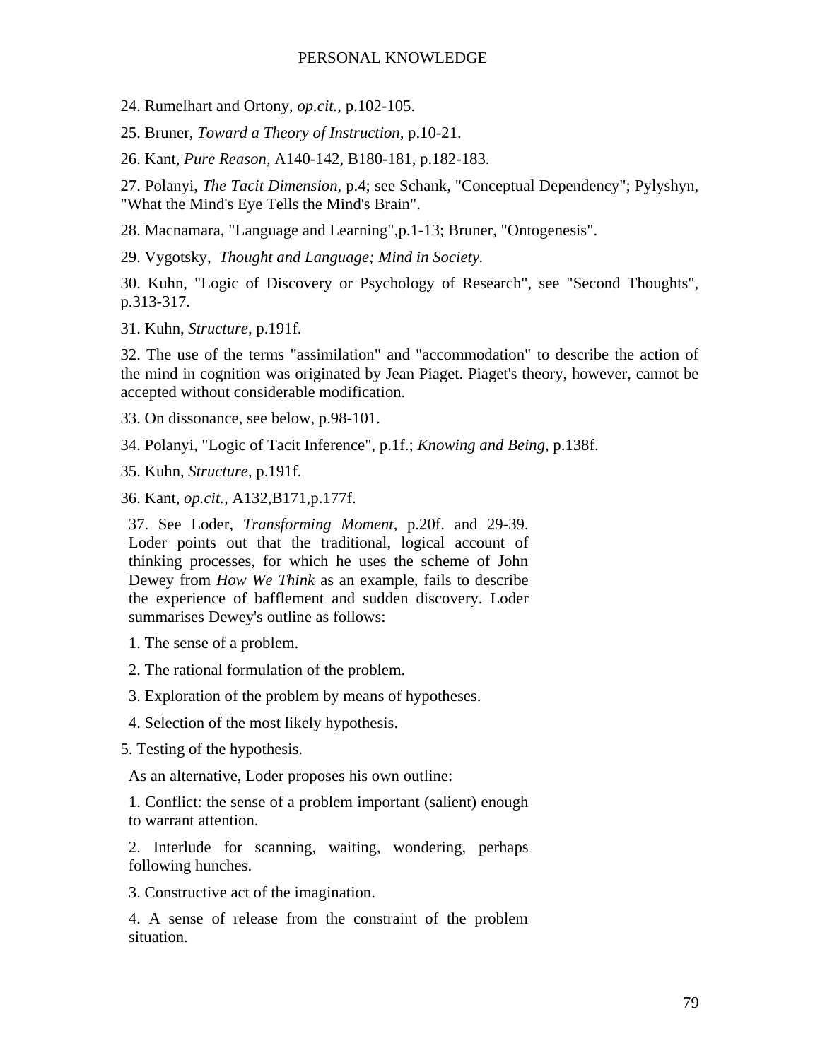24. Rumelhart and Ortony, *op.cit.*, p.102-105.

25. Bruner, *Toward a Theory of Instruction*, p.10-21.

26. Kant, *Pure Reason*, A140-142, B180-181, p.182-183.

27. Polanyi, *The Tacit Dimension*, p.4; see Schank, "Conceptual Dependency"; Pylyshyn, "What the Mind's Eye Tells the Mind's Brain".

28. Macnamara, "Language and Learning",p.1-13; Bruner, "Ontogenesis".

29. Vygotsky, *Thought and Language; Mind in Society.*

30. Kuhn, "Logic of Discovery or Psychology of Research", see "Second Thoughts", p.313-317.

31. Kuhn, *Structure*, p.191f.

32. The use of the terms "assimilation" and "accommodation" to describe the action of the mind in cognition was originated by Jean Piaget. Piaget's theory, however, cannot be accepted without considerable modification.

33. On dissonance, see below, p.98-101.

34. Polanyi, "Logic of Tacit Inference", p.1f.; *Knowing and Being*, p.138f.

35. Kuhn, *Structure*, p.191f.

36. Kant, *op.cit.*, A132,B171,p.177f.

37. See Loder, *Transforming Moment*, p.20f. and 29-39. Loder points out that the traditional, logical account of thinking processes, for which he uses the scheme of John Dewey from *How We Think* as an example, fails to describe the experience of bafflement and sudden discovery. Loder summarises Dewey's outline as follows:

1. The sense of a problem.

2. The rational formulation of the problem.

3. Exploration of the problem by means of hypotheses.

4. Selection of the most likely hypothesis.

5. Testing of the hypothesis.

As an alternative, Loder proposes his own outline:

1. Conflict: the sense of a problem important (salient) enough to warrant attention.

2. Interlude for scanning, waiting, wondering, perhaps following hunches.

3. Constructive act of the imagination.

4. A sense of release from the constraint of the problem situation.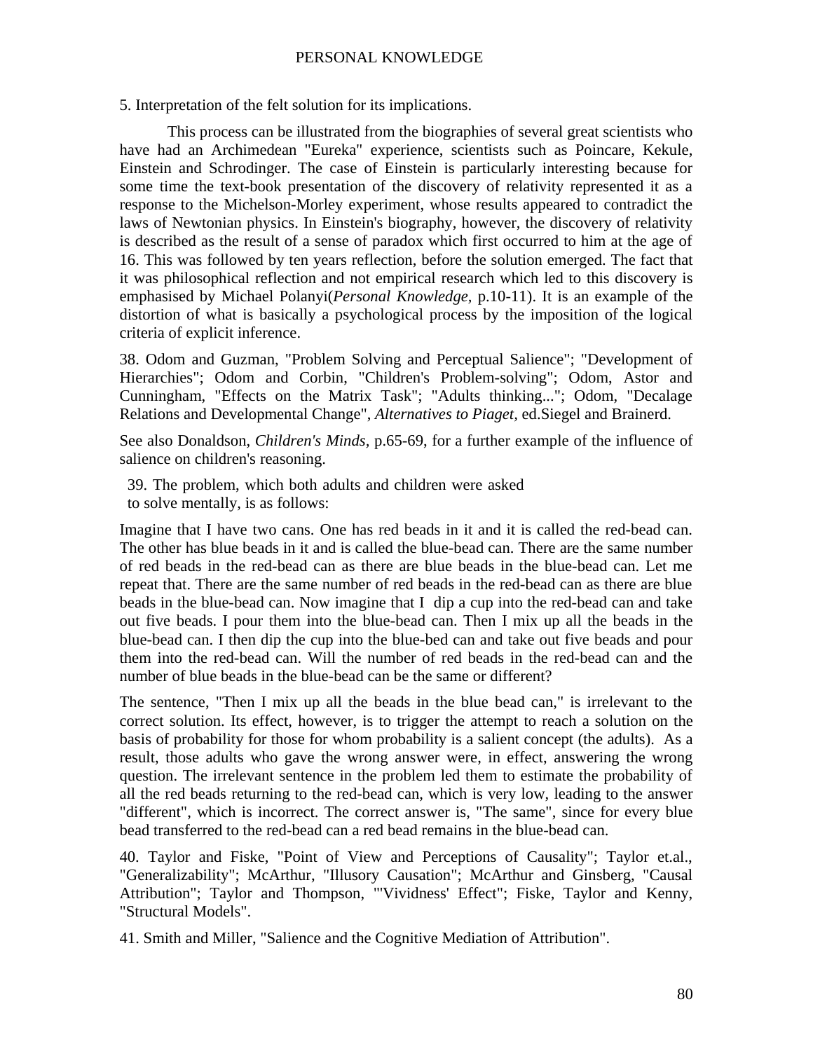5. Interpretation of the felt solution for its implications.

This process can be illustrated from the biographies of several great scientists who have had an Archimedean "Eureka" experience, scientists such as Poincare, Kekule, Einstein and Schrodinger. The case of Einstein is particularly interesting because for some time the text-book presentation of the discovery of relativity represented it as a response to the Michelson-Morley experiment, whose results appeared to contradict the laws of Newtonian physics. In Einstein's biography, however, the discovery of relativity is described as the result of a sense of paradox which first occurred to him at the age of 16. This was followed by ten years reflection, before the solution emerged. The fact that it was philosophical reflection and not empirical research which led to this discovery is emphasised by Michael Polanyi(*Personal Knowledge*, p.10-11). It is an example of the distortion of what is basically a psychological process by the imposition of the logical criteria of explicit inference.

38. Odom and Guzman, "Problem Solving and Perceptual Salience"; "Development of Hierarchies"; Odom and Corbin, "Children's Problem-solving"; Odom, Astor and Cunningham, "Effects on the Matrix Task"; "Adults thinking..."; Odom, "Decalage Relations and Developmental Change", *Alternatives to Piaget*, ed.Siegel and Brainerd.

See also Donaldson, *Children's Minds*, p.65-69, for a further example of the influence of salience on children's reasoning.

39. The problem, which both adults and children were asked to solve mentally, is as follows:

Imagine that I have two cans. One has red beads in it and it is called the red-bead can. The other has blue beads in it and is called the blue-bead can. There are the same number of red beads in the red-bead can as there are blue beads in the blue-bead can. Let me repeat that. There are the same number of red beads in the red-bead can as there are blue beads in the blue-bead can. Now imagine that I dip a cup into the red-bead can and take out five beads. I pour them into the blue-bead can. Then I mix up all the beads in the blue-bead can. I then dip the cup into the blue-bed can and take out five beads and pour them into the red-bead can. Will the number of red beads in the red-bead can and the number of blue beads in the blue-bead can be the same or different?

The sentence, "Then I mix up all the beads in the blue bead can," is irrelevant to the correct solution. Its effect, however, is to trigger the attempt to reach a solution on the basis of probability for those for whom probability is a salient concept (the adults). As a result, those adults who gave the wrong answer were, in effect, answering the wrong question. The irrelevant sentence in the problem led them to estimate the probability of all the red beads returning to the red-bead can, which is very low, leading to the answer "different", which is incorrect. The correct answer is, "The same", since for every blue bead transferred to the red-bead can a red bead remains in the blue-bead can.

40. Taylor and Fiske, "Point of View and Perceptions of Causality"; Taylor et.al., "Generalizability"; McArthur, "Illusory Causation"; McArthur and Ginsberg, "Causal Attribution"; Taylor and Thompson, "'Vividness' Effect"; Fiske, Taylor and Kenny, "Structural Models".

41. Smith and Miller, "Salience and the Cognitive Mediation of Attribution".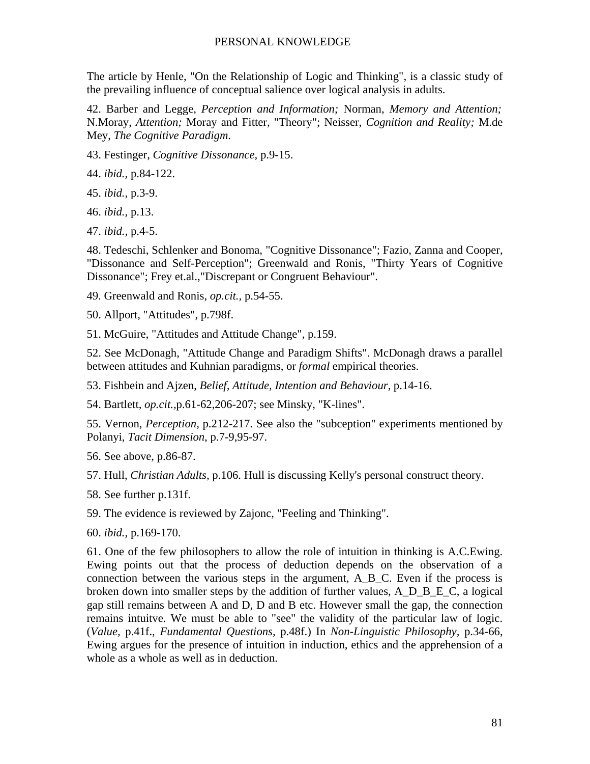The article by Henle, "On the Relationship of Logic and Thinking", is a classic study of the prevailing influence of conceptual salience over logical analysis in adults.

42. Barber and Legge, *Perception and Information;* Norman, *Memory and Attention;* N.Moray, *Attention;* Moray and Fitter, "Theory"; Neisser, *Cognition and Reality;* M.de Mey, *The Cognitive Paradigm*.

43. Festinger, *Cognitive Dissonance,* p.9-15.

44. *ibid.,* p.84-122.

45. *ibid.,* p.3-9.

46. *ibid.,* p.13.

47. *ibid.,* p.4-5.

48. Tedeschi, Schlenker and Bonoma, "Cognitive Dissonance"; Fazio, Zanna and Cooper, "Dissonance and Self-Perception"; Greenwald and Ronis, "Thirty Years of Cognitive Dissonance"; Frey et.al.,"Discrepant or Congruent Behaviour".

49. Greenwald and Ronis, *op.cit.,* p.54-55.

50. Allport, "Attitudes", p.798f.

51. McGuire, "Attitudes and Attitude Change", p.159.

52. See McDonagh, "Attitude Change and Paradigm Shifts". McDonagh draws a parallel between attitudes and Kuhnian paradigms, or *formal* empirical theories.

53. Fishbein and Ajzen, *Belief, Attitude, Intention and Behaviour,* p.14-16.

54. Bartlett, *op.cit.,*p.61-62,206-207; see Minsky, "K-lines".

55. Vernon, *Perception,* p.212-217. See also the "subception" experiments mentioned by Polanyi, *Tacit Dimension,* p.7-9,95-97.

56. See above, p.86-87.

57. Hull, *Christian Adults,* p.106. Hull is discussing Kelly's personal construct theory.

58. See further p.131f.

59. The evidence is reviewed by Zajonc, "Feeling and Thinking".

60. *ibid.,* p.169-170.

61. One of the few philosophers to allow the role of intuition in thinking is A.C.Ewing. Ewing points out that the process of deduction depends on the observation of a connection between the various steps in the argument, A_B_C. Even if the process is broken down into smaller steps by the addition of further values, A_D_B_E_C, a logical gap still remains between A and D, D and B etc. However small the gap, the connection remains intuitve. We must be able to "see" the validity of the particular law of logic. (*Value,* p.41f., *Fundamental Questions,* p.48f.) In *Non-Linguistic Philosophy,* p.34-66, Ewing argues for the presence of intuition in induction, ethics and the apprehension of a whole as a whole as well as in deduction.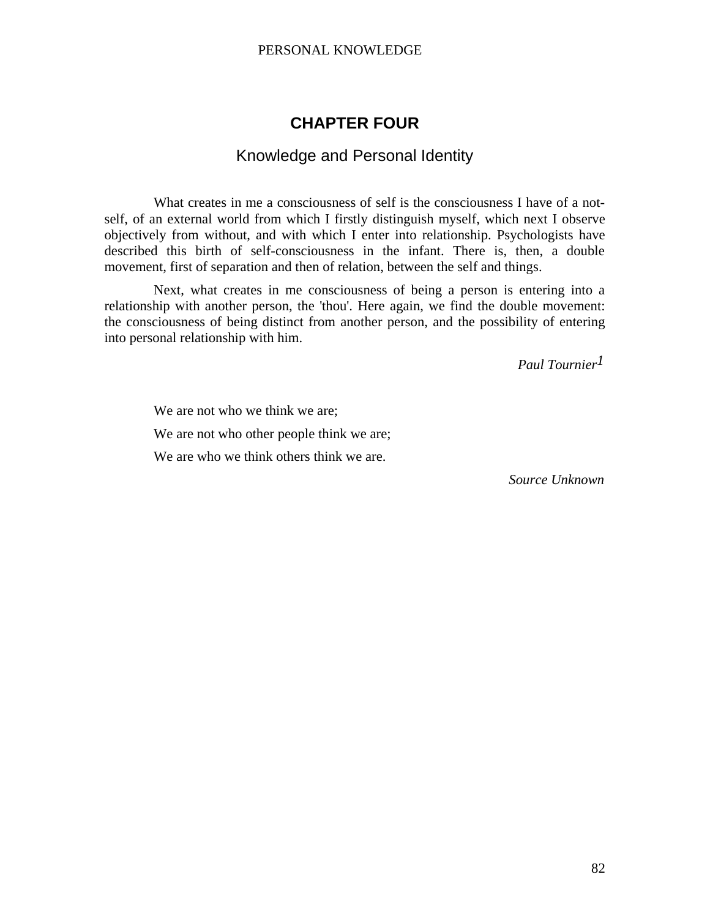# CHAPTER FOUR

## Knowledge and Personal Identity

What creates in me a consciousness of self is the consciousness I have of a not-self, of an external world from which I firstly distinguish myself, which next I observe objectively from without, and with which I enter into relationship. Psychologists have described this birth of self-consciousness in the infant. There is, then, a double movement, first of separation and then of relation, between the self and things.

Next, what creates in me consciousness of being a person is entering into a relationship with another person, the 'thou'. Here again, we find the double movement: the consciousness of being distinct from another person, and the possibility of entering into personal relationship with him.

*Paul Tournier*[1]

We are not who we think we are;

We are not who other people think we are;

We are who we think others think we are.

*Source Unknown*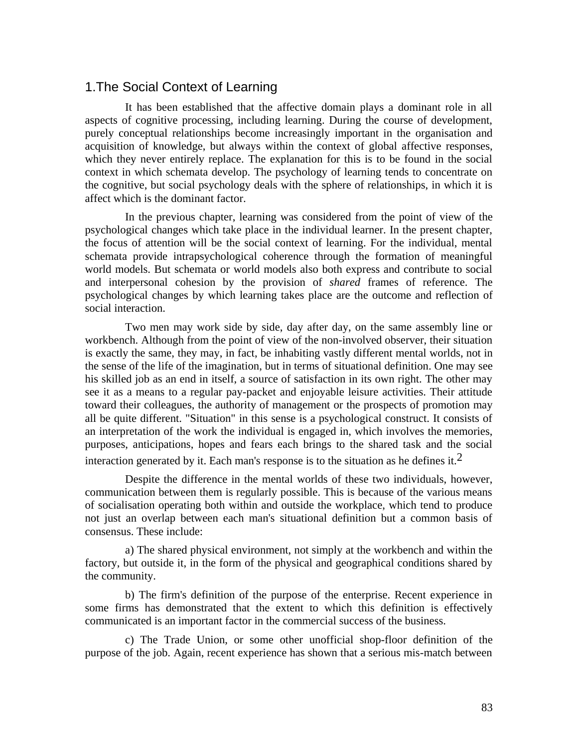## 1.The Social Context of Learning

It has been established that the affective domain plays a dominant role in all aspects of cognitive processing, including learning. During the course of development, purely conceptual relationships become increasingly important in the organisation and acquisition of knowledge, but always within the context of global affective responses, which they never entirely replace. The explanation for this is to be found in the social context in which schemata develop. The psychology of learning tends to concentrate on the cognitive, but social psychology deals with the sphere of relationships, in which it is affect which is the dominant factor.

In the previous chapter, learning was considered from the point of view of the psychological changes which take place in the individual learner. In the present chapter, the focus of attention will be the social context of learning. For the individual, mental schemata provide intrapsychological coherence through the formation of meaningful world models. But schemata or world models also both express and contribute to social and interpersonal cohesion by the provision of *shared* frames of reference. The psychological changes by which learning takes place are the outcome and reflection of social interaction.

Two men may work side by side, day after day, on the same assembly line or workbench. Although from the point of view of the non-involved observer, their situation is exactly the same, they may, in fact, be inhabiting vastly different mental worlds, not in the sense of the life of the imagination, but in terms of situational definition. One may see his skilled job as an end in itself, a source of satisfaction in its own right. The other may see it as a means to a regular pay-packet and enjoyable leisure activities. Their attitude toward their colleagues, the authority of management or the prospects of promotion may all be quite different. "Situation" in this sense is a psychological construct. It consists of an interpretation of the work the individual is engaged in, which involves the memories, purposes, anticipations, hopes and fears each brings to the shared task and the social interaction generated by it. Each man's response is to the situation as he defines it.[2]

Despite the difference in the mental worlds of these two individuals, however, communication between them is regularly possible. This is because of the various means of socialisation operating both within and outside the workplace, which tend to produce not just an overlap between each man's situational definition but a common basis of consensus. These include:

a) The shared physical environment, not simply at the workbench and within the factory, but outside it, in the form of the physical and geographical conditions shared by the community.

b) The firm's definition of the purpose of the enterprise. Recent experience in some firms has demonstrated that the extent to which this definition is effectively communicated is an important factor in the commercial success of the business.

c) The Trade Union, or some other unofficial shop-floor definition of the purpose of the job. Again, recent experience has shown that a serious mis-match between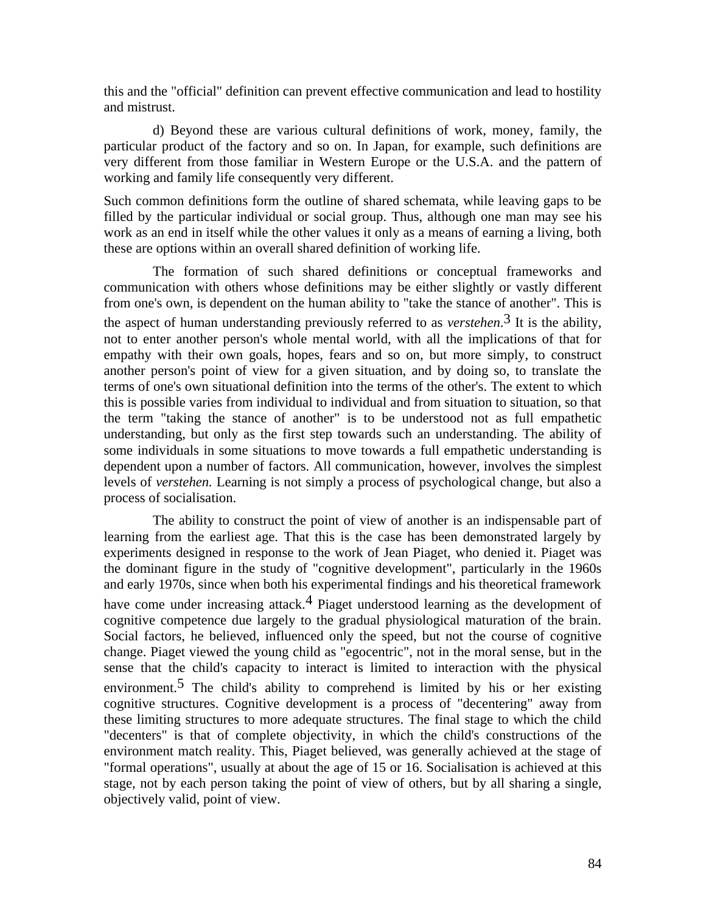this and the "official" definition can prevent effective communication and lead to hostility and mistrust.

d) Beyond these are various cultural definitions of work, money, family, the particular product of the factory and so on. In Japan, for example, such definitions are very different from those familiar in Western Europe or the U.S.A. and the pattern of working and family life consequently very different.

Such common definitions form the outline of shared schemata, while leaving gaps to be filled by the particular individual or social group. Thus, although one man may see his work as an end in itself while the other values it only as a means of earning a living, both these are options within an overall shared definition of working life.

The formation of such shared definitions or conceptual frameworks and communication with others whose definitions may be either slightly or vastly different from one's own, is dependent on the human ability to "take the stance of another". This is the aspect of human understanding previously referred to as *verstehen*.[3] It is the ability, not to enter another person's whole mental world, with all the implications of that for empathy with their own goals, hopes, fears and so on, but more simply, to construct another person's point of view for a given situation, and by doing so, to translate the terms of one's own situational definition into the terms of the other's. The extent to which this is possible varies from individual to individual and from situation to situation, so that the term "taking the stance of another" is to be understood not as full empathetic understanding, but only as the first step towards such an understanding. The ability of some individuals in some situations to move towards a full empathetic understanding is dependent upon a number of factors. All communication, however, involves the simplest levels of *verstehen.* Learning is not simply a process of psychological change, but also a process of socialisation.

The ability to construct the point of view of another is an indispensable part of learning from the earliest age. That this is the case has been demonstrated largely by experiments designed in response to the work of Jean Piaget, who denied it. Piaget was the dominant figure in the study of "cognitive development", particularly in the 1960s and early 1970s, since when both his experimental findings and his theoretical framework have come under increasing attack.[4] Piaget understood learning as the development of cognitive competence due largely to the gradual physiological maturation of the brain. Social factors, he believed, influenced only the speed, but not the course of cognitive change. Piaget viewed the young child as "egocentric", not in the moral sense, but in the sense that the child's capacity to interact is limited to interaction with the physical environment.[5] The child's ability to comprehend is limited by his or her existing cognitive structures. Cognitive development is a process of "decentering" away from these limiting structures to more adequate structures. The final stage to which the child "decenters" is that of complete objectivity, in which the child's constructions of the environment match reality. This, Piaget believed, was generally achieved at the stage of "formal operations", usually at about the age of 15 or 16. Socialisation is achieved at this stage, not by each person taking the point of view of others, but by all sharing a single, objectively valid, point of view.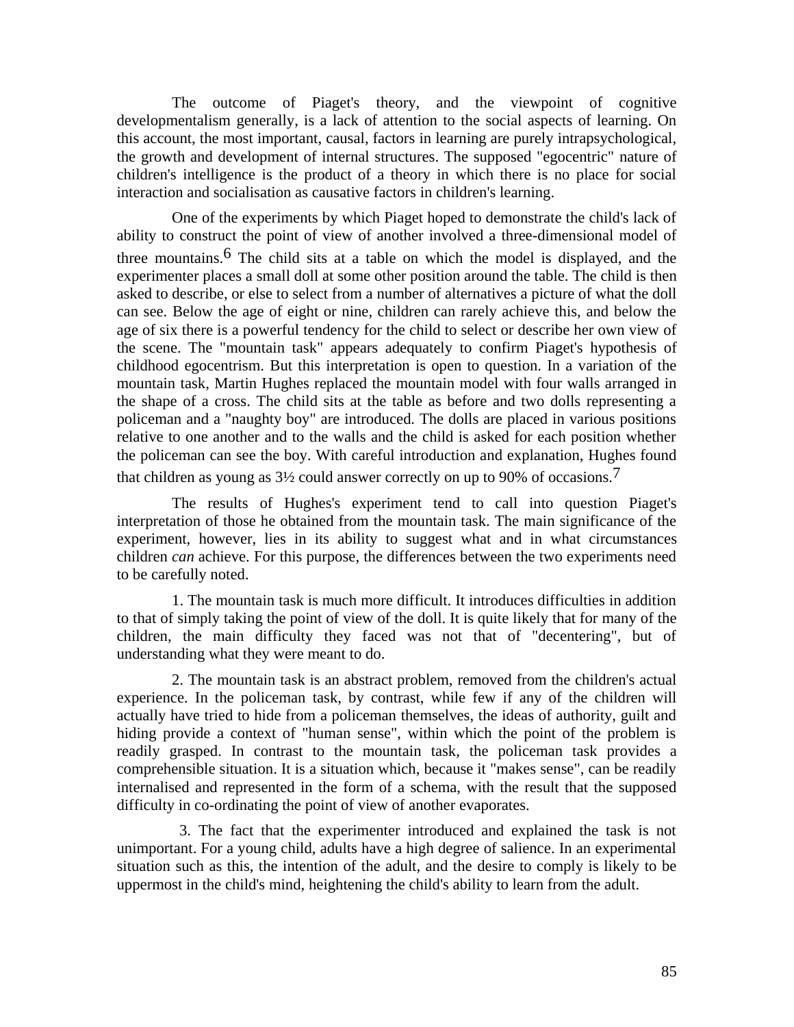The outcome of Piaget's theory, and the viewpoint of cognitive developmentalism generally, is a lack of attention to the social aspects of learning. On this account, the most important, causal, factors in learning are purely intrapsychological, the growth and development of internal structures. The supposed "egocentric" nature of children's intelligence is the product of a theory in which there is no place for social interaction and socialisation as causative factors in children's learning.

One of the experiments by which Piaget hoped to demonstrate the child's lack of ability to construct the point of view of another involved a three-dimensional model of three mountains.[6] The child sits at a table on which the model is displayed, and the experimenter places a small doll at some other position around the table. The child is then asked to describe, or else to select from a number of alternatives a picture of what the doll can see. Below the age of eight or nine, children can rarely achieve this, and below the age of six there is a powerful tendency for the child to select or describe her own view of the scene. The "mountain task" appears adequately to confirm Piaget's hypothesis of childhood egocentrism. But this interpretation is open to question. In a variation of the mountain task, Martin Hughes replaced the mountain model with four walls arranged in the shape of a cross. The child sits at the table as before and two dolls representing a policeman and a "naughty boy" are introduced. The dolls are placed in various positions relative to one another and to the walls and the child is asked for each position whether the policeman can see the boy. With careful introduction and explanation, Hughes found that children as young as 3½ could answer correctly on up to 90% of occasions.[7]

The results of Hughes's experiment tend to call into question Piaget's interpretation of those he obtained from the mountain task. The main significance of the experiment, however, lies in its ability to suggest what and in what circumstances children *can* achieve. For this purpose, the differences between the two experiments need to be carefully noted.

1. The mountain task is much more difficult. It introduces difficulties in addition to that of simply taking the point of view of the doll. It is quite likely that for many of the children, the main difficulty they faced was not that of "decentering", but of understanding what they were meant to do.

2. The mountain task is an abstract problem, removed from the children's actual experience. In the policeman task, by contrast, while few if any of the children will actually have tried to hide from a policeman themselves, the ideas of authority, guilt and hiding provide a context of "human sense", within which the point of the problem is readily grasped. In contrast to the mountain task, the policeman task provides a comprehensible situation. It is a situation which, because it "makes sense", can be readily internalised and represented in the form of a schema, with the result that the supposed difficulty in co-ordinating the point of view of another evaporates.

3. The fact that the experimenter introduced and explained the task is not unimportant. For a young child, adults have a high degree of salience. In an experimental situation such as this, the intention of the adult, and the desire to comply is likely to be uppermost in the child's mind, heightening the child's ability to learn from the adult.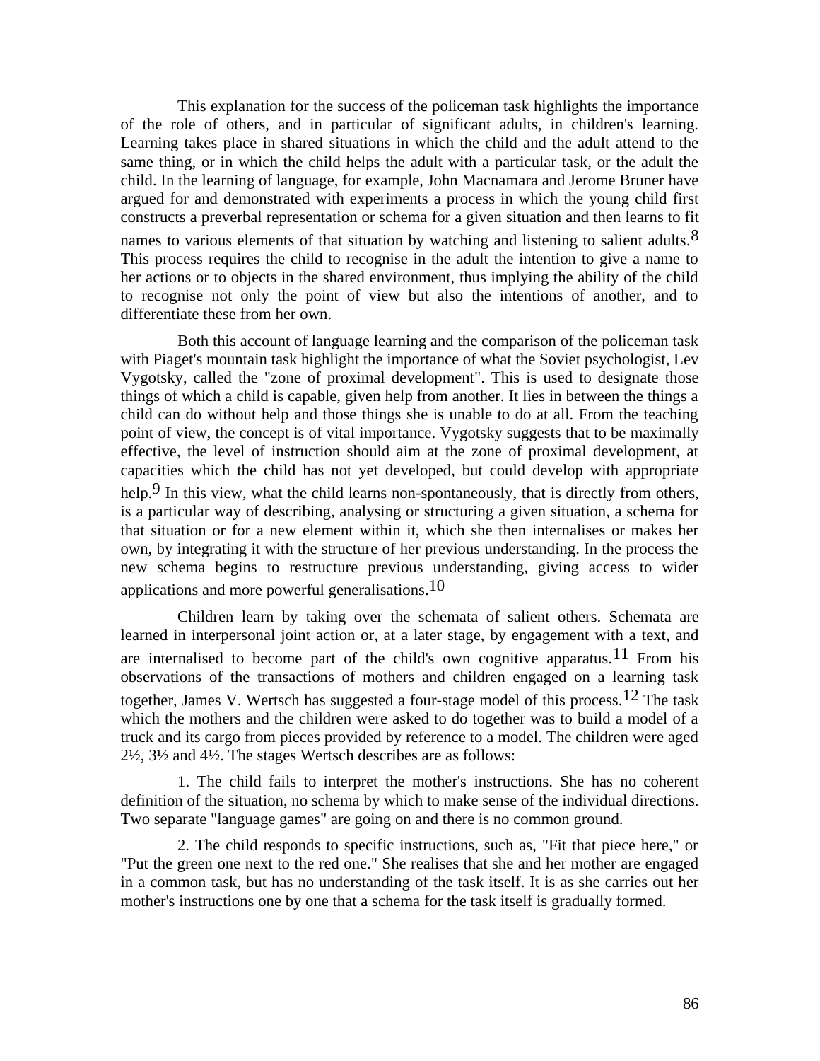This explanation for the success of the policeman task highlights the importance of the role of others, and in particular of significant adults, in children's learning. Learning takes place in shared situations in which the child and the adult attend to the same thing, or in which the child helps the adult with a particular task, or the adult the child. In the learning of language, for example, John Macnamara and Jerome Bruner have argued for and demonstrated with experiments a process in which the young child first constructs a preverbal representation or schema for a given situation and then learns to fit names to various elements of that situation by watching and listening to salient adults.[8] This process requires the child to recognise in the adult the intention to give a name to her actions or to objects in the shared environment, thus implying the ability of the child to recognise not only the point of view but also the intentions of another, and to differentiate these from her own.

Both this account of language learning and the comparison of the policeman task with Piaget's mountain task highlight the importance of what the Soviet psychologist, Lev Vygotsky, called the "zone of proximal development". This is used to designate those things of which a child is capable, given help from another. It lies in between the things a child can do without help and those things she is unable to do at all. From the teaching point of view, the concept is of vital importance. Vygotsky suggests that to be maximally effective, the level of instruction should aim at the zone of proximal development, at capacities which the child has not yet developed, but could develop with appropriate help.[9] In this view, what the child learns non-spontaneously, that is directly from others, is a particular way of describing, analysing or structuring a given situation, a schema for that situation or for a new element within it, which she then internalises or makes her own, by integrating it with the structure of her previous understanding. In the process the new schema begins to restructure previous understanding, giving access to wider applications and more powerful generalisations.[10]

Children learn by taking over the schemata of salient others. Schemata are learned in interpersonal joint action or, at a later stage, by engagement with a text, and are internalised to become part of the child's own cognitive apparatus.[11] From his observations of the transactions of mothers and children engaged on a learning task together, James V. Wertsch has suggested a four-stage model of this process.[12] The task which the mothers and the children were asked to do together was to build a model of a truck and its cargo from pieces provided by reference to a model. The children were aged 2½, 3½ and 4½. The stages Wertsch describes are as follows:

1. The child fails to interpret the mother's instructions. She has no coherent definition of the situation, no schema by which to make sense of the individual directions. Two separate "language games" are going on and there is no common ground.

2. The child responds to specific instructions, such as, "Fit that piece here," or "Put the green one next to the red one." She realises that she and her mother are engaged in a common task, but has no understanding of the task itself. It is as she carries out her mother's instructions one by one that a schema for the task itself is gradually formed.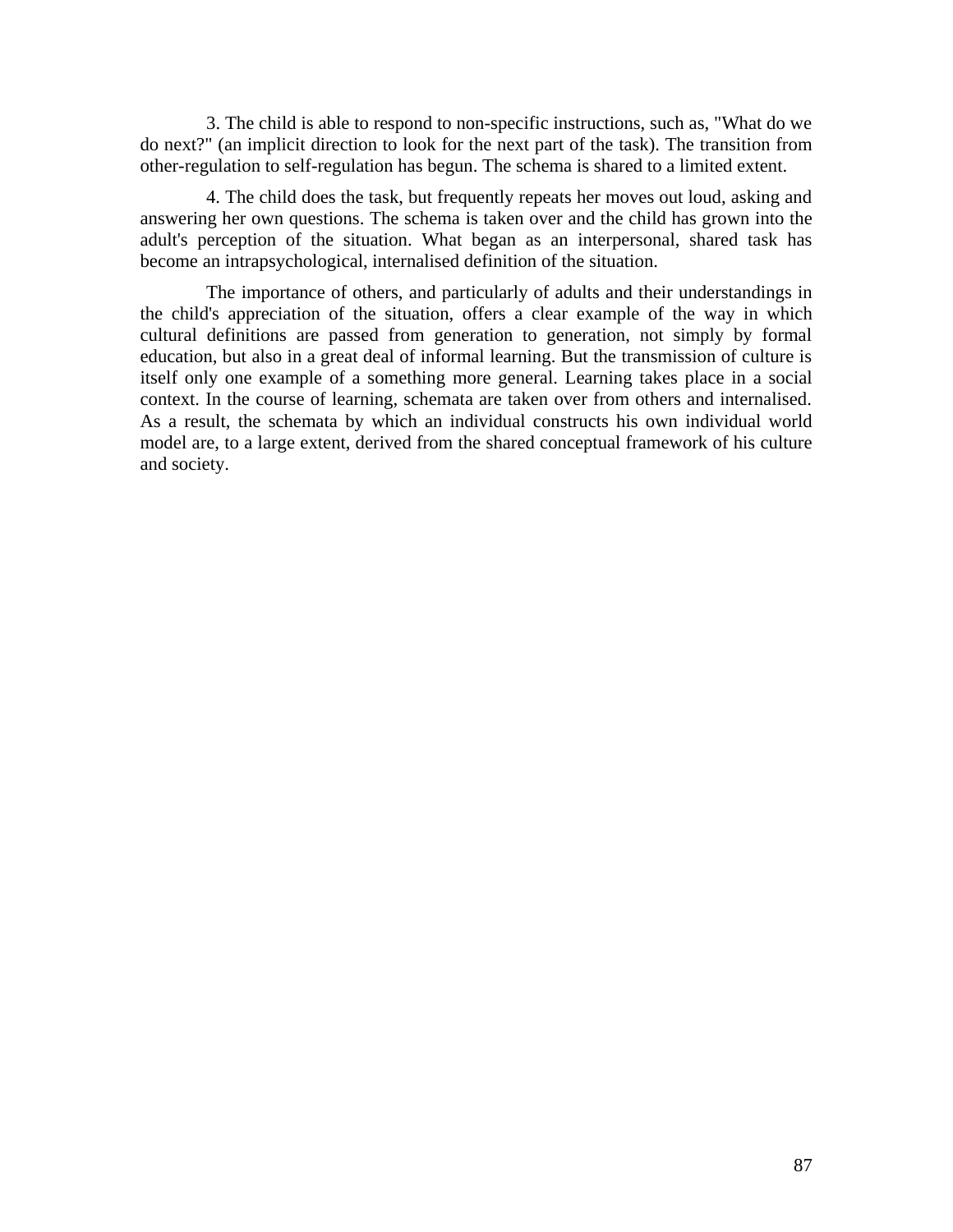3. The child is able to respond to non-specific instructions, such as, "What do we do next?" (an implicit direction to look for the next part of the task). The transition from other-regulation to self-regulation has begun. The schema is shared to a limited extent.

4. The child does the task, but frequently repeats her moves out loud, asking and answering her own questions. The schema is taken over and the child has grown into the adult's perception of the situation. What began as an interpersonal, shared task has become an intrapsychological, internalised definition of the situation.

The importance of others, and particularly of adults and their understandings in the child's appreciation of the situation, offers a clear example of the way in which cultural definitions are passed from generation to generation, not simply by formal education, but also in a great deal of informal learning. But the transmission of culture is itself only one example of a something more general. Learning takes place in a social context. In the course of learning, schemata are taken over from others and internalised. As a result, the schemata by which an individual constructs his own individual world model are, to a large extent, derived from the shared conceptual framework of his culture and society.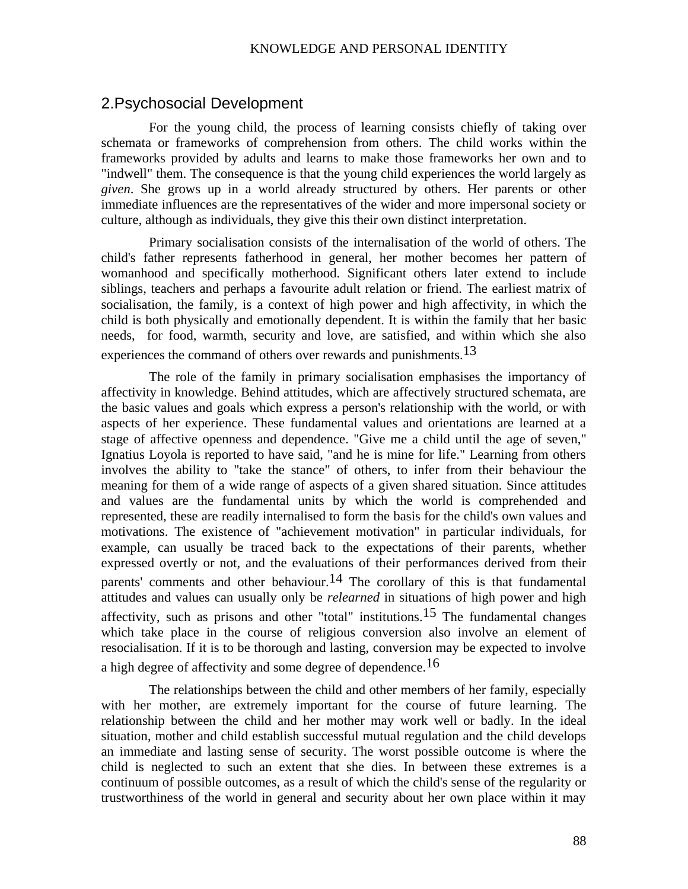## 2.Psychosocial Development

For the young child, the process of learning consists chiefly of taking over schemata or frameworks of comprehension from others. The child works within the frameworks provided by adults and learns to make those frameworks her own and to "indwell" them. The consequence is that the young child experiences the world largely as *given*. She grows up in a world already structured by others. Her parents or other immediate influences are the representatives of the wider and more impersonal society or culture, although as individuals, they give this their own distinct interpretation.

Primary socialisation consists of the internalisation of the world of others. The child's father represents fatherhood in general, her mother becomes her pattern of womanhood and specifically motherhood. Significant others later extend to include siblings, teachers and perhaps a favourite adult relation or friend. The earliest matrix of socialisation, the family, is a context of high power and high affectivity, in which the child is both physically and emotionally dependent. It is within the family that her basic needs, for food, warmth, security and love, are satisfied, and within which she also experiences the command of others over rewards and punishments.[13]

The role of the family in primary socialisation emphasises the importancy of affectivity in knowledge. Behind attitudes, which are affectively structured schemata, are the basic values and goals which express a person's relationship with the world, or with aspects of her experience. These fundamental values and orientations are learned at a stage of affective openness and dependence. "Give me a child until the age of seven," Ignatius Loyola is reported to have said, "and he is mine for life." Learning from others involves the ability to "take the stance" of others, to infer from their behaviour the meaning for them of a wide range of aspects of a given shared situation. Since attitudes and values are the fundamental units by which the world is comprehended and represented, these are readily internalised to form the basis for the child's own values and motivations. The existence of "achievement motivation" in particular individuals, for example, can usually be traced back to the expectations of their parents, whether expressed overtly or not, and the evaluations of their performances derived from their parents' comments and other behaviour.[14] The corollary of this is that fundamental attitudes and values can usually only be *relearned* in situations of high power and high affectivity, such as prisons and other "total" institutions.[15] The fundamental changes which take place in the course of religious conversion also involve an element of resocialisation. If it is to be thorough and lasting, conversion may be expected to involve a high degree of affectivity and some degree of dependence.[16]

The relationships between the child and other members of her family, especially with her mother, are extremely important for the course of future learning. The relationship between the child and her mother may work well or badly. In the ideal situation, mother and child establish successful mutual regulation and the child develops an immediate and lasting sense of security. The worst possible outcome is where the child is neglected to such an extent that she dies. In between these extremes is a continuum of possible outcomes, as a result of which the child's sense of the regularity or trustworthiness of the world in general and security about her own place within it may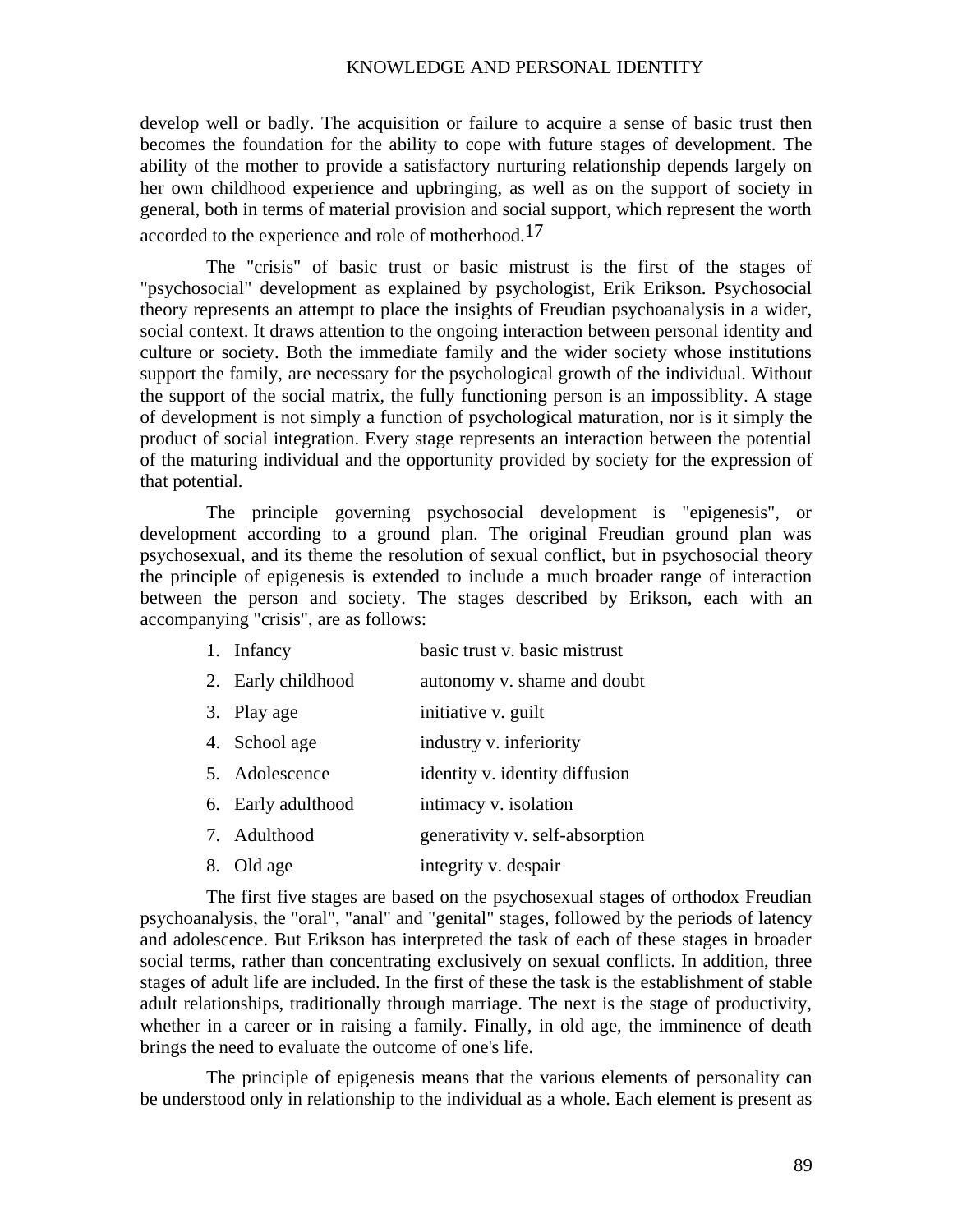develop well or badly. The acquisition or failure to acquire a sense of basic trust then becomes the foundation for the ability to cope with future stages of development. The ability of the mother to provide a satisfactory nurturing relationship depends largely on her own childhood experience and upbringing, as well as on the support of society in general, both in terms of material provision and social support, which represent the worth accorded to the experience and role of motherhood.[17]

The "crisis" of basic trust or basic mistrust is the first of the stages of "psychosocial" development as explained by psychologist, Erik Erikson. Psychosocial theory represents an attempt to place the insights of Freudian psychoanalysis in a wider, social context. It draws attention to the ongoing interaction between personal identity and culture or society. Both the immediate family and the wider society whose institutions support the family, are necessary for the psychological growth of the individual. Without the support of the social matrix, the fully functioning person is an impossiblity. A stage of development is not simply a function of psychological maturation, nor is it simply the product of social integration. Every stage represents an interaction between the potential of the maturing individual and the opportunity provided by society for the expression of that potential.

The principle governing psychosocial development is "epigenesis", or development according to a ground plan. The original Freudian ground plan was psychosexual, and its theme the resolution of sexual conflict, but in psychosocial theory the principle of epigenesis is extended to include a much broader range of interaction between the person and society. The stages described by Erikson, each with an accompanying "crisis", are as follows:

| | |
|---|---|
| 1. Infancy | basic trust v. basic mistrust |
| 2. Early childhood | autonomy v. shame and doubt |
| 3. Play age | initiative v. guilt |
| 4. School age | industry v. inferiority |
| 5. Adolescence | identity v. identity diffusion |
| 6. Early adulthood | intimacy v. isolation |
| 7. Adulthood | generativity v. self-absorption |
| 8. Old age | integrity v. despair |

The first five stages are based on the psychosexual stages of orthodox Freudian psychoanalysis, the "oral", "anal" and "genital" stages, followed by the periods of latency and adolescence. But Erikson has interpreted the task of each of these stages in broader social terms, rather than concentrating exclusively on sexual conflicts. In addition, three stages of adult life are included. In the first of these the task is the establishment of stable adult relationships, traditionally through marriage. The next is the stage of productivity, whether in a career or in raising a family. Finally, in old age, the imminence of death brings the need to evaluate the outcome of one's life.

The principle of epigenesis means that the various elements of personality can be understood only in relationship to the individual as a whole. Each element is present as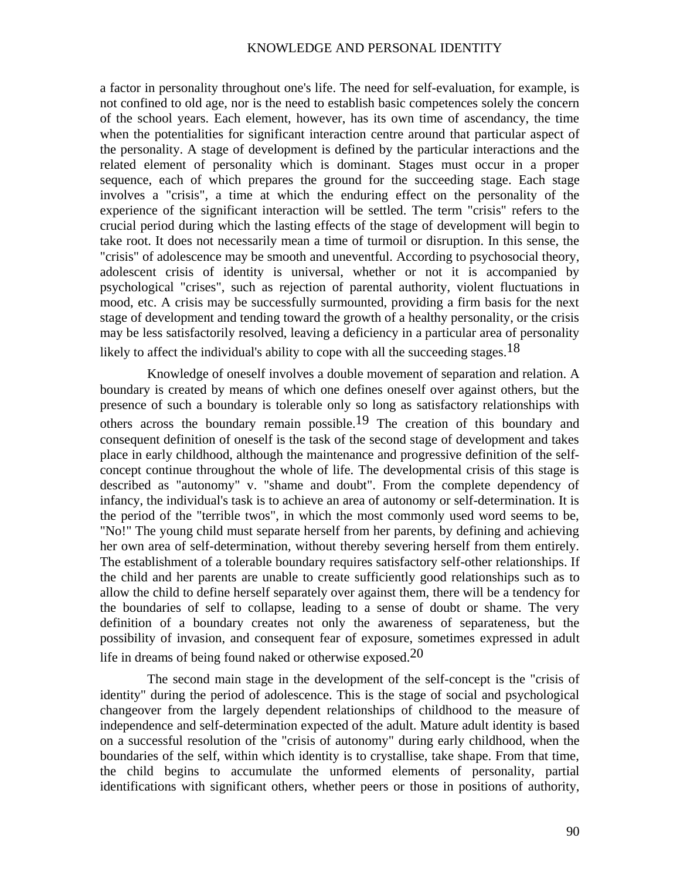a factor in personality throughout one's life. The need for self-evaluation, for example, is not confined to old age, nor is the need to establish basic competences solely the concern of the school years. Each element, however, has its own time of ascendancy, the time when the potentialities for significant interaction centre around that particular aspect of the personality. A stage of development is defined by the particular interactions and the related element of personality which is dominant. Stages must occur in a proper sequence, each of which prepares the ground for the succeeding stage. Each stage involves a "crisis", a time at which the enduring effect on the personality of the experience of the significant interaction will be settled. The term "crisis" refers to the crucial period during which the lasting effects of the stage of development will begin to take root. It does not necessarily mean a time of turmoil or disruption. In this sense, the "crisis" of adolescence may be smooth and uneventful. According to psychosocial theory, adolescent crisis of identity is universal, whether or not it is accompanied by psychological "crises", such as rejection of parental authority, violent fluctuations in mood, etc. A crisis may be successfully surmounted, providing a firm basis for the next stage of development and tending toward the growth of a healthy personality, or the crisis may be less satisfactorily resolved, leaving a deficiency in a particular area of personality likely to affect the individual's ability to cope with all the succeeding stages.[18]

Knowledge of oneself involves a double movement of separation and relation. A boundary is created by means of which one defines oneself over against others, but the presence of such a boundary is tolerable only so long as satisfactory relationships with others across the boundary remain possible.[19] The creation of this boundary and consequent definition of oneself is the task of the second stage of development and takes place in early childhood, although the maintenance and progressive definition of the self-concept continue throughout the whole of life. The developmental crisis of this stage is described as "autonomy" v. "shame and doubt". From the complete dependency of infancy, the individual's task is to achieve an area of autonomy or self-determination. It is the period of the "terrible twos", in which the most commonly used word seems to be, "No!" The young child must separate herself from her parents, by defining and achieving her own area of self-determination, without thereby severing herself from them entirely. The establishment of a tolerable boundary requires satisfactory self-other relationships. If the child and her parents are unable to create sufficiently good relationships such as to allow the child to define herself separately over against them, there will be a tendency for the boundaries of self to collapse, leading to a sense of doubt or shame. The very definition of a boundary creates not only the awareness of separateness, but the possibility of invasion, and consequent fear of exposure, sometimes expressed in adult life in dreams of being found naked or otherwise exposed.[20]

The second main stage in the development of the self-concept is the "crisis of identity" during the period of adolescence. This is the stage of social and psychological changeover from the largely dependent relationships of childhood to the measure of independence and self-determination expected of the adult. Mature adult identity is based on a successful resolution of the "crisis of autonomy" during early childhood, when the boundaries of the self, within which identity is to crystallise, take shape. From that time, the child begins to accumulate the unformed elements of personality, partial identifications with significant others, whether peers or those in positions of authority,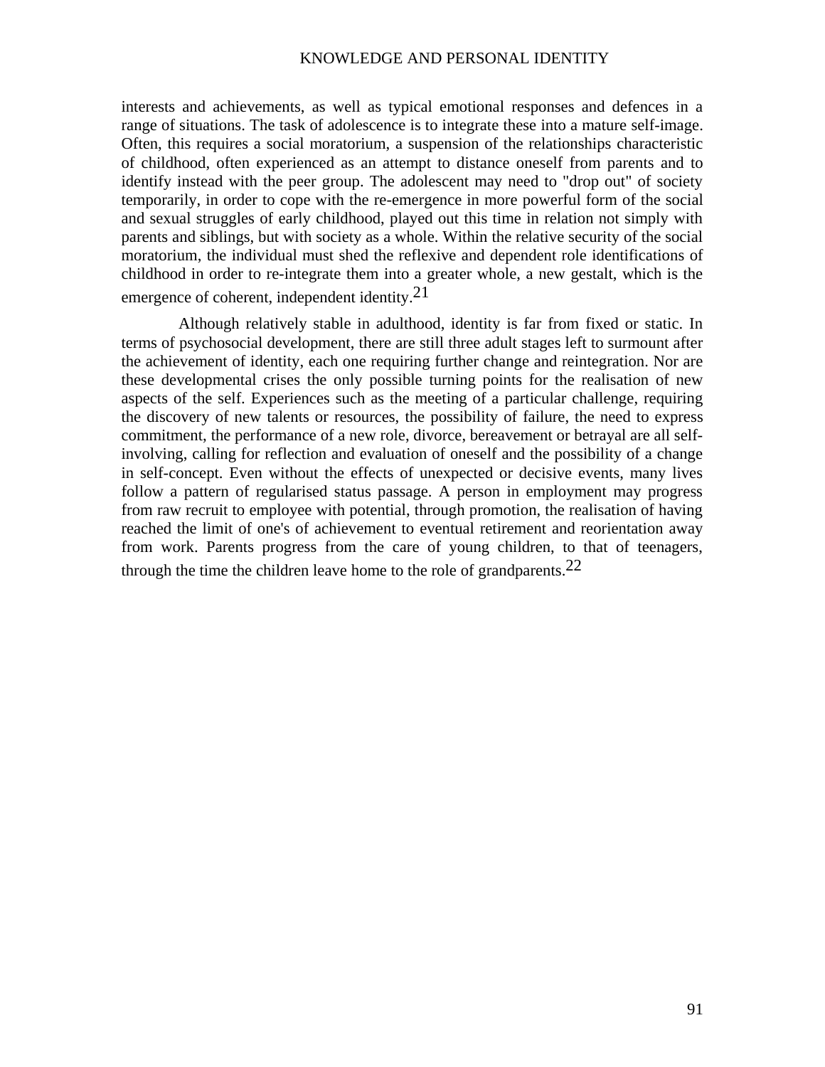interests and achievements, as well as typical emotional responses and defences in a range of situations. The task of adolescence is to integrate these into a mature self-image. Often, this requires a social moratorium, a suspension of the relationships characteristic of childhood, often experienced as an attempt to distance oneself from parents and to identify instead with the peer group. The adolescent may need to "drop out" of society temporarily, in order to cope with the re-emergence in more powerful form of the social and sexual struggles of early childhood, played out this time in relation not simply with parents and siblings, but with society as a whole. Within the relative security of the social moratorium, the individual must shed the reflexive and dependent role identifications of childhood in order to re-integrate them into a greater whole, a new gestalt, which is the emergence of coherent, independent identity.[21]

Although relatively stable in adulthood, identity is far from fixed or static. In terms of psychosocial development, there are still three adult stages left to surmount after the achievement of identity, each one requiring further change and reintegration. Nor are these developmental crises the only possible turning points for the realisation of new aspects of the self. Experiences such as the meeting of a particular challenge, requiring the discovery of new talents or resources, the possibility of failure, the need to express commitment, the performance of a new role, divorce, bereavement or betrayal are all self-involving, calling for reflection and evaluation of oneself and the possibility of a change in self-concept. Even without the effects of unexpected or decisive events, many lives follow a pattern of regularised status passage. A person in employment may progress from raw recruit to employee with potential, through promotion, the realisation of having reached the limit of one's of achievement to eventual retirement and reorientation away from work. Parents progress from the care of young children, to that of teenagers, through the time the children leave home to the role of grandparents.[22]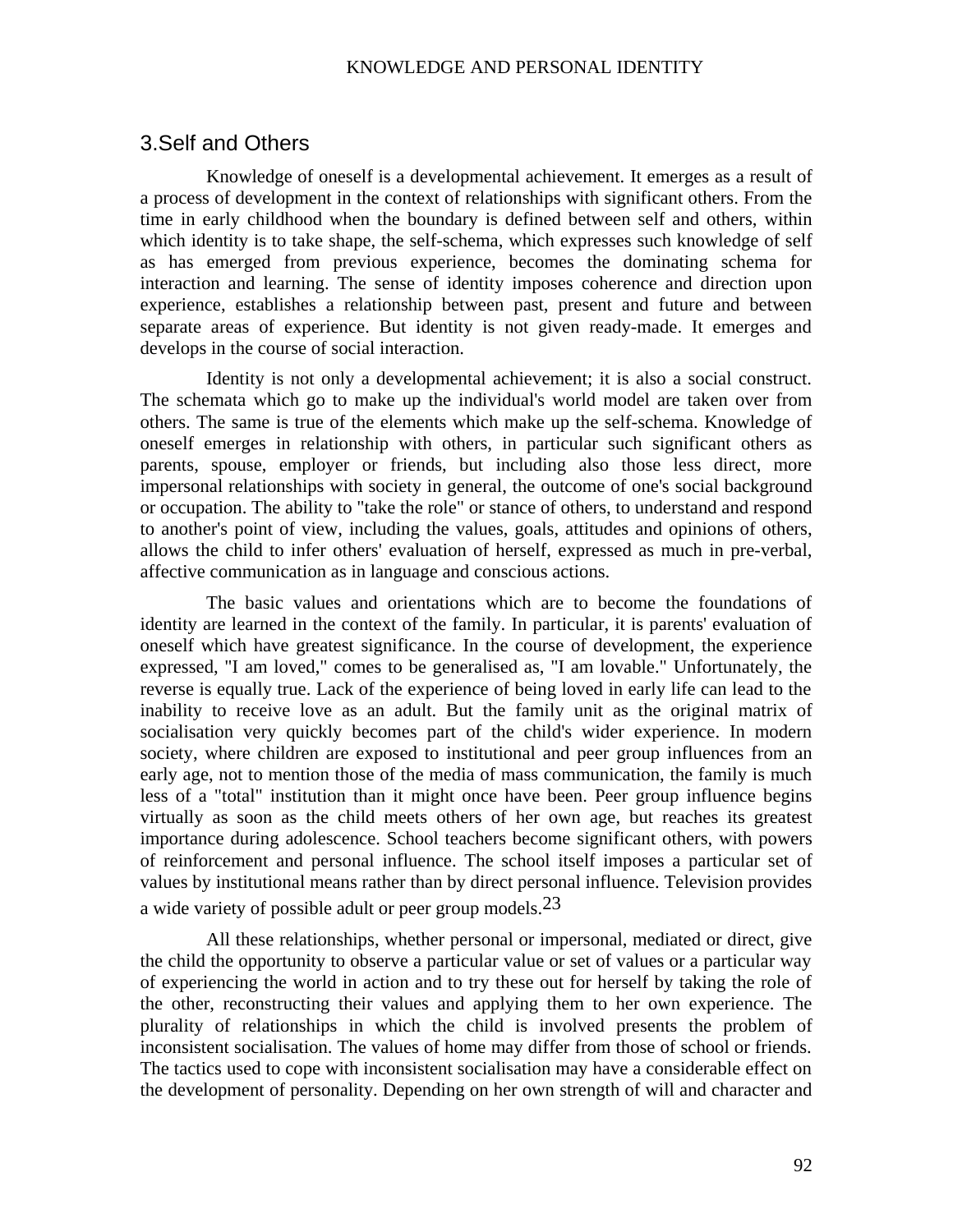## 3.Self and Others

Knowledge of oneself is a developmental achievement. It emerges as a result of a process of development in the context of relationships with significant others. From the time in early childhood when the boundary is defined between self and others, within which identity is to take shape, the self-schema, which expresses such knowledge of self as has emerged from previous experience, becomes the dominating schema for interaction and learning. The sense of identity imposes coherence and direction upon experience, establishes a relationship between past, present and future and between separate areas of experience. But identity is not given ready-made. It emerges and develops in the course of social interaction.

Identity is not only a developmental achievement; it is also a social construct. The schemata which go to make up the individual's world model are taken over from others. The same is true of the elements which make up the self-schema. Knowledge of oneself emerges in relationship with others, in particular such significant others as parents, spouse, employer or friends, but including also those less direct, more impersonal relationships with society in general, the outcome of one's social background or occupation. The ability to "take the role" or stance of others, to understand and respond to another's point of view, including the values, goals, attitudes and opinions of others, allows the child to infer others' evaluation of herself, expressed as much in pre-verbal, affective communication as in language and conscious actions.

The basic values and orientations which are to become the foundations of identity are learned in the context of the family. In particular, it is parents' evaluation of oneself which have greatest significance. In the course of development, the experience expressed, "I am loved," comes to be generalised as, "I am lovable." Unfortunately, the reverse is equally true. Lack of the experience of being loved in early life can lead to the inability to receive love as an adult. But the family unit as the original matrix of socialisation very quickly becomes part of the child's wider experience. In modern society, where children are exposed to institutional and peer group influences from an early age, not to mention those of the media of mass communication, the family is much less of a "total" institution than it might once have been. Peer group influence begins virtually as soon as the child meets others of her own age, but reaches its greatest importance during adolescence. School teachers become significant others, with powers of reinforcement and personal influence. The school itself imposes a particular set of values by institutional means rather than by direct personal influence. Television provides a wide variety of possible adult or peer group models.[23]

All these relationships, whether personal or impersonal, mediated or direct, give the child the opportunity to observe a particular value or set of values or a particular way of experiencing the world in action and to try these out for herself by taking the role of the other, reconstructing their values and applying them to her own experience. The plurality of relationships in which the child is involved presents the problem of inconsistent socialisation. The values of home may differ from those of school or friends. The tactics used to cope with inconsistent socialisation may have a considerable effect on the development of personality. Depending on her own strength of will and character and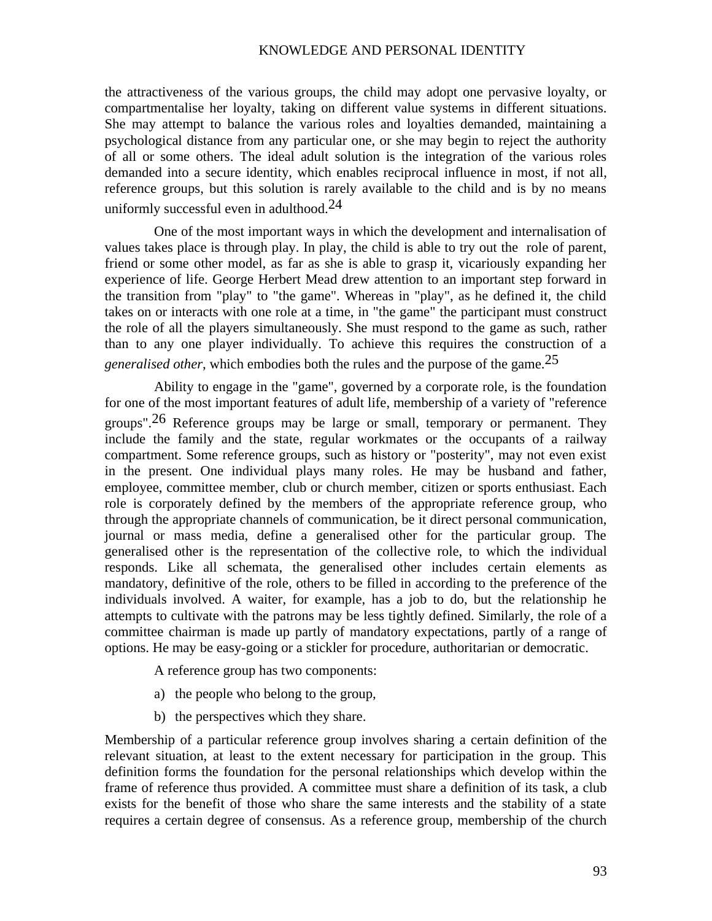the attractiveness of the various groups, the child may adopt one pervasive loyalty, or compartmentalise her loyalty, taking on different value systems in different situations. She may attempt to balance the various roles and loyalties demanded, maintaining a psychological distance from any particular one, or she may begin to reject the authority of all or some others. The ideal adult solution is the integration of the various roles demanded into a secure identity, which enables reciprocal influence in most, if not all, reference groups, but this solution is rarely available to the child and is by no means uniformly successful even in adulthood.[24]

One of the most important ways in which the development and internalisation of values takes place is through play. In play, the child is able to try out the role of parent, friend or some other model, as far as she is able to grasp it, vicariously expanding her experience of life. George Herbert Mead drew attention to an important step forward in the transition from "play" to "the game". Whereas in "play", as he defined it, the child takes on or interacts with one role at a time, in "the game" the participant must construct the role of all the players simultaneously. She must respond to the game as such, rather than to any one player individually. To achieve this requires the construction of a *generalised other*, which embodies both the rules and the purpose of the game.[25]

Ability to engage in the "game", governed by a corporate role, is the foundation for one of the most important features of adult life, membership of a variety of "reference groups".[26] Reference groups may be large or small, temporary or permanent. They include the family and the state, regular workmates or the occupants of a railway compartment. Some reference groups, such as history or "posterity", may not even exist in the present. One individual plays many roles. He may be husband and father, employee, committee member, club or church member, citizen or sports enthusiast. Each role is corporately defined by the members of the appropriate reference group, who through the appropriate channels of communication, be it direct personal communication, journal or mass media, define a generalised other for the particular group. The generalised other is the representation of the collective role, to which the individual responds. Like all schemata, the generalised other includes certain elements as mandatory, definitive of the role, others to be filled in according to the preference of the individuals involved. A waiter, for example, has a job to do, but the relationship he attempts to cultivate with the patrons may be less tightly defined. Similarly, the role of a committee chairman is made up partly of mandatory expectations, partly of a range of options. He may be easy-going or a stickler for procedure, authoritarian or democratic.

A reference group has two components:

a) the people who belong to the group,

b) the perspectives which they share.

Membership of a particular reference group involves sharing a certain definition of the relevant situation, at least to the extent necessary for participation in the group. This definition forms the foundation for the personal relationships which develop within the frame of reference thus provided. A committee must share a definition of its task, a club exists for the benefit of those who share the same interests and the stability of a state requires a certain degree of consensus. As a reference group, membership of the church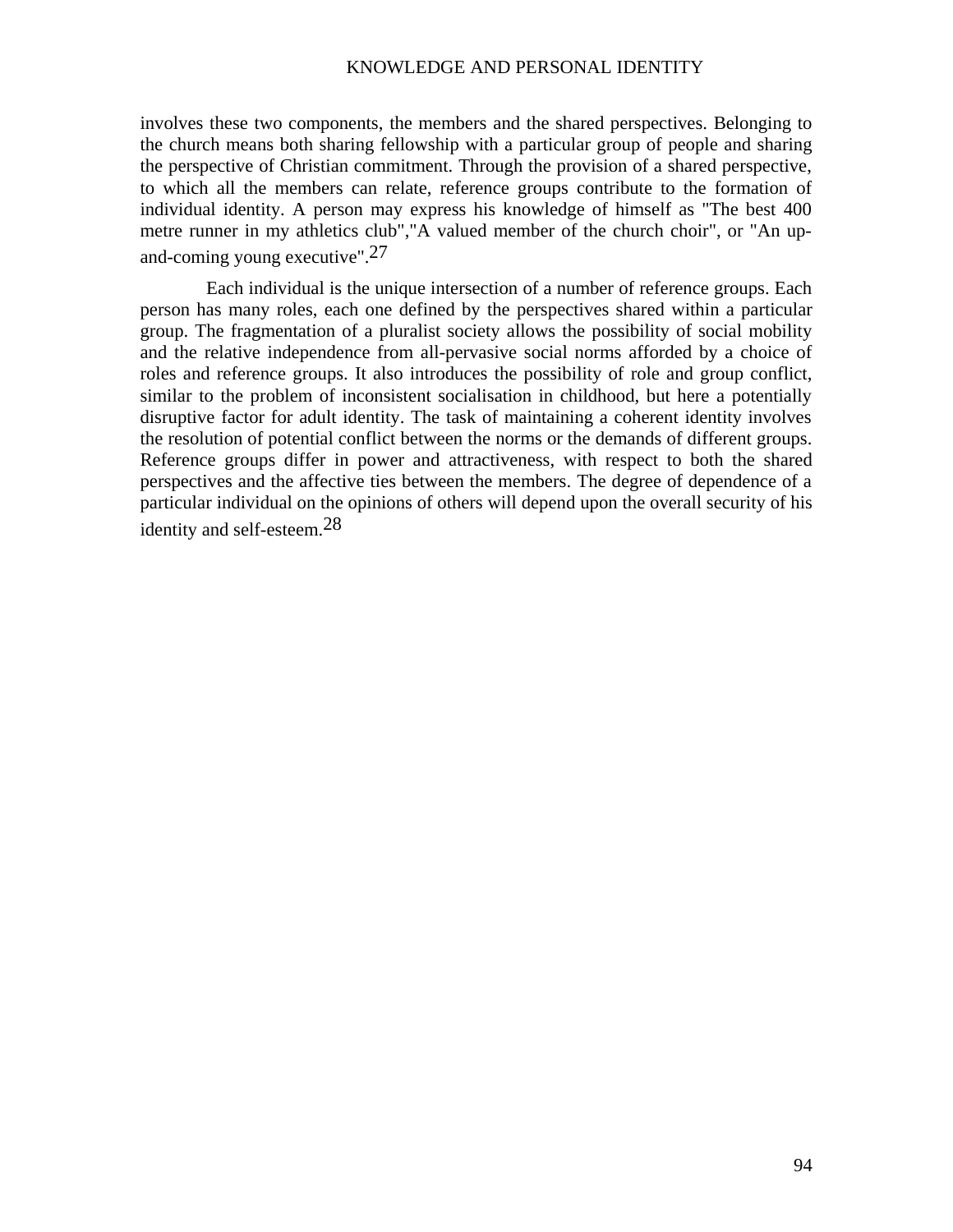involves these two components, the members and the shared perspectives. Belonging to the church means both sharing fellowship with a particular group of people and sharing the perspective of Christian commitment. Through the provision of a shared perspective, to which all the members can relate, reference groups contribute to the formation of individual identity. A person may express his knowledge of himself as "The best 400 metre runner in my athletics club","A valued member of the church choir", or "An up-and-coming young executive".[27]

Each individual is the unique intersection of a number of reference groups. Each person has many roles, each one defined by the perspectives shared within a particular group. The fragmentation of a pluralist society allows the possibility of social mobility and the relative independence from all-pervasive social norms afforded by a choice of roles and reference groups. It also introduces the possibility of role and group conflict, similar to the problem of inconsistent socialisation in childhood, but here a potentially disruptive factor for adult identity. The task of maintaining a coherent identity involves the resolution of potential conflict between the norms or the demands of different groups. Reference groups differ in power and attractiveness, with respect to both the shared perspectives and the affective ties between the members. The degree of dependence of a particular individual on the opinions of others will depend upon the overall security of his identity and self-esteem.[28]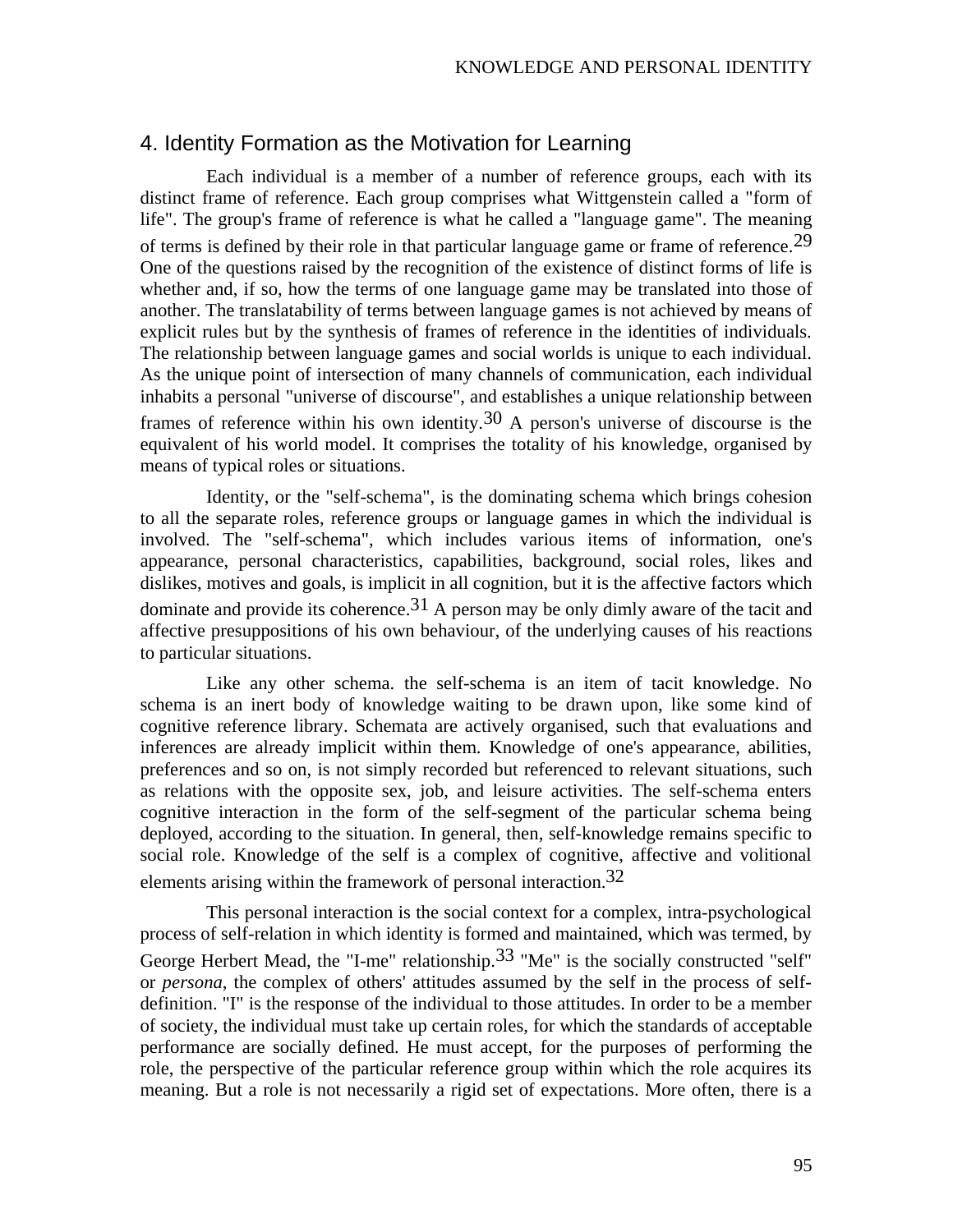## 4. Identity Formation as the Motivation for Learning

Each individual is a member of a number of reference groups, each with its distinct frame of reference. Each group comprises what Wittgenstein called a "form of life". The group's frame of reference is what he called a "language game". The meaning of terms is defined by their role in that particular language game or frame of reference.[29] One of the questions raised by the recognition of the existence of distinct forms of life is whether and, if so, how the terms of one language game may be translated into those of another. The translatability of terms between language games is not achieved by means of explicit rules but by the synthesis of frames of reference in the identities of individuals. The relationship between language games and social worlds is unique to each individual. As the unique point of intersection of many channels of communication, each individual inhabits a personal "universe of discourse", and establishes a unique relationship between frames of reference within his own identity.[30] A person's universe of discourse is the equivalent of his world model. It comprises the totality of his knowledge, organised by means of typical roles or situations.

Identity, or the "self-schema", is the dominating schema which brings cohesion to all the separate roles, reference groups or language games in which the individual is involved. The "self-schema", which includes various items of information, one's appearance, personal characteristics, capabilities, background, social roles, likes and dislikes, motives and goals, is implicit in all cognition, but it is the affective factors which dominate and provide its coherence.[31] A person may be only dimly aware of the tacit and affective presuppositions of his own behaviour, of the underlying causes of his reactions to particular situations.

Like any other schema. the self-schema is an item of tacit knowledge. No schema is an inert body of knowledge waiting to be drawn upon, like some kind of cognitive reference library. Schemata are actively organised, such that evaluations and inferences are already implicit within them. Knowledge of one's appearance, abilities, preferences and so on, is not simply recorded but referenced to relevant situations, such as relations with the opposite sex, job, and leisure activities. The self-schema enters cognitive interaction in the form of the self-segment of the particular schema being deployed, according to the situation. In general, then, self-knowledge remains specific to social role. Knowledge of the self is a complex of cognitive, affective and volitional elements arising within the framework of personal interaction.[32]

This personal interaction is the social context for a complex, intra-psychological process of self-relation in which identity is formed and maintained, which was termed, by George Herbert Mead, the "I-me" relationship.[33] "Me" is the socially constructed "self" or *persona*, the complex of others' attitudes assumed by the self in the process of self-definition. "I" is the response of the individual to those attitudes. In order to be a member of society, the individual must take up certain roles, for which the standards of acceptable performance are socially defined. He must accept, for the purposes of performing the role, the perspective of the particular reference group within which the role acquires its meaning. But a role is not necessarily a rigid set of expectations. More often, there is a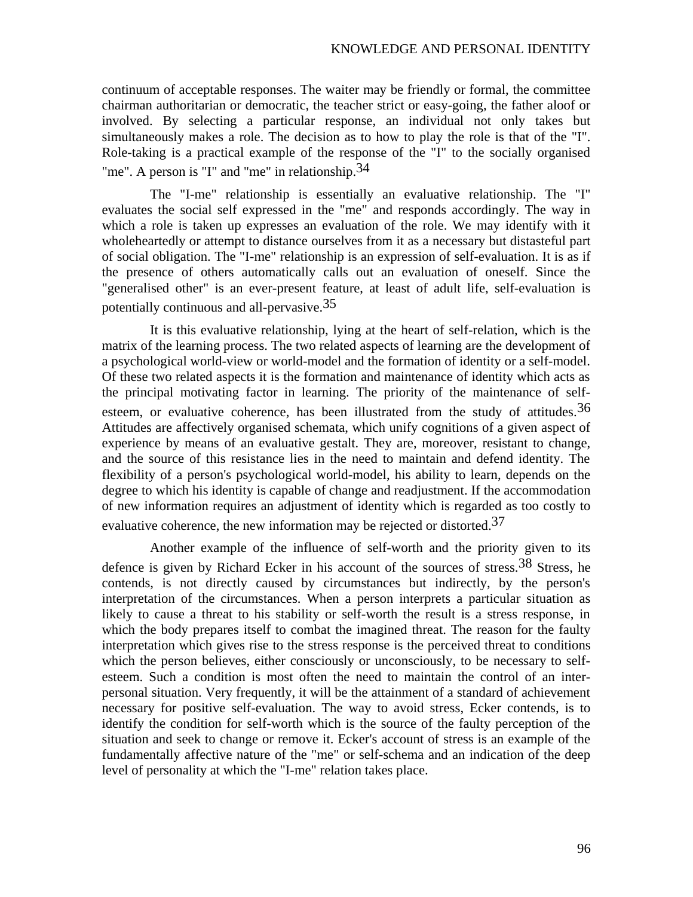continuum of acceptable responses. The waiter may be friendly or formal, the committee chairman authoritarian or democratic, the teacher strict or easy-going, the father aloof or involved. By selecting a particular response, an individual not only takes but simultaneously makes a role. The decision as to how to play the role is that of the "I". Role-taking is a practical example of the response of the "I" to the socially organised "me". A person is "I" and "me" in relationship.[34]

The "I-me" relationship is essentially an evaluative relationship. The "I" evaluates the social self expressed in the "me" and responds accordingly. The way in which a role is taken up expresses an evaluation of the role. We may identify with it wholeheartedly or attempt to distance ourselves from it as a necessary but distasteful part of social obligation. The "I-me" relationship is an expression of self-evaluation. It is as if the presence of others automatically calls out an evaluation of oneself. Since the "generalised other" is an ever-present feature, at least of adult life, self-evaluation is potentially continuous and all-pervasive.[35]

It is this evaluative relationship, lying at the heart of self-relation, which is the matrix of the learning process. The two related aspects of learning are the development of a psychological world-view or world-model and the formation of identity or a self-model. Of these two related aspects it is the formation and maintenance of identity which acts as the principal motivating factor in learning. The priority of the maintenance of self-esteem, or evaluative coherence, has been illustrated from the study of attitudes.[36] Attitudes are affectively organised schemata, which unify cognitions of a given aspect of experience by means of an evaluative gestalt. They are, moreover, resistant to change, and the source of this resistance lies in the need to maintain and defend identity. The flexibility of a person's psychological world-model, his ability to learn, depends on the degree to which his identity is capable of change and readjustment. If the accommodation of new information requires an adjustment of identity which is regarded as too costly to evaluative coherence, the new information may be rejected or distorted.[37]

Another example of the influence of self-worth and the priority given to its defence is given by Richard Ecker in his account of the sources of stress.[38] Stress, he contends, is not directly caused by circumstances but indirectly, by the person's interpretation of the circumstances. When a person interprets a particular situation as likely to cause a threat to his stability or self-worth the result is a stress response, in which the body prepares itself to combat the imagined threat. The reason for the faulty interpretation which gives rise to the stress response is the perceived threat to conditions which the person believes, either consciously or unconsciously, to be necessary to self-esteem. Such a condition is most often the need to maintain the control of an inter-personal situation. Very frequently, it will be the attainment of a standard of achievement necessary for positive self-evaluation. The way to avoid stress, Ecker contends, is to identify the condition for self-worth which is the source of the faulty perception of the situation and seek to change or remove it. Ecker's account of stress is an example of the fundamentally affective nature of the "me" or self-schema and an indication of the deep level of personality at which the "I-me" relation takes place.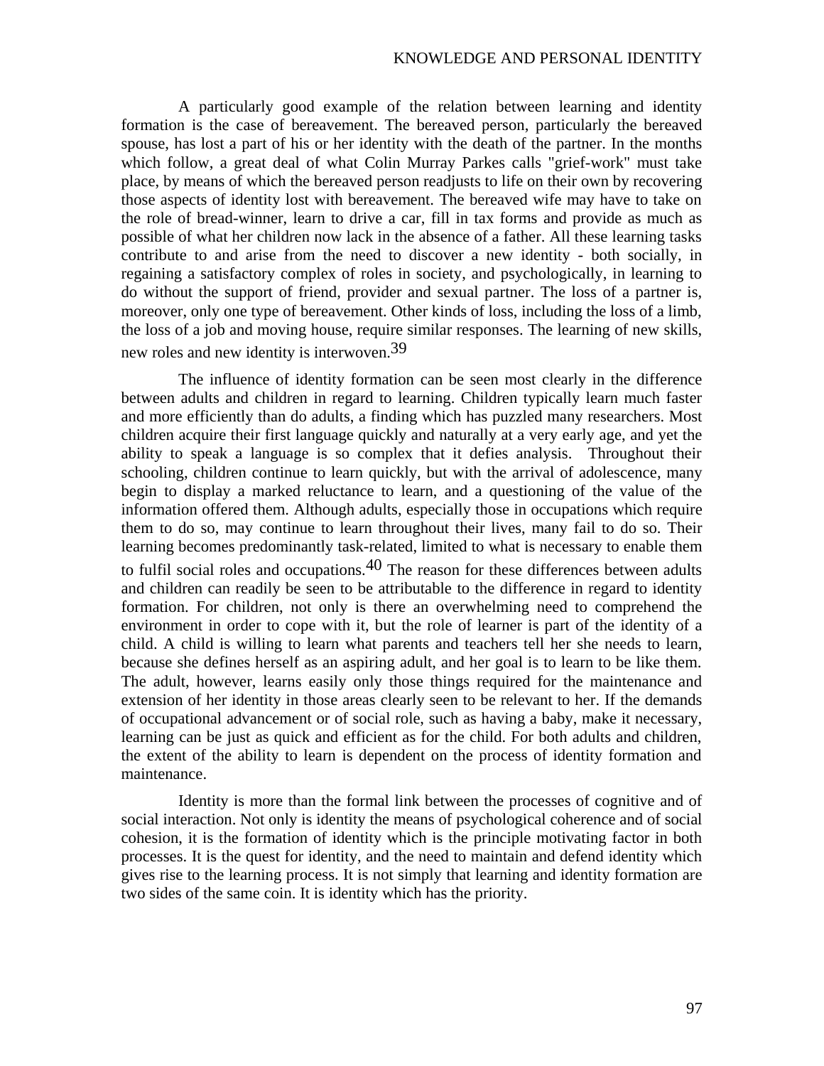A particularly good example of the relation between learning and identity formation is the case of bereavement. The bereaved person, particularly the bereaved spouse, has lost a part of his or her identity with the death of the partner. In the months which follow, a great deal of what Colin Murray Parkes calls "grief-work" must take place, by means of which the bereaved person readjusts to life on their own by recovering those aspects of identity lost with bereavement. The bereaved wife may have to take on the role of bread-winner, learn to drive a car, fill in tax forms and provide as much as possible of what her children now lack in the absence of a father. All these learning tasks contribute to and arise from the need to discover a new identity - both socially, in regaining a satisfactory complex of roles in society, and psychologically, in learning to do without the support of friend, provider and sexual partner. The loss of a partner is, moreover, only one type of bereavement. Other kinds of loss, including the loss of a limb, the loss of a job and moving house, require similar responses. The learning of new skills, new roles and new identity is interwoven.[39]

The influence of identity formation can be seen most clearly in the difference between adults and children in regard to learning. Children typically learn much faster and more efficiently than do adults, a finding which has puzzled many researchers. Most children acquire their first language quickly and naturally at a very early age, and yet the ability to speak a language is so complex that it defies analysis. Throughout their schooling, children continue to learn quickly, but with the arrival of adolescence, many begin to display a marked reluctance to learn, and a questioning of the value of the information offered them. Although adults, especially those in occupations which require them to do so, may continue to learn throughout their lives, many fail to do so. Their learning becomes predominantly task-related, limited to what is necessary to enable them to fulfil social roles and occupations.[40] The reason for these differences between adults and children can readily be seen to be attributable to the difference in regard to identity formation. For children, not only is there an overwhelming need to comprehend the environment in order to cope with it, but the role of learner is part of the identity of a child. A child is willing to learn what parents and teachers tell her she needs to learn, because she defines herself as an aspiring adult, and her goal is to learn to be like them. The adult, however, learns easily only those things required for the maintenance and extension of her identity in those areas clearly seen to be relevant to her. If the demands of occupational advancement or of social role, such as having a baby, make it necessary, learning can be just as quick and efficient as for the child. For both adults and children, the extent of the ability to learn is dependent on the process of identity formation and maintenance.

Identity is more than the formal link between the processes of cognitive and of social interaction. Not only is identity the means of psychological coherence and of social cohesion, it is the formation of identity which is the principle motivating factor in both processes. It is the quest for identity, and the need to maintain and defend identity which gives rise to the learning process. It is not simply that learning and identity formation are two sides of the same coin. It is identity which has the priority.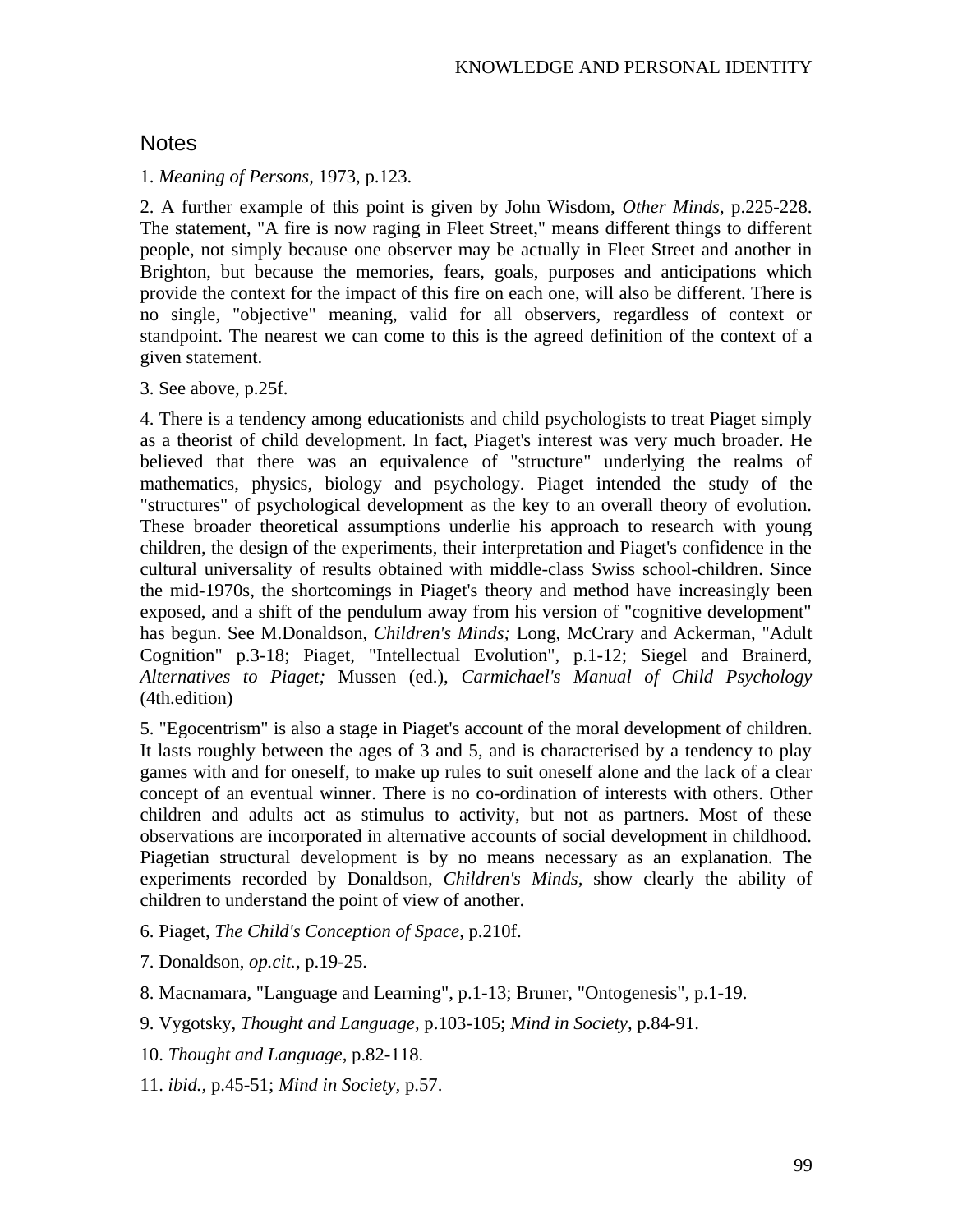## Notes

1. *Meaning of Persons*, 1973, p.123.

2. A further example of this point is given by John Wisdom, *Other Minds*, p.225-228. The statement, "A fire is now raging in Fleet Street," means different things to different people, not simply because one observer may be actually in Fleet Street and another in Brighton, but because the memories, fears, goals, purposes and anticipations which provide the context for the impact of this fire on each one, will also be different. There is no single, "objective" meaning, valid for all observers, regardless of context or standpoint. The nearest we can come to this is the agreed definition of the context of a given statement.

3. See above, p.25f.

4. There is a tendency among educationists and child psychologists to treat Piaget simply as a theorist of child development. In fact, Piaget's interest was very much broader. He believed that there was an equivalence of "structure" underlying the realms of mathematics, physics, biology and psychology. Piaget intended the study of the "structures" of psychological development as the key to an overall theory of evolution. These broader theoretical assumptions underlie his approach to research with young children, the design of the experiments, their interpretation and Piaget's confidence in the cultural universality of results obtained with middle-class Swiss school-children. Since the mid-1970s, the shortcomings in Piaget's theory and method have increasingly been exposed, and a shift of the pendulum away from his version of "cognitive development" has begun. See M.Donaldson, *Children's Minds;* Long, McCrary and Ackerman, "Adult Cognition" p.3-18; Piaget, "Intellectual Evolution", p.1-12; Siegel and Brainerd, *Alternatives to Piaget;* Mussen (ed.), *Carmichael's Manual of Child Psychology* (4th.edition)

5. "Egocentrism" is also a stage in Piaget's account of the moral development of children. It lasts roughly between the ages of 3 and 5, and is characterised by a tendency to play games with and for oneself, to make up rules to suit oneself alone and the lack of a clear concept of an eventual winner. There is no co-ordination of interests with others. Other children and adults act as stimulus to activity, but not as partners. Most of these observations are incorporated in alternative accounts of social development in childhood. Piagetian structural development is by no means necessary as an explanation. The experiments recorded by Donaldson, *Children's Minds,* show clearly the ability of children to understand the point of view of another.

6. Piaget, *The Child's Conception of Space,* p.210f.

7. Donaldson, *op.cit.,* p.19-25.

8. Macnamara, "Language and Learning", p.1-13; Bruner, "Ontogenesis", p.1-19.

9. Vygotsky, *Thought and Language,* p.103-105; *Mind in Society,* p.84-91.

10. *Thought and Language,* p.82-118.

11. *ibid.,* p.45-51; *Mind in Society,* p.57.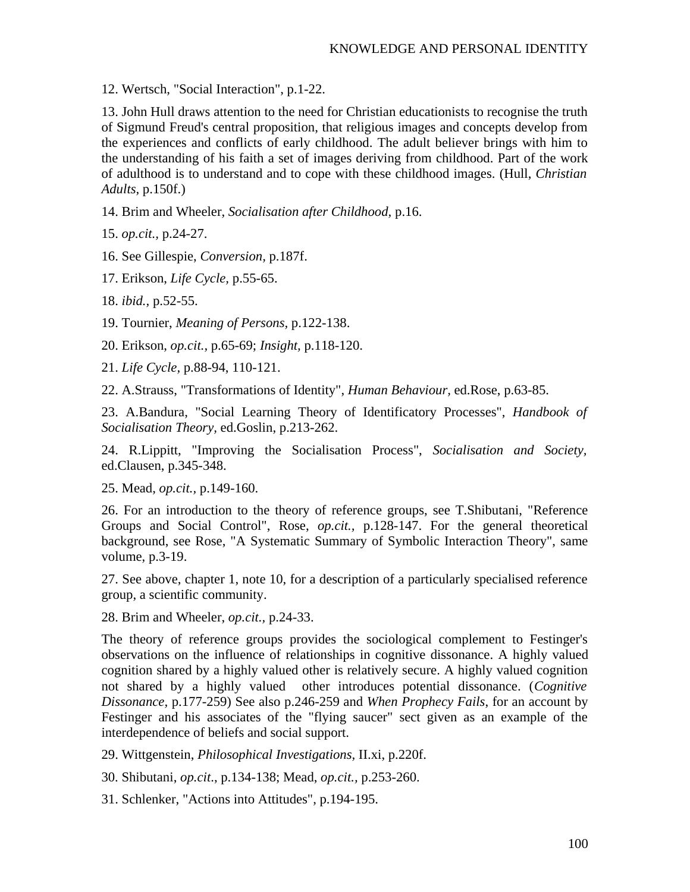12. Wertsch, "Social Interaction", p.1-22.

13. John Hull draws attention to the need for Christian educationists to recognise the truth of Sigmund Freud's central proposition, that religious images and concepts develop from the experiences and conflicts of early childhood. The adult believer brings with him to the understanding of his faith a set of images deriving from childhood. Part of the work of adulthood is to understand and to cope with these childhood images. (Hull, *Christian Adults*, p.150f.)

14. Brim and Wheeler, *Socialisation after Childhood*, p.16.

15. *op.cit.*, p.24-27.

16. See Gillespie, *Conversion*, p.187f.

17. Erikson, *Life Cycle*, p.55-65.

18. *ibid.*, p.52-55.

19. Tournier, *Meaning of Persons*, p.122-138.

20. Erikson, *op.cit.*, p.65-69; *Insight*, p.118-120.

21. *Life Cycle*, p.88-94, 110-121.

22. A.Strauss, "Transformations of Identity", *Human Behaviour*, ed.Rose, p.63-85.

23. A.Bandura, "Social Learning Theory of Identificatory Processes", *Handbook of Socialisation Theory*, ed.Goslin, p.213-262.

24. R.Lippitt, "Improving the Socialisation Process", *Socialisation and Society*, ed.Clausen, p.345-348.

25. Mead, *op.cit.*, p.149-160.

26. For an introduction to the theory of reference groups, see T.Shibutani, "Reference Groups and Social Control", Rose, *op.cit.*, p.128-147. For the general theoretical background, see Rose, "A Systematic Summary of Symbolic Interaction Theory", same volume, p.3-19.

27. See above, chapter 1, note 10, for a description of a particularly specialised reference group, a scientific community.

28. Brim and Wheeler, *op.cit.*, p.24-33.

The theory of reference groups provides the sociological complement to Festinger's observations on the influence of relationships in cognitive dissonance. A highly valued cognition shared by a highly valued other is relatively secure. A highly valued cognition not shared by a highly valued other introduces potential dissonance. (*Cognitive Dissonance*, p.177-259) See also p.246-259 and *When Prophecy Fails*, for an account by Festinger and his associates of the "flying saucer" sect given as an example of the interdependence of beliefs and social support.

29. Wittgenstein, *Philosophical Investigations*, II.xi, p.220f.

30. Shibutani, *op.cit*., p.134-138; Mead, *op.cit.*, p.253-260.

31. Schlenker, "Actions into Attitudes", p.194-195.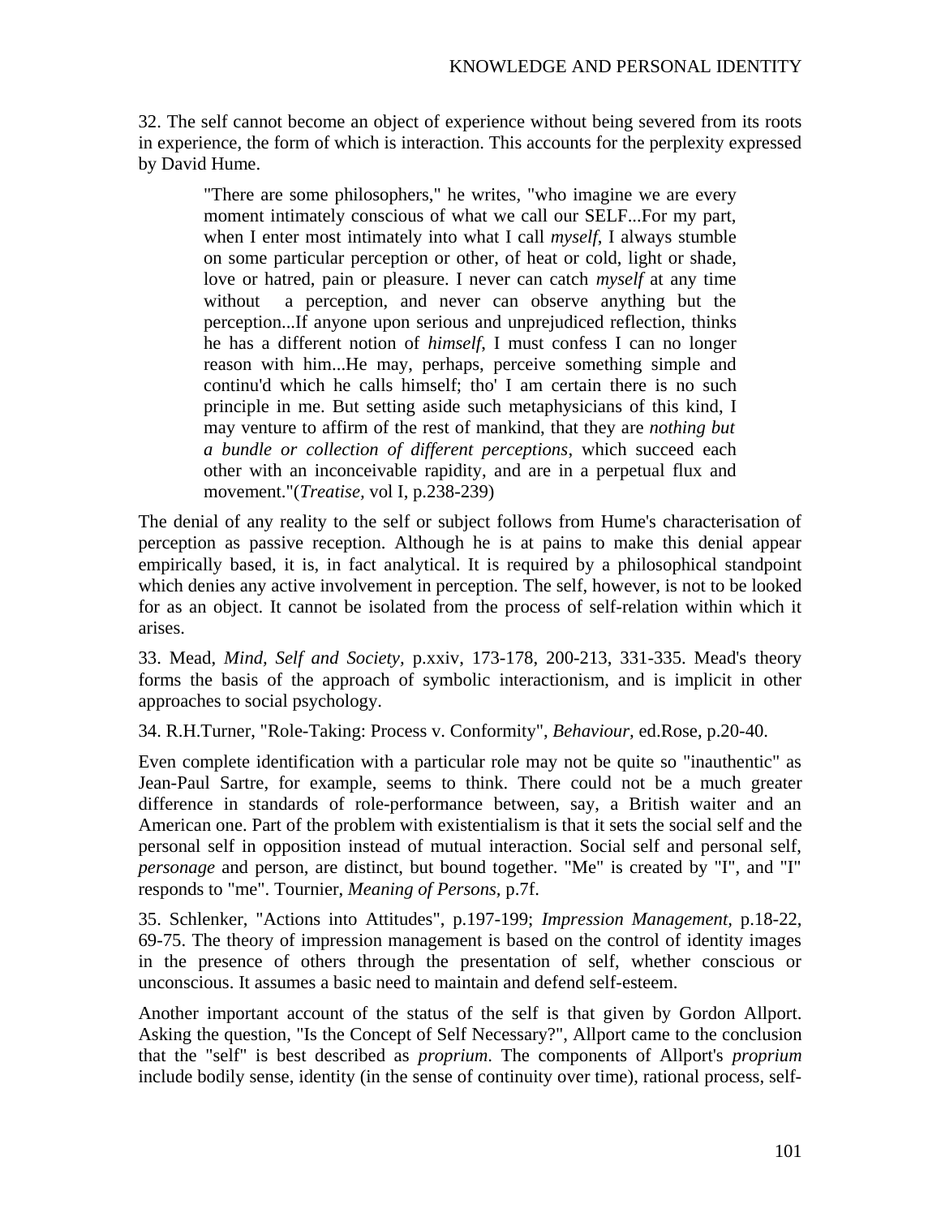32. The self cannot become an object of experience without being severed from its roots in experience, the form of which is interaction. This accounts for the perplexity expressed by David Hume.

> "There are some philosophers," he writes, "who imagine we are every moment intimately conscious of what we call our SELF...For my part, when I enter most intimately into what I call *myself*, I always stumble on some particular perception or other, of heat or cold, light or shade, love or hatred, pain or pleasure. I never can catch *myself* at any time without a perception, and never can observe anything but the perception...If anyone upon serious and unprejudiced reflection, thinks he has a different notion of *himself*, I must confess I can no longer reason with him...He may, perhaps, perceive something simple and continu'd which he calls himself; tho' I am certain there is no such principle in me. But setting aside such metaphysicians of this kind, I may venture to affirm of the rest of mankind, that they are *nothing but a bundle or collection of different perceptions*, which succeed each other with an inconceivable rapidity, and are in a perpetual flux and movement."(*Treatise*, vol I, p.238-239)

The denial of any reality to the self or subject follows from Hume's characterisation of perception as passive reception. Although he is at pains to make this denial appear empirically based, it is, in fact analytical. It is required by a philosophical standpoint which denies any active involvement in perception. The self, however, is not to be looked for as an object. It cannot be isolated from the process of self-relation within which it arises.

33. Mead, *Mind, Self and Society*, p.xxiv, 173-178, 200-213, 331-335. Mead's theory forms the basis of the approach of symbolic interactionism, and is implicit in other approaches to social psychology.

34. R.H.Turner, "Role-Taking: Process v. Conformity", *Behaviour*, ed.Rose, p.20-40.

Even complete identification with a particular role may not be quite so "inauthentic" as Jean-Paul Sartre, for example, seems to think. There could not be a much greater difference in standards of role-performance between, say, a British waiter and an American one. Part of the problem with existentialism is that it sets the social self and the personal self in opposition instead of mutual interaction. Social self and personal self, *personage* and person, are distinct, but bound together. "Me" is created by "I", and "I" responds to "me". Tournier, *Meaning of Persons*, p.7f.

35. Schlenker, "Actions into Attitudes", p.197-199; *Impression Management*, p.18-22, 69-75. The theory of impression management is based on the control of identity images in the presence of others through the presentation of self, whether conscious or unconscious. It assumes a basic need to maintain and defend self-esteem.

Another important account of the status of the self is that given by Gordon Allport. Asking the question, "Is the Concept of Self Necessary?", Allport came to the conclusion that the "self" is best described as *proprium*. The components of Allport's *proprium* include bodily sense, identity (in the sense of continuity over time), rational process, self-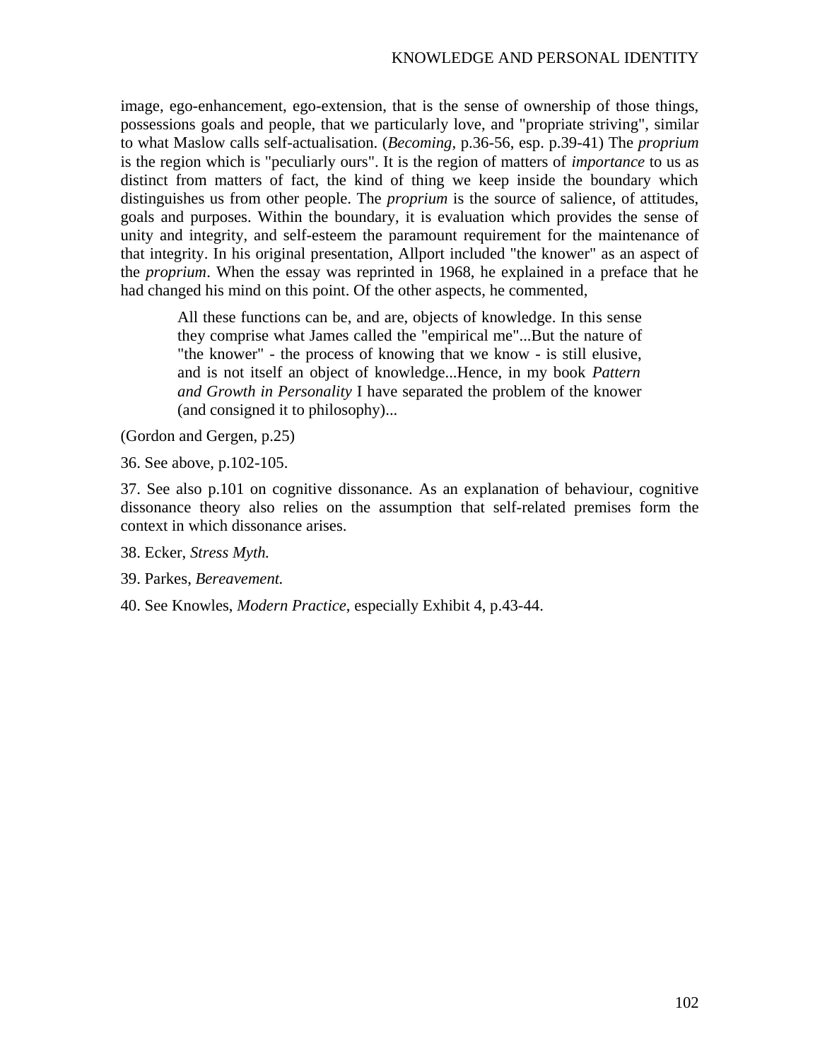image, ego-enhancement, ego-extension, that is the sense of ownership of those things, possessions goals and people, that we particularly love, and "propriate striving", similar to what Maslow calls self-actualisation. (*Becoming,* p.36-56, esp. p.39-41) The *proprium* is the region which is "peculiarly ours". It is the region of matters of *importance* to us as distinct from matters of fact, the kind of thing we keep inside the boundary which distinguishes us from other people. The *proprium* is the source of salience, of attitudes, goals and purposes. Within the boundary, it is evaluation which provides the sense of unity and integrity, and self-esteem the paramount requirement for the maintenance of that integrity. In his original presentation, Allport included "the knower" as an aspect of the *proprium*. When the essay was reprinted in 1968, he explained in a preface that he had changed his mind on this point. Of the other aspects, he commented,

> All these functions can be, and are, objects of knowledge. In this sense they comprise what James called the "empirical me"...But the nature of "the knower" - the process of knowing that we know - is still elusive, and is not itself an object of knowledge...Hence, in my book *Pattern and Growth in Personality* I have separated the problem of the knower (and consigned it to philosophy)...

(Gordon and Gergen, p.25)

36. See above, p.102-105.

37. See also p.101 on cognitive dissonance. As an explanation of behaviour, cognitive dissonance theory also relies on the assumption that self-related premises form the context in which dissonance arises.

38. Ecker, *Stress Myth.*

39. Parkes, *Bereavement.*

40. See Knowles, *Modern Practice*, especially Exhibit 4, p.43-44.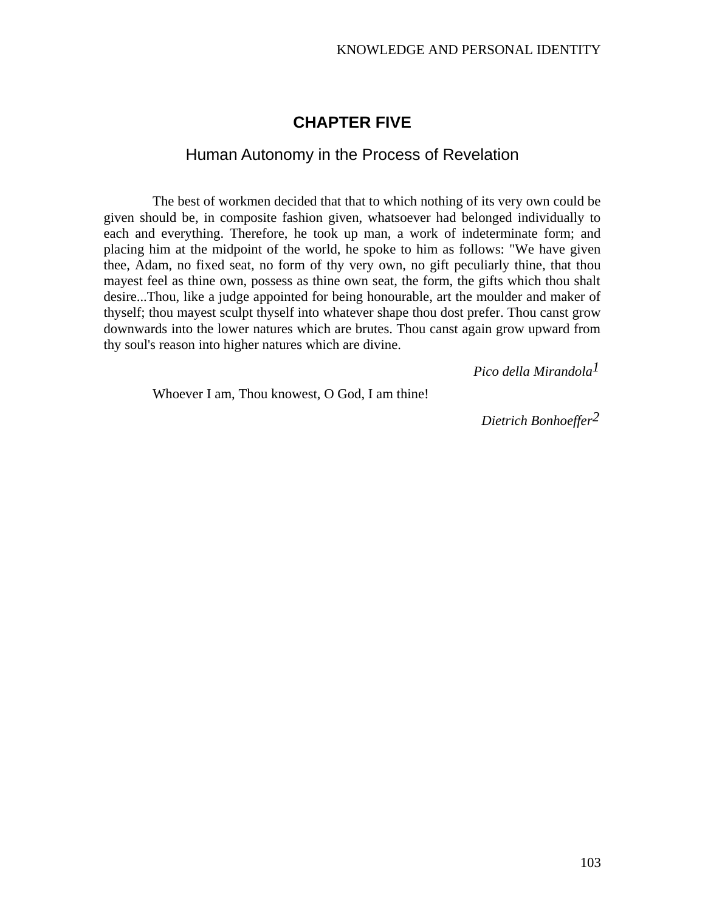# CHAPTER FIVE

## Human Autonomy in the Process of Revelation

> The best of workmen decided that that to which nothing of its very own could be given should be, in composite fashion given, whatsoever had belonged individually to each and everything. Therefore, he took up man, a work of indeterminate form; and placing him at the midpoint of the world, he spoke to him as follows: "We have given thee, Adam, no fixed seat, no form of thy very own, no gift peculiarly thine, that thou mayest feel as thine own, possess as thine own seat, the form, the gifts which thou shalt desire...Thou, like a judge appointed for being honourable, art the moulder and maker of thyself; thou mayest sculpt thyself into whatever shape thou dost prefer. Thou canst grow downwards into the lower natures which are brutes. Thou canst again grow upward from thy soul's reason into higher natures which are divine.
>
> *Pico della Mirandola*[1]

> Whoever I am, Thou knowest, O God, I am thine!
>
> *Dietrich Bonhoeffer*[2]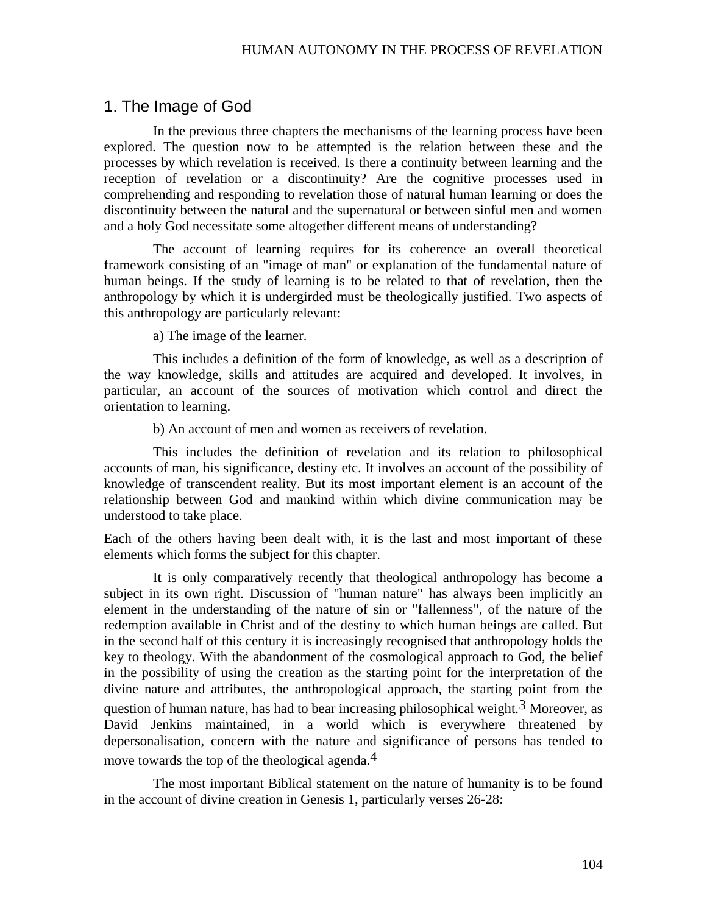## 1. The Image of God

In the previous three chapters the mechanisms of the learning process have been explored. The question now to be attempted is the relation between these and the processes by which revelation is received. Is there a continuity between learning and the reception of revelation or a discontinuity? Are the cognitive processes used in comprehending and responding to revelation those of natural human learning or does the discontinuity between the natural and the supernatural or between sinful men and women and a holy God necessitate some altogether different means of understanding?

The account of learning requires for its coherence an overall theoretical framework consisting of an "image of man" or explanation of the fundamental nature of human beings. If the study of learning is to be related to that of revelation, then the anthropology by which it is undergirded must be theologically justified. Two aspects of this anthropology are particularly relevant:

a) The image of the learner.

This includes a definition of the form of knowledge, as well as a description of the way knowledge, skills and attitudes are acquired and developed. It involves, in particular, an account of the sources of motivation which control and direct the orientation to learning.

b) An account of men and women as receivers of revelation.

This includes the definition of revelation and its relation to philosophical accounts of man, his significance, destiny etc. It involves an account of the possibility of knowledge of transcendent reality. But its most important element is an account of the relationship between God and mankind within which divine communication may be understood to take place.

Each of the others having been dealt with, it is the last and most important of these elements which forms the subject for this chapter.

It is only comparatively recently that theological anthropology has become a subject in its own right. Discussion of "human nature" has always been implicitly an element in the understanding of the nature of sin or "fallenness", of the nature of the redemption available in Christ and of the destiny to which human beings are called. But in the second half of this century it is increasingly recognised that anthropology holds the key to theology. With the abandonment of the cosmological approach to God, the belief in the possibility of using the creation as the starting point for the interpretation of the divine nature and attributes, the anthropological approach, the starting point from the question of human nature, has had to bear increasing philosophical weight.[3] Moreover, as David Jenkins maintained, in a world which is everywhere threatened by depersonalisation, concern with the nature and significance of persons has tended to move towards the top of the theological agenda.[4]

The most important Biblical statement on the nature of humanity is to be found in the account of divine creation in Genesis 1, particularly verses 26-28: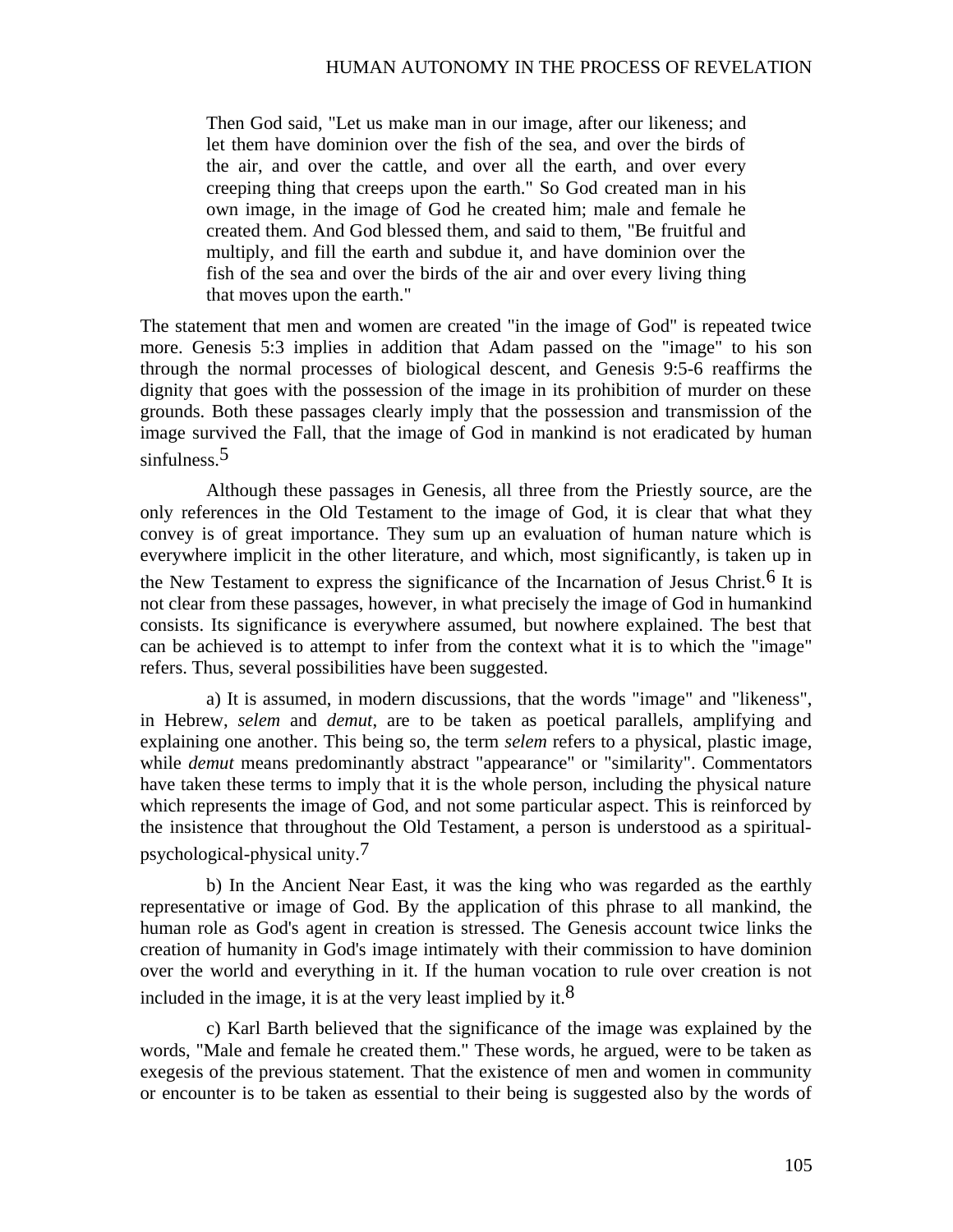> Then God said, "Let us make man in our image, after our likeness; and let them have dominion over the fish of the sea, and over the birds of the air, and over the cattle, and over all the earth, and over every creeping thing that creeps upon the earth." So God created man in his own image, in the image of God he created him; male and female he created them. And God blessed them, and said to them, "Be fruitful and multiply, and fill the earth and subdue it, and have dominion over the fish of the sea and over the birds of the air and over every living thing that moves upon the earth."

The statement that men and women are created "in the image of God" is repeated twice more. Genesis 5:3 implies in addition that Adam passed on the "image" to his son through the normal processes of biological descent, and Genesis 9:5-6 reaffirms the dignity that goes with the possession of the image in its prohibition of murder on these grounds. Both these passages clearly imply that the possession and transmission of the image survived the Fall, that the image of God in mankind is not eradicated by human sinfulness.[5]

Although these passages in Genesis, all three from the Priestly source, are the only references in the Old Testament to the image of God, it is clear that what they convey is of great importance. They sum up an evaluation of human nature which is everywhere implicit in the other literature, and which, most significantly, is taken up in the New Testament to express the significance of the Incarnation of Jesus Christ.[6] It is not clear from these passages, however, in what precisely the image of God in humankind consists. Its significance is everywhere assumed, but nowhere explained. The best that can be achieved is to attempt to infer from the context what it is to which the "image" refers. Thus, several possibilities have been suggested.

a) It is assumed, in modern discussions, that the words "image" and "likeness", in Hebrew, *selem* and *demut*, are to be taken as poetical parallels, amplifying and explaining one another. This being so, the term *selem* refers to a physical, plastic image, while *demut* means predominantly abstract "appearance" or "similarity". Commentators have taken these terms to imply that it is the whole person, including the physical nature which represents the image of God, and not some particular aspect. This is reinforced by the insistence that throughout the Old Testament, a person is understood as a spiritual-psychological-physical unity.[7]

b) In the Ancient Near East, it was the king who was regarded as the earthly representative or image of God. By the application of this phrase to all mankind, the human role as God's agent in creation is stressed. The Genesis account twice links the creation of humanity in God's image intimately with their commission to have dominion over the world and everything in it. If the human vocation to rule over creation is not included in the image, it is at the very least implied by it.[8]

c) Karl Barth believed that the significance of the image was explained by the words, "Male and female he created them." These words, he argued, were to be taken as exegesis of the previous statement. That the existence of men and women in community or encounter is to be taken as essential to their being is suggested also by the words of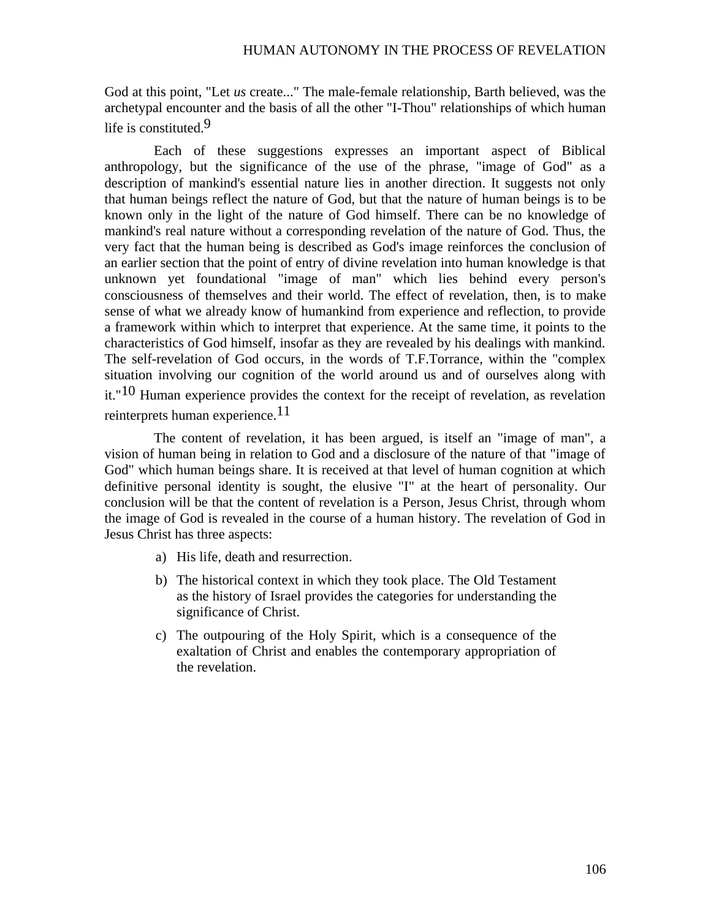God at this point, "Let *us* create..." The male-female relationship, Barth believed, was the archetypal encounter and the basis of all the other "I-Thou" relationships of which human life is constituted.[9]

Each of these suggestions expresses an important aspect of Biblical anthropology, but the significance of the use of the phrase, "image of God" as a description of mankind's essential nature lies in another direction. It suggests not only that human beings reflect the nature of God, but that the nature of human beings is to be known only in the light of the nature of God himself. There can be no knowledge of mankind's real nature without a corresponding revelation of the nature of God. Thus, the very fact that the human being is described as God's image reinforces the conclusion of an earlier section that the point of entry of divine revelation into human knowledge is that unknown yet foundational "image of man" which lies behind every person's consciousness of themselves and their world. The effect of revelation, then, is to make sense of what we already know of humankind from experience and reflection, to provide a framework within which to interpret that experience. At the same time, it points to the characteristics of God himself, insofar as they are revealed by his dealings with mankind. The self-revelation of God occurs, in the words of T.F.Torrance, within the "complex situation involving our cognition of the world around us and of ourselves along with it."[10] Human experience provides the context for the receipt of revelation, as revelation reinterprets human experience.[11]

The content of revelation, it has been argued, is itself an "image of man", a vision of human being in relation to God and a disclosure of the nature of that "image of God" which human beings share. It is received at that level of human cognition at which definitive personal identity is sought, the elusive "I" at the heart of personality. Our conclusion will be that the content of revelation is a Person, Jesus Christ, through whom the image of God is revealed in the course of a human history. The revelation of God in Jesus Christ has three aspects:

a) His life, death and resurrection.
b) The historical context in which they took place. The Old Testament as the history of Israel provides the categories for understanding the significance of Christ.
c) The outpouring of the Holy Spirit, which is a consequence of the exaltation of Christ and enables the contemporary appropriation of the revelation.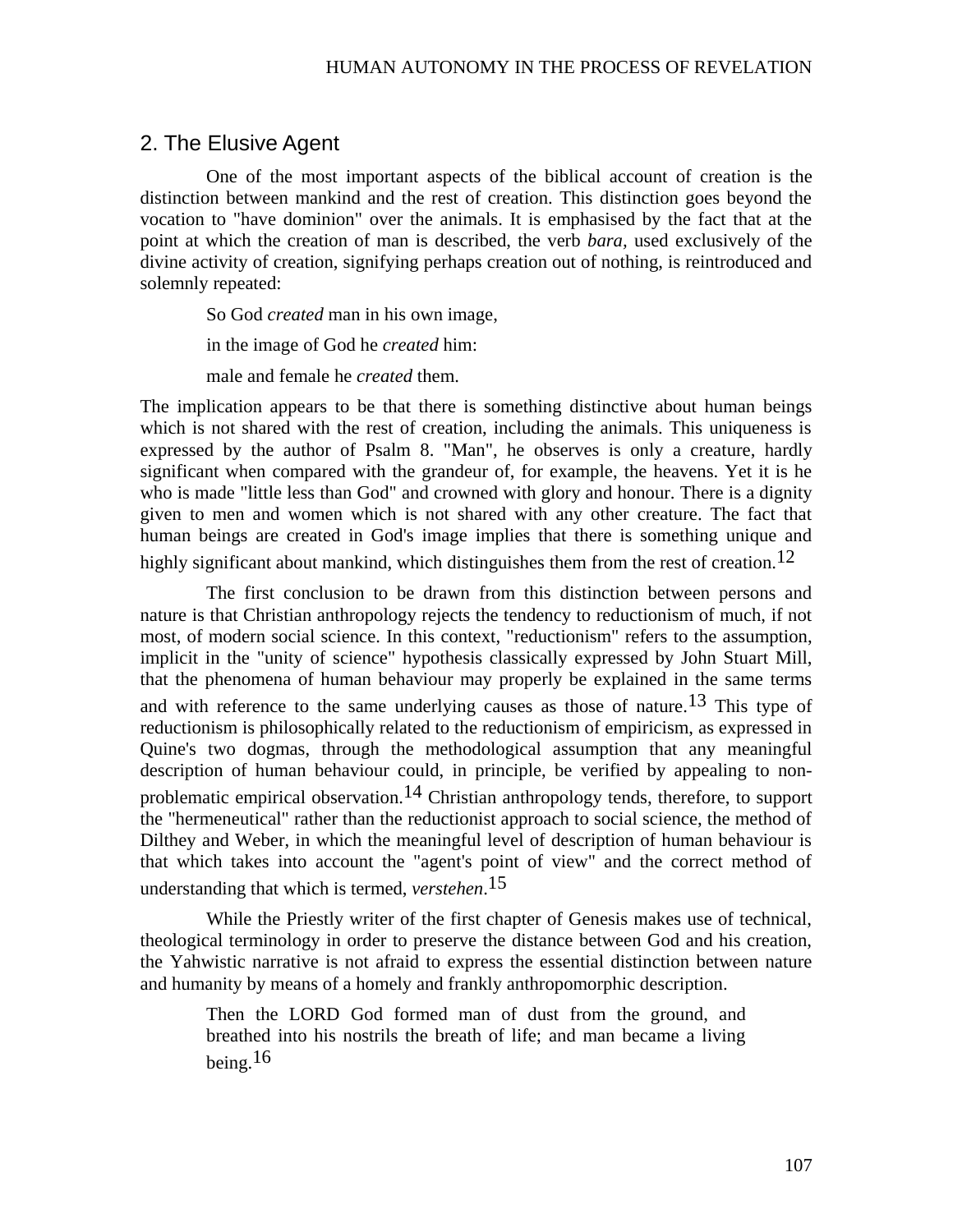## 2. The Elusive Agent

One of the most important aspects of the biblical account of creation is the distinction between mankind and the rest of creation. This distinction goes beyond the vocation to "have dominion" over the animals. It is emphasised by the fact that at the point at which the creation of man is described, the verb *bara*, used exclusively of the divine activity of creation, signifying perhaps creation out of nothing, is reintroduced and solemnly repeated:

> So God *created* man in his own image,
>
> in the image of God he *created* him:
>
> male and female he *created* them.

The implication appears to be that there is something distinctive about human beings which is not shared with the rest of creation, including the animals. This uniqueness is expressed by the author of Psalm 8. "Man", he observes is only a creature, hardly significant when compared with the grandeur of, for example, the heavens. Yet it is he who is made "little less than God" and crowned with glory and honour. There is a dignity given to men and women which is not shared with any other creature. The fact that human beings are created in God's image implies that there is something unique and highly significant about mankind, which distinguishes them from the rest of creation.[12]

The first conclusion to be drawn from this distinction between persons and nature is that Christian anthropology rejects the tendency to reductionism of much, if not most, of modern social science. In this context, "reductionism" refers to the assumption, implicit in the "unity of science" hypothesis classically expressed by John Stuart Mill, that the phenomena of human behaviour may properly be explained in the same terms and with reference to the same underlying causes as those of nature.[13] This type of reductionism is philosophically related to the reductionism of empiricism, as expressed in Quine's two dogmas, through the methodological assumption that any meaningful description of human behaviour could, in principle, be verified by appealing to non-problematic empirical observation.[14] Christian anthropology tends, therefore, to support the "hermeneutical" rather than the reductionist approach to social science, the method of Dilthey and Weber, in which the meaningful level of description of human behaviour is that which takes into account the "agent's point of view" and the correct method of understanding that which is termed, *verstehen*.[15]

While the Priestly writer of the first chapter of Genesis makes use of technical, theological terminology in order to preserve the distance between God and his creation, the Yahwistic narrative is not afraid to express the essential distinction between nature and humanity by means of a homely and frankly anthropomorphic description.

> Then the LORD God formed man of dust from the ground, and breathed into his nostrils the breath of life; and man became a living being.[16]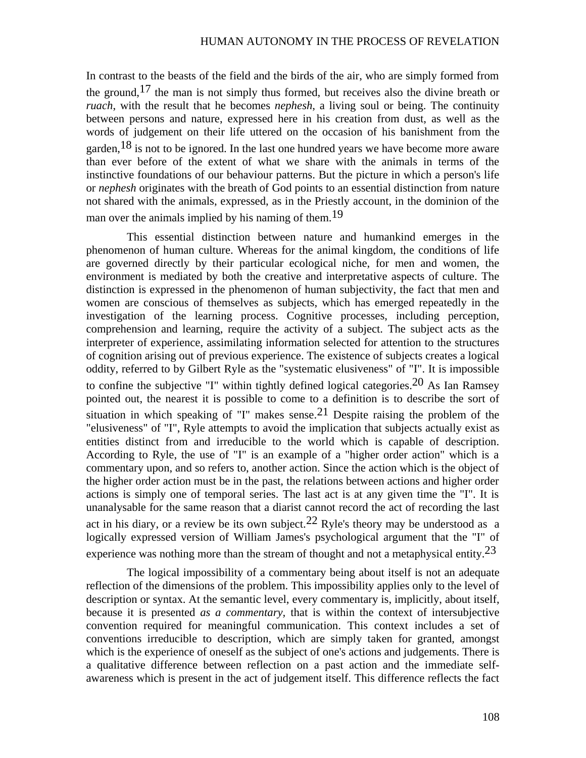In contrast to the beasts of the field and the birds of the air, who are simply formed from the ground,[17] the man is not simply thus formed, but receives also the divine breath or *ruach*, with the result that he becomes *nephesh*, a living soul or being. The continuity between persons and nature, expressed here in his creation from dust, as well as the words of judgement on their life uttered on the occasion of his banishment from the garden,[18] is not to be ignored. In the last one hundred years we have become more aware than ever before of the extent of what we share with the animals in terms of the instinctive foundations of our behaviour patterns. But the picture in which a person's life or *nephesh* originates with the breath of God points to an essential distinction from nature not shared with the animals, expressed, as in the Priestly account, in the dominion of the man over the animals implied by his naming of them.[19]

This essential distinction between nature and humankind emerges in the phenomenon of human culture. Whereas for the animal kingdom, the conditions of life are governed directly by their particular ecological niche, for men and women, the environment is mediated by both the creative and interpretative aspects of culture. The distinction is expressed in the phenomenon of human subjectivity, the fact that men and women are conscious of themselves as subjects, which has emerged repeatedly in the investigation of the learning process. Cognitive processes, including perception, comprehension and learning, require the activity of a subject. The subject acts as the interpreter of experience, assimilating information selected for attention to the structures of cognition arising out of previous experience. The existence of subjects creates a logical oddity, referred to by Gilbert Ryle as the "systematic elusiveness" of "I". It is impossible to confine the subjective "I" within tightly defined logical categories.[20] As Ian Ramsey pointed out, the nearest it is possible to come to a definition is to describe the sort of situation in which speaking of "I" makes sense.[21] Despite raising the problem of the "elusiveness" of "I", Ryle attempts to avoid the implication that subjects actually exist as entities distinct from and irreducible to the world which is capable of description. According to Ryle, the use of "I" is an example of a "higher order action" which is a commentary upon, and so refers to, another action. Since the action which is the object of the higher order action must be in the past, the relations between actions and higher order actions is simply one of temporal series. The last act is at any given time the "I". It is unanalysable for the same reason that a diarist cannot record the act of recording the last act in his diary, or a review be its own subject.[22] Ryle's theory may be understood as a logically expressed version of William James's psychological argument that the "I" of experience was nothing more than the stream of thought and not a metaphysical entity.[23]

The logical impossibility of a commentary being about itself is not an adequate reflection of the dimensions of the problem. This impossibility applies only to the level of description or syntax. At the semantic level, every commentary is, implicitly, about itself, because it is presented *as a commentary*, that is within the context of intersubjective convention required for meaningful communication. This context includes a set of conventions irreducible to description, which are simply taken for granted, amongst which is the experience of oneself as the subject of one's actions and judgements. There is a qualitative difference between reflection on a past action and the immediate self-awareness which is present in the act of judgement itself. This difference reflects the fact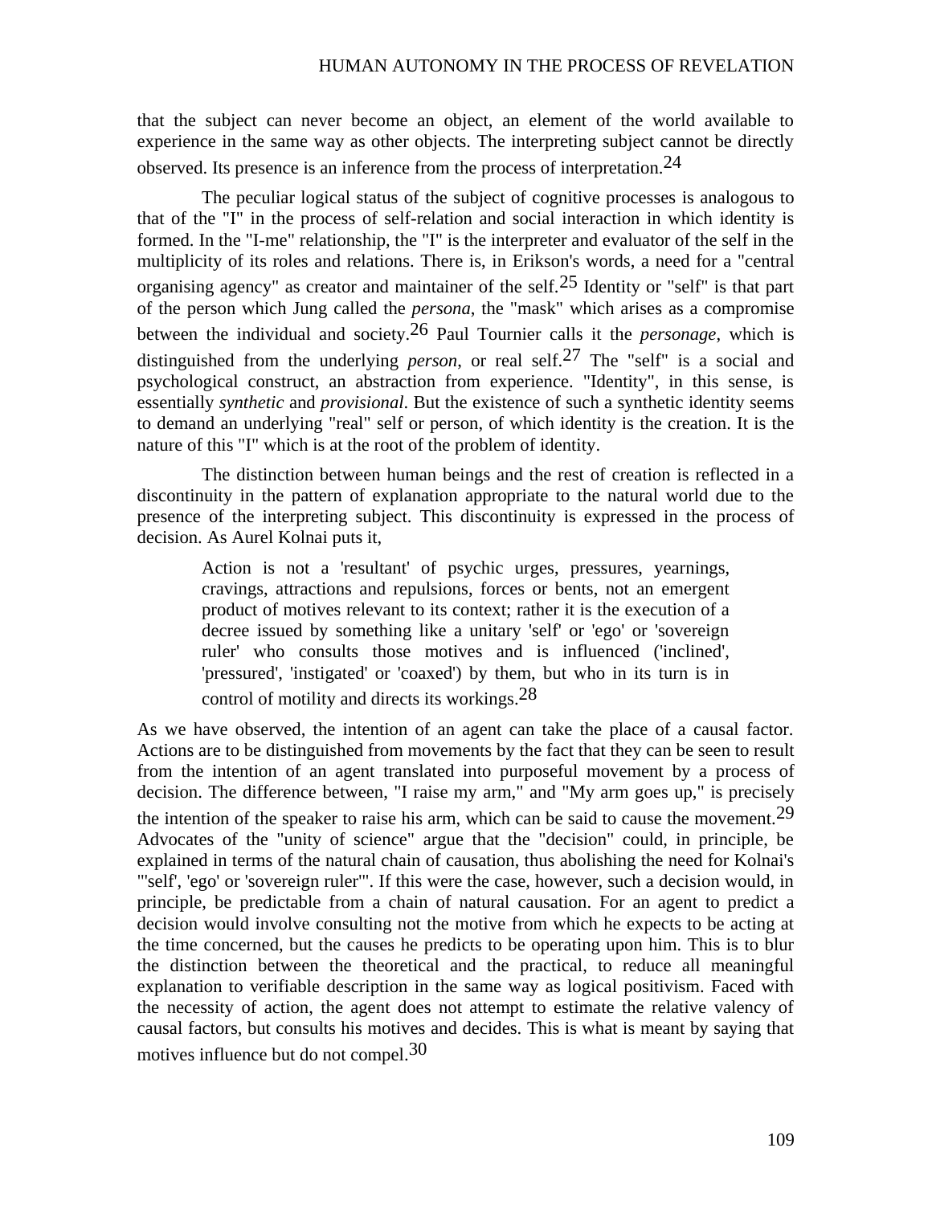that the subject can never become an object, an element of the world available to experience in the same way as other objects. The interpreting subject cannot be directly observed. Its presence is an inference from the process of interpretation.[24]

The peculiar logical status of the subject of cognitive processes is analogous to that of the "I" in the process of self-relation and social interaction in which identity is formed. In the "I-me" relationship, the "I" is the interpreter and evaluator of the self in the multiplicity of its roles and relations. There is, in Erikson's words, a need for a "central organising agency" as creator and maintainer of the self.[25] Identity or "self" is that part of the person which Jung called the *persona*, the "mask" which arises as a compromise between the individual and society.[26] Paul Tournier calls it the *personage*, which is distinguished from the underlying *person*, or real self.[27] The "self" is a social and psychological construct, an abstraction from experience. "Identity", in this sense, is essentially *synthetic* and *provisional*. But the existence of such a synthetic identity seems to demand an underlying "real" self or person, of which identity is the creation. It is the nature of this "I" which is at the root of the problem of identity.

The distinction between human beings and the rest of creation is reflected in a discontinuity in the pattern of explanation appropriate to the natural world due to the presence of the interpreting subject. This discontinuity is expressed in the process of decision. As Aurel Kolnai puts it,

> Action is not a 'resultant' of psychic urges, pressures, yearnings, cravings, attractions and repulsions, forces or bents, not an emergent product of motives relevant to its context; rather it is the execution of a decree issued by something like a unitary 'self' or 'ego' or 'sovereign ruler' who consults those motives and is influenced ('inclined', 'pressured', 'instigated' or 'coaxed') by them, but who in its turn is in control of motility and directs its workings.[28]

As we have observed, the intention of an agent can take the place of a causal factor. Actions are to be distinguished from movements by the fact that they can be seen to result from the intention of an agent translated into purposeful movement by a process of decision. The difference between, "I raise my arm," and "My arm goes up," is precisely the intention of the speaker to raise his arm, which can be said to cause the movement.[29] Advocates of the "unity of science" argue that the "decision" could, in principle, be explained in terms of the natural chain of causation, thus abolishing the need for Kolnai's "'self', 'ego' or 'sovereign ruler'". If this were the case, however, such a decision would, in principle, be predictable from a chain of natural causation. For an agent to predict a decision would involve consulting not the motive from which he expects to be acting at the time concerned, but the causes he predicts to be operating upon him. This is to blur the distinction between the theoretical and the practical, to reduce all meaningful explanation to verifiable description in the same way as logical positivism. Faced with the necessity of action, the agent does not attempt to estimate the relative valency of causal factors, but consults his motives and decides. This is what is meant by saying that motives influence but do not compel.[30]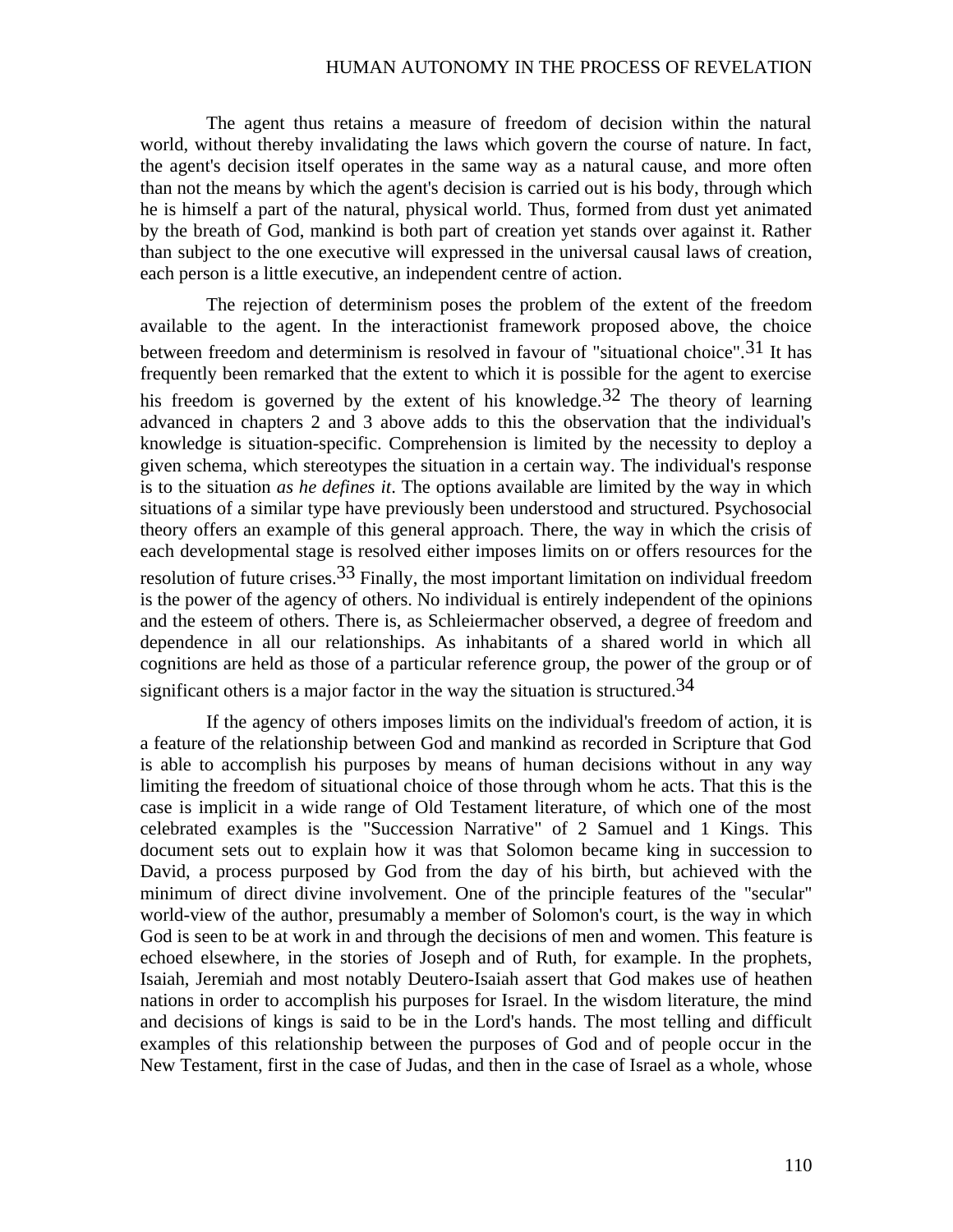The agent thus retains a measure of freedom of decision within the natural world, without thereby invalidating the laws which govern the course of nature. In fact, the agent's decision itself operates in the same way as a natural cause, and more often than not the means by which the agent's decision is carried out is his body, through which he is himself a part of the natural, physical world. Thus, formed from dust yet animated by the breath of God, mankind is both part of creation yet stands over against it. Rather than subject to the one executive will expressed in the universal causal laws of creation, each person is a little executive, an independent centre of action.

The rejection of determinism poses the problem of the extent of the freedom available to the agent. In the interactionist framework proposed above, the choice between freedom and determinism is resolved in favour of "situational choice".[31] It has frequently been remarked that the extent to which it is possible for the agent to exercise his freedom is governed by the extent of his knowledge.[32] The theory of learning advanced in chapters 2 and 3 above adds to this the observation that the individual's knowledge is situation-specific. Comprehension is limited by the necessity to deploy a given schema, which stereotypes the situation in a certain way. The individual's response is to the situation *as he defines it*. The options available are limited by the way in which situations of a similar type have previously been understood and structured. Psychosocial theory offers an example of this general approach. There, the way in which the crisis of each developmental stage is resolved either imposes limits on or offers resources for the resolution of future crises.[33] Finally, the most important limitation on individual freedom is the power of the agency of others. No individual is entirely independent of the opinions and the esteem of others. There is, as Schleiermacher observed, a degree of freedom and dependence in all our relationships. As inhabitants of a shared world in which all cognitions are held as those of a particular reference group, the power of the group or of significant others is a major factor in the way the situation is structured.[34]

If the agency of others imposes limits on the individual's freedom of action, it is a feature of the relationship between God and mankind as recorded in Scripture that God is able to accomplish his purposes by means of human decisions without in any way limiting the freedom of situational choice of those through whom he acts. That this is the case is implicit in a wide range of Old Testament literature, of which one of the most celebrated examples is the "Succession Narrative" of 2 Samuel and 1 Kings. This document sets out to explain how it was that Solomon became king in succession to David, a process purposed by God from the day of his birth, but achieved with the minimum of direct divine involvement. One of the principle features of the "secular" world-view of the author, presumably a member of Solomon's court, is the way in which God is seen to be at work in and through the decisions of men and women. This feature is echoed elsewhere, in the stories of Joseph and of Ruth, for example. In the prophets, Isaiah, Jeremiah and most notably Deutero-Isaiah assert that God makes use of heathen nations in order to accomplish his purposes for Israel. In the wisdom literature, the mind and decisions of kings is said to be in the Lord's hands. The most telling and difficult examples of this relationship between the purposes of God and of people occur in the New Testament, first in the case of Judas, and then in the case of Israel as a whole, whose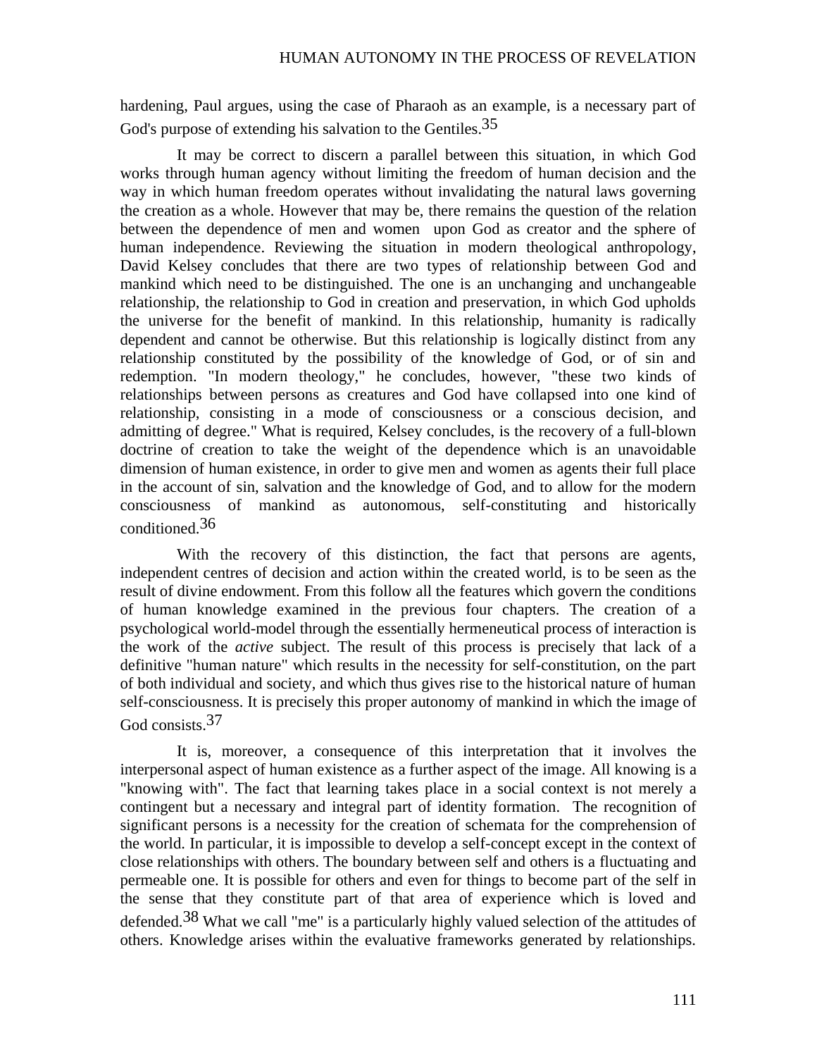hardening, Paul argues, using the case of Pharaoh as an example, is a necessary part of God's purpose of extending his salvation to the Gentiles.[35]

It may be correct to discern a parallel between this situation, in which God works through human agency without limiting the freedom of human decision and the way in which human freedom operates without invalidating the natural laws governing the creation as a whole. However that may be, there remains the question of the relation between the dependence of men and women upon God as creator and the sphere of human independence. Reviewing the situation in modern theological anthropology, David Kelsey concludes that there are two types of relationship between God and mankind which need to be distinguished. The one is an unchanging and unchangeable relationship, the relationship to God in creation and preservation, in which God upholds the universe for the benefit of mankind. In this relationship, humanity is radically dependent and cannot be otherwise. But this relationship is logically distinct from any relationship constituted by the possibility of the knowledge of God, or of sin and redemption. "In modern theology," he concludes, however, "these two kinds of relationships between persons as creatures and God have collapsed into one kind of relationship, consisting in a mode of consciousness or a conscious decision, and admitting of degree." What is required, Kelsey concludes, is the recovery of a full-blown doctrine of creation to take the weight of the dependence which is an unavoidable dimension of human existence, in order to give men and women as agents their full place in the account of sin, salvation and the knowledge of God, and to allow for the modern consciousness of mankind as autonomous, self-constituting and historically conditioned.[36]

With the recovery of this distinction, the fact that persons are agents, independent centres of decision and action within the created world, is to be seen as the result of divine endowment. From this follow all the features which govern the conditions of human knowledge examined in the previous four chapters. The creation of a psychological world-model through the essentially hermeneutical process of interaction is the work of the *active* subject. The result of this process is precisely that lack of a definitive "human nature" which results in the necessity for self-constitution, on the part of both individual and society, and which thus gives rise to the historical nature of human self-consciousness. It is precisely this proper autonomy of mankind in which the image of God consists.[37]

It is, moreover, a consequence of this interpretation that it involves the interpersonal aspect of human existence as a further aspect of the image. All knowing is a "knowing with". The fact that learning takes place in a social context is not merely a contingent but a necessary and integral part of identity formation. The recognition of significant persons is a necessity for the creation of schemata for the comprehension of the world. In particular, it is impossible to develop a self-concept except in the context of close relationships with others. The boundary between self and others is a fluctuating and permeable one. It is possible for others and even for things to become part of the self in the sense that they constitute part of that area of experience which is loved and defended.[38] What we call "me" is a particularly highly valued selection of the attitudes of others. Knowledge arises within the evaluative frameworks generated by relationships.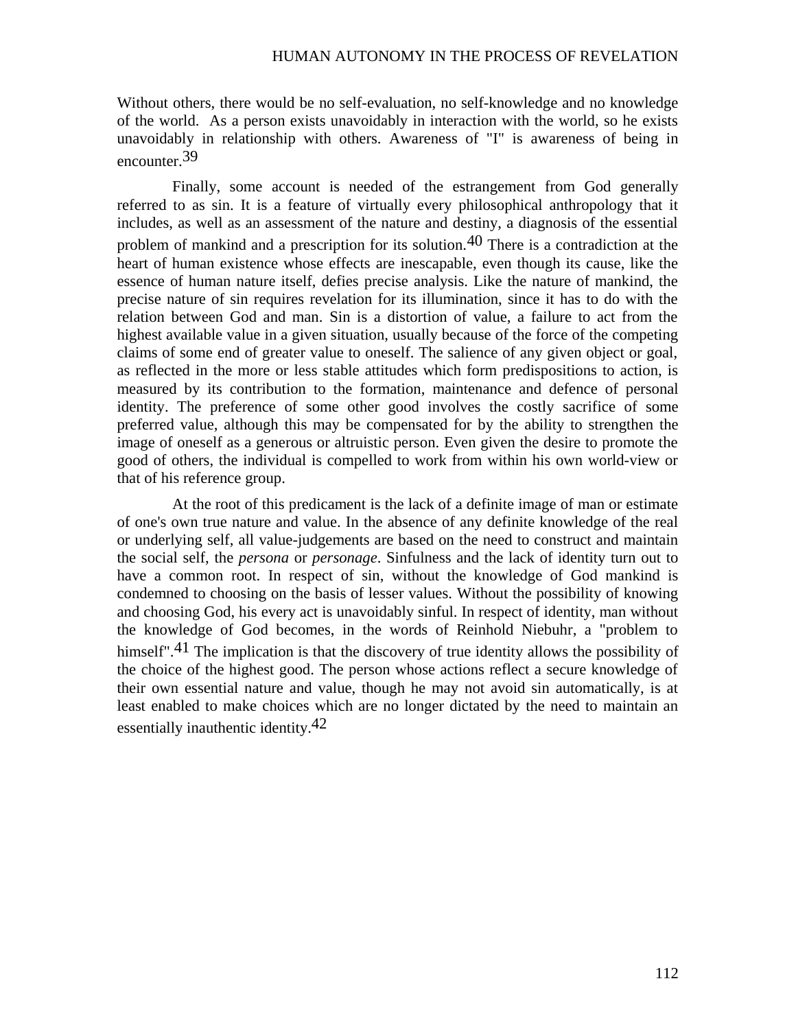Without others, there would be no self-evaluation, no self-knowledge and no knowledge of the world. As a person exists unavoidably in interaction with the world, so he exists unavoidably in relationship with others. Awareness of "I" is awareness of being in encounter.[39]

Finally, some account is needed of the estrangement from God generally referred to as sin. It is a feature of virtually every philosophical anthropology that it includes, as well as an assessment of the nature and destiny, a diagnosis of the essential problem of mankind and a prescription for its solution.[40] There is a contradiction at the heart of human existence whose effects are inescapable, even though its cause, like the essence of human nature itself, defies precise analysis. Like the nature of mankind, the precise nature of sin requires revelation for its illumination, since it has to do with the relation between God and man. Sin is a distortion of value, a failure to act from the highest available value in a given situation, usually because of the force of the competing claims of some end of greater value to oneself. The salience of any given object or goal, as reflected in the more or less stable attitudes which form predispositions to action, is measured by its contribution to the formation, maintenance and defence of personal identity. The preference of some other good involves the costly sacrifice of some preferred value, although this may be compensated for by the ability to strengthen the image of oneself as a generous or altruistic person. Even given the desire to promote the good of others, the individual is compelled to work from within his own world-view or that of his reference group.

At the root of this predicament is the lack of a definite image of man or estimate of one's own true nature and value. In the absence of any definite knowledge of the real or underlying self, all value-judgements are based on the need to construct and maintain the social self, the *persona* or *personage*. Sinfulness and the lack of identity turn out to have a common root. In respect of sin, without the knowledge of God mankind is condemned to choosing on the basis of lesser values. Without the possibility of knowing and choosing God, his every act is unavoidably sinful. In respect of identity, man without the knowledge of God becomes, in the words of Reinhold Niebuhr, a "problem to himself".[41] The implication is that the discovery of true identity allows the possibility of the choice of the highest good. The person whose actions reflect a secure knowledge of their own essential nature and value, though he may not avoid sin automatically, is at least enabled to make choices which are no longer dictated by the need to maintain an essentially inauthentic identity.[42]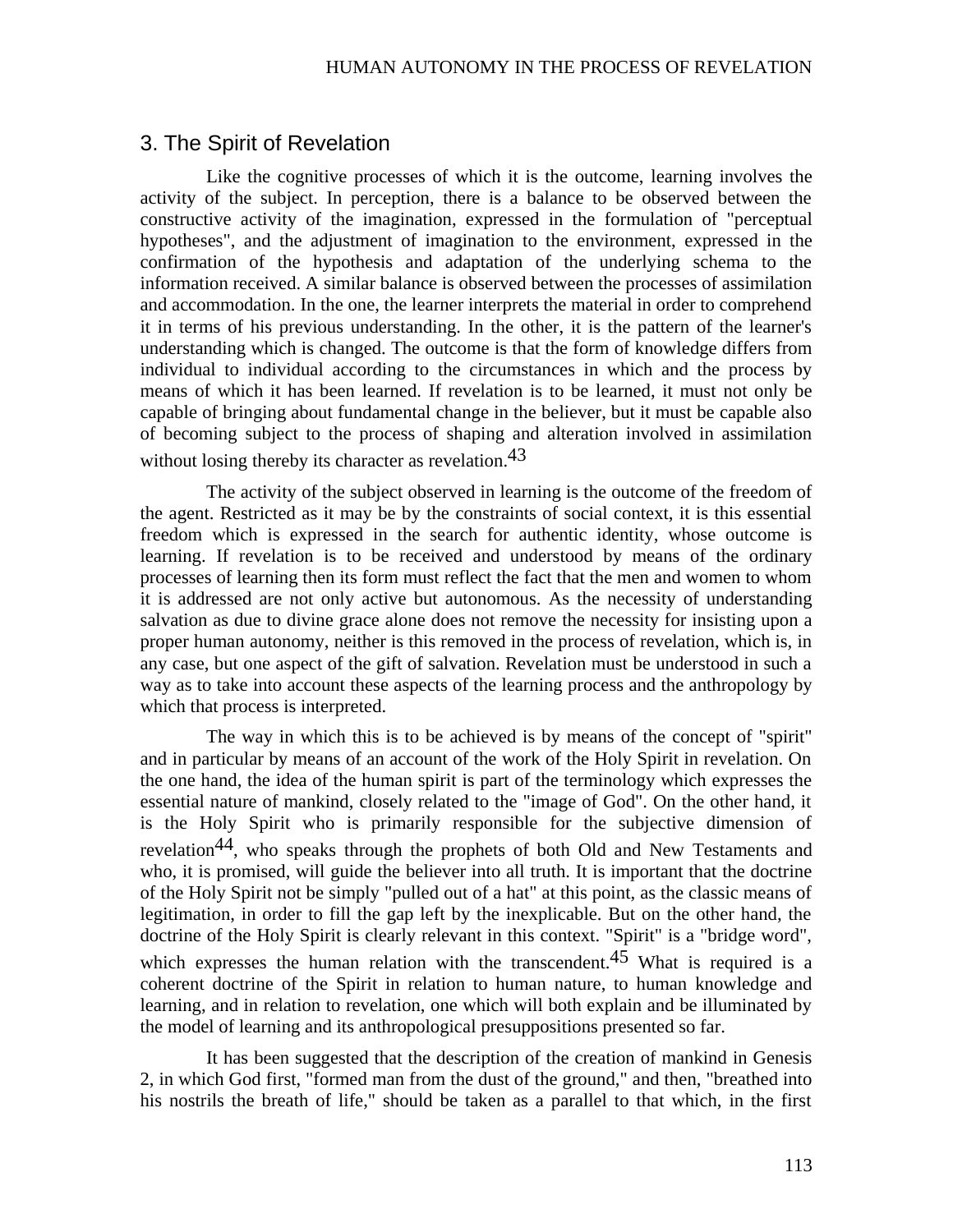## 3. The Spirit of Revelation

Like the cognitive processes of which it is the outcome, learning involves the activity of the subject. In perception, there is a balance to be observed between the constructive activity of the imagination, expressed in the formulation of "perceptual hypotheses", and the adjustment of imagination to the environment, expressed in the confirmation of the hypothesis and adaptation of the underlying schema to the information received. A similar balance is observed between the processes of assimilation and accommodation. In the one, the learner interprets the material in order to comprehend it in terms of his previous understanding. In the other, it is the pattern of the learner's understanding which is changed. The outcome is that the form of knowledge differs from individual to individual according to the circumstances in which and the process by means of which it has been learned. If revelation is to be learned, it must not only be capable of bringing about fundamental change in the believer, but it must be capable also of becoming subject to the process of shaping and alteration involved in assimilation without losing thereby its character as revelation.[43]

The activity of the subject observed in learning is the outcome of the freedom of the agent. Restricted as it may be by the constraints of social context, it is this essential freedom which is expressed in the search for authentic identity, whose outcome is learning. If revelation is to be received and understood by means of the ordinary processes of learning then its form must reflect the fact that the men and women to whom it is addressed are not only active but autonomous. As the necessity of understanding salvation as due to divine grace alone does not remove the necessity for insisting upon a proper human autonomy, neither is this removed in the process of revelation, which is, in any case, but one aspect of the gift of salvation. Revelation must be understood in such a way as to take into account these aspects of the learning process and the anthropology by which that process is interpreted.

The way in which this is to be achieved is by means of the concept of "spirit" and in particular by means of an account of the work of the Holy Spirit in revelation. On the one hand, the idea of the human spirit is part of the terminology which expresses the essential nature of mankind, closely related to the "image of God". On the other hand, it is the Holy Spirit who is primarily responsible for the subjective dimension of revelation[44], who speaks through the prophets of both Old and New Testaments and who, it is promised, will guide the believer into all truth. It is important that the doctrine of the Holy Spirit not be simply "pulled out of a hat" at this point, as the classic means of legitimation, in order to fill the gap left by the inexplicable. But on the other hand, the doctrine of the Holy Spirit is clearly relevant in this context. "Spirit" is a "bridge word", which expresses the human relation with the transcendent.[45] What is required is a coherent doctrine of the Spirit in relation to human nature, to human knowledge and learning, and in relation to revelation, one which will both explain and be illuminated by the model of learning and its anthropological presuppositions presented so far.

It has been suggested that the description of the creation of mankind in Genesis 2, in which God first, "formed man from the dust of the ground," and then, "breathed into his nostrils the breath of life," should be taken as a parallel to that which, in the first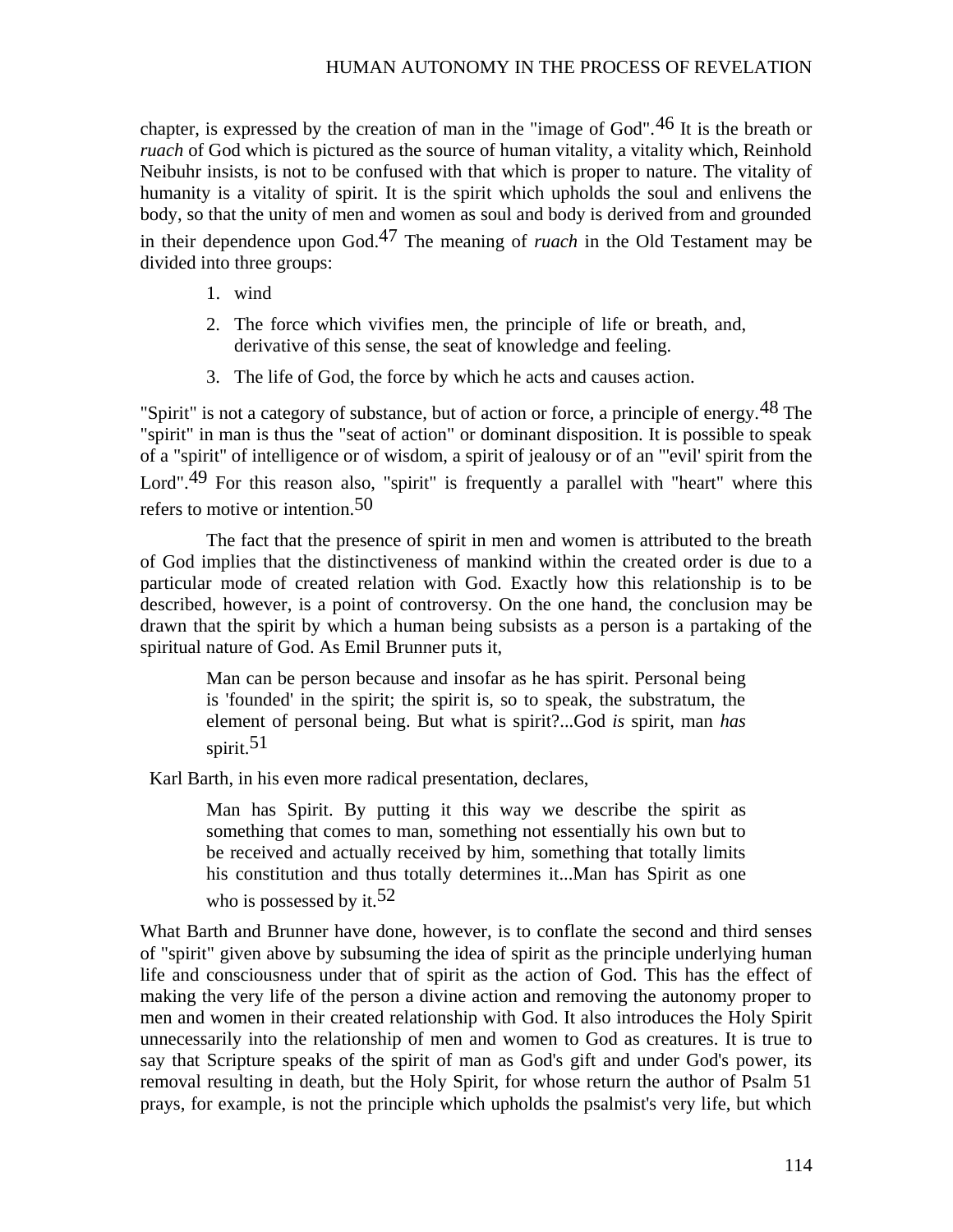chapter, is expressed by the creation of man in the "image of God".[46] It is the breath or *ruach* of God which is pictured as the source of human vitality, a vitality which, Reinhold Neibuhr insists, is not to be confused with that which is proper to nature. The vitality of humanity is a vitality of spirit. It is the spirit which upholds the soul and enlivens the body, so that the unity of men and women as soul and body is derived from and grounded in their dependence upon God.[47] The meaning of *ruach* in the Old Testament may be divided into three groups:

1. wind
2. The force which vivifies men, the principle of life or breath, and, derivative of this sense, the seat of knowledge and feeling.
3. The life of God, the force by which he acts and causes action.

"Spirit" is not a category of substance, but of action or force, a principle of energy.[48] The "spirit" in man is thus the "seat of action" or dominant disposition. It is possible to speak of a "spirit" of intelligence or of wisdom, a spirit of jealousy or of an "'evil' spirit from the Lord".[49] For this reason also, "spirit" is frequently a parallel with "heart" where this refers to motive or intention.[50]

The fact that the presence of spirit in men and women is attributed to the breath of God implies that the distinctiveness of mankind within the created order is due to a particular mode of created relation with God. Exactly how this relationship is to be described, however, is a point of controversy. On the one hand, the conclusion may be drawn that the spirit by which a human being subsists as a person is a partaking of the spiritual nature of God. As Emil Brunner puts it,

> Man can be person because and insofar as he has spirit. Personal being is 'founded' in the spirit; the spirit is, so to speak, the substratum, the element of personal being. But what is spirit?...God *is* spirit, man *has* spirit.[51]

Karl Barth, in his even more radical presentation, declares,

> Man has Spirit. By putting it this way we describe the spirit as something that comes to man, something not essentially his own but to be received and actually received by him, something that totally limits his constitution and thus totally determines it...Man has Spirit as one who is possessed by it.[52]

What Barth and Brunner have done, however, is to conflate the second and third senses of "spirit" given above by subsuming the idea of spirit as the principle underlying human life and consciousness under that of spirit as the action of God. This has the effect of making the very life of the person a divine action and removing the autonomy proper to men and women in their created relationship with God. It also introduces the Holy Spirit unnecessarily into the relationship of men and women to God as creatures. It is true to say that Scripture speaks of the spirit of man as God's gift and under God's power, its removal resulting in death, but the Holy Spirit, for whose return the author of Psalm 51 prays, for example, is not the principle which upholds the psalmist's very life, but which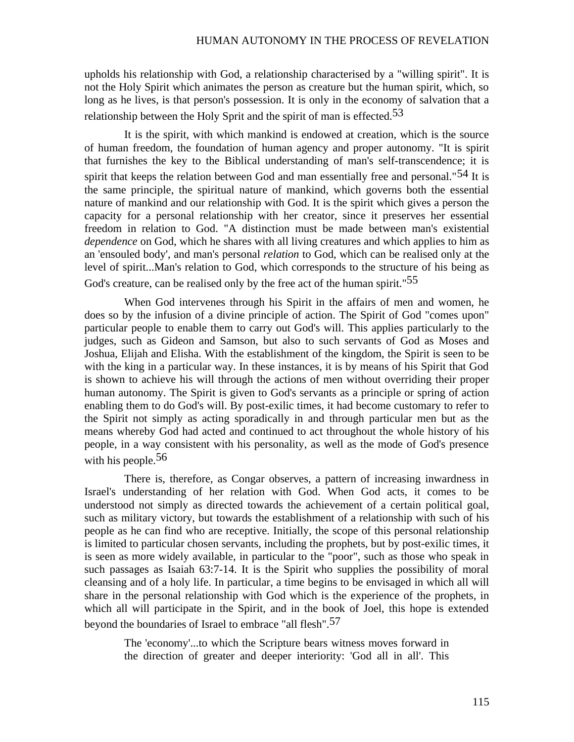upholds his relationship with God, a relationship characterised by a "willing spirit". It is not the Holy Spirit which animates the person as creature but the human spirit, which, so long as he lives, is that person's possession. It is only in the economy of salvation that a relationship between the Holy Sprit and the spirit of man is effected.[53]

It is the spirit, with which mankind is endowed at creation, which is the source of human freedom, the foundation of human agency and proper autonomy. "It is spirit that furnishes the key to the Biblical understanding of man's self-transcendence; it is spirit that keeps the relation between God and man essentially free and personal."[54] It is the same principle, the spiritual nature of mankind, which governs both the essential nature of mankind and our relationship with God. It is the spirit which gives a person the capacity for a personal relationship with her creator, since it preserves her essential freedom in relation to God. "A distinction must be made between man's existential *dependence* on God, which he shares with all living creatures and which applies to him as an 'ensouled body', and man's personal *relation* to God, which can be realised only at the level of spirit...Man's relation to God, which corresponds to the structure of his being as God's creature, can be realised only by the free act of the human spirit."[55]

When God intervenes through his Spirit in the affairs of men and women, he does so by the infusion of a divine principle of action. The Spirit of God "comes upon" particular people to enable them to carry out God's will. This applies particularly to the judges, such as Gideon and Samson, but also to such servants of God as Moses and Joshua, Elijah and Elisha. With the establishment of the kingdom, the Spirit is seen to be with the king in a particular way. In these instances, it is by means of his Spirit that God is shown to achieve his will through the actions of men without overriding their proper human autonomy. The Spirit is given to God's servants as a principle or spring of action enabling them to do God's will. By post-exilic times, it had become customary to refer to the Spirit not simply as acting sporadically in and through particular men but as the means whereby God had acted and continued to act throughout the whole history of his people, in a way consistent with his personality, as well as the mode of God's presence with his people.[56]

There is, therefore, as Congar observes, a pattern of increasing inwardness in Israel's understanding of her relation with God. When God acts, it comes to be understood not simply as directed towards the achievement of a certain political goal, such as military victory, but towards the establishment of a relationship with such of his people as he can find who are receptive. Initially, the scope of this personal relationship is limited to particular chosen servants, including the prophets, but by post-exilic times, it is seen as more widely available, in particular to the "poor", such as those who speak in such passages as Isaiah 63:7-14. It is the Spirit who supplies the possibility of moral cleansing and of a holy life. In particular, a time begins to be envisaged in which all will share in the personal relationship with God which is the experience of the prophets, in which all will participate in the Spirit, and in the book of Joel, this hope is extended beyond the boundaries of Israel to embrace "all flesh".[57]

> The 'economy'...to which the Scripture bears witness moves forward in the direction of greater and deeper interiority: 'God all in all'. This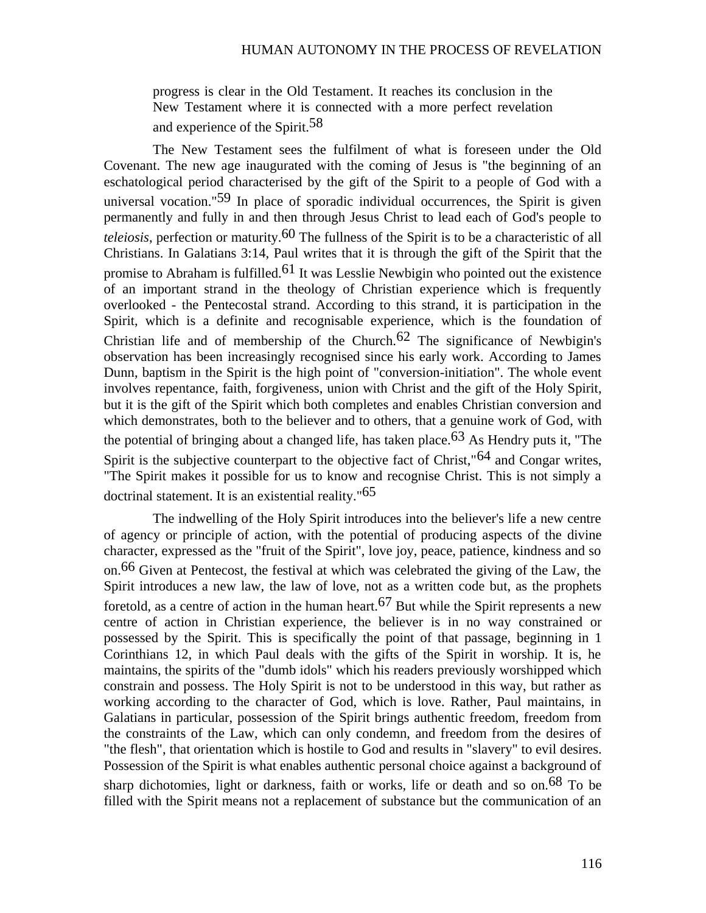> progress is clear in the Old Testament. It reaches its conclusion in the New Testament where it is connected with a more perfect revelation and experience of the Spirit.[58]

The New Testament sees the fulfilment of what is foreseen under the Old Covenant. The new age inaugurated with the coming of Jesus is "the beginning of an eschatological period characterised by the gift of the Spirit to a people of God with a universal vocation."[59] In place of sporadic individual occurrences, the Spirit is given permanently and fully in and then through Jesus Christ to lead each of God's people to *teleiosis*, perfection or maturity.[60] The fullness of the Spirit is to be a characteristic of all Christians. In Galatians 3:14, Paul writes that it is through the gift of the Spirit that the promise to Abraham is fulfilled.[61] It was Lesslie Newbigin who pointed out the existence of an important strand in the theology of Christian experience which is frequently overlooked - the Pentecostal strand. According to this strand, it is participation in the Spirit, which is a definite and recognisable experience, which is the foundation of Christian life and of membership of the Church.[62] The significance of Newbigin's observation has been increasingly recognised since his early work. According to James Dunn, baptism in the Spirit is the high point of "conversion-initiation". The whole event involves repentance, faith, forgiveness, union with Christ and the gift of the Holy Spirit, but it is the gift of the Spirit which both completes and enables Christian conversion and which demonstrates, both to the believer and to others, that a genuine work of God, with the potential of bringing about a changed life, has taken place.[63] As Hendry puts it, "The Spirit is the subjective counterpart to the objective fact of Christ,"[64] and Congar writes, "The Spirit makes it possible for us to know and recognise Christ. This is not simply a doctrinal statement. It is an existential reality."[65]

The indwelling of the Holy Spirit introduces into the believer's life a new centre of agency or principle of action, with the potential of producing aspects of the divine character, expressed as the "fruit of the Spirit", love joy, peace, patience, kindness and so on.[66] Given at Pentecost, the festival at which was celebrated the giving of the Law, the Spirit introduces a new law, the law of love, not as a written code but, as the prophets foretold, as a centre of action in the human heart.[67] But while the Spirit represents a new centre of action in Christian experience, the believer is in no way constrained or possessed by the Spirit. This is specifically the point of that passage, beginning in 1 Corinthians 12, in which Paul deals with the gifts of the Spirit in worship. It is, he maintains, the spirits of the "dumb idols" which his readers previously worshipped which constrain and possess. The Holy Spirit is not to be understood in this way, but rather as working according to the character of God, which is love. Rather, Paul maintains, in Galatians in particular, possession of the Spirit brings authentic freedom, freedom from the constraints of the Law, which can only condemn, and freedom from the desires of "the flesh", that orientation which is hostile to God and results in "slavery" to evil desires. Possession of the Spirit is what enables authentic personal choice against a background of sharp dichotomies, light or darkness, faith or works, life or death and so on.[68] To be filled with the Spirit means not a replacement of substance but the communication of an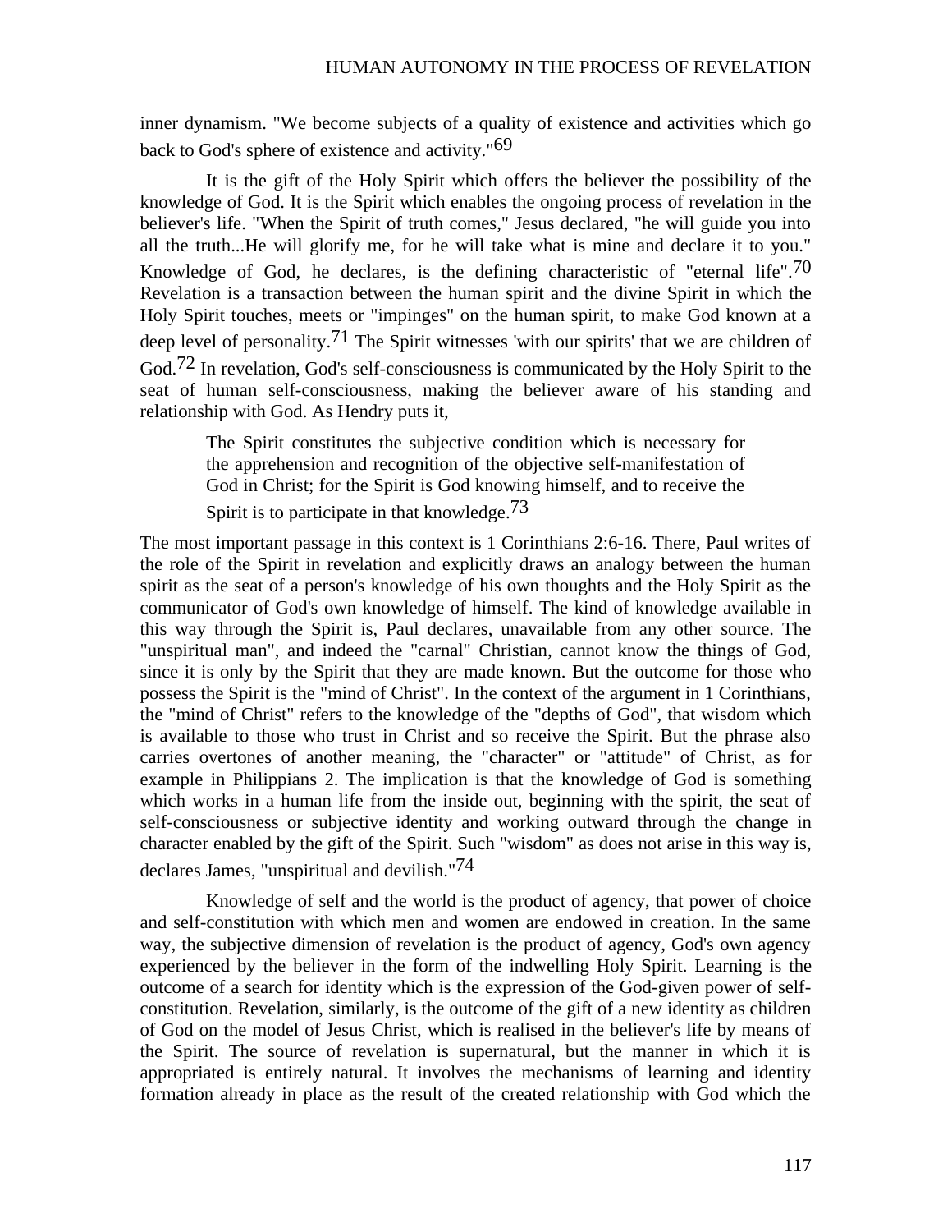inner dynamism. "We become subjects of a quality of existence and activities which go back to God's sphere of existence and activity."[69]

It is the gift of the Holy Spirit which offers the believer the possibility of the knowledge of God. It is the Spirit which enables the ongoing process of revelation in the believer's life. "When the Spirit of truth comes," Jesus declared, "he will guide you into all the truth...He will glorify me, for he will take what is mine and declare it to you." Knowledge of God, he declares, is the defining characteristic of "eternal life".[70] Revelation is a transaction between the human spirit and the divine Spirit in which the Holy Spirit touches, meets or "impinges" on the human spirit, to make God known at a deep level of personality.[71] The Spirit witnesses 'with our spirits' that we are children of God.[72] In revelation, God's self-consciousness is communicated by the Holy Spirit to the seat of human self-consciousness, making the believer aware of his standing and relationship with God. As Hendry puts it,

> The Spirit constitutes the subjective condition which is necessary for the apprehension and recognition of the objective self-manifestation of God in Christ; for the Spirit is God knowing himself, and to receive the Spirit is to participate in that knowledge.[73]

The most important passage in this context is 1 Corinthians 2:6-16. There, Paul writes of the role of the Spirit in revelation and explicitly draws an analogy between the human spirit as the seat of a person's knowledge of his own thoughts and the Holy Spirit as the communicator of God's own knowledge of himself. The kind of knowledge available in this way through the Spirit is, Paul declares, unavailable from any other source. The "unspiritual man", and indeed the "carnal" Christian, cannot know the things of God, since it is only by the Spirit that they are made known. But the outcome for those who possess the Spirit is the "mind of Christ". In the context of the argument in 1 Corinthians, the "mind of Christ" refers to the knowledge of the "depths of God", that wisdom which is available to those who trust in Christ and so receive the Spirit. But the phrase also carries overtones of another meaning, the "character" or "attitude" of Christ, as for example in Philippians 2. The implication is that the knowledge of God is something which works in a human life from the inside out, beginning with the spirit, the seat of self-consciousness or subjective identity and working outward through the change in character enabled by the gift of the Spirit. Such "wisdom" as does not arise in this way is, declares James, "unspiritual and devilish."[74]

Knowledge of self and the world is the product of agency, that power of choice and self-constitution with which men and women are endowed in creation. In the same way, the subjective dimension of revelation is the product of agency, God's own agency experienced by the believer in the form of the indwelling Holy Spirit. Learning is the outcome of a search for identity which is the expression of the God-given power of self-constitution. Revelation, similarly, is the outcome of the gift of a new identity as children of God on the model of Jesus Christ, which is realised in the believer's life by means of the Spirit. The source of revelation is supernatural, but the manner in which it is appropriated is entirely natural. It involves the mechanisms of learning and identity formation already in place as the result of the created relationship with God which the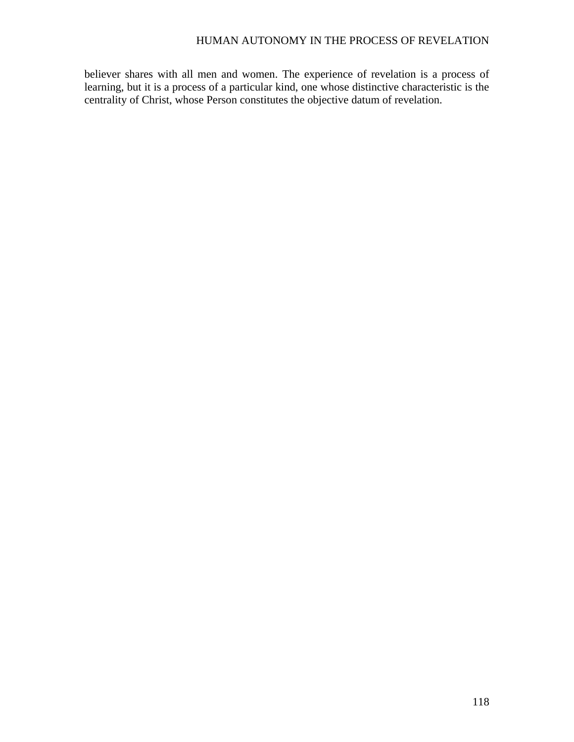believer shares with all men and women. The experience of revelation is a process of learning, but it is a process of a particular kind, one whose distinctive characteristic is the centrality of Christ, whose Person constitutes the objective datum of revelation.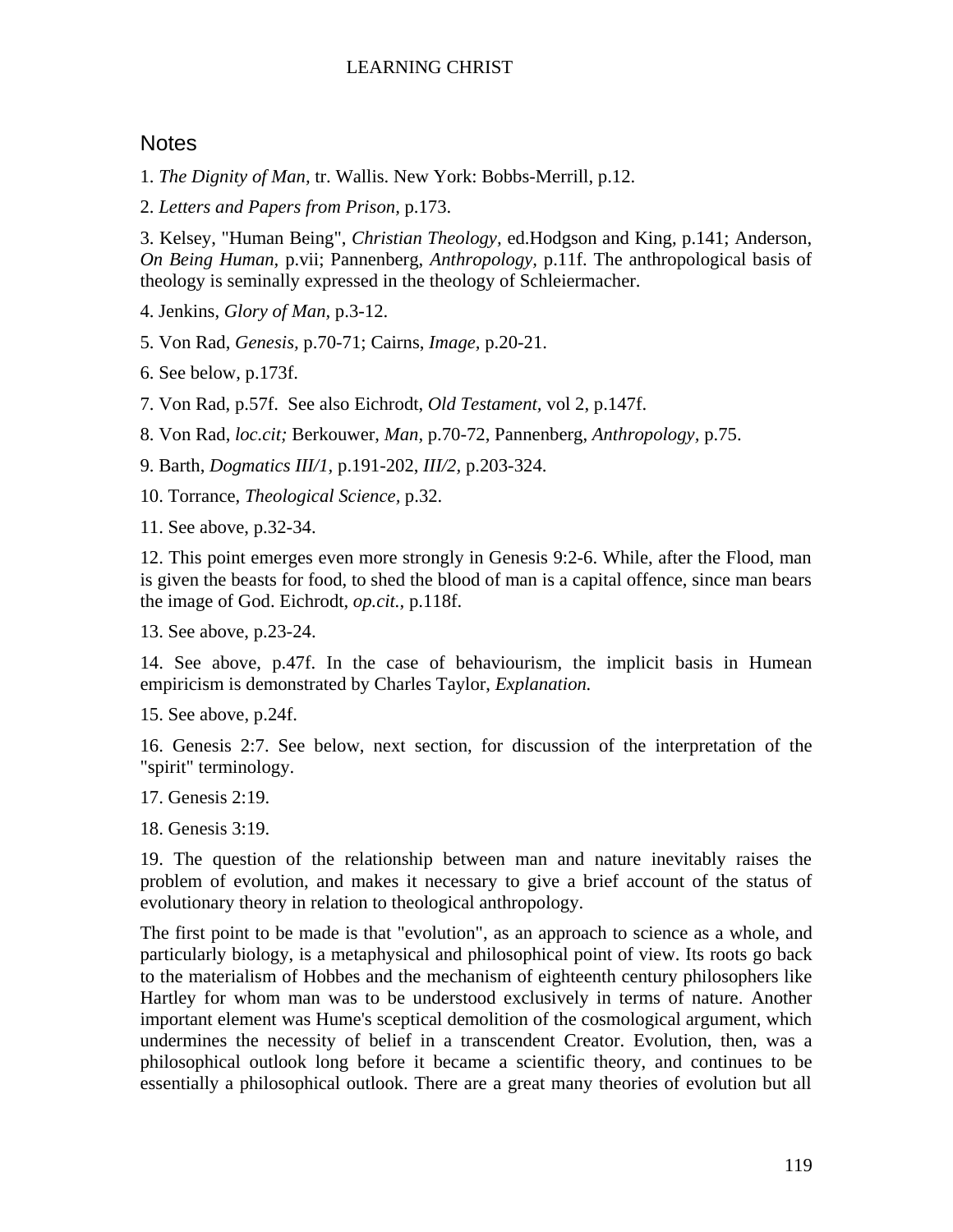## Notes

1. *The Dignity of Man,* tr. Wallis. New York: Bobbs-Merrill, p.12.

2. *Letters and Papers from Prison,* p.173.

3. Kelsey, "Human Being", *Christian Theology,* ed.Hodgson and King, p.141; Anderson, *On Being Human,* p.vii; Pannenberg, *Anthropology,* p.11f. The anthropological basis of theology is seminally expressed in the theology of Schleiermacher.

4. Jenkins, *Glory of Man,* p.3-12.

5. Von Rad, *Genesis,* p.70-71; Cairns, *Image,* p.20-21.

6. See below, p.173f.

7. Von Rad, p.57f. See also Eichrodt, *Old Testament,* vol 2, p.147f.

8. Von Rad, *loc.cit;* Berkouwer, *Man,* p.70-72, Pannenberg, *Anthropology,* p.75.

9. Barth, *Dogmatics III/1,* p.191-202, *III/2,* p.203-324.

10. Torrance, *Theological Science,* p.32.

11. See above, p.32-34.

12. This point emerges even more strongly in Genesis 9:2-6. While, after the Flood, man is given the beasts for food, to shed the blood of man is a capital offence, since man bears the image of God. Eichrodt, *op.cit.,* p.118f.

13. See above, p.23-24.

14. See above, p.47f. In the case of behaviourism, the implicit basis in Humean empiricism is demonstrated by Charles Taylor, *Explanation.*

15. See above, p.24f.

16. Genesis 2:7. See below, next section, for discussion of the interpretation of the "spirit" terminology.

17. Genesis 2:19.

18. Genesis 3:19.

19. The question of the relationship between man and nature inevitably raises the problem of evolution, and makes it necessary to give a brief account of the status of evolutionary theory in relation to theological anthropology.

The first point to be made is that "evolution", as an approach to science as a whole, and particularly biology, is a metaphysical and philosophical point of view. Its roots go back to the materialism of Hobbes and the mechanism of eighteenth century philosophers like Hartley for whom man was to be understood exclusively in terms of nature. Another important element was Hume's sceptical demolition of the cosmological argument, which undermines the necessity of belief in a transcendent Creator. Evolution, then, was a philosophical outlook long before it became a scientific theory, and continues to be essentially a philosophical outlook. There are a great many theories of evolution but all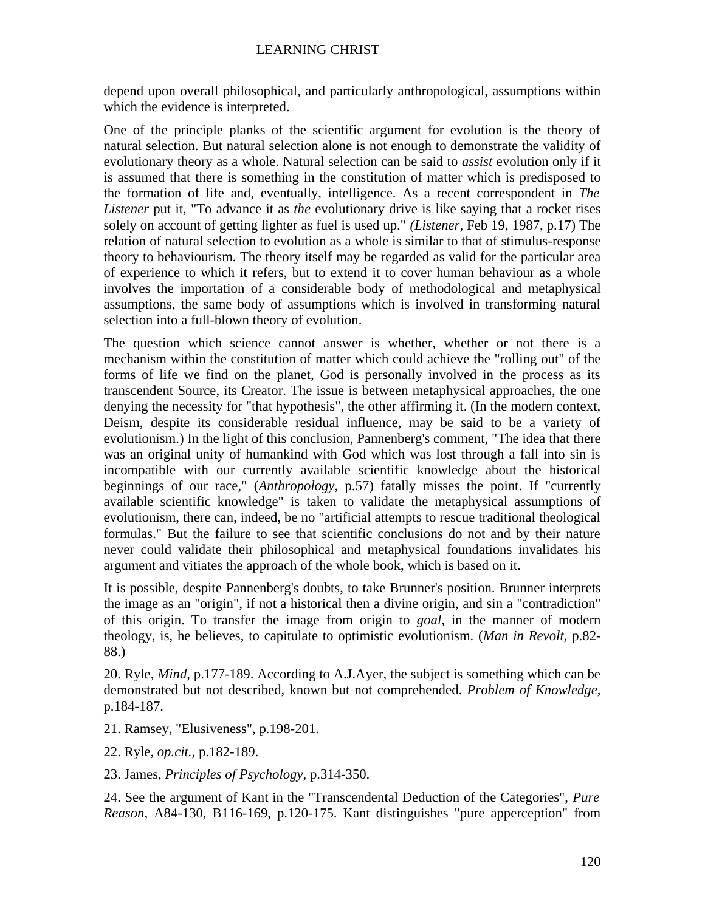depend upon overall philosophical, and particularly anthropological, assumptions within which the evidence is interpreted.

One of the principle planks of the scientific argument for evolution is the theory of natural selection. But natural selection alone is not enough to demonstrate the validity of evolutionary theory as a whole. Natural selection can be said to *assist* evolution only if it is assumed that there is something in the constitution of matter which is predisposed to the formation of life and, eventually, intelligence. As a recent correspondent in *The Listener* put it, "To advance it as *the* evolutionary drive is like saying that a rocket rises solely on account of getting lighter as fuel is used up." *(Listener,* Feb 19, 1987, p.17) The relation of natural selection to evolution as a whole is similar to that of stimulus-response theory to behaviourism. The theory itself may be regarded as valid for the particular area of experience to which it refers, but to extend it to cover human behaviour as a whole involves the importation of a considerable body of methodological and metaphysical assumptions, the same body of assumptions which is involved in transforming natural selection into a full-blown theory of evolution.

The question which science cannot answer is whether, whether or not there is a mechanism within the constitution of matter which could achieve the "rolling out" of the forms of life we find on the planet, God is personally involved in the process as its transcendent Source, its Creator. The issue is between metaphysical approaches, the one denying the necessity for "that hypothesis", the other affirming it. (In the modern context, Deism, despite its considerable residual influence, may be said to be a variety of evolutionism.) In the light of this conclusion, Pannenberg's comment, "The idea that there was an original unity of humankind with God which was lost through a fall into sin is incompatible with our currently available scientific knowledge about the historical beginnings of our race," (*Anthropology,* p.57) fatally misses the point. If "currently available scientific knowledge" is taken to validate the metaphysical assumptions of evolutionism, there can, indeed, be no "artificial attempts to rescue traditional theological formulas." But the failure to see that scientific conclusions do not and by their nature never could validate their philosophical and metaphysical foundations invalidates his argument and vitiates the approach of the whole book, which is based on it.

It is possible, despite Pannenberg's doubts, to take Brunner's position. Brunner interprets the image as an "origin", if not a historical then a divine origin, and sin a "contradiction" of this origin. To transfer the image from origin to *goal*, in the manner of modern theology, is, he believes, to capitulate to optimistic evolutionism. (*Man in Revolt,* p.82-88.)

20. Ryle, *Mind*, p.177-189. According to A.J.Ayer, the subject is something which can be demonstrated but not described, known but not comprehended. *Problem of Knowledge,* p.184-187.

21. Ramsey, "Elusiveness", p.198-201.

22. Ryle, *op.cit.,* p.182-189.

23. James, *Principles of Psychology,* p.314-350.

24. See the argument of Kant in the "Transcendental Deduction of the Categories", *Pure Reason,* A84-130, B116-169, p.120-175. Kant distinguishes "pure apperception" from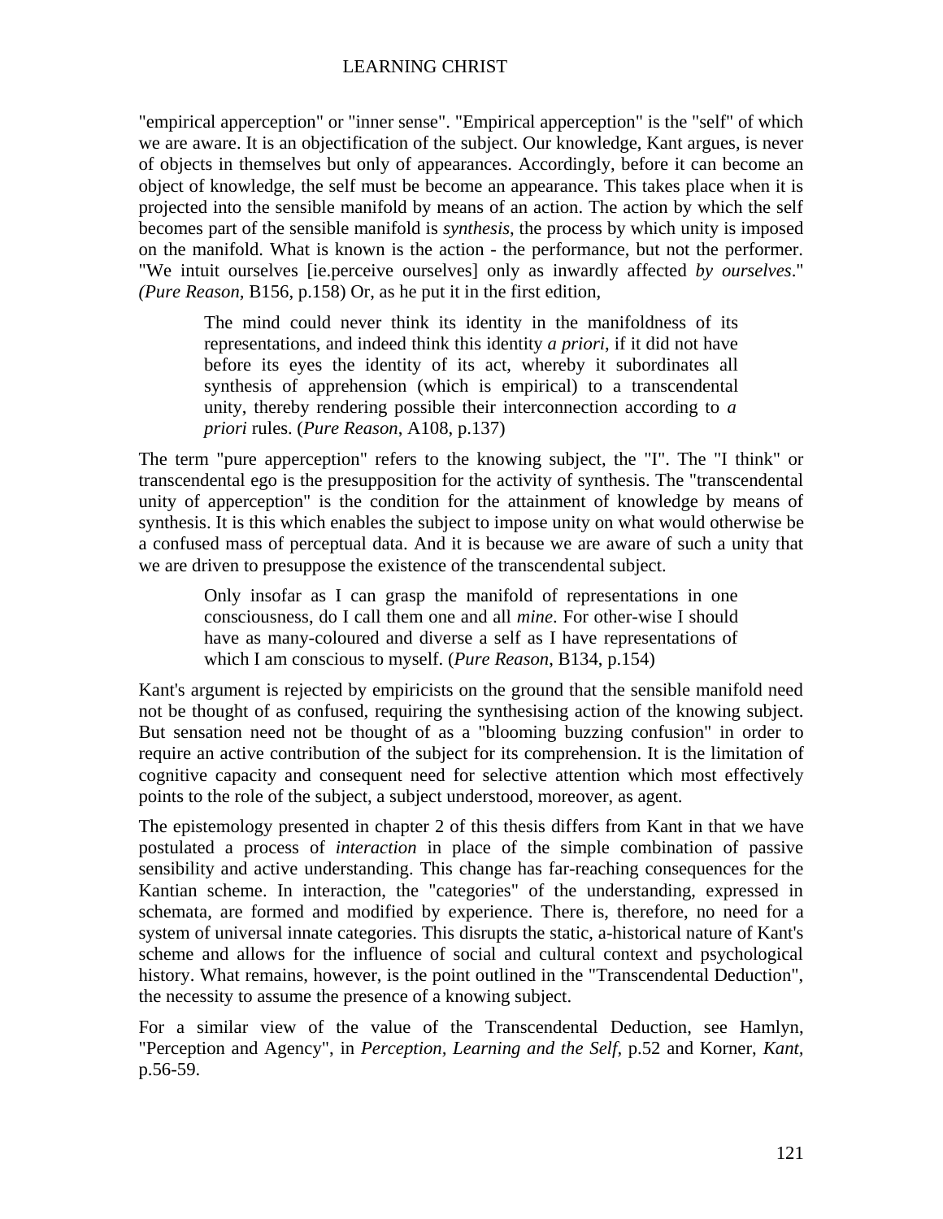"empirical apperception" or "inner sense". "Empirical apperception" is the "self" of which we are aware. It is an objectification of the subject. Our knowledge, Kant argues, is never of objects in themselves but only of appearances. Accordingly, before it can become an object of knowledge, the self must be become an appearance. This takes place when it is projected into the sensible manifold by means of an action. The action by which the self becomes part of the sensible manifold is *synthesis*, the process by which unity is imposed on the manifold. What is known is the action - the performance, but not the performer. "We intuit ourselves [ie.perceive ourselves] only as inwardly affected *by ourselves*." *(Pure Reason,* B156, p.158) Or, as he put it in the first edition,

> The mind could never think its identity in the manifoldness of its representations, and indeed think this identity *a priori*, if it did not have before its eyes the identity of its act, whereby it subordinates all synthesis of apprehension (which is empirical) to a transcendental unity, thereby rendering possible their interconnection according to *a priori* rules. (*Pure Reason*, A108, p.137)

The term "pure apperception" refers to the knowing subject, the "I". The "I think" or transcendental ego is the presupposition for the activity of synthesis. The "transcendental unity of apperception" is the condition for the attainment of knowledge by means of synthesis. It is this which enables the subject to impose unity on what would otherwise be a confused mass of perceptual data. And it is because we are aware of such a unity that we are driven to presuppose the existence of the transcendental subject.

> Only insofar as I can grasp the manifold of representations in one consciousness, do I call them one and all *mine*. For other-wise I should have as many-coloured and diverse a self as I have representations of which I am conscious to myself. (*Pure Reason*, B134, p.154)

Kant's argument is rejected by empiricists on the ground that the sensible manifold need not be thought of as confused, requiring the synthesising action of the knowing subject. But sensation need not be thought of as a "blooming buzzing confusion" in order to require an active contribution of the subject for its comprehension. It is the limitation of cognitive capacity and consequent need for selective attention which most effectively points to the role of the subject, a subject understood, moreover, as agent.

The epistemology presented in chapter 2 of this thesis differs from Kant in that we have postulated a process of *interaction* in place of the simple combination of passive sensibility and active understanding. This change has far-reaching consequences for the Kantian scheme. In interaction, the "categories" of the understanding, expressed in schemata, are formed and modified by experience. There is, therefore, no need for a system of universal innate categories. This disrupts the static, a-historical nature of Kant's scheme and allows for the influence of social and cultural context and psychological history. What remains, however, is the point outlined in the "Transcendental Deduction", the necessity to assume the presence of a knowing subject.

For a similar view of the value of the Transcendental Deduction, see Hamlyn, "Perception and Agency", in *Perception, Learning and the Self*, p.52 and Korner, *Kant*, p.56-59.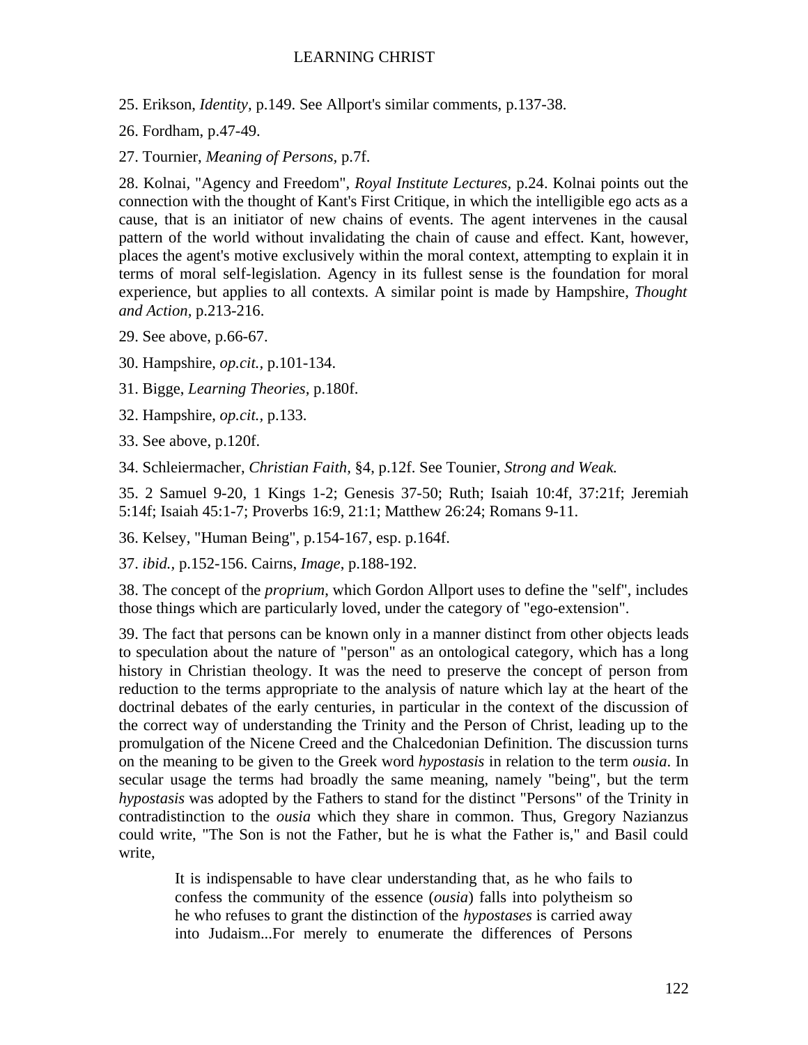25. Erikson, *Identity,* p.149. See Allport's similar comments, p.137-38.

26. Fordham, p.47-49.

27. Tournier, *Meaning of Persons,* p.7f.

28. Kolnai, "Agency and Freedom", *Royal Institute Lectures,* p.24. Kolnai points out the connection with the thought of Kant's First Critique, in which the intelligible ego acts as a cause, that is an initiator of new chains of events. The agent intervenes in the causal pattern of the world without invalidating the chain of cause and effect. Kant, however, places the agent's motive exclusively within the moral context, attempting to explain it in terms of moral self-legislation. Agency in its fullest sense is the foundation for moral experience, but applies to all contexts. A similar point is made by Hampshire, *Thought and Action,* p.213-216.

29. See above, p.66-67.

30. Hampshire, *op.cit.,* p.101-134.

31. Bigge, *Learning Theories,* p.180f.

32. Hampshire, *op.cit.,* p.133.

33. See above, p.120f.

34. Schleiermacher, *Christian Faith,* §4, p.12f. See Tounier, *Strong and Weak.*

35. 2 Samuel 9-20, 1 Kings 1-2; Genesis 37-50; Ruth; Isaiah 10:4f, 37:21f; Jeremiah 5:14f; Isaiah 45:1-7; Proverbs 16:9, 21:1; Matthew 26:24; Romans 9-11.

36. Kelsey, "Human Being", p.154-167, esp. p.164f.

37. *ibid.,* p.152-156. Cairns, *Image,* p.188-192.

38. The concept of the *proprium,* which Gordon Allport uses to define the "self", includes those things which are particularly loved, under the category of "ego-extension".

39. The fact that persons can be known only in a manner distinct from other objects leads to speculation about the nature of "person" as an ontological category, which has a long history in Christian theology. It was the need to preserve the concept of person from reduction to the terms appropriate to the analysis of nature which lay at the heart of the doctrinal debates of the early centuries, in particular in the context of the discussion of the correct way of understanding the Trinity and the Person of Christ, leading up to the promulgation of the Nicene Creed and the Chalcedonian Definition. The discussion turns on the meaning to be given to the Greek word *hypostasis* in relation to the term *ousia*. In secular usage the terms had broadly the same meaning, namely "being", but the term *hypostasis* was adopted by the Fathers to stand for the distinct "Persons" of the Trinity in contradistinction to the *ousia* which they share in common. Thus, Gregory Nazianzus could write, "The Son is not the Father, but he is what the Father is," and Basil could write,

> It is indispensable to have clear understanding that, as he who fails to confess the community of the essence (*ousia*) falls into polytheism so he who refuses to grant the distinction of the *hypostases* is carried away into Judaism...For merely to enumerate the differences of Persons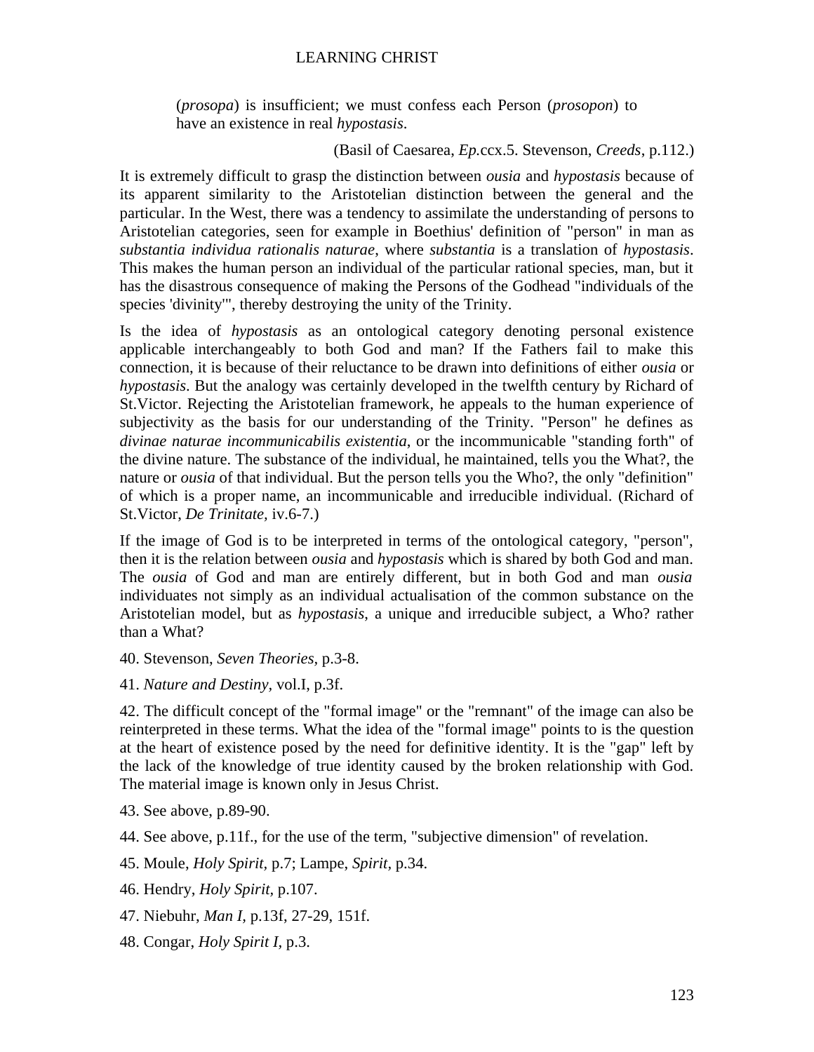> (*prosopa*) is insufficient; we must confess each Person (*prosopon*) to have an existence in real *hypostasis*.
>
> (Basil of Caesarea, *Ep.*ccx.5. Stevenson, *Creeds*, p.112.)

It is extremely difficult to grasp the distinction between *ousia* and *hypostasis* because of its apparent similarity to the Aristotelian distinction between the general and the particular. In the West, there was a tendency to assimilate the understanding of persons to Aristotelian categories, seen for example in Boethius' definition of "person" in man as *substantia individua rationalis naturae*, where *substantia* is a translation of *hypostasis*. This makes the human person an individual of the particular rational species, man, but it has the disastrous consequence of making the Persons of the Godhead "individuals of the species 'divinity'", thereby destroying the unity of the Trinity.

Is the idea of *hypostasis* as an ontological category denoting personal existence applicable interchangeably to both God and man? If the Fathers fail to make this connection, it is because of their reluctance to be drawn into definitions of either *ousia* or *hypostasis*. But the analogy was certainly developed in the twelfth century by Richard of St.Victor. Rejecting the Aristotelian framework, he appeals to the human experience of subjectivity as the basis for our understanding of the Trinity. "Person" he defines as *divinae naturae incommunicabilis existentia*, or the incommunicable "standing forth" of the divine nature. The substance of the individual, he maintained, tells you the What?, the nature or *ousia* of that individual. But the person tells you the Who?, the only "definition" of which is a proper name, an incommunicable and irreducible individual. (Richard of St.Victor, *De Trinitate*, iv.6-7.)

If the image of God is to be interpreted in terms of the ontological category, "person", then it is the relation between *ousia* and *hypostasis* which is shared by both God and man. The *ousia* of God and man are entirely different, but in both God and man *ousia* individuates not simply as an individual actualisation of the common substance on the Aristotelian model, but as *hypostasis*, a unique and irreducible subject, a Who? rather than a What?

40. Stevenson, *Seven Theories*, p.3-8.

41. *Nature and Destiny*, vol.I, p.3f.

42. The difficult concept of the "formal image" or the "remnant" of the image can also be reinterpreted in these terms. What the idea of the "formal image" points to is the question at the heart of existence posed by the need for definitive identity. It is the "gap" left by the lack of the knowledge of true identity caused by the broken relationship with God. The material image is known only in Jesus Christ.

43. See above, p.89-90.

44. See above, p.11f., for the use of the term, "subjective dimension" of revelation.

45. Moule, *Holy Spirit*, p.7; Lampe, *Spirit*, p.34.

46. Hendry, *Holy Spirit*, p.107.

47. Niebuhr, *Man I*, p.13f, 27-29, 151f.

48. Congar, *Holy Spirit I*, p.3.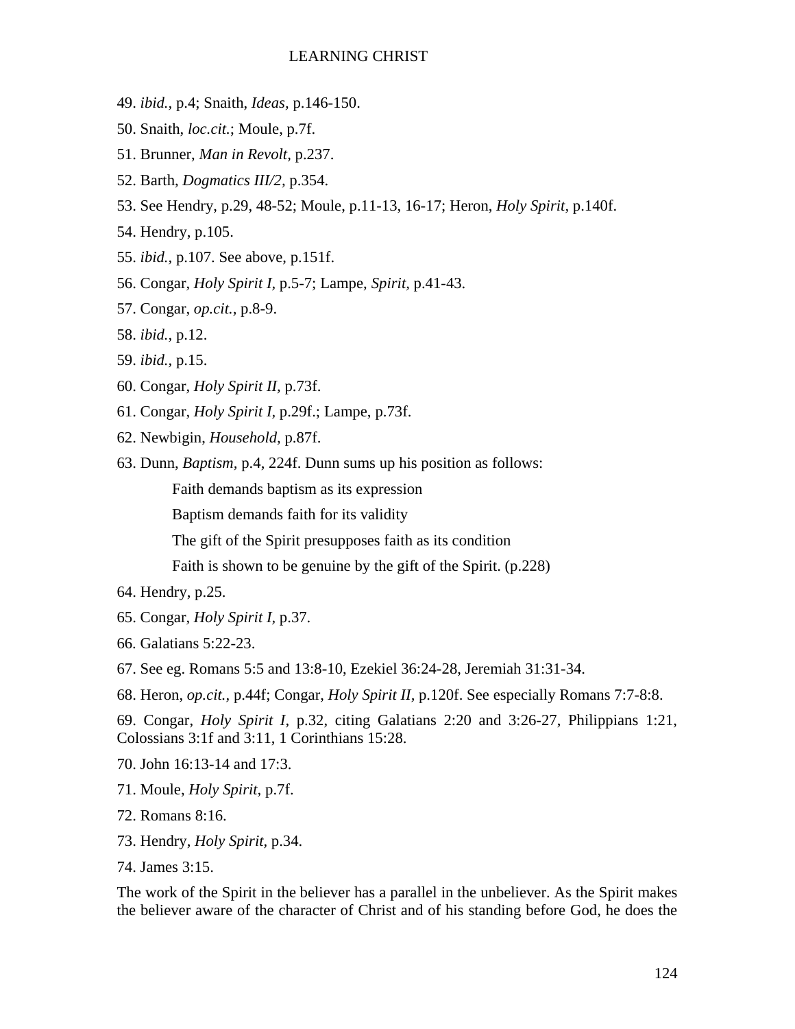49. *ibid.*, p.4; Snaith, *Ideas*, p.146-150.

50. Snaith, *loc.cit.*; Moule, p.7f.

51. Brunner, *Man in Revolt*, p.237.

52. Barth, *Dogmatics III/2*, p.354.

53. See Hendry, p.29, 48-52; Moule, p.11-13, 16-17; Heron, *Holy Spirit*, p.140f.

54. Hendry, p.105.

55. *ibid.*, p.107. See above, p.151f.

56. Congar, *Holy Spirit I*, p.5-7; Lampe, *Spirit*, p.41-43.

57. Congar, *op.cit.*, p.8-9.

58. *ibid.*, p.12.

59. *ibid.*, p.15.

60. Congar, *Holy Spirit II*, p.73f.

61. Congar, *Holy Spirit I*, p.29f.; Lampe, p.73f.

62. Newbigin, *Household*, p.87f.

63. Dunn, *Baptism*, p.4, 224f. Dunn sums up his position as follows:

> Faith demands baptism as its expression
>
> Baptism demands faith for its validity
>
> The gift of the Spirit presupposes faith as its condition
>
> Faith is shown to be genuine by the gift of the Spirit. (p.228)

64. Hendry, p.25.

65. Congar, *Holy Spirit I*, p.37.

66. Galatians 5:22-23.

67. See eg. Romans 5:5 and 13:8-10, Ezekiel 36:24-28, Jeremiah 31:31-34.

68. Heron, *op.cit.*, p.44f; Congar, *Holy Spirit II*, p.120f. See especially Romans 7:7-8:8.

69. Congar, *Holy Spirit I*, p.32, citing Galatians 2:20 and 3:26-27, Philippians 1:21, Colossians 3:1f and 3:11, 1 Corinthians 15:28.

70. John 16:13-14 and 17:3.

71. Moule, *Holy Spirit*, p.7f.

72. Romans 8:16.

73. Hendry, *Holy Spirit*, p.34.

74. James 3:15.

The work of the Spirit in the believer has a parallel in the unbeliever. As the Spirit makes the believer aware of the character of Christ and of his standing before God, he does the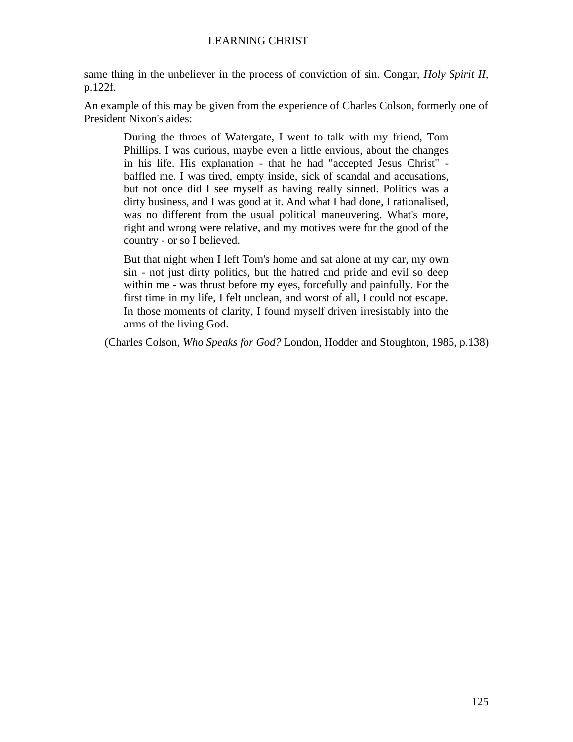same thing in the unbeliever in the process of conviction of sin. Congar, *Holy Spirit II,* p.122f.

An example of this may be given from the experience of Charles Colson, formerly one of President Nixon's aides:

> During the throes of Watergate, I went to talk with my friend, Tom Phillips. I was curious, maybe even a little envious, about the changes in his life. His explanation - that he had "accepted Jesus Christ" - baffled me. I was tired, empty inside, sick of scandal and accusations, but not once did I see myself as having really sinned. Politics was a dirty business, and I was good at it. And what I had done, I rationalised, was no different from the usual political maneuvering. What's more, right and wrong were relative, and my motives were for the good of the country - or so I believed.
>
> But that night when I left Tom's home and sat alone at my car, my own sin - not just dirty politics, but the hatred and pride and evil so deep within me - was thrust before my eyes, forcefully and painfully. For the first time in my life, I felt unclean, and worst of all, I could not escape. In those moments of clarity, I found myself driven irresistably into the arms of the living God.

(Charles Colson, *Who Speaks for God?* London, Hodder and Stoughton, 1985, p.138)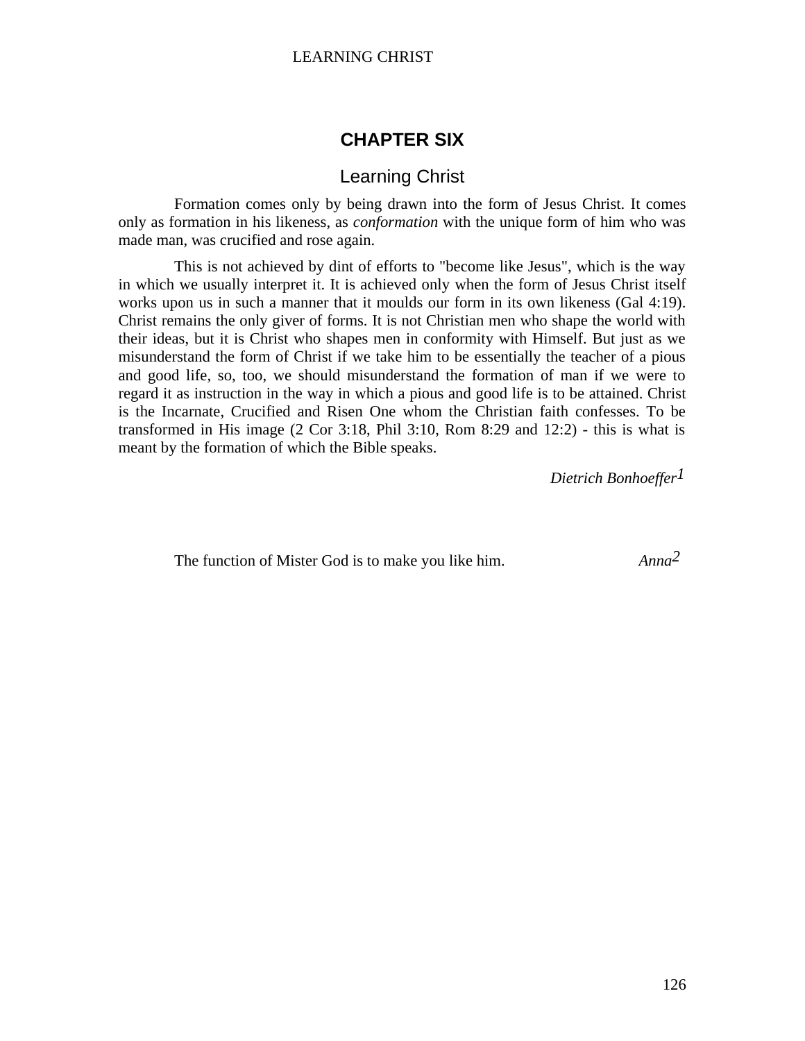# CHAPTER SIX

## Learning Christ

Formation comes only by being drawn into the form of Jesus Christ. It comes only as formation in his likeness, as *conformation* with the unique form of him who was made man, was crucified and rose again.

This is not achieved by dint of efforts to "become like Jesus", which is the way in which we usually interpret it. It is achieved only when the form of Jesus Christ itself works upon us in such a manner that it moulds our form in its own likeness (Gal 4:19). Christ remains the only giver of forms. It is not Christian men who shape the world with their ideas, but it is Christ who shapes men in conformity with Himself. But just as we misunderstand the form of Christ if we take him to be essentially the teacher of a pious and good life, so, too, we should misunderstand the formation of man if we were to regard it as instruction in the way in which a pious and good life is to be attained. Christ is the Incarnate, Crucified and Risen One whom the Christian faith confesses. To be transformed in His image (2 Cor 3:18, Phil 3:10, Rom 8:29 and 12:2) - this is what is meant by the formation of which the Bible speaks.

*Dietrich Bonhoeffer*[1]

The function of Mister God is to make you like him. *Anna*[2]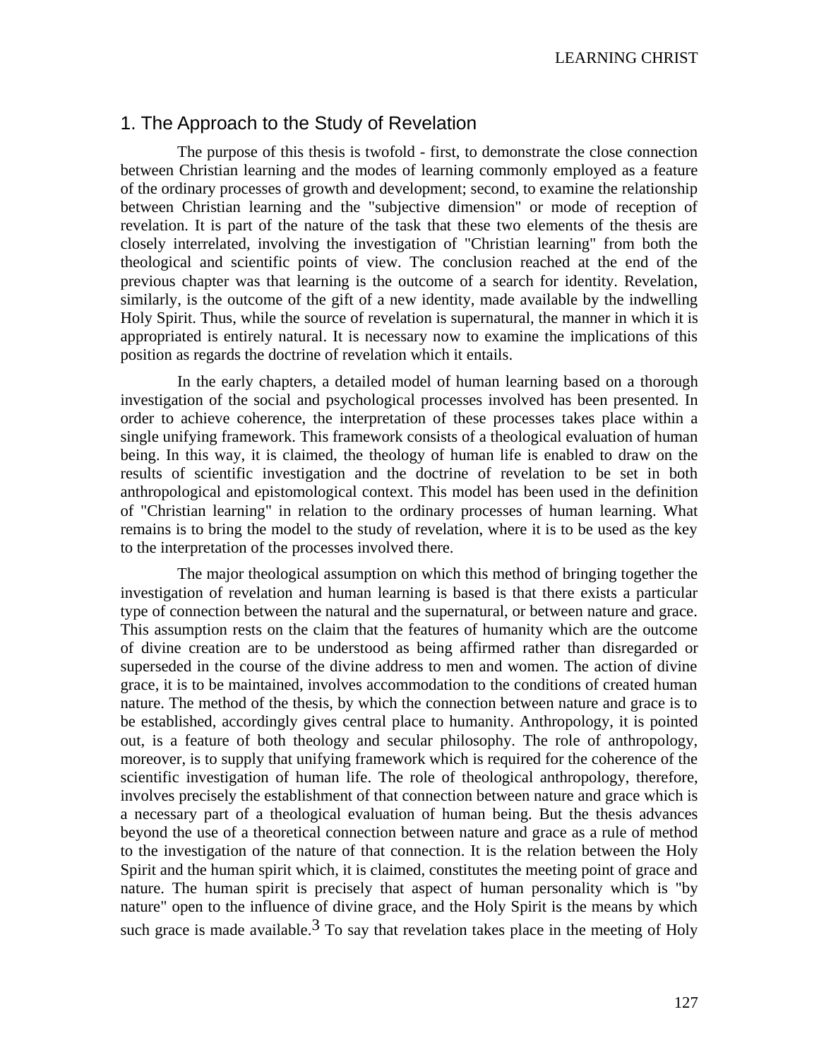## 1. The Approach to the Study of Revelation

The purpose of this thesis is twofold - first, to demonstrate the close connection between Christian learning and the modes of learning commonly employed as a feature of the ordinary processes of growth and development; second, to examine the relationship between Christian learning and the "subjective dimension" or mode of reception of revelation. It is part of the nature of the task that these two elements of the thesis are closely interrelated, involving the investigation of "Christian learning" from both the theological and scientific points of view. The conclusion reached at the end of the previous chapter was that learning is the outcome of a search for identity. Revelation, similarly, is the outcome of the gift of a new identity, made available by the indwelling Holy Spirit. Thus, while the source of revelation is supernatural, the manner in which it is appropriated is entirely natural. It is necessary now to examine the implications of this position as regards the doctrine of revelation which it entails.

In the early chapters, a detailed model of human learning based on a thorough investigation of the social and psychological processes involved has been presented. In order to achieve coherence, the interpretation of these processes takes place within a single unifying framework. This framework consists of a theological evaluation of human being. In this way, it is claimed, the theology of human life is enabled to draw on the results of scientific investigation and the doctrine of revelation to be set in both anthropological and epistomological context. This model has been used in the definition of "Christian learning" in relation to the ordinary processes of human learning. What remains is to bring the model to the study of revelation, where it is to be used as the key to the interpretation of the processes involved there.

The major theological assumption on which this method of bringing together the investigation of revelation and human learning is based is that there exists a particular type of connection between the natural and the supernatural, or between nature and grace. This assumption rests on the claim that the features of humanity which are the outcome of divine creation are to be understood as being affirmed rather than disregarded or superseded in the course of the divine address to men and women. The action of divine grace, it is to be maintained, involves accommodation to the conditions of created human nature. The method of the thesis, by which the connection between nature and grace is to be established, accordingly gives central place to humanity. Anthropology, it is pointed out, is a feature of both theology and secular philosophy. The role of anthropology, moreover, is to supply that unifying framework which is required for the coherence of the scientific investigation of human life. The role of theological anthropology, therefore, involves precisely the establishment of that connection between nature and grace which is a necessary part of a theological evaluation of human being. But the thesis advances beyond the use of a theoretical connection between nature and grace as a rule of method to the investigation of the nature of that connection. It is the relation between the Holy Spirit and the human spirit which, it is claimed, constitutes the meeting point of grace and nature. The human spirit is precisely that aspect of human personality which is "by nature" open to the influence of divine grace, and the Holy Spirit is the means by which such grace is made available.[3] To say that revelation takes place in the meeting of Holy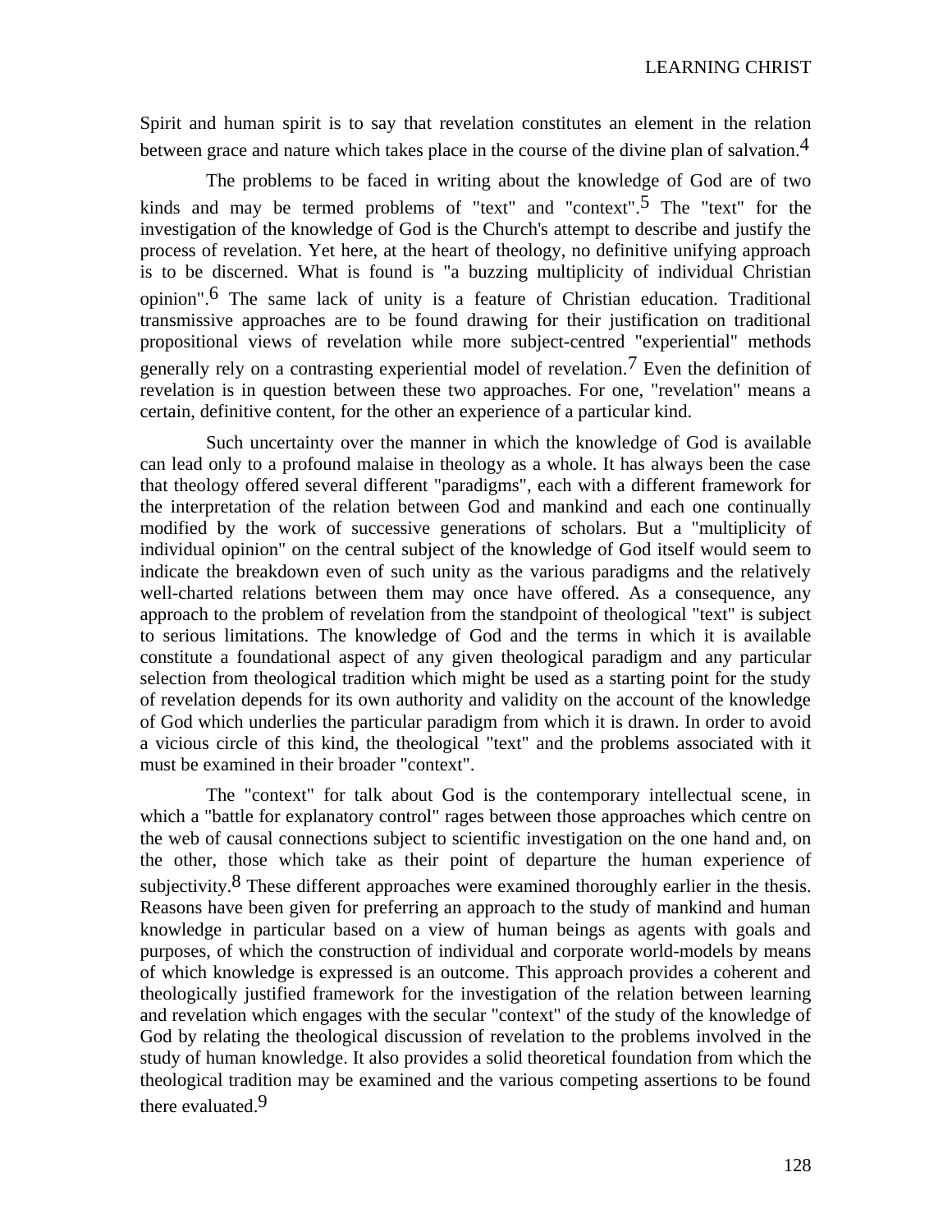Spirit and human spirit is to say that revelation constitutes an element in the relation between grace and nature which takes place in the course of the divine plan of salvation.[4]

The problems to be faced in writing about the knowledge of God are of two kinds and may be termed problems of "text" and "context".[5] The "text" for the investigation of the knowledge of God is the Church's attempt to describe and justify the process of revelation. Yet here, at the heart of theology, no definitive unifying approach is to be discerned. What is found is "a buzzing multiplicity of individual Christian opinion".[6] The same lack of unity is a feature of Christian education. Traditional transmissive approaches are to be found drawing for their justification on traditional propositional views of revelation while more subject-centred "experiential" methods generally rely on a contrasting experiential model of revelation.[7] Even the definition of revelation is in question between these two approaches. For one, "revelation" means a certain, definitive content, for the other an experience of a particular kind.

Such uncertainty over the manner in which the knowledge of God is available can lead only to a profound malaise in theology as a whole. It has always been the case that theology offered several different "paradigms", each with a different framework for the interpretation of the relation between God and mankind and each one continually modified by the work of successive generations of scholars. But a "multiplicity of individual opinion" on the central subject of the knowledge of God itself would seem to indicate the breakdown even of such unity as the various paradigms and the relatively well-charted relations between them may once have offered. As a consequence, any approach to the problem of revelation from the standpoint of theological "text" is subject to serious limitations. The knowledge of God and the terms in which it is available constitute a foundational aspect of any given theological paradigm and any particular selection from theological tradition which might be used as a starting point for the study of revelation depends for its own authority and validity on the account of the knowledge of God which underlies the particular paradigm from which it is drawn. In order to avoid a vicious circle of this kind, the theological "text" and the problems associated with it must be examined in their broader "context".

The "context" for talk about God is the contemporary intellectual scene, in which a "battle for explanatory control" rages between those approaches which centre on the web of causal connections subject to scientific investigation on the one hand and, on the other, those which take as their point of departure the human experience of subjectivity.[8] These different approaches were examined thoroughly earlier in the thesis. Reasons have been given for preferring an approach to the study of mankind and human knowledge in particular based on a view of human beings as agents with goals and purposes, of which the construction of individual and corporate world-models by means of which knowledge is expressed is an outcome. This approach provides a coherent and theologically justified framework for the investigation of the relation between learning and revelation which engages with the secular "context" of the study of the knowledge of God by relating the theological discussion of revelation to the problems involved in the study of human knowledge. It also provides a solid theoretical foundation from which the theological tradition may be examined and the various competing assertions to be found there evaluated.[9]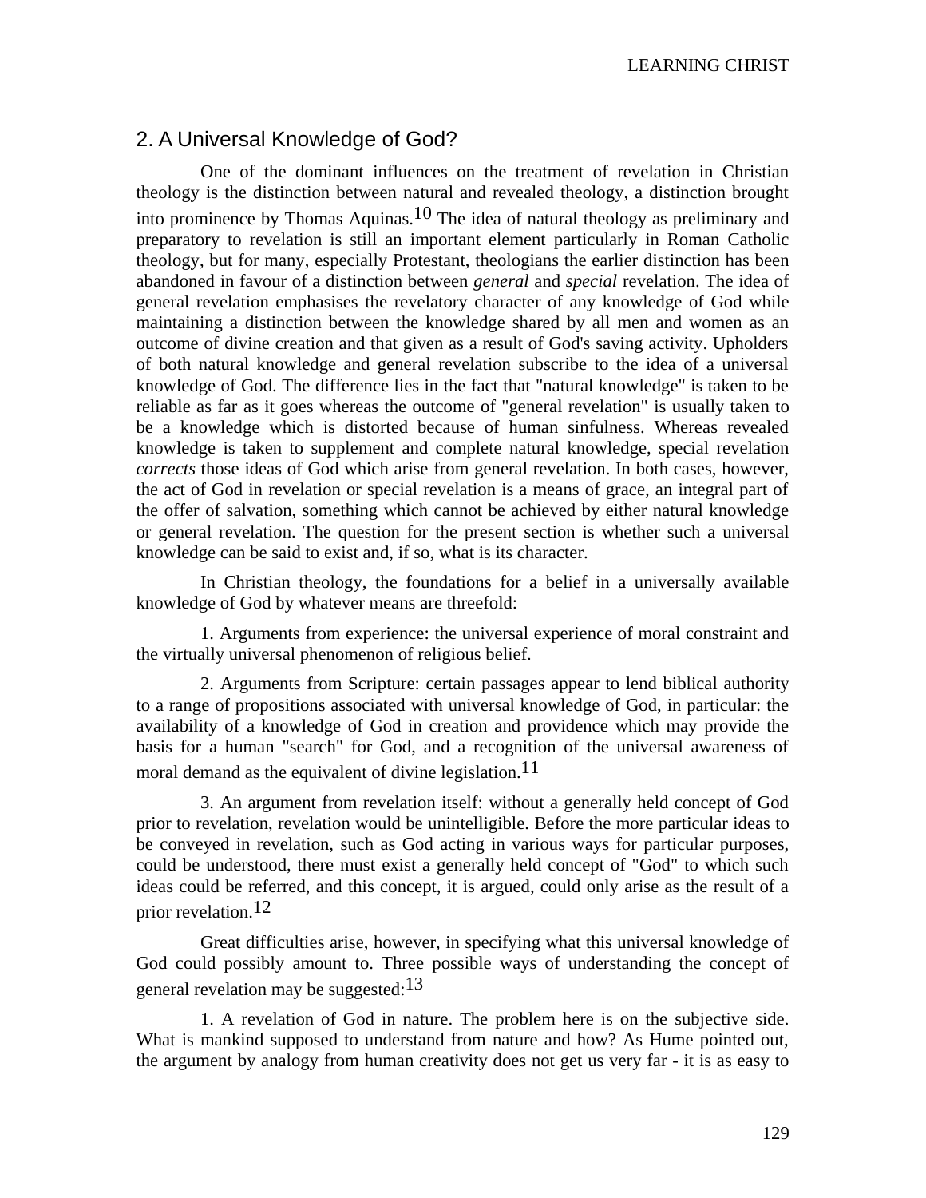## 2. A Universal Knowledge of God?

One of the dominant influences on the treatment of revelation in Christian theology is the distinction between natural and revealed theology, a distinction brought into prominence by Thomas Aquinas.[10] The idea of natural theology as preliminary and preparatory to revelation is still an important element particularly in Roman Catholic theology, but for many, especially Protestant, theologians the earlier distinction has been abandoned in favour of a distinction between *general* and *special* revelation. The idea of general revelation emphasises the revelatory character of any knowledge of God while maintaining a distinction between the knowledge shared by all men and women as an outcome of divine creation and that given as a result of God's saving activity. Upholders of both natural knowledge and general revelation subscribe to the idea of a universal knowledge of God. The difference lies in the fact that "natural knowledge" is taken to be reliable as far as it goes whereas the outcome of "general revelation" is usually taken to be a knowledge which is distorted because of human sinfulness. Whereas revealed knowledge is taken to supplement and complete natural knowledge, special revelation *corrects* those ideas of God which arise from general revelation. In both cases, however, the act of God in revelation or special revelation is a means of grace, an integral part of the offer of salvation, something which cannot be achieved by either natural knowledge or general revelation. The question for the present section is whether such a universal knowledge can be said to exist and, if so, what is its character.

In Christian theology, the foundations for a belief in a universally available knowledge of God by whatever means are threefold:

1. Arguments from experience: the universal experience of moral constraint and the virtually universal phenomenon of religious belief.

2. Arguments from Scripture: certain passages appear to lend biblical authority to a range of propositions associated with universal knowledge of God, in particular: the availability of a knowledge of God in creation and providence which may provide the basis for a human "search" for God, and a recognition of the universal awareness of moral demand as the equivalent of divine legislation.[11]

3. An argument from revelation itself: without a generally held concept of God prior to revelation, revelation would be unintelligible. Before the more particular ideas to be conveyed in revelation, such as God acting in various ways for particular purposes, could be understood, there must exist a generally held concept of "God" to which such ideas could be referred, and this concept, it is argued, could only arise as the result of a prior revelation.[12]

Great difficulties arise, however, in specifying what this universal knowledge of God could possibly amount to. Three possible ways of understanding the concept of general revelation may be suggested:[13]

1. A revelation of God in nature. The problem here is on the subjective side. What is mankind supposed to understand from nature and how? As Hume pointed out, the argument by analogy from human creativity does not get us very far - it is as easy to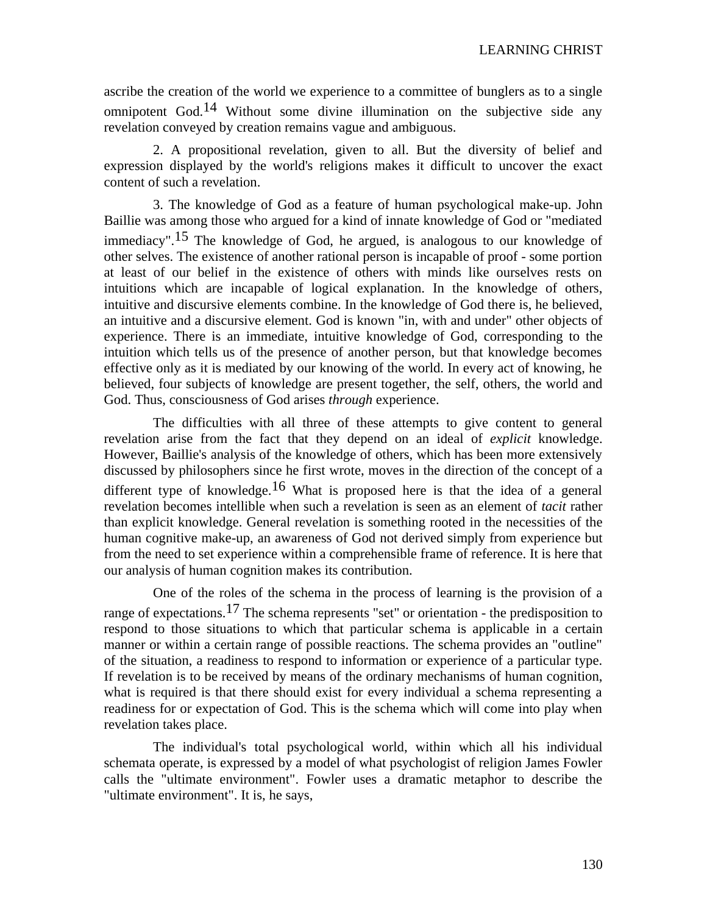ascribe the creation of the world we experience to a committee of bunglers as to a single omnipotent God.[14] Without some divine illumination on the subjective side any revelation conveyed by creation remains vague and ambiguous.

2. A propositional revelation, given to all. But the diversity of belief and expression displayed by the world's religions makes it difficult to uncover the exact content of such a revelation.

3. The knowledge of God as a feature of human psychological make-up. John Baillie was among those who argued for a kind of innate knowledge of God or "mediated immediacy".[15] The knowledge of God, he argued, is analogous to our knowledge of other selves. The existence of another rational person is incapable of proof - some portion at least of our belief in the existence of others with minds like ourselves rests on intuitions which are incapable of logical explanation. In the knowledge of others, intuitive and discursive elements combine. In the knowledge of God there is, he believed, an intuitive and a discursive element. God is known "in, with and under" other objects of experience. There is an immediate, intuitive knowledge of God, corresponding to the intuition which tells us of the presence of another person, but that knowledge becomes effective only as it is mediated by our knowing of the world. In every act of knowing, he believed, four subjects of knowledge are present together, the self, others, the world and God. Thus, consciousness of God arises *through* experience.

The difficulties with all three of these attempts to give content to general revelation arise from the fact that they depend on an ideal of *explicit* knowledge. However, Baillie's analysis of the knowledge of others, which has been more extensively discussed by philosophers since he first wrote, moves in the direction of the concept of a different type of knowledge.[16] What is proposed here is that the idea of a general revelation becomes intellible when such a revelation is seen as an element of *tacit* rather than explicit knowledge. General revelation is something rooted in the necessities of the human cognitive make-up, an awareness of God not derived simply from experience but from the need to set experience within a comprehensible frame of reference. It is here that our analysis of human cognition makes its contribution.

One of the roles of the schema in the process of learning is the provision of a range of expectations.[17] The schema represents "set" or orientation - the predisposition to respond to those situations to which that particular schema is applicable in a certain manner or within a certain range of possible reactions. The schema provides an "outline" of the situation, a readiness to respond to information or experience of a particular type. If revelation is to be received by means of the ordinary mechanisms of human cognition, what is required is that there should exist for every individual a schema representing a readiness for or expectation of God. This is the schema which will come into play when revelation takes place.

The individual's total psychological world, within which all his individual schemata operate, is expressed by a model of what psychologist of religion James Fowler calls the "ultimate environment". Fowler uses a dramatic metaphor to describe the "ultimate environment". It is, he says,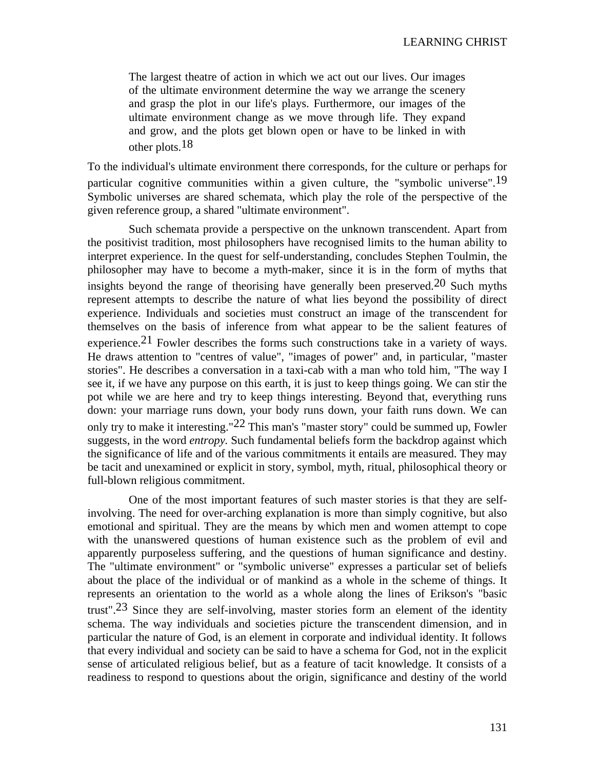> The largest theatre of action in which we act out our lives. Our images of the ultimate environment determine the way we arrange the scenery and grasp the plot in our life's plays. Furthermore, our images of the ultimate environment change as we move through life. They expand and grow, and the plots get blown open or have to be linked in with other plots.[18]

To the individual's ultimate environment there corresponds, for the culture or perhaps for particular cognitive communities within a given culture, the "symbolic universe".[19] Symbolic universes are shared schemata, which play the role of the perspective of the given reference group, a shared "ultimate environment".

Such schemata provide a perspective on the unknown transcendent. Apart from the positivist tradition, most philosophers have recognised limits to the human ability to interpret experience. In the quest for self-understanding, concludes Stephen Toulmin, the philosopher may have to become a myth-maker, since it is in the form of myths that insights beyond the range of theorising have generally been preserved.[20] Such myths represent attempts to describe the nature of what lies beyond the possibility of direct experience. Individuals and societies must construct an image of the transcendent for themselves on the basis of inference from what appear to be the salient features of experience.[21] Fowler describes the forms such constructions take in a variety of ways. He draws attention to "centres of value", "images of power" and, in particular, "master stories". He describes a conversation in a taxi-cab with a man who told him, "The way I see it, if we have any purpose on this earth, it is just to keep things going. We can stir the pot while we are here and try to keep things interesting. Beyond that, everything runs down: your marriage runs down, your body runs down, your faith runs down. We can only try to make it interesting."[22] This man's "master story" could be summed up, Fowler suggests, in the word *entropy.* Such fundamental beliefs form the backdrop against which the significance of life and of the various commitments it entails are measured. They may be tacit and unexamined or explicit in story, symbol, myth, ritual, philosophical theory or full-blown religious commitment.

One of the most important features of such master stories is that they are self-involving. The need for over-arching explanation is more than simply cognitive, but also emotional and spiritual. They are the means by which men and women attempt to cope with the unanswered questions of human existence such as the problem of evil and apparently purposeless suffering, and the questions of human significance and destiny. The "ultimate environment" or "symbolic universe" expresses a particular set of beliefs about the place of the individual or of mankind as a whole in the scheme of things. It represents an orientation to the world as a whole along the lines of Erikson's "basic trust".[23] Since they are self-involving, master stories form an element of the identity schema. The way individuals and societies picture the transcendent dimension, and in particular the nature of God, is an element in corporate and individual identity. It follows that every individual and society can be said to have a schema for God, not in the explicit sense of articulated religious belief, but as a feature of tacit knowledge. It consists of a readiness to respond to questions about the origin, significance and destiny of the world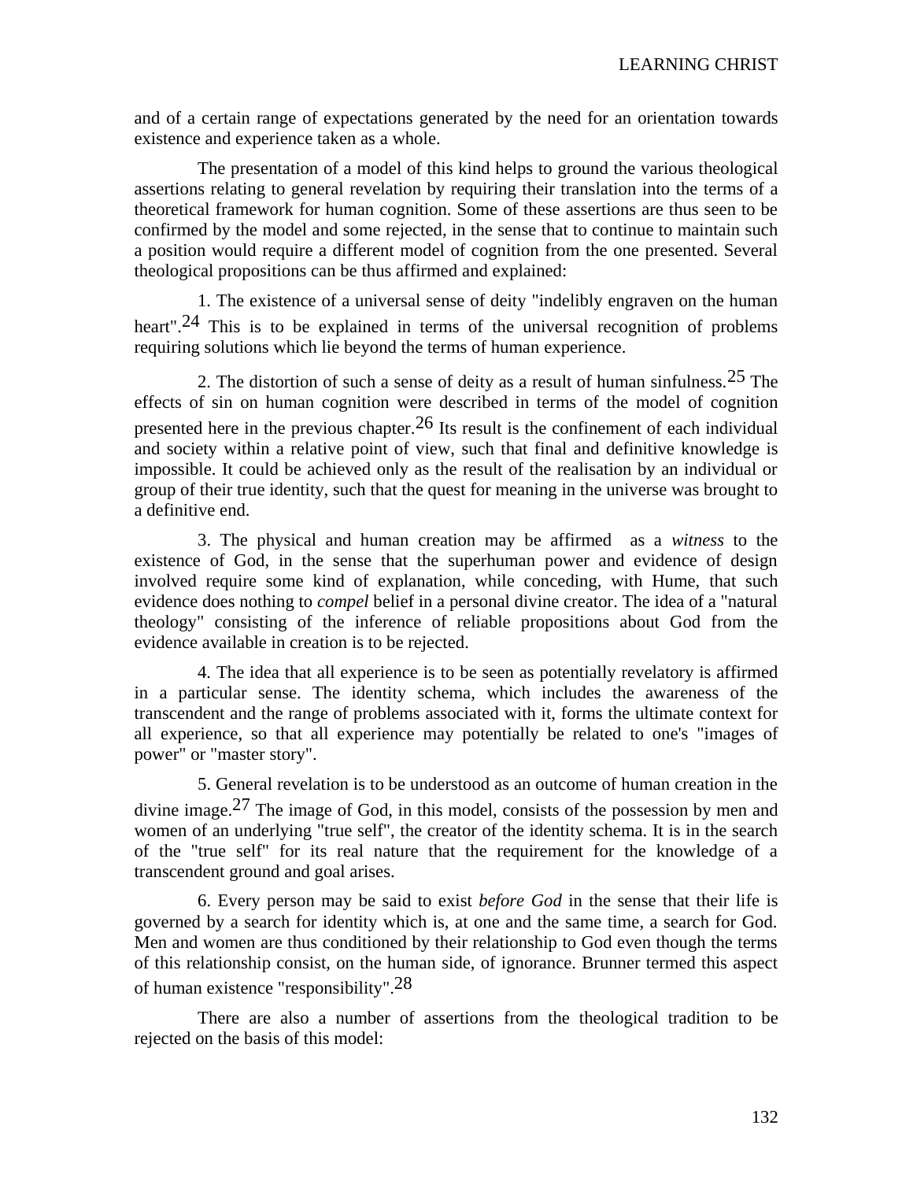and of a certain range of expectations generated by the need for an orientation towards existence and experience taken as a whole.

The presentation of a model of this kind helps to ground the various theological assertions relating to general revelation by requiring their translation into the terms of a theoretical framework for human cognition. Some of these assertions are thus seen to be confirmed by the model and some rejected, in the sense that to continue to maintain such a position would require a different model of cognition from the one presented. Several theological propositions can be thus affirmed and explained:

1. The existence of a universal sense of deity "indelibly engraven on the human heart".[24] This is to be explained in terms of the universal recognition of problems requiring solutions which lie beyond the terms of human experience.

2. The distortion of such a sense of deity as a result of human sinfulness.[25] The effects of sin on human cognition were described in terms of the model of cognition presented here in the previous chapter.[26] Its result is the confinement of each individual and society within a relative point of view, such that final and definitive knowledge is impossible. It could be achieved only as the result of the realisation by an individual or group of their true identity, such that the quest for meaning in the universe was brought to a definitive end.

3. The physical and human creation may be affirmed as a *witness* to the existence of God, in the sense that the superhuman power and evidence of design involved require some kind of explanation, while conceding, with Hume, that such evidence does nothing to *compel* belief in a personal divine creator. The idea of a "natural theology" consisting of the inference of reliable propositions about God from the evidence available in creation is to be rejected.

4. The idea that all experience is to be seen as potentially revelatory is affirmed in a particular sense. The identity schema, which includes the awareness of the transcendent and the range of problems associated with it, forms the ultimate context for all experience, so that all experience may potentially be related to one's "images of power" or "master story".

5. General revelation is to be understood as an outcome of human creation in the divine image.[27] The image of God, in this model, consists of the possession by men and women of an underlying "true self", the creator of the identity schema. It is in the search of the "true self" for its real nature that the requirement for the knowledge of a transcendent ground and goal arises.

6. Every person may be said to exist *before God* in the sense that their life is governed by a search for identity which is, at one and the same time, a search for God. Men and women are thus conditioned by their relationship to God even though the terms of this relationship consist, on the human side, of ignorance. Brunner termed this aspect of human existence "responsibility".[28]

There are also a number of assertions from the theological tradition to be rejected on the basis of this model: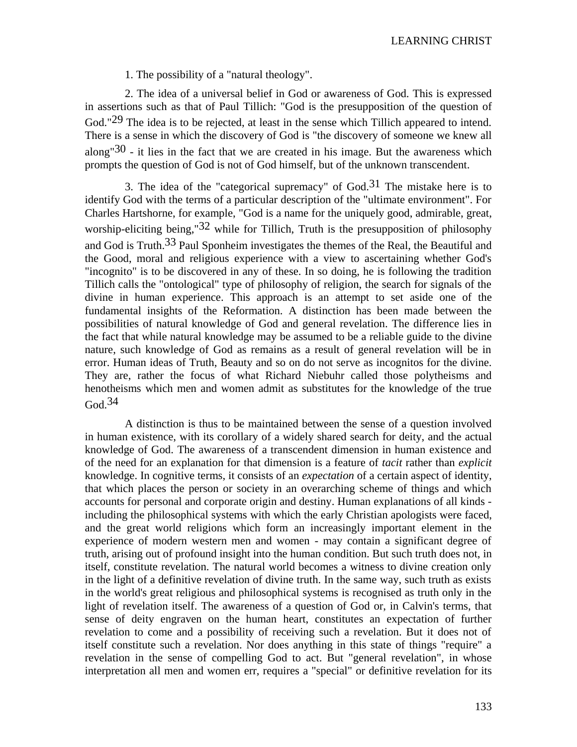1. The possibility of a "natural theology".

2. The idea of a universal belief in God or awareness of God. This is expressed in assertions such as that of Paul Tillich: "God is the presupposition of the question of God."[29] The idea is to be rejected, at least in the sense which Tillich appeared to intend. There is a sense in which the discovery of God is "the discovery of someone we knew all along"[30] - it lies in the fact that we are created in his image. But the awareness which prompts the question of God is not of God himself, but of the unknown transcendent.

3. The idea of the "categorical supremacy" of God.[31] The mistake here is to identify God with the terms of a particular description of the "ultimate environment". For Charles Hartshorne, for example, "God is a name for the uniquely good, admirable, great, worship-eliciting being,"[32] while for Tillich, Truth is the presupposition of philosophy and God is Truth.[33] Paul Sponheim investigates the themes of the Real, the Beautiful and the Good, moral and religious experience with a view to ascertaining whether God's "incognito" is to be discovered in any of these. In so doing, he is following the tradition Tillich calls the "ontological" type of philosophy of religion, the search for signals of the divine in human experience. This approach is an attempt to set aside one of the fundamental insights of the Reformation. A distinction has been made between the possibilities of natural knowledge of God and general revelation. The difference lies in the fact that while natural knowledge may be assumed to be a reliable guide to the divine nature, such knowledge of God as remains as a result of general revelation will be in error. Human ideas of Truth, Beauty and so on do not serve as incognitos for the divine. They are, rather the focus of what Richard Niebuhr called those polytheisms and henotheisms which men and women admit as substitutes for the knowledge of the true God.[34]

A distinction is thus to be maintained between the sense of a question involved in human existence, with its corollary of a widely shared search for deity, and the actual knowledge of God. The awareness of a transcendent dimension in human existence and of the need for an explanation for that dimension is a feature of *tacit* rather than *explicit* knowledge. In cognitive terms, it consists of an *expectation* of a certain aspect of identity, that which places the person or society in an overarching scheme of things and which accounts for personal and corporate origin and destiny. Human explanations of all kinds - including the philosophical systems with which the early Christian apologists were faced, and the great world religions which form an increasingly important element in the experience of modern western men and women - may contain a significant degree of truth, arising out of profound insight into the human condition. But such truth does not, in itself, constitute revelation. The natural world becomes a witness to divine creation only in the light of a definitive revelation of divine truth. In the same way, such truth as exists in the world's great religious and philosophical systems is recognised as truth only in the light of revelation itself. The awareness of a question of God or, in Calvin's terms, that sense of deity engraven on the human heart, constitutes an expectation of further revelation to come and a possibility of receiving such a revelation. But it does not of itself constitute such a revelation. Nor does anything in this state of things "require" a revelation in the sense of compelling God to act. But "general revelation", in whose interpretation all men and women err, requires a "special" or definitive revelation for its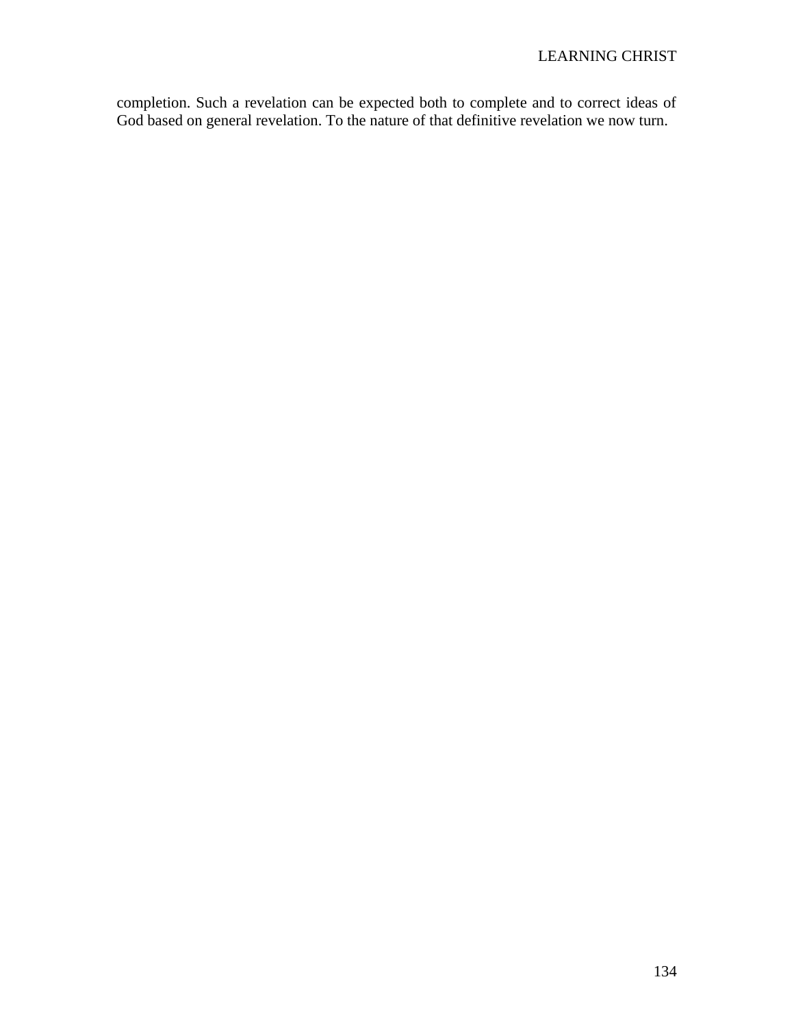completion. Such a revelation can be expected both to complete and to correct ideas of God based on general revelation. To the nature of that definitive revelation we now turn.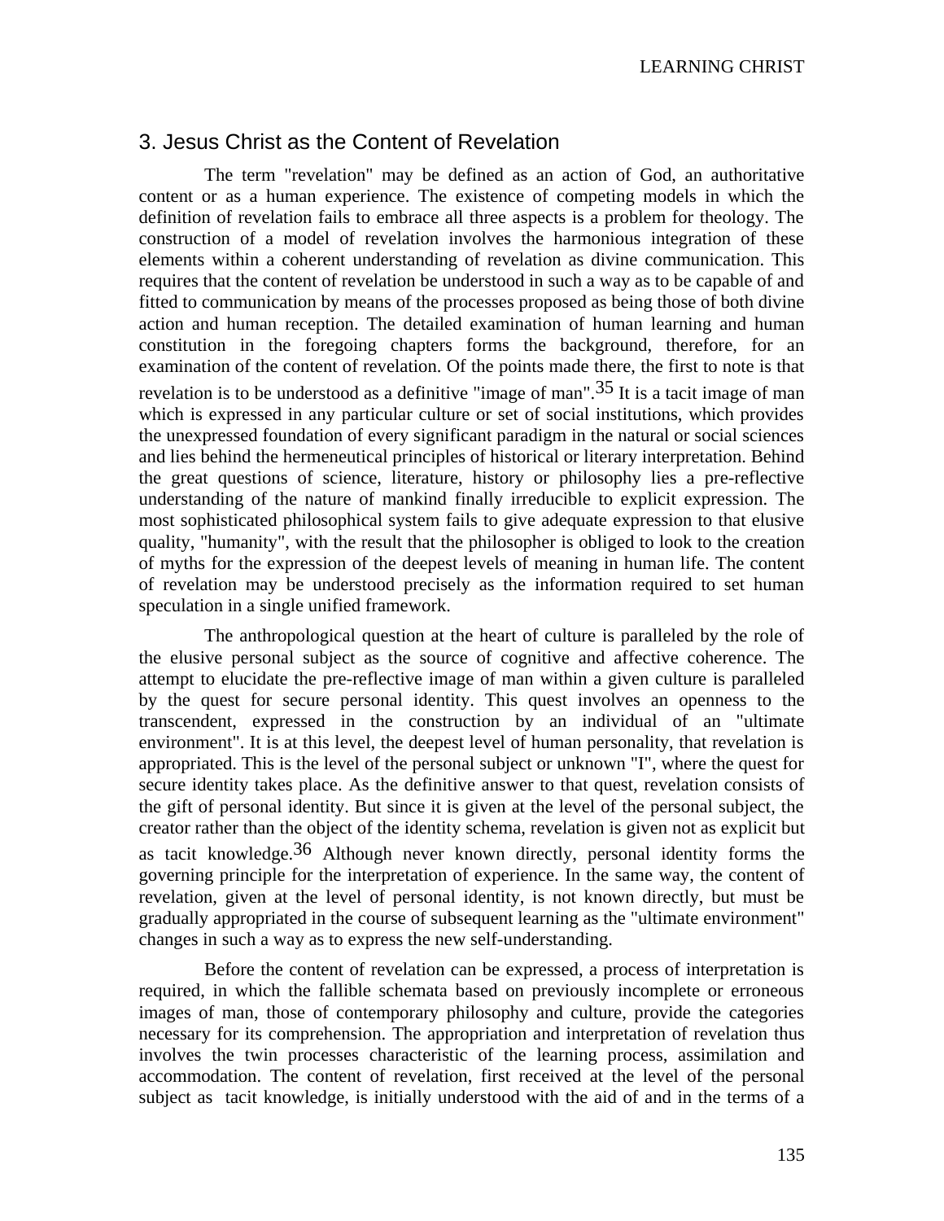## 3. Jesus Christ as the Content of Revelation

The term "revelation" may be defined as an action of God, an authoritative content or as a human experience. The existence of competing models in which the definition of revelation fails to embrace all three aspects is a problem for theology. The construction of a model of revelation involves the harmonious integration of these elements within a coherent understanding of revelation as divine communication. This requires that the content of revelation be understood in such a way as to be capable of and fitted to communication by means of the processes proposed as being those of both divine action and human reception. The detailed examination of human learning and human constitution in the foregoing chapters forms the background, therefore, for an examination of the content of revelation. Of the points made there, the first to note is that revelation is to be understood as a definitive "image of man".[35] It is a tacit image of man which is expressed in any particular culture or set of social institutions, which provides the unexpressed foundation of every significant paradigm in the natural or social sciences and lies behind the hermeneutical principles of historical or literary interpretation. Behind the great questions of science, literature, history or philosophy lies a pre-reflective understanding of the nature of mankind finally irreducible to explicit expression. The most sophisticated philosophical system fails to give adequate expression to that elusive quality, "humanity", with the result that the philosopher is obliged to look to the creation of myths for the expression of the deepest levels of meaning in human life. The content of revelation may be understood precisely as the information required to set human speculation in a single unified framework.

The anthropological question at the heart of culture is paralleled by the role of the elusive personal subject as the source of cognitive and affective coherence. The attempt to elucidate the pre-reflective image of man within a given culture is paralleled by the quest for secure personal identity. This quest involves an openness to the transcendent, expressed in the construction by an individual of an "ultimate environment". It is at this level, the deepest level of human personality, that revelation is appropriated. This is the level of the personal subject or unknown "I", where the quest for secure identity takes place. As the definitive answer to that quest, revelation consists of the gift of personal identity. But since it is given at the level of the personal subject, the creator rather than the object of the identity schema, revelation is given not as explicit but as tacit knowledge.[36] Although never known directly, personal identity forms the governing principle for the interpretation of experience. In the same way, the content of revelation, given at the level of personal identity, is not known directly, but must be gradually appropriated in the course of subsequent learning as the "ultimate environment" changes in such a way as to express the new self-understanding.

Before the content of revelation can be expressed, a process of interpretation is required, in which the fallible schemata based on previously incomplete or erroneous images of man, those of contemporary philosophy and culture, provide the categories necessary for its comprehension. The appropriation and interpretation of revelation thus involves the twin processes characteristic of the learning process, assimilation and accommodation. The content of revelation, first received at the level of the personal subject as tacit knowledge, is initially understood with the aid of and in the terms of a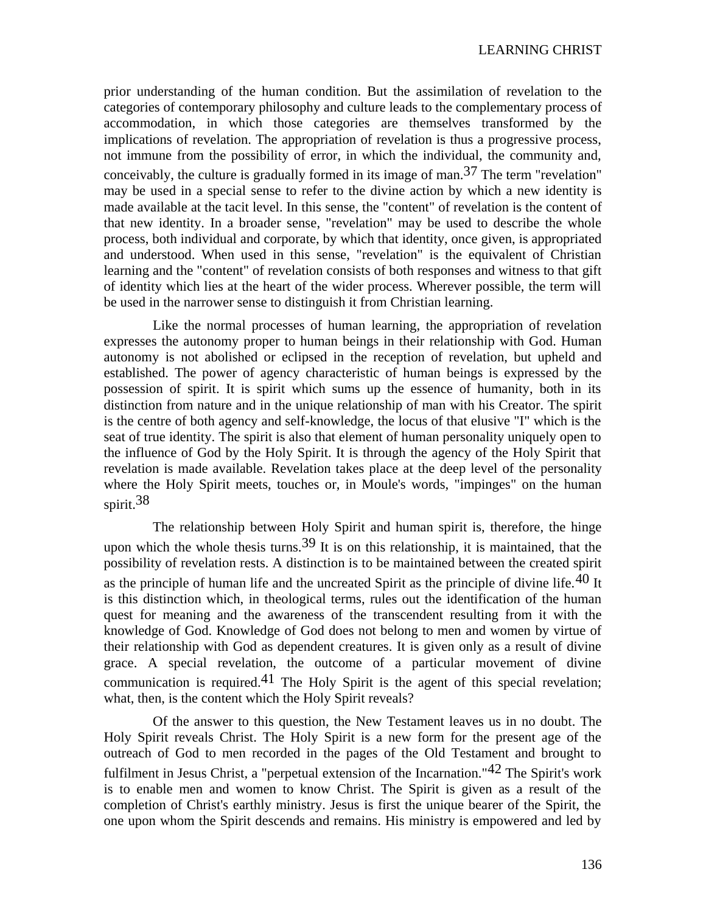prior understanding of the human condition. But the assimilation of revelation to the categories of contemporary philosophy and culture leads to the complementary process of accommodation, in which those categories are themselves transformed by the implications of revelation. The appropriation of revelation is thus a progressive process, not immune from the possibility of error, in which the individual, the community and, conceivably, the culture is gradually formed in its image of man.[37] The term "revelation" may be used in a special sense to refer to the divine action by which a new identity is made available at the tacit level. In this sense, the "content" of revelation is the content of that new identity. In a broader sense, "revelation" may be used to describe the whole process, both individual and corporate, by which that identity, once given, is appropriated and understood. When used in this sense, "revelation" is the equivalent of Christian learning and the "content" of revelation consists of both responses and witness to that gift of identity which lies at the heart of the wider process. Wherever possible, the term will be used in the narrower sense to distinguish it from Christian learning.

Like the normal processes of human learning, the appropriation of revelation expresses the autonomy proper to human beings in their relationship with God. Human autonomy is not abolished or eclipsed in the reception of revelation, but upheld and established. The power of agency characteristic of human beings is expressed by the possession of spirit. It is spirit which sums up the essence of humanity, both in its distinction from nature and in the unique relationship of man with his Creator. The spirit is the centre of both agency and self-knowledge, the locus of that elusive "I" which is the seat of true identity. The spirit is also that element of human personality uniquely open to the influence of God by the Holy Spirit. It is through the agency of the Holy Spirit that revelation is made available. Revelation takes place at the deep level of the personality where the Holy Spirit meets, touches or, in Moule's words, "impinges" on the human spirit.[38]

The relationship between Holy Spirit and human spirit is, therefore, the hinge upon which the whole thesis turns.[39] It is on this relationship, it is maintained, that the possibility of revelation rests. A distinction is to be maintained between the created spirit as the principle of human life and the uncreated Spirit as the principle of divine life.[40] It is this distinction which, in theological terms, rules out the identification of the human quest for meaning and the awareness of the transcendent resulting from it with the knowledge of God. Knowledge of God does not belong to men and women by virtue of their relationship with God as dependent creatures. It is given only as a result of divine grace. A special revelation, the outcome of a particular movement of divine communication is required.[41] The Holy Spirit is the agent of this special revelation; what, then, is the content which the Holy Spirit reveals?

Of the answer to this question, the New Testament leaves us in no doubt. The Holy Spirit reveals Christ. The Holy Spirit is a new form for the present age of the outreach of God to men recorded in the pages of the Old Testament and brought to fulfilment in Jesus Christ, a "perpetual extension of the Incarnation."[42] The Spirit's work is to enable men and women to know Christ. The Spirit is given as a result of the completion of Christ's earthly ministry. Jesus is first the unique bearer of the Spirit, the one upon whom the Spirit descends and remains. His ministry is empowered and led by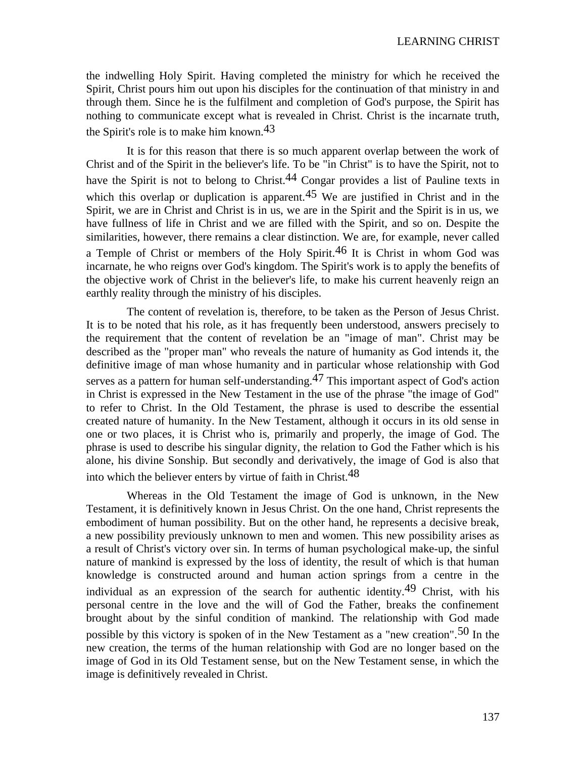the indwelling Holy Spirit. Having completed the ministry for which he received the Spirit, Christ pours him out upon his disciples for the continuation of that ministry in and through them. Since he is the fulfilment and completion of God's purpose, the Spirit has nothing to communicate except what is revealed in Christ. Christ is the incarnate truth, the Spirit's role is to make him known.[43]

It is for this reason that there is so much apparent overlap between the work of Christ and of the Spirit in the believer's life. To be "in Christ" is to have the Spirit, not to have the Spirit is not to belong to Christ.[44] Congar provides a list of Pauline texts in which this overlap or duplication is apparent.[45] We are justified in Christ and in the Spirit, we are in Christ and Christ is in us, we are in the Spirit and the Spirit is in us, we have fullness of life in Christ and we are filled with the Spirit, and so on. Despite the similarities, however, there remains a clear distinction. We are, for example, never called a Temple of Christ or members of the Holy Spirit.[46] It is Christ in whom God was incarnate, he who reigns over God's kingdom. The Spirit's work is to apply the benefits of the objective work of Christ in the believer's life, to make his current heavenly reign an earthly reality through the ministry of his disciples.

The content of revelation is, therefore, to be taken as the Person of Jesus Christ. It is to be noted that his role, as it has frequently been understood, answers precisely to the requirement that the content of revelation be an "image of man". Christ may be described as the "proper man" who reveals the nature of humanity as God intends it, the definitive image of man whose humanity and in particular whose relationship with God serves as a pattern for human self-understanding.[47] This important aspect of God's action in Christ is expressed in the New Testament in the use of the phrase "the image of God" to refer to Christ. In the Old Testament, the phrase is used to describe the essential created nature of humanity. In the New Testament, although it occurs in its old sense in one or two places, it is Christ who is, primarily and properly, the image of God. The phrase is used to describe his singular dignity, the relation to God the Father which is his alone, his divine Sonship. But secondly and derivatively, the image of God is also that into which the believer enters by virtue of faith in Christ.[48]

Whereas in the Old Testament the image of God is unknown, in the New Testament, it is definitively known in Jesus Christ. On the one hand, Christ represents the embodiment of human possibility. But on the other hand, he represents a decisive break, a new possibility previously unknown to men and women. This new possibility arises as a result of Christ's victory over sin. In terms of human psychological make-up, the sinful nature of mankind is expressed by the loss of identity, the result of which is that human knowledge is constructed around and human action springs from a centre in the individual as an expression of the search for authentic identity.[49] Christ, with his personal centre in the love and the will of God the Father, breaks the confinement brought about by the sinful condition of mankind. The relationship with God made possible by this victory is spoken of in the New Testament as a "new creation".[50] In the new creation, the terms of the human relationship with God are no longer based on the image of God in its Old Testament sense, but on the New Testament sense, in which the image is definitively revealed in Christ.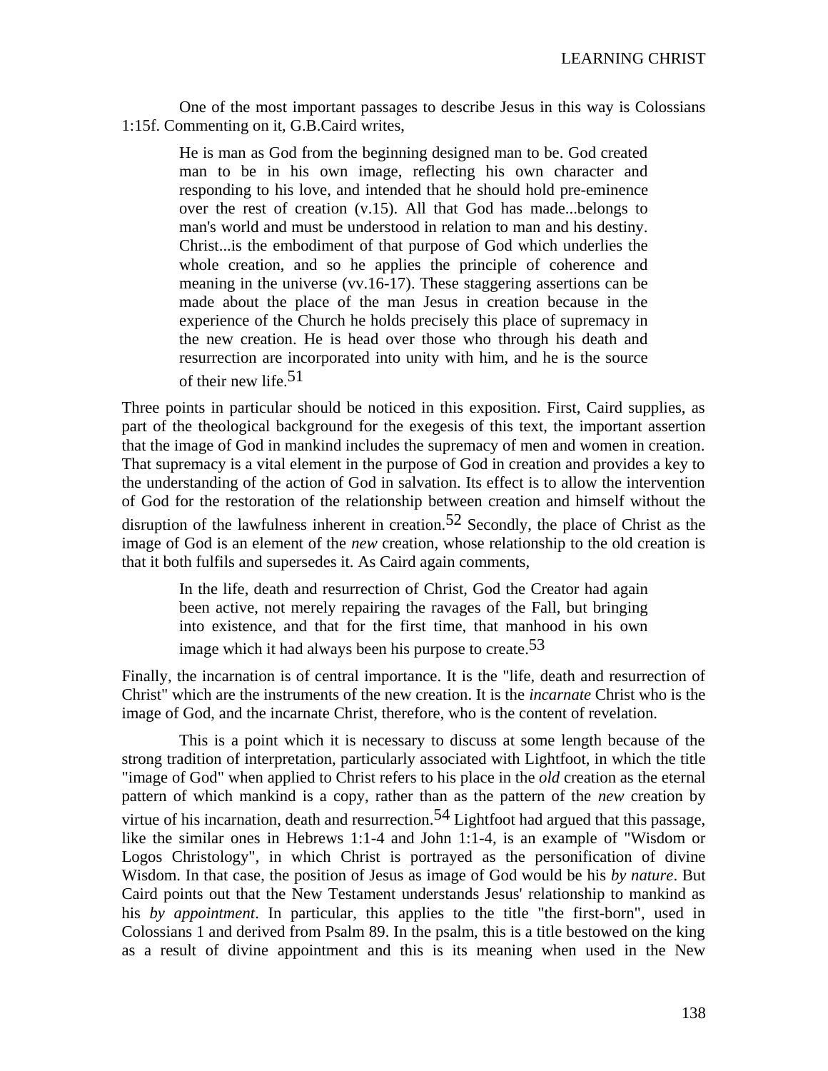One of the most important passages to describe Jesus in this way is Colossians 1:15f. Commenting on it, G.B.Caird writes,

> He is man as God from the beginning designed man to be. God created man to be in his own image, reflecting his own character and responding to his love, and intended that he should hold pre-eminence over the rest of creation (v.15). All that God has made...belongs to man's world and must be understood in relation to man and his destiny. Christ...is the embodiment of that purpose of God which underlies the whole creation, and so he applies the principle of coherence and meaning in the universe (vv.16-17). These staggering assertions can be made about the place of the man Jesus in creation because in the experience of the Church he holds precisely this place of supremacy in the new creation. He is head over those who through his death and resurrection are incorporated into unity with him, and he is the source of their new life.[51]

Three points in particular should be noticed in this exposition. First, Caird supplies, as part of the theological background for the exegesis of this text, the important assertion that the image of God in mankind includes the supremacy of men and women in creation. That supremacy is a vital element in the purpose of God in creation and provides a key to the understanding of the action of God in salvation. Its effect is to allow the intervention of God for the restoration of the relationship between creation and himself without the disruption of the lawfulness inherent in creation.[52] Secondly, the place of Christ as the image of God is an element of the *new* creation, whose relationship to the old creation is that it both fulfils and supersedes it. As Caird again comments,

> In the life, death and resurrection of Christ, God the Creator had again been active, not merely repairing the ravages of the Fall, but bringing into existence, and that for the first time, that manhood in his own image which it had always been his purpose to create.[53]

Finally, the incarnation is of central importance. It is the "life, death and resurrection of Christ" which are the instruments of the new creation. It is the *incarnate* Christ who is the image of God, and the incarnate Christ, therefore, who is the content of revelation.

This is a point which it is necessary to discuss at some length because of the strong tradition of interpretation, particularly associated with Lightfoot, in which the title "image of God" when applied to Christ refers to his place in the *old* creation as the eternal pattern of which mankind is a copy, rather than as the pattern of the *new* creation by virtue of his incarnation, death and resurrection.[54] Lightfoot had argued that this passage, like the similar ones in Hebrews 1:1-4 and John 1:1-4, is an example of "Wisdom or Logos Christology", in which Christ is portrayed as the personification of divine Wisdom. In that case, the position of Jesus as image of God would be his *by nature*. But Caird points out that the New Testament understands Jesus' relationship to mankind as his *by appointment*. In particular, this applies to the title "the first-born", used in Colossians 1 and derived from Psalm 89. In the psalm, this is a title bestowed on the king as a result of divine appointment and this is its meaning when used in the New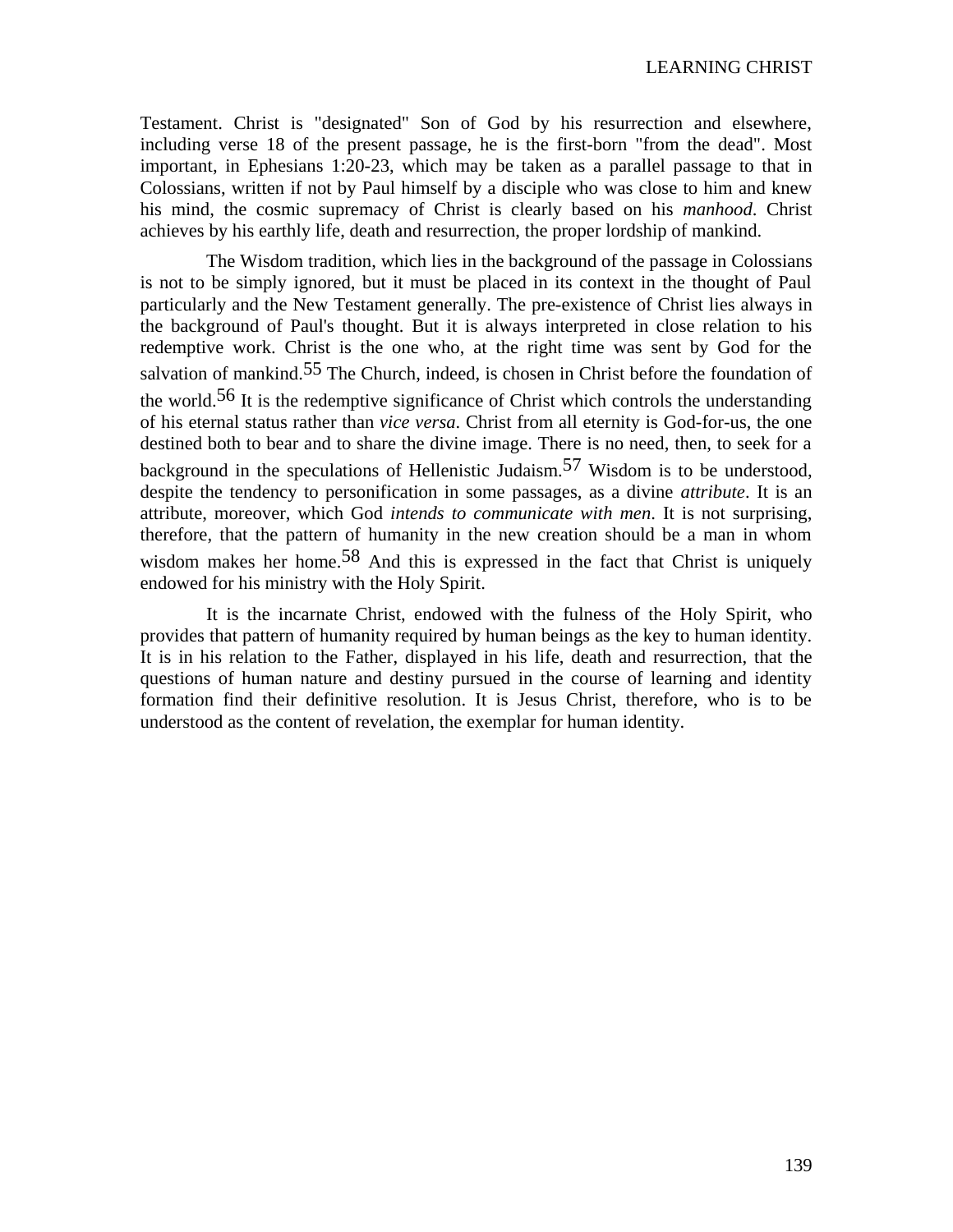Testament. Christ is "designated" Son of God by his resurrection and elsewhere, including verse 18 of the present passage, he is the first-born "from the dead". Most important, in Ephesians 1:20-23, which may be taken as a parallel passage to that in Colossians, written if not by Paul himself by a disciple who was close to him and knew his mind, the cosmic supremacy of Christ is clearly based on his *manhood*. Christ achieves by his earthly life, death and resurrection, the proper lordship of mankind.

The Wisdom tradition, which lies in the background of the passage in Colossians is not to be simply ignored, but it must be placed in its context in the thought of Paul particularly and the New Testament generally. The pre-existence of Christ lies always in the background of Paul's thought. But it is always interpreted in close relation to his redemptive work. Christ is the one who, at the right time was sent by God for the salvation of mankind.[55] The Church, indeed, is chosen in Christ before the foundation of the world.[56] It is the redemptive significance of Christ which controls the understanding of his eternal status rather than *vice versa*. Christ from all eternity is God-for-us, the one destined both to bear and to share the divine image. There is no need, then, to seek for a background in the speculations of Hellenistic Judaism.[57] Wisdom is to be understood, despite the tendency to personification in some passages, as a divine *attribute*. It is an attribute, moreover, which God *intends to communicate with men*. It is not surprising, therefore, that the pattern of humanity in the new creation should be a man in whom wisdom makes her home.[58] And this is expressed in the fact that Christ is uniquely endowed for his ministry with the Holy Spirit.

It is the incarnate Christ, endowed with the fulness of the Holy Spirit, who provides that pattern of humanity required by human beings as the key to human identity. It is in his relation to the Father, displayed in his life, death and resurrection, that the questions of human nature and destiny pursued in the course of learning and identity formation find their definitive resolution. It is Jesus Christ, therefore, who is to be understood as the content of revelation, the exemplar for human identity.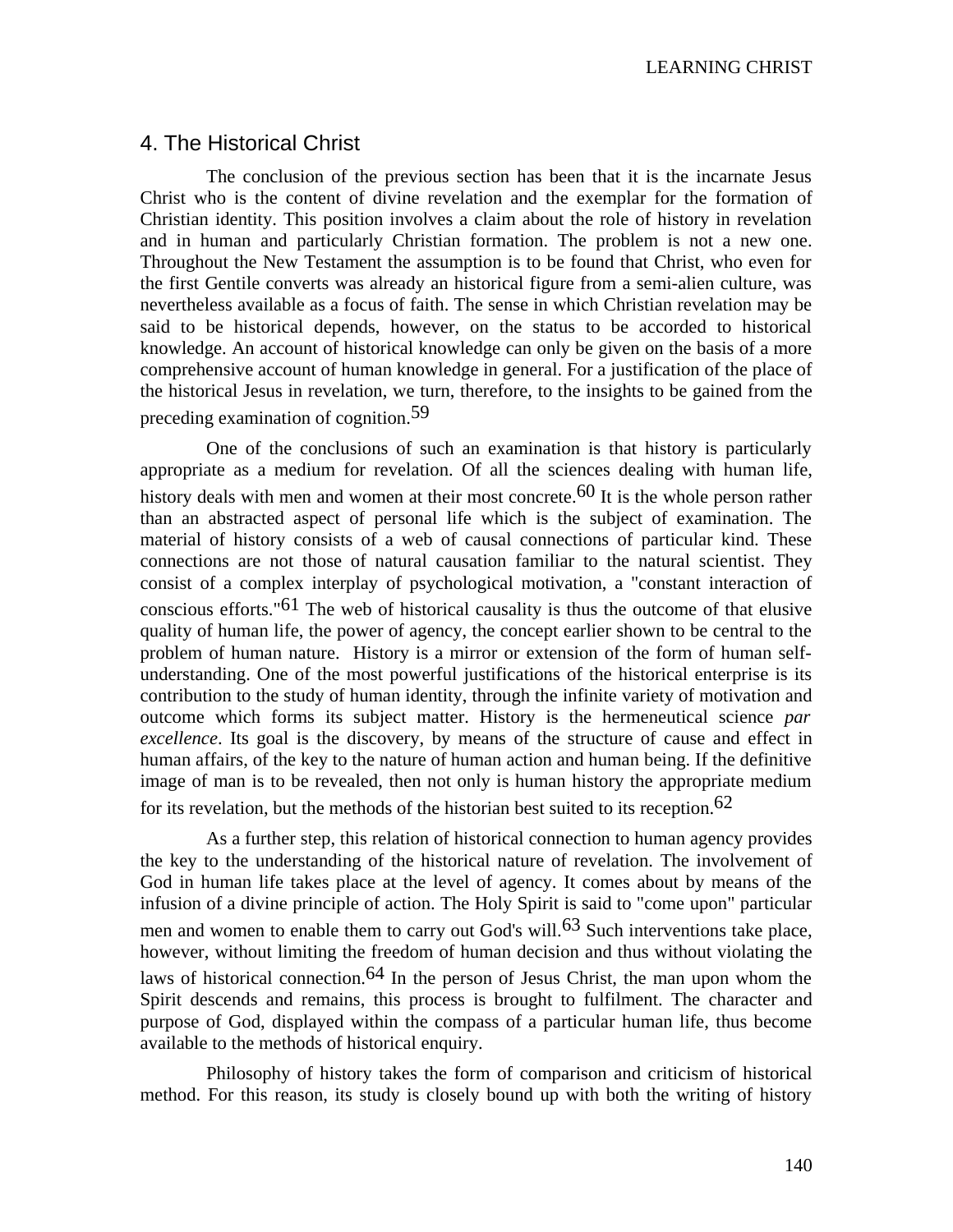## 4. The Historical Christ

The conclusion of the previous section has been that it is the incarnate Jesus Christ who is the content of divine revelation and the exemplar for the formation of Christian identity. This position involves a claim about the role of history in revelation and in human and particularly Christian formation. The problem is not a new one. Throughout the New Testament the assumption is to be found that Christ, who even for the first Gentile converts was already an historical figure from a semi-alien culture, was nevertheless available as a focus of faith. The sense in which Christian revelation may be said to be historical depends, however, on the status to be accorded to historical knowledge. An account of historical knowledge can only be given on the basis of a more comprehensive account of human knowledge in general. For a justification of the place of the historical Jesus in revelation, we turn, therefore, to the insights to be gained from the preceding examination of cognition.[59]

One of the conclusions of such an examination is that history is particularly appropriate as a medium for revelation. Of all the sciences dealing with human life, history deals with men and women at their most concrete.[60] It is the whole person rather than an abstracted aspect of personal life which is the subject of examination. The material of history consists of a web of causal connections of particular kind. These connections are not those of natural causation familiar to the natural scientist. They consist of a complex interplay of psychological motivation, a "constant interaction of conscious efforts."[61] The web of historical causality is thus the outcome of that elusive quality of human life, the power of agency, the concept earlier shown to be central to the problem of human nature. History is a mirror or extension of the form of human self-understanding. One of the most powerful justifications of the historical enterprise is its contribution to the study of human identity, through the infinite variety of motivation and outcome which forms its subject matter. History is the hermeneutical science *par excellence*. Its goal is the discovery, by means of the structure of cause and effect in human affairs, of the key to the nature of human action and human being. If the definitive image of man is to be revealed, then not only is human history the appropriate medium for its revelation, but the methods of the historian best suited to its reception.[62]

As a further step, this relation of historical connection to human agency provides the key to the understanding of the historical nature of revelation. The involvement of God in human life takes place at the level of agency. It comes about by means of the infusion of a divine principle of action. The Holy Spirit is said to "come upon" particular men and women to enable them to carry out God's will.[63] Such interventions take place, however, without limiting the freedom of human decision and thus without violating the laws of historical connection.[64] In the person of Jesus Christ, the man upon whom the Spirit descends and remains, this process is brought to fulfilment. The character and purpose of God, displayed within the compass of a particular human life, thus become available to the methods of historical enquiry.

Philosophy of history takes the form of comparison and criticism of historical method. For this reason, its study is closely bound up with both the writing of history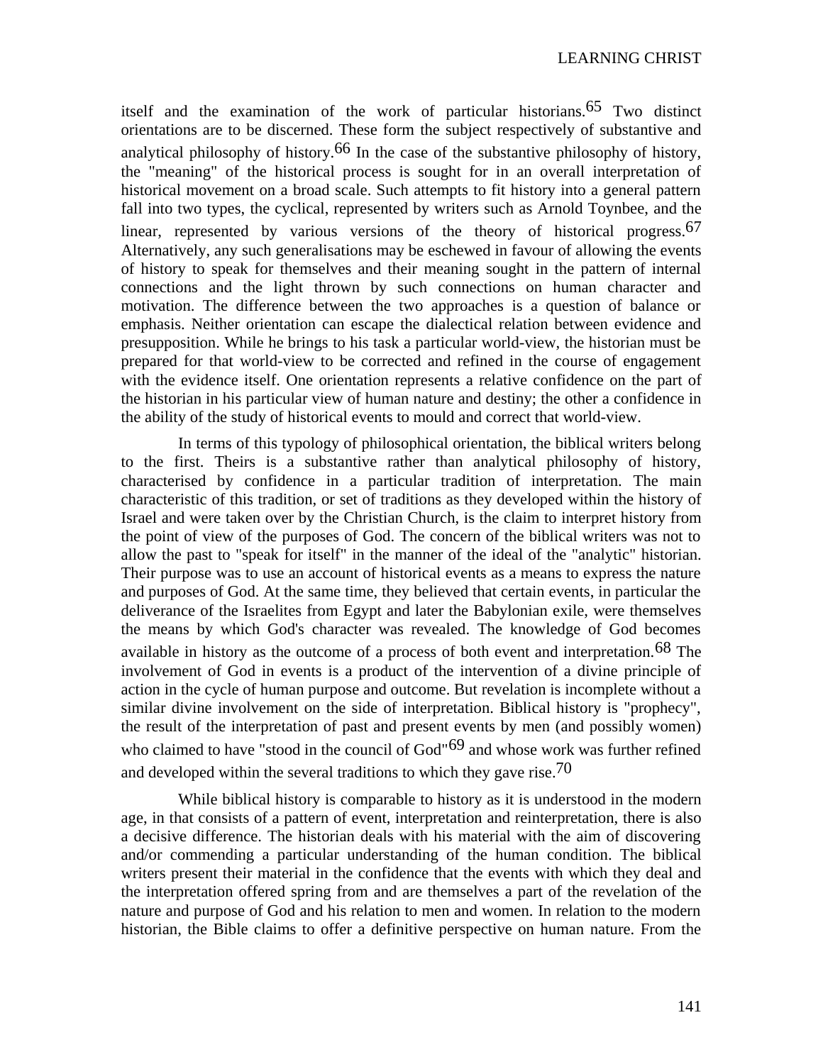itself and the examination of the work of particular historians.[65] Two distinct orientations are to be discerned. These form the subject respectively of substantive and analytical philosophy of history.[66] In the case of the substantive philosophy of history, the "meaning" of the historical process is sought for in an overall interpretation of historical movement on a broad scale. Such attempts to fit history into a general pattern fall into two types, the cyclical, represented by writers such as Arnold Toynbee, and the linear, represented by various versions of the theory of historical progress.[67] Alternatively, any such generalisations may be eschewed in favour of allowing the events of history to speak for themselves and their meaning sought in the pattern of internal connections and the light thrown by such connections on human character and motivation. The difference between the two approaches is a question of balance or emphasis. Neither orientation can escape the dialectical relation between evidence and presupposition. While he brings to his task a particular world-view, the historian must be prepared for that world-view to be corrected and refined in the course of engagement with the evidence itself. One orientation represents a relative confidence on the part of the historian in his particular view of human nature and destiny; the other a confidence in the ability of the study of historical events to mould and correct that world-view.

In terms of this typology of philosophical orientation, the biblical writers belong to the first. Theirs is a substantive rather than analytical philosophy of history, characterised by confidence in a particular tradition of interpretation. The main characteristic of this tradition, or set of traditions as they developed within the history of Israel and were taken over by the Christian Church, is the claim to interpret history from the point of view of the purposes of God. The concern of the biblical writers was not to allow the past to "speak for itself" in the manner of the ideal of the "analytic" historian. Their purpose was to use an account of historical events as a means to express the nature and purposes of God. At the same time, they believed that certain events, in particular the deliverance of the Israelites from Egypt and later the Babylonian exile, were themselves the means by which God's character was revealed. The knowledge of God becomes available in history as the outcome of a process of both event and interpretation.[68] The involvement of God in events is a product of the intervention of a divine principle of action in the cycle of human purpose and outcome. But revelation is incomplete without a similar divine involvement on the side of interpretation. Biblical history is "prophecy", the result of the interpretation of past and present events by men (and possibly women) who claimed to have "stood in the council of God"[69] and whose work was further refined and developed within the several traditions to which they gave rise.[70]

While biblical history is comparable to history as it is understood in the modern age, in that consists of a pattern of event, interpretation and reinterpretation, there is also a decisive difference. The historian deals with his material with the aim of discovering and/or commending a particular understanding of the human condition. The biblical writers present their material in the confidence that the events with which they deal and the interpretation offered spring from and are themselves a part of the revelation of the nature and purpose of God and his relation to men and women. In relation to the modern historian, the Bible claims to offer a definitive perspective on human nature. From the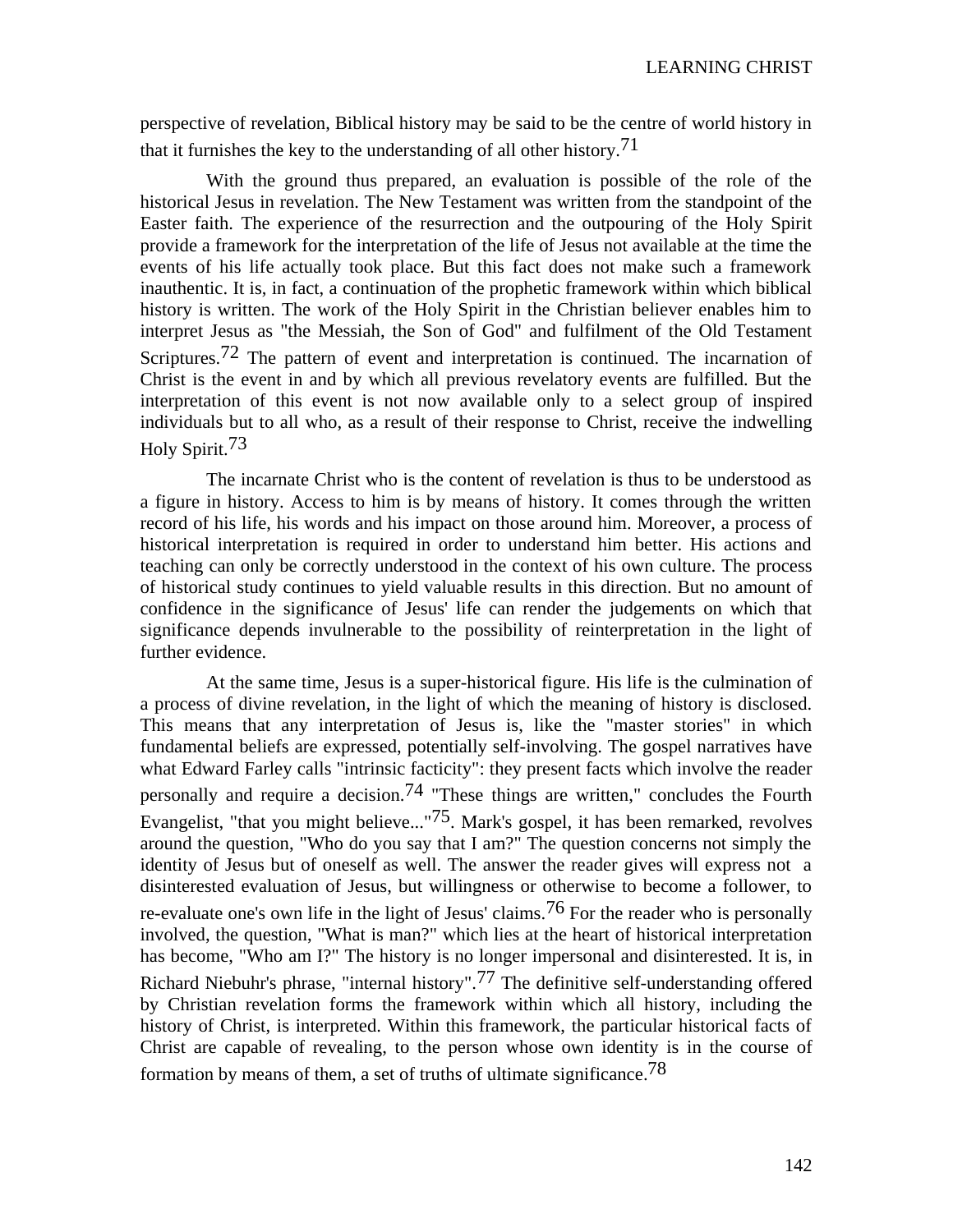perspective of revelation, Biblical history may be said to be the centre of world history in that it furnishes the key to the understanding of all other history.[71]

With the ground thus prepared, an evaluation is possible of the role of the historical Jesus in revelation. The New Testament was written from the standpoint of the Easter faith. The experience of the resurrection and the outpouring of the Holy Spirit provide a framework for the interpretation of the life of Jesus not available at the time the events of his life actually took place. But this fact does not make such a framework inauthentic. It is, in fact, a continuation of the prophetic framework within which biblical history is written. The work of the Holy Spirit in the Christian believer enables him to interpret Jesus as "the Messiah, the Son of God" and fulfilment of the Old Testament Scriptures.[72] The pattern of event and interpretation is continued. The incarnation of Christ is the event in and by which all previous revelatory events are fulfilled. But the interpretation of this event is not now available only to a select group of inspired individuals but to all who, as a result of their response to Christ, receive the indwelling Holy Spirit.[73]

The incarnate Christ who is the content of revelation is thus to be understood as a figure in history. Access to him is by means of history. It comes through the written record of his life, his words and his impact on those around him. Moreover, a process of historical interpretation is required in order to understand him better. His actions and teaching can only be correctly understood in the context of his own culture. The process of historical study continues to yield valuable results in this direction. But no amount of confidence in the significance of Jesus' life can render the judgements on which that significance depends invulnerable to the possibility of reinterpretation in the light of further evidence.

At the same time, Jesus is a super-historical figure. His life is the culmination of a process of divine revelation, in the light of which the meaning of history is disclosed. This means that any interpretation of Jesus is, like the "master stories" in which fundamental beliefs are expressed, potentially self-involving. The gospel narratives have what Edward Farley calls "intrinsic facticity": they present facts which involve the reader personally and require a decision.[74] "These things are written," concludes the Fourth Evangelist, "that you might believe..."[75]. Mark's gospel, it has been remarked, revolves around the question, "Who do you say that I am?" The question concerns not simply the identity of Jesus but of oneself as well. The answer the reader gives will express not a disinterested evaluation of Jesus, but willingness or otherwise to become a follower, to re-evaluate one's own life in the light of Jesus' claims.[76] For the reader who is personally involved, the question, "What is man?" which lies at the heart of historical interpretation has become, "Who am I?" The history is no longer impersonal and disinterested. It is, in Richard Niebuhr's phrase, "internal history".[77] The definitive self-understanding offered by Christian revelation forms the framework within which all history, including the history of Christ, is interpreted. Within this framework, the particular historical facts of Christ are capable of revealing, to the person whose own identity is in the course of formation by means of them, a set of truths of ultimate significance.[78]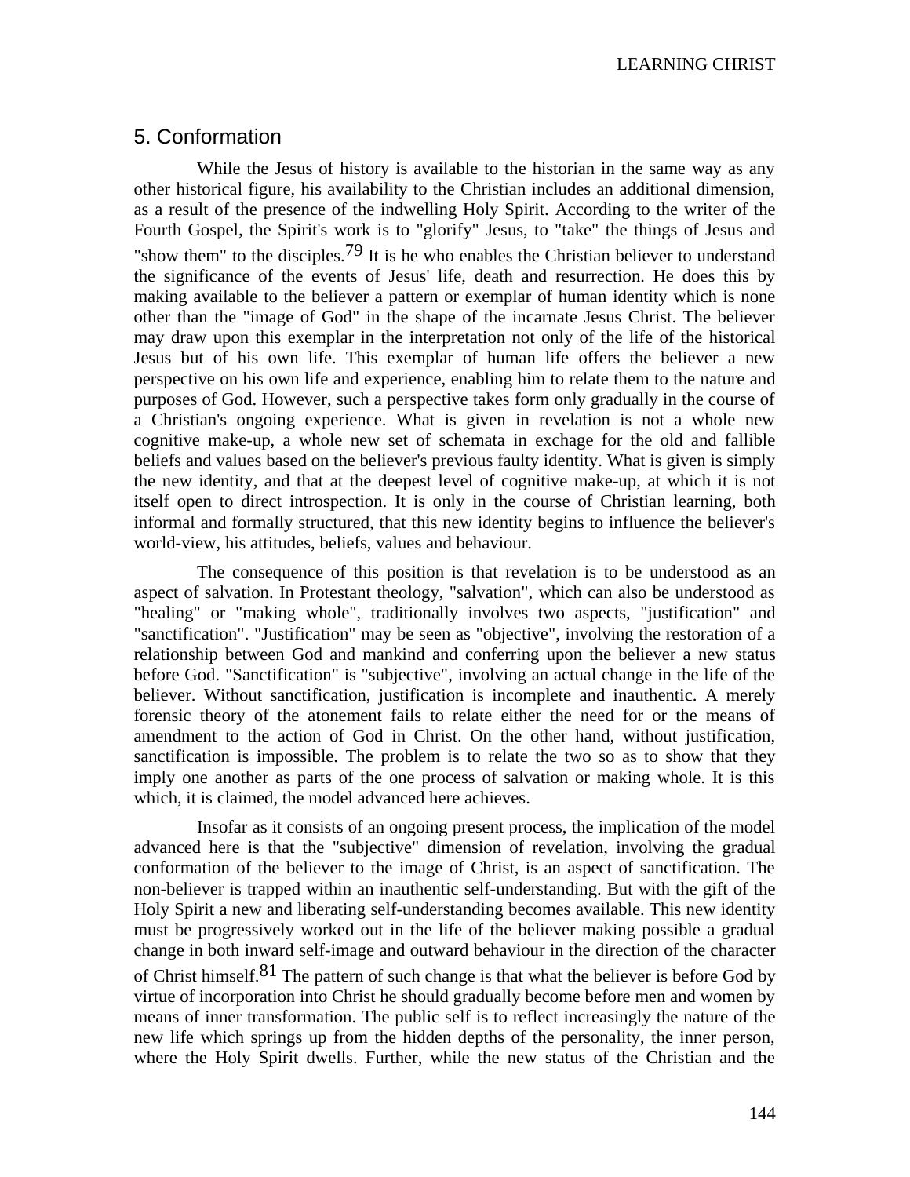## 5. Conformation

While the Jesus of history is available to the historian in the same way as any other historical figure, his availability to the Christian includes an additional dimension, as a result of the presence of the indwelling Holy Spirit. According to the writer of the Fourth Gospel, the Spirit's work is to "glorify" Jesus, to "take" the things of Jesus and "show them" to the disciples.[79] It is he who enables the Christian believer to understand the significance of the events of Jesus' life, death and resurrection. He does this by making available to the believer a pattern or exemplar of human identity which is none other than the "image of God" in the shape of the incarnate Jesus Christ. The believer may draw upon this exemplar in the interpretation not only of the life of the historical Jesus but of his own life. This exemplar of human life offers the believer a new perspective on his own life and experience, enabling him to relate them to the nature and purposes of God. However, such a perspective takes form only gradually in the course of a Christian's ongoing experience. What is given in revelation is not a whole new cognitive make-up, a whole new set of schemata in exchage for the old and fallible beliefs and values based on the believer's previous faulty identity. What is given is simply the new identity, and that at the deepest level of cognitive make-up, at which it is not itself open to direct introspection. It is only in the course of Christian learning, both informal and formally structured, that this new identity begins to influence the believer's world-view, his attitudes, beliefs, values and behaviour.

The consequence of this position is that revelation is to be understood as an aspect of salvation. In Protestant theology, "salvation", which can also be understood as "healing" or "making whole", traditionally involves two aspects, "justification" and "sanctification". "Justification" may be seen as "objective", involving the restoration of a relationship between God and mankind and conferring upon the believer a new status before God. "Sanctification" is "subjective", involving an actual change in the life of the believer. Without sanctification, justification is incomplete and inauthentic. A merely forensic theory of the atonement fails to relate either the need for or the means of amendment to the action of God in Christ. On the other hand, without justification, sanctification is impossible. The problem is to relate the two so as to show that they imply one another as parts of the one process of salvation or making whole. It is this which, it is claimed, the model advanced here achieves.

Insofar as it consists of an ongoing present process, the implication of the model advanced here is that the "subjective" dimension of revelation, involving the gradual conformation of the believer to the image of Christ, is an aspect of sanctification. The non-believer is trapped within an inauthentic self-understanding. But with the gift of the Holy Spirit a new and liberating self-understanding becomes available. This new identity must be progressively worked out in the life of the believer making possible a gradual change in both inward self-image and outward behaviour in the direction of the character of Christ himself.[81] The pattern of such change is that what the believer is before God by virtue of incorporation into Christ he should gradually become before men and women by means of inner transformation. The public self is to reflect increasingly the nature of the new life which springs up from the hidden depths of the personality, the inner person, where the Holy Spirit dwells. Further, while the new status of the Christian and the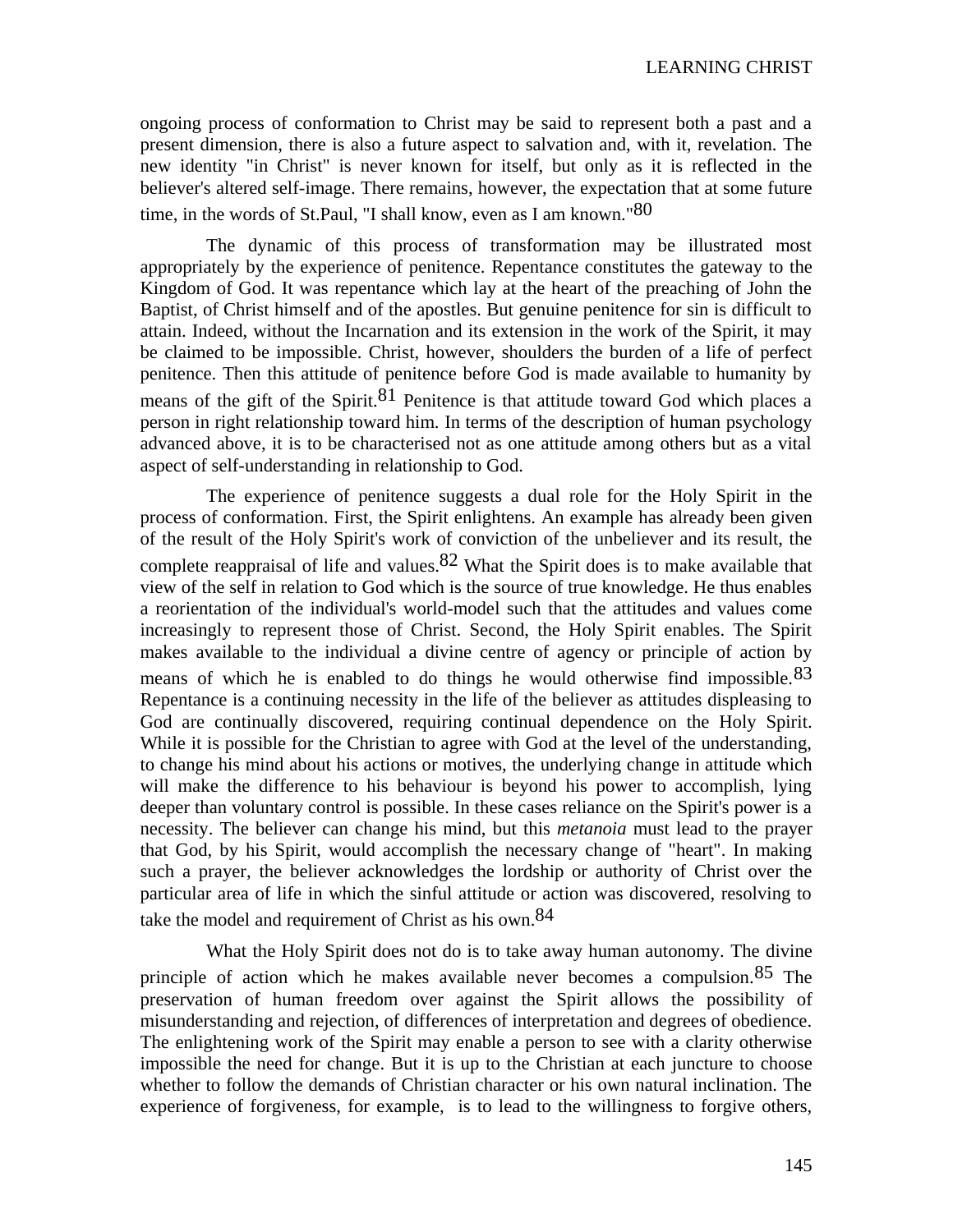ongoing process of conformation to Christ may be said to represent both a past and a present dimension, there is also a future aspect to salvation and, with it, revelation. The new identity "in Christ" is never known for itself, but only as it is reflected in the believer's altered self-image. There remains, however, the expectation that at some future time, in the words of St.Paul, "I shall know, even as I am known."[80]

The dynamic of this process of transformation may be illustrated most appropriately by the experience of penitence. Repentance constitutes the gateway to the Kingdom of God. It was repentance which lay at the heart of the preaching of John the Baptist, of Christ himself and of the apostles. But genuine penitence for sin is difficult to attain. Indeed, without the Incarnation and its extension in the work of the Spirit, it may be claimed to be impossible. Christ, however, shoulders the burden of a life of perfect penitence. Then this attitude of penitence before God is made available to humanity by means of the gift of the Spirit.[81] Penitence is that attitude toward God which places a person in right relationship toward him. In terms of the description of human psychology advanced above, it is to be characterised not as one attitude among others but as a vital aspect of self-understanding in relationship to God.

The experience of penitence suggests a dual role for the Holy Spirit in the process of conformation. First, the Spirit enlightens. An example has already been given of the result of the Holy Spirit's work of conviction of the unbeliever and its result, the complete reappraisal of life and values.[82] What the Spirit does is to make available that view of the self in relation to God which is the source of true knowledge. He thus enables a reorientation of the individual's world-model such that the attitudes and values come increasingly to represent those of Christ. Second, the Holy Spirit enables. The Spirit makes available to the individual a divine centre of agency or principle of action by means of which he is enabled to do things he would otherwise find impossible.[83] Repentance is a continuing necessity in the life of the believer as attitudes displeasing to God are continually discovered, requiring continual dependence on the Holy Spirit. While it is possible for the Christian to agree with God at the level of the understanding, to change his mind about his actions or motives, the underlying change in attitude which will make the difference to his behaviour is beyond his power to accomplish, lying deeper than voluntary control is possible. In these cases reliance on the Spirit's power is a necessity. The believer can change his mind, but this *metanoia* must lead to the prayer that God, by his Spirit, would accomplish the necessary change of "heart". In making such a prayer, the believer acknowledges the lordship or authority of Christ over the particular area of life in which the sinful attitude or action was discovered, resolving to take the model and requirement of Christ as his own.[84]

What the Holy Spirit does not do is to take away human autonomy. The divine principle of action which he makes available never becomes a compulsion.[85] The preservation of human freedom over against the Spirit allows the possibility of misunderstanding and rejection, of differences of interpretation and degrees of obedience. The enlightening work of the Spirit may enable a person to see with a clarity otherwise impossible the need for change. But it is up to the Christian at each juncture to choose whether to follow the demands of Christian character or his own natural inclination. The experience of forgiveness, for example, is to lead to the willingness to forgive others,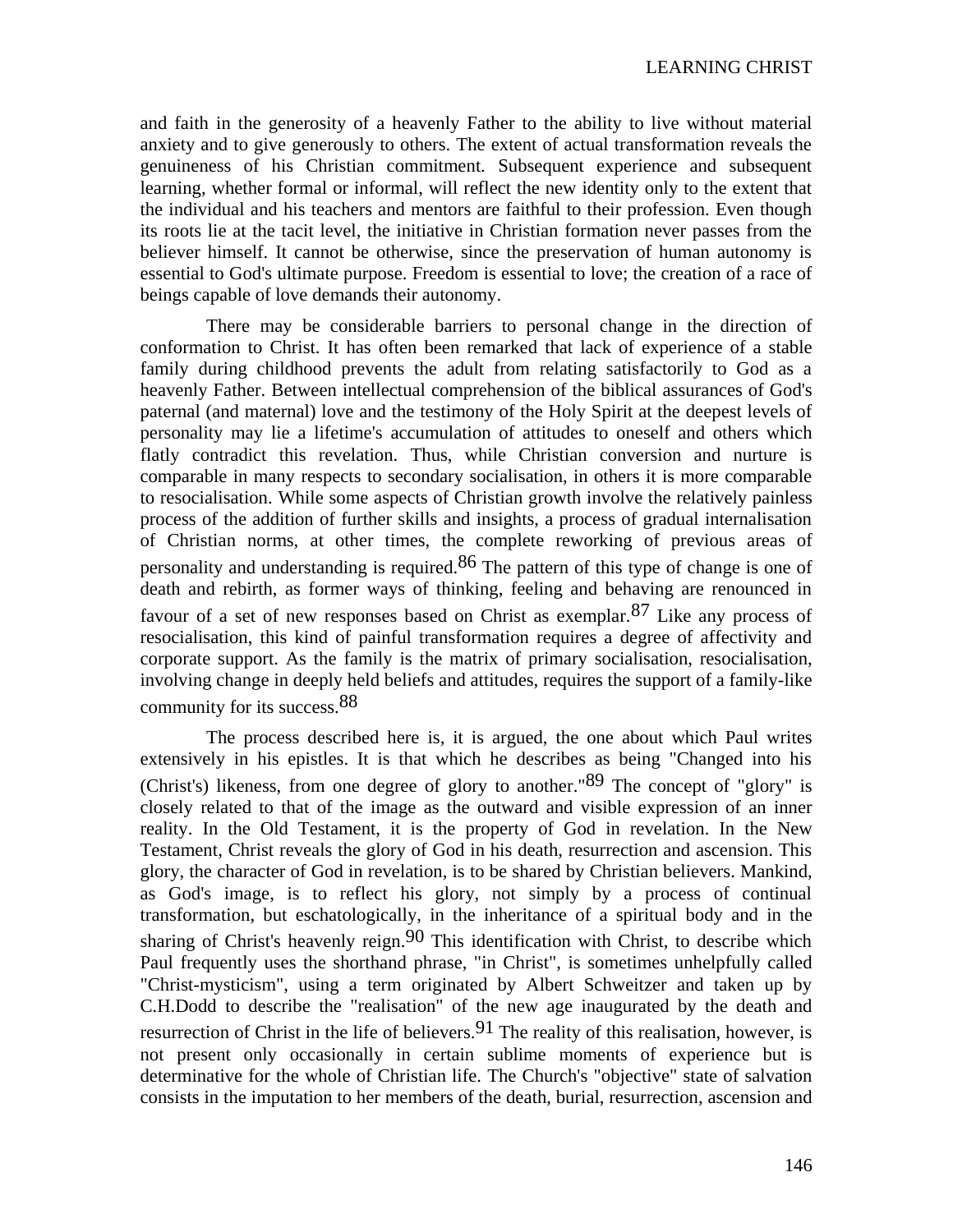and faith in the generosity of a heavenly Father to the ability to live without material anxiety and to give generously to others. The extent of actual transformation reveals the genuineness of his Christian commitment. Subsequent experience and subsequent learning, whether formal or informal, will reflect the new identity only to the extent that the individual and his teachers and mentors are faithful to their profession. Even though its roots lie at the tacit level, the initiative in Christian formation never passes from the believer himself. It cannot be otherwise, since the preservation of human autonomy is essential to God's ultimate purpose. Freedom is essential to love; the creation of a race of beings capable of love demands their autonomy.

There may be considerable barriers to personal change in the direction of conformation to Christ. It has often been remarked that lack of experience of a stable family during childhood prevents the adult from relating satisfactorily to God as a heavenly Father. Between intellectual comprehension of the biblical assurances of God's paternal (and maternal) love and the testimony of the Holy Spirit at the deepest levels of personality may lie a lifetime's accumulation of attitudes to oneself and others which flatly contradict this revelation. Thus, while Christian conversion and nurture is comparable in many respects to secondary socialisation, in others it is more comparable to resocialisation. While some aspects of Christian growth involve the relatively painless process of the addition of further skills and insights, a process of gradual internalisation of Christian norms, at other times, the complete reworking of previous areas of personality and understanding is required.[86] The pattern of this type of change is one of death and rebirth, as former ways of thinking, feeling and behaving are renounced in favour of a set of new responses based on Christ as exemplar.[87] Like any process of resocialisation, this kind of painful transformation requires a degree of affectivity and corporate support. As the family is the matrix of primary socialisation, resocialisation, involving change in deeply held beliefs and attitudes, requires the support of a family-like community for its success.[88]

The process described here is, it is argued, the one about which Paul writes extensively in his epistles. It is that which he describes as being "Changed into his (Christ's) likeness, from one degree of glory to another."[89] The concept of "glory" is closely related to that of the image as the outward and visible expression of an inner reality. In the Old Testament, it is the property of God in revelation. In the New Testament, Christ reveals the glory of God in his death, resurrection and ascension. This glory, the character of God in revelation, is to be shared by Christian believers. Mankind, as God's image, is to reflect his glory, not simply by a process of continual transformation, but eschatologically, in the inheritance of a spiritual body and in the sharing of Christ's heavenly reign.[90] This identification with Christ, to describe which Paul frequently uses the shorthand phrase, "in Christ", is sometimes unhelpfully called "Christ-mysticism", using a term originated by Albert Schweitzer and taken up by C.H.Dodd to describe the "realisation" of the new age inaugurated by the death and resurrection of Christ in the life of believers.[91] The reality of this realisation, however, is not present only occasionally in certain sublime moments of experience but is determinative for the whole of Christian life. The Church's "objective" state of salvation consists in the imputation to her members of the death, burial, resurrection, ascension and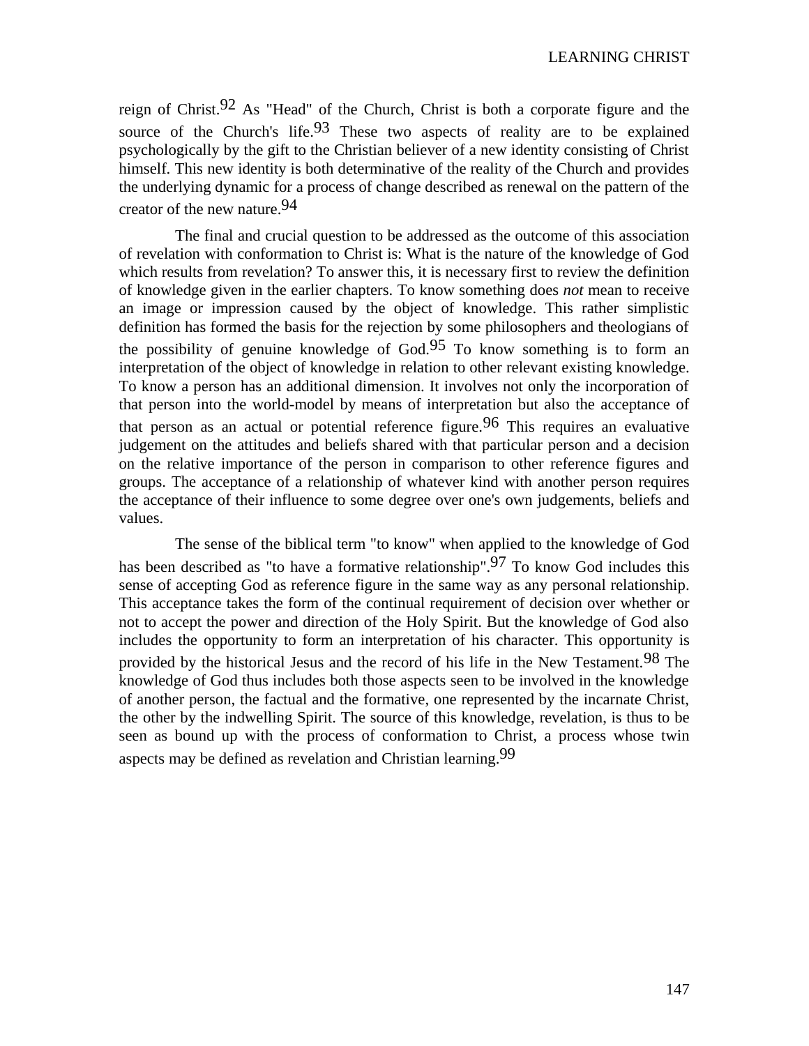reign of Christ.[92] As "Head" of the Church, Christ is both a corporate figure and the source of the Church's life.[93] These two aspects of reality are to be explained psychologically by the gift to the Christian believer of a new identity consisting of Christ himself. This new identity is both determinative of the reality of the Church and provides the underlying dynamic for a process of change described as renewal on the pattern of the creator of the new nature.[94]

The final and crucial question to be addressed as the outcome of this association of revelation with conformation to Christ is: What is the nature of the knowledge of God which results from revelation? To answer this, it is necessary first to review the definition of knowledge given in the earlier chapters. To know something does *not* mean to receive an image or impression caused by the object of knowledge. This rather simplistic definition has formed the basis for the rejection by some philosophers and theologians of the possibility of genuine knowledge of God.[95] To know something is to form an interpretation of the object of knowledge in relation to other relevant existing knowledge. To know a person has an additional dimension. It involves not only the incorporation of that person into the world-model by means of interpretation but also the acceptance of that person as an actual or potential reference figure.[96] This requires an evaluative judgement on the attitudes and beliefs shared with that particular person and a decision on the relative importance of the person in comparison to other reference figures and groups. The acceptance of a relationship of whatever kind with another person requires the acceptance of their influence to some degree over one's own judgements, beliefs and values.

The sense of the biblical term "to know" when applied to the knowledge of God has been described as "to have a formative relationship".[97] To know God includes this sense of accepting God as reference figure in the same way as any personal relationship. This acceptance takes the form of the continual requirement of decision over whether or not to accept the power and direction of the Holy Spirit. But the knowledge of God also includes the opportunity to form an interpretation of his character. This opportunity is provided by the historical Jesus and the record of his life in the New Testament.[98] The knowledge of God thus includes both those aspects seen to be involved in the knowledge of another person, the factual and the formative, one represented by the incarnate Christ, the other by the indwelling Spirit. The source of this knowledge, revelation, is thus to be seen as bound up with the process of conformation to Christ, a process whose twin aspects may be defined as revelation and Christian learning.[99]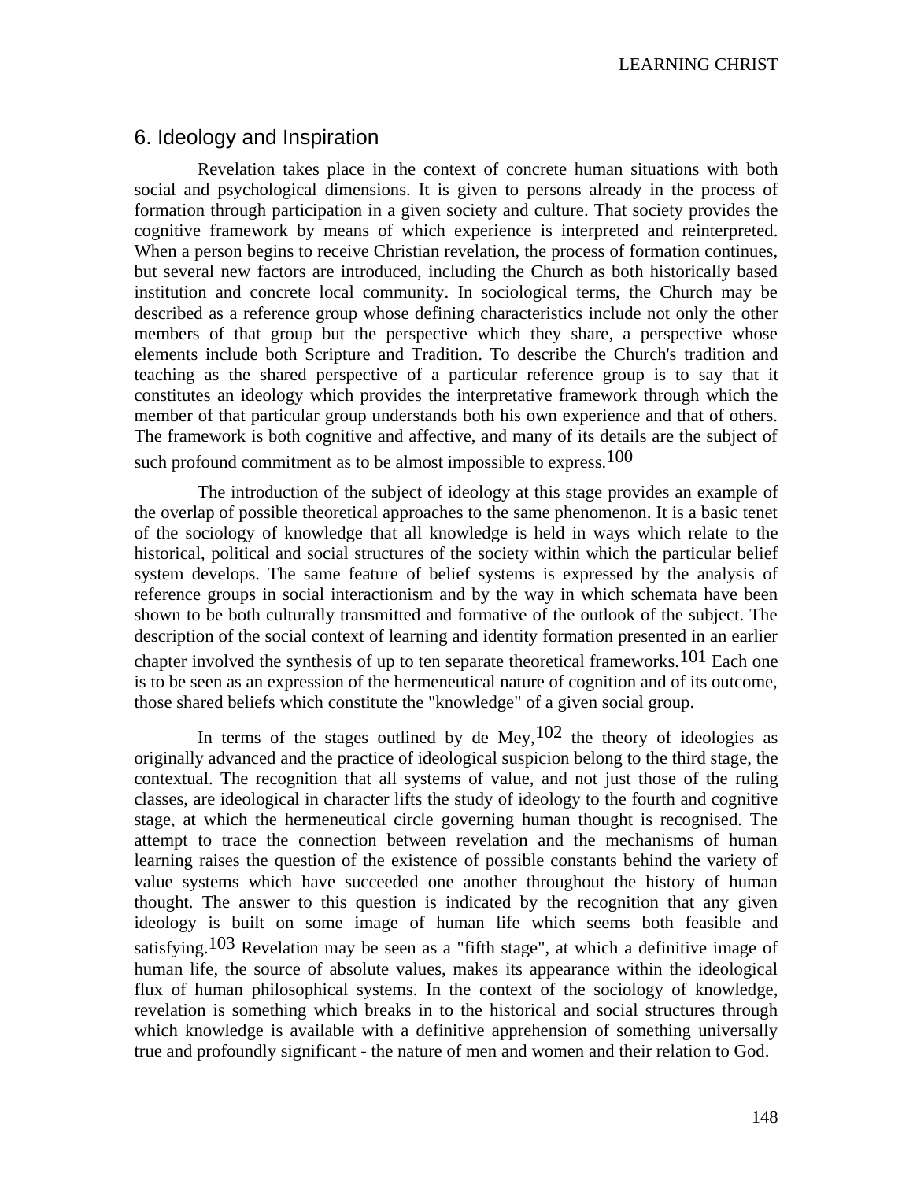## 6. Ideology and Inspiration

Revelation takes place in the context of concrete human situations with both social and psychological dimensions. It is given to persons already in the process of formation through participation in a given society and culture. That society provides the cognitive framework by means of which experience is interpreted and reinterpreted. When a person begins to receive Christian revelation, the process of formation continues, but several new factors are introduced, including the Church as both historically based institution and concrete local community. In sociological terms, the Church may be described as a reference group whose defining characteristics include not only the other members of that group but the perspective which they share, a perspective whose elements include both Scripture and Tradition. To describe the Church's tradition and teaching as the shared perspective of a particular reference group is to say that it constitutes an ideology which provides the interpretative framework through which the member of that particular group understands both his own experience and that of others. The framework is both cognitive and affective, and many of its details are the subject of such profound commitment as to be almost impossible to express.[100]

The introduction of the subject of ideology at this stage provides an example of the overlap of possible theoretical approaches to the same phenomenon. It is a basic tenet of the sociology of knowledge that all knowledge is held in ways which relate to the historical, political and social structures of the society within which the particular belief system develops. The same feature of belief systems is expressed by the analysis of reference groups in social interactionism and by the way in which schemata have been shown to be both culturally transmitted and formative of the outlook of the subject. The description of the social context of learning and identity formation presented in an earlier chapter involved the synthesis of up to ten separate theoretical frameworks.[101] Each one is to be seen as an expression of the hermeneutical nature of cognition and of its outcome, those shared beliefs which constitute the "knowledge" of a given social group.

In terms of the stages outlined by de Mey,[102] the theory of ideologies as originally advanced and the practice of ideological suspicion belong to the third stage, the contextual. The recognition that all systems of value, and not just those of the ruling classes, are ideological in character lifts the study of ideology to the fourth and cognitive stage, at which the hermeneutical circle governing human thought is recognised. The attempt to trace the connection between revelation and the mechanisms of human learning raises the question of the existence of possible constants behind the variety of value systems which have succeeded one another throughout the history of human thought. The answer to this question is indicated by the recognition that any given ideology is built on some image of human life which seems both feasible and satisfying.[103] Revelation may be seen as a "fifth stage", at which a definitive image of human life, the source of absolute values, makes its appearance within the ideological flux of human philosophical systems. In the context of the sociology of knowledge, revelation is something which breaks in to the historical and social structures through which knowledge is available with a definitive apprehension of something universally true and profoundly significant - the nature of men and women and their relation to God.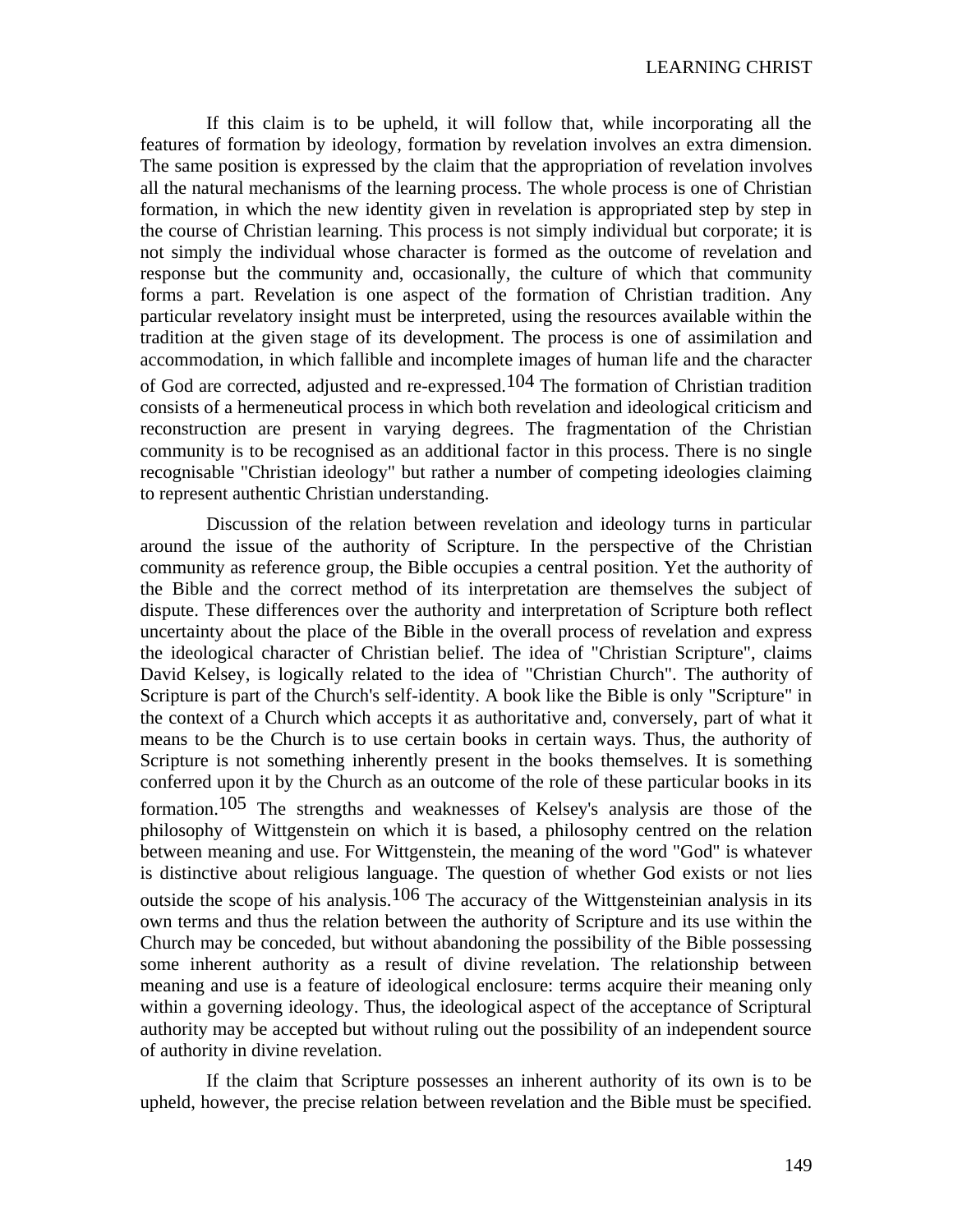If this claim is to be upheld, it will follow that, while incorporating all the features of formation by ideology, formation by revelation involves an extra dimension. The same position is expressed by the claim that the appropriation of revelation involves all the natural mechanisms of the learning process. The whole process is one of Christian formation, in which the new identity given in revelation is appropriated step by step in the course of Christian learning. This process is not simply individual but corporate; it is not simply the individual whose character is formed as the outcome of revelation and response but the community and, occasionally, the culture of which that community forms a part. Revelation is one aspect of the formation of Christian tradition. Any particular revelatory insight must be interpreted, using the resources available within the tradition at the given stage of its development. The process is one of assimilation and accommodation, in which fallible and incomplete images of human life and the character of God are corrected, adjusted and re-expressed.[104] The formation of Christian tradition consists of a hermeneutical process in which both revelation and ideological criticism and reconstruction are present in varying degrees. The fragmentation of the Christian community is to be recognised as an additional factor in this process. There is no single recognisable "Christian ideology" but rather a number of competing ideologies claiming to represent authentic Christian understanding.

Discussion of the relation between revelation and ideology turns in particular around the issue of the authority of Scripture. In the perspective of the Christian community as reference group, the Bible occupies a central position. Yet the authority of the Bible and the correct method of its interpretation are themselves the subject of dispute. These differences over the authority and interpretation of Scripture both reflect uncertainty about the place of the Bible in the overall process of revelation and express the ideological character of Christian belief. The idea of "Christian Scripture", claims David Kelsey, is logically related to the idea of "Christian Church". The authority of Scripture is part of the Church's self-identity. A book like the Bible is only "Scripture" in the context of a Church which accepts it as authoritative and, conversely, part of what it means to be the Church is to use certain books in certain ways. Thus, the authority of Scripture is not something inherently present in the books themselves. It is something conferred upon it by the Church as an outcome of the role of these particular books in its formation.[105] The strengths and weaknesses of Kelsey's analysis are those of the philosophy of Wittgenstein on which it is based, a philosophy centred on the relation between meaning and use. For Wittgenstein, the meaning of the word "God" is whatever is distinctive about religious language. The question of whether God exists or not lies outside the scope of his analysis.[106] The accuracy of the Wittgensteinian analysis in its own terms and thus the relation between the authority of Scripture and its use within the Church may be conceded, but without abandoning the possibility of the Bible possessing some inherent authority as a result of divine revelation. The relationship between meaning and use is a feature of ideological enclosure: terms acquire their meaning only within a governing ideology. Thus, the ideological aspect of the acceptance of Scriptural authority may be accepted but without ruling out the possibility of an independent source of authority in divine revelation.

If the claim that Scripture possesses an inherent authority of its own is to be upheld, however, the precise relation between revelation and the Bible must be specified.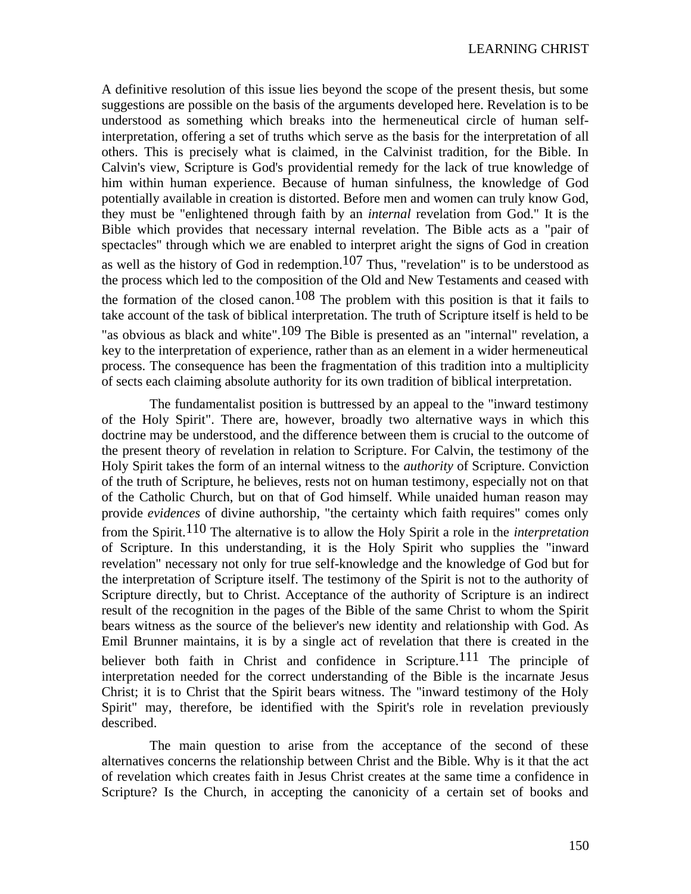A definitive resolution of this issue lies beyond the scope of the present thesis, but some suggestions are possible on the basis of the arguments developed here. Revelation is to be understood as something which breaks into the hermeneutical circle of human self-interpretation, offering a set of truths which serve as the basis for the interpretation of all others. This is precisely what is claimed, in the Calvinist tradition, for the Bible. In Calvin's view, Scripture is God's providential remedy for the lack of true knowledge of him within human experience. Because of human sinfulness, the knowledge of God potentially available in creation is distorted. Before men and women can truly know God, they must be "enlightened through faith by an *internal* revelation from God." It is the Bible which provides that necessary internal revelation. The Bible acts as a "pair of spectacles" through which we are enabled to interpret aright the signs of God in creation as well as the history of God in redemption.[107] Thus, "revelation" is to be understood as the process which led to the composition of the Old and New Testaments and ceased with the formation of the closed canon.[108] The problem with this position is that it fails to take account of the task of biblical interpretation. The truth of Scripture itself is held to be "as obvious as black and white".[109] The Bible is presented as an "internal" revelation, a key to the interpretation of experience, rather than as an element in a wider hermeneutical process. The consequence has been the fragmentation of this tradition into a multiplicity of sects each claiming absolute authority for its own tradition of biblical interpretation.

The fundamentalist position is buttressed by an appeal to the "inward testimony of the Holy Spirit". There are, however, broadly two alternative ways in which this doctrine may be understood, and the difference between them is crucial to the outcome of the present theory of revelation in relation to Scripture. For Calvin, the testimony of the Holy Spirit takes the form of an internal witness to the *authority* of Scripture. Conviction of the truth of Scripture, he believes, rests not on human testimony, especially not on that of the Catholic Church, but on that of God himself. While unaided human reason may provide *evidences* of divine authorship, "the certainty which faith requires" comes only from the Spirit.[110] The alternative is to allow the Holy Spirit a role in the *interpretation* of Scripture. In this understanding, it is the Holy Spirit who supplies the "inward revelation" necessary not only for true self-knowledge and the knowledge of God but for the interpretation of Scripture itself. The testimony of the Spirit is not to the authority of Scripture directly, but to Christ. Acceptance of the authority of Scripture is an indirect result of the recognition in the pages of the Bible of the same Christ to whom the Spirit bears witness as the source of the believer's new identity and relationship with God. As Emil Brunner maintains, it is by a single act of revelation that there is created in the believer both faith in Christ and confidence in Scripture.[111] The principle of interpretation needed for the correct understanding of the Bible is the incarnate Jesus Christ; it is to Christ that the Spirit bears witness. The "inward testimony of the Holy Spirit" may, therefore, be identified with the Spirit's role in revelation previously described.

The main question to arise from the acceptance of the second of these alternatives concerns the relationship between Christ and the Bible. Why is it that the act of revelation which creates faith in Jesus Christ creates at the same time a confidence in Scripture? Is the Church, in accepting the canonicity of a certain set of books and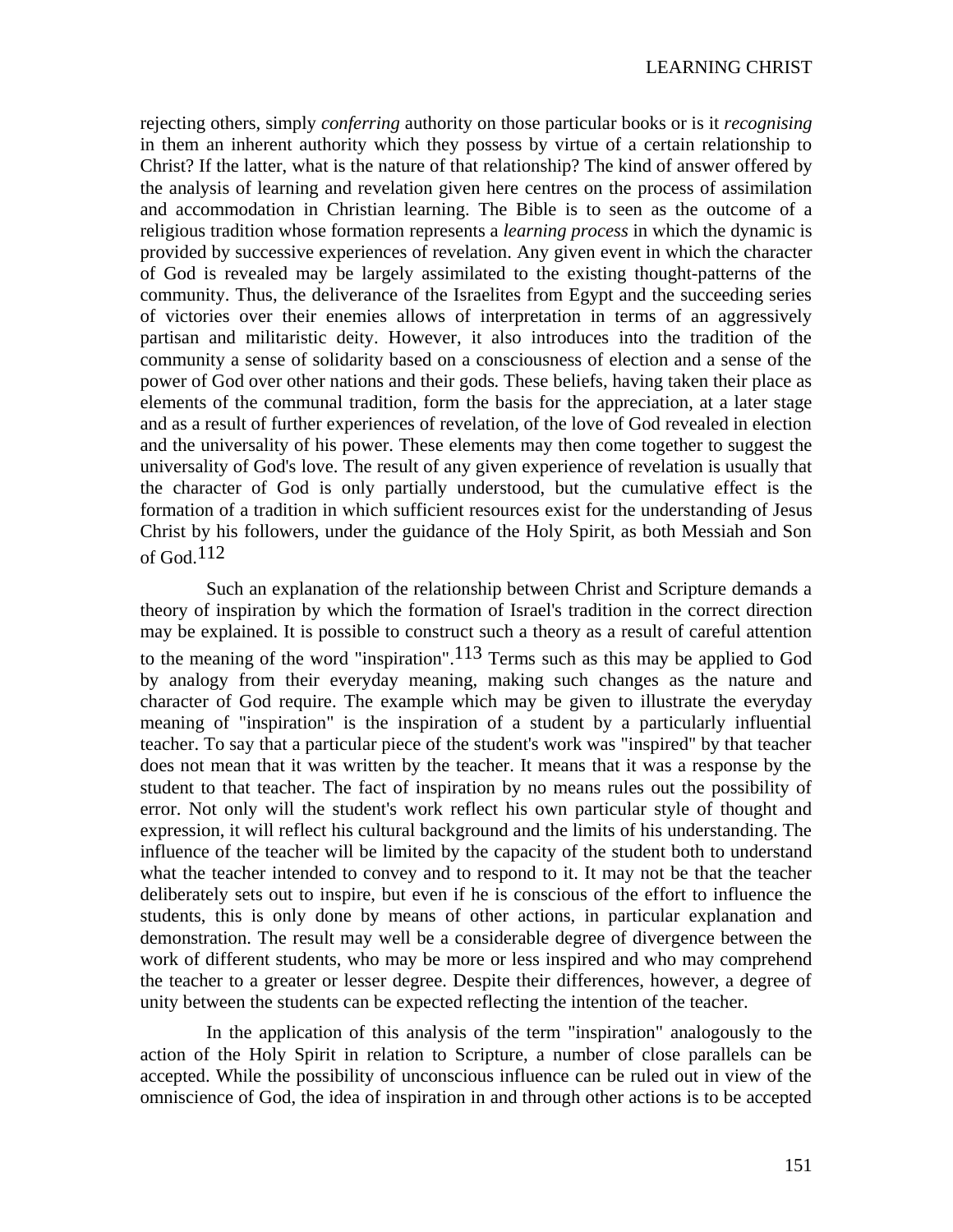rejecting others, simply *conferring* authority on those particular books or is it *recognising* in them an inherent authority which they possess by virtue of a certain relationship to Christ? If the latter, what is the nature of that relationship? The kind of answer offered by the analysis of learning and revelation given here centres on the process of assimilation and accommodation in Christian learning. The Bible is to seen as the outcome of a religious tradition whose formation represents a *learning process* in which the dynamic is provided by successive experiences of revelation. Any given event in which the character of God is revealed may be largely assimilated to the existing thought-patterns of the community. Thus, the deliverance of the Israelites from Egypt and the succeeding series of victories over their enemies allows of interpretation in terms of an aggressively partisan and militaristic deity. However, it also introduces into the tradition of the community a sense of solidarity based on a consciousness of election and a sense of the power of God over other nations and their gods. These beliefs, having taken their place as elements of the communal tradition, form the basis for the appreciation, at a later stage and as a result of further experiences of revelation, of the love of God revealed in election and the universality of his power. These elements may then come together to suggest the universality of God's love. The result of any given experience of revelation is usually that the character of God is only partially understood, but the cumulative effect is the formation of a tradition in which sufficient resources exist for the understanding of Jesus Christ by his followers, under the guidance of the Holy Spirit, as both Messiah and Son of God.[112]

Such an explanation of the relationship between Christ and Scripture demands a theory of inspiration by which the formation of Israel's tradition in the correct direction may be explained. It is possible to construct such a theory as a result of careful attention to the meaning of the word "inspiration".[113] Terms such as this may be applied to God by analogy from their everyday meaning, making such changes as the nature and character of God require. The example which may be given to illustrate the everyday meaning of "inspiration" is the inspiration of a student by a particularly influential teacher. To say that a particular piece of the student's work was "inspired" by that teacher does not mean that it was written by the teacher. It means that it was a response by the student to that teacher. The fact of inspiration by no means rules out the possibility of error. Not only will the student's work reflect his own particular style of thought and expression, it will reflect his cultural background and the limits of his understanding. The influence of the teacher will be limited by the capacity of the student both to understand what the teacher intended to convey and to respond to it. It may not be that the teacher deliberately sets out to inspire, but even if he is conscious of the effort to influence the students, this is only done by means of other actions, in particular explanation and demonstration. The result may well be a considerable degree of divergence between the work of different students, who may be more or less inspired and who may comprehend the teacher to a greater or lesser degree. Despite their differences, however, a degree of unity between the students can be expected reflecting the intention of the teacher.

In the application of this analysis of the term "inspiration" analogously to the action of the Holy Spirit in relation to Scripture, a number of close parallels can be accepted. While the possibility of unconscious influence can be ruled out in view of the omniscience of God, the idea of inspiration in and through other actions is to be accepted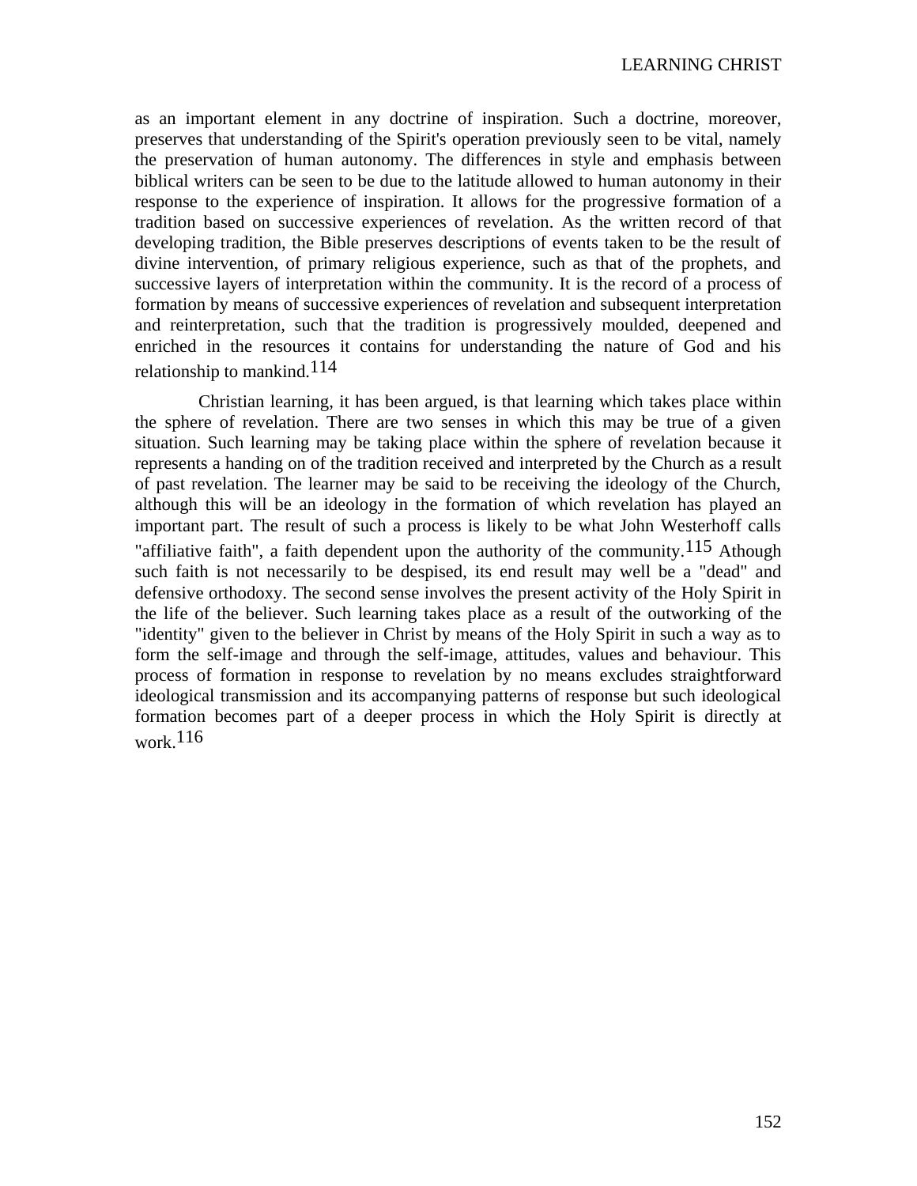as an important element in any doctrine of inspiration. Such a doctrine, moreover, preserves that understanding of the Spirit's operation previously seen to be vital, namely the preservation of human autonomy. The differences in style and emphasis between biblical writers can be seen to be due to the latitude allowed to human autonomy in their response to the experience of inspiration. It allows for the progressive formation of a tradition based on successive experiences of revelation. As the written record of that developing tradition, the Bible preserves descriptions of events taken to be the result of divine intervention, of primary religious experience, such as that of the prophets, and successive layers of interpretation within the community. It is the record of a process of formation by means of successive experiences of revelation and subsequent interpretation and reinterpretation, such that the tradition is progressively moulded, deepened and enriched in the resources it contains for understanding the nature of God and his relationship to mankind.[114]

Christian learning, it has been argued, is that learning which takes place within the sphere of revelation. There are two senses in which this may be true of a given situation. Such learning may be taking place within the sphere of revelation because it represents a handing on of the tradition received and interpreted by the Church as a result of past revelation. The learner may be said to be receiving the ideology of the Church, although this will be an ideology in the formation of which revelation has played an important part. The result of such a process is likely to be what John Westerhoff calls "affiliative faith", a faith dependent upon the authority of the community.[115] Athough such faith is not necessarily to be despised, its end result may well be a "dead" and defensive orthodoxy. The second sense involves the present activity of the Holy Spirit in the life of the believer. Such learning takes place as a result of the outworking of the "identity" given to the believer in Christ by means of the Holy Spirit in such a way as to form the self-image and through the self-image, attitudes, values and behaviour. This process of formation in response to revelation by no means excludes straightforward ideological transmission and its accompanying patterns of response but such ideological formation becomes part of a deeper process in which the Holy Spirit is directly at work.[116]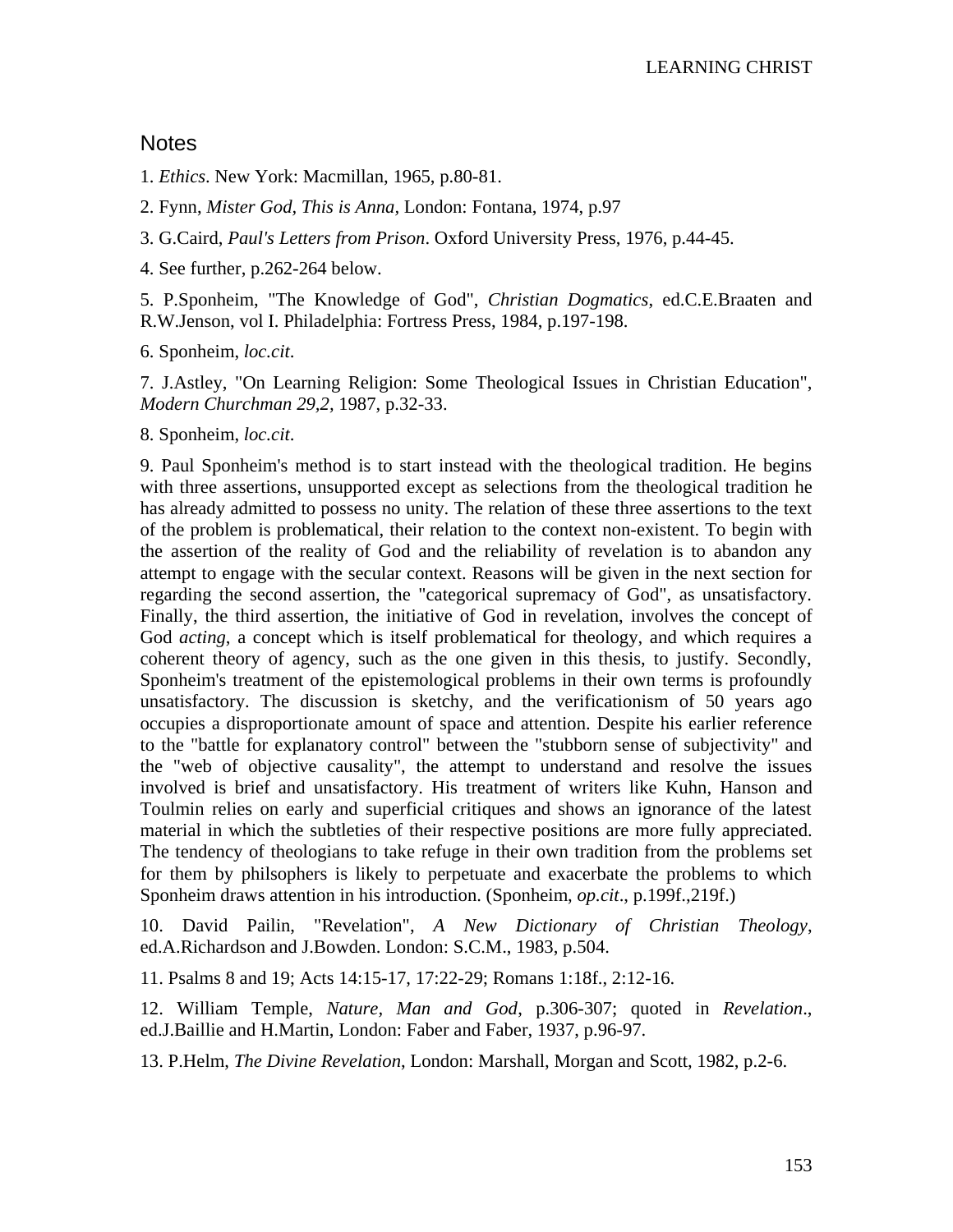## Notes

1. *Ethics*. New York: Macmillan, 1965, p.80-81.

2. Fynn, *Mister God, This is Anna*, London: Fontana, 1974, p.97

3. G.Caird, *Paul's Letters from Prison*. Oxford University Press, 1976, p.44-45.

4. See further, p.262-264 below.

5. P.Sponheim, "The Knowledge of God", *Christian Dogmatics*, ed.C.E.Braaten and R.W.Jenson, vol I. Philadelphia: Fortress Press, 1984, p.197-198.

6. Sponheim, *loc.cit*.

7. J.Astley, "On Learning Religion: Some Theological Issues in Christian Education", *Modern Churchman 29,2*, 1987, p.32-33.

8. Sponheim, *loc.cit*.

9. Paul Sponheim's method is to start instead with the theological tradition. He begins with three assertions, unsupported except as selections from the theological tradition he has already admitted to possess no unity. The relation of these three assertions to the text of the problem is problematical, their relation to the context non-existent. To begin with the assertion of the reality of God and the reliability of revelation is to abandon any attempt to engage with the secular context. Reasons will be given in the next section for regarding the second assertion, the "categorical supremacy of God", as unsatisfactory. Finally, the third assertion, the initiative of God in revelation, involves the concept of God *acting*, a concept which is itself problematical for theology, and which requires a coherent theory of agency, such as the one given in this thesis, to justify. Secondly, Sponheim's treatment of the epistemological problems in their own terms is profoundly unsatisfactory. The discussion is sketchy, and the verificationism of 50 years ago occupies a disproportionate amount of space and attention. Despite his earlier reference to the "battle for explanatory control" between the "stubborn sense of subjectivity" and the "web of objective causality", the attempt to understand and resolve the issues involved is brief and unsatisfactory. His treatment of writers like Kuhn, Hanson and Toulmin relies on early and superficial critiques and shows an ignorance of the latest material in which the subtleties of their respective positions are more fully appreciated. The tendency of theologians to take refuge in their own tradition from the problems set for them by philsophers is likely to perpetuate and exacerbate the problems to which Sponheim draws attention in his introduction. (Sponheim, *op.cit*., p.199f.,219f.)

10. David Pailin, "Revelation", *A New Dictionary of Christian Theology*, ed.A.Richardson and J.Bowden. London: S.C.M., 1983, p.504.

11. Psalms 8 and 19; Acts 14:15-17, 17:22-29; Romans 1:18f., 2:12-16.

12. William Temple, *Nature, Man and God*, p.306-307; quoted in *Revelation*., ed.J.Baillie and H.Martin, London: Faber and Faber, 1937, p.96-97.

13. P.Helm, *The Divine Revelation*, London: Marshall, Morgan and Scott, 1982, p.2-6.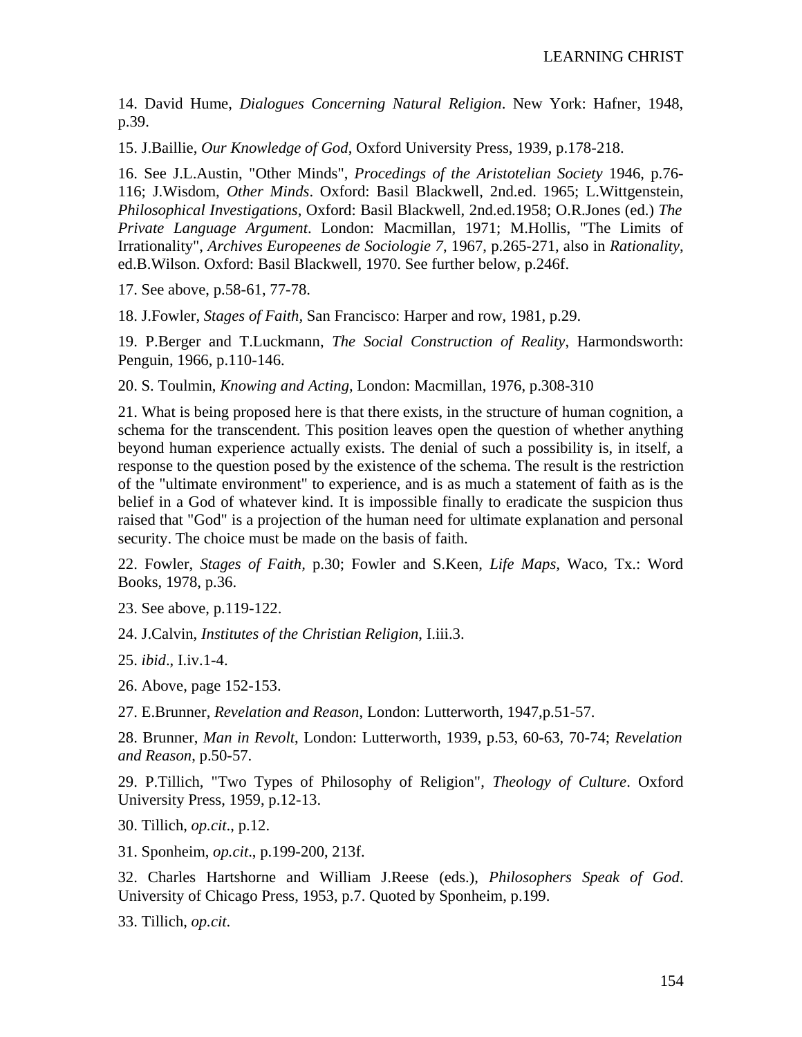14. David Hume, *Dialogues Concerning Natural Religion*. New York: Hafner, 1948, p.39.

15. J.Baillie, *Our Knowledge of God*, Oxford University Press, 1939, p.178-218.

16. See J.L.Austin, "Other Minds", *Procedings of the Aristotelian Society* 1946, p.76-116; J.Wisdom, *Other Minds*. Oxford: Basil Blackwell, 2nd.ed. 1965; L.Wittgenstein, *Philosophical Investigations*, Oxford: Basil Blackwell, 2nd.ed.1958; O.R.Jones (ed.) *The Private Language Argument*. London: Macmillan, 1971; M.Hollis, "The Limits of Irrationality", *Archives Europeenes de Sociologie 7*, 1967, p.265-271, also in *Rationality*, ed.B.Wilson. Oxford: Basil Blackwell, 1970. See further below, p.246f.

17. See above, p.58-61, 77-78.

18. J.Fowler, *Stages of Faith*, San Francisco: Harper and row, 1981, p.29.

19. P.Berger and T.Luckmann, *The Social Construction of Reality*, Harmondsworth: Penguin, 1966, p.110-146.

20. S. Toulmin, *Knowing and Acting*, London: Macmillan, 1976, p.308-310

21. What is being proposed here is that there exists, in the structure of human cognition, a schema for the transcendent. This position leaves open the question of whether anything beyond human experience actually exists. The denial of such a possibility is, in itself, a response to the question posed by the existence of the schema. The result is the restriction of the "ultimate environment" to experience, and is as much a statement of faith as is the belief in a God of whatever kind. It is impossible finally to eradicate the suspicion thus raised that "God" is a projection of the human need for ultimate explanation and personal security. The choice must be made on the basis of faith.

22. Fowler, *Stages of Faith*, p.30; Fowler and S.Keen, *Life Maps*, Waco, Tx.: Word Books, 1978, p.36.

23. See above, p.119-122.

24. J.Calvin, *Institutes of the Christian Religion*, I.iii.3.

25. *ibid*., I.iv.1-4.

26. Above, page 152-153.

27. E.Brunner, *Revelation and Reason*, London: Lutterworth, 1947,p.51-57.

28. Brunner, *Man in Revolt*, London: Lutterworth, 1939, p.53, 60-63, 70-74; *Revelation and Reason*, p.50-57.

29. P.Tillich, "Two Types of Philosophy of Religion", *Theology of Culture*. Oxford University Press, 1959, p.12-13.

30. Tillich, *op.cit*., p.12.

31. Sponheim, *op.cit*., p.199-200, 213f.

32. Charles Hartshorne and William J.Reese (eds.), *Philosophers Speak of God*. University of Chicago Press, 1953, p.7. Quoted by Sponheim, p.199.

33. Tillich, *op.cit*.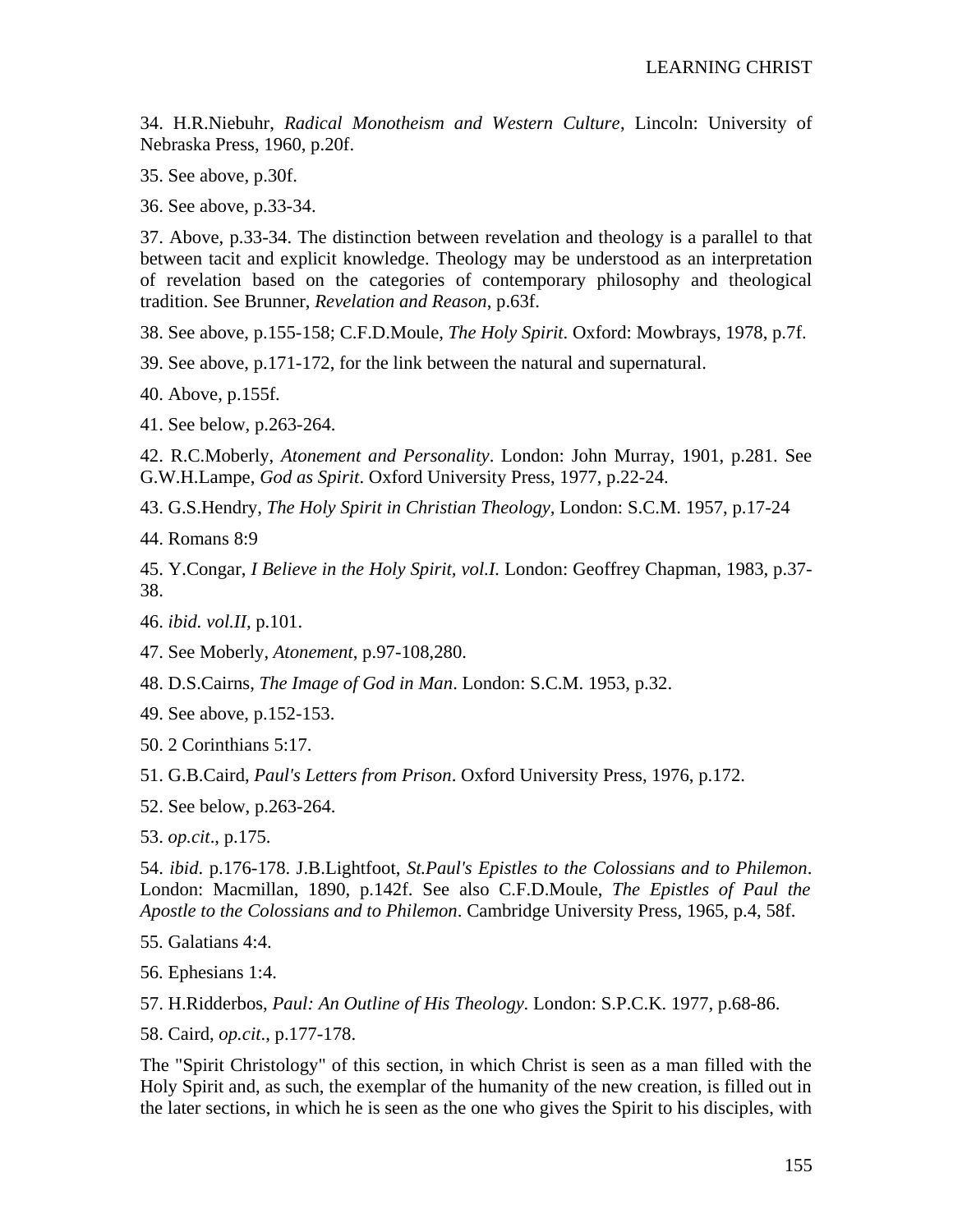34. H.R.Niebuhr, *Radical Monotheism and Western Culture*, Lincoln: University of Nebraska Press, 1960, p.20f.

35. See above, p.30f.

36. See above, p.33-34.

37. Above, p.33-34. The distinction between revelation and theology is a parallel to that between tacit and explicit knowledge. Theology may be understood as an interpretation of revelation based on the categories of contemporary philosophy and theological tradition. See Brunner, *Revelation and Reason*, p.63f.

38. See above, p.155-158; C.F.D.Moule, *The Holy Spirit*. Oxford: Mowbrays, 1978, p.7f.

39. See above, p.171-172, for the link between the natural and supernatural.

40. Above, p.155f.

41. See below, p.263-264.

42. R.C.Moberly, *Atonement and Personality*. London: John Murray, 1901, p.281. See G.W.H.Lampe, *God as Spirit*. Oxford University Press, 1977, p.22-24.

43. G.S.Hendry, *The Holy Spirit in Christian Theology*, London: S.C.M. 1957, p.17-24

44. Romans 8:9

45. Y.Congar, *I Believe in the Holy Spirit, vol.I*. London: Geoffrey Chapman, 1983, p.37-38.

46. *ibid. vol.II*, p.101.

47. See Moberly, *Atonement*, p.97-108,280.

48. D.S.Cairns, *The Image of God in Man*. London: S.C.M. 1953, p.32.

49. See above, p.152-153.

50. 2 Corinthians 5:17.

51. G.B.Caird, *Paul's Letters from Prison*. Oxford University Press, 1976, p.172.

52. See below, p.263-264.

53. *op.cit*., p.175.

54. *ibid*. p.176-178. J.B.Lightfoot, *St.Paul's Epistles to the Colossians and to Philemon*. London: Macmillan, 1890, p.142f. See also C.F.D.Moule, *The Epistles of Paul the Apostle to the Colossians and to Philemon*. Cambridge University Press, 1965, p.4, 58f.

55. Galatians 4:4.

56. Ephesians 1:4.

57. H.Ridderbos, *Paul: An Outline of His Theology*. London: S.P.C.K. 1977, p.68-86.

58. Caird, *op.cit*., p.177-178.

The "Spirit Christology" of this section, in which Christ is seen as a man filled with the Holy Spirit and, as such, the exemplar of the humanity of the new creation, is filled out in the later sections, in which he is seen as the one who gives the Spirit to his disciples, with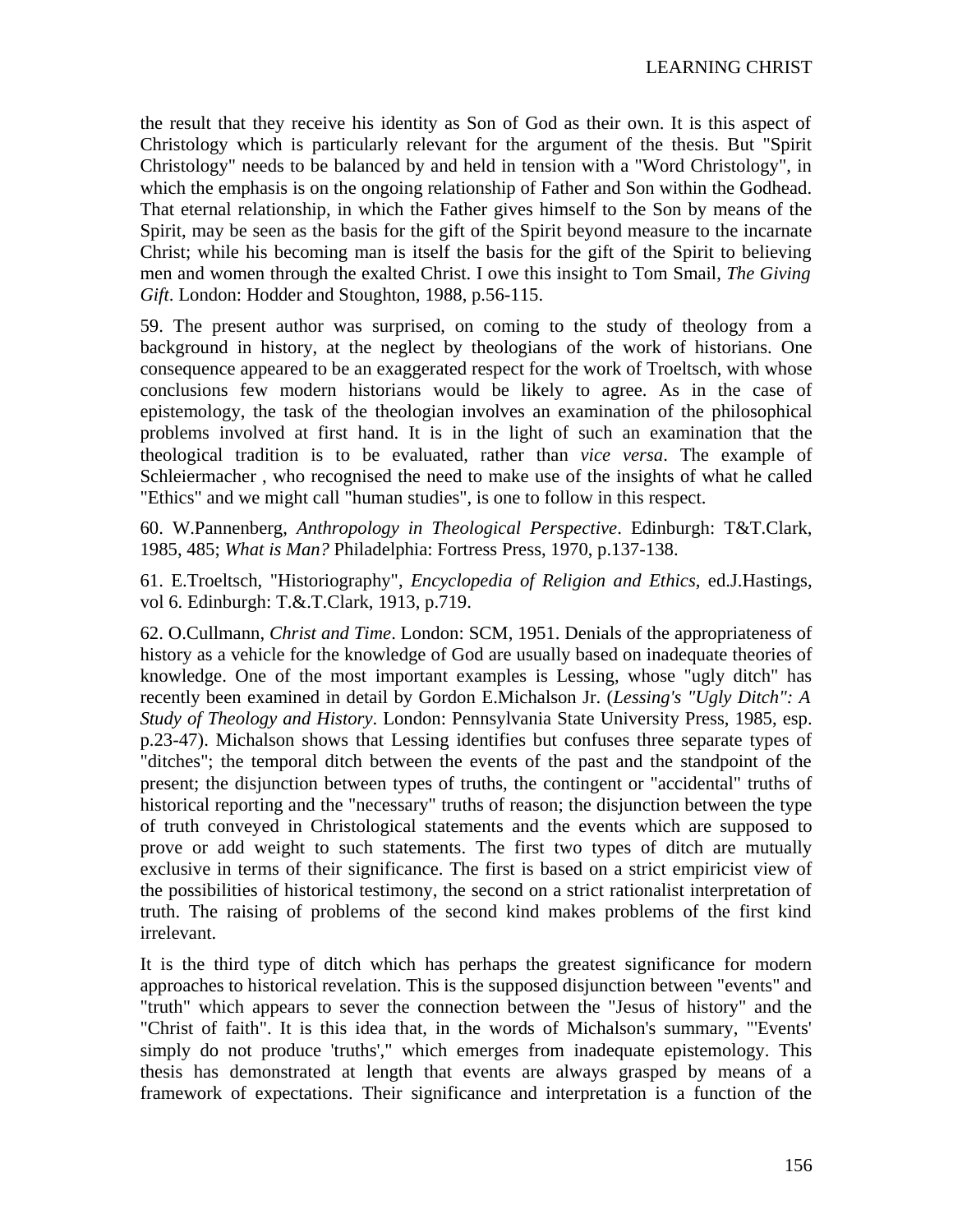the result that they receive his identity as Son of God as their own. It is this aspect of Christology which is particularly relevant for the argument of the thesis. But "Spirit Christology" needs to be balanced by and held in tension with a "Word Christology", in which the emphasis is on the ongoing relationship of Father and Son within the Godhead. That eternal relationship, in which the Father gives himself to the Son by means of the Spirit, may be seen as the basis for the gift of the Spirit beyond measure to the incarnate Christ; while his becoming man is itself the basis for the gift of the Spirit to believing men and women through the exalted Christ. I owe this insight to Tom Smail, *The Giving Gift*. London: Hodder and Stoughton, 1988, p.56-115.

59. The present author was surprised, on coming to the study of theology from a background in history, at the neglect by theologians of the work of historians. One consequence appeared to be an exaggerated respect for the work of Troeltsch, with whose conclusions few modern historians would be likely to agree. As in the case of epistemology, the task of the theologian involves an examination of the philosophical problems involved at first hand. It is in the light of such an examination that the theological tradition is to be evaluated, rather than *vice versa*. The example of Schleiermacher , who recognised the need to make use of the insights of what he called "Ethics" and we might call "human studies", is one to follow in this respect.

60. W.Pannenberg, *Anthropology in Theological Perspective*. Edinburgh: T&T.Clark, 1985, 485; *What is Man?* Philadelphia: Fortress Press, 1970, p.137-138.

61. E.Troeltsch, "Historiography", *Encyclopedia of Religion and Ethics*, ed.J.Hastings, vol 6. Edinburgh: T.&.T.Clark, 1913, p.719.

62. O.Cullmann, *Christ and Time*. London: SCM, 1951. Denials of the appropriateness of history as a vehicle for the knowledge of God are usually based on inadequate theories of knowledge. One of the most important examples is Lessing, whose "ugly ditch" has recently been examined in detail by Gordon E.Michalson Jr. (*Lessing's "Ugly Ditch": A Study of Theology and History*. London: Pennsylvania State University Press, 1985, esp. p.23-47). Michalson shows that Lessing identifies but confuses three separate types of "ditches"; the temporal ditch between the events of the past and the standpoint of the present; the disjunction between types of truths, the contingent or "accidental" truths of historical reporting and the "necessary" truths of reason; the disjunction between the type of truth conveyed in Christological statements and the events which are supposed to prove or add weight to such statements. The first two types of ditch are mutually exclusive in terms of their significance. The first is based on a strict empiricist view of the possibilities of historical testimony, the second on a strict rationalist interpretation of truth. The raising of problems of the second kind makes problems of the first kind irrelevant.

It is the third type of ditch which has perhaps the greatest significance for modern approaches to historical revelation. This is the supposed disjunction between "events" and "truth" which appears to sever the connection between the "Jesus of history" and the "Christ of faith". It is this idea that, in the words of Michalson's summary, "'Events' simply do not produce 'truths'," which emerges from inadequate epistemology. This thesis has demonstrated at length that events are always grasped by means of a framework of expectations. Their significance and interpretation is a function of the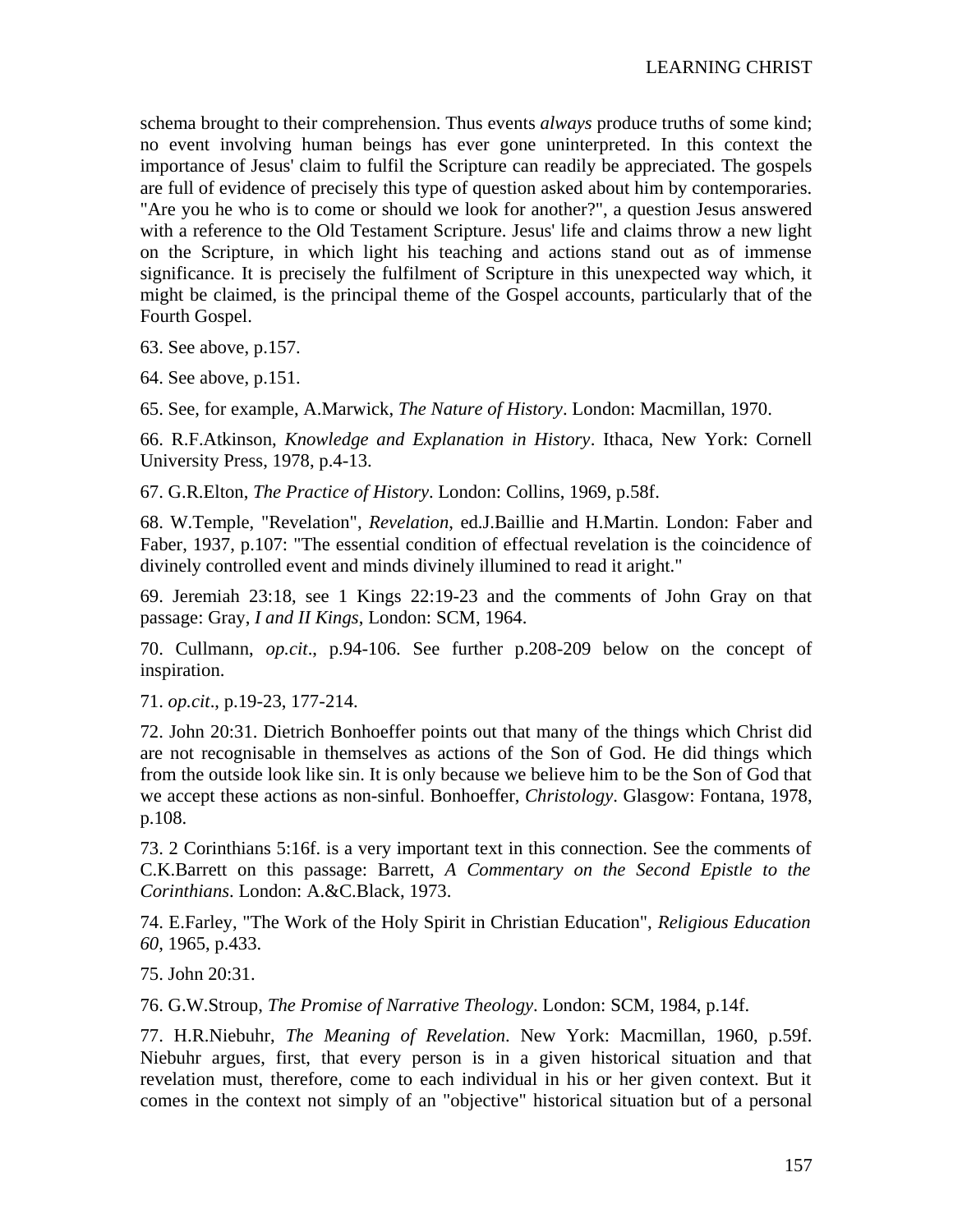schema brought to their comprehension. Thus events *always* produce truths of some kind; no event involving human beings has ever gone uninterpreted. In this context the importance of Jesus' claim to fulfil the Scripture can readily be appreciated. The gospels are full of evidence of precisely this type of question asked about him by contemporaries. "Are you he who is to come or should we look for another?", a question Jesus answered with a reference to the Old Testament Scripture. Jesus' life and claims throw a new light on the Scripture, in which light his teaching and actions stand out as of immense significance. It is precisely the fulfilment of Scripture in this unexpected way which, it might be claimed, is the principal theme of the Gospel accounts, particularly that of the Fourth Gospel.

63. See above, p.157.

64. See above, p.151.

65. See, for example, A.Marwick, *The Nature of History*. London: Macmillan, 1970.

66. R.F.Atkinson, *Knowledge and Explanation in History*. Ithaca, New York: Cornell University Press, 1978, p.4-13.

67. G.R.Elton, *The Practice of History*. London: Collins, 1969, p.58f.

68. W.Temple, "Revelation", *Revelation*, ed.J.Baillie and H.Martin. London: Faber and Faber, 1937, p.107: "The essential condition of effectual revelation is the coincidence of divinely controlled event and minds divinely illumined to read it aright."

69. Jeremiah 23:18, see 1 Kings 22:19-23 and the comments of John Gray on that passage: Gray, *I and II Kings*, London: SCM, 1964.

70. Cullmann, *op.cit*., p.94-106. See further p.208-209 below on the concept of inspiration.

71. *op.cit*., p.19-23, 177-214.

72. John 20:31. Dietrich Bonhoeffer points out that many of the things which Christ did are not recognisable in themselves as actions of the Son of God. He did things which from the outside look like sin. It is only because we believe him to be the Son of God that we accept these actions as non-sinful. Bonhoeffer, *Christology*. Glasgow: Fontana, 1978, p.108.

73. 2 Corinthians 5:16f. is a very important text in this connection. See the comments of C.K.Barrett on this passage: Barrett, *A Commentary on the Second Epistle to the Corinthians*. London: A.&C.Black, 1973.

74. E.Farley, "The Work of the Holy Spirit in Christian Education", *Religious Education 60*, 1965, p.433.

75. John 20:31.

76. G.W.Stroup, *The Promise of Narrative Theology*. London: SCM, 1984, p.14f.

77. H.R.Niebuhr, *The Meaning of Revelation*. New York: Macmillan, 1960, p.59f. Niebuhr argues, first, that every person is in a given historical situation and that revelation must, therefore, come to each individual in his or her given context. But it comes in the context not simply of an "objective" historical situation but of a personal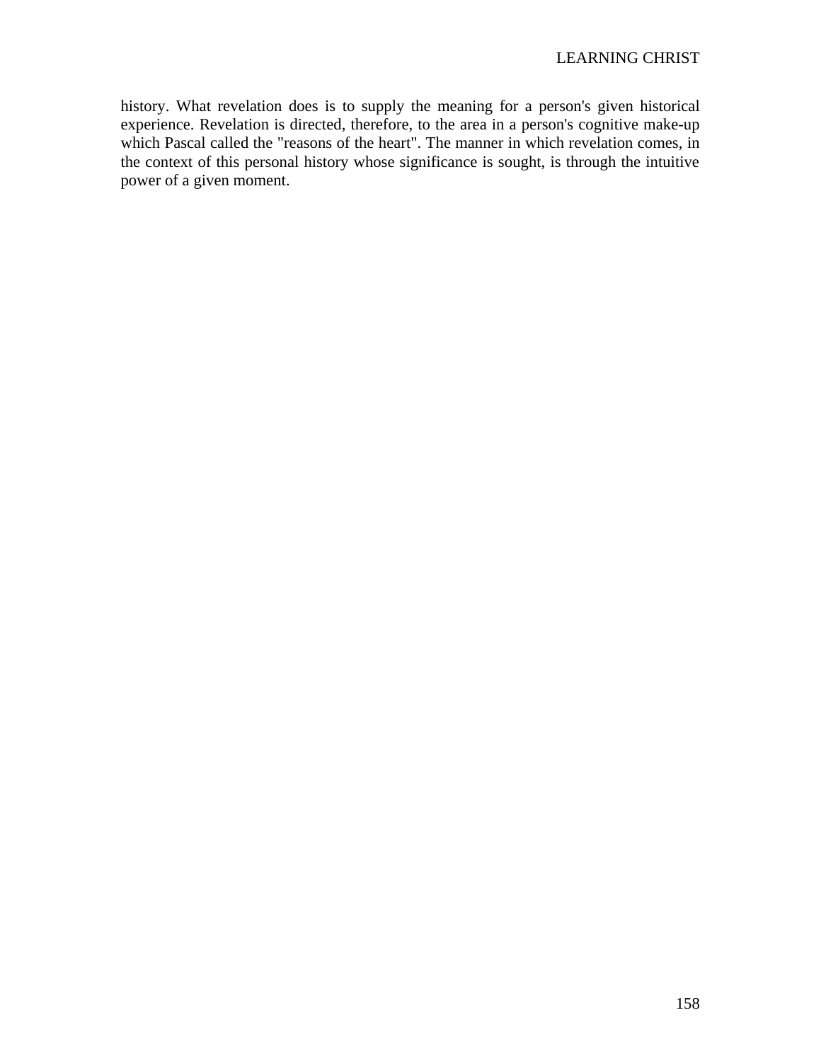history. What revelation does is to supply the meaning for a person's given historical experience. Revelation is directed, therefore, to the area in a person's cognitive make-up which Pascal called the "reasons of the heart". The manner in which revelation comes, in the context of this personal history whose significance is sought, is through the intuitive power of a given moment.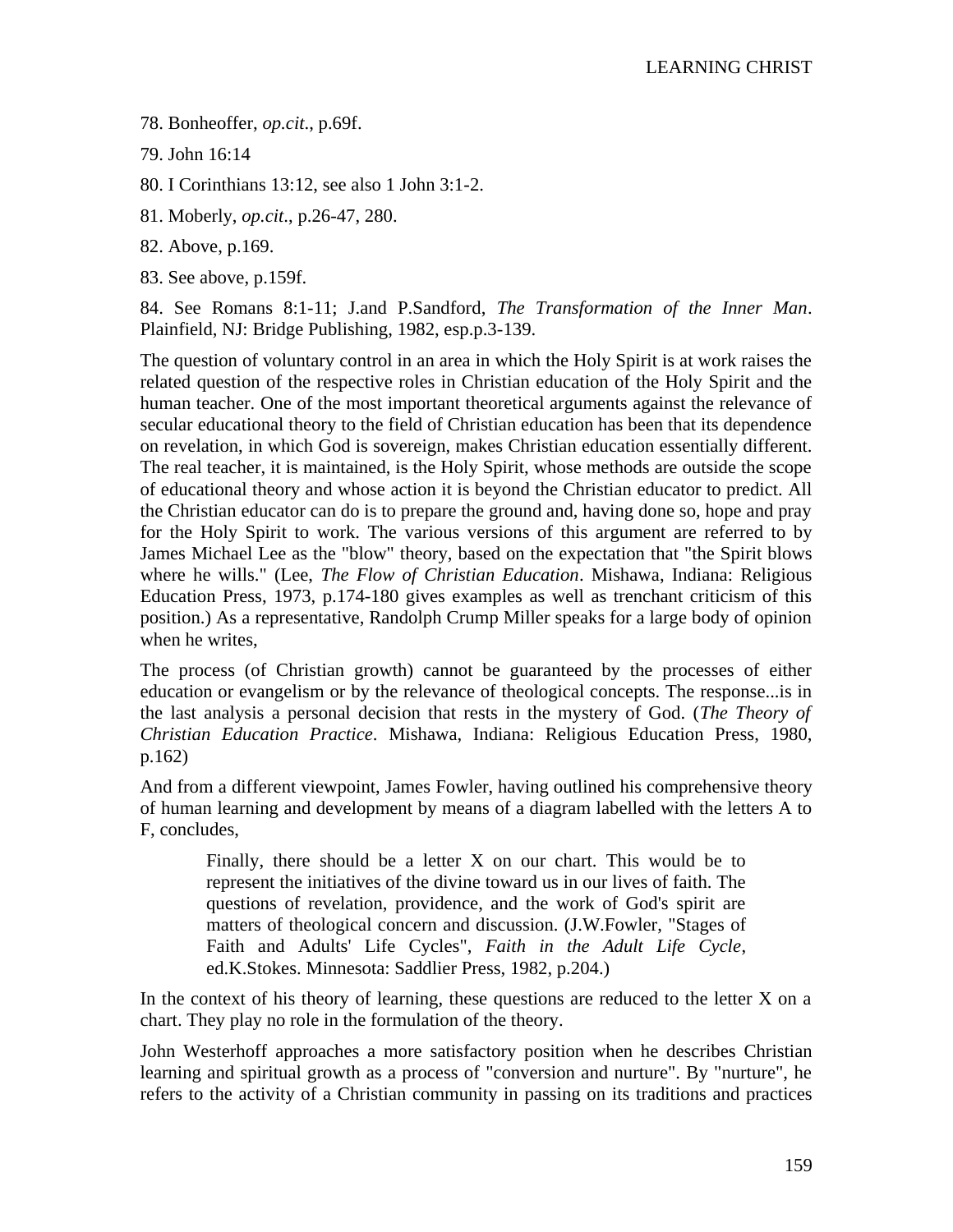78. Bonheoffer, *op.cit*., p.69f.

79. John 16:14

80. I Corinthians 13:12, see also 1 John 3:1-2.

81. Moberly, *op.cit*., p.26-47, 280.

82. Above, p.169.

83. See above, p.159f.

84. See Romans 8:1-11; J.and P.Sandford, *The Transformation of the Inner Man*. Plainfield, NJ: Bridge Publishing, 1982, esp.p.3-139.

The question of voluntary control in an area in which the Holy Spirit is at work raises the related question of the respective roles in Christian education of the Holy Spirit and the human teacher. One of the most important theoretical arguments against the relevance of secular educational theory to the field of Christian education has been that its dependence on revelation, in which God is sovereign, makes Christian education essentially different. The real teacher, it is maintained, is the Holy Spirit, whose methods are outside the scope of educational theory and whose action it is beyond the Christian educator to predict. All the Christian educator can do is to prepare the ground and, having done so, hope and pray for the Holy Spirit to work. The various versions of this argument are referred to by James Michael Lee as the "blow" theory, based on the expectation that "the Spirit blows where he wills." (Lee, *The Flow of Christian Education*. Mishawa, Indiana: Religious Education Press, 1973, p.174-180 gives examples as well as trenchant criticism of this position.) As a representative, Randolph Crump Miller speaks for a large body of opinion when he writes,

The process (of Christian growth) cannot be guaranteed by the processes of either education or evangelism or by the relevance of theological concepts. The response...is in the last analysis a personal decision that rests in the mystery of God. (*The Theory of Christian Education Practice*. Mishawa, Indiana: Religious Education Press, 1980, p.162)

And from a different viewpoint, James Fowler, having outlined his comprehensive theory of human learning and development by means of a diagram labelled with the letters A to F, concludes,

> Finally, there should be a letter X on our chart. This would be to represent the initiatives of the divine toward us in our lives of faith. The questions of revelation, providence, and the work of God's spirit are matters of theological concern and discussion. (J.W.Fowler, "Stages of Faith and Adults' Life Cycles", *Faith in the Adult Life Cycle*, ed.K.Stokes. Minnesota: Saddlier Press, 1982, p.204.)

In the context of his theory of learning, these questions are reduced to the letter X on a chart. They play no role in the formulation of the theory.

John Westerhoff approaches a more satisfactory position when he describes Christian learning and spiritual growth as a process of "conversion and nurture". By "nurture", he refers to the activity of a Christian community in passing on its traditions and practices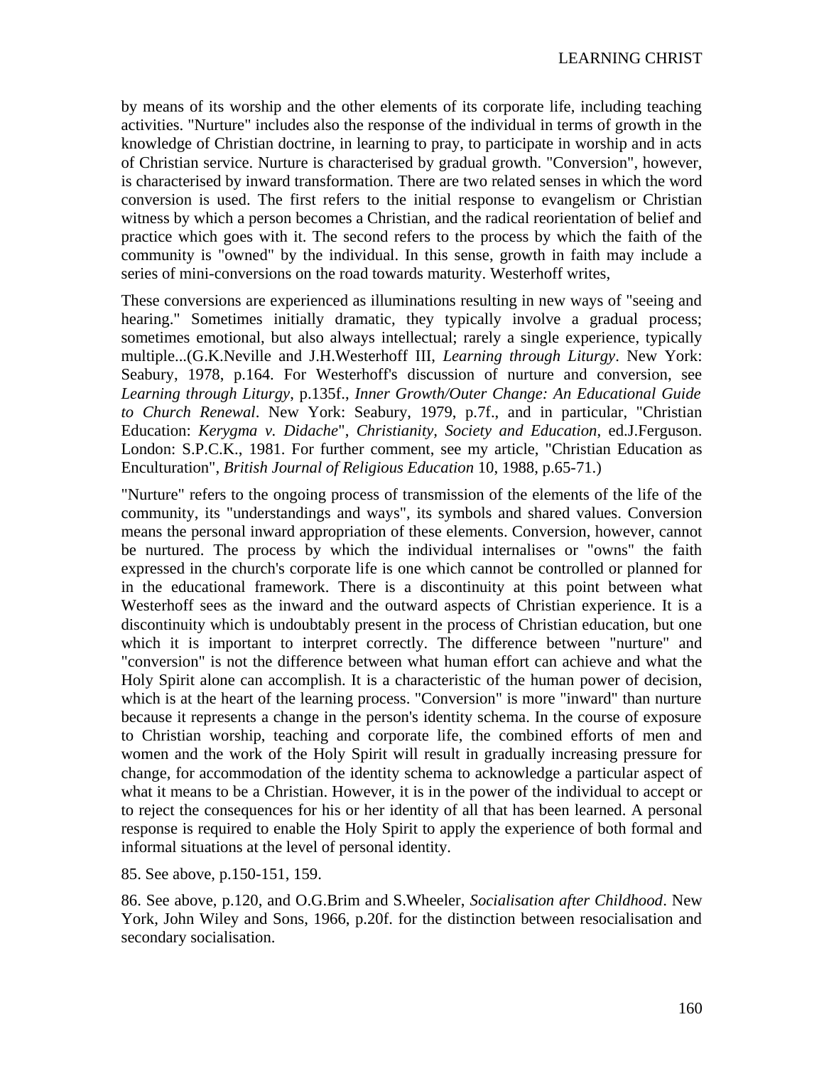by means of its worship and the other elements of its corporate life, including teaching activities. "Nurture" includes also the response of the individual in terms of growth in the knowledge of Christian doctrine, in learning to pray, to participate in worship and in acts of Christian service. Nurture is characterised by gradual growth. "Conversion", however, is characterised by inward transformation. There are two related senses in which the word conversion is used. The first refers to the initial response to evangelism or Christian witness by which a person becomes a Christian, and the radical reorientation of belief and practice which goes with it. The second refers to the process by which the faith of the community is "owned" by the individual. In this sense, growth in faith may include a series of mini-conversions on the road towards maturity. Westerhoff writes,

These conversions are experienced as illuminations resulting in new ways of "seeing and hearing." Sometimes initially dramatic, they typically involve a gradual process; sometimes emotional, but also always intellectual; rarely a single experience, typically multiple...(G.K.Neville and J.H.Westerhoff III, *Learning through Liturgy*. New York: Seabury, 1978, p.164. For Westerhoff's discussion of nurture and conversion, see *Learning through Liturgy*, p.135f., *Inner Growth/Outer Change: An Educational Guide to Church Renewal*. New York: Seabury, 1979, p.7f., and in particular, "Christian Education: *Kerygma v. Didache*", *Christianity, Society and Education*, ed.J.Ferguson. London: S.P.C.K., 1981. For further comment, see my article, "Christian Education as Enculturation", *British Journal of Religious Education* 10, 1988, p.65-71.)

"Nurture" refers to the ongoing process of transmission of the elements of the life of the community, its "understandings and ways", its symbols and shared values. Conversion means the personal inward appropriation of these elements. Conversion, however, cannot be nurtured. The process by which the individual internalises or "owns" the faith expressed in the church's corporate life is one which cannot be controlled or planned for in the educational framework. There is a discontinuity at this point between what Westerhoff sees as the inward and the outward aspects of Christian experience. It is a discontinuity which is undoubtably present in the process of Christian education, but one which it is important to interpret correctly. The difference between "nurture" and "conversion" is not the difference between what human effort can achieve and what the Holy Spirit alone can accomplish. It is a characteristic of the human power of decision, which is at the heart of the learning process. "Conversion" is more "inward" than nurture because it represents a change in the person's identity schema. In the course of exposure to Christian worship, teaching and corporate life, the combined efforts of men and women and the work of the Holy Spirit will result in gradually increasing pressure for change, for accommodation of the identity schema to acknowledge a particular aspect of what it means to be a Christian. However, it is in the power of the individual to accept or to reject the consequences for his or her identity of all that has been learned. A personal response is required to enable the Holy Spirit to apply the experience of both formal and informal situations at the level of personal identity.

85. See above, p.150-151, 159.

86. See above, p.120, and O.G.Brim and S.Wheeler, *Socialisation after Childhood*. New York, John Wiley and Sons, 1966, p.20f. for the distinction between resocialisation and secondary socialisation.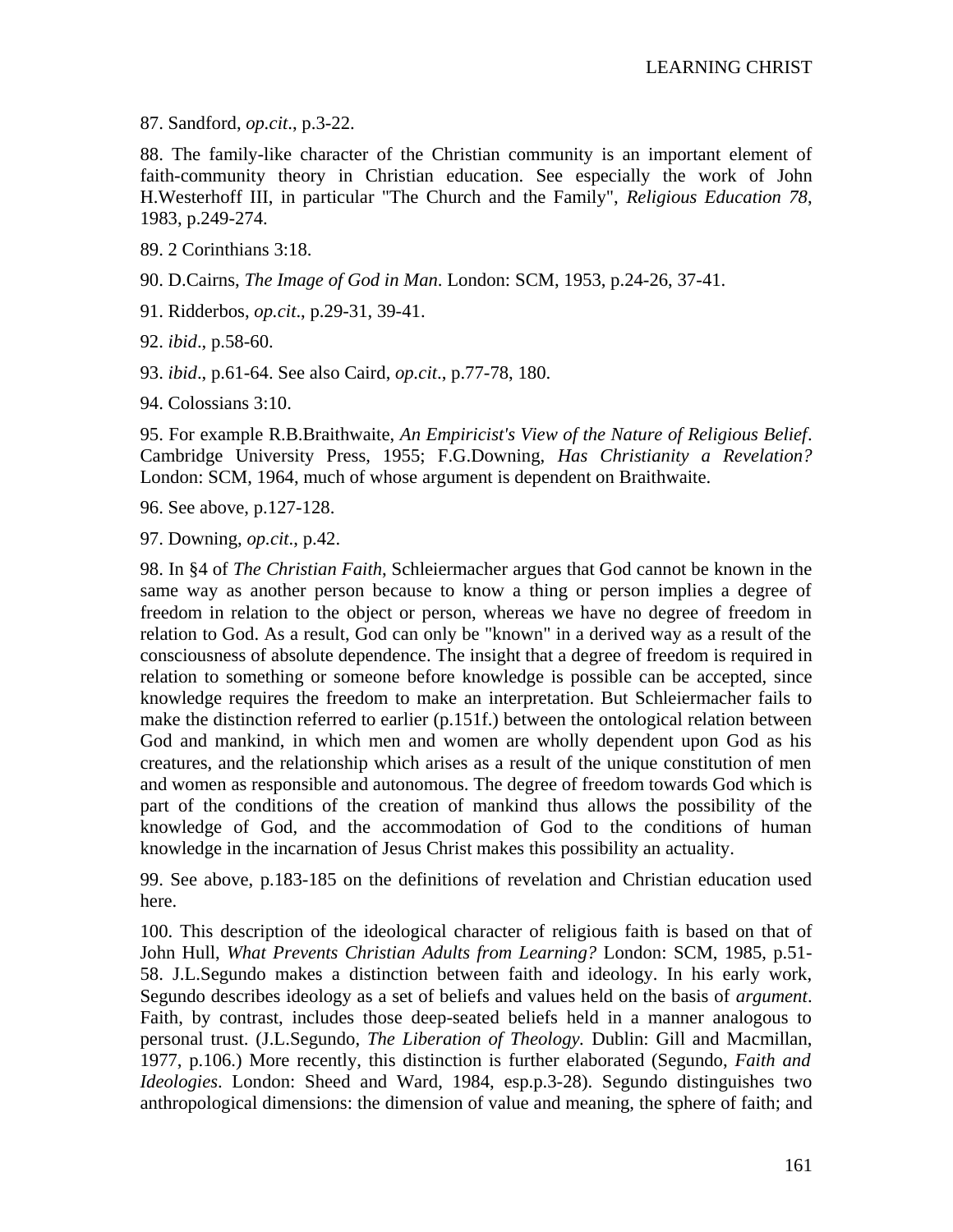87. Sandford, *op.cit*., p.3-22.

88. The family-like character of the Christian community is an important element of faith-community theory in Christian education. See especially the work of John H.Westerhoff III, in particular "The Church and the Family", *Religious Education 78*, 1983, p.249-274.

89. 2 Corinthians 3:18.

90. D.Cairns, *The Image of God in Man*. London: SCM, 1953, p.24-26, 37-41.

91. Ridderbos, *op.cit*., p.29-31, 39-41.

92. *ibid*., p.58-60.

93. *ibid*., p.61-64. See also Caird, *op.cit*., p.77-78, 180.

94. Colossians 3:10.

95. For example R.B.Braithwaite, *An Empiricist's View of the Nature of Religious Belief*. Cambridge University Press, 1955; F.G.Downing, *Has Christianity a Revelation?* London: SCM, 1964, much of whose argument is dependent on Braithwaite.

96. See above, p.127-128.

97. Downing, *op.cit*., p.42.

98. In §4 of *The Christian Faith*, Schleiermacher argues that God cannot be known in the same way as another person because to know a thing or person implies a degree of freedom in relation to the object or person, whereas we have no degree of freedom in relation to God. As a result, God can only be "known" in a derived way as a result of the consciousness of absolute dependence. The insight that a degree of freedom is required in relation to something or someone before knowledge is possible can be accepted, since knowledge requires the freedom to make an interpretation. But Schleiermacher fails to make the distinction referred to earlier (p.151f.) between the ontological relation between God and mankind, in which men and women are wholly dependent upon God as his creatures, and the relationship which arises as a result of the unique constitution of men and women as responsible and autonomous. The degree of freedom towards God which is part of the conditions of the creation of mankind thus allows the possibility of the knowledge of God, and the accommodation of God to the conditions of human knowledge in the incarnation of Jesus Christ makes this possibility an actuality.

99. See above, p.183-185 on the definitions of revelation and Christian education used here.

100. This description of the ideological character of religious faith is based on that of John Hull, *What Prevents Christian Adults from Learning?* London: SCM, 1985, p.51-58. J.L.Segundo makes a distinction between faith and ideology. In his early work, Segundo describes ideology as a set of beliefs and values held on the basis of *argument*. Faith, by contrast, includes those deep-seated beliefs held in a manner analogous to personal trust. (J.L.Segundo, *The Liberation of Theology*. Dublin: Gill and Macmillan, 1977, p.106.) More recently, this distinction is further elaborated (Segundo, *Faith and Ideologies*. London: Sheed and Ward, 1984, esp.p.3-28). Segundo distinguishes two anthropological dimensions: the dimension of value and meaning, the sphere of faith; and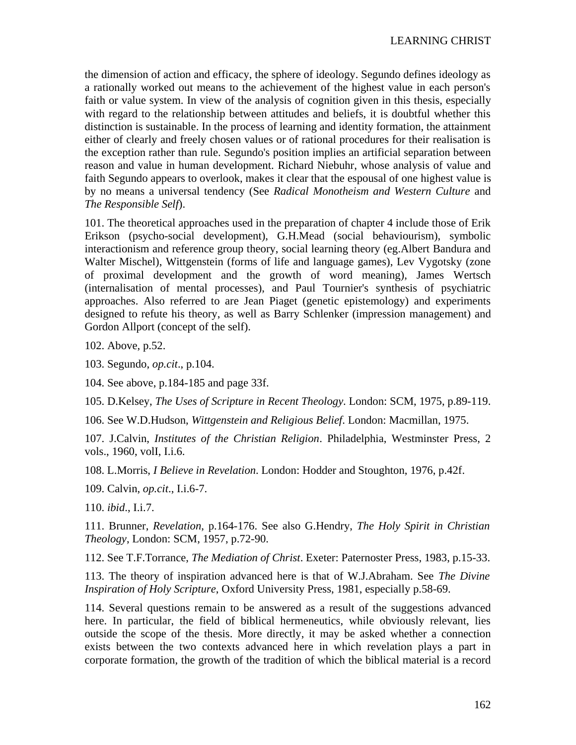the dimension of action and efficacy, the sphere of ideology. Segundo defines ideology as a rationally worked out means to the achievement of the highest value in each person's faith or value system. In view of the analysis of cognition given in this thesis, especially with regard to the relationship between attitudes and beliefs, it is doubtful whether this distinction is sustainable. In the process of learning and identity formation, the attainment either of clearly and freely chosen values or of rational procedures for their realisation is the exception rather than rule. Segundo's position implies an artificial separation between reason and value in human development. Richard Niebuhr, whose analysis of value and faith Segundo appears to overlook, makes it clear that the espousal of one highest value is by no means a universal tendency (See *Radical Monotheism and Western Culture* and *The Responsible Self*).

101. The theoretical approaches used in the preparation of chapter 4 include those of Erik Erikson (psycho-social development), G.H.Mead (social behaviourism), symbolic interactionism and reference group theory, social learning theory (eg.Albert Bandura and Walter Mischel), Wittgenstein (forms of life and language games), Lev Vygotsky (zone of proximal development and the growth of word meaning), James Wertsch (internalisation of mental processes), and Paul Tournier's synthesis of psychiatric approaches. Also referred to are Jean Piaget (genetic epistemology) and experiments designed to refute his theory, as well as Barry Schlenker (impression management) and Gordon Allport (concept of the self).

102. Above, p.52.

103. Segundo, *op.cit*., p.104.

104. See above, p.184-185 and page 33f.

105. D.Kelsey, *The Uses of Scripture in Recent Theology*. London: SCM, 1975, p.89-119.

106. See W.D.Hudson, *Wittgenstein and Religious Belief*. London: Macmillan, 1975.

107. J.Calvin, *Institutes of the Christian Religion*. Philadelphia, Westminster Press, 2 vols., 1960, volI, I.i.6.

108. L.Morris, *I Believe in Revelation*. London: Hodder and Stoughton, 1976, p.42f.

109. Calvin, *op.cit*., I.i.6-7.

110. *ibid*., I.i.7.

111. Brunner, *Revelation*, p.164-176. See also G.Hendry, *The Holy Spirit in Christian Theology*, London: SCM, 1957, p.72-90.

112. See T.F.Torrance, *The Mediation of Christ*. Exeter: Paternoster Press, 1983, p.15-33.

113. The theory of inspiration advanced here is that of W.J.Abraham. See *The Divine Inspiration of Holy Scripture*, Oxford University Press, 1981, especially p.58-69.

114. Several questions remain to be answered as a result of the suggestions advanced here. In particular, the field of biblical hermeneutics, while obviously relevant, lies outside the scope of the thesis. More directly, it may be asked whether a connection exists between the two contexts advanced here in which revelation plays a part in corporate formation, the growth of the tradition of which the biblical material is a record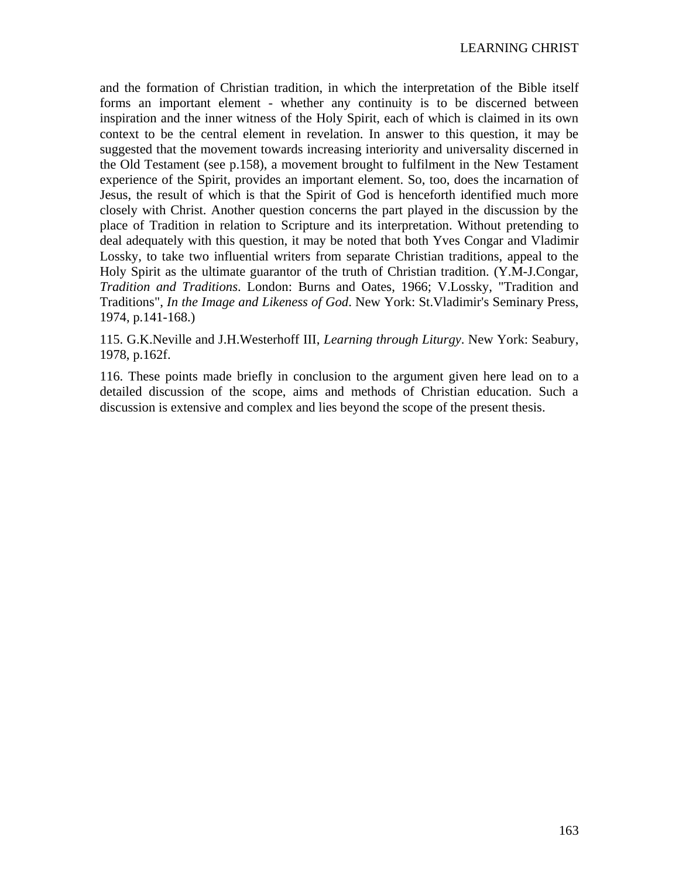and the formation of Christian tradition, in which the interpretation of the Bible itself forms an important element - whether any continuity is to be discerned between inspiration and the inner witness of the Holy Spirit, each of which is claimed in its own context to be the central element in revelation. In answer to this question, it may be suggested that the movement towards increasing interiority and universality discerned in the Old Testament (see p.158), a movement brought to fulfilment in the New Testament experience of the Spirit, provides an important element. So, too, does the incarnation of Jesus, the result of which is that the Spirit of God is henceforth identified much more closely with Christ. Another question concerns the part played in the discussion by the place of Tradition in relation to Scripture and its interpretation. Without pretending to deal adequately with this question, it may be noted that both Yves Congar and Vladimir Lossky, to take two influential writers from separate Christian traditions, appeal to the Holy Spirit as the ultimate guarantor of the truth of Christian tradition. (Y.M-J.Congar, *Tradition and Traditions*. London: Burns and Oates, 1966; V.Lossky, "Tradition and Traditions", *In the Image and Likeness of God*. New York: St.Vladimir's Seminary Press, 1974, p.141-168.)

115. G.K.Neville and J.H.Westerhoff III, *Learning through Liturgy*. New York: Seabury, 1978, p.162f.

116. These points made briefly in conclusion to the argument given here lead on to a detailed discussion of the scope, aims and methods of Christian education. Such a discussion is extensive and complex and lies beyond the scope of the present thesis.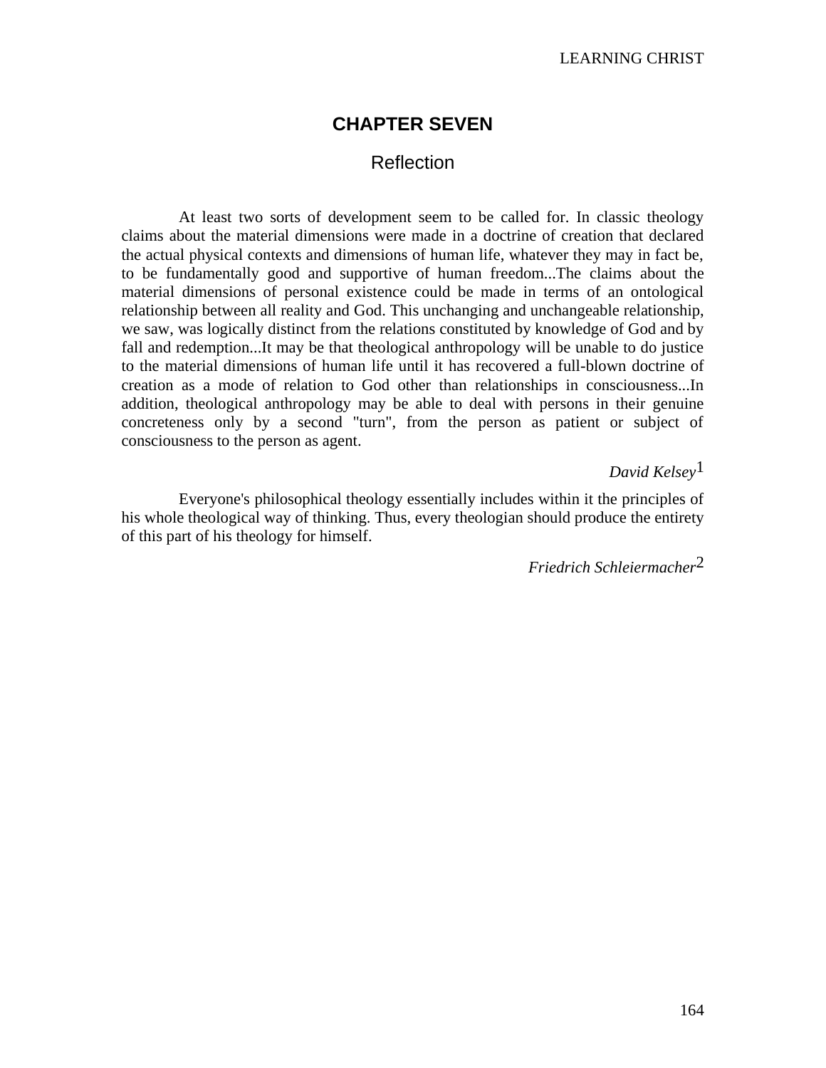# CHAPTER SEVEN

## Reflection

At least two sorts of development seem to be called for. In classic theology claims about the material dimensions were made in a doctrine of creation that declared the actual physical contexts and dimensions of human life, whatever they may in fact be, to be fundamentally good and supportive of human freedom...The claims about the material dimensions of personal existence could be made in terms of an ontological relationship between all reality and God. This unchanging and unchangeable relationship, we saw, was logically distinct from the relations constituted by knowledge of God and by fall and redemption...It may be that theological anthropology will be unable to do justice to the material dimensions of human life until it has recovered a full-blown doctrine of creation as a mode of relation to God other than relationships in consciousness...In addition, theological anthropology may be able to deal with persons in their genuine concreteness only by a second "turn", from the person as patient or subject of consciousness to the person as agent.

*David Kelsey*[1]

Everyone's philosophical theology essentially includes within it the principles of his whole theological way of thinking. Thus, every theologian should produce the entirety of this part of his theology for himself.

*Friedrich Schleiermacher*[2]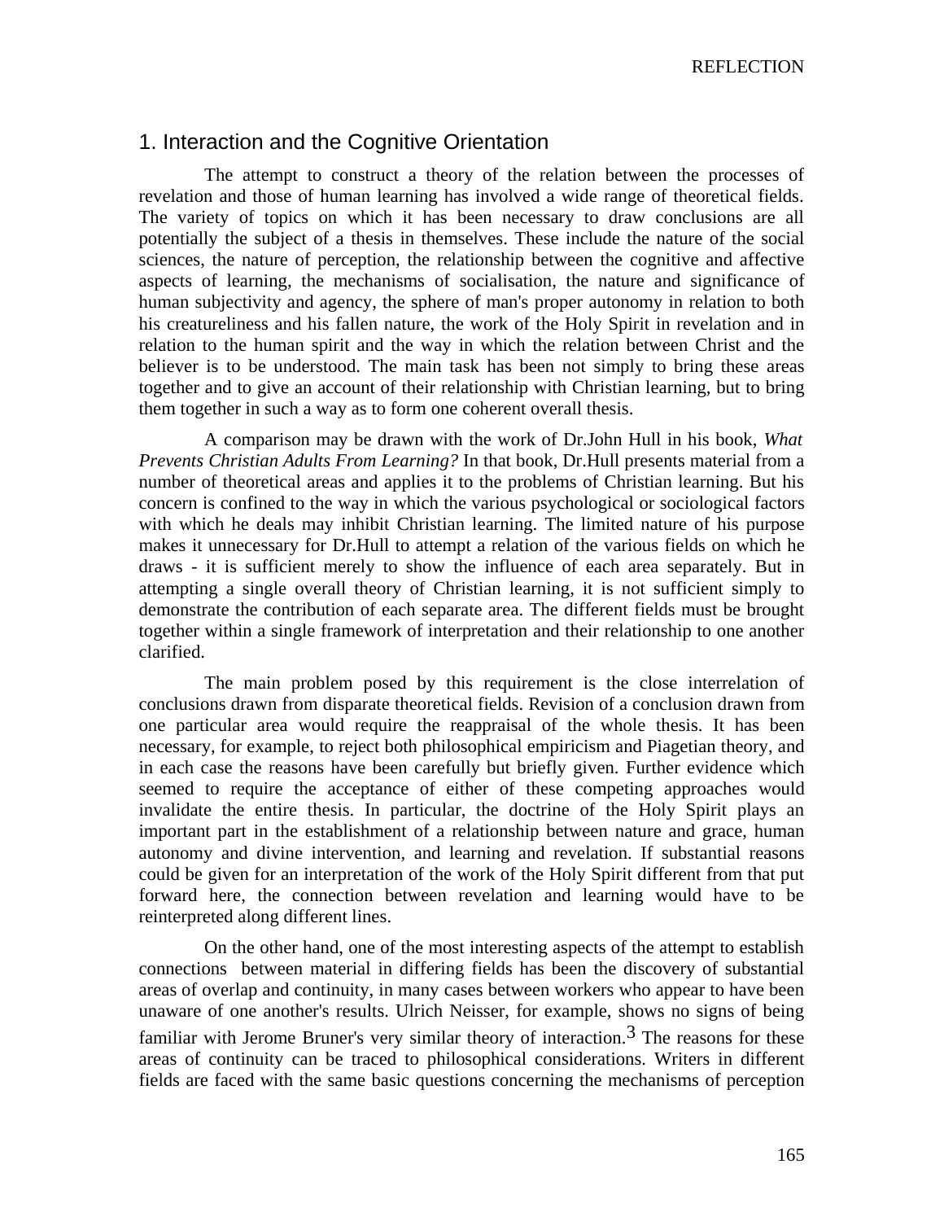## 1. Interaction and the Cognitive Orientation

The attempt to construct a theory of the relation between the processes of revelation and those of human learning has involved a wide range of theoretical fields. The variety of topics on which it has been necessary to draw conclusions are all potentially the subject of a thesis in themselves. These include the nature of the social sciences, the nature of perception, the relationship between the cognitive and affective aspects of learning, the mechanisms of socialisation, the nature and significance of human subjectivity and agency, the sphere of man's proper autonomy in relation to both his creatureliness and his fallen nature, the work of the Holy Spirit in revelation and in relation to the human spirit and the way in which the relation between Christ and the believer is to be understood. The main task has been not simply to bring these areas together and to give an account of their relationship with Christian learning, but to bring them together in such a way as to form one coherent overall thesis.

A comparison may be drawn with the work of Dr.John Hull in his book, *What Prevents Christian Adults From Learning?* In that book, Dr.Hull presents material from a number of theoretical areas and applies it to the problems of Christian learning. But his concern is confined to the way in which the various psychological or sociological factors with which he deals may inhibit Christian learning. The limited nature of his purpose makes it unnecessary for Dr.Hull to attempt a relation of the various fields on which he draws - it is sufficient merely to show the influence of each area separately. But in attempting a single overall theory of Christian learning, it is not sufficient simply to demonstrate the contribution of each separate area. The different fields must be brought together within a single framework of interpretation and their relationship to one another clarified.

The main problem posed by this requirement is the close interrelation of conclusions drawn from disparate theoretical fields. Revision of a conclusion drawn from one particular area would require the reappraisal of the whole thesis. It has been necessary, for example, to reject both philosophical empiricism and Piagetian theory, and in each case the reasons have been carefully but briefly given. Further evidence which seemed to require the acceptance of either of these competing approaches would invalidate the entire thesis. In particular, the doctrine of the Holy Spirit plays an important part in the establishment of a relationship between nature and grace, human autonomy and divine intervention, and learning and revelation. If substantial reasons could be given for an interpretation of the work of the Holy Spirit different from that put forward here, the connection between revelation and learning would have to be reinterpreted along different lines.

On the other hand, one of the most interesting aspects of the attempt to establish connections between material in differing fields has been the discovery of substantial areas of overlap and continuity, in many cases between workers who appear to have been unaware of one another's results. Ulrich Neisser, for example, shows no signs of being familiar with Jerome Bruner's very similar theory of interaction.[3] The reasons for these areas of continuity can be traced to philosophical considerations. Writers in different fields are faced with the same basic questions concerning the mechanisms of perception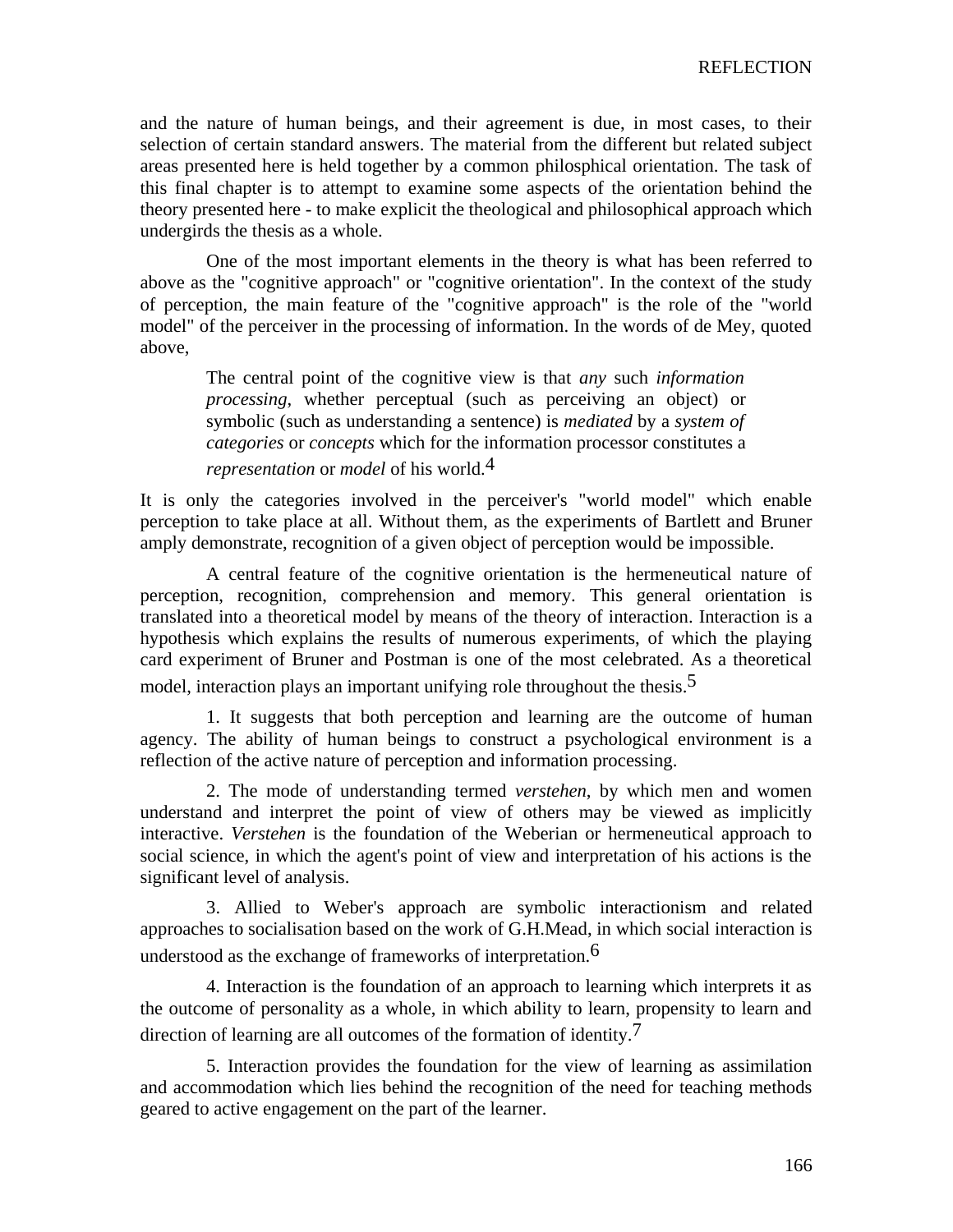and the nature of human beings, and their agreement is due, in most cases, to their selection of certain standard answers. The material from the different but related subject areas presented here is held together by a common philosphical orientation. The task of this final chapter is to attempt to examine some aspects of the orientation behind the theory presented here - to make explicit the theological and philosophical approach which undergirds the thesis as a whole.

One of the most important elements in the theory is what has been referred to above as the "cognitive approach" or "cognitive orientation". In the context of the study of perception, the main feature of the "cognitive approach" is the role of the "world model" of the perceiver in the processing of information. In the words of de Mey, quoted above,

> The central point of the cognitive view is that *any* such *information processing*, whether perceptual (such as perceiving an object) or symbolic (such as understanding a sentence) is *mediated* by a *system of categories* or *concepts* which for the information processor constitutes a *representation* or *model* of his world.[4]

It is only the categories involved in the perceiver's "world model" which enable perception to take place at all. Without them, as the experiments of Bartlett and Bruner amply demonstrate, recognition of a given object of perception would be impossible.

A central feature of the cognitive orientation is the hermeneutical nature of perception, recognition, comprehension and memory. This general orientation is translated into a theoretical model by means of the theory of interaction. Interaction is a hypothesis which explains the results of numerous experiments, of which the playing card experiment of Bruner and Postman is one of the most celebrated. As a theoretical model, interaction plays an important unifying role throughout the thesis.[5]

1. It suggests that both perception and learning are the outcome of human agency. The ability of human beings to construct a psychological environment is a reflection of the active nature of perception and information processing.

2. The mode of understanding termed *verstehen*, by which men and women understand and interpret the point of view of others may be viewed as implicitly interactive. *Verstehen* is the foundation of the Weberian or hermeneutical approach to social science, in which the agent's point of view and interpretation of his actions is the significant level of analysis.

3. Allied to Weber's approach are symbolic interactionism and related approaches to socialisation based on the work of G.H.Mead, in which social interaction is understood as the exchange of frameworks of interpretation.[6]

4. Interaction is the foundation of an approach to learning which interprets it as the outcome of personality as a whole, in which ability to learn, propensity to learn and direction of learning are all outcomes of the formation of identity.[7]

5. Interaction provides the foundation for the view of learning as assimilation and accommodation which lies behind the recognition of the need for teaching methods geared to active engagement on the part of the learner.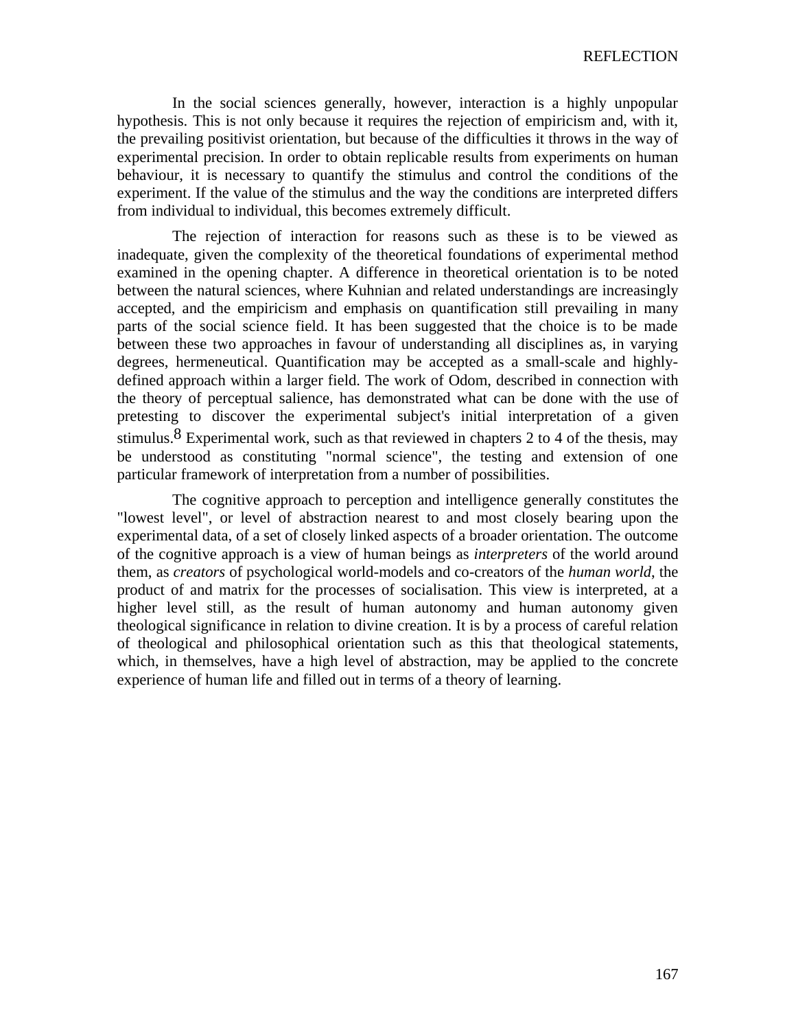In the social sciences generally, however, interaction is a highly unpopular hypothesis. This is not only because it requires the rejection of empiricism and, with it, the prevailing positivist orientation, but because of the difficulties it throws in the way of experimental precision. In order to obtain replicable results from experiments on human behaviour, it is necessary to quantify the stimulus and control the conditions of the experiment. If the value of the stimulus and the way the conditions are interpreted differs from individual to individual, this becomes extremely difficult.

The rejection of interaction for reasons such as these is to be viewed as inadequate, given the complexity of the theoretical foundations of experimental method examined in the opening chapter. A difference in theoretical orientation is to be noted between the natural sciences, where Kuhnian and related understandings are increasingly accepted, and the empiricism and emphasis on quantification still prevailing in many parts of the social science field. It has been suggested that the choice is to be made between these two approaches in favour of understanding all disciplines as, in varying degrees, hermeneutical. Quantification may be accepted as a small-scale and highly-defined approach within a larger field. The work of Odom, described in connection with the theory of perceptual salience, has demonstrated what can be done with the use of pretesting to discover the experimental subject's initial interpretation of a given stimulus.[8] Experimental work, such as that reviewed in chapters 2 to 4 of the thesis, may be understood as constituting "normal science", the testing and extension of one particular framework of interpretation from a number of possibilities.

The cognitive approach to perception and intelligence generally constitutes the "lowest level", or level of abstraction nearest to and most closely bearing upon the experimental data, of a set of closely linked aspects of a broader orientation. The outcome of the cognitive approach is a view of human beings as *interpreters* of the world around them, as *creators* of psychological world-models and co-creators of the *human world*, the product of and matrix for the processes of socialisation. This view is interpreted, at a higher level still, as the result of human autonomy and human autonomy given theological significance in relation to divine creation. It is by a process of careful relation of theological and philosophical orientation such as this that theological statements, which, in themselves, have a high level of abstraction, may be applied to the concrete experience of human life and filled out in terms of a theory of learning.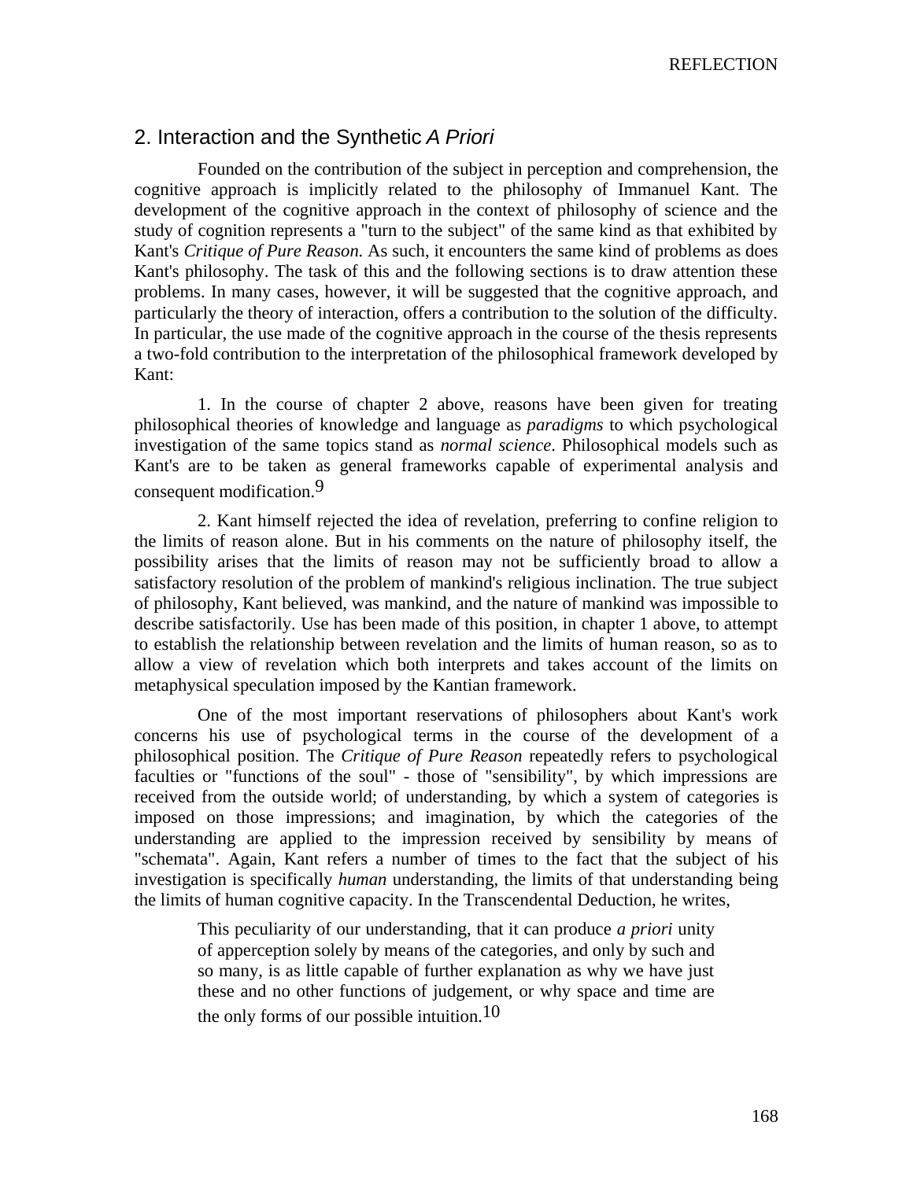## 2. Interaction and the Synthetic *A Priori*

Founded on the contribution of the subject in perception and comprehension, the cognitive approach is implicitly related to the philosophy of Immanuel Kant. The development of the cognitive approach in the context of philosophy of science and the study of cognition represents a "turn to the subject" of the same kind as that exhibited by Kant's *Critique of Pure Reason*. As such, it encounters the same kind of problems as does Kant's philosophy. The task of this and the following sections is to draw attention these problems. In many cases, however, it will be suggested that the cognitive approach, and particularly the theory of interaction, offers a contribution to the solution of the difficulty. In particular, the use made of the cognitive approach in the course of the thesis represents a two-fold contribution to the interpretation of the philosophical framework developed by Kant:

1. In the course of chapter 2 above, reasons have been given for treating philosophical theories of knowledge and language as *paradigms* to which psychological investigation of the same topics stand as *normal science*. Philosophical models such as Kant's are to be taken as general frameworks capable of experimental analysis and consequent modification.[9]

2. Kant himself rejected the idea of revelation, preferring to confine religion to the limits of reason alone. But in his comments on the nature of philosophy itself, the possibility arises that the limits of reason may not be sufficiently broad to allow a satisfactory resolution of the problem of mankind's religious inclination. The true subject of philosophy, Kant believed, was mankind, and the nature of mankind was impossible to describe satisfactorily. Use has been made of this position, in chapter 1 above, to attempt to establish the relationship between revelation and the limits of human reason, so as to allow a view of revelation which both interprets and takes account of the limits on metaphysical speculation imposed by the Kantian framework.

One of the most important reservations of philosophers about Kant's work concerns his use of psychological terms in the course of the development of a philosophical position. The *Critique of Pure Reason* repeatedly refers to psychological faculties or "functions of the soul" - those of "sensibility", by which impressions are received from the outside world; of understanding, by which a system of categories is imposed on those impressions; and imagination, by which the categories of the understanding are applied to the impression received by sensibility by means of "schemata". Again, Kant refers a number of times to the fact that the subject of his investigation is specifically *human* understanding, the limits of that understanding being the limits of human cognitive capacity. In the Transcendental Deduction, he writes,

> This peculiarity of our understanding, that it can produce *a priori* unity of apperception solely by means of the categories, and only by such and so many, is as little capable of further explanation as why we have just these and no other functions of judgement, or why space and time are the only forms of our possible intuition.[10]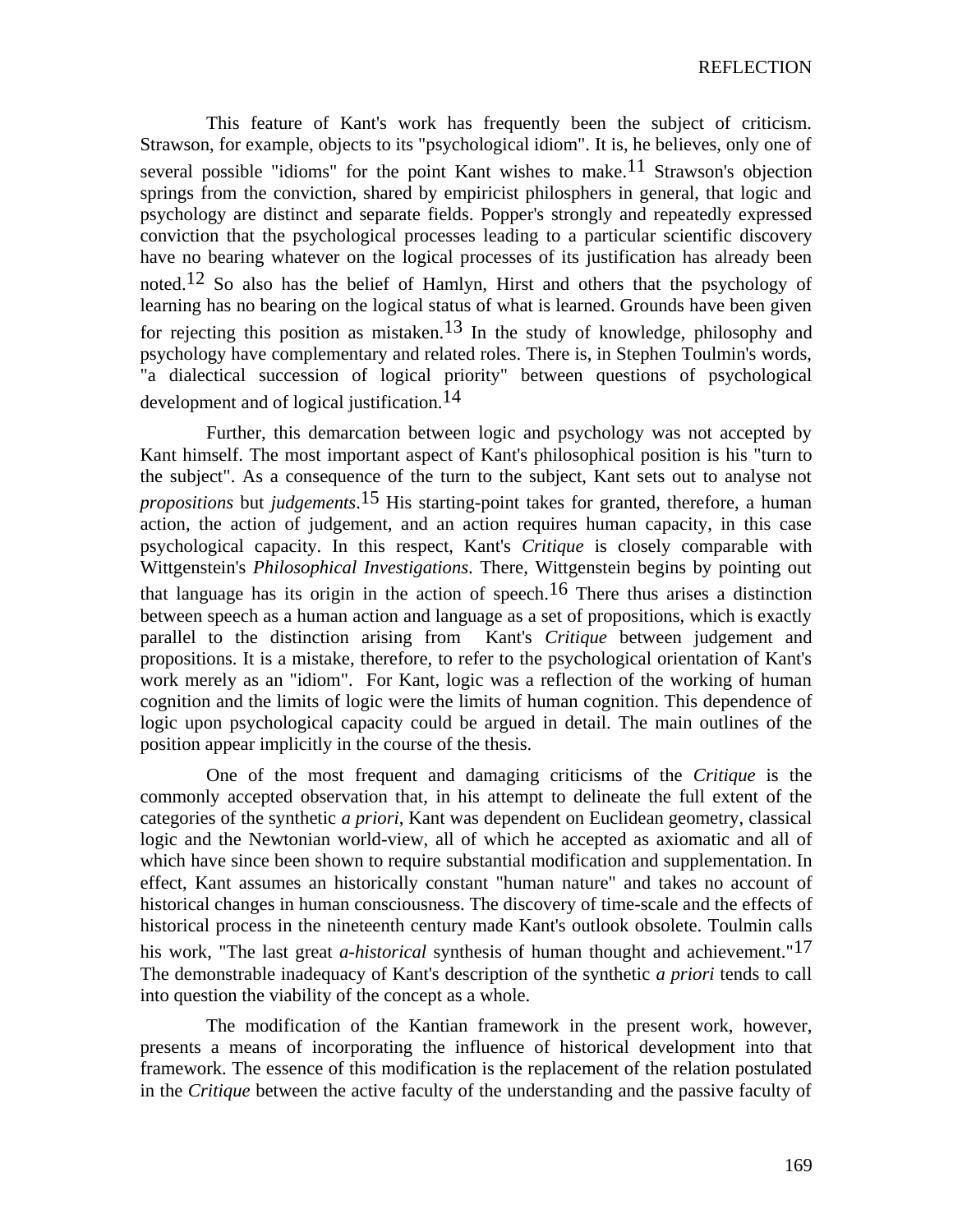This feature of Kant's work has frequently been the subject of criticism. Strawson, for example, objects to its "psychological idiom". It is, he believes, only one of several possible "idioms" for the point Kant wishes to make.[11] Strawson's objection springs from the conviction, shared by empiricist philosphers in general, that logic and psychology are distinct and separate fields. Popper's strongly and repeatedly expressed conviction that the psychological processes leading to a particular scientific discovery have no bearing whatever on the logical processes of its justification has already been noted.[12] So also has the belief of Hamlyn, Hirst and others that the psychology of learning has no bearing on the logical status of what is learned. Grounds have been given for rejecting this position as mistaken.[13] In the study of knowledge, philosophy and psychology have complementary and related roles. There is, in Stephen Toulmin's words, "a dialectical succession of logical priority" between questions of psychological development and of logical justification.[14]

Further, this demarcation between logic and psychology was not accepted by Kant himself. The most important aspect of Kant's philosophical position is his "turn to the subject". As a consequence of the turn to the subject, Kant sets out to analyse not *propositions* but *judgements*.[15] His starting-point takes for granted, therefore, a human action, the action of judgement, and an action requires human capacity, in this case psychological capacity. In this respect, Kant's *Critique* is closely comparable with Wittgenstein's *Philosophical Investigations*. There, Wittgenstein begins by pointing out that language has its origin in the action of speech.[16] There thus arises a distinction between speech as a human action and language as a set of propositions, which is exactly parallel to the distinction arising from Kant's *Critique* between judgement and propositions. It is a mistake, therefore, to refer to the psychological orientation of Kant's work merely as an "idiom". For Kant, logic was a reflection of the working of human cognition and the limits of logic were the limits of human cognition. This dependence of logic upon psychological capacity could be argued in detail. The main outlines of the position appear implicitly in the course of the thesis.

One of the most frequent and damaging criticisms of the *Critique* is the commonly accepted observation that, in his attempt to delineate the full extent of the categories of the synthetic *a priori*, Kant was dependent on Euclidean geometry, classical logic and the Newtonian world-view, all of which he accepted as axiomatic and all of which have since been shown to require substantial modification and supplementation. In effect, Kant assumes an historically constant "human nature" and takes no account of historical changes in human consciousness. The discovery of time-scale and the effects of historical process in the nineteenth century made Kant's outlook obsolete. Toulmin calls his work, "The last great *a-historical* synthesis of human thought and achievement."[17] The demonstrable inadequacy of Kant's description of the synthetic *a priori* tends to call into question the viability of the concept as a whole.

The modification of the Kantian framework in the present work, however, presents a means of incorporating the influence of historical development into that framework. The essence of this modification is the replacement of the relation postulated in the *Critique* between the active faculty of the understanding and the passive faculty of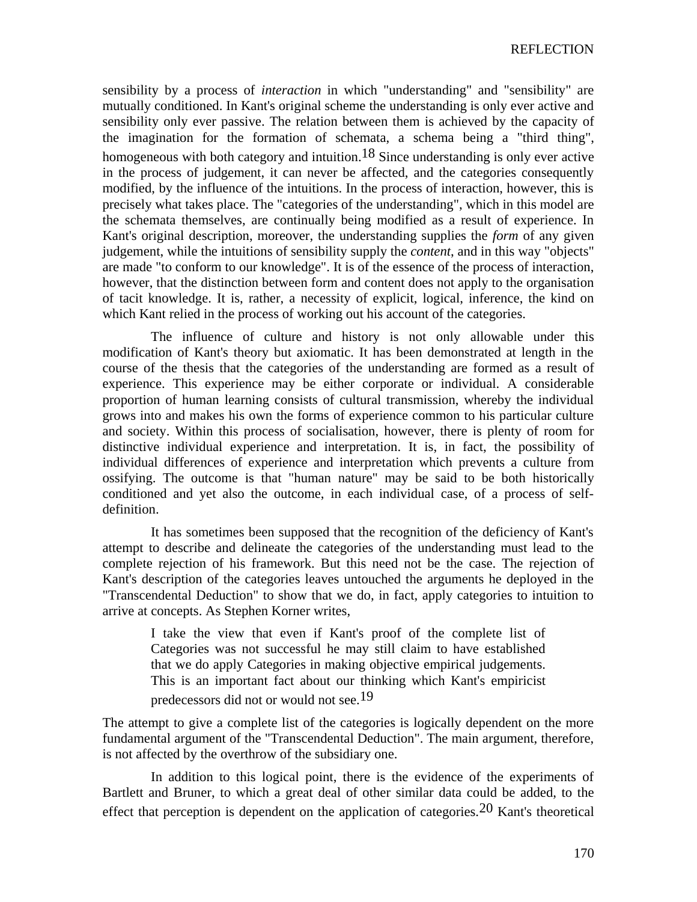sensibility by a process of *interaction* in which "understanding" and "sensibility" are mutually conditioned. In Kant's original scheme the understanding is only ever active and sensibility only ever passive. The relation between them is achieved by the capacity of the imagination for the formation of schemata, a schema being a "third thing", homogeneous with both category and intuition.[18] Since understanding is only ever active in the process of judgement, it can never be affected, and the categories consequently modified, by the influence of the intuitions. In the process of interaction, however, this is precisely what takes place. The "categories of the understanding", which in this model are the schemata themselves, are continually being modified as a result of experience. In Kant's original description, moreover, the understanding supplies the *form* of any given judgement, while the intuitions of sensibility supply the *content*, and in this way "objects" are made "to conform to our knowledge". It is of the essence of the process of interaction, however, that the distinction between form and content does not apply to the organisation of tacit knowledge. It is, rather, a necessity of explicit, logical, inference, the kind on which Kant relied in the process of working out his account of the categories.

The influence of culture and history is not only allowable under this modification of Kant's theory but axiomatic. It has been demonstrated at length in the course of the thesis that the categories of the understanding are formed as a result of experience. This experience may be either corporate or individual. A considerable proportion of human learning consists of cultural transmission, whereby the individual grows into and makes his own the forms of experience common to his particular culture and society. Within this process of socialisation, however, there is plenty of room for distinctive individual experience and interpretation. It is, in fact, the possibility of individual differences of experience and interpretation which prevents a culture from ossifying. The outcome is that "human nature" may be said to be both historically conditioned and yet also the outcome, in each individual case, of a process of self-definition.

It has sometimes been supposed that the recognition of the deficiency of Kant's attempt to describe and delineate the categories of the understanding must lead to the complete rejection of his framework. But this need not be the case. The rejection of Kant's description of the categories leaves untouched the arguments he deployed in the "Transcendental Deduction" to show that we do, in fact, apply categories to intuition to arrive at concepts. As Stephen Korner writes,

> I take the view that even if Kant's proof of the complete list of Categories was not successful he may still claim to have established that we do apply Categories in making objective empirical judgements. This is an important fact about our thinking which Kant's empiricist predecessors did not or would not see.[19]

The attempt to give a complete list of the categories is logically dependent on the more fundamental argument of the "Transcendental Deduction". The main argument, therefore, is not affected by the overthrow of the subsidiary one.

In addition to this logical point, there is the evidence of the experiments of Bartlett and Bruner, to which a great deal of other similar data could be added, to the effect that perception is dependent on the application of categories.[20] Kant's theoretical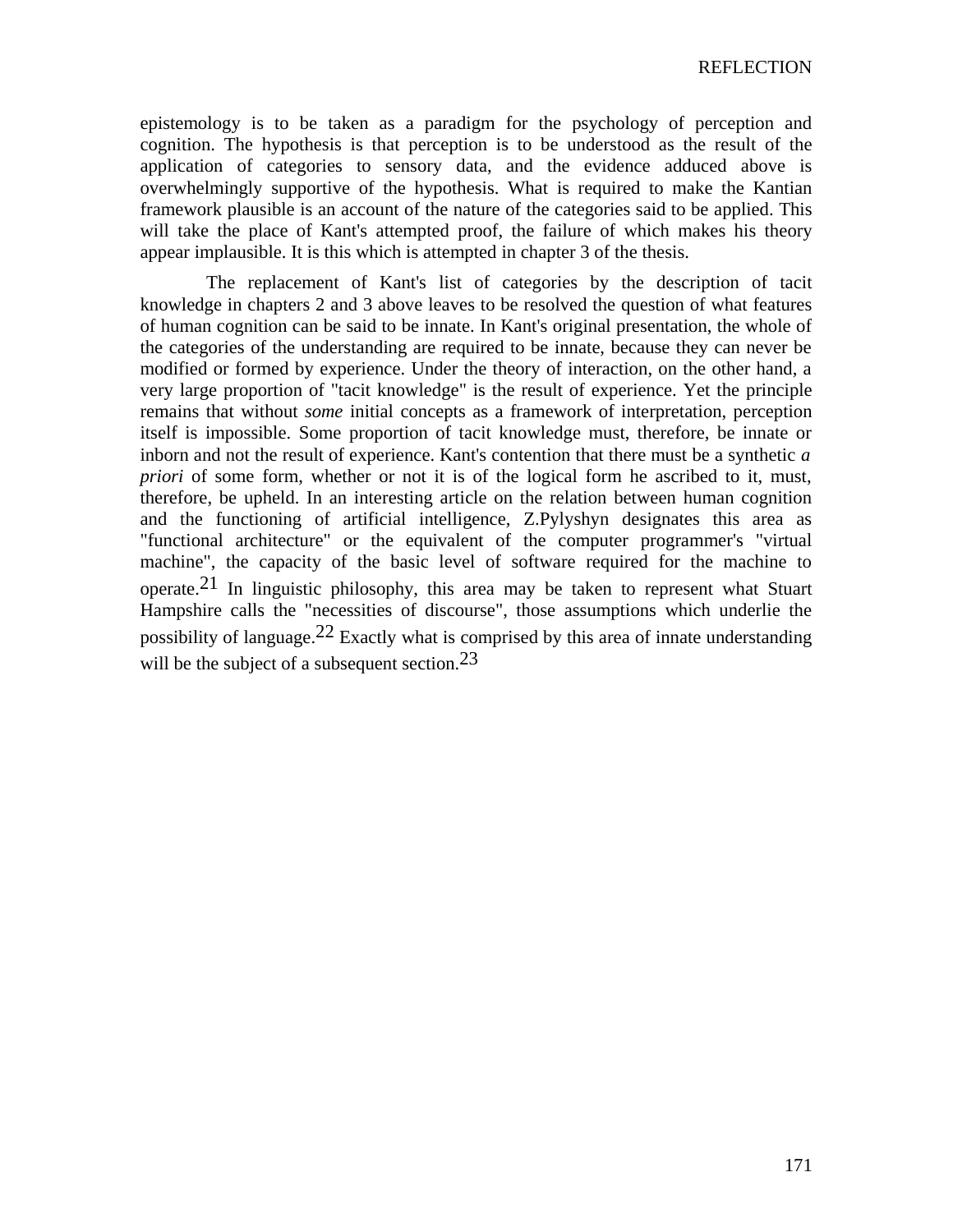epistemology is to be taken as a paradigm for the psychology of perception and cognition. The hypothesis is that perception is to be understood as the result of the application of categories to sensory data, and the evidence adduced above is overwhelmingly supportive of the hypothesis. What is required to make the Kantian framework plausible is an account of the nature of the categories said to be applied. This will take the place of Kant's attempted proof, the failure of which makes his theory appear implausible. It is this which is attempted in chapter 3 of the thesis.

The replacement of Kant's list of categories by the description of tacit knowledge in chapters 2 and 3 above leaves to be resolved the question of what features of human cognition can be said to be innate. In Kant's original presentation, the whole of the categories of the understanding are required to be innate, because they can never be modified or formed by experience. Under the theory of interaction, on the other hand, a very large proportion of "tacit knowledge" is the result of experience. Yet the principle remains that without *some* initial concepts as a framework of interpretation, perception itself is impossible. Some proportion of tacit knowledge must, therefore, be innate or inborn and not the result of experience. Kant's contention that there must be a synthetic *a priori* of some form, whether or not it is of the logical form he ascribed to it, must, therefore, be upheld. In an interesting article on the relation between human cognition and the functioning of artificial intelligence, Z.Pylyshyn designates this area as "functional architecture" or the equivalent of the computer programmer's "virtual machine", the capacity of the basic level of software required for the machine to operate.[21] In linguistic philosophy, this area may be taken to represent what Stuart Hampshire calls the "necessities of discourse", those assumptions which underlie the possibility of language.[22] Exactly what is comprised by this area of innate understanding will be the subject of a subsequent section.[23]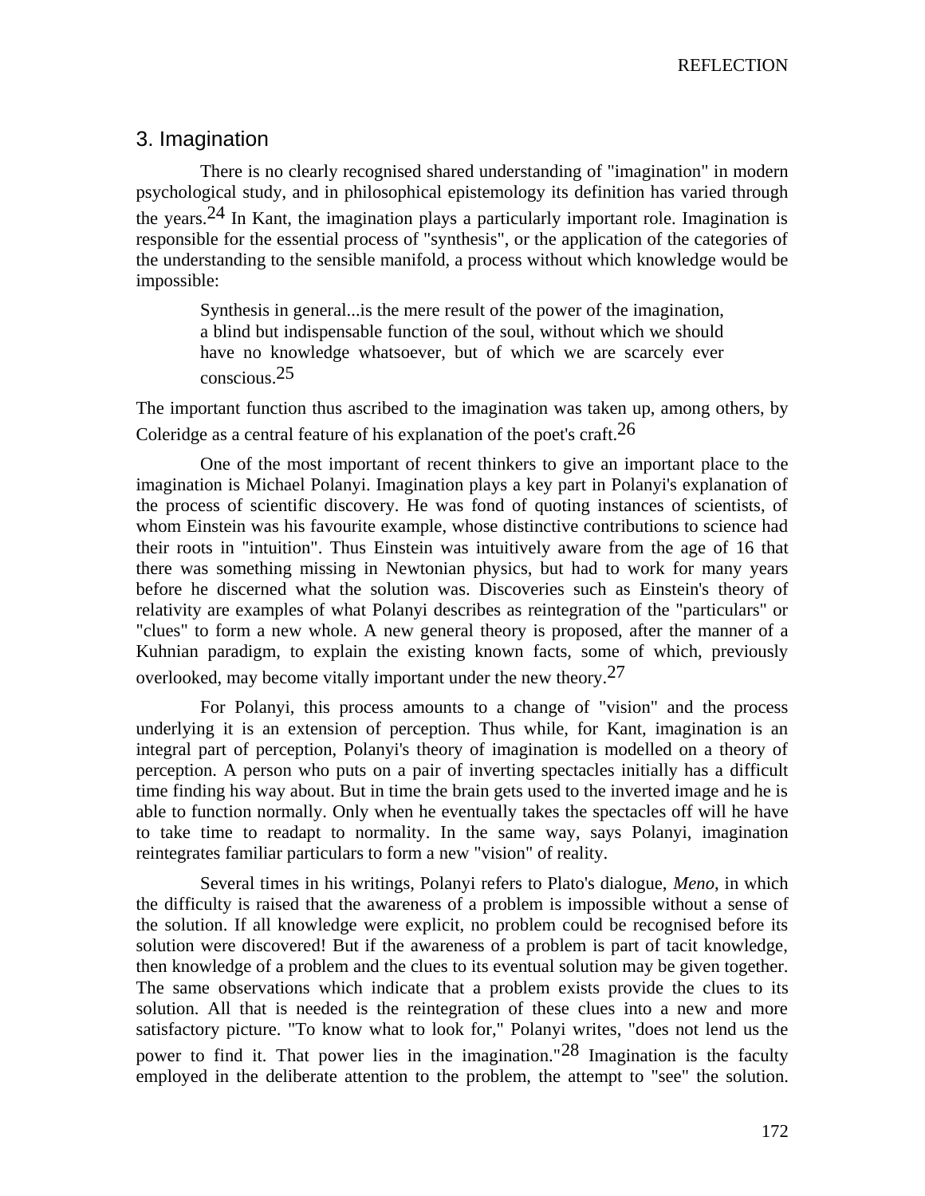## 3. Imagination

There is no clearly recognised shared understanding of "imagination" in modern psychological study, and in philosophical epistemology its definition has varied through the years.[24] In Kant, the imagination plays a particularly important role. Imagination is responsible for the essential process of "synthesis", or the application of the categories of the understanding to the sensible manifold, a process without which knowledge would be impossible:

> Synthesis in general...is the mere result of the power of the imagination, a blind but indispensable function of the soul, without which we should have no knowledge whatsoever, but of which we are scarcely ever conscious.[25]

The important function thus ascribed to the imagination was taken up, among others, by Coleridge as a central feature of his explanation of the poet's craft.[26]

One of the most important of recent thinkers to give an important place to the imagination is Michael Polanyi. Imagination plays a key part in Polanyi's explanation of the process of scientific discovery. He was fond of quoting instances of scientists, of whom Einstein was his favourite example, whose distinctive contributions to science had their roots in "intuition". Thus Einstein was intuitively aware from the age of 16 that there was something missing in Newtonian physics, but had to work for many years before he discerned what the solution was. Discoveries such as Einstein's theory of relativity are examples of what Polanyi describes as reintegration of the "particulars" or "clues" to form a new whole. A new general theory is proposed, after the manner of a Kuhnian paradigm, to explain the existing known facts, some of which, previously overlooked, may become vitally important under the new theory.[27]

For Polanyi, this process amounts to a change of "vision" and the process underlying it is an extension of perception. Thus while, for Kant, imagination is an integral part of perception, Polanyi's theory of imagination is modelled on a theory of perception. A person who puts on a pair of inverting spectacles initially has a difficult time finding his way about. But in time the brain gets used to the inverted image and he is able to function normally. Only when he eventually takes the spectacles off will he have to take time to readapt to normality. In the same way, says Polanyi, imagination reintegrates familiar particulars to form a new "vision" of reality.

Several times in his writings, Polanyi refers to Plato's dialogue, *Meno*, in which the difficulty is raised that the awareness of a problem is impossible without a sense of the solution. If all knowledge were explicit, no problem could be recognised before its solution were discovered! But if the awareness of a problem is part of tacit knowledge, then knowledge of a problem and the clues to its eventual solution may be given together. The same observations which indicate that a problem exists provide the clues to its solution. All that is needed is the reintegration of these clues into a new and more satisfactory picture. "To know what to look for," Polanyi writes, "does not lend us the power to find it. That power lies in the imagination."[28] Imagination is the faculty employed in the deliberate attention to the problem, the attempt to "see" the solution.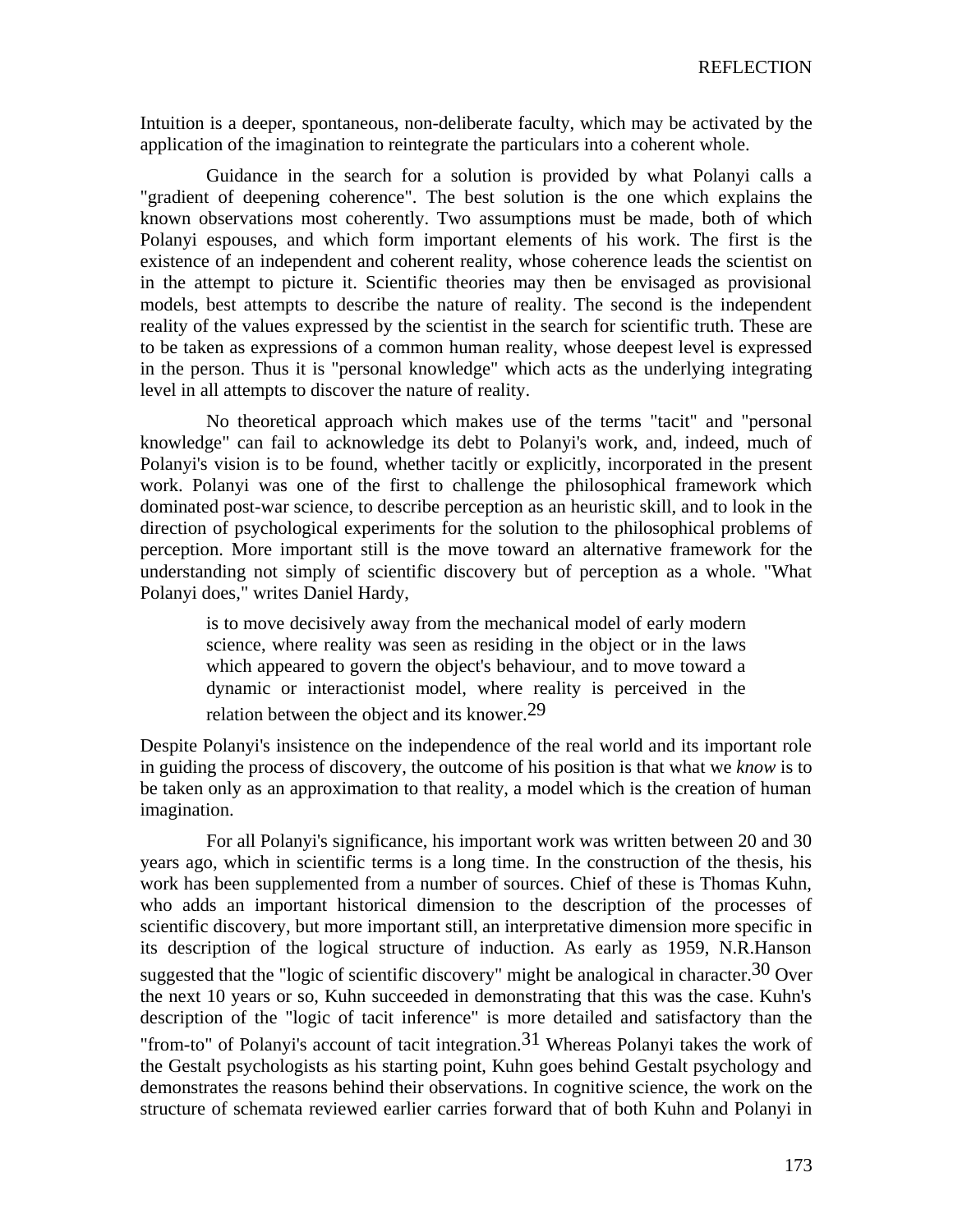Intuition is a deeper, spontaneous, non-deliberate faculty, which may be activated by the application of the imagination to reintegrate the particulars into a coherent whole.

Guidance in the search for a solution is provided by what Polanyi calls a "gradient of deepening coherence". The best solution is the one which explains the known observations most coherently. Two assumptions must be made, both of which Polanyi espouses, and which form important elements of his work. The first is the existence of an independent and coherent reality, whose coherence leads the scientist on in the attempt to picture it. Scientific theories may then be envisaged as provisional models, best attempts to describe the nature of reality. The second is the independent reality of the values expressed by the scientist in the search for scientific truth. These are to be taken as expressions of a common human reality, whose deepest level is expressed in the person. Thus it is "personal knowledge" which acts as the underlying integrating level in all attempts to discover the nature of reality.

No theoretical approach which makes use of the terms "tacit" and "personal knowledge" can fail to acknowledge its debt to Polanyi's work, and, indeed, much of Polanyi's vision is to be found, whether tacitly or explicitly, incorporated in the present work. Polanyi was one of the first to challenge the philosophical framework which dominated post-war science, to describe perception as an heuristic skill, and to look in the direction of psychological experiments for the solution to the philosophical problems of perception. More important still is the move toward an alternative framework for the understanding not simply of scientific discovery but of perception as a whole. "What Polanyi does," writes Daniel Hardy,

> is to move decisively away from the mechanical model of early modern science, where reality was seen as residing in the object or in the laws which appeared to govern the object's behaviour, and to move toward a dynamic or interactionist model, where reality is perceived in the relation between the object and its knower.[29]

Despite Polanyi's insistence on the independence of the real world and its important role in guiding the process of discovery, the outcome of his position is that what we *know* is to be taken only as an approximation to that reality, a model which is the creation of human imagination.

For all Polanyi's significance, his important work was written between 20 and 30 years ago, which in scientific terms is a long time. In the construction of the thesis, his work has been supplemented from a number of sources. Chief of these is Thomas Kuhn, who adds an important historical dimension to the description of the processes of scientific discovery, but more important still, an interpretative dimension more specific in its description of the logical structure of induction. As early as 1959, N.R.Hanson suggested that the "logic of scientific discovery" might be analogical in character.[30] Over the next 10 years or so, Kuhn succeeded in demonstrating that this was the case. Kuhn's description of the "logic of tacit inference" is more detailed and satisfactory than the "from-to" of Polanyi's account of tacit integration.[31] Whereas Polanyi takes the work of the Gestalt psychologists as his starting point, Kuhn goes behind Gestalt psychology and demonstrates the reasons behind their observations. In cognitive science, the work on the structure of schemata reviewed earlier carries forward that of both Kuhn and Polanyi in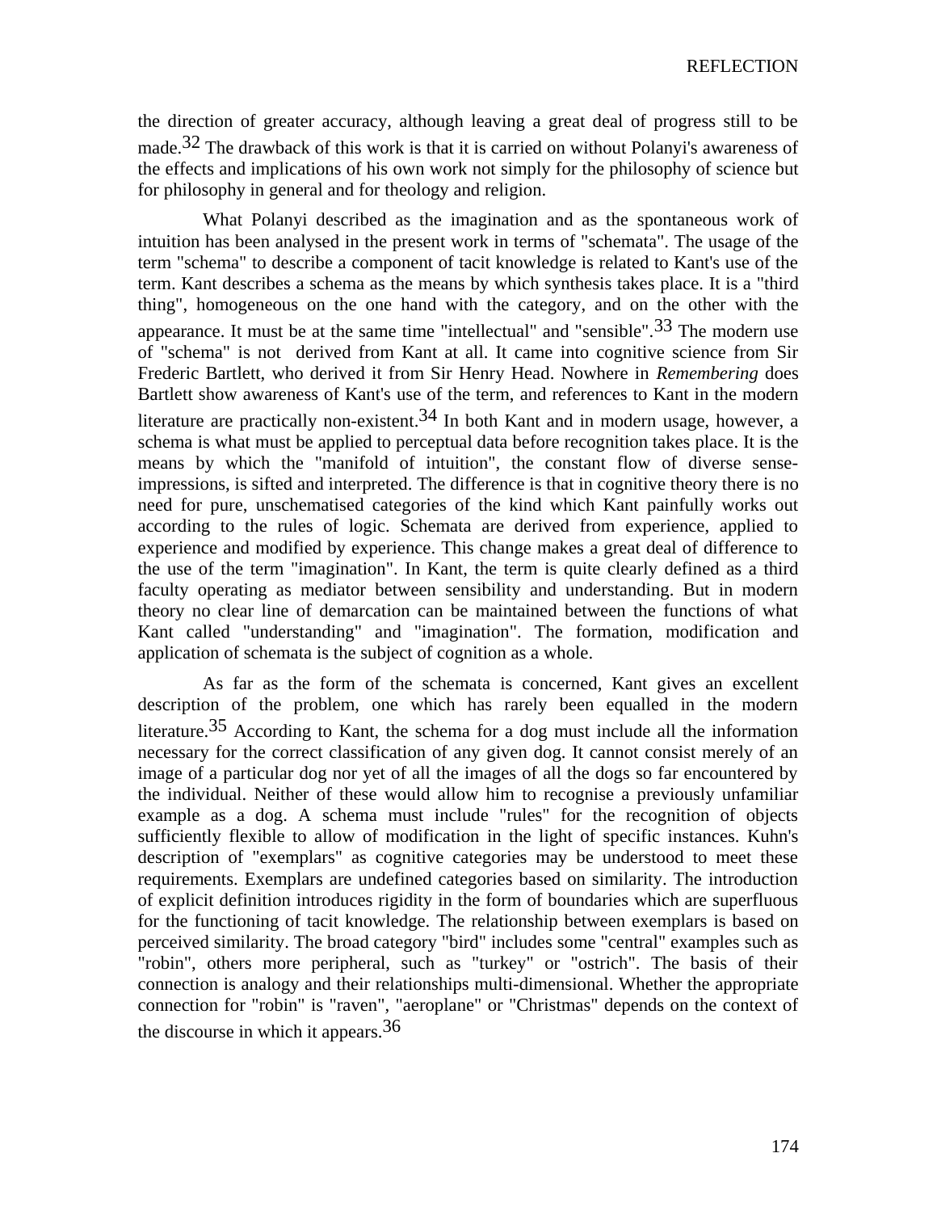the direction of greater accuracy, although leaving a great deal of progress still to be made.[32] The drawback of this work is that it is carried on without Polanyi's awareness of the effects and implications of his own work not simply for the philosophy of science but for philosophy in general and for theology and religion.

What Polanyi described as the imagination and as the spontaneous work of intuition has been analysed in the present work in terms of "schemata". The usage of the term "schema" to describe a component of tacit knowledge is related to Kant's use of the term. Kant describes a schema as the means by which synthesis takes place. It is a "third thing", homogeneous on the one hand with the category, and on the other with the appearance. It must be at the same time "intellectual" and "sensible".[33] The modern use of "schema" is not derived from Kant at all. It came into cognitive science from Sir Frederic Bartlett, who derived it from Sir Henry Head. Nowhere in *Remembering* does Bartlett show awareness of Kant's use of the term, and references to Kant in the modern literature are practically non-existent.[34] In both Kant and in modern usage, however, a schema is what must be applied to perceptual data before recognition takes place. It is the means by which the "manifold of intuition", the constant flow of diverse sense-impressions, is sifted and interpreted. The difference is that in cognitive theory there is no need for pure, unschematised categories of the kind which Kant painfully works out according to the rules of logic. Schemata are derived from experience, applied to experience and modified by experience. This change makes a great deal of difference to the use of the term "imagination". In Kant, the term is quite clearly defined as a third faculty operating as mediator between sensibility and understanding. But in modern theory no clear line of demarcation can be maintained between the functions of what Kant called "understanding" and "imagination". The formation, modification and application of schemata is the subject of cognition as a whole.

As far as the form of the schemata is concerned, Kant gives an excellent description of the problem, one which has rarely been equalled in the modern literature.[35] According to Kant, the schema for a dog must include all the information necessary for the correct classification of any given dog. It cannot consist merely of an image of a particular dog nor yet of all the images of all the dogs so far encountered by the individual. Neither of these would allow him to recognise a previously unfamiliar example as a dog. A schema must include "rules" for the recognition of objects sufficiently flexible to allow of modification in the light of specific instances. Kuhn's description of "exemplars" as cognitive categories may be understood to meet these requirements. Exemplars are undefined categories based on similarity. The introduction of explicit definition introduces rigidity in the form of boundaries which are superfluous for the functioning of tacit knowledge. The relationship between exemplars is based on perceived similarity. The broad category "bird" includes some "central" examples such as "robin", others more peripheral, such as "turkey" or "ostrich". The basis of their connection is analogy and their relationships multi-dimensional. Whether the appropriate connection for "robin" is "raven", "aeroplane" or "Christmas" depends on the context of the discourse in which it appears.[36]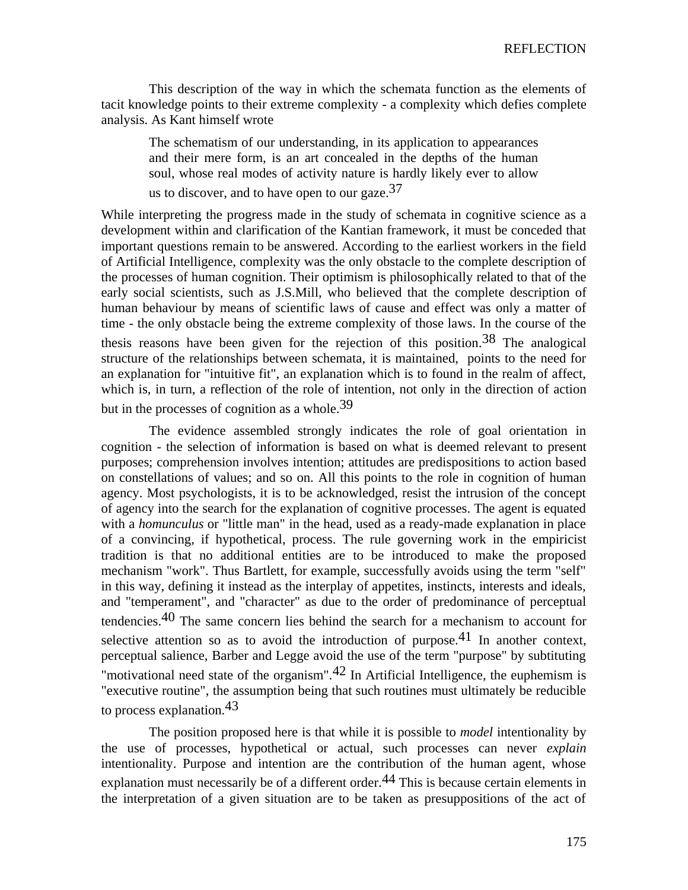This description of the way in which the schemata function as the elements of tacit knowledge points to their extreme complexity - a complexity which defies complete analysis. As Kant himself wrote

> The schematism of our understanding, in its application to appearances and their mere form, is an art concealed in the depths of the human soul, whose real modes of activity nature is hardly likely ever to allow us to discover, and to have open to our gaze.[37]

While interpreting the progress made in the study of schemata in cognitive science as a development within and clarification of the Kantian framework, it must be conceded that important questions remain to be answered. According to the earliest workers in the field of Artificial Intelligence, complexity was the only obstacle to the complete description of the processes of human cognition. Their optimism is philosophically related to that of the early social scientists, such as J.S.Mill, who believed that the complete description of human behaviour by means of scientific laws of cause and effect was only a matter of time - the only obstacle being the extreme complexity of those laws. In the course of the thesis reasons have been given for the rejection of this position.[38] The analogical structure of the relationships between schemata, it is maintained, points to the need for an explanation for "intuitive fit", an explanation which is to found in the realm of affect, which is, in turn, a reflection of the role of intention, not only in the direction of action but in the processes of cognition as a whole.[39]

The evidence assembled strongly indicates the role of goal orientation in cognition - the selection of information is based on what is deemed relevant to present purposes; comprehension involves intention; attitudes are predispositions to action based on constellations of values; and so on. All this points to the role in cognition of human agency. Most psychologists, it is to be acknowledged, resist the intrusion of the concept of agency into the search for the explanation of cognitive processes. The agent is equated with a *homunculus* or "little man" in the head, used as a ready-made explanation in place of a convincing, if hypothetical, process. The rule governing work in the empiricist tradition is that no additional entities are to be introduced to make the proposed mechanism "work". Thus Bartlett, for example, successfully avoids using the term "self" in this way, defining it instead as the interplay of appetites, instincts, interests and ideals, and "temperament", and "character" as due to the order of predominance of perceptual tendencies.[40] The same concern lies behind the search for a mechanism to account for selective attention so as to avoid the introduction of purpose.[41] In another context, perceptual salience, Barber and Legge avoid the use of the term "purpose" by subtituting "motivational need state of the organism".[42] In Artificial Intelligence, the euphemism is "executive routine", the assumption being that such routines must ultimately be reducible to process explanation.[43]

The position proposed here is that while it is possible to *model* intentionality by the use of processes, hypothetical or actual, such processes can never *explain* intentionality. Purpose and intention are the contribution of the human agent, whose explanation must necessarily be of a different order.[44] This is because certain elements in the interpretation of a given situation are to be taken as presuppositions of the act of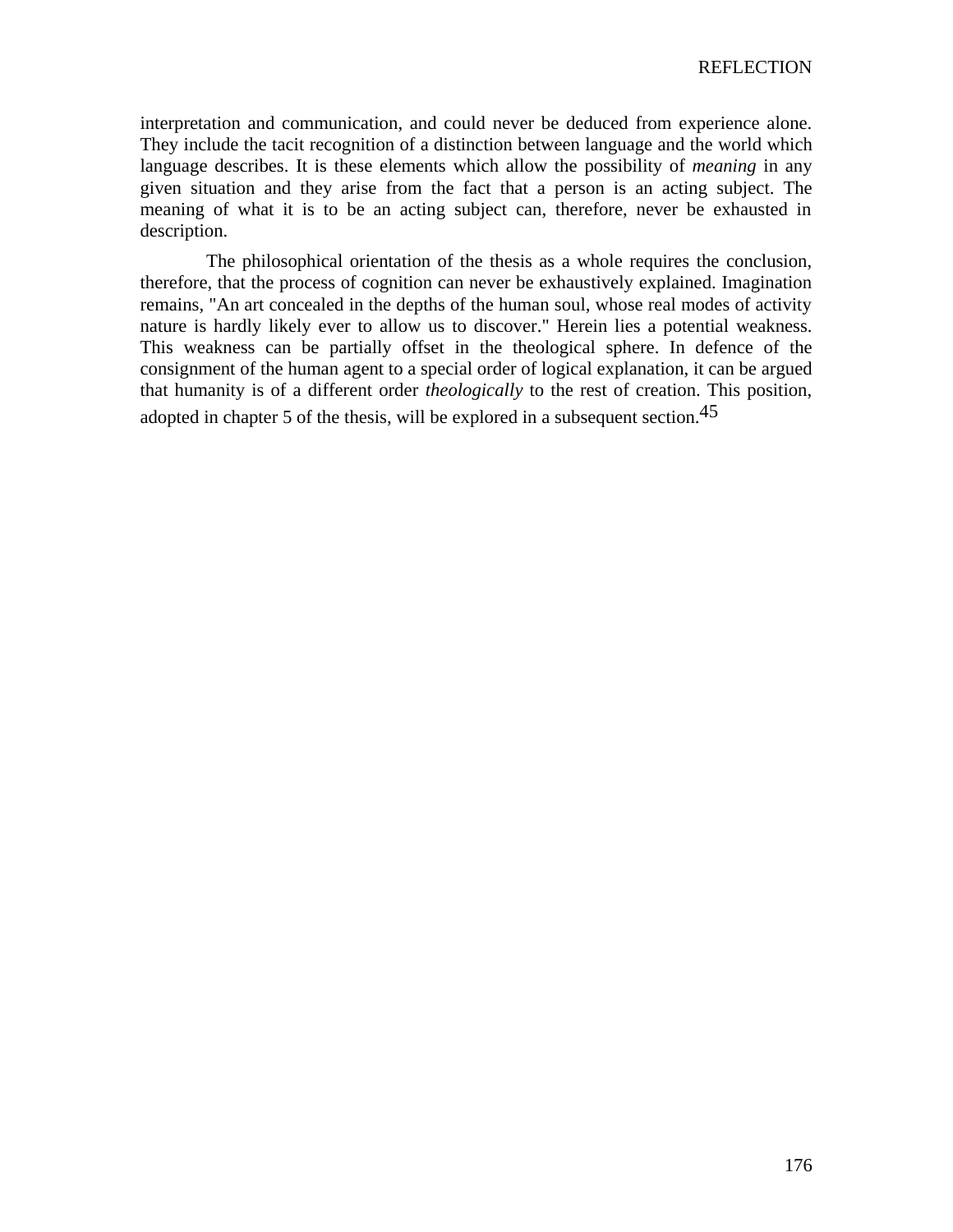interpretation and communication, and could never be deduced from experience alone. They include the tacit recognition of a distinction between language and the world which language describes. It is these elements which allow the possibility of *meaning* in any given situation and they arise from the fact that a person is an acting subject. The meaning of what it is to be an acting subject can, therefore, never be exhausted in description.

The philosophical orientation of the thesis as a whole requires the conclusion, therefore, that the process of cognition can never be exhaustively explained. Imagination remains, "An art concealed in the depths of the human soul, whose real modes of activity nature is hardly likely ever to allow us to discover." Herein lies a potential weakness. This weakness can be partially offset in the theological sphere. In defence of the consignment of the human agent to a special order of logical explanation, it can be argued that humanity is of a different order *theologically* to the rest of creation. This position, adopted in chapter 5 of the thesis, will be explored in a subsequent section.[45]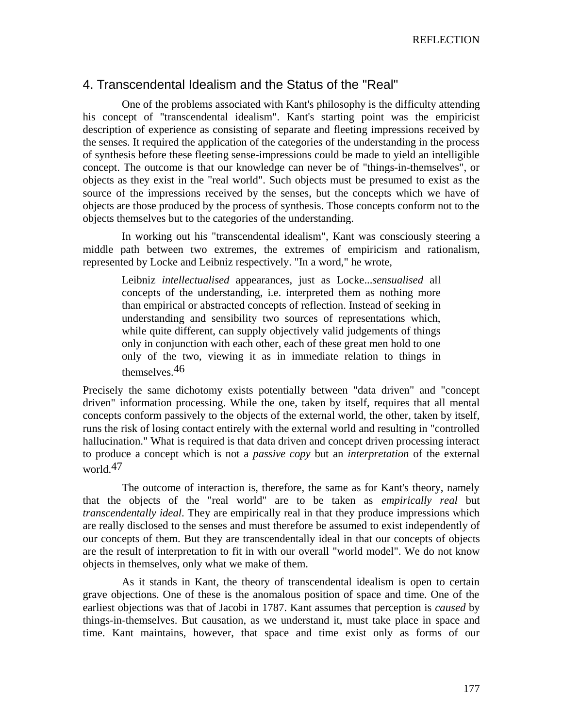## 4. Transcendental Idealism and the Status of the "Real"

One of the problems associated with Kant's philosophy is the difficulty attending his concept of "transcendental idealism". Kant's starting point was the empiricist description of experience as consisting of separate and fleeting impressions received by the senses. It required the application of the categories of the understanding in the process of synthesis before these fleeting sense-impressions could be made to yield an intelligible concept. The outcome is that our knowledge can never be of "things-in-themselves", or objects as they exist in the "real world". Such objects must be presumed to exist as the source of the impressions received by the senses, but the concepts which we have of objects are those produced by the process of synthesis. Those concepts conform not to the objects themselves but to the categories of the understanding.

In working out his "transcendental idealism", Kant was consciously steering a middle path between two extremes, the extremes of empiricism and rationalism, represented by Locke and Leibniz respectively. "In a word," he wrote,

> Leibniz *intellectualised* appearances, just as Locke...*sensualised* all concepts of the understanding, i.e. interpreted them as nothing more than empirical or abstracted concepts of reflection. Instead of seeking in understanding and sensibility two sources of representations which, while quite different, can supply objectively valid judgements of things only in conjunction with each other, each of these great men hold to one only of the two, viewing it as in immediate relation to things in themselves.[46]

Precisely the same dichotomy exists potentially between "data driven" and "concept driven" information processing. While the one, taken by itself, requires that all mental concepts conform passively to the objects of the external world, the other, taken by itself, runs the risk of losing contact entirely with the external world and resulting in "controlled hallucination." What is required is that data driven and concept driven processing interact to produce a concept which is not a *passive copy* but an *interpretation* of the external world.[47]

The outcome of interaction is, therefore, the same as for Kant's theory, namely that the objects of the "real world" are to be taken as *empirically real* but *transcendentally ideal*. They are empirically real in that they produce impressions which are really disclosed to the senses and must therefore be assumed to exist independently of our concepts of them. But they are transcendentally ideal in that our concepts of objects are the result of interpretation to fit in with our overall "world model". We do not know objects in themselves, only what we make of them.

As it stands in Kant, the theory of transcendental idealism is open to certain grave objections. One of these is the anomalous position of space and time. One of the earliest objections was that of Jacobi in 1787. Kant assumes that perception is *caused* by things-in-themselves. But causation, as we understand it, must take place in space and time. Kant maintains, however, that space and time exist only as forms of our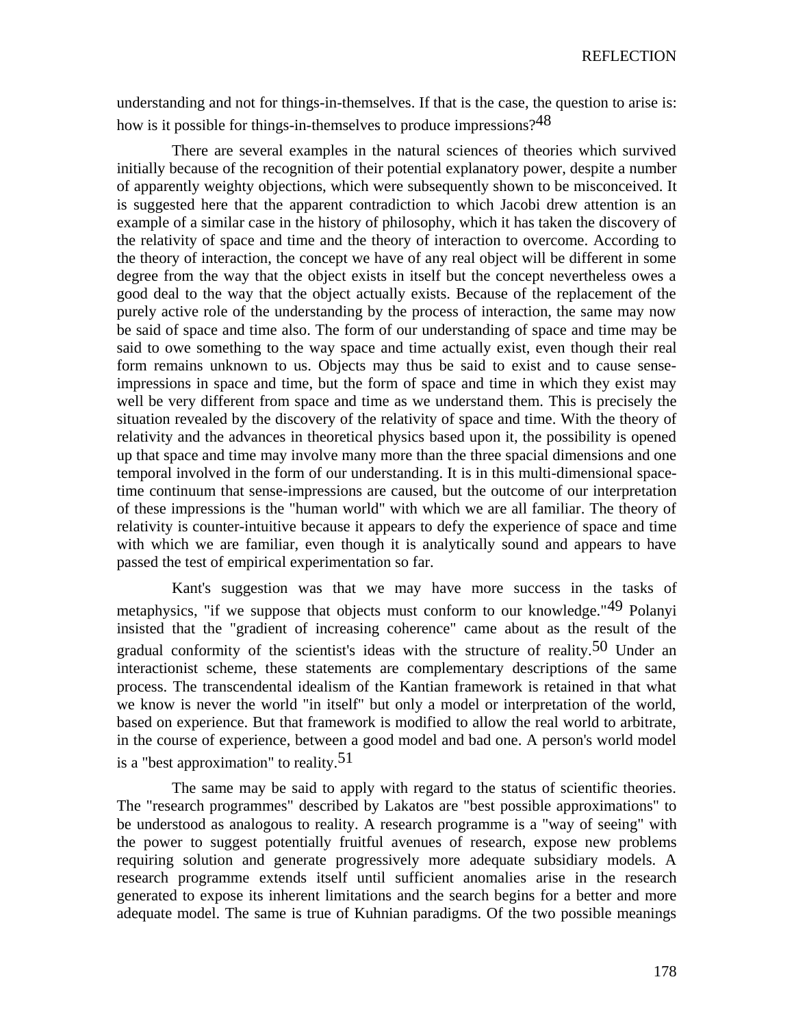understanding and not for things-in-themselves. If that is the case, the question to arise is: how is it possible for things-in-themselves to produce impressions?[48]

There are several examples in the natural sciences of theories which survived initially because of the recognition of their potential explanatory power, despite a number of apparently weighty objections, which were subsequently shown to be misconceived. It is suggested here that the apparent contradiction to which Jacobi drew attention is an example of a similar case in the history of philosophy, which it has taken the discovery of the relativity of space and time and the theory of interaction to overcome. According to the theory of interaction, the concept we have of any real object will be different in some degree from the way that the object exists in itself but the concept nevertheless owes a good deal to the way that the object actually exists. Because of the replacement of the purely active role of the understanding by the process of interaction, the same may now be said of space and time also. The form of our understanding of space and time may be said to owe something to the way space and time actually exist, even though their real form remains unknown to us. Objects may thus be said to exist and to cause sense-impressions in space and time, but the form of space and time in which they exist may well be very different from space and time as we understand them. This is precisely the situation revealed by the discovery of the relativity of space and time. With the theory of relativity and the advances in theoretical physics based upon it, the possibility is opened up that space and time may involve many more than the three spacial dimensions and one temporal involved in the form of our understanding. It is in this multi-dimensional space-time continuum that sense-impressions are caused, but the outcome of our interpretation of these impressions is the "human world" with which we are all familiar. The theory of relativity is counter-intuitive because it appears to defy the experience of space and time with which we are familiar, even though it is analytically sound and appears to have passed the test of empirical experimentation so far.

Kant's suggestion was that we may have more success in the tasks of metaphysics, "if we suppose that objects must conform to our knowledge."[49] Polanyi insisted that the "gradient of increasing coherence" came about as the result of the gradual conformity of the scientist's ideas with the structure of reality.[50] Under an interactionist scheme, these statements are complementary descriptions of the same process. The transcendental idealism of the Kantian framework is retained in that what we know is never the world "in itself" but only a model or interpretation of the world, based on experience. But that framework is modified to allow the real world to arbitrate, in the course of experience, between a good model and bad one. A person's world model is a "best approximation" to reality.[51]

The same may be said to apply with regard to the status of scientific theories. The "research programmes" described by Lakatos are "best possible approximations" to be understood as analogous to reality. A research programme is a "way of seeing" with the power to suggest potentially fruitful avenues of research, expose new problems requiring solution and generate progressively more adequate subsidiary models. A research programme extends itself until sufficient anomalies arise in the research generated to expose its inherent limitations and the search begins for a better and more adequate model. The same is true of Kuhnian paradigms. Of the two possible meanings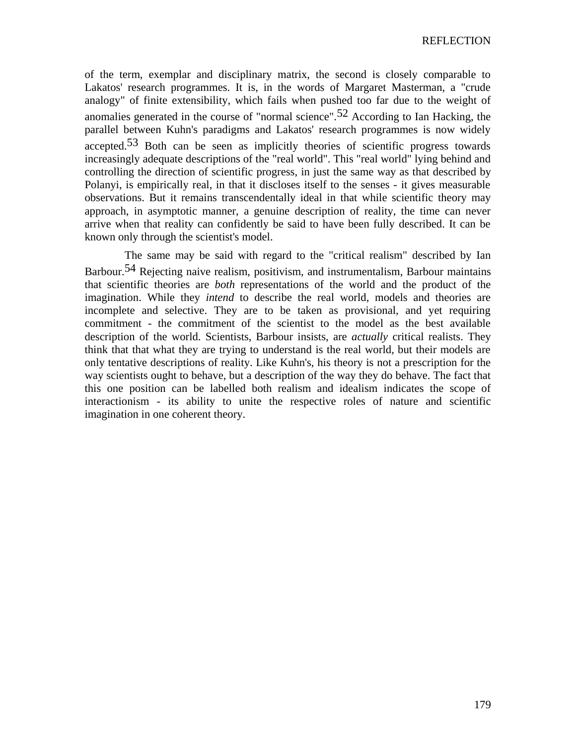of the term, exemplar and disciplinary matrix, the second is closely comparable to Lakatos' research programmes. It is, in the words of Margaret Masterman, a "crude analogy" of finite extensibility, which fails when pushed too far due to the weight of anomalies generated in the course of "normal science".[52] According to Ian Hacking, the parallel between Kuhn's paradigms and Lakatos' research programmes is now widely accepted.[53] Both can be seen as implicitly theories of scientific progress towards increasingly adequate descriptions of the "real world". This "real world" lying behind and controlling the direction of scientific progress, in just the same way as that described by Polanyi, is empirically real, in that it discloses itself to the senses - it gives measurable observations. But it remains transcendentally ideal in that while scientific theory may approach, in asymptotic manner, a genuine description of reality, the time can never arrive when that reality can confidently be said to have been fully described. It can be known only through the scientist's model.

The same may be said with regard to the "critical realism" described by Ian Barbour.[54] Rejecting naive realism, positivism, and instrumentalism, Barbour maintains that scientific theories are *both* representations of the world and the product of the imagination. While they *intend* to describe the real world, models and theories are incomplete and selective. They are to be taken as provisional, and yet requiring commitment - the commitment of the scientist to the model as the best available description of the world. Scientists, Barbour insists, are *actually* critical realists. They think that that what they are trying to understand is the real world, but their models are only tentative descriptions of reality. Like Kuhn's, his theory is not a prescription for the way scientists ought to behave, but a description of the way they do behave. The fact that this one position can be labelled both realism and idealism indicates the scope of interactionism - its ability to unite the respective roles of nature and scientific imagination in one coherent theory.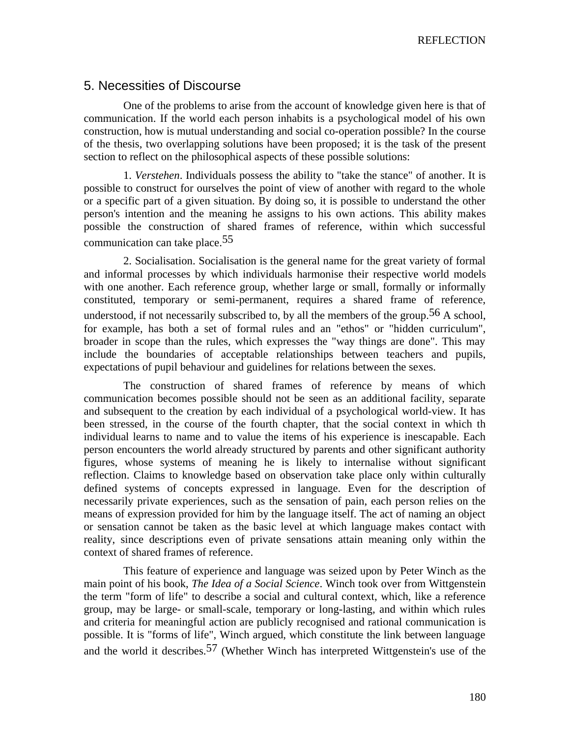## 5. Necessities of Discourse

One of the problems to arise from the account of knowledge given here is that of communication. If the world each person inhabits is a psychological model of his own construction, how is mutual understanding and social co-operation possible? In the course of the thesis, two overlapping solutions have been proposed; it is the task of the present section to reflect on the philosophical aspects of these possible solutions:

1. *Verstehen*. Individuals possess the ability to "take the stance" of another. It is possible to construct for ourselves the point of view of another with regard to the whole or a specific part of a given situation. By doing so, it is possible to understand the other person's intention and the meaning he assigns to his own actions. This ability makes possible the construction of shared frames of reference, within which successful communication can take place.[55]

2. Socialisation. Socialisation is the general name for the great variety of formal and informal processes by which individuals harmonise their respective world models with one another. Each reference group, whether large or small, formally or informally constituted, temporary or semi-permanent, requires a shared frame of reference, understood, if not necessarily subscribed to, by all the members of the group.[56] A school, for example, has both a set of formal rules and an "ethos" or "hidden curriculum", broader in scope than the rules, which expresses the "way things are done". This may include the boundaries of acceptable relationships between teachers and pupils, expectations of pupil behaviour and guidelines for relations between the sexes.

The construction of shared frames of reference by means of which communication becomes possible should not be seen as an additional facility, separate and subsequent to the creation by each individual of a psychological world-view. It has been stressed, in the course of the fourth chapter, that the social context in which th individual learns to name and to value the items of his experience is inescapable. Each person encounters the world already structured by parents and other significant authority figures, whose systems of meaning he is likely to internalise without significant reflection. Claims to knowledge based on observation take place only within culturally defined systems of concepts expressed in language. Even for the description of necessarily private experiences, such as the sensation of pain, each person relies on the means of expression provided for him by the language itself. The act of naming an object or sensation cannot be taken as the basic level at which language makes contact with reality, since descriptions even of private sensations attain meaning only within the context of shared frames of reference.

This feature of experience and language was seized upon by Peter Winch as the main point of his book, *The Idea of a Social Science*. Winch took over from Wittgenstein the term "form of life" to describe a social and cultural context, which, like a reference group, may be large- or small-scale, temporary or long-lasting, and within which rules and criteria for meaningful action are publicly recognised and rational communication is possible. It is "forms of life", Winch argued, which constitute the link between language and the world it describes.[57] (Whether Winch has interpreted Wittgenstein's use of the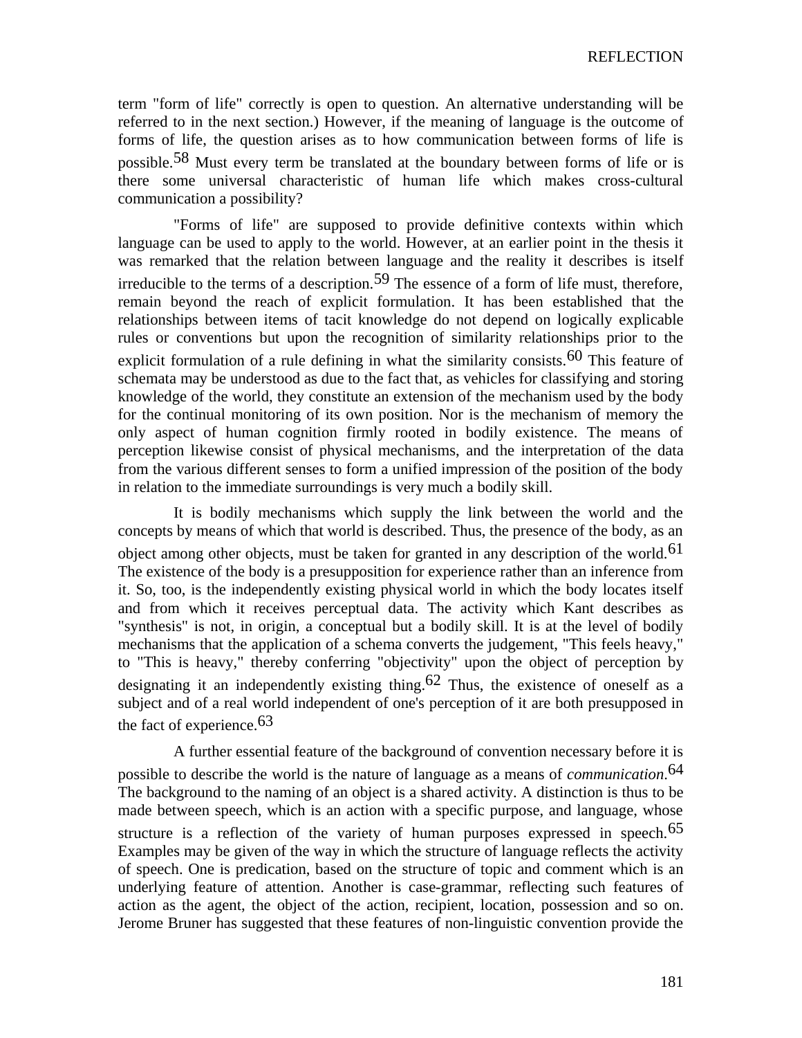term "form of life" correctly is open to question. An alternative understanding will be referred to in the next section.) However, if the meaning of language is the outcome of forms of life, the question arises as to how communication between forms of life is possible.[58] Must every term be translated at the boundary between forms of life or is there some universal characteristic of human life which makes cross-cultural communication a possibility?

"Forms of life" are supposed to provide definitive contexts within which language can be used to apply to the world. However, at an earlier point in the thesis it was remarked that the relation between language and the reality it describes is itself irreducible to the terms of a description.[59] The essence of a form of life must, therefore, remain beyond the reach of explicit formulation. It has been established that the relationships between items of tacit knowledge do not depend on logically explicable rules or conventions but upon the recognition of similarity relationships prior to the explicit formulation of a rule defining in what the similarity consists.[60] This feature of schemata may be understood as due to the fact that, as vehicles for classifying and storing knowledge of the world, they constitute an extension of the mechanism used by the body for the continual monitoring of its own position. Nor is the mechanism of memory the only aspect of human cognition firmly rooted in bodily existence. The means of perception likewise consist of physical mechanisms, and the interpretation of the data from the various different senses to form a unified impression of the position of the body in relation to the immediate surroundings is very much a bodily skill.

It is bodily mechanisms which supply the link between the world and the concepts by means of which that world is described. Thus, the presence of the body, as an object among other objects, must be taken for granted in any description of the world.[61] The existence of the body is a presupposition for experience rather than an inference from it. So, too, is the independently existing physical world in which the body locates itself and from which it receives perceptual data. The activity which Kant describes as "synthesis" is not, in origin, a conceptual but a bodily skill. It is at the level of bodily mechanisms that the application of a schema converts the judgement, "This feels heavy," to "This is heavy," thereby conferring "objectivity" upon the object of perception by designating it an independently existing thing.[62] Thus, the existence of oneself as a subject and of a real world independent of one's perception of it are both presupposed in the fact of experience.[63]

A further essential feature of the background of convention necessary before it is possible to describe the world is the nature of language as a means of *communication*.[64] The background to the naming of an object is a shared activity. A distinction is thus to be made between speech, which is an action with a specific purpose, and language, whose structure is a reflection of the variety of human purposes expressed in speech.[65] Examples may be given of the way in which the structure of language reflects the activity of speech. One is predication, based on the structure of topic and comment which is an underlying feature of attention. Another is case-grammar, reflecting such features of action as the agent, the object of the action, recipient, location, possession and so on. Jerome Bruner has suggested that these features of non-linguistic convention provide the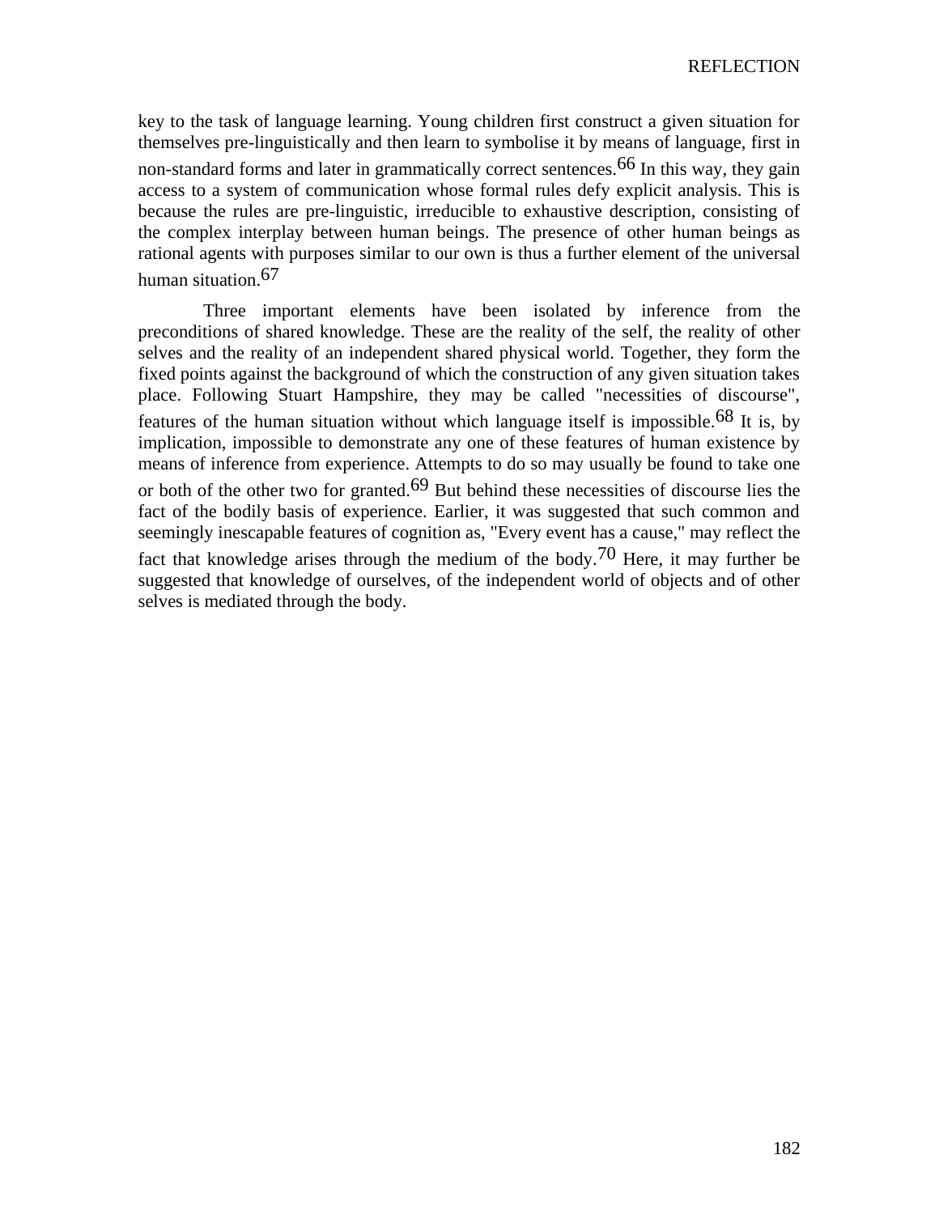key to the task of language learning. Young children first construct a given situation for themselves pre-linguistically and then learn to symbolise it by means of language, first in non-standard forms and later in grammatically correct sentences.[66] In this way, they gain access to a system of communication whose formal rules defy explicit analysis. This is because the rules are pre-linguistic, irreducible to exhaustive description, consisting of the complex interplay between human beings. The presence of other human beings as rational agents with purposes similar to our own is thus a further element of the universal human situation.[67]

Three important elements have been isolated by inference from the preconditions of shared knowledge. These are the reality of the self, the reality of other selves and the reality of an independent shared physical world. Together, they form the fixed points against the background of which the construction of any given situation takes place. Following Stuart Hampshire, they may be called "necessities of discourse", features of the human situation without which language itself is impossible.[68] It is, by implication, impossible to demonstrate any one of these features of human existence by means of inference from experience. Attempts to do so may usually be found to take one or both of the other two for granted.[69] But behind these necessities of discourse lies the fact of the bodily basis of experience. Earlier, it was suggested that such common and seemingly inescapable features of cognition as, "Every event has a cause," may reflect the fact that knowledge arises through the medium of the body.[70] Here, it may further be suggested that knowledge of ourselves, of the independent world of objects and of other selves is mediated through the body.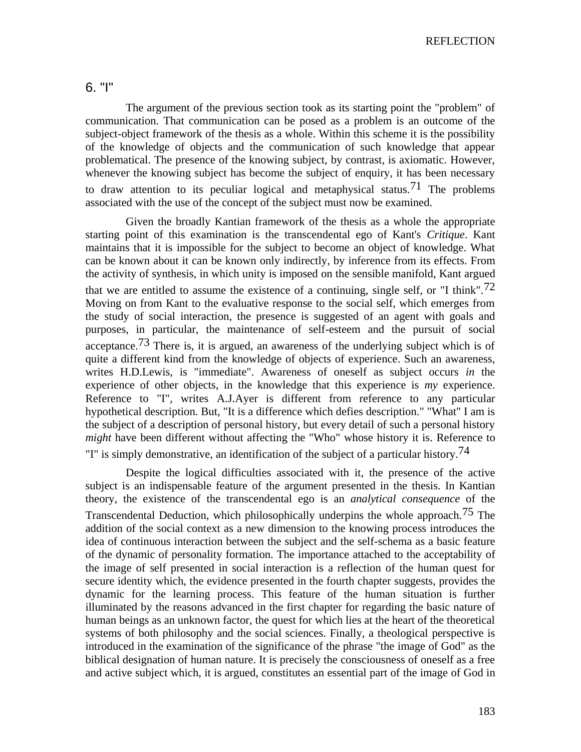## 6. "I"

The argument of the previous section took as its starting point the "problem" of communication. That communication can be posed as a problem is an outcome of the subject-object framework of the thesis as a whole. Within this scheme it is the possibility of the knowledge of objects and the communication of such knowledge that appear problematical. The presence of the knowing subject, by contrast, is axiomatic. However, whenever the knowing subject has become the subject of enquiry, it has been necessary to draw attention to its peculiar logical and metaphysical status.[71] The problems associated with the use of the concept of the subject must now be examined.

Given the broadly Kantian framework of the thesis as a whole the appropriate starting point of this examination is the transcendental ego of Kant's *Critique*. Kant maintains that it is impossible for the subject to become an object of knowledge. What can be known about it can be known only indirectly, by inference from its effects. From the activity of synthesis, in which unity is imposed on the sensible manifold, Kant argued that we are entitled to assume the existence of a continuing, single self, or "I think".[72] Moving on from Kant to the evaluative response to the social self, which emerges from the study of social interaction, the presence is suggested of an agent with goals and purposes, in particular, the maintenance of self-esteem and the pursuit of social acceptance.[73] There is, it is argued, an awareness of the underlying subject which is of quite a different kind from the knowledge of objects of experience. Such an awareness, writes H.D.Lewis, is "immediate". Awareness of oneself as subject occurs *in* the experience of other objects, in the knowledge that this experience is *my* experience. Reference to "I", writes A.J.Ayer is different from reference to any particular hypothetical description. But, "It is a difference which defies description." "What" I am is the subject of a description of personal history, but every detail of such a personal history *might* have been different without affecting the "Who" whose history it is. Reference to "I" is simply demonstrative, an identification of the subject of a particular history.[74]

Despite the logical difficulties associated with it, the presence of the active subject is an indispensable feature of the argument presented in the thesis. In Kantian theory, the existence of the transcendental ego is an *analytical consequence* of the Transcendental Deduction, which philosophically underpins the whole approach.[75] The addition of the social context as a new dimension to the knowing process introduces the idea of continuous interaction between the subject and the self-schema as a basic feature of the dynamic of personality formation. The importance attached to the acceptability of the image of self presented in social interaction is a reflection of the human quest for secure identity which, the evidence presented in the fourth chapter suggests, provides the dynamic for the learning process. This feature of the human situation is further illuminated by the reasons advanced in the first chapter for regarding the basic nature of human beings as an unknown factor, the quest for which lies at the heart of the theoretical systems of both philosophy and the social sciences. Finally, a theological perspective is introduced in the examination of the significance of the phrase "the image of God" as the biblical designation of human nature. It is precisely the consciousness of oneself as a free and active subject which, it is argued, constitutes an essential part of the image of God in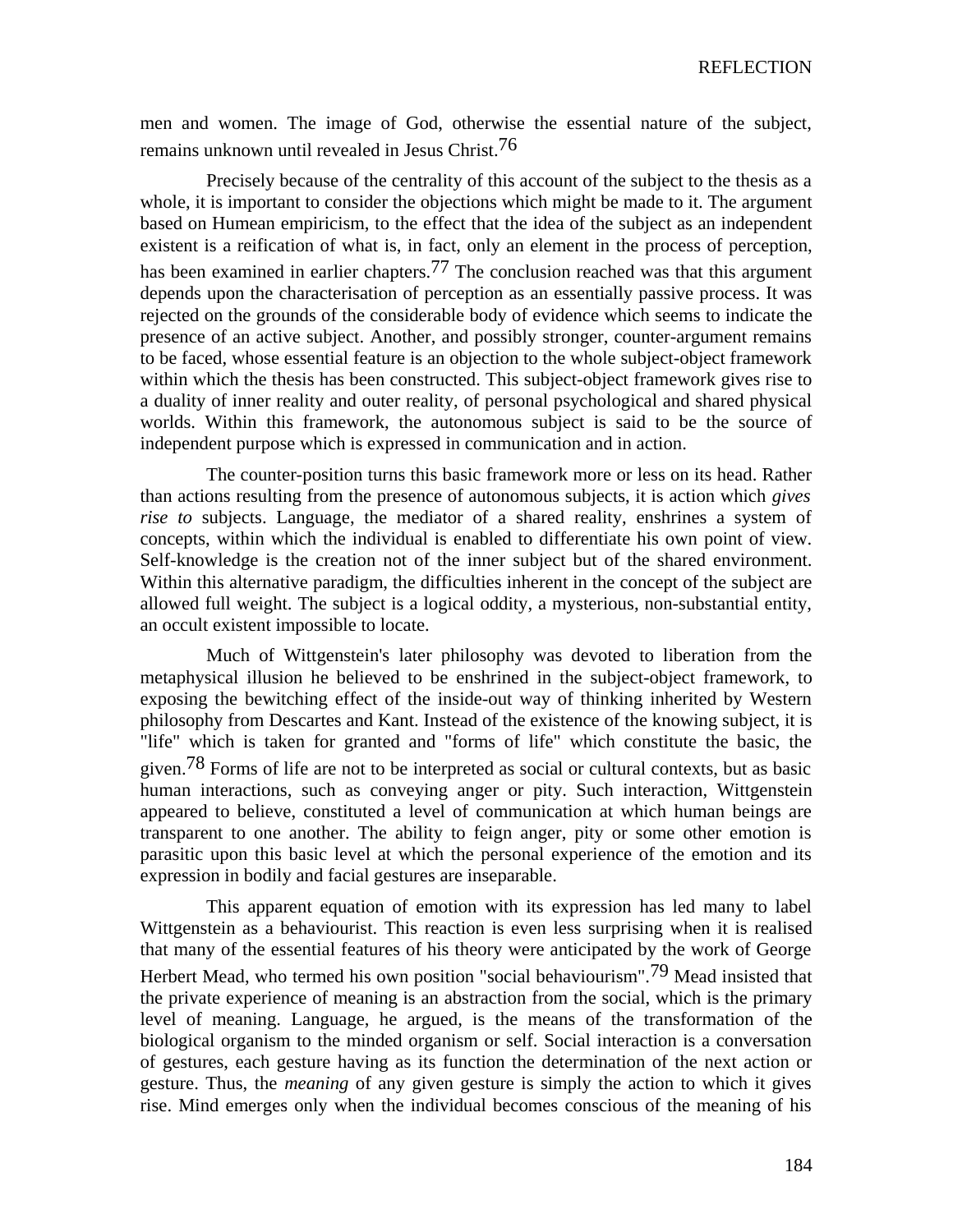men and women. The image of God, otherwise the essential nature of the subject, remains unknown until revealed in Jesus Christ.[76]

Precisely because of the centrality of this account of the subject to the thesis as a whole, it is important to consider the objections which might be made to it. The argument based on Humean empiricism, to the effect that the idea of the subject as an independent existent is a reification of what is, in fact, only an element in the process of perception, has been examined in earlier chapters.[77] The conclusion reached was that this argument depends upon the characterisation of perception as an essentially passive process. It was rejected on the grounds of the considerable body of evidence which seems to indicate the presence of an active subject. Another, and possibly stronger, counter-argument remains to be faced, whose essential feature is an objection to the whole subject-object framework within which the thesis has been constructed. This subject-object framework gives rise to a duality of inner reality and outer reality, of personal psychological and shared physical worlds. Within this framework, the autonomous subject is said to be the source of independent purpose which is expressed in communication and in action.

The counter-position turns this basic framework more or less on its head. Rather than actions resulting from the presence of autonomous subjects, it is action which *gives rise to* subjects. Language, the mediator of a shared reality, enshrines a system of concepts, within which the individual is enabled to differentiate his own point of view. Self-knowledge is the creation not of the inner subject but of the shared environment. Within this alternative paradigm, the difficulties inherent in the concept of the subject are allowed full weight. The subject is a logical oddity, a mysterious, non-substantial entity, an occult existent impossible to locate.

Much of Wittgenstein's later philosophy was devoted to liberation from the metaphysical illusion he believed to be enshrined in the subject-object framework, to exposing the bewitching effect of the inside-out way of thinking inherited by Western philosophy from Descartes and Kant. Instead of the existence of the knowing subject, it is "life" which is taken for granted and "forms of life" which constitute the basic, the given.[78] Forms of life are not to be interpreted as social or cultural contexts, but as basic human interactions, such as conveying anger or pity. Such interaction, Wittgenstein appeared to believe, constituted a level of communication at which human beings are transparent to one another. The ability to feign anger, pity or some other emotion is parasitic upon this basic level at which the personal experience of the emotion and its expression in bodily and facial gestures are inseparable.

This apparent equation of emotion with its expression has led many to label Wittgenstein as a behaviourist. This reaction is even less surprising when it is realised that many of the essential features of his theory were anticipated by the work of George Herbert Mead, who termed his own position "social behaviourism".[79] Mead insisted that the private experience of meaning is an abstraction from the social, which is the primary level of meaning. Language, he argued, is the means of the transformation of the biological organism to the minded organism or self. Social interaction is a conversation of gestures, each gesture having as its function the determination of the next action or gesture. Thus, the *meaning* of any given gesture is simply the action to which it gives rise. Mind emerges only when the individual becomes conscious of the meaning of his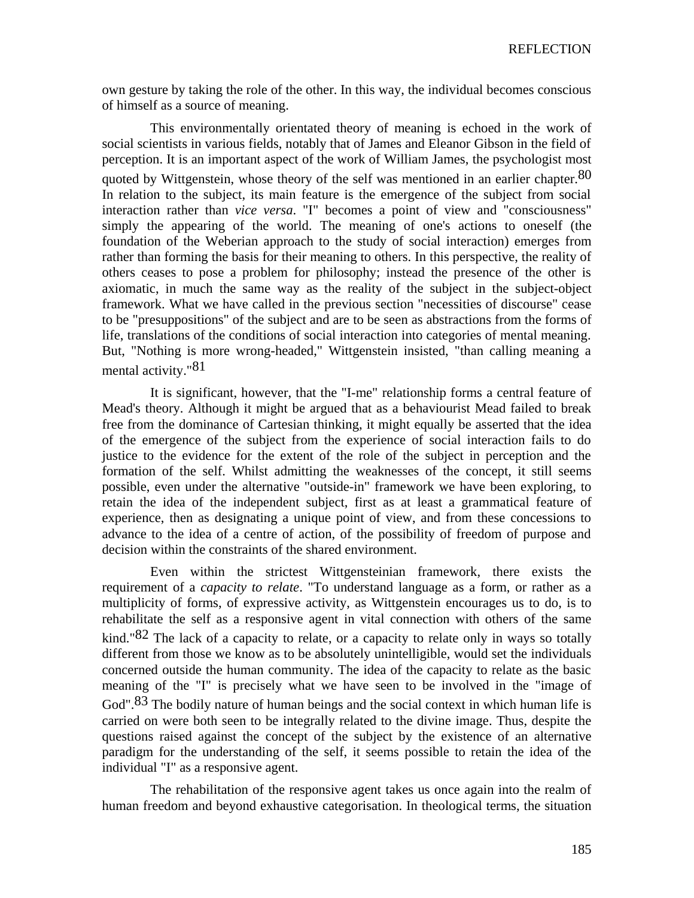own gesture by taking the role of the other. In this way, the individual becomes conscious of himself as a source of meaning.

This environmentally orientated theory of meaning is echoed in the work of social scientists in various fields, notably that of James and Eleanor Gibson in the field of perception. It is an important aspect of the work of William James, the psychologist most quoted by Wittgenstein, whose theory of the self was mentioned in an earlier chapter.[80] In relation to the subject, its main feature is the emergence of the subject from social interaction rather than *vice versa*. "I" becomes a point of view and "consciousness" simply the appearing of the world. The meaning of one's actions to oneself (the foundation of the Weberian approach to the study of social interaction) emerges from rather than forming the basis for their meaning to others. In this perspective, the reality of others ceases to pose a problem for philosophy; instead the presence of the other is axiomatic, in much the same way as the reality of the subject in the subject-object framework. What we have called in the previous section "necessities of discourse" cease to be "presuppositions" of the subject and are to be seen as abstractions from the forms of life, translations of the conditions of social interaction into categories of mental meaning. But, "Nothing is more wrong-headed," Wittgenstein insisted, "than calling meaning a mental activity."[81]

It is significant, however, that the "I-me" relationship forms a central feature of Mead's theory. Although it might be argued that as a behaviourist Mead failed to break free from the dominance of Cartesian thinking, it might equally be asserted that the idea of the emergence of the subject from the experience of social interaction fails to do justice to the evidence for the extent of the role of the subject in perception and the formation of the self. Whilst admitting the weaknesses of the concept, it still seems possible, even under the alternative "outside-in" framework we have been exploring, to retain the idea of the independent subject, first as at least a grammatical feature of experience, then as designating a unique point of view, and from these concessions to advance to the idea of a centre of action, of the possibility of freedom of purpose and decision within the constraints of the shared environment.

Even within the strictest Wittgensteinian framework, there exists the requirement of a *capacity to relate*. "To understand language as a form, or rather as a multiplicity of forms, of expressive activity, as Wittgenstein encourages us to do, is to rehabilitate the self as a responsive agent in vital connection with others of the same kind."[82] The lack of a capacity to relate, or a capacity to relate only in ways so totally different from those we know as to be absolutely unintelligible, would set the individuals concerned outside the human community. The idea of the capacity to relate as the basic meaning of the "I" is precisely what we have seen to be involved in the "image of God".[83] The bodily nature of human beings and the social context in which human life is carried on were both seen to be integrally related to the divine image. Thus, despite the questions raised against the concept of the subject by the existence of an alternative paradigm for the understanding of the self, it seems possible to retain the idea of the individual "I" as a responsive agent.

The rehabilitation of the responsive agent takes us once again into the realm of human freedom and beyond exhaustive categorisation. In theological terms, the situation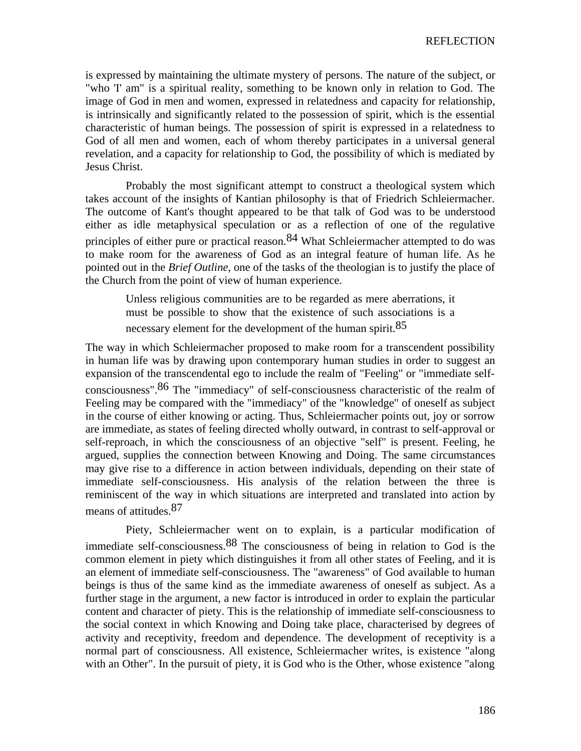is expressed by maintaining the ultimate mystery of persons. The nature of the subject, or "who 'I' am" is a spiritual reality, something to be known only in relation to God. The image of God in men and women, expressed in relatedness and capacity for relationship, is intrinsically and significantly related to the possession of spirit, which is the essential characteristic of human beings. The possession of spirit is expressed in a relatedness to God of all men and women, each of whom thereby participates in a universal general revelation, and a capacity for relationship to God, the possibility of which is mediated by Jesus Christ.

Probably the most significant attempt to construct a theological system which takes account of the insights of Kantian philosophy is that of Friedrich Schleiermacher. The outcome of Kant's thought appeared to be that talk of God was to be understood either as idle metaphysical speculation or as a reflection of one of the regulative principles of either pure or practical reason.[84] What Schleiermacher attempted to do was to make room for the awareness of God as an integral feature of human life. As he pointed out in the *Brief Outline*, one of the tasks of the theologian is to justify the place of the Church from the point of view of human experience.

> Unless religious communities are to be regarded as mere aberrations, it must be possible to show that the existence of such associations is a necessary element for the development of the human spirit.[85]

The way in which Schleiermacher proposed to make room for a transcendent possibility in human life was by drawing upon contemporary human studies in order to suggest an expansion of the transcendental ego to include the realm of "Feeling" or "immediate self-consciousness".[86] The "immediacy" of self-consciousness characteristic of the realm of Feeling may be compared with the "immediacy" of the "knowledge" of oneself as subject in the course of either knowing or acting. Thus, Schleiermacher points out, joy or sorrow are immediate, as states of feeling directed wholly outward, in contrast to self-approval or self-reproach, in which the consciousness of an objective "self" is present. Feeling, he argued, supplies the connection between Knowing and Doing. The same circumstances may give rise to a difference in action between individuals, depending on their state of immediate self-consciousness. His analysis of the relation between the three is reminiscent of the way in which situations are interpreted and translated into action by means of attitudes.[87]

Piety, Schleiermacher went on to explain, is a particular modification of immediate self-consciousness.[88] The consciousness of being in relation to God is the common element in piety which distinguishes it from all other states of Feeling, and it is an element of immediate self-consciousness. The "awareness" of God available to human beings is thus of the same kind as the immediate awareness of oneself as subject. As a further stage in the argument, a new factor is introduced in order to explain the particular content and character of piety. This is the relationship of immediate self-consciousness to the social context in which Knowing and Doing take place, characterised by degrees of activity and receptivity, freedom and dependence. The development of receptivity is a normal part of consciousness. All existence, Schleiermacher writes, is existence "along with an Other". In the pursuit of piety, it is God who is the Other, whose existence "along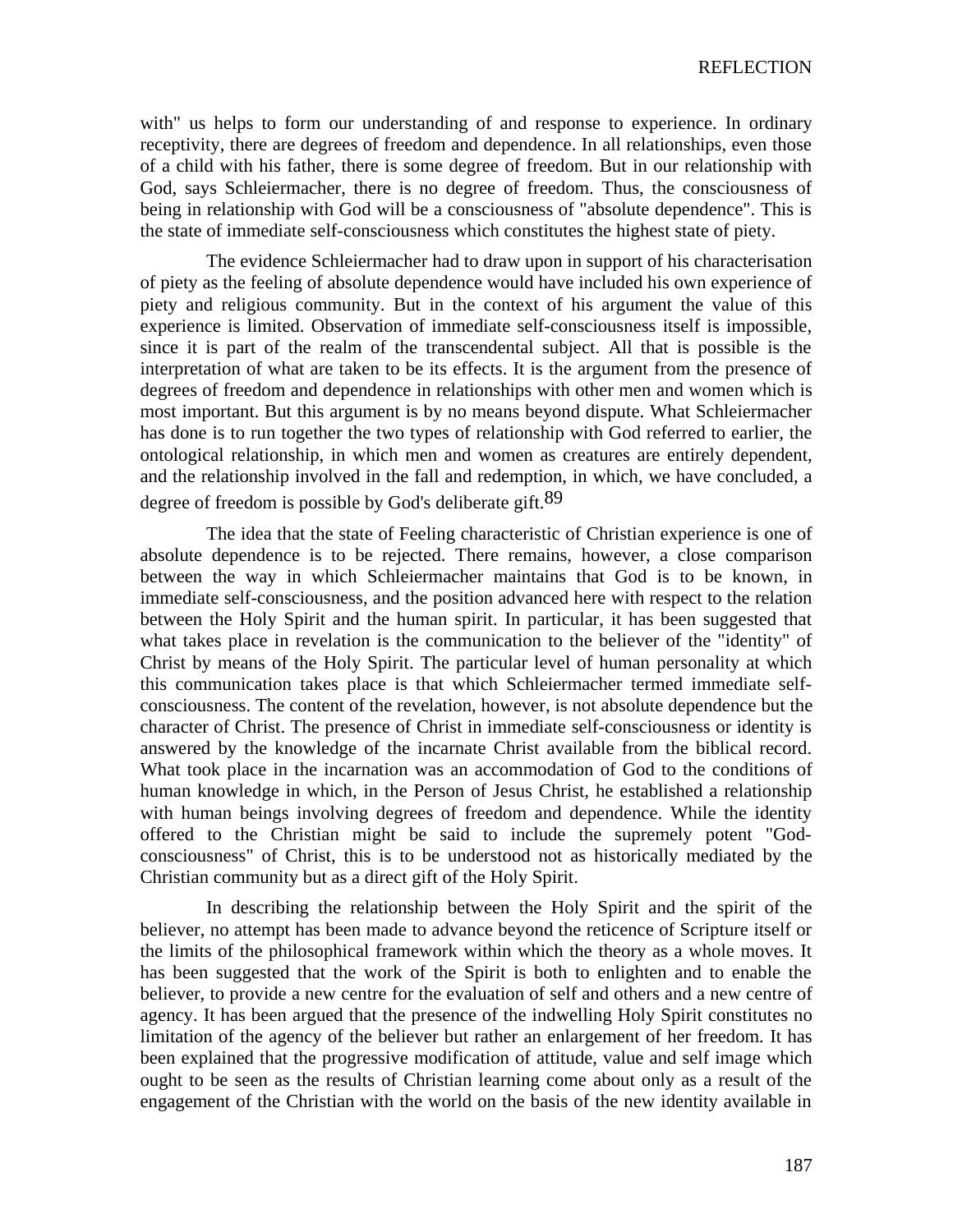with" us helps to form our understanding of and response to experience. In ordinary receptivity, there are degrees of freedom and dependence. In all relationships, even those of a child with his father, there is some degree of freedom. But in our relationship with God, says Schleiermacher, there is no degree of freedom. Thus, the consciousness of being in relationship with God will be a consciousness of "absolute dependence". This is the state of immediate self-consciousness which constitutes the highest state of piety.

The evidence Schleiermacher had to draw upon in support of his characterisation of piety as the feeling of absolute dependence would have included his own experience of piety and religious community. But in the context of his argument the value of this experience is limited. Observation of immediate self-consciousness itself is impossible, since it is part of the realm of the transcendental subject. All that is possible is the interpretation of what are taken to be its effects. It is the argument from the presence of degrees of freedom and dependence in relationships with other men and women which is most important. But this argument is by no means beyond dispute. What Schleiermacher has done is to run together the two types of relationship with God referred to earlier, the ontological relationship, in which men and women as creatures are entirely dependent, and the relationship involved in the fall and redemption, in which, we have concluded, a degree of freedom is possible by God's deliberate gift.[89]

The idea that the state of Feeling characteristic of Christian experience is one of absolute dependence is to be rejected. There remains, however, a close comparison between the way in which Schleiermacher maintains that God is to be known, in immediate self-consciousness, and the position advanced here with respect to the relation between the Holy Spirit and the human spirit. In particular, it has been suggested that what takes place in revelation is the communication to the believer of the "identity" of Christ by means of the Holy Spirit. The particular level of human personality at which this communication takes place is that which Schleiermacher termed immediate self-consciousness. The content of the revelation, however, is not absolute dependence but the character of Christ. The presence of Christ in immediate self-consciousness or identity is answered by the knowledge of the incarnate Christ available from the biblical record. What took place in the incarnation was an accommodation of God to the conditions of human knowledge in which, in the Person of Jesus Christ, he established a relationship with human beings involving degrees of freedom and dependence. While the identity offered to the Christian might be said to include the supremely potent "God-consciousness" of Christ, this is to be understood not as historically mediated by the Christian community but as a direct gift of the Holy Spirit.

In describing the relationship between the Holy Spirit and the spirit of the believer, no attempt has been made to advance beyond the reticence of Scripture itself or the limits of the philosophical framework within which the theory as a whole moves. It has been suggested that the work of the Spirit is both to enlighten and to enable the believer, to provide a new centre for the evaluation of self and others and a new centre of agency. It has been argued that the presence of the indwelling Holy Spirit constitutes no limitation of the agency of the believer but rather an enlargement of her freedom. It has been explained that the progressive modification of attitude, value and self image which ought to be seen as the results of Christian learning come about only as a result of the engagement of the Christian with the world on the basis of the new identity available in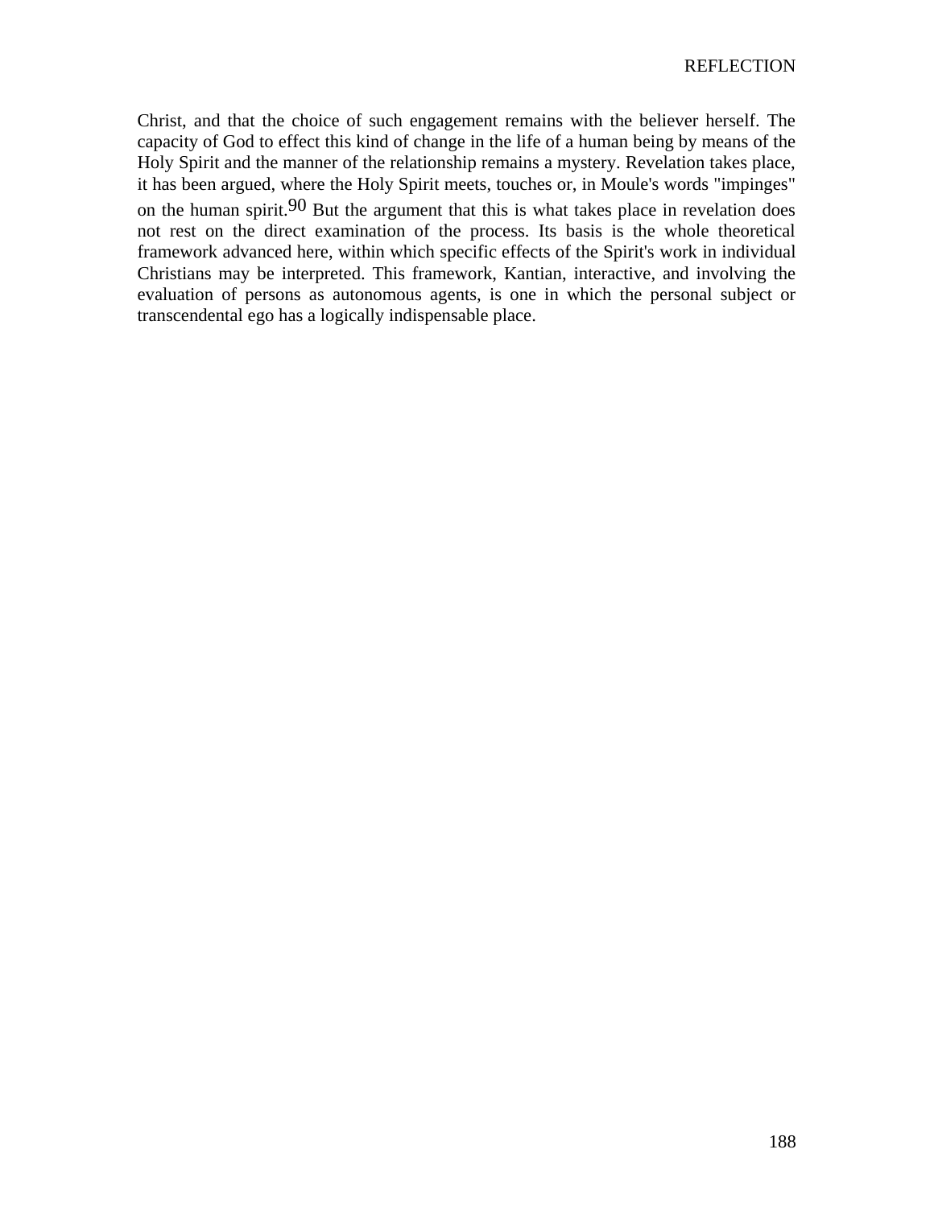Christ, and that the choice of such engagement remains with the believer herself. The capacity of God to effect this kind of change in the life of a human being by means of the Holy Spirit and the manner of the relationship remains a mystery. Revelation takes place, it has been argued, where the Holy Spirit meets, touches or, in Moule's words "impinges" on the human spirit.[90] But the argument that this is what takes place in revelation does not rest on the direct examination of the process. Its basis is the whole theoretical framework advanced here, within which specific effects of the Spirit's work in individual Christians may be interpreted. This framework, Kantian, interactive, and involving the evaluation of persons as autonomous agents, is one in which the personal subject or transcendental ego has a logically indispensable place.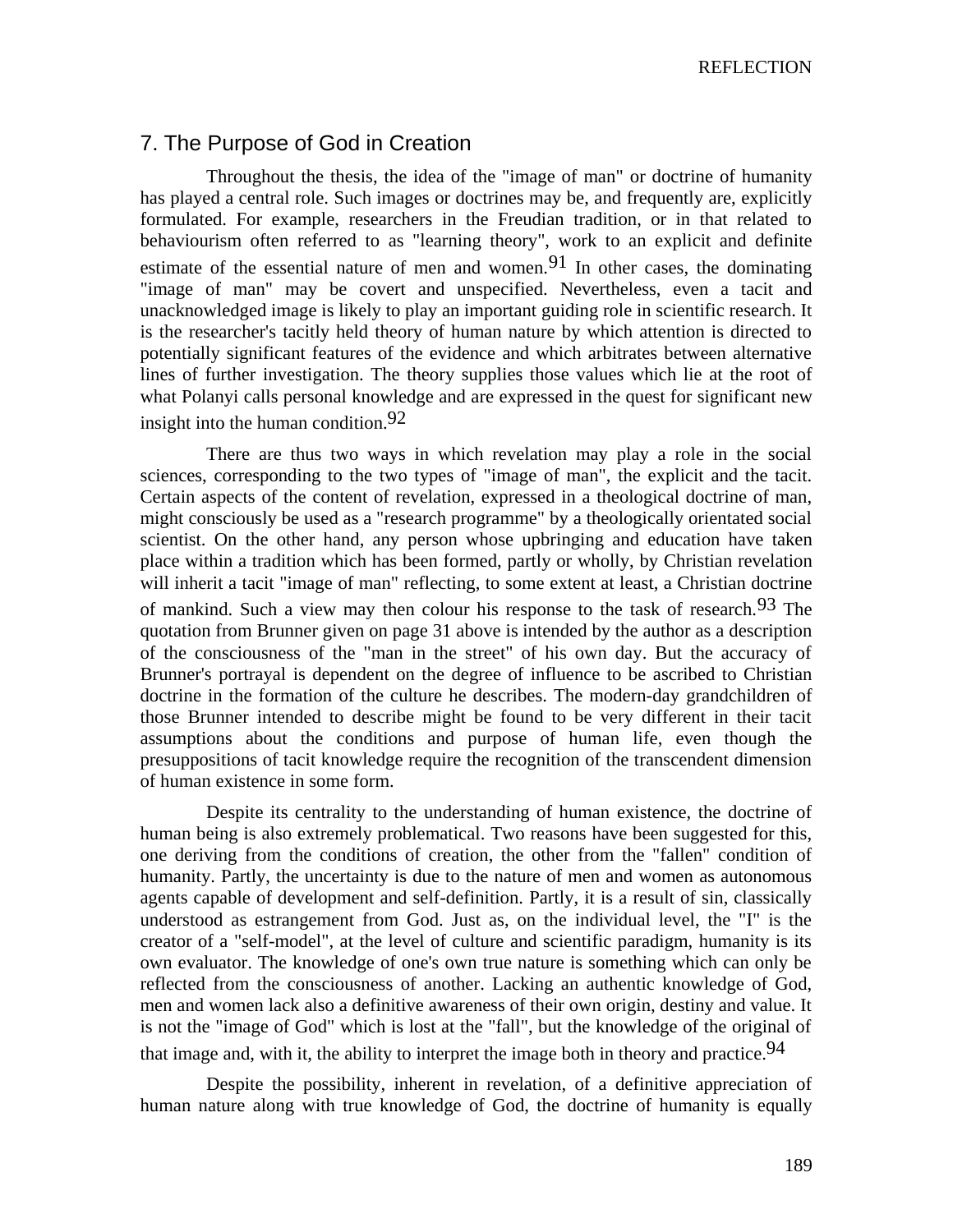## 7. The Purpose of God in Creation

Throughout the thesis, the idea of the "image of man" or doctrine of humanity has played a central role. Such images or doctrines may be, and frequently are, explicitly formulated. For example, researchers in the Freudian tradition, or in that related to behaviourism often referred to as "learning theory", work to an explicit and definite estimate of the essential nature of men and women.[91] In other cases, the dominating "image of man" may be covert and unspecified. Nevertheless, even a tacit and unacknowledged image is likely to play an important guiding role in scientific research. It is the researcher's tacitly held theory of human nature by which attention is directed to potentially significant features of the evidence and which arbitrates between alternative lines of further investigation. The theory supplies those values which lie at the root of what Polanyi calls personal knowledge and are expressed in the quest for significant new insight into the human condition.[92]

There are thus two ways in which revelation may play a role in the social sciences, corresponding to the two types of "image of man", the explicit and the tacit. Certain aspects of the content of revelation, expressed in a theological doctrine of man, might consciously be used as a "research programme" by a theologically orientated social scientist. On the other hand, any person whose upbringing and education have taken place within a tradition which has been formed, partly or wholly, by Christian revelation will inherit a tacit "image of man" reflecting, to some extent at least, a Christian doctrine of mankind. Such a view may then colour his response to the task of research.[93] The quotation from Brunner given on page 31 above is intended by the author as a description of the consciousness of the "man in the street" of his own day. But the accuracy of Brunner's portrayal is dependent on the degree of influence to be ascribed to Christian doctrine in the formation of the culture he describes. The modern-day grandchildren of those Brunner intended to describe might be found to be very different in their tacit assumptions about the conditions and purpose of human life, even though the presuppositions of tacit knowledge require the recognition of the transcendent dimension of human existence in some form.

Despite its centrality to the understanding of human existence, the doctrine of human being is also extremely problematical. Two reasons have been suggested for this, one deriving from the conditions of creation, the other from the "fallen" condition of humanity. Partly, the uncertainty is due to the nature of men and women as autonomous agents capable of development and self-definition. Partly, it is a result of sin, classically understood as estrangement from God. Just as, on the individual level, the "I" is the creator of a "self-model", at the level of culture and scientific paradigm, humanity is its own evaluator. The knowledge of one's own true nature is something which can only be reflected from the consciousness of another. Lacking an authentic knowledge of God, men and women lack also a definitive awareness of their own origin, destiny and value. It is not the "image of God" which is lost at the "fall", but the knowledge of the original of that image and, with it, the ability to interpret the image both in theory and practice.[94]

Despite the possibility, inherent in revelation, of a definitive appreciation of human nature along with true knowledge of God, the doctrine of humanity is equally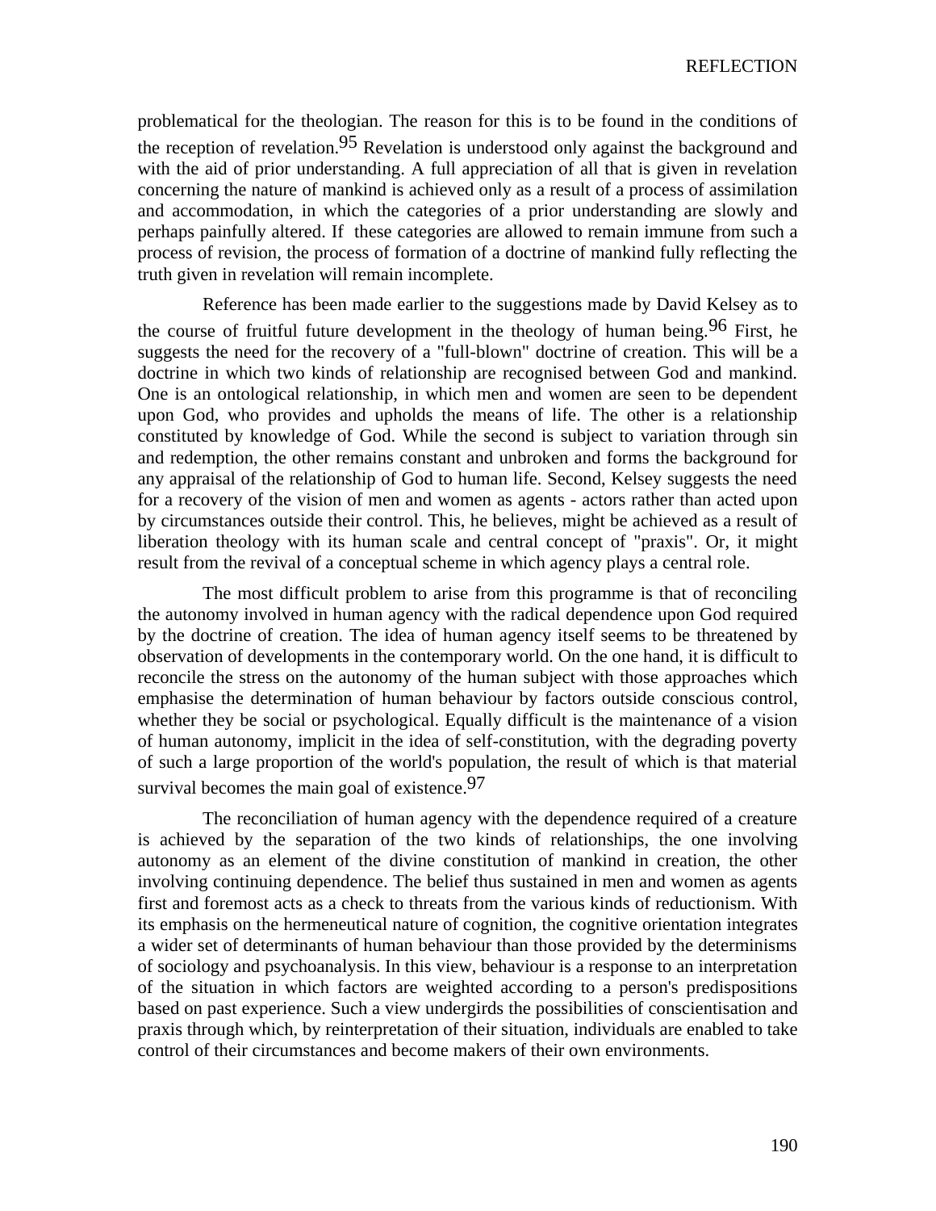problematical for the theologian. The reason for this is to be found in the conditions of the reception of revelation.[95] Revelation is understood only against the background and with the aid of prior understanding. A full appreciation of all that is given in revelation concerning the nature of mankind is achieved only as a result of a process of assimilation and accommodation, in which the categories of a prior understanding are slowly and perhaps painfully altered. If these categories are allowed to remain immune from such a process of revision, the process of formation of a doctrine of mankind fully reflecting the truth given in revelation will remain incomplete.

Reference has been made earlier to the suggestions made by David Kelsey as to the course of fruitful future development in the theology of human being.[96] First, he suggests the need for the recovery of a "full-blown" doctrine of creation. This will be a doctrine in which two kinds of relationship are recognised between God and mankind. One is an ontological relationship, in which men and women are seen to be dependent upon God, who provides and upholds the means of life. The other is a relationship constituted by knowledge of God. While the second is subject to variation through sin and redemption, the other remains constant and unbroken and forms the background for any appraisal of the relationship of God to human life. Second, Kelsey suggests the need for a recovery of the vision of men and women as agents - actors rather than acted upon by circumstances outside their control. This, he believes, might be achieved as a result of liberation theology with its human scale and central concept of "praxis". Or, it might result from the revival of a conceptual scheme in which agency plays a central role.

The most difficult problem to arise from this programme is that of reconciling the autonomy involved in human agency with the radical dependence upon God required by the doctrine of creation. The idea of human agency itself seems to be threatened by observation of developments in the contemporary world. On the one hand, it is difficult to reconcile the stress on the autonomy of the human subject with those approaches which emphasise the determination of human behaviour by factors outside conscious control, whether they be social or psychological. Equally difficult is the maintenance of a vision of human autonomy, implicit in the idea of self-constitution, with the degrading poverty of such a large proportion of the world's population, the result of which is that material survival becomes the main goal of existence.[97]

The reconciliation of human agency with the dependence required of a creature is achieved by the separation of the two kinds of relationships, the one involving autonomy as an element of the divine constitution of mankind in creation, the other involving continuing dependence. The belief thus sustained in men and women as agents first and foremost acts as a check to threats from the various kinds of reductionism. With its emphasis on the hermeneutical nature of cognition, the cognitive orientation integrates a wider set of determinants of human behaviour than those provided by the determinisms of sociology and psychoanalysis. In this view, behaviour is a response to an interpretation of the situation in which factors are weighted according to a person's predispositions based on past experience. Such a view undergirds the possibilities of conscientisation and praxis through which, by reinterpretation of their situation, individuals are enabled to take control of their circumstances and become makers of their own environments.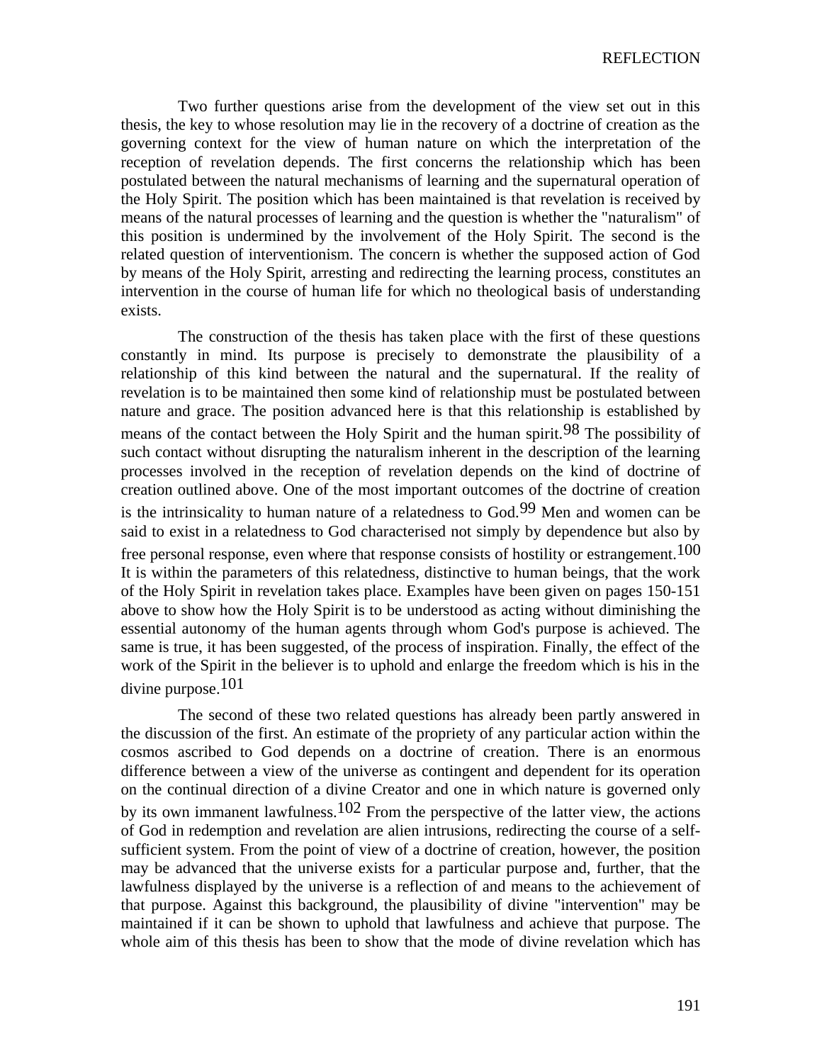Two further questions arise from the development of the view set out in this thesis, the key to whose resolution may lie in the recovery of a doctrine of creation as the governing context for the view of human nature on which the interpretation of the reception of revelation depends. The first concerns the relationship which has been postulated between the natural mechanisms of learning and the supernatural operation of the Holy Spirit. The position which has been maintained is that revelation is received by means of the natural processes of learning and the question is whether the "naturalism" of this position is undermined by the involvement of the Holy Spirit. The second is the related question of interventionism. The concern is whether the supposed action of God by means of the Holy Spirit, arresting and redirecting the learning process, constitutes an intervention in the course of human life for which no theological basis of understanding exists.

The construction of the thesis has taken place with the first of these questions constantly in mind. Its purpose is precisely to demonstrate the plausibility of a relationship of this kind between the natural and the supernatural. If the reality of revelation is to be maintained then some kind of relationship must be postulated between nature and grace. The position advanced here is that this relationship is established by means of the contact between the Holy Spirit and the human spirit.[98] The possibility of such contact without disrupting the naturalism inherent in the description of the learning processes involved in the reception of revelation depends on the kind of doctrine of creation outlined above. One of the most important outcomes of the doctrine of creation is the intrinsicality to human nature of a relatedness to God.[99] Men and women can be said to exist in a relatedness to God characterised not simply by dependence but also by free personal response, even where that response consists of hostility or estrangement.[100] It is within the parameters of this relatedness, distinctive to human beings, that the work of the Holy Spirit in revelation takes place. Examples have been given on pages 150-151 above to show how the Holy Spirit is to be understood as acting without diminishing the essential autonomy of the human agents through whom God's purpose is achieved. The same is true, it has been suggested, of the process of inspiration. Finally, the effect of the work of the Spirit in the believer is to uphold and enlarge the freedom which is his in the divine purpose.[101]

The second of these two related questions has already been partly answered in the discussion of the first. An estimate of the propriety of any particular action within the cosmos ascribed to God depends on a doctrine of creation. There is an enormous difference between a view of the universe as contingent and dependent for its operation on the continual direction of a divine Creator and one in which nature is governed only by its own immanent lawfulness.[102] From the perspective of the latter view, the actions of God in redemption and revelation are alien intrusions, redirecting the course of a self-sufficient system. From the point of view of a doctrine of creation, however, the position may be advanced that the universe exists for a particular purpose and, further, that the lawfulness displayed by the universe is a reflection of and means to the achievement of that purpose. Against this background, the plausibility of divine "intervention" may be maintained if it can be shown to uphold that lawfulness and achieve that purpose. The whole aim of this thesis has been to show that the mode of divine revelation which has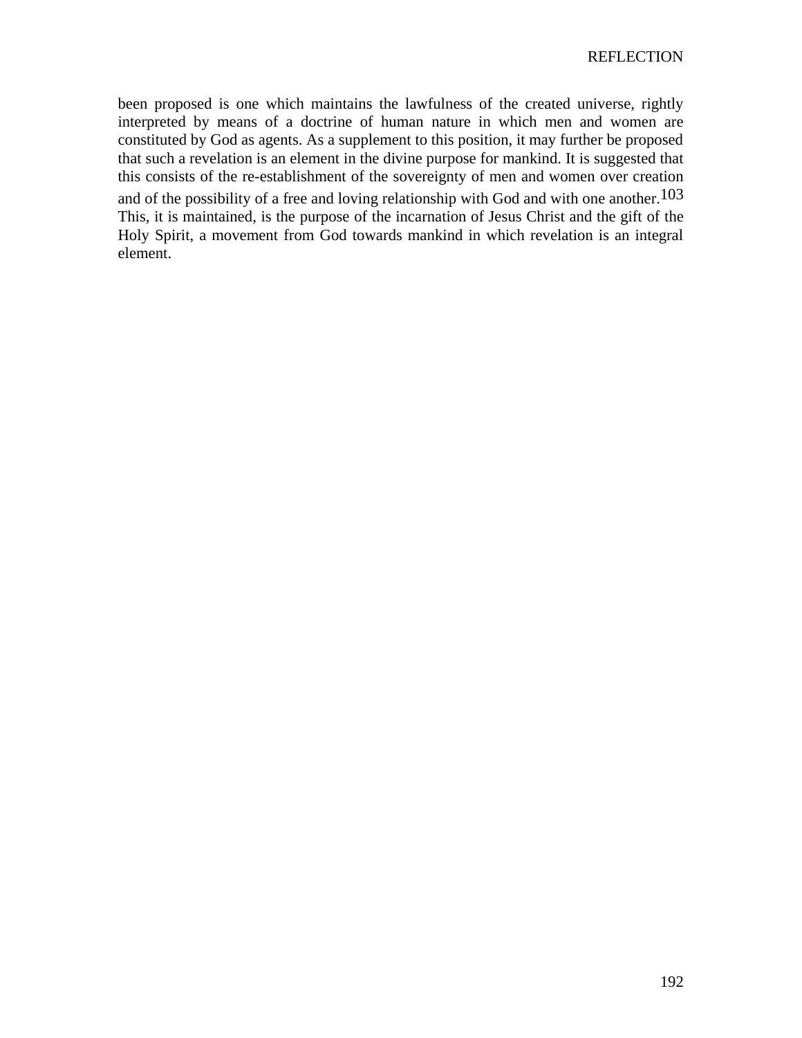been proposed is one which maintains the lawfulness of the created universe, rightly interpreted by means of a doctrine of human nature in which men and women are constituted by God as agents. As a supplement to this position, it may further be proposed that such a revelation is an element in the divine purpose for mankind. It is suggested that this consists of the re-establishment of the sovereignty of men and women over creation and of the possibility of a free and loving relationship with God and with one another.[103] This, it is maintained, is the purpose of the incarnation of Jesus Christ and the gift of the Holy Spirit, a movement from God towards mankind in which revelation is an integral element.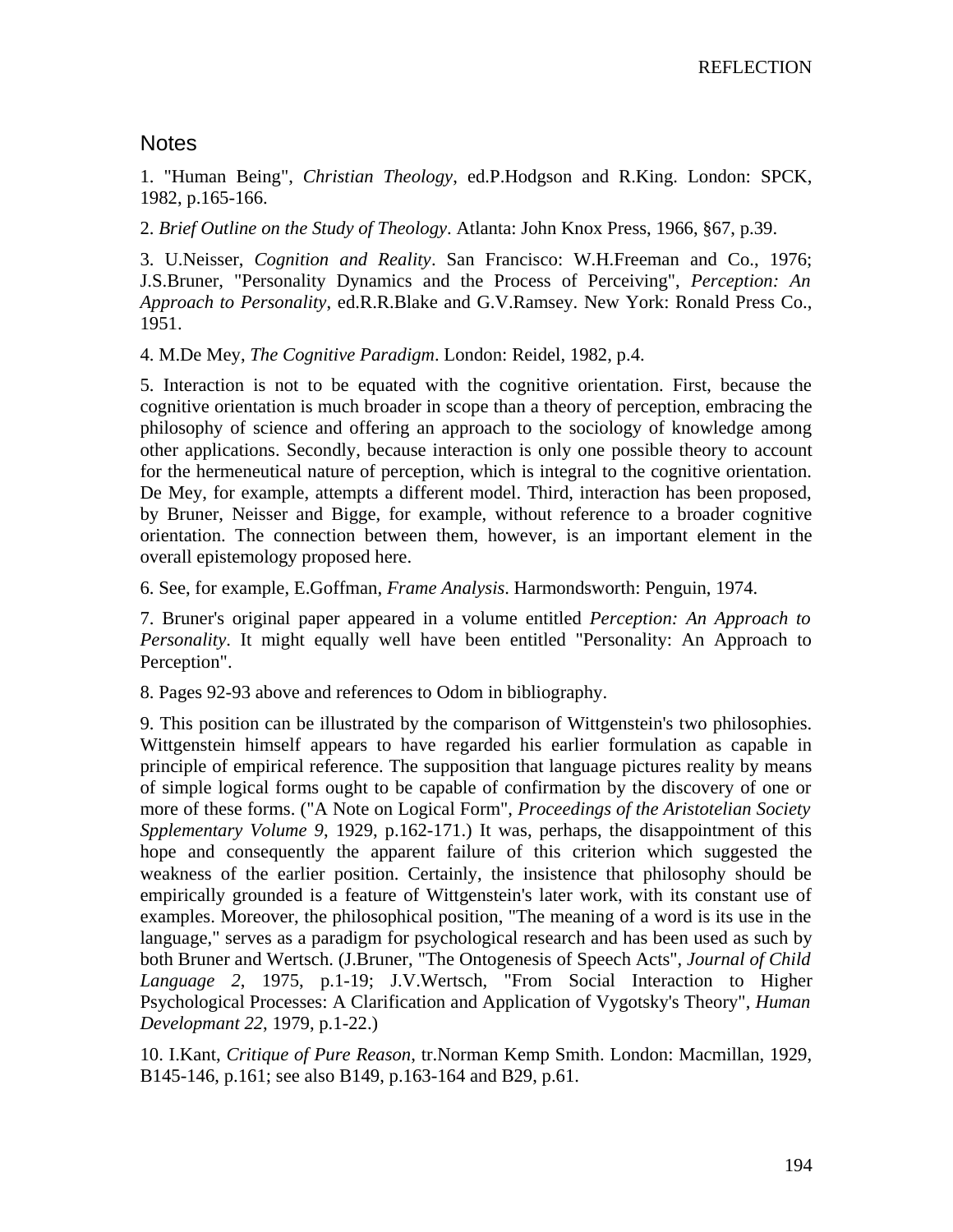## Notes

1. "Human Being", *Christian Theology*, ed.P.Hodgson and R.King. London: SPCK, 1982, p.165-166.

2. *Brief Outline on the Study of Theology*. Atlanta: John Knox Press, 1966, §67, p.39.

3. U.Neisser, *Cognition and Reality*. San Francisco: W.H.Freeman and Co., 1976; J.S.Bruner, "Personality Dynamics and the Process of Perceiving", *Perception: An Approach to Personality*, ed.R.R.Blake and G.V.Ramsey. New York: Ronald Press Co., 1951.

4. M.De Mey, *The Cognitive Paradigm*. London: Reidel, 1982, p.4.

5. Interaction is not to be equated with the cognitive orientation. First, because the cognitive orientation is much broader in scope than a theory of perception, embracing the philosophy of science and offering an approach to the sociology of knowledge among other applications. Secondly, because interaction is only one possible theory to account for the hermeneutical nature of perception, which is integral to the cognitive orientation. De Mey, for example, attempts a different model. Third, interaction has been proposed, by Bruner, Neisser and Bigge, for example, without reference to a broader cognitive orientation. The connection between them, however, is an important element in the overall epistemology proposed here.

6. See, for example, E.Goffman, *Frame Analysis*. Harmondsworth: Penguin, 1974.

7. Bruner's original paper appeared in a volume entitled *Perception: An Approach to Personality*. It might equally well have been entitled "Personality: An Approach to Perception".

8. Pages 92-93 above and references to Odom in bibliography.

9. This position can be illustrated by the comparison of Wittgenstein's two philosophies. Wittgenstein himself appears to have regarded his earlier formulation as capable in principle of empirical reference. The supposition that language pictures reality by means of simple logical forms ought to be capable of confirmation by the discovery of one or more of these forms. ("A Note on Logical Form", *Proceedings of the Aristotelian Society Spplementary Volume 9*, 1929, p.162-171.) It was, perhaps, the disappointment of this hope and consequently the apparent failure of this criterion which suggested the weakness of the earlier position. Certainly, the insistence that philosophy should be empirically grounded is a feature of Wittgenstein's later work, with its constant use of examples. Moreover, the philosophical position, "The meaning of a word is its use in the language," serves as a paradigm for psychological research and has been used as such by both Bruner and Wertsch. (J.Bruner, "The Ontogenesis of Speech Acts", *Journal of Child Language 2*, 1975, p.1-19; J.V.Wertsch, "From Social Interaction to Higher Psychological Processes: A Clarification and Application of Vygotsky's Theory", *Human Developmant 22*, 1979, p.1-22.)

10. I.Kant, *Critique of Pure Reason*, tr.Norman Kemp Smith. London: Macmillan, 1929, B145-146, p.161; see also B149, p.163-164 and B29, p.61.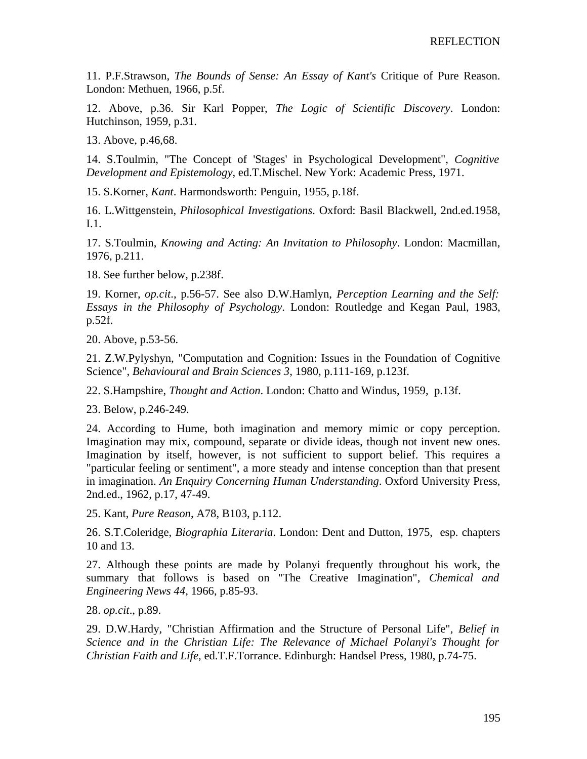11. P.F.Strawson, *The Bounds of Sense: An Essay of Kant's* Critique of Pure Reason. London: Methuen, 1966, p.5f.

12. Above, p.36. Sir Karl Popper, *The Logic of Scientific Discovery*. London: Hutchinson, 1959, p.31.

13. Above, p.46,68.

14. S.Toulmin, "The Concept of 'Stages' in Psychological Development", *Cognitive Development and Epistemology*, ed.T.Mischel. New York: Academic Press, 1971.

15. S.Korner, *Kant*. Harmondsworth: Penguin, 1955, p.18f.

16. L.Wittgenstein, *Philosophical Investigations*. Oxford: Basil Blackwell, 2nd.ed.1958, I.1.

17. S.Toulmin, *Knowing and Acting: An Invitation to Philosophy*. London: Macmillan, 1976, p.211.

18. See further below, p.238f.

19. Korner, *op.cit.*, p.56-57. See also D.W.Hamlyn, *Perception Learning and the Self: Essays in the Philosophy of Psychology*. London: Routledge and Kegan Paul, 1983, p.52f.

20. Above, p.53-56.

21. Z.W.Pylyshyn, "Computation and Cognition: Issues in the Foundation of Cognitive Science", *Behavioural and Brain Sciences 3*, 1980, p.111-169, p.123f.

22. S.Hampshire, *Thought and Action*. London: Chatto and Windus, 1959, p.13f.

23. Below, p.246-249.

24. According to Hume, both imagination and memory mimic or copy perception. Imagination may mix, compound, separate or divide ideas, though not invent new ones. Imagination by itself, however, is not sufficient to support belief. This requires a "particular feeling or sentiment", a more steady and intense conception than that present in imagination. *An Enquiry Concerning Human Understanding*. Oxford University Press, 2nd.ed., 1962, p.17, 47-49.

25. Kant, *Pure Reason*, A78, B103, p.112.

26. S.T.Coleridge, *Biographia Literaria*. London: Dent and Dutton, 1975, esp. chapters 10 and 13.

27. Although these points are made by Polanyi frequently throughout his work, the summary that follows is based on "The Creative Imagination", *Chemical and Engineering News 44*, 1966, p.85-93.

28. *op.cit*., p.89.

29. D.W.Hardy, "Christian Affirmation and the Structure of Personal Life", *Belief in Science and in the Christian Life: The Relevance of Michael Polanyi's Thought for Christian Faith and Life*, ed.T.F.Torrance. Edinburgh: Handsel Press, 1980, p.74-75.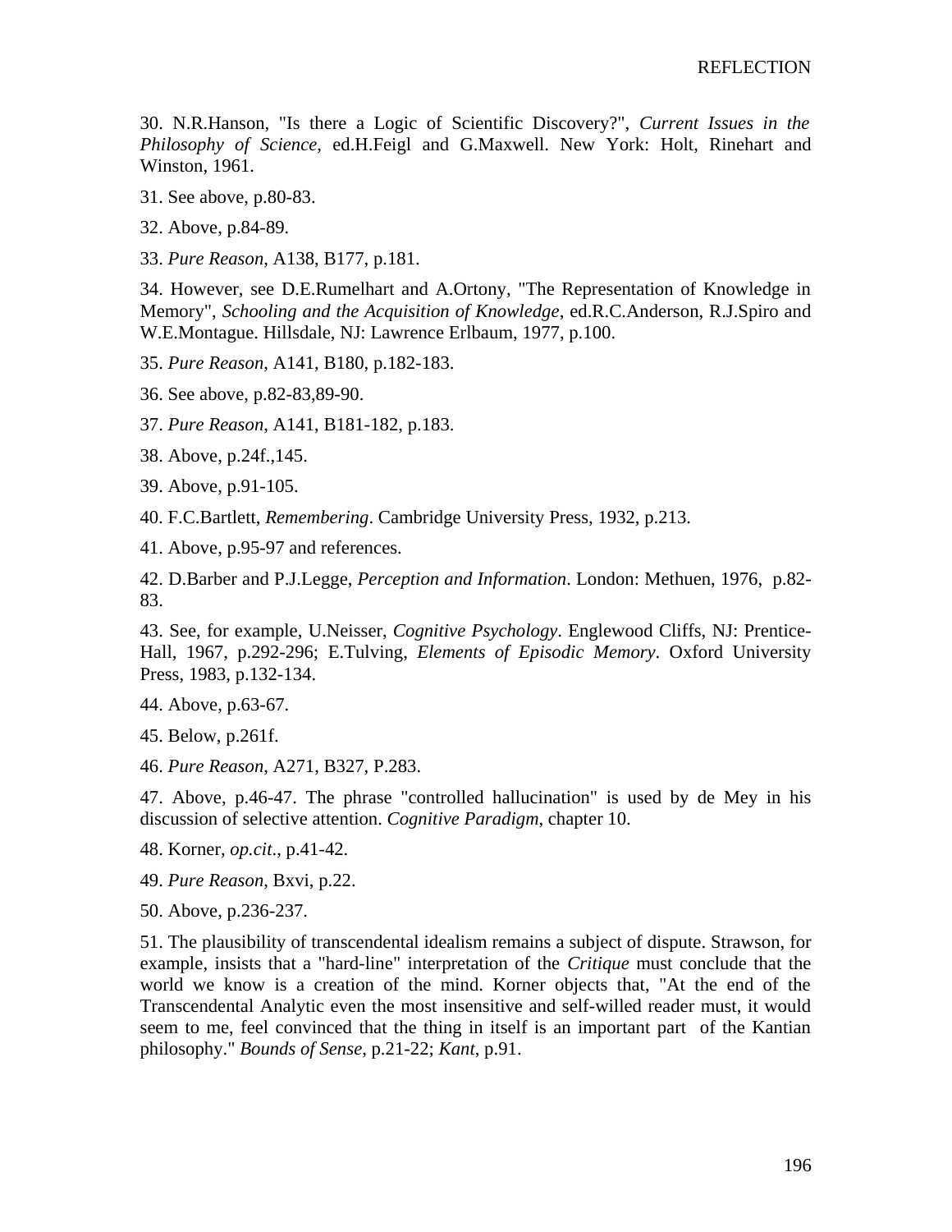30. N.R.Hanson, "Is there a Logic of Scientific Discovery?", *Current Issues in the Philosophy of Science*, ed.H.Feigl and G.Maxwell. New York: Holt, Rinehart and Winston, 1961.

31. See above, p.80-83.

32. Above, p.84-89.

33. *Pure Reason*, A138, B177, p.181.

34. However, see D.E.Rumelhart and A.Ortony, "The Representation of Knowledge in Memory", *Schooling and the Acquisition of Knowledge*, ed.R.C.Anderson, R.J.Spiro and W.E.Montague. Hillsdale, NJ: Lawrence Erlbaum, 1977, p.100.

35. *Pure Reason*, A141, B180, p.182-183.

36. See above, p.82-83,89-90.

37. *Pure Reason*, A141, B181-182, p.183.

38. Above, p.24f.,145.

39. Above, p.91-105.

40. F.C.Bartlett, *Remembering*. Cambridge University Press, 1932, p.213.

41. Above, p.95-97 and references.

42. D.Barber and P.J.Legge, *Perception and Information*. London: Methuen, 1976, p.82-83.

43. See, for example, U.Neisser, *Cognitive Psychology*. Englewood Cliffs, NJ: Prentice-Hall, 1967, p.292-296; E.Tulving, *Elements of Episodic Memory*. Oxford University Press, 1983, p.132-134.

44. Above, p.63-67.

45. Below, p.261f.

46. *Pure Reason*, A271, B327, P.283.

47. Above, p.46-47. The phrase "controlled hallucination" is used by de Mey in his discussion of selective attention. *Cognitive Paradigm*, chapter 10.

48. Korner, *op.cit*., p.41-42.

49. *Pure Reason*, Bxvi, p.22.

50. Above, p.236-237.

51. The plausibility of transcendental idealism remains a subject of dispute. Strawson, for example, insists that a "hard-line" interpretation of the *Critique* must conclude that the world we know is a creation of the mind. Korner objects that, "At the end of the Transcendental Analytic even the most insensitive and self-willed reader must, it would seem to me, feel convinced that the thing in itself is an important part of the Kantian philosophy." *Bounds of Sense*, p.21-22; *Kant*, p.91.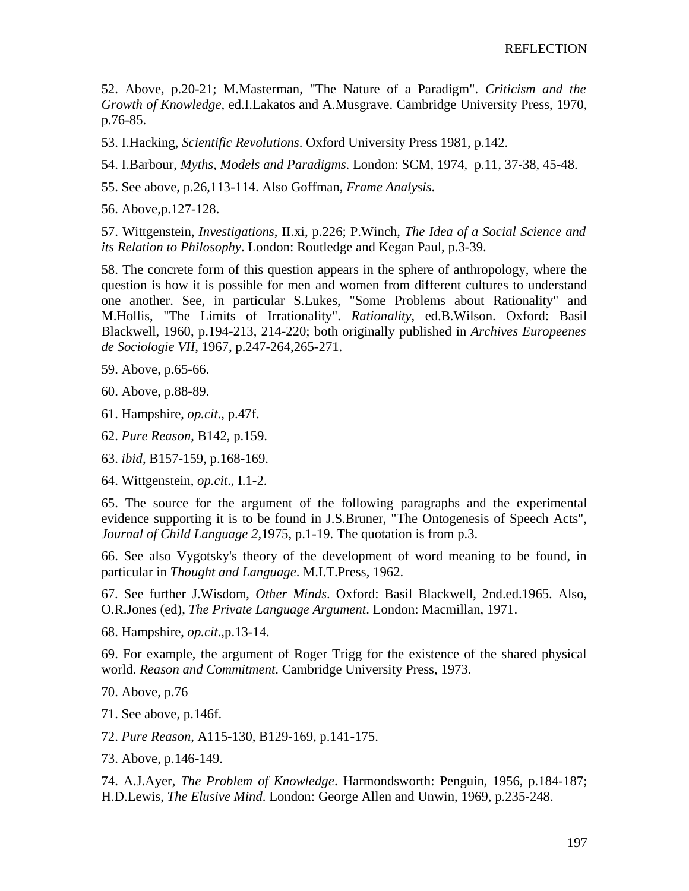52. Above, p.20-21; M.Masterman, "The Nature of a Paradigm". *Criticism and the Growth of Knowledge*, ed.I.Lakatos and A.Musgrave. Cambridge University Press, 1970, p.76-85.

53. I.Hacking, *Scientific Revolutions*. Oxford University Press 1981, p.142.

54. I.Barbour, *Myths, Models and Paradigms*. London: SCM, 1974, p.11, 37-38, 45-48.

55. See above, p.26,113-114. Also Goffman, *Frame Analysis*.

56. Above,p.127-128.

57. Wittgenstein, *Investigations*, II.xi, p.226; P.Winch, *The Idea of a Social Science and its Relation to Philosophy*. London: Routledge and Kegan Paul, p.3-39.

58. The concrete form of this question appears in the sphere of anthropology, where the question is how it is possible for men and women from different cultures to understand one another. See, in particular S.Lukes, "Some Problems about Rationality" and M.Hollis, "The Limits of Irrationality". *Rationality*, ed.B.Wilson. Oxford: Basil Blackwell, 1960, p.194-213, 214-220; both originally published in *Archives Europeenes de Sociologie VII*, 1967, p.247-264,265-271.

59. Above, p.65-66.

60. Above, p.88-89.

61. Hampshire, *op.cit*., p.47f.

62. *Pure Reason*, B142, p.159.

63. *ibid*, B157-159, p.168-169.

64. Wittgenstein, *op.cit*., I.1-2.

65. The source for the argument of the following paragraphs and the experimental evidence supporting it is to be found in J.S.Bruner, "The Ontogenesis of Speech Acts", *Journal of Child Language 2*,1975, p.1-19. The quotation is from p.3.

66. See also Vygotsky's theory of the development of word meaning to be found, in particular in *Thought and Language*. M.I.T.Press, 1962.

67. See further J.Wisdom, *Other Minds*. Oxford: Basil Blackwell, 2nd.ed.1965. Also, O.R.Jones (ed), *The Private Language Argument*. London: Macmillan, 1971.

68. Hampshire, *op.cit*.,p.13-14.

69. For example, the argument of Roger Trigg for the existence of the shared physical world. *Reason and Commitment*. Cambridge University Press, 1973.

70. Above, p.76

71. See above, p.146f.

72. *Pure Reason*, A115-130, B129-169, p.141-175.

73. Above, p.146-149.

74. A.J.Ayer, *The Problem of Knowledge*. Harmondsworth: Penguin, 1956, p.184-187; H.D.Lewis, *The Elusive Mind*. London: George Allen and Unwin, 1969, p.235-248.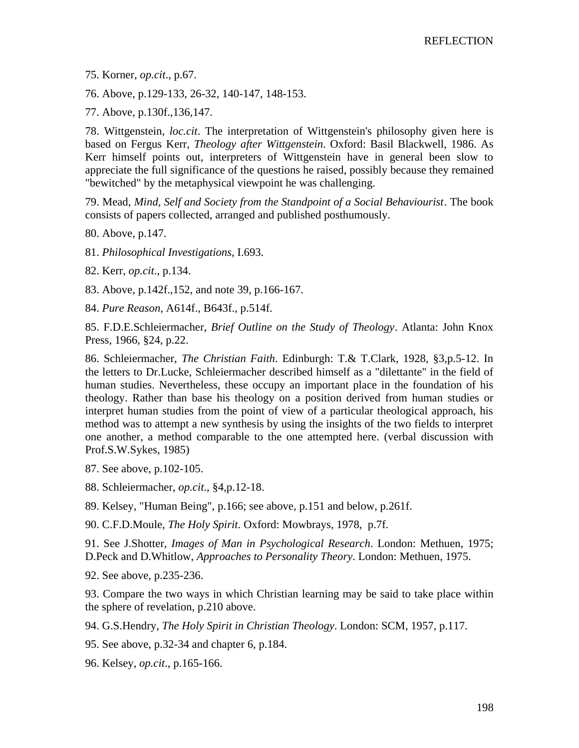75. Korner, *op.cit*., p.67.

76. Above, p.129-133, 26-32, 140-147, 148-153.

77. Above, p.130f.,136,147.

78. Wittgenstein, *loc.cit*. The interpretation of Wittgenstein's philosophy given here is based on Fergus Kerr, *Theology after Wittgenstein*. Oxford: Basil Blackwell, 1986. As Kerr himself points out, interpreters of Wittgenstein have in general been slow to appreciate the full significance of the questions he raised, possibly because they remained "bewitched" by the metaphysical viewpoint he was challenging.

79. Mead, *Mind, Self and Society from the Standpoint of a Social Behaviourist*. The book consists of papers collected, arranged and published posthumously.

80. Above, p.147.

81. *Philosophical Investigations*, I.693.

82. Kerr, *op.cit*., p.134.

83. Above, p.142f.,152, and note 39, p.166-167.

84. *Pure Reason*, A614f., B643f., p.514f.

85. F.D.E.Schleiermacher, *Brief Outline on the Study of Theology*. Atlanta: John Knox Press, 1966, §24, p.22.

86. Schleiermacher, *The Christian Faith*. Edinburgh: T.& T.Clark, 1928, §3,p.5-12. In the letters to Dr.Lucke, Schleiermacher described himself as a "dilettante" in the field of human studies. Nevertheless, these occupy an important place in the foundation of his theology. Rather than base his theology on a position derived from human studies or interpret human studies from the point of view of a particular theological approach, his method was to attempt a new synthesis by using the insights of the two fields to interpret one another, a method comparable to the one attempted here. (verbal discussion with Prof.S.W.Sykes, 1985)

87. See above, p.102-105.

88. Schleiermacher, *op.cit*., §4,p.12-18.

89. Kelsey, "Human Being", p.166; see above, p.151 and below, p.261f.

90. C.F.D.Moule, *The Holy Spirit*. Oxford: Mowbrays, 1978, p.7f.

91. See J.Shotter, *Images of Man in Psychological Research*. London: Methuen, 1975; D.Peck and D.Whitlow, *Approaches to Personality Theory*. London: Methuen, 1975.

92. See above, p.235-236.

93. Compare the two ways in which Christian learning may be said to take place within the sphere of revelation, p.210 above.

94. G.S.Hendry, *The Holy Spirit in Christian Theology*. London: SCM, 1957, p.117.

95. See above, p.32-34 and chapter 6, p.184.

96. Kelsey, *op.cit*., p.165-166.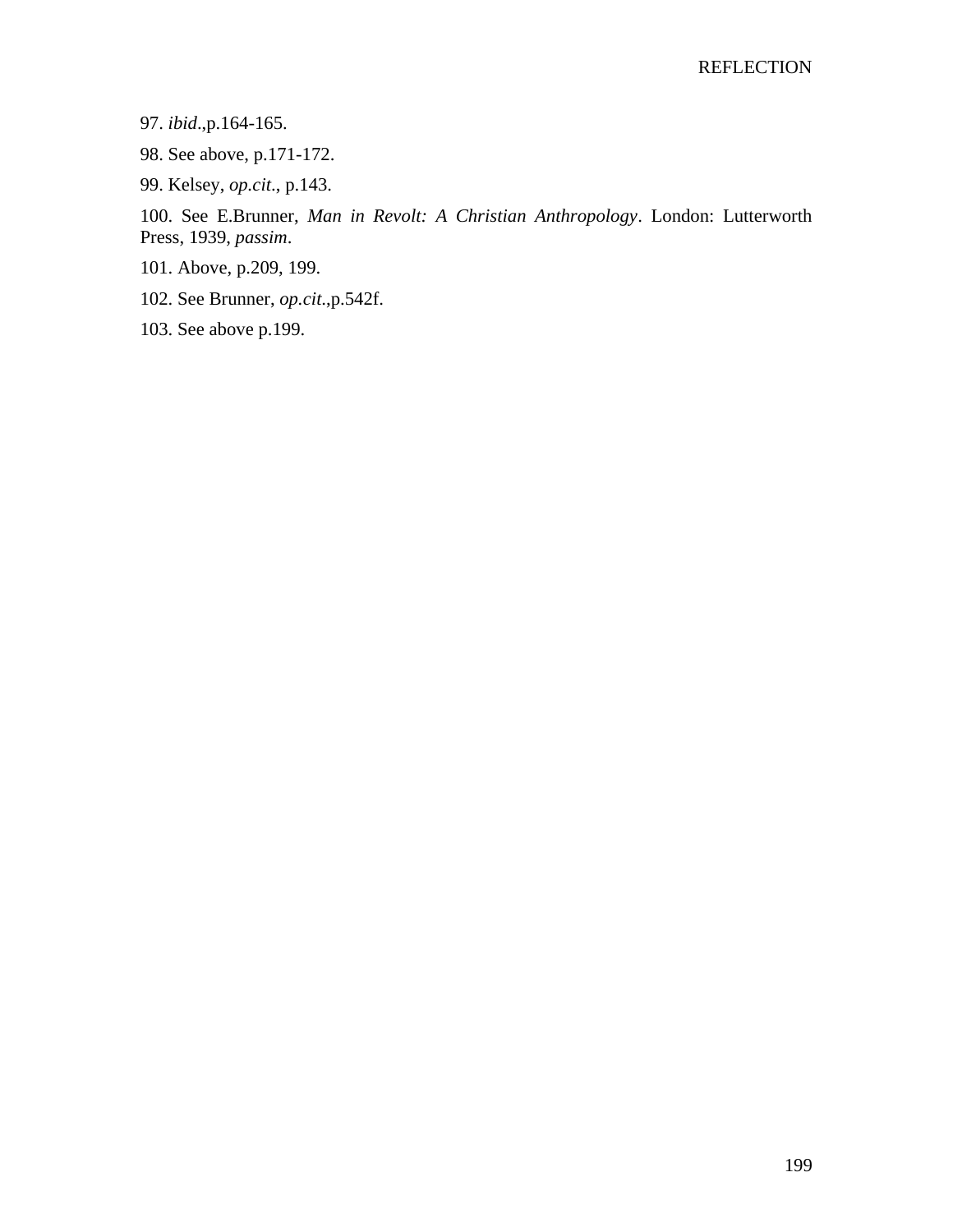97. *ibid*.,p.164-165.

98. See above, p.171-172.

99. Kelsey, *op.cit*., p.143.

100. See E.Brunner, *Man in Revolt: A Christian Anthropology*. London: Lutterworth Press, 1939, *passim*.

101. Above, p.209, 199.

102. See Brunner, *op.cit*.,p.542f.

103. See above p.199.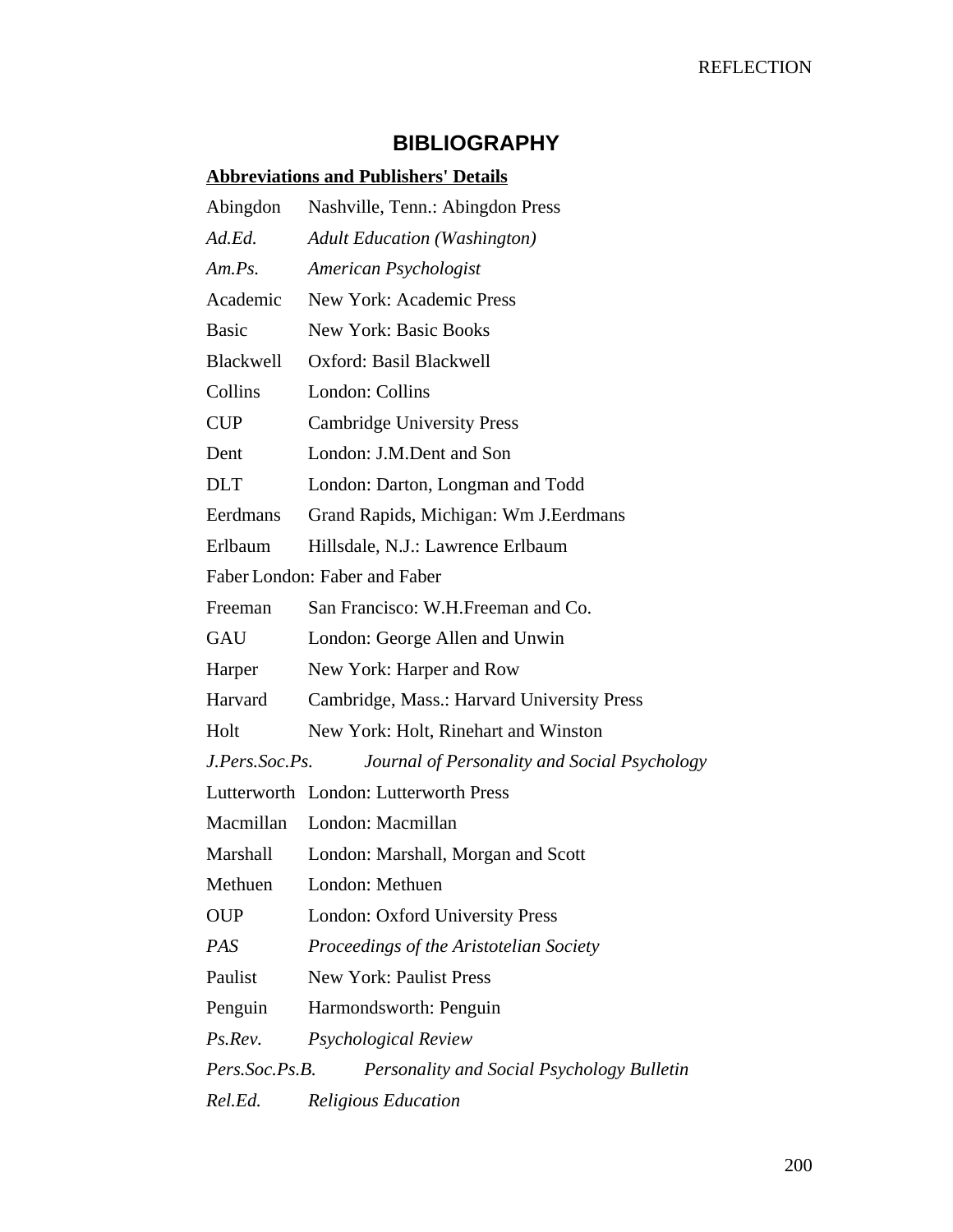## BIBLIOGRAPHY

**Abbreviations and Publishers' Details**

| | |
|---|---|
| Abingdon | Nashville, Tenn.: Abingdon Press |
| *Ad.Ed.* | *Adult Education (Washington)* |
| *Am.Ps.* | *American Psychologist* |
| Academic | New York: Academic Press |
| Basic | New York: Basic Books |
| Blackwell | Oxford: Basil Blackwell |
| Collins | London: Collins |
| CUP | Cambridge University Press |
| Dent | London: J.M.Dent and Son |
| DLT | London: Darton, Longman and Todd |
| Eerdmans | Grand Rapids, Michigan: Wm J.Eerdmans |
| Erlbaum | Hillsdale, N.J.: Lawrence Erlbaum |
| Faber | London: Faber and Faber |
| Freeman | San Francisco: W.H.Freeman and Co. |
| GAU | London: George Allen and Unwin |
| Harper | New York: Harper and Row |
| Harvard | Cambridge, Mass.: Harvard University Press |
| Holt | New York: Holt, Rinehart and Winston |
| *J.Pers.Soc.Ps.* | *Journal of Personality and Social Psychology* |
| Lutterworth | London: Lutterworth Press |
| Macmillan | London: Macmillan |
| Marshall | London: Marshall, Morgan and Scott |
| Methuen | London: Methuen |
| OUP | London: Oxford University Press |
| *PAS* | *Proceedings of the Aristotelian Society* |
| Paulist | New York: Paulist Press |
| Penguin | Harmondsworth: Penguin |
| *Ps.Rev.* | *Psychological Review* |
| *Pers.Soc.Ps.B.* | *Personality and Social Psychology Bulletin* |
| *Rel.Ed.* | *Religious Education* |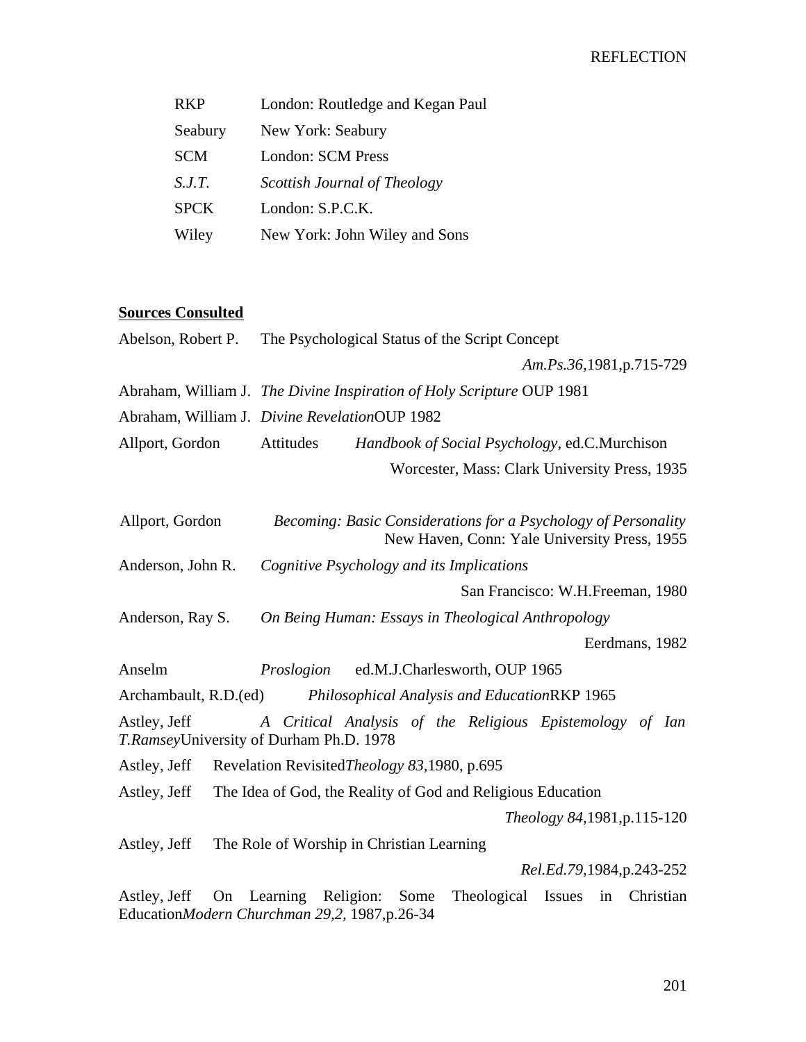| | |
|---|---|
| RKP | London: Routledge and Kegan Paul |
| Seabury | New York: Seabury |
| SCM | London: SCM Press |
| *S.J.T.* | *Scottish Journal of Theology* |
| SPCK | London: S.P.C.K. |
| Wiley | New York: John Wiley and Sons |

**Sources Consulted**

Abelson, Robert P. The Psychological Status of the Script Concept *Am.Ps.36,*1981,p.715-729

Abraham, William J. *The Divine Inspiration of Holy Scripture* OUP 1981

Abraham, William J. *Divine Revelation*OUP 1982

Allport, Gordon Attitudes *Handbook of Social Psychology,* ed.C.Murchison Worcester, Mass: Clark University Press, 1935

Allport, Gordon *Becoming: Basic Considerations for a Psychology of Personality* New Haven, Conn: Yale University Press, 1955

Anderson, John R. *Cognitive Psychology and its Implications* San Francisco: W.H.Freeman, 1980

Anderson, Ray S. *On Being Human: Essays in Theological Anthropology* Eerdmans, 1982

Anselm *Proslogion* ed.M.J.Charlesworth, OUP 1965

Archambault, R.D.(ed) *Philosophical Analysis and Education*RKP 1965

Astley, Jeff *A Critical Analysis of the Religious Epistemology of Ian T.Ramsey*University of Durham Ph.D. 1978

Astley, Jeff Revelation Revisited*Theology 83,*1980, p.695

Astley, Jeff The Idea of God, the Reality of God and Religious Education *Theology 84,*1981,p.115-120

Astley, Jeff The Role of Worship in Christian Learning *Rel.Ed.79,*1984,p.243-252

Astley, Jeff On Learning Religion: Some Theological Issues in Christian Education*Modern Churchman 29,2,* 1987,p.26-34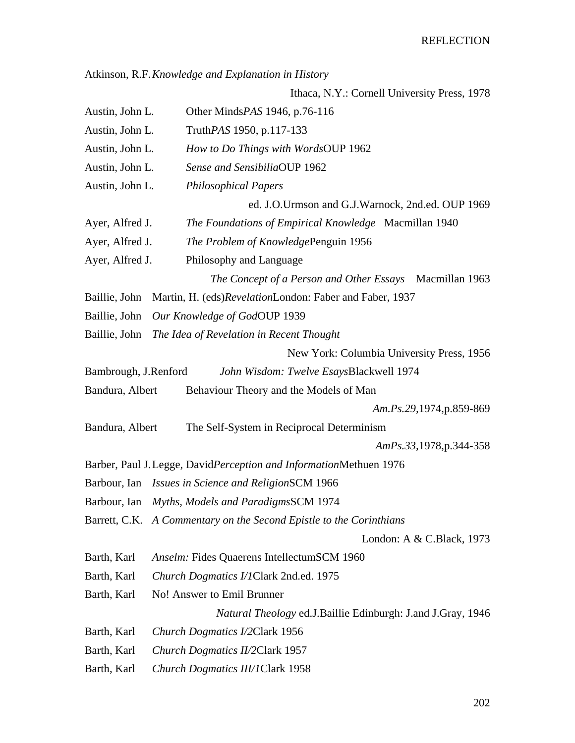Atkinson, R.F. *Knowledge and Explanation in History*
Ithaca, N.Y.: Cornell University Press, 1978

Austin, John L. Other Minds *PAS* 1946, p.76-116

Austin, John L. Truth *PAS* 1950, p.117-133

Austin, John L. *How to Do Things with Words* OUP 1962

Austin, John L. *Sense and Sensibilia* OUP 1962

Austin, John L. *Philosophical Papers*
ed. J.O.Urmson and G.J.Warnock, 2nd.ed. OUP 1969

Ayer, Alfred J. *The Foundations of Empirical Knowledge* Macmillan 1940

Ayer, Alfred J. *The Problem of Knowledge* Penguin 1956

Ayer, Alfred J. Philosophy and Language
*The Concept of a Person and Other Essays* Macmillan 1963

Baillie, John Martin, H. (eds) *Revelation* London: Faber and Faber, 1937

Baillie, John *Our Knowledge of God* OUP 1939

Baillie, John *The Idea of Revelation in Recent Thought*
New York: Columbia University Press, 1956

Bambrough, J.Renford *John Wisdom: Twelve Esays* Blackwell 1974

Bandura, Albert Behaviour Theory and the Models of Man
*Am.Ps.29*,1974,p.859-869

Bandura, Albert The Self-System in Reciprocal Determinism
*AmPs.33*,1978,p.344-358

Barber, Paul J. Legge, David *Perception and Information* Methuen 1976

Barbour, Ian *Issues in Science and Religion* SCM 1966

Barbour, Ian *Myths, Models and Paradigms* SCM 1974

Barrett, C.K. *A Commentary on the Second Epistle to the Corinthians*
London: A & C.Black, 1973

Barth, Karl *Anselm:* Fides Quaerens Intellectum SCM 1960

Barth, Karl *Church Dogmatics I/1* Clark 2nd.ed. 1975

Barth, Karl No! Answer to Emil Brunner
*Natural Theology* ed.J.Baillie Edinburgh: J.and J.Gray, 1946

Barth, Karl *Church Dogmatics I/2* Clark 1956

Barth, Karl *Church Dogmatics II/2* Clark 1957

Barth, Karl *Church Dogmatics III/1* Clark 1958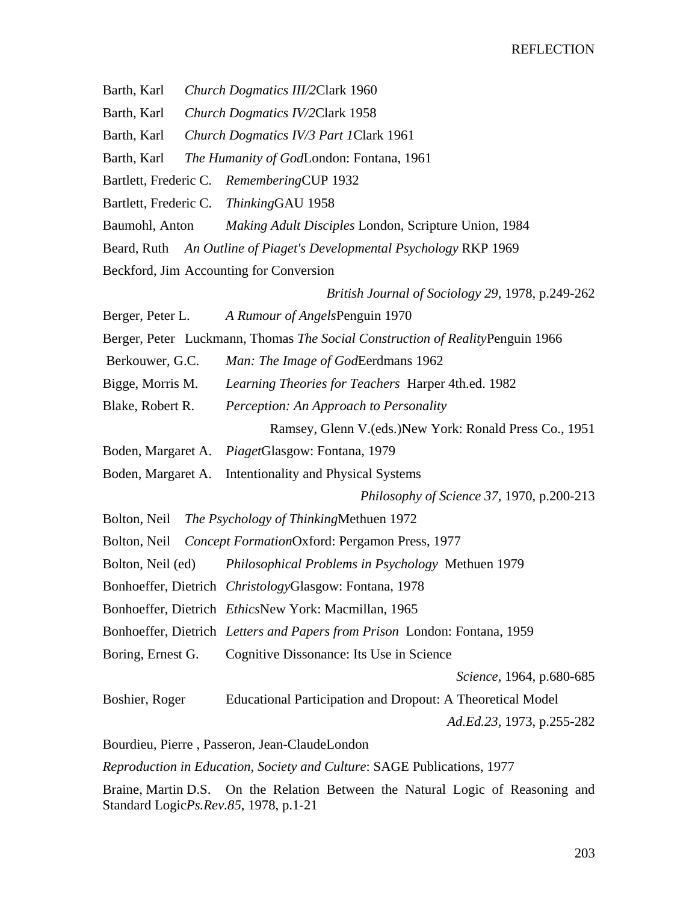Barth, Karl *Church Dogmatics III/2*Clark 1960

Barth, Karl *Church Dogmatics IV/2*Clark 1958

Barth, Karl *Church Dogmatics IV/3 Part 1*Clark 1961

Barth, Karl *The Humanity of God*London: Fontana, 1961

Bartlett, Frederic C. *Remembering*CUP 1932

Bartlett, Frederic C. *Thinking*GAU 1958

Baumohl, Anton *Making Adult Disciples* London, Scripture Union, 1984

Beard, Ruth *An Outline of Piaget's Developmental Psychology* RKP 1969

Beckford, Jim Accounting for Conversion *British Journal of Sociology 29*, 1978, p.249-262

Berger, Peter L. *A Rumour of Angels*Penguin 1970

Berger, Peter Luckmann, Thomas *The Social Construction of Reality*Penguin 1966

Berkouwer, G.C. *Man: The Image of God*Eerdmans 1962

Bigge, Morris M. *Learning Theories for Teachers* Harper 4th.ed. 1982

Blake, Robert R. *Perception: An Approach to Personality* Ramsey, Glenn V.(eds.)New York: Ronald Press Co., 1951

Boden, Margaret A. *Piaget*Glasgow: Fontana, 1979

Boden, Margaret A. Intentionality and Physical Systems *Philosophy of Science 37*, 1970, p.200-213

Bolton, Neil *The Psychology of Thinking*Methuen 1972

Bolton, Neil *Concept Formation*Oxford: Pergamon Press, 1977

Bolton, Neil (ed) *Philosophical Problems in Psychology* Methuen 1979

Bonhoeffer, Dietrich *Christology*Glasgow: Fontana, 1978

Bonhoeffer, Dietrich *Ethics*New York: Macmillan, 1965

Bonhoeffer, Dietrich *Letters and Papers from Prison* London: Fontana, 1959

Boring, Ernest G. Cognitive Dissonance: Its Use in Science *Science*, 1964, p.680-685

Boshier, Roger Educational Participation and Dropout: A Theoretical Model *Ad.Ed.23*, 1973, p.255-282

Bourdieu, Pierre , Passeron, Jean-ClaudeLondon
*Reproduction in Education, Society and Culture*: SAGE Publications, 1977

Braine, Martin D.S. On the Relation Between the Natural Logic of Reasoning and Standard Logic*Ps.Rev.85*, 1978, p.1-21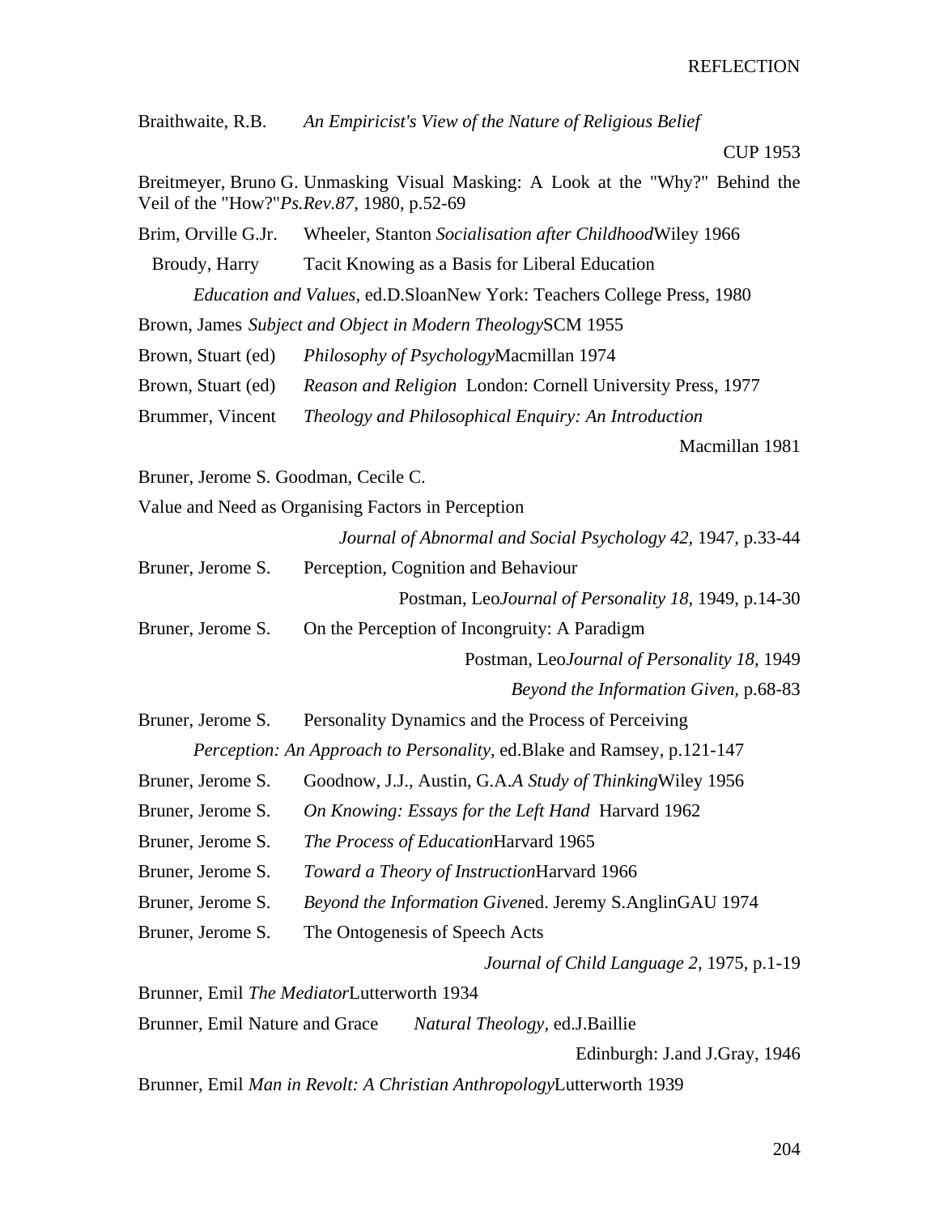Braithwaite, R.B. *An Empiricist's View of the Nature of Religious Belief* CUP 1953

Breitmeyer, Bruno G. Unmasking Visual Masking: A Look at the "Why?" Behind the Veil of the "How?"*Ps.Rev.87,* 1980, p.52-69

Brim, Orville G.Jr. Wheeler, Stanton *Socialisation after Childhood*Wiley 1966

Broudy, Harry Tacit Knowing as a Basis for Liberal Education *Education and Values*, ed.D.SloanNew York: Teachers College Press, 1980

Brown, James *Subject and Object in Modern Theology*SCM 1955

Brown, Stuart (ed) *Philosophy of Psychology*Macmillan 1974

Brown, Stuart (ed) *Reason and Religion* London: Cornell University Press, 1977

Brummer, Vincent *Theology and Philosophical Enquiry: An Introduction* Macmillan 1981

Bruner, Jerome S. Goodman, Cecile C. Value and Need as Organising Factors in Perception *Journal of Abnormal and Social Psychology 42,* 1947, p.33-44

Bruner, Jerome S. Perception, Cognition and Behaviour Postman, Leo*Journal of Personality 18,* 1949, p.14-30

Bruner, Jerome S. On the Perception of Incongruity: A Paradigm Postman, Leo*Journal of Personality 18,* 1949 *Beyond the Information Given,* p.68-83

Bruner, Jerome S. Personality Dynamics and the Process of Perceiving *Perception: An Approach to Personality,* ed.Blake and Ramsey, p.121-147

Bruner, Jerome S. Goodnow, J.J., Austin, G.A.*A Study of Thinking*Wiley 1956

Bruner, Jerome S. *On Knowing: Essays for the Left Hand* Harvard 1962

Bruner, Jerome S. *The Process of Education*Harvard 1965

Bruner, Jerome S. *Toward a Theory of Instruction*Harvard 1966

Bruner, Jerome S. *Beyond the Information Given*ed. Jeremy S.AnglinGAU 1974

Bruner, Jerome S. The Ontogenesis of Speech Acts *Journal of Child Language 2,* 1975, p.1-19

Brunner, Emil *The Mediator*Lutterworth 1934

Brunner, Emil Nature and Grace *Natural Theology,* ed.J.Baillie Edinburgh: J.and J.Gray, 1946

Brunner, Emil *Man in Revolt: A Christian Anthropology*Lutterworth 1939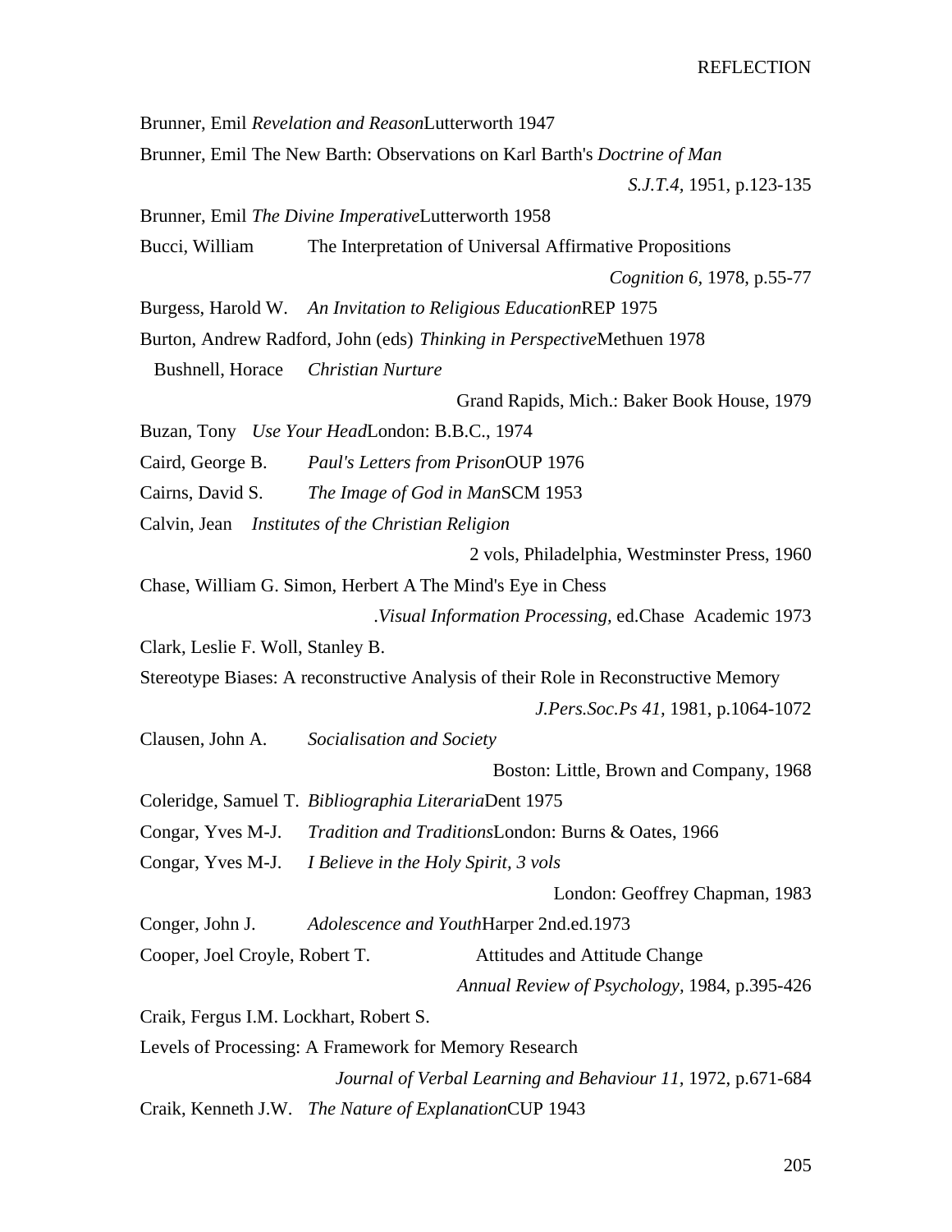Brunner, Emil *Revelation and Reason*Lutterworth 1947

Brunner, Emil The New Barth: Observations on Karl Barth's *Doctrine of Man*
*S.J.T.4,* 1951, p.123-135

Brunner, Emil *The Divine Imperative*Lutterworth 1958

Bucci, William The Interpretation of Universal Affirmative Propositions
*Cognition 6,* 1978, p.55-77

Burgess, Harold W. *An Invitation to Religious Education*REP 1975

Burton, Andrew Radford, John (eds) *Thinking in Perspective*Methuen 1978

Bushnell, Horace *Christian Nurture*
Grand Rapids, Mich.: Baker Book House, 1979

Buzan, Tony *Use Your Head*London: B.B.C., 1974

Caird, George B. *Paul's Letters from Prison*OUP 1976

Cairns, David S. *The Image of God in Man*SCM 1953

Calvin, Jean *Institutes of the Christian Religion*
2 vols, Philadelphia, Westminster Press, 1960

Chase, William G. Simon, Herbert A The Mind's Eye in Chess
.*Visual Information Processing,* ed.Chase Academic 1973

Clark, Leslie F. Woll, Stanley B.
Stereotype Biases: A reconstructive Analysis of their Role in Reconstructive Memory
*J.Pers.Soc.Ps 41,* 1981, p.1064-1072

Clausen, John A. *Socialisation and Society*
Boston: Little, Brown and Company, 1968

Coleridge, Samuel T. *Bibliographia Literaria*Dent 1975

Congar, Yves M-J. *Tradition and Traditions*London: Burns & Oates, 1966

Congar, Yves M-J. *I Believe in the Holy Spirit, 3 vols*
London: Geoffrey Chapman, 1983

Conger, John J. *Adolescence and Youth*Harper 2nd.ed.1973

Cooper, Joel Croyle, Robert T. Attitudes and Attitude Change
*Annual Review of Psychology,* 1984, p.395-426

Craik, Fergus I.M. Lockhart, Robert S.
Levels of Processing: A Framework for Memory Research
*Journal of Verbal Learning and Behaviour 11,* 1972, p.671-684

Craik, Kenneth J.W. *The Nature of Explanation*CUP 1943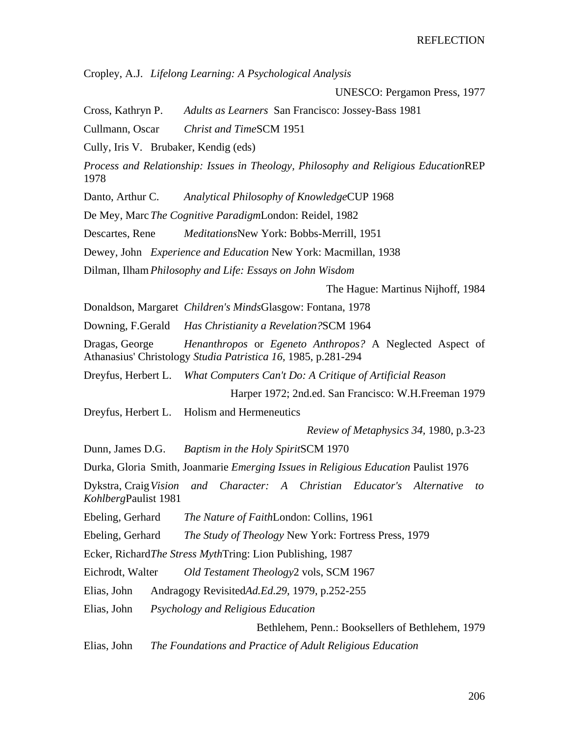Cropley, A.J. *Lifelong Learning: A Psychological Analysis* UNESCO: Pergamon Press, 1977

Cross, Kathryn P. *Adults as Learners* San Francisco: Jossey-Bass 1981

Cullmann, Oscar *Christ and Time*SCM 1951

Cully, Iris V. Brubaker, Kendig (eds) *Process and Relationship: Issues in Theology, Philosophy and Religious Education*REP 1978

Danto, Arthur C. *Analytical Philosophy of Knowledge*CUP 1968

De Mey, Marc *The Cognitive Paradigm*London: Reidel, 1982

Descartes, Rene *Meditations*New York: Bobbs-Merrill, 1951

Dewey, John *Experience and Education* New York: Macmillan, 1938

Dilman, Ilham *Philosophy and Life: Essays on John Wisdom* The Hague: Martinus Nijhoff, 1984

Donaldson, Margaret *Children's Minds*Glasgow: Fontana, 1978

Downing, F.Gerald *Has Christianity a Revelation?*SCM 1964

Dragas, George *Henanthropos* or *Egeneto Anthropos?* A Neglected Aspect of Athanasius' Christology *Studia Patristica 16,* 1985, p.281-294

Dreyfus, Herbert L. *What Computers Can't Do: A Critique of Artificial Reason* Harper 1972; 2nd.ed. San Francisco: W.H.Freeman 1979

Dreyfus, Herbert L. Holism and Hermeneutics *Review of Metaphysics 34,* 1980, p.3-23

Dunn, James D.G. *Baptism in the Holy Spirit*SCM 1970

Durka, Gloria Smith, Joanmarie *Emerging Issues in Religious Education* Paulist 1976

Dykstra, Craig *Vision and Character: A Christian Educator's Alternative to Kohlberg*Paulist 1981

Ebeling, Gerhard *The Nature of Faith*London: Collins, 1961

Ebeling, Gerhard *The Study of Theology* New York: Fortress Press, 1979

Ecker, Richard*The Stress Myth*Tring: Lion Publishing, 1987

Eichrodt, Walter *Old Testament Theology*2 vols, SCM 1967

Elias, John Andragogy Revisited*Ad.Ed.29,* 1979, p.252-255

Elias, John *Psychology and Religious Education* Bethlehem, Penn.: Booksellers of Bethlehem, 1979

Elias, John *The Foundations and Practice of Adult Religious Education*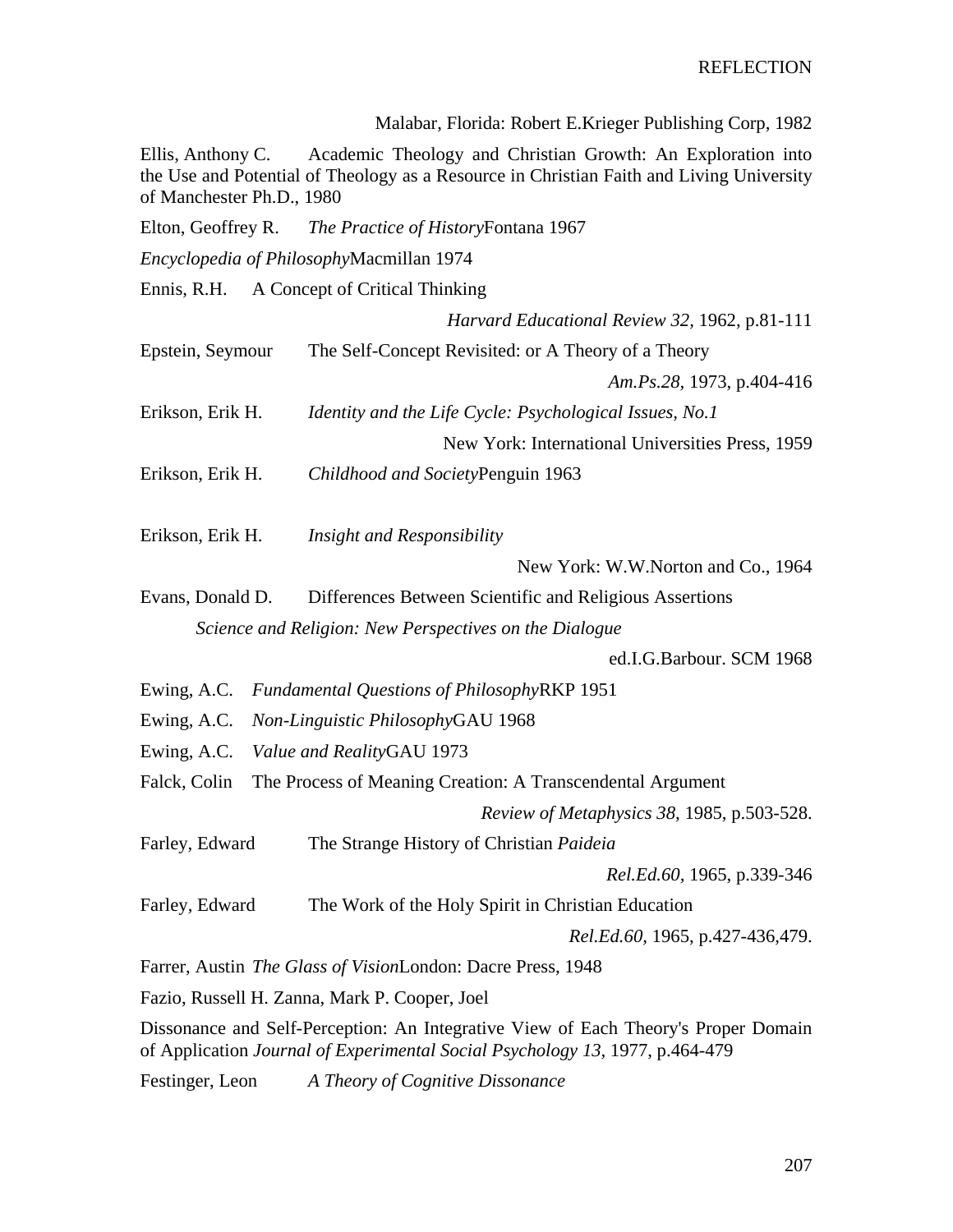Malabar, Florida: Robert E.Krieger Publishing Corp, 1982

Ellis, Anthony C. Academic Theology and Christian Growth: An Exploration into the Use and Potential of Theology as a Resource in Christian Faith and Living University of Manchester Ph.D., 1980

Elton, Geoffrey R. *The Practice of History*Fontana 1967

*Encyclopedia of Philosophy*Macmillan 1974

Ennis, R.H. A Concept of Critical Thinking

*Harvard Educational Review 32,* 1962, p.81-111

Epstein, Seymour The Self-Concept Revisited: or A Theory of a Theory

*Am.Ps.28,* 1973, p.404-416

Erikson, Erik H. *Identity and the Life Cycle: Psychological Issues, No.1*

New York: International Universities Press, 1959

Erikson, Erik H. *Childhood and Society*Penguin 1963

Erikson, Erik H. *Insight and Responsibility*

New York: W.W.Norton and Co., 1964

Evans, Donald D. Differences Between Scientific and Religious Assertions

*Science and Religion: New Perspectives on the Dialogue*

ed.I.G.Barbour. SCM 1968

Ewing, A.C. *Fundamental Questions of Philosophy*RKP 1951

Ewing, A.C. *Non-Linguistic Philosophy*GAU 1968

Ewing, A.C. *Value and Reality*GAU 1973

Falck, Colin The Process of Meaning Creation: A Transcendental Argument

*Review of Metaphysics 38,* 1985, p.503-528.

Farley, Edward The Strange History of Christian *Paideia*

*Rel.Ed.60,* 1965, p.339-346

Farley, Edward The Work of the Holy Spirit in Christian Education

*Rel.Ed.60,* 1965, p.427-436,479.

Farrer, Austin *The Glass of Vision*London: Dacre Press, 1948

Fazio, Russell H. Zanna, Mark P. Cooper, Joel

Dissonance and Self-Perception: An Integrative View of Each Theory's Proper Domain of Application *Journal of Experimental Social Psychology 13,* 1977, p.464-479

Festinger, Leon *A Theory of Cognitive Dissonance*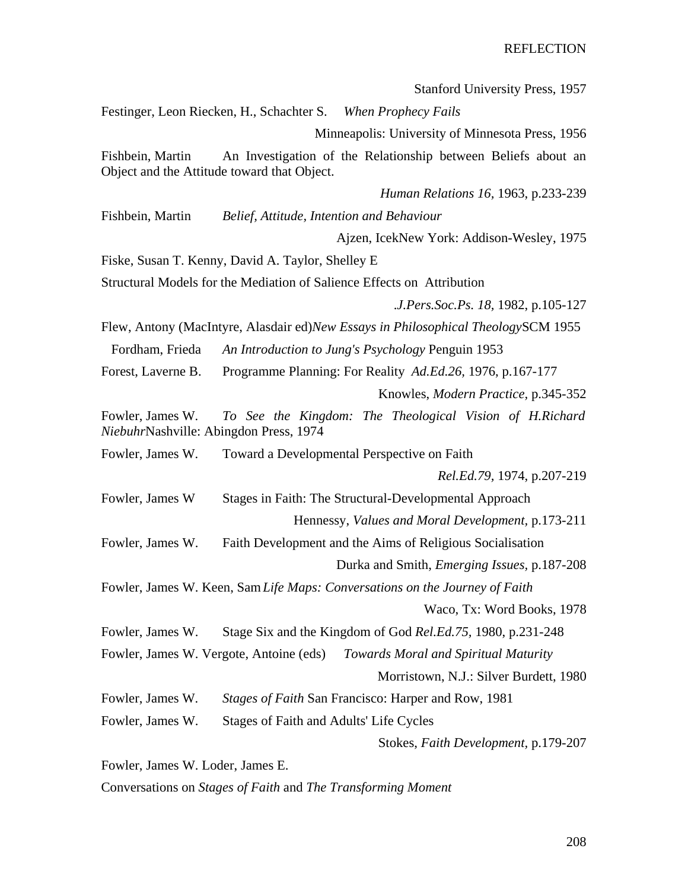Stanford University Press, 1957

Festinger, Leon Riecken, H., Schachter S. *When Prophecy Fails*

Minneapolis: University of Minnesota Press, 1956

Fishbein, Martin An Investigation of the Relationship between Beliefs about an Object and the Attitude toward that Object.

*Human Relations 16*, 1963, p.233-239

Fishbein, Martin *Belief, Attitude, Intention and Behaviour*

Ajzen, IcekNew York: Addison-Wesley, 1975

Fiske, Susan T. Kenny, David A. Taylor, Shelley E

Structural Models for the Mediation of Salience Effects on Attribution

*.J.Pers.Soc.Ps. 18*, 1982, p.105-127

Flew, Antony (MacIntyre, Alasdair ed)*New Essays in Philosophical Theology*SCM 1955

Fordham, Frieda *An Introduction to Jung's Psychology* Penguin 1953

Forest, Laverne B. Programme Planning: For Reality *Ad.Ed.26*, 1976, p.167-177

Knowles, *Modern Practice*, p.345-352

Fowler, James W. *To See the Kingdom: The Theological Vision of H.Richard Niebuhr*Nashville: Abingdon Press, 1974

Fowler, James W. Toward a Developmental Perspective on Faith

*Rel.Ed.79*, 1974, p.207-219

Fowler, James W Stages in Faith: The Structural-Developmental Approach

Hennessy, *Values and Moral Development*, p.173-211

Fowler, James W. Faith Development and the Aims of Religious Socialisation

Durka and Smith, *Emerging Issues*, p.187-208

Fowler, James W. Keen, Sam *Life Maps: Conversations on the Journey of Faith*

Waco, Tx: Word Books, 1978

Fowler, James W. Stage Six and the Kingdom of God *Rel.Ed.75*, 1980, p.231-248

Fowler, James W. Vergote, Antoine (eds) *Towards Moral and Spiritual Maturity*

Morristown, N.J.: Silver Burdett, 1980

Fowler, James W. *Stages of Faith* San Francisco: Harper and Row, 1981

Fowler, James W. Stages of Faith and Adults' Life Cycles

Stokes, *Faith Development*, p.179-207

Fowler, James W. Loder, James E.

Conversations on *Stages of Faith* and *The Transforming Moment*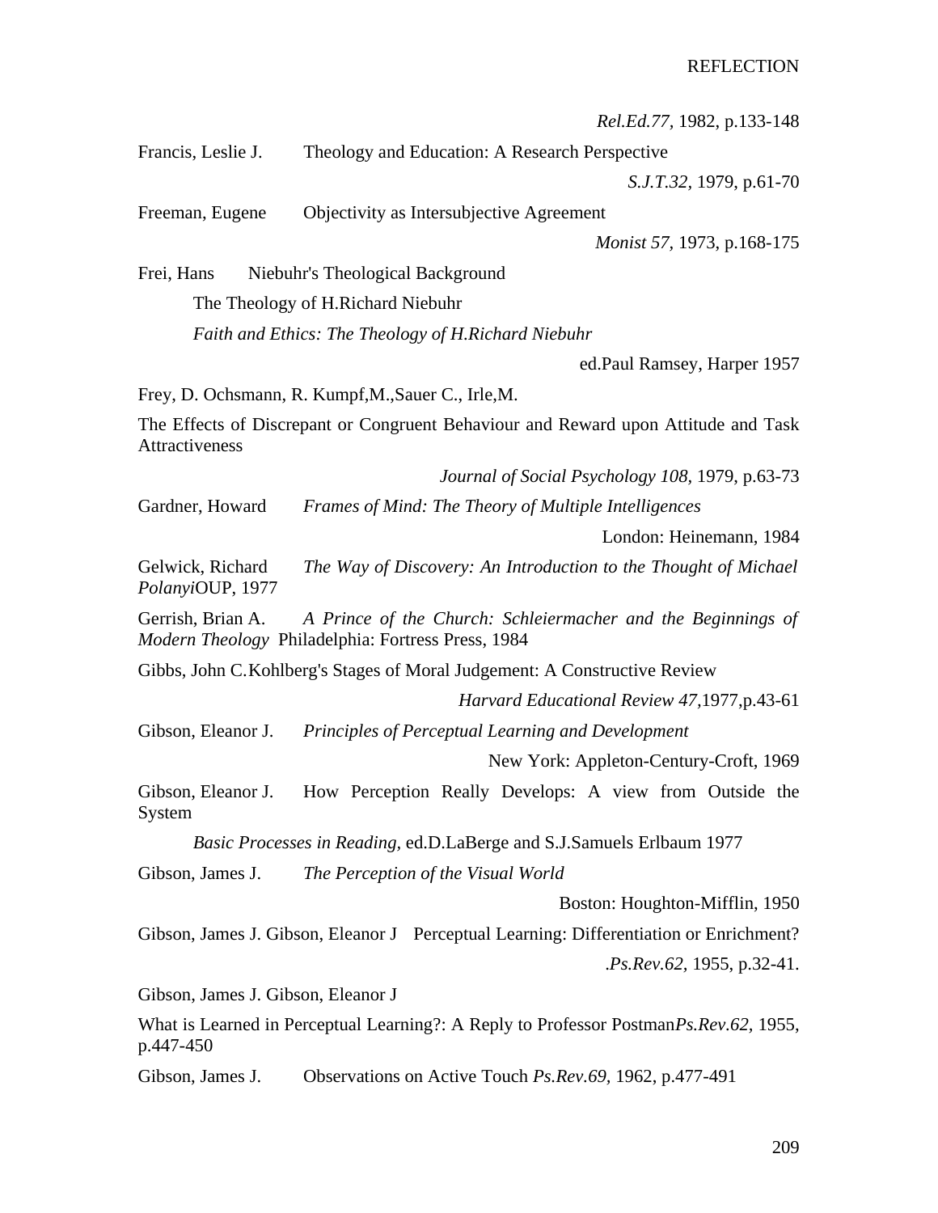*Rel.Ed.77*, 1982, p.133-148

Francis, Leslie J. Theology and Education: A Research Perspective

*S.J.T.32*, 1979, p.61-70

Freeman, Eugene Objectivity as Intersubjective Agreement

*Monist 57*, 1973, p.168-175

Frei, Hans Niebuhr's Theological Background

The Theology of H.Richard Niebuhr

*Faith and Ethics: The Theology of H.Richard Niebuhr*

ed.Paul Ramsey, Harper 1957

Frey, D. Ochsmann, R. Kumpf,M.,Sauer C., Irle,M.

The Effects of Discrepant or Congruent Behaviour and Reward upon Attitude and Task Attractiveness

*Journal of Social Psychology 108*, 1979, p.63-73

Gardner, Howard *Frames of Mind: The Theory of Multiple Intelligences*

London: Heinemann, 1984

Gelwick, Richard *The Way of Discovery: An Introduction to the Thought of Michael Polanyi*OUP, 1977

Gerrish, Brian A. *A Prince of the Church: Schleiermacher and the Beginnings of Modern Theology* Philadelphia: Fortress Press, 1984

Gibbs, John C.Kohlberg's Stages of Moral Judgement: A Constructive Review

*Harvard Educational Review 47*,1977,p.43-61

Gibson, Eleanor J. *Principles of Perceptual Learning and Development*

New York: Appleton-Century-Croft, 1969

Gibson, Eleanor J. How Perception Really Develops: A view from Outside the System

*Basic Processes in Reading*, ed.D.LaBerge and S.J.Samuels Erlbaum 1977

Gibson, James J. *The Perception of the Visual World*

Boston: Houghton-Mifflin, 1950

Gibson, James J. Gibson, Eleanor J Perceptual Learning: Differentiation or Enrichment?

.*Ps.Rev.62*, 1955, p.32-41.

Gibson, James J. Gibson, Eleanor J

What is Learned in Perceptual Learning?: A Reply to Professor Postman*Ps.Rev.62*, 1955, p.447-450

Gibson, James J. Observations on Active Touch *Ps.Rev.69*, 1962, p.477-491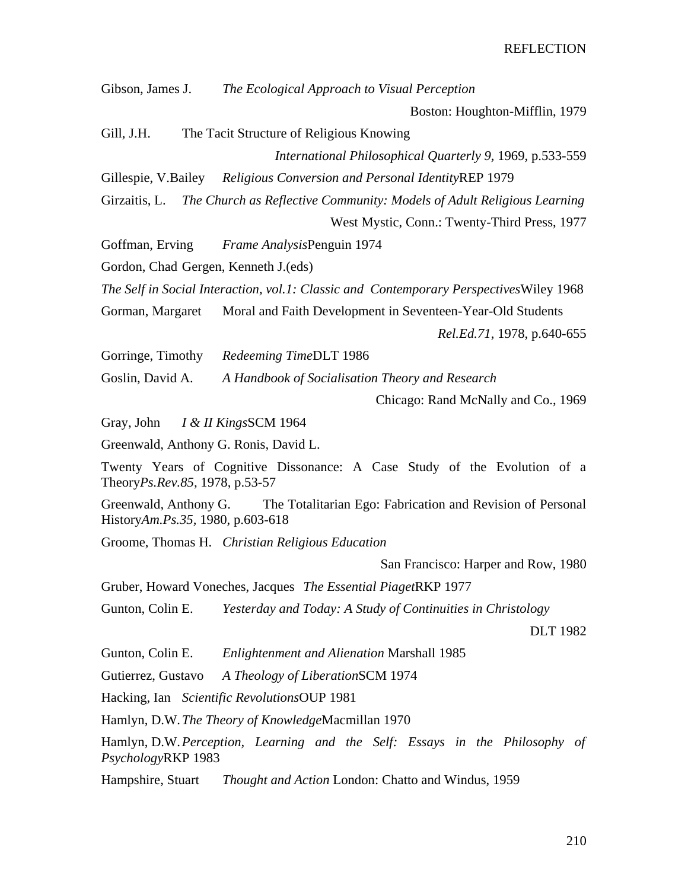Gibson, James J. *The Ecological Approach to Visual Perception* Boston: Houghton-Mifflin, 1979

Gill, J.H. The Tacit Structure of Religious Knowing *International Philosophical Quarterly 9*, 1969, p.533-559

Gillespie, V.Bailey *Religious Conversion and Personal Identity*REP 1979

Girzaitis, L. *The Church as Reflective Community: Models of Adult Religious Learning* West Mystic, Conn.: Twenty-Third Press, 1977

Goffman, Erving *Frame Analysis*Penguin 1974

Gordon, Chad Gergen, Kenneth J.(eds)
*The Self in Social Interaction, vol.1: Classic and Contemporary Perspectives*Wiley 1968

Gorman, Margaret Moral and Faith Development in Seventeen-Year-Old Students *Rel.Ed.71*, 1978, p.640-655

Gorringe, Timothy *Redeeming Time*DLT 1986

Goslin, David A. *A Handbook of Socialisation Theory and Research* Chicago: Rand McNally and Co., 1969

Gray, John *I & II Kings*SCM 1964

Greenwald, Anthony G. Ronis, David L.
Twenty Years of Cognitive Dissonance: A Case Study of the Evolution of a Theory*Ps.Rev.85*, 1978, p.53-57

Greenwald, Anthony G. The Totalitarian Ego: Fabrication and Revision of Personal History*Am.Ps.35*, 1980, p.603-618

Groome, Thomas H. *Christian Religious Education* San Francisco: Harper and Row, 1980

Gruber, Howard Voneches, Jacques *The Essential Piaget*RKP 1977

Gunton, Colin E. *Yesterday and Today: A Study of Continuities in Christology* DLT 1982

Gunton, Colin E. *Enlightenment and Alienation* Marshall 1985

Gutierrez, Gustavo *A Theology of Liberation*SCM 1974

Hacking, Ian *Scientific Revolutions*OUP 1981

Hamlyn, D.W. *The Theory of Knowledge*Macmillan 1970

Hamlyn, D.W. *Perception, Learning and the Self: Essays in the Philosophy of Psychology*RKP 1983

Hampshire, Stuart *Thought and Action* London: Chatto and Windus, 1959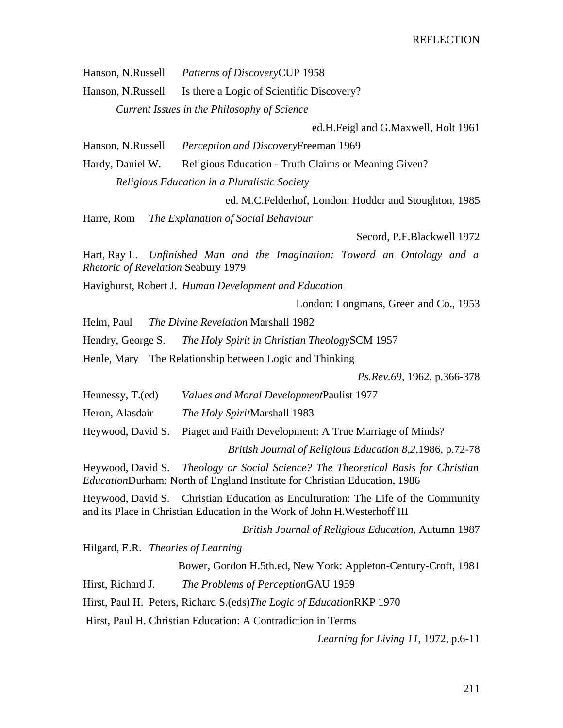Hanson, N.Russell *Patterns of Discovery*CUP 1958

Hanson, N.Russell Is there a Logic of Scientific Discovery? *Current Issues in the Philosophy of Science* ed.H.Feigl and G.Maxwell, Holt 1961

Hanson, N.Russell *Perception and Discovery*Freeman 1969

Hardy, Daniel W. Religious Education - Truth Claims or Meaning Given? *Religious Education in a Pluralistic Society* ed. M.C.Felderhof, London: Hodder and Stoughton, 1985

Harre, Rom *The Explanation of Social Behaviour* Secord, P.F.Blackwell 1972

Hart, Ray L. *Unfinished Man and the Imagination: Toward an Ontology and a Rhetoric of Revelation* Seabury 1979

Havighurst, Robert J. *Human Development and Education* London: Longmans, Green and Co., 1953

Helm, Paul *The Divine Revelation* Marshall 1982

Hendry, George S. *The Holy Spirit in Christian Theology*SCM 1957

Henle, Mary The Relationship between Logic and Thinking *Ps.Rev.69*, 1962, p.366-378

Hennessy, T.(ed) *Values and Moral Development*Paulist 1977

Heron, Alasdair *The Holy Spirit*Marshall 1983

Heywood, David S. Piaget and Faith Development: A True Marriage of Minds? *British Journal of Religious Education 8,2,*1986, p.72-78

Heywood, David S. *Theology or Social Science? The Theoretical Basis for Christian Education*Durham: North of England Institute for Christian Education, 1986

Heywood, David S. Christian Education as Enculturation: The Life of the Community and its Place in Christian Education in the Work of John H.Westerhoff III *British Journal of Religious Education*, Autumn 1987

Hilgard, E.R. *Theories of Learning* Bower, Gordon H.5th.ed, New York: Appleton-Century-Croft, 1981

Hirst, Richard J. *The Problems of Perception*GAU 1959

Hirst, Paul H. Peters, Richard S.(eds)*The Logic of Education*RKP 1970

Hirst, Paul H. Christian Education: A Contradiction in Terms *Learning for Living 11*, 1972, p.6-11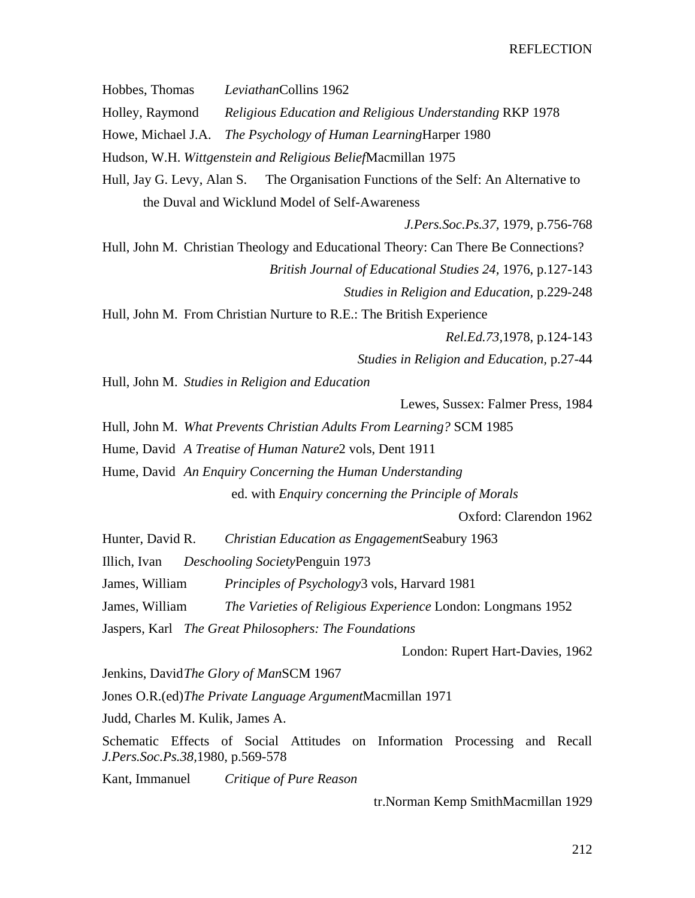Hobbes, Thomas *Leviathan*Collins 1962

Holley, Raymond *Religious Education and Religious Understanding* RKP 1978

Howe, Michael J.A. *The Psychology of Human Learning*Harper 1980

Hudson, W.H. *Wittgenstein and Religious Belief*Macmillan 1975

Hull, Jay G. Levy, Alan S. The Organisation Functions of the Self: An Alternative to the Duval and Wicklund Model of Self-Awareness
*J.Pers.Soc.Ps.37*, 1979, p.756-768

Hull, John M. Christian Theology and Educational Theory: Can There Be Connections?
*British Journal of Educational Studies 24,* 1976, p.127-143
*Studies in Religion and Education*, p.229-248

Hull, John M. From Christian Nurture to R.E.: The British Experience
*Rel.Ed.73,*1978, p.124-143
*Studies in Religion and Education,* p.27-44

Hull, John M. *Studies in Religion and Education*
Lewes, Sussex: Falmer Press, 1984

Hull, John M. *What Prevents Christian Adults From Learning?* SCM 1985

Hume, David *A Treatise of Human Nature*2 vols, Dent 1911

Hume, David *An Enquiry Concerning the Human Understanding*
ed. with *Enquiry concerning the Principle of Morals*
Oxford: Clarendon 1962

Hunter, David R. *Christian Education as Engagement*Seabury 1963

Illich, Ivan *Deschooling Society*Penguin 1973

James, William *Principles of Psychology*3 vols, Harvard 1981

James, William *The Varieties of Religious Experience* London: Longmans 1952

Jaspers, Karl *The Great Philosophers: The Foundations*
London: Rupert Hart-Davies, 1962

Jenkins, David*The Glory of Man*SCM 1967

Jones O.R.(ed)*The Private Language Argument*Macmillan 1971

Judd, Charles M. Kulik, James A.

Schematic Effects of Social Attitudes on Information Processing and Recall *J.Pers.Soc.Ps.38,*1980, p.569-578

Kant, Immanuel *Critique of Pure Reason*
tr.Norman Kemp SmithMacmillan 1929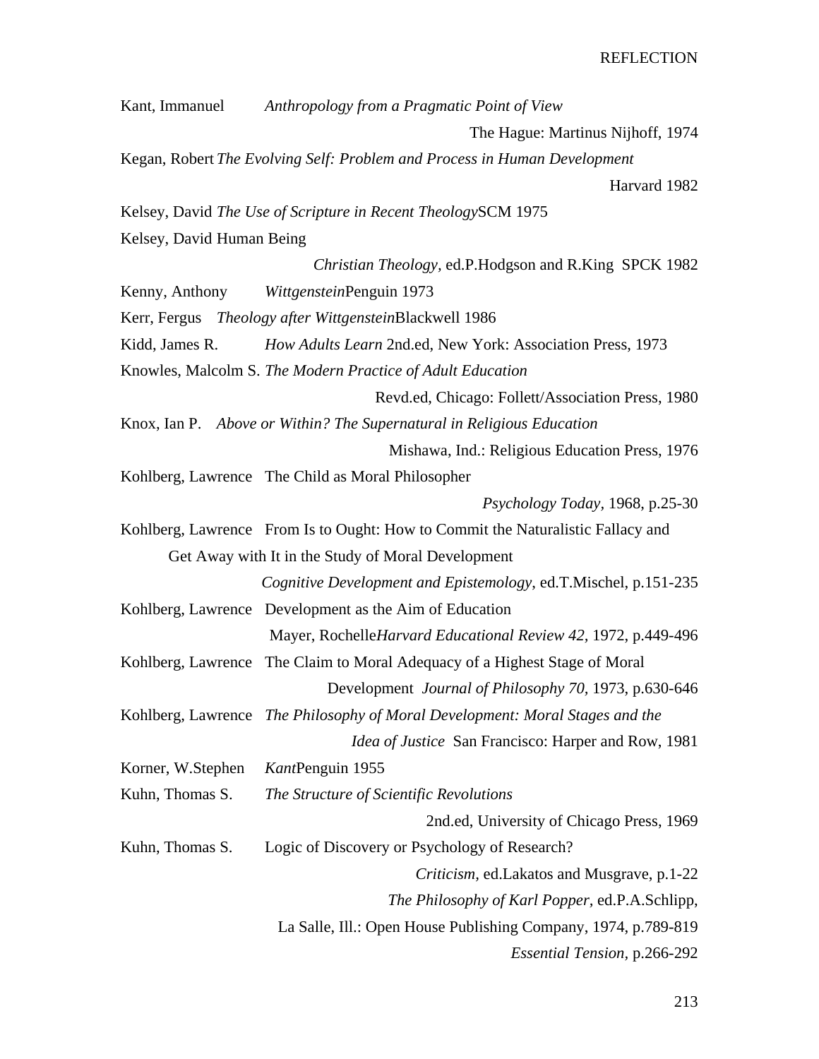Kant, Immanuel *Anthropology from a Pragmatic Point of View*
The Hague: Martinus Nijhoff, 1974

Kegan, Robert *The Evolving Self: Problem and Process in Human Development*
Harvard 1982

Kelsey, David *The Use of Scripture in Recent Theology* SCM 1975

Kelsey, David Human Being
*Christian Theology,* ed.P.Hodgson and R.King SPCK 1982

Kenny, Anthony *Wittgenstein* Penguin 1973

Kerr, Fergus *Theology after Wittgenstein* Blackwell 1986

Kidd, James R. *How Adults Learn* 2nd.ed, New York: Association Press, 1973

Knowles, Malcolm S. *The Modern Practice of Adult Education*
Revd.ed, Chicago: Follett/Association Press, 1980

Knox, Ian P. *Above or Within? The Supernatural in Religious Education*
Mishawa, Ind.: Religious Education Press, 1976

Kohlberg, Lawrence The Child as Moral Philosopher
*Psychology Today,* 1968, p.25-30

Kohlberg, Lawrence From Is to Ought: How to Commit the Naturalistic Fallacy and Get Away with It in the Study of Moral Development
*Cognitive Development and Epistemology,* ed.T.Mischel, p.151-235

Kohlberg, Lawrence Development as the Aim of Education
Mayer, Rochelle *Harvard Educational Review 42,* 1972, p.449-496

Kohlberg, Lawrence The Claim to Moral Adequacy of a Highest Stage of Moral Development *Journal of Philosophy 70,* 1973, p.630-646

Kohlberg, Lawrence *The Philosophy of Moral Development: Moral Stages and the Idea of Justice* San Francisco: Harper and Row, 1981

Korner, W.Stephen *Kant* Penguin 1955

Kuhn, Thomas S. *The Structure of Scientific Revolutions*
2nd.ed, University of Chicago Press, 1969

Kuhn, Thomas S. Logic of Discovery or Psychology of Research?
*Criticism,* ed.Lakatos and Musgrave, p.1-22
*The Philosophy of Karl Popper,* ed.P.A.Schlipp,
La Salle, Ill.: Open House Publishing Company, 1974, p.789-819
*Essential Tension,* p.266-292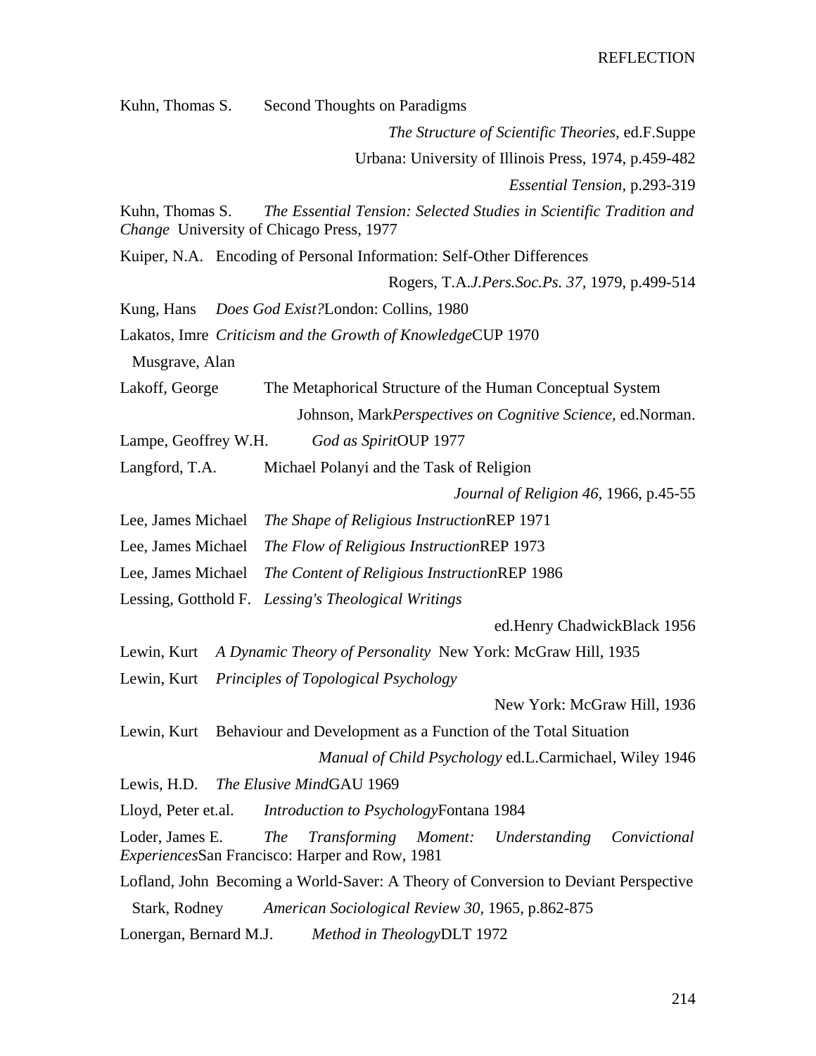Kuhn, Thomas S. Second Thoughts on Paradigms

*The Structure of Scientific Theories*, ed.F.Suppe

Urbana: University of Illinois Press, 1974, p.459-482

*Essential Tension*, p.293-319

Kuhn, Thomas S. *The Essential Tension: Selected Studies in Scientific Tradition and Change* University of Chicago Press, 1977

Kuiper, N.A. Encoding of Personal Information: Self-Other Differences

Rogers, T.A.*J.Pers.Soc.Ps. 37*, 1979, p.499-514

Kung, Hans *Does God Exist?*London: Collins, 1980

Lakatos, Imre *Criticism and the Growth of Knowledge*CUP 1970

Musgrave, Alan

Lakoff, George The Metaphorical Structure of the Human Conceptual System

Johnson, Mark*Perspectives on Cognitive Science*, ed.Norman.

Lampe, Geoffrey W.H. *God as Spirit*OUP 1977

Langford, T.A. Michael Polanyi and the Task of Religion

*Journal of Religion 46*, 1966, p.45-55

Lee, James Michael *The Shape of Religious Instruction*REP 1971

Lee, James Michael *The Flow of Religious Instruction*REP 1973

Lee, James Michael *The Content of Religious Instruction*REP 1986

Lessing, Gotthold F. *Lessing's Theological Writings*

ed.Henry ChadwickBlack 1956

Lewin, Kurt *A Dynamic Theory of Personality* New York: McGraw Hill, 1935

Lewin, Kurt *Principles of Topological Psychology*

New York: McGraw Hill, 1936

Lewin, Kurt Behaviour and Development as a Function of the Total Situation

*Manual of Child Psychology* ed.L.Carmichael, Wiley 1946

Lewis, H.D. *The Elusive Mind*GAU 1969

Lloyd, Peter et.al. *Introduction to Psychology*Fontana 1984

Loder, James E. *The Transforming Moment: Understanding Convictional Experiences*San Francisco: Harper and Row, 1981

Lofland, John Becoming a World-Saver: A Theory of Conversion to Deviant Perspective

Stark, Rodney *American Sociological Review 30*, 1965, p.862-875

Lonergan, Bernard M.J. *Method in Theology*DLT 1972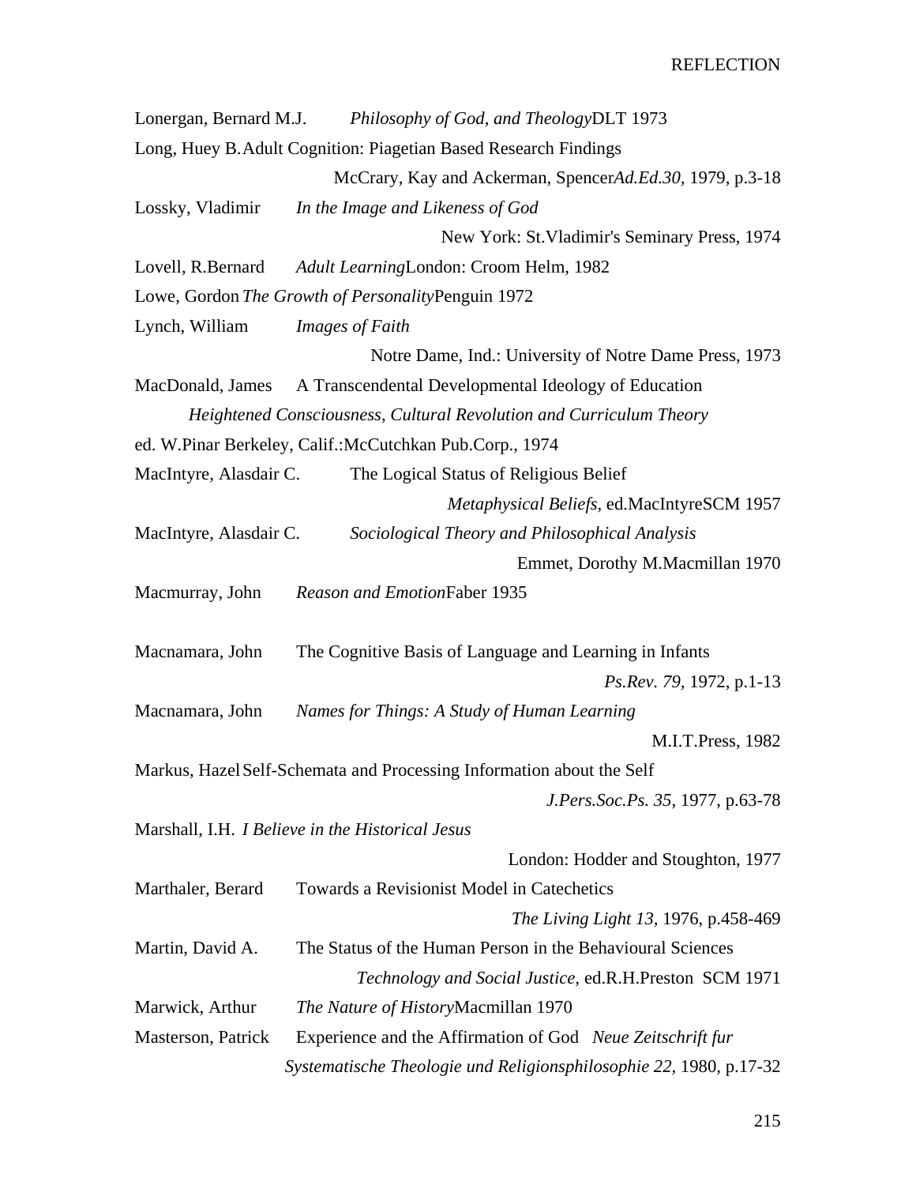Lonergan, Bernard M.J. *Philosophy of God, and Theology*DLT 1973

Long, Huey B. Adult Cognition: Piagetian Based Research Findings
McCrary, Kay and Ackerman, Spencer*Ad.Ed.30,* 1979, p.3-18

Lossky, Vladimir *In the Image and Likeness of God*
New York: St.Vladimir's Seminary Press, 1974

Lovell, R.Bernard *Adult Learning*London: Croom Helm, 1982

Lowe, Gordon *The Growth of Personality*Penguin 1972

Lynch, William *Images of Faith*
Notre Dame, Ind.: University of Notre Dame Press, 1973

MacDonald, James A Transcendental Developmental Ideology of Education
*Heightened Consciousness, Cultural Revolution and Curriculum Theory*
ed. W.Pinar Berkeley, Calif.:McCutchkan Pub.Corp., 1974

MacIntyre, Alasdair C. The Logical Status of Religious Belief
*Metaphysical Beliefs,* ed.MacIntyreSCM 1957

MacIntyre, Alasdair C. *Sociological Theory and Philosophical Analysis*
Emmet, Dorothy M.Macmillan 1970

Macmurray, John *Reason and Emotion*Faber 1935

Macnamara, John The Cognitive Basis of Language and Learning in Infants
*Ps.Rev. 79,* 1972, p.1-13

Macnamara, John *Names for Things: A Study of Human Learning*
M.I.T.Press, 1982

Markus, Hazel Self-Schemata and Processing Information about the Self
*J.Pers.Soc.Ps. 35,* 1977, p.63-78

Marshall, I.H. *I Believe in the Historical Jesus*
London: Hodder and Stoughton, 1977

Marthaler, Berard Towards a Revisionist Model in Catechetics
*The Living Light 13,* 1976, p.458-469

Martin, David A. The Status of the Human Person in the Behavioural Sciences
*Technology and Social Justice,* ed.R.H.Preston SCM 1971

Marwick, Arthur *The Nature of History*Macmillan 1970

Masterson, Patrick Experience and the Affirmation of God *Neue Zeitschrift fur Systematische Theologie und Religionsphilosophie 22,* 1980, p.17-32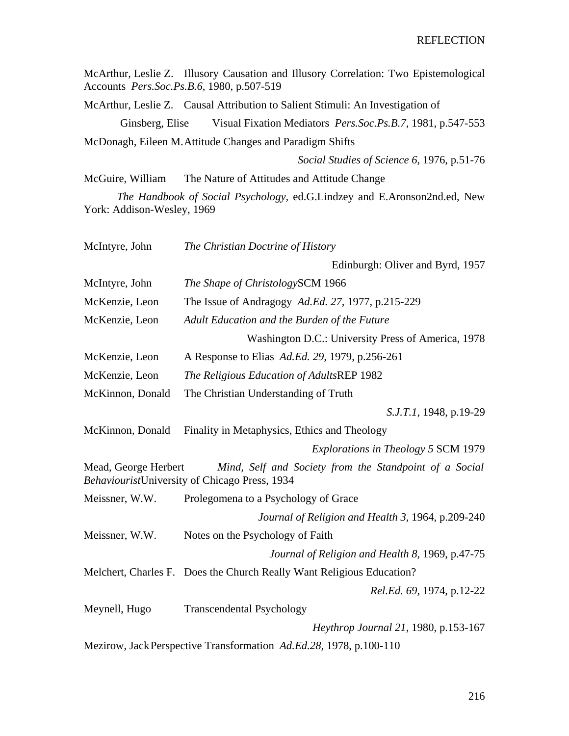McArthur, Leslie Z. Illusory Causation and Illusory Correlation: Two Epistemological Accounts *Pers.Soc.Ps.B.6,* 1980, p.507-519

McArthur, Leslie Z. Causal Attribution to Salient Stimuli: An Investigation of

Ginsberg, Elise Visual Fixation Mediators *Pers.Soc.Ps.B.7,* 1981, p.547-553

McDonagh, Eileen M. Attitude Changes and Paradigm Shifts

*Social Studies of Science 6,* 1976, p.51-76

McGuire, William The Nature of Attitudes and Attitude Change

*The Handbook of Social Psychology*, ed.G.Lindzey and E.Aronson2nd.ed, New York: Addison-Wesley, 1969

McIntyre, John *The Christian Doctrine of History*

Edinburgh: Oliver and Byrd, 1957

McIntyre, John *The Shape of Christology*SCM 1966

McKenzie, Leon The Issue of Andragogy *Ad.Ed. 27,* 1977, p.215-229

McKenzie, Leon *Adult Education and the Burden of the Future*

Washington D.C.: University Press of America, 1978

McKenzie, Leon A Response to Elias *Ad.Ed. 29,* 1979, p.256-261

McKenzie, Leon *The Religious Education of Adults*REP 1982

McKinnon, Donald The Christian Understanding of Truth

*S.J.T.1,* 1948, p.19-29

McKinnon, Donald Finality in Metaphysics, Ethics and Theology

*Explorations in Theology 5* SCM 1979

Mead, George Herbert *Mind, Self and Society from the Standpoint of a Social Behaviourist*University of Chicago Press, 1934

Meissner, W.W. Prolegomena to a Psychology of Grace

*Journal of Religion and Health 3,* 1964, p.209-240

Meissner, W.W. Notes on the Psychology of Faith

*Journal of Religion and Health 8,* 1969, p.47-75

Melchert, Charles F. Does the Church Really Want Religious Education?

*Rel.Ed. 69,* 1974, p.12-22

Meynell, Hugo Transcendental Psychology

*Heythrop Journal 21,* 1980, p.153-167

Mezirow, Jack Perspective Transformation *Ad.Ed.28,* 1978, p.100-110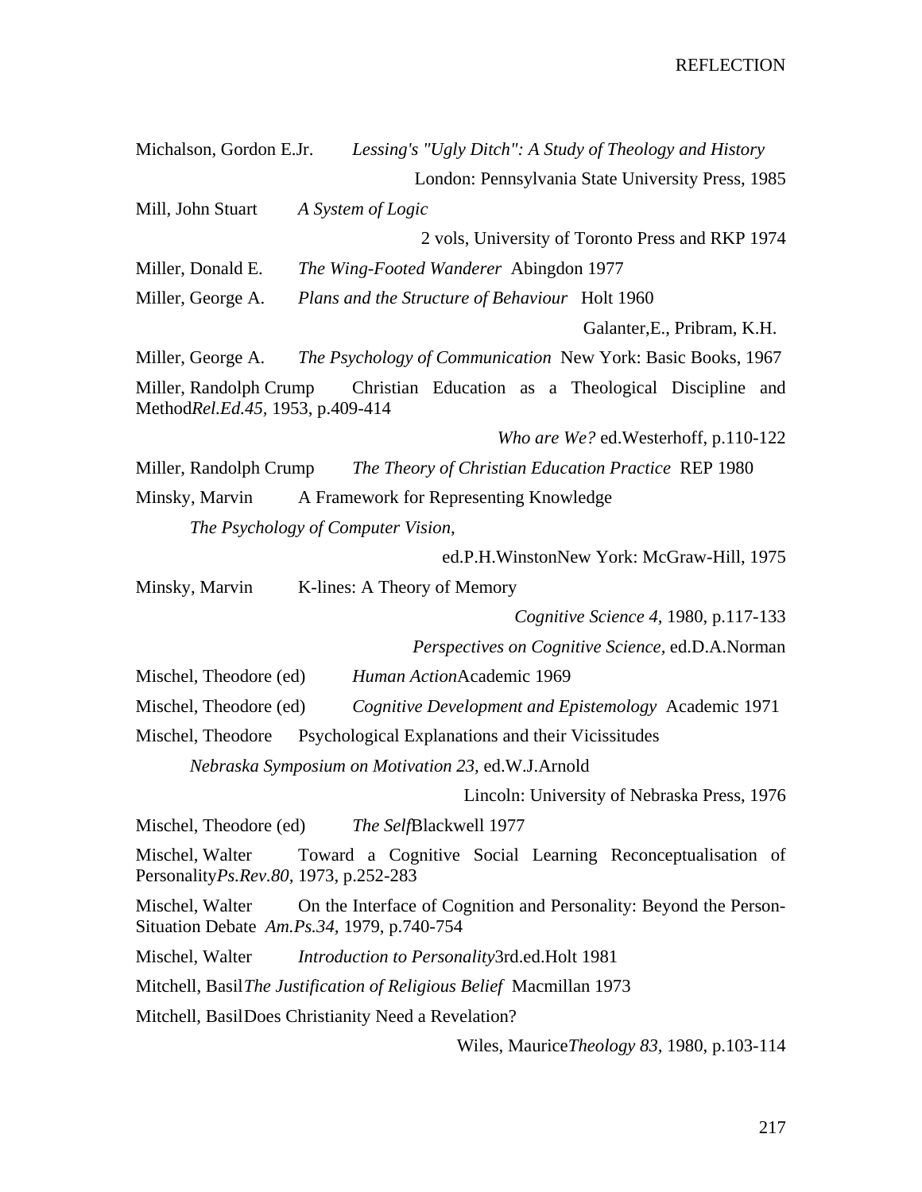Michalson, Gordon E.Jr. *Lessing's "Ugly Ditch": A Study of Theology and History* London: Pennsylvania State University Press, 1985

Mill, John Stuart *A System of Logic* 2 vols, University of Toronto Press and RKP 1974

Miller, Donald E. *The Wing-Footed Wanderer* Abingdon 1977

Miller, George A. *Plans and the Structure of Behaviour* Holt 1960 Galanter,E., Pribram, K.H.

Miller, George A. *The Psychology of Communication* New York: Basic Books, 1967

Miller, Randolph Crump Christian Education as a Theological Discipline and Method*Rel.Ed.45,* 1953, p.409-414 *Who are We?* ed.Westerhoff, p.110-122

Miller, Randolph Crump *The Theory of Christian Education Practice* REP 1980

Minsky, Marvin A Framework for Representing Knowledge *The Psychology of Computer Vision,* ed.P.H.WinstonNew York: McGraw-Hill, 1975

Minsky, Marvin K-lines: A Theory of Memory *Cognitive Science 4,* 1980, p.117-133 *Perspectives on Cognitive Science,* ed.D.A.Norman

Mischel, Theodore (ed) *Human Action*Academic 1969

Mischel, Theodore (ed) *Cognitive Development and Epistemology* Academic 1971

Mischel, Theodore Psychological Explanations and their Vicissitudes *Nebraska Symposium on Motivation 23,* ed.W.J.Arnold Lincoln: University of Nebraska Press, 1976

Mischel, Theodore (ed) *The Self*Blackwell 1977

Mischel, Walter Toward a Cognitive Social Learning Reconceptualisation of Personality*Ps.Rev.80,* 1973, p.252-283

Mischel, Walter On the Interface of Cognition and Personality: Beyond the Person-Situation Debate *Am.Ps.34,* 1979, p.740-754

Mischel, Walter *Introduction to Personality*3rd.ed.Holt 1981

Mitchell, Basil*The Justification of Religious Belief* Macmillan 1973

Mitchell, BasilDoes Christianity Need a Revelation? Wiles, Maurice*Theology 83,* 1980, p.103-114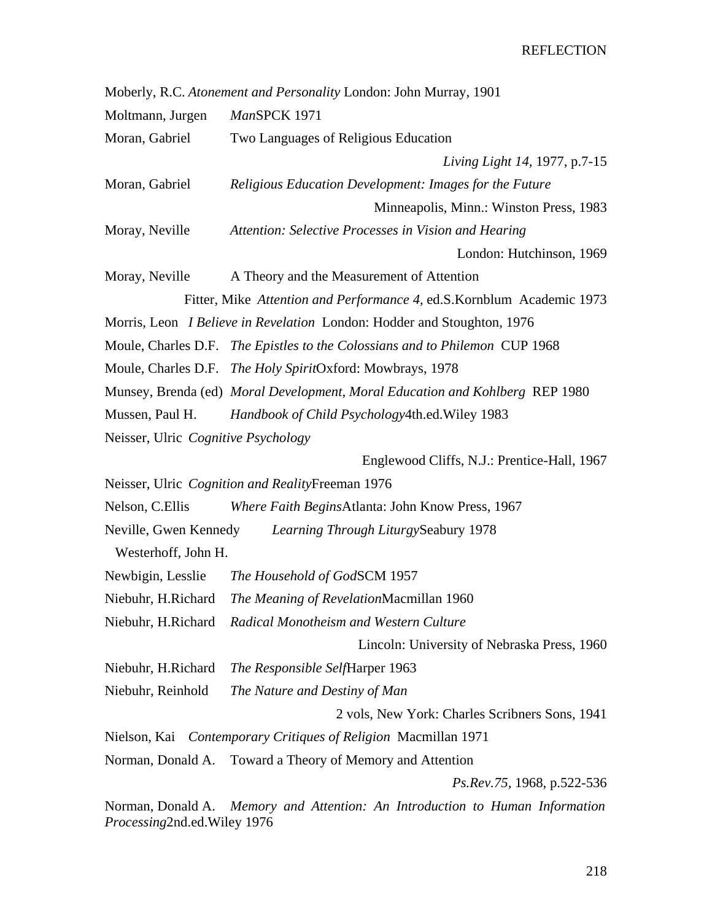Moberly, R.C. *Atonement and Personality* London: John Murray, 1901

Moltmann, Jurgen *Man*SPCK 1971

Moran, Gabriel Two Languages of Religious Education *Living Light 14*, 1977, p.7-15

Moran, Gabriel *Religious Education Development: Images for the Future* Minneapolis, Minn.: Winston Press, 1983

Moray, Neville *Attention: Selective Processes in Vision and Hearing* London: Hutchinson, 1969

Moray, Neville A Theory and the Measurement of Attention
Fitter, Mike *Attention and Performance 4*, ed.S.Kornblum Academic 1973

Morris, Leon *I Believe in Revelation* London: Hodder and Stoughton, 1976

Moule, Charles D.F. *The Epistles to the Colossians and to Philemon* CUP 1968

Moule, Charles D.F. *The Holy Spirit*Oxford: Mowbrays, 1978

Munsey, Brenda (ed) *Moral Development, Moral Education and Kohlberg* REP 1980

Mussen, Paul H. *Handbook of Child Psychology*4th.ed.Wiley 1983

Neisser, Ulric *Cognitive Psychology* Englewood Cliffs, N.J.: Prentice-Hall, 1967

Neisser, Ulric *Cognition and Reality*Freeman 1976

Nelson, C.Ellis *Where Faith Begins*Atlanta: John Know Press, 1967

Neville, Gwen Kennedy *Learning Through Liturgy*Seabury 1978
Westerhoff, John H.

Newbigin, Lesslie *The Household of God*SCM 1957

Niebuhr, H.Richard *The Meaning of Revelation*Macmillan 1960

Niebuhr, H.Richard *Radical Monotheism and Western Culture* Lincoln: University of Nebraska Press, 1960

Niebuhr, H.Richard *The Responsible Self*Harper 1963

Niebuhr, Reinhold *The Nature and Destiny of Man* 2 vols, New York: Charles Scribners Sons, 1941

Nielson, Kai *Contemporary Critiques of Religion* Macmillan 1971

Norman, Donald A. Toward a Theory of Memory and Attention *Ps.Rev.75*, 1968, p.522-536

Norman, Donald A. *Memory and Attention: An Introduction to Human Information Processing*2nd.ed.Wiley 1976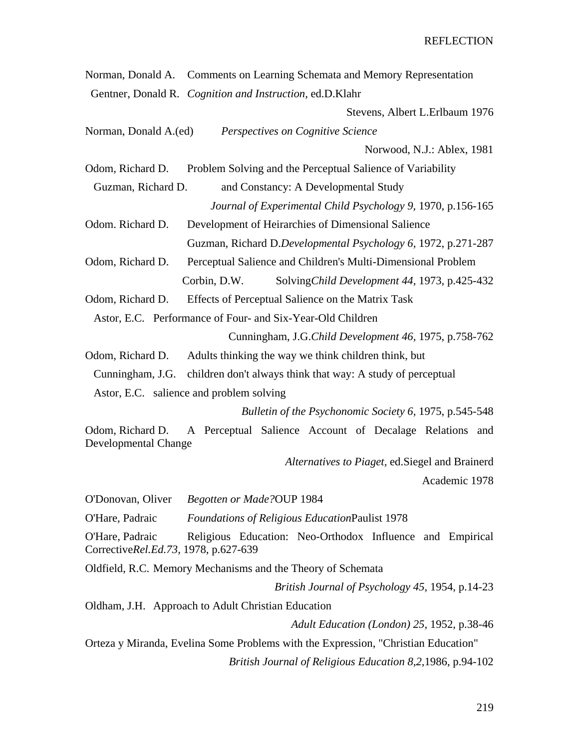Norman, Donald A. Comments on Learning Schemata and Memory Representation
Gentner, Donald R. *Cognition and Instruction*, ed.D.Klahr
Stevens, Albert L.Erlbaum 1976

Norman, Donald A.(ed) *Perspectives on Cognitive Science*
Norwood, N.J.: Ablex, 1981

Odom, Richard D. Problem Solving and the Perceptual Salience of Variability
Guzman, Richard D. and Constancy: A Developmental Study
*Journal of Experimental Child Psychology 9*, 1970, p.156-165

Odom. Richard D. Development of Heirarchies of Dimensional Salience
Guzman, Richard D.*Developmental Psychology 6*, 1972, p.271-287

Odom, Richard D. Perceptual Salience and Children's Multi-Dimensional Problem
Corbin, D.W. Solving*Child Development 44*, 1973, p.425-432

Odom, Richard D. Effects of Perceptual Salience on the Matrix Task
Astor, E.C. Performance of Four- and Six-Year-Old Children
Cunningham, J.G.*Child Development 46*, 1975, p.758-762

Odom, Richard D. Adults thinking the way we think children think, but
Cunningham, J.G. children don't always think that way: A study of perceptual
Astor, E.C. salience and problem solving
*Bulletin of the Psychonomic Society 6*, 1975, p.545-548

Odom, Richard D. A Perceptual Salience Account of Decalage Relations and Developmental Change
*Alternatives to Piaget*, ed.Siegel and Brainerd
Academic 1978

O'Donovan, Oliver *Begotten or Made?*OUP 1984

O'Hare, Padraic *Foundations of Religious Education*Paulist 1978

O'Hare, Padraic Religious Education: Neo-Orthodox Influence and Empirical Corrective*Rel.Ed.73*, 1978, p.627-639

Oldfield, R.C. Memory Mechanisms and the Theory of Schemata
*British Journal of Psychology 45*, 1954, p.14-23

Oldham, J.H. Approach to Adult Christian Education
*Adult Education (London) 25*, 1952, p.38-46

Orteza y Miranda, Evelina Some Problems with the Expression, "Christian Education"
*British Journal of Religious Education 8,2,*1986, p.94-102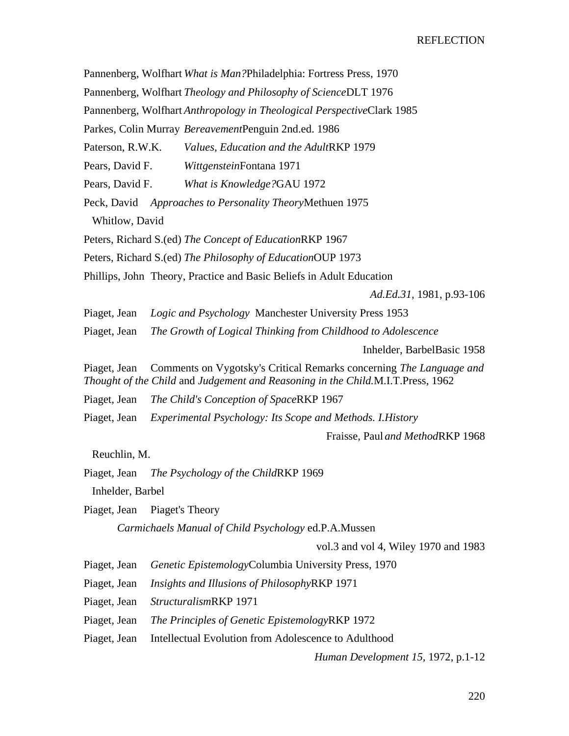Pannenberg, Wolfhart *What is Man?* Philadelphia: Fortress Press, 1970

Pannenberg, Wolfhart *Theology and Philosophy of Science* DLT 1976

Pannenberg, Wolfhart *Anthropology in Theological Perspective* Clark 1985

Parkes, Colin Murray *Bereavement* Penguin 2nd.ed. 1986

Paterson, R.W.K. *Values, Education and the Adult* RKP 1979

Pears, David F. *Wittgenstein* Fontana 1971

Pears, David F. *What is Knowledge?* GAU 1972

Peck, David *Approaches to Personality Theory* Methuen 1975
Whitlow, David

Peters, Richard S.(ed) *The Concept of Education* RKP 1967

Peters, Richard S.(ed) *The Philosophy of Education* OUP 1973

Phillips, John Theory, Practice and Basic Beliefs in Adult Education
*Ad.Ed.31*, 1981, p.93-106

Piaget, Jean *Logic and Psychology* Manchester University Press 1953

Piaget, Jean *The Growth of Logical Thinking from Childhood to Adolescence*
Inhelder, Barbel Basic 1958

Piaget, Jean Comments on Vygotsky's Critical Remarks concerning *The Language and Thought of the Child* and *Judgement and Reasoning in the Child.* M.I.T.Press, 1962

Piaget, Jean *The Child's Conception of Space* RKP 1967

Piaget, Jean *Experimental Psychology: Its Scope and Methods. I.History and Method* RKP 1968
Fraisse, Paul
Reuchlin, M.

Piaget, Jean *The Psychology of the Child* RKP 1969
Inhelder, Barbel

Piaget, Jean Piaget's Theory
*Carmichaels Manual of Child Psychology* ed.P.A.Mussen
vol.3 and vol 4, Wiley 1970 and 1983

Piaget, Jean *Genetic Epistemology* Columbia University Press, 1970

Piaget, Jean *Insights and Illusions of Philosophy* RKP 1971

Piaget, Jean *Structuralism* RKP 1971

Piaget, Jean *The Principles of Genetic Epistemology* RKP 1972

Piaget, Jean Intellectual Evolution from Adolescence to Adulthood
*Human Development 15*, 1972, p.1-12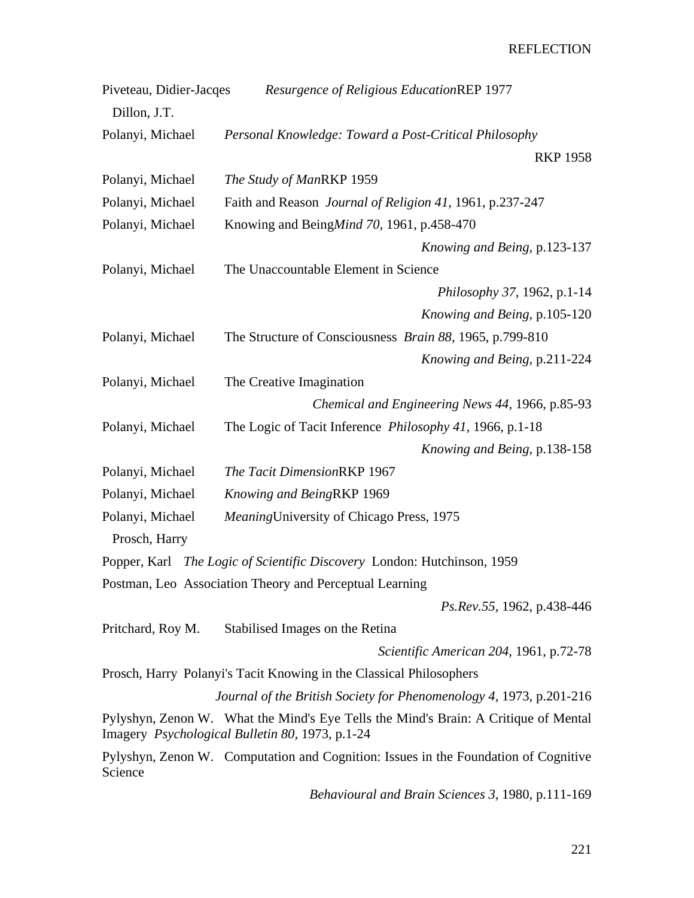Piveteau, Didier-Jacqes *Resurgence of Religious Education*REP 1977
Dillon, J.T.

Polanyi, Michael *Personal Knowledge: Toward a Post-Critical Philosophy* RKP 1958

Polanyi, Michael *The Study of Man*RKP 1959

Polanyi, Michael Faith and Reason *Journal of Religion 41,* 1961, p.237-247

Polanyi, Michael Knowing and Being*Mind 70,* 1961, p.458-470
*Knowing and Being,* p.123-137

Polanyi, Michael The Unaccountable Element in Science
*Philosophy 37,* 1962, p.1-14
*Knowing and Being,* p.105-120

Polanyi, Michael The Structure of Consciousness *Brain 88,* 1965, p.799-810
*Knowing and Being,* p.211-224

Polanyi, Michael The Creative Imagination
*Chemical and Engineering News 44,* 1966, p.85-93

Polanyi, Michael The Logic of Tacit Inference *Philosophy 41,* 1966, p.1-18
*Knowing and Being,* p.138-158

Polanyi, Michael *The Tacit Dimension*RKP 1967

Polanyi, Michael *Knowing and Being*RKP 1969

Polanyi, Michael *Meaning*University of Chicago Press, 1975
Prosch, Harry

Popper, Karl *The Logic of Scientific Discovery* London: Hutchinson, 1959

Postman, Leo Association Theory and Perceptual Learning
*Ps.Rev.55,* 1962, p.438-446

Pritchard, Roy M. Stabilised Images on the Retina
*Scientific American 204,* 1961, p.72-78

Prosch, Harry Polanyi's Tacit Knowing in the Classical Philosophers
*Journal of the British Society for Phenomenology 4,* 1973, p.201-216

Pylyshyn, Zenon W. What the Mind's Eye Tells the Mind's Brain: A Critique of Mental Imagery *Psychological Bulletin 80,* 1973, p.1-24

Pylyshyn, Zenon W. Computation and Cognition: Issues in the Foundation of Cognitive Science
*Behavioural and Brain Sciences 3,* 1980, p.111-169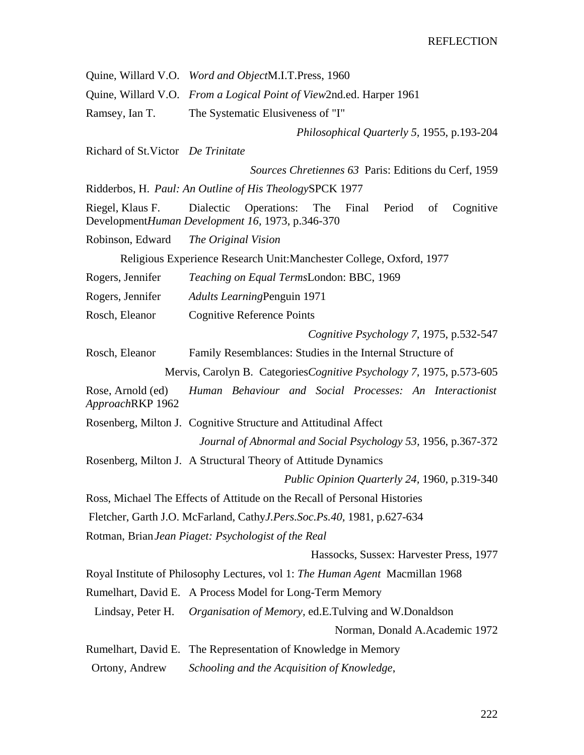Quine, Willard V.O. *Word and Object*M.I.T.Press, 1960

Quine, Willard V.O. *From a Logical Point of View*2nd.ed. Harper 1961

Ramsey, Ian T. The Systematic Elusiveness of "I"
*Philosophical Quarterly 5,* 1955, p.193-204

Richard of St.Victor *De Trinitate*
*Sources Chretiennes 63* Paris: Editions du Cerf, 1959

Ridderbos, H. *Paul: An Outline of His Theology*SPCK 1977

Riegel, Klaus F. Dialectic Operations: The Final Period of Cognitive Development*Human Development 16*, 1973, p.346-370

Robinson, Edward *The Original Vision*
Religious Experience Research Unit:Manchester College, Oxford, 1977

Rogers, Jennifer *Teaching on Equal Terms*London: BBC, 1969

Rogers, Jennifer *Adults Learning*Penguin 1971

Rosch, Eleanor Cognitive Reference Points
*Cognitive Psychology 7,* 1975, p.532-547

Rosch, Eleanor Family Resemblances: Studies in the Internal Structure of
Mervis, Carolyn B. Categories*Cognitive Psychology 7,* 1975, p.573-605

Rose, Arnold (ed) *Human Behaviour and Social Processes: An Interactionist Approach*RKP 1962

Rosenberg, Milton J. Cognitive Structure and Attitudinal Affect
*Journal of Abnormal and Social Psychology 53,* 1956, p.367-372

Rosenberg, Milton J. A Structural Theory of Attitude Dynamics
*Public Opinion Quarterly 24,* 1960, p.319-340

Ross, Michael The Effects of Attitude on the Recall of Personal Histories
Fletcher, Garth J.O. McFarland, Cathy*J.Pers.Soc.Ps.40,* 1981, p.627-634

Rotman, Brian *Jean Piaget: Psychologist of the Real*
Hassocks, Sussex: Harvester Press, 1977

Royal Institute of Philosophy Lectures, vol 1: *The Human Agent* Macmillan 1968

Rumelhart, David E. A Process Model for Long-Term Memory
Lindsay, Peter H. *Organisation of Memory,* ed.E.Tulving and W.Donaldson
Norman, Donald A.Academic 1972

Rumelhart, David E. The Representation of Knowledge in Memory
Ortony, Andrew *Schooling and the Acquisition of Knowledge*,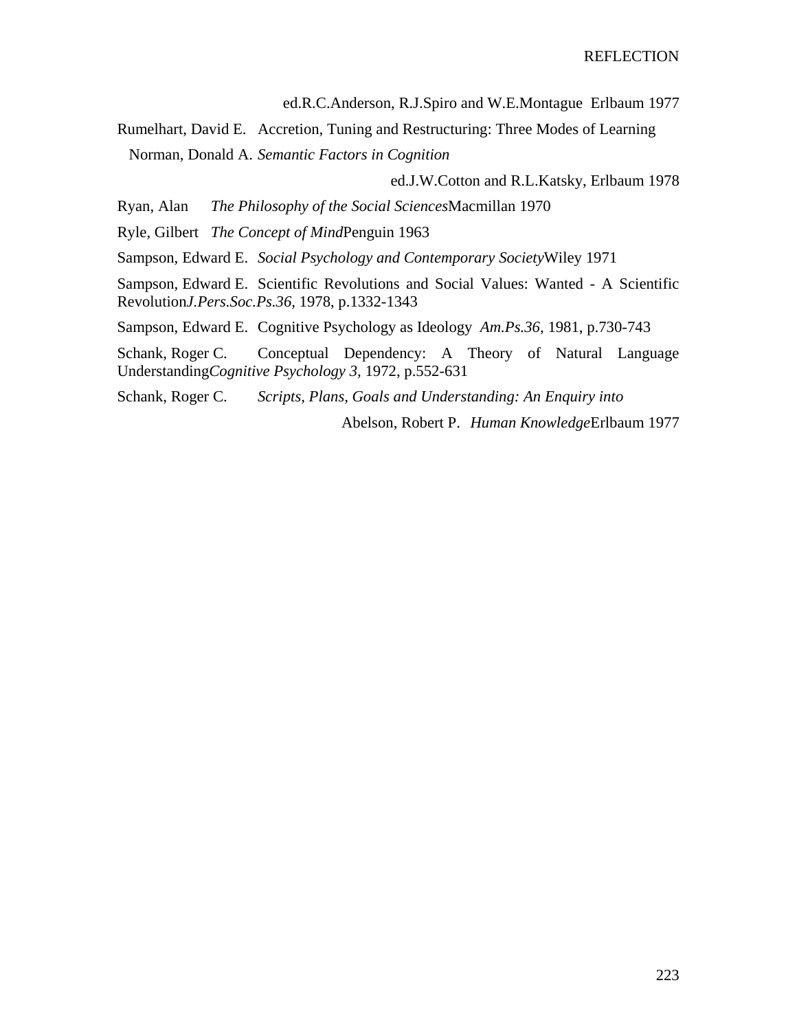ed.R.C.Anderson, R.J.Spiro and W.E.Montague Erlbaum 1977

Rumelhart, David E. Accretion, Tuning and Restructuring: Three Modes of Learning
Norman, Donald A. *Semantic Factors in Cognition*
ed.J.W.Cotton and R.L.Katsky, Erlbaum 1978

Ryan, Alan *The Philosophy of the Social Sciences* Macmillan 1970

Ryle, Gilbert *The Concept of Mind* Penguin 1963

Sampson, Edward E. *Social Psychology and Contemporary Society* Wiley 1971

Sampson, Edward E. Scientific Revolutions and Social Values: Wanted - A Scientific Revolution *J.Pers.Soc.Ps.36,* 1978, p.1332-1343

Sampson, Edward E. Cognitive Psychology as Ideology *Am.Ps.36,* 1981, p.730-743

Schank, Roger C. Conceptual Dependency: A Theory of Natural Language Understanding *Cognitive Psychology 3,* 1972, p.552-631

Schank, Roger C. *Scripts, Plans, Goals and Understanding: An Enquiry into*
Abelson, Robert P. *Human Knowledge* Erlbaum 1977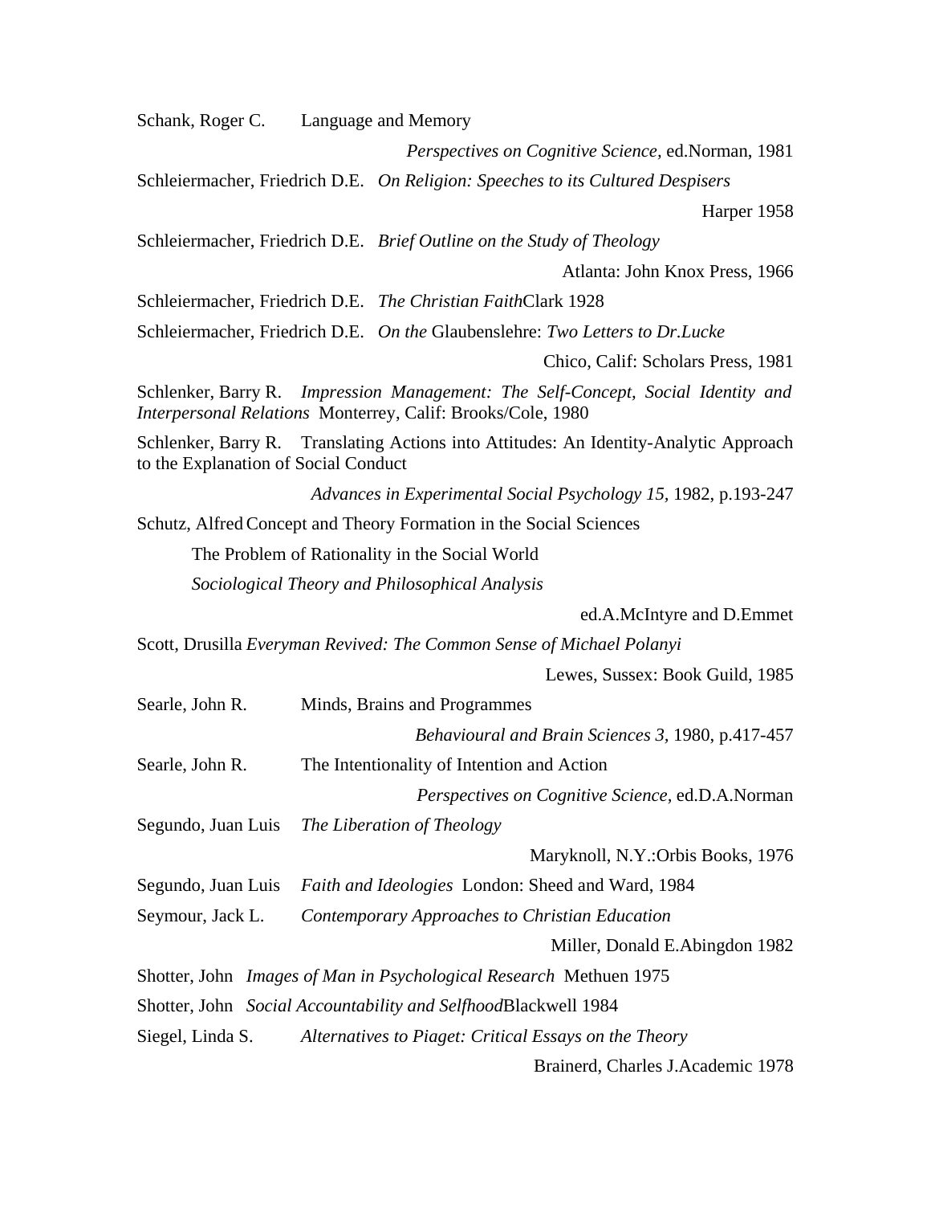Schank, Roger C. Language and Memory

*Perspectives on Cognitive Science,* ed.Norman, 1981

Schleiermacher, Friedrich D.E. *On Religion: Speeches to its Cultured Despisers*

Harper 1958

Schleiermacher, Friedrich D.E. *Brief Outline on the Study of Theology*

Atlanta: John Knox Press, 1966

Schleiermacher, Friedrich D.E. *The Christian Faith*Clark 1928

Schleiermacher, Friedrich D.E. *On the* Glaubenslehre: *Two Letters to Dr.Lucke*

Chico, Calif: Scholars Press, 1981

Schlenker, Barry R. *Impression Management: The Self-Concept, Social Identity and Interpersonal Relations* Monterrey, Calif: Brooks/Cole, 1980

Schlenker, Barry R. Translating Actions into Attitudes: An Identity-Analytic Approach to the Explanation of Social Conduct

*Advances in Experimental Social Psychology 15,* 1982, p.193-247

Schutz, Alfred Concept and Theory Formation in the Social Sciences

The Problem of Rationality in the Social World

*Sociological Theory and Philosophical Analysis*

ed.A.McIntyre and D.Emmet

Scott, Drusilla *Everyman Revived: The Common Sense of Michael Polanyi*

Lewes, Sussex: Book Guild, 1985

Searle, John R. Minds, Brains and Programmes

*Behavioural and Brain Sciences 3,* 1980, p.417-457

Searle, John R. The Intentionality of Intention and Action

*Perspectives on Cognitive Science,* ed.D.A.Norman

Segundo, Juan Luis *The Liberation of Theology*

Maryknoll, N.Y.:Orbis Books, 1976

Segundo, Juan Luis *Faith and Ideologies* London: Sheed and Ward, 1984

Seymour, Jack L. *Contemporary Approaches to Christian Education*

Miller, Donald E.Abingdon 1982

Shotter, John *Images of Man in Psychological Research* Methuen 1975

Shotter, John *Social Accountability and Selfhood*Blackwell 1984

Siegel, Linda S. *Alternatives to Piaget: Critical Essays on the Theory*

Brainerd, Charles J.Academic 1978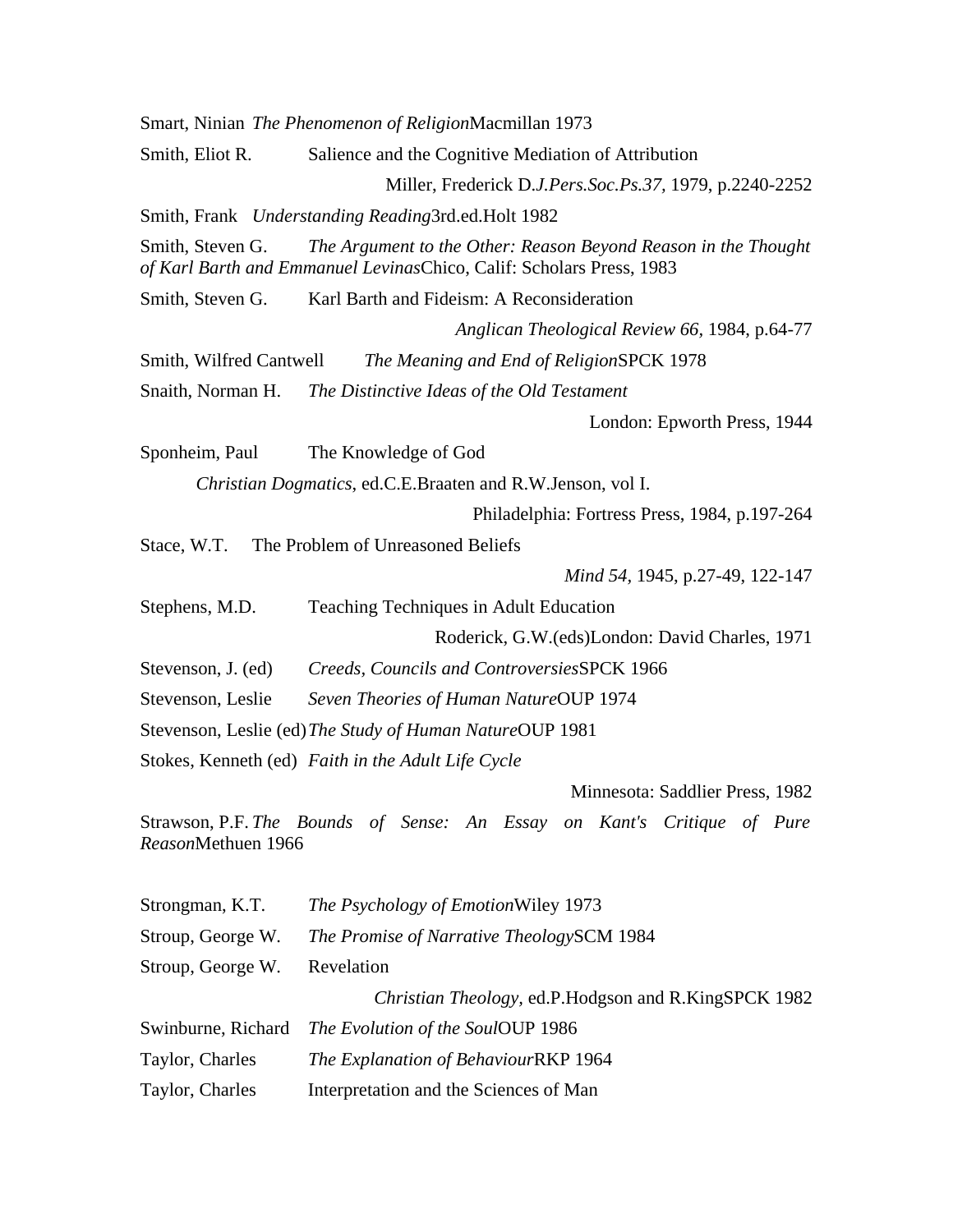Smart, Ninian *The Phenomenon of Religion*Macmillan 1973

Smith, Eliot R. Salience and the Cognitive Mediation of Attribution

Miller, Frederick D.*J.Pers.Soc.Ps.37*, 1979, p.2240-2252

Smith, Frank *Understanding Reading*3rd.ed.Holt 1982

Smith, Steven G. *The Argument to the Other: Reason Beyond Reason in the Thought of Karl Barth and Emmanuel Levinas*Chico, Calif: Scholars Press, 1983

Smith, Steven G. Karl Barth and Fideism: A Reconsideration

*Anglican Theological Review 66*, 1984, p.64-77

Smith, Wilfred Cantwell *The Meaning and End of Religion*SPCK 1978

Snaith, Norman H. *The Distinctive Ideas of the Old Testament*

London: Epworth Press, 1944

Sponheim, Paul The Knowledge of God

*Christian Dogmatics*, ed.C.E.Braaten and R.W.Jenson, vol I.

Philadelphia: Fortress Press, 1984, p.197-264

Stace, W.T. The Problem of Unreasoned Beliefs

*Mind 54*, 1945, p.27-49, 122-147

Stephens, M.D. Teaching Techniques in Adult Education

Roderick, G.W.(eds)London: David Charles, 1971

Stevenson, J. (ed) *Creeds, Councils and Controversies*SPCK 1966

Stevenson, Leslie *Seven Theories of Human Nature*OUP 1974

Stevenson, Leslie (ed) *The Study of Human Nature*OUP 1981

Stokes, Kenneth (ed) *Faith in the Adult Life Cycle*

Minnesota: Saddlier Press, 1982

Strawson, P.F. *The Bounds of Sense: An Essay on Kant's Critique of Pure Reason*Methuen 1966

Strongman, K.T. *The Psychology of Emotion*Wiley 1973

Stroup, George W. *The Promise of Narrative Theology*SCM 1984

Stroup, George W. Revelation

*Christian Theology*, ed.P.Hodgson and R.KingSPCK 1982

Swinburne, Richard *The Evolution of the Soul*OUP 1986

Taylor, Charles *The Explanation of Behaviour*RKP 1964

Taylor, Charles Interpretation and the Sciences of Man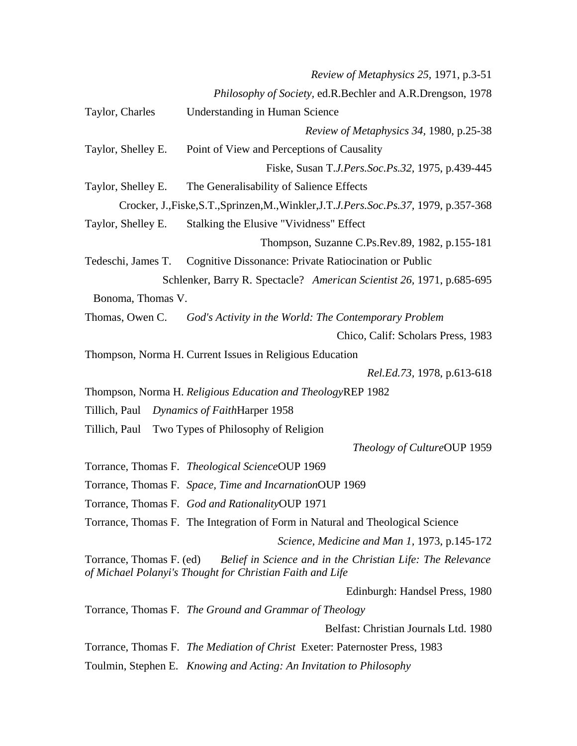*Review of Metaphysics 25*, 1971, p.3-51

*Philosophy of Society*, ed.R.Bechler and A.R.Drengson, 1978

Taylor, Charles Understanding in Human Science

*Review of Metaphysics 34*, 1980, p.25-38

Taylor, Shelley E. Point of View and Perceptions of Causality

Fiske, Susan T.*J.Pers.Soc.Ps.32*, 1975, p.439-445

Taylor, Shelley E. The Generalisability of Salience Effects

Crocker, J.,Fiske,S.T.,Sprinzen,M.,Winkler,J.T.*J.Pers.Soc.Ps.37*, 1979, p.357-368

Taylor, Shelley E. Stalking the Elusive "Vividness" Effect

Thompson, Suzanne C.Ps.Rev.89, 1982, p.155-181

Tedeschi, James T. Cognitive Dissonance: Private Ratiocination or Public

Schlenker, Barry R. Spectacle? *American Scientist 26*, 1971, p.685-695

Bonoma, Thomas V.

Thomas, Owen C. *God's Activity in the World: The Contemporary Problem*

Chico, Calif: Scholars Press, 1983

Thompson, Norma H. Current Issues in Religious Education

*Rel.Ed.73*, 1978, p.613-618

Thompson, Norma H. *Religious Education and Theology*REP 1982

Tillich, Paul *Dynamics of Faith*Harper 1958

Tillich, Paul Two Types of Philosophy of Religion

*Theology of Culture*OUP 1959

Torrance, Thomas F. *Theological Science*OUP 1969

Torrance, Thomas F. *Space, Time and Incarnation*OUP 1969

Torrance, Thomas F. *God and Rationality*OUP 1971

Torrance, Thomas F. The Integration of Form in Natural and Theological Science

*Science, Medicine and Man 1*, 1973, p.145-172

Torrance, Thomas F. (ed) *Belief in Science and in the Christian Life: The Relevance of Michael Polanyi's Thought for Christian Faith and Life*

Edinburgh: Handsel Press, 1980

Torrance, Thomas F. *The Ground and Grammar of Theology*

Belfast: Christian Journals Ltd. 1980

Torrance, Thomas F. *The Mediation of Christ* Exeter: Paternoster Press, 1983

Toulmin, Stephen E. *Knowing and Acting: An Invitation to Philosophy*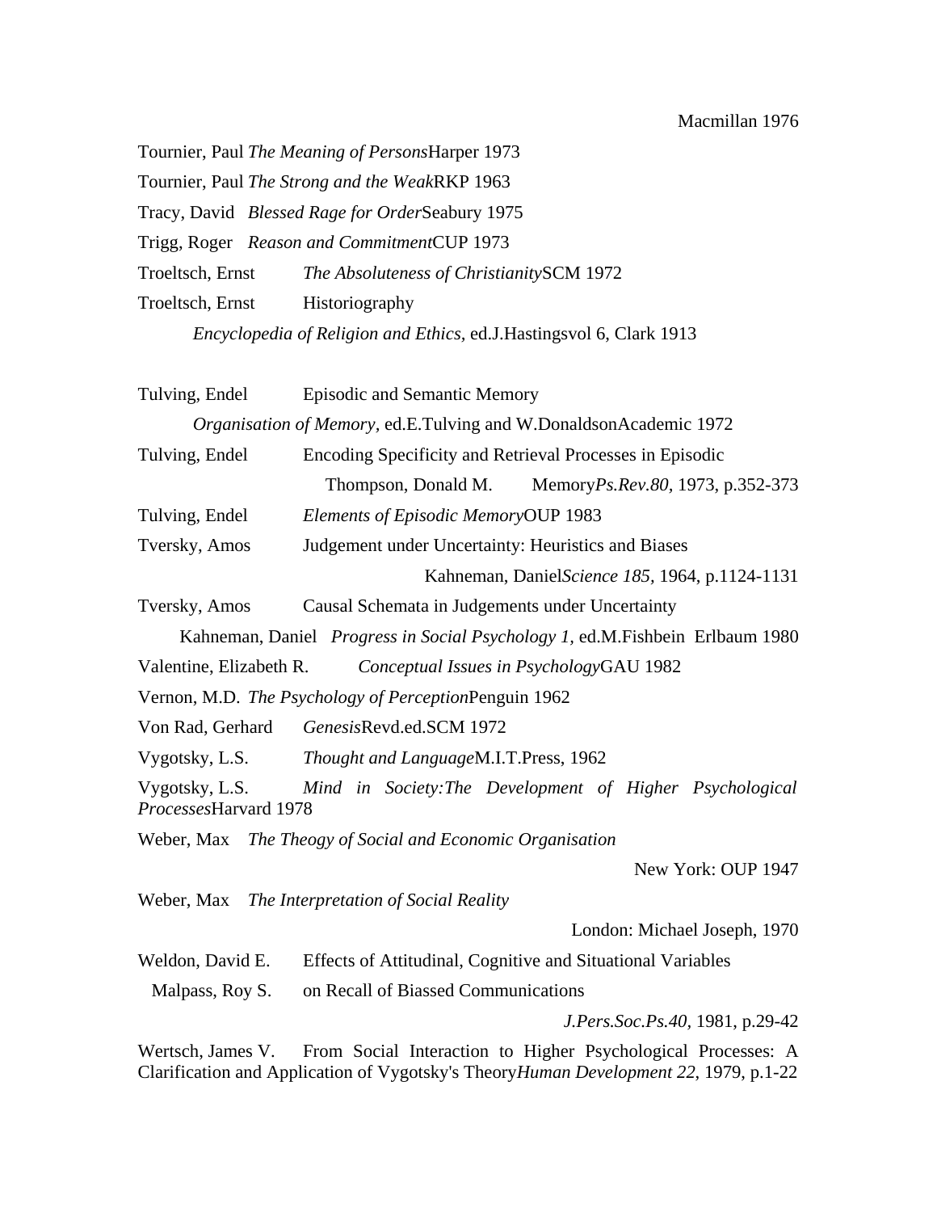Macmillan 1976

Tournier, Paul *The Meaning of Persons*Harper 1973

Tournier, Paul *The Strong and the Weak*RKP 1963

Tracy, David *Blessed Rage for Order*Seabury 1975

Trigg, Roger *Reason and Commitment*CUP 1973

Troeltsch, Ernst *The Absoluteness of Christianity*SCM 1972

Troeltsch, Ernst Historiography
*Encyclopedia of Religion and Ethics*, ed.J.Hastingsvol 6, Clark 1913

Tulving, Endel Episodic and Semantic Memory
*Organisation of Memory*, ed.E.Tulving and W.DonaldsonAcademic 1972

Tulving, Endel Encoding Specificity and Retrieval Processes in Episodic
Thompson, Donald M. Memory*Ps.Rev.80*, 1973, p.352-373

Tulving, Endel *Elements of Episodic Memory*OUP 1983

Tversky, Amos Judgement under Uncertainty: Heuristics and Biases
Kahneman, Daniel*Science 185*, 1964, p.1124-1131

Tversky, Amos Causal Schemata in Judgements under Uncertainty
Kahneman, Daniel *Progress in Social Psychology 1*, ed.M.Fishbein Erlbaum 1980

Valentine, Elizabeth R. *Conceptual Issues in Psychology*GAU 1982

Vernon, M.D. *The Psychology of Perception*Penguin 1962

Von Rad, Gerhard *Genesis*Revd.ed.SCM 1972

Vygotsky, L.S. *Thought and Language*M.I.T.Press, 1962

Vygotsky, L.S. *Mind in Society:The Development of Higher Psychological Processes*Harvard 1978

Weber, Max *The Theogy of Social and Economic Organisation*
New York: OUP 1947

Weber, Max *The Interpretation of Social Reality*
London: Michael Joseph, 1970

Weldon, David E. Effects of Attitudinal, Cognitive and Situational Variables
Malpass, Roy S. on Recall of Biassed Communications
*J.Pers.Soc.Ps.40*, 1981, p.29-42

Wertsch, James V. From Social Interaction to Higher Psychological Processes: A Clarification and Application of Vygotsky's Theory*Human Development 22*, 1979, p.1-22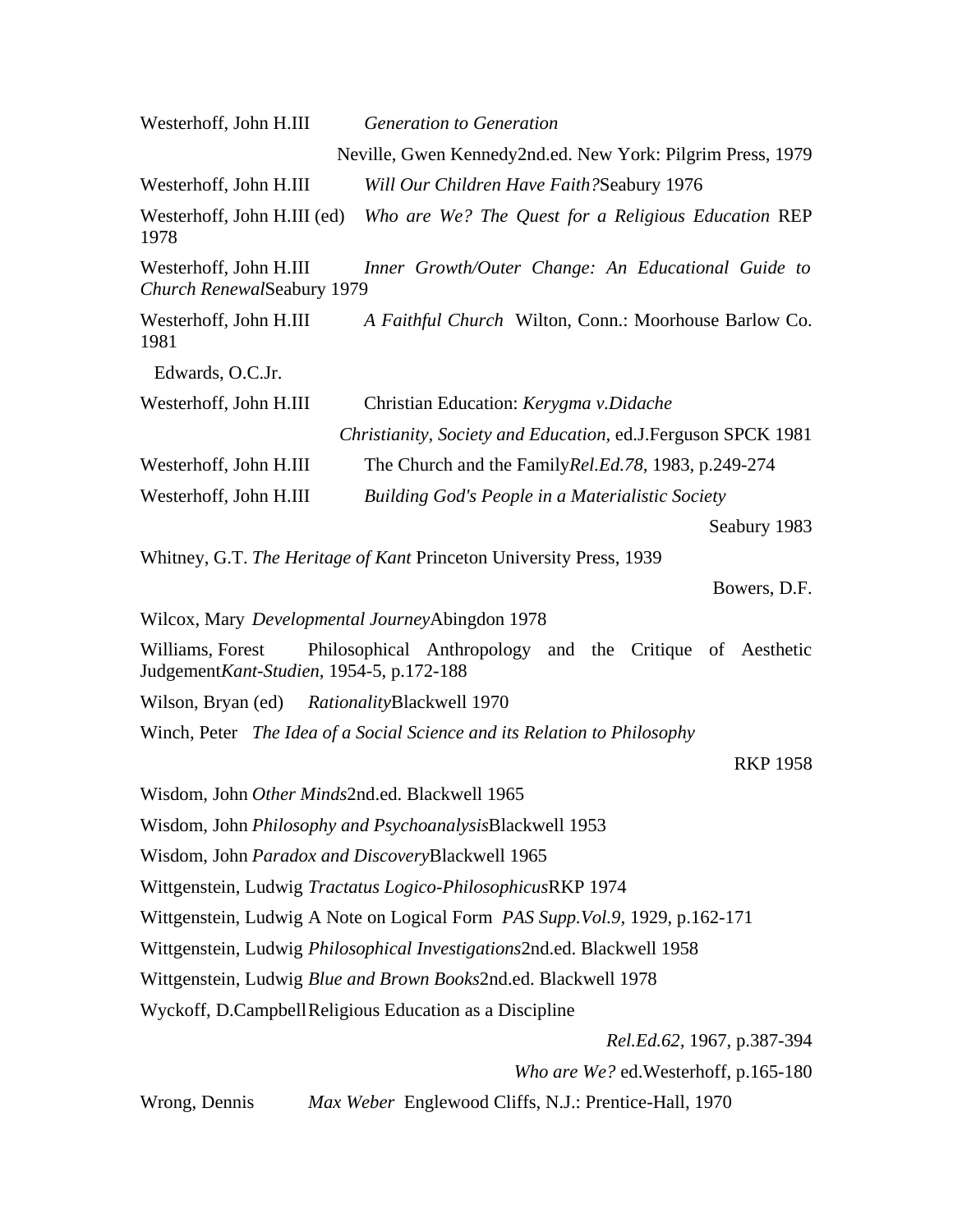Westerhoff, John H.III *Generation to Generation*

Neville, Gwen Kennedy2nd.ed. New York: Pilgrim Press, 1979

Westerhoff, John H.III *Will Our Children Have Faith?*Seabury 1976

Westerhoff, John H.III (ed) *Who are We? The Quest for a Religious Education* REP 1978

Westerhoff, John H.III *Inner Growth/Outer Change: An Educational Guide to Church Renewal*Seabury 1979

Westerhoff, John H.III *A Faithful Church* Wilton, Conn.: Moorhouse Barlow Co. 1981

Edwards, O.C.Jr.

Westerhoff, John H.III Christian Education: *Kerygma v.Didache*

*Christianity, Society and Education,* ed.J.Ferguson SPCK 1981

Westerhoff, John H.III The Church and the Family*Rel.Ed.78,* 1983, p.249-274

Westerhoff, John H.III *Building God's People in a Materialistic Society*

Seabury 1983

Whitney, G.T. *The Heritage of Kant* Princeton University Press, 1939

Bowers, D.F.

Wilcox, Mary *Developmental Journey*Abingdon 1978

Williams, Forest Philosophical Anthropology and the Critique of Aesthetic Judgement*Kant-Studien,* 1954-5, p.172-188

Wilson, Bryan (ed) *Rationality*Blackwell 1970

Winch, Peter *The Idea of a Social Science and its Relation to Philosophy*

RKP 1958

Wisdom, John *Other Minds*2nd.ed. Blackwell 1965

Wisdom, John *Philosophy and Psychoanalysis*Blackwell 1953

Wisdom, John *Paradox and Discovery*Blackwell 1965

Wittgenstein, Ludwig *Tractatus Logico-Philosophicus*RKP 1974

Wittgenstein, Ludwig A Note on Logical Form *PAS Supp.Vol.9,* 1929, p.162-171

Wittgenstein, Ludwig *Philosophical Investigations*2nd.ed. Blackwell 1958

Wittgenstein, Ludwig *Blue and Brown Books*2nd.ed. Blackwell 1978

Wyckoff, D.Campbell Religious Education as a Discipline

*Rel.Ed.62,* 1967, p.387-394

*Who are We?* ed.Westerhoff, p.165-180

Wrong, Dennis *Max Weber* Englewood Cliffs, N.J.: Prentice-Hall, 1970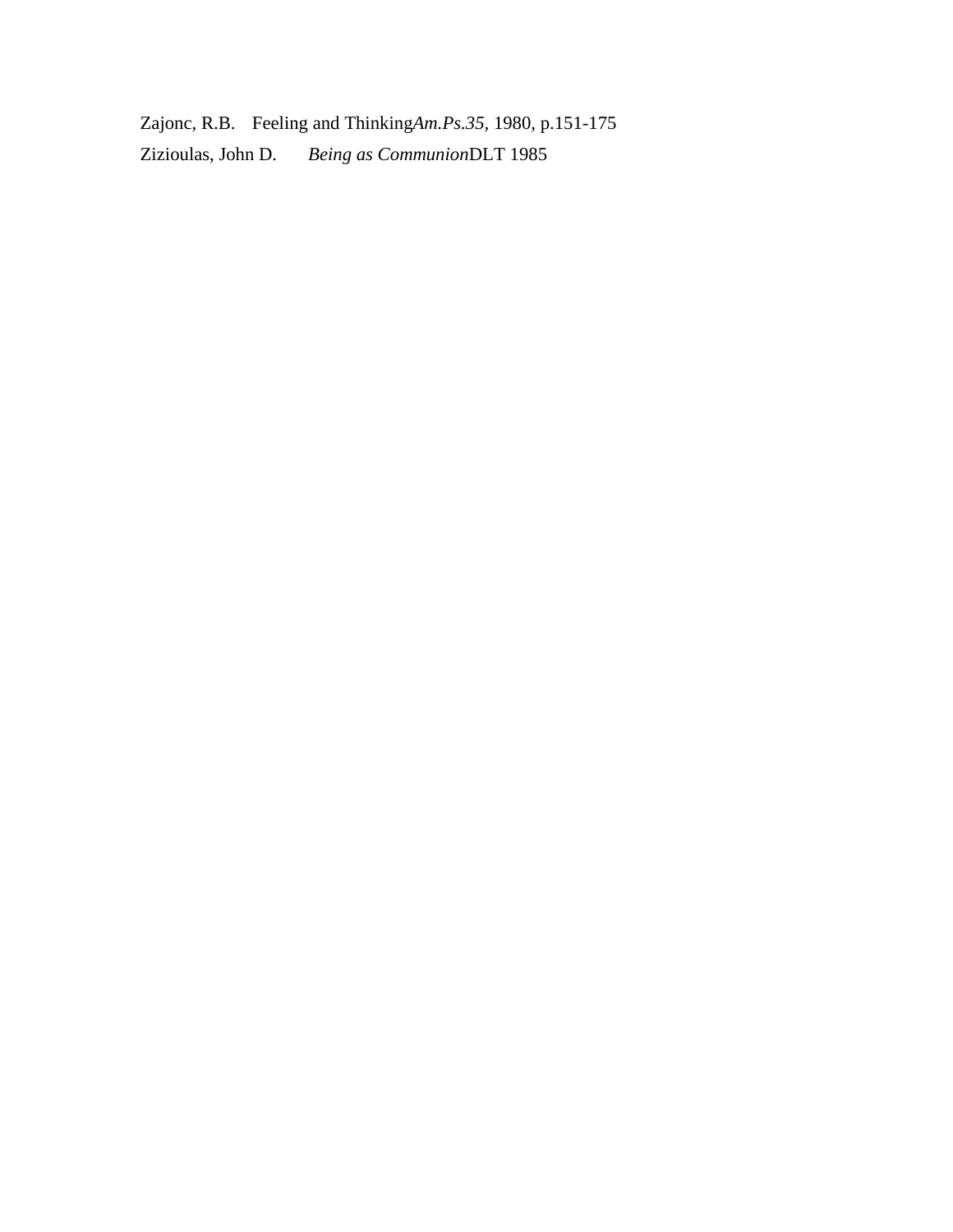Zajonc, R.B. Feeling and Thinking*Am.Ps.35*, 1980, p.151-175

Zizioulas, John D. *Being as Communion*DLT 1985